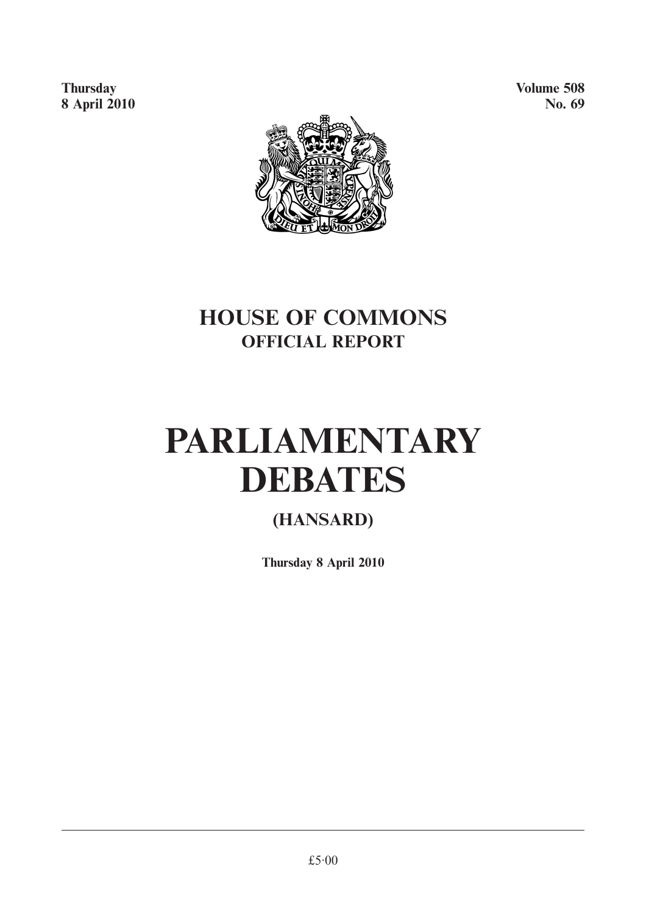Thursday
8 April 2010

Volume 508
No. 69

# HOUSE OF COMMONS
## OFFICIAL REPORT

# PARLIAMENTARY DEBATES

## (HANSARD)

**Thursday 8 April 2010**

£5·00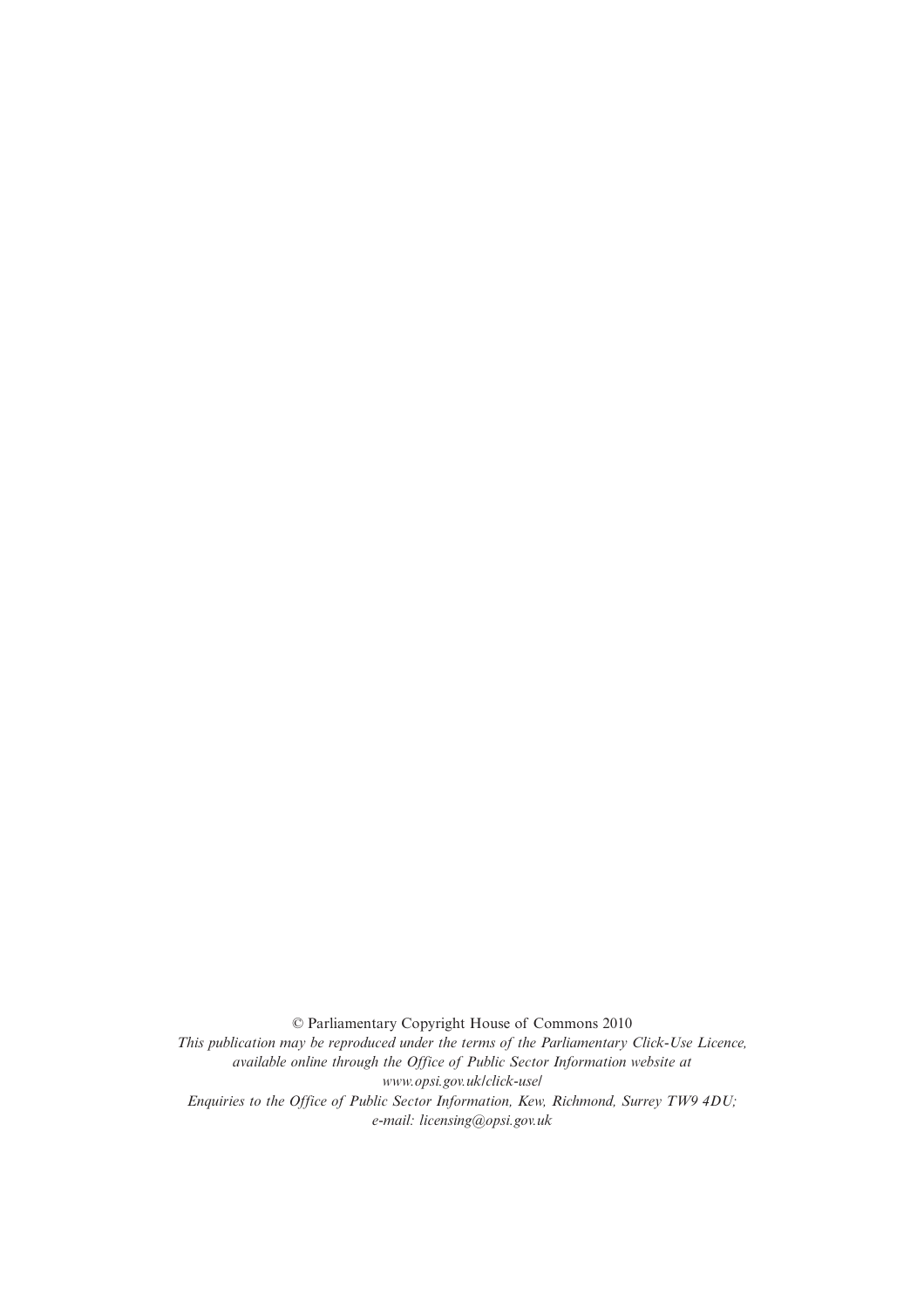© Parliamentary Copyright House of Commons 2010

*This publication may be reproduced under the terms of the Parliamentary Click-Use Licence, available online through the Office of Public Sector Information website at www.opsi.gov.uk/click-use/*

*Enquiries to the Office of Public Sector Information, Kew, Richmond, Surrey TW9 4DU; e-mail: licensing@opsi.gov.uk*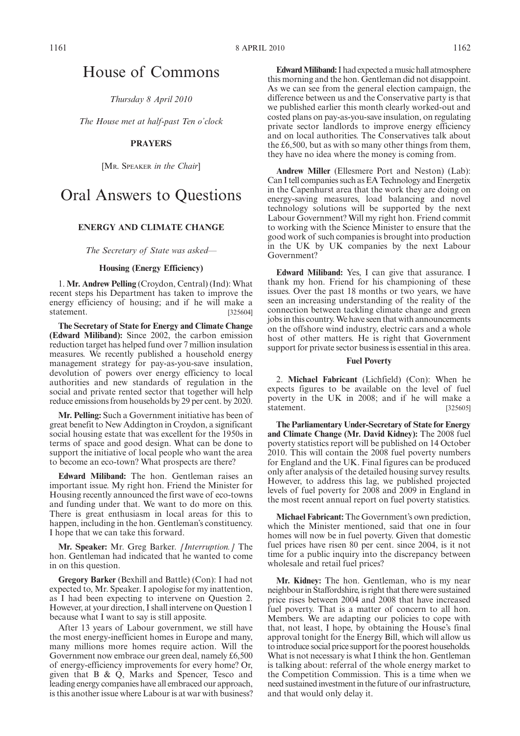# House of Commons

*Thursday 8 April 2010*

*The House met at half-past Ten o'clock*

**PRAYERS**

[MR. SPEAKER *in the Chair*]

# Oral Answers to Questions

## ENERGY AND CLIMATE CHANGE

*The Secretary of State was asked—*

### Housing (Energy Efficiency)

1. **Mr. Andrew Pelling** (Croydon, Central) (Ind): What recent steps his Department has taken to improve the energy efficiency of housing; and if he will make a statement. [325604]

**The Secretary of State for Energy and Climate Change (Edward Miliband):** Since 2002, the carbon emission reduction target has helped fund over 7 million insulation measures. We recently published a household energy management strategy for pay-as-you-save insulation, devolution of powers over energy efficiency to local authorities and new standards of regulation in the social and private rented sector that together will help reduce emissions from households by 29 per cent. by 2020.

**Mr. Pelling:** Such a Government initiative has been of great benefit to New Addington in Croydon, a significant social housing estate that was excellent for the 1950s in terms of space and good design. What can be done to support the initiative of local people who want the area to become an eco-town? What prospects are there?

**Edward Miliband:** The hon. Gentleman raises an important issue. My right hon. Friend the Minister for Housing recently announced the first wave of eco-towns and funding under that. We want to do more on this. There is great enthusiasm in local areas for this to happen, including in the hon. Gentleman's constituency. I hope that we can take this forward.

**Mr. Speaker:** Mr. Greg Barker. *[Interruption.]* The hon. Gentleman had indicated that he wanted to come in on this question.

**Gregory Barker** (Bexhill and Battle) (Con): I had not expected to, Mr. Speaker. I apologise for my inattention, as I had been expecting to intervene on Question 2. However, at your direction, I shall intervene on Question 1 because what I want to say is still apposite.

After 13 years of Labour government, we still have the most energy-inefficient homes in Europe and many, many millions more homes require action. Will the Government now embrace our green deal, namely £6,500 of energy-efficiency improvements for every home? Or, given that B & Q, Marks and Spencer, Tesco and leading energy companies have all embraced our approach, is this another issue where Labour is at war with business?

**Edward Miliband:** I had expected a music hall atmosphere this morning and the hon. Gentleman did not disappoint. As we can see from the general election campaign, the difference between us and the Conservative party is that we published earlier this month clearly worked-out and costed plans on pay-as-you-save insulation, on regulating private sector landlords to improve energy efficiency and on local authorities. The Conservatives talk about the £6,500, but as with so many other things from them, they have no idea where the money is coming from.

**Andrew Miller** (Ellesmere Port and Neston) (Lab): Can I tell companies such as EA Technology and Energetix in the Capenhurst area that the work they are doing on energy-saving measures, load balancing and novel technology solutions will be supported by the next Labour Government? Will my right hon. Friend commit to working with the Science Minister to ensure that the good work of such companies is brought into production in the UK by UK companies by the next Labour Government?

**Edward Miliband:** Yes, I can give that assurance. I thank my hon. Friend for his championing of these issues. Over the past 18 months or two years, we have seen an increasing understanding of the reality of the connection between tackling climate change and green jobs in this country. We have seen that with announcements on the offshore wind industry, electric cars and a whole host of other matters. He is right that Government support for private sector business is essential in this area.

### Fuel Poverty

2. **Michael Fabricant** (Lichfield) (Con): When he expects figures to be available on the level of fuel poverty in the UK in 2008; and if he will make a statement. [325605]

**The Parliamentary Under-Secretary of State for Energy and Climate Change (Mr. David Kidney):** The 2008 fuel poverty statistics report will be published on 14 October 2010. This will contain the 2008 fuel poverty numbers for England and the UK. Final figures can be produced only after analysis of the detailed housing survey results. However, to address this lag, we published projected levels of fuel poverty for 2008 and 2009 in England in the most recent annual report on fuel poverty statistics.

**Michael Fabricant:** The Government's own prediction, which the Minister mentioned, said that one in four homes will now be in fuel poverty. Given that domestic fuel prices have risen 80 per cent. since 2004, is it not time for a public inquiry into the discrepancy between wholesale and retail fuel prices?

**Mr. Kidney:** The hon. Gentleman, who is my near neighbour in Staffordshire, is right that there were sustained price rises between 2004 and 2008 that have increased fuel poverty. That is a matter of concern to all hon. Members. We are adapting our policies to cope with that, not least, I hope, by obtaining the House's final approval tonight for the Energy Bill, which will allow us to introduce social price support for the poorest households. What is not necessary is what I think the hon. Gentleman is talking about: referral of the whole energy market to the Competition Commission. This is a time when we need sustained investment in the future of our infrastructure, and that would only delay it.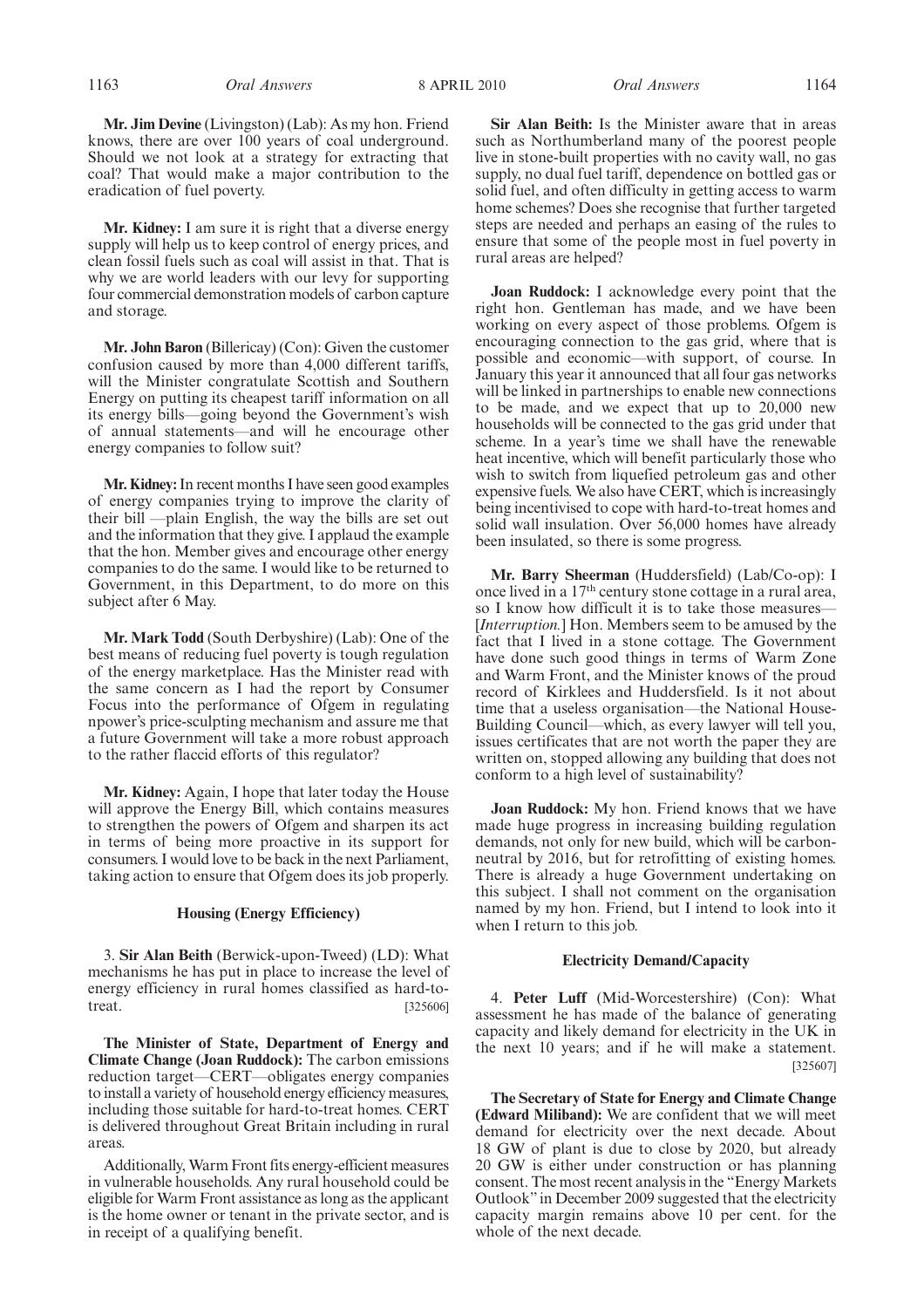**Mr. Jim Devine** (Livingston) (Lab): As my hon. Friend knows, there are over 100 years of coal underground. Should we not look at a strategy for extracting that coal? That would make a major contribution to the eradication of fuel poverty.

**Mr. Kidney:** I am sure it is right that a diverse energy supply will help us to keep control of energy prices, and clean fossil fuels such as coal will assist in that. That is why we are world leaders with our levy for supporting four commercial demonstration models of carbon capture and storage.

**Mr. John Baron** (Billericay) (Con): Given the customer confusion caused by more than 4,000 different tariffs, will the Minister congratulate Scottish and Southern Energy on putting its cheapest tariff information on all its energy bills—going beyond the Government's wish of annual statements—and will he encourage other energy companies to follow suit?

**Mr. Kidney:** In recent months I have seen good examples of energy companies trying to improve the clarity of their bill —plain English, the way the bills are set out and the information that they give. I applaud the example that the hon. Member gives and encourage other energy companies to do the same. I would like to be returned to Government, in this Department, to do more on this subject after 6 May.

**Mr. Mark Todd** (South Derbyshire) (Lab): One of the best means of reducing fuel poverty is tough regulation of the energy marketplace. Has the Minister read with the same concern as I had the report by Consumer Focus into the performance of Ofgem in regulating npower's price-sculpting mechanism and assure me that a future Government will take a more robust approach to the rather flaccid efforts of this regulator?

**Mr. Kidney:** Again, I hope that later today the House will approve the Energy Bill, which contains measures to strengthen the powers of Ofgem and sharpen its act in terms of being more proactive in its support for consumers. I would love to be back in the next Parliament, taking action to ensure that Ofgem does its job properly.

### Housing (Energy Efficiency)

3. **Sir Alan Beith** (Berwick-upon-Tweed) (LD): What mechanisms he has put in place to increase the level of energy efficiency in rural homes classified as hard-to-treat. [325606]

**The Minister of State, Department of Energy and Climate Change (Joan Ruddock):** The carbon emissions reduction target—CERT—obligates energy companies to install a variety of household energy efficiency measures, including those suitable for hard-to-treat homes. CERT is delivered throughout Great Britain including in rural areas.

Additionally, Warm Front fits energy-efficient measures in vulnerable households. Any rural household could be eligible for Warm Front assistance as long as the applicant is the home owner or tenant in the private sector, and is in receipt of a qualifying benefit.

**Sir Alan Beith:** Is the Minister aware that in areas such as Northumberland many of the poorest people live in stone-built properties with no cavity wall, no gas supply, no dual fuel tariff, dependence on bottled gas or solid fuel, and often difficulty in getting access to warm home schemes? Does she recognise that further targeted steps are needed and perhaps an easing of the rules to ensure that some of the people most in fuel poverty in rural areas are helped?

**Joan Ruddock:** I acknowledge every point that the right hon. Gentleman has made, and we have been working on every aspect of those problems. Ofgem is encouraging connection to the gas grid, where that is possible and economic—with support, of course. In January this year it announced that all four gas networks will be linked in partnerships to enable new connections to be made, and we expect that up to 20,000 new households will be connected to the gas grid under that scheme. In a year's time we shall have the renewable heat incentive, which will benefit particularly those who wish to switch from liquefied petroleum gas and other expensive fuels. We also have CERT, which is increasingly being incentivised to cope with hard-to-treat homes and solid wall insulation. Over 56,000 homes have already been insulated, so there is some progress.

**Mr. Barry Sheerman** (Huddersfield) (Lab/Co-op): I once lived in a 17th century stone cottage in a rural area, so I know how difficult it is to take those measures— [*Interruption.*] Hon. Members seem to be amused by the fact that I lived in a stone cottage. The Government have done such good things in terms of Warm Zone and Warm Front, and the Minister knows of the proud record of Kirklees and Huddersfield. Is it not about time that a useless organisation—the National House-Building Council—which, as every lawyer will tell you, issues certificates that are not worth the paper they are written on, stopped allowing any building that does not conform to a high level of sustainability?

**Joan Ruddock:** My hon. Friend knows that we have made huge progress in increasing building regulation demands, not only for new build, which will be carbon-neutral by 2016, but for retrofitting of existing homes. There is already a huge Government undertaking on this subject. I shall not comment on the organisation named by my hon. Friend, but I intend to look into it when I return to this job.

### Electricity Demand/Capacity

4. **Peter Luff** (Mid-Worcestershire) (Con): What assessment he has made of the balance of generating capacity and likely demand for electricity in the UK in the next 10 years; and if he will make a statement. [325607]

**The Secretary of State for Energy and Climate Change (Edward Miliband):** We are confident that we will meet demand for electricity over the next decade. About 18 GW of plant is due to close by 2020, but already 20 GW is either under construction or has planning consent. The most recent analysis in the "Energy Markets Outlook" in December 2009 suggested that the electricity capacity margin remains above 10 per cent. for the whole of the next decade.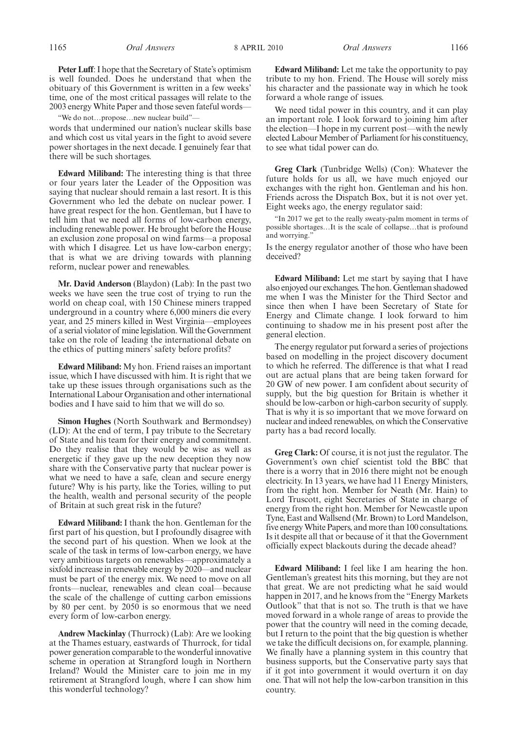**Peter Luff**: I hope that the Secretary of State's optimism is well founded. Does he understand that when the obituary of this Government is written in a few weeks' time, one of the most critical passages will relate to the 2003 energy White Paper and those seven fateful words—

"We do not…propose…new nuclear build"—

words that undermined our nation's nuclear skills base and which cost us vital years in the fight to avoid severe power shortages in the next decade. I genuinely fear that there will be such shortages.

**Edward Miliband:** The interesting thing is that three or four years later the Leader of the Opposition was saying that nuclear should remain a last resort. It is this Government who led the debate on nuclear power. I have great respect for the hon. Gentleman, but I have to tell him that we need all forms of low-carbon energy, including renewable power. He brought before the House an exclusion zone proposal on wind farms—a proposal with which I disagree. Let us have low-carbon energy; that is what we are driving towards with planning reform, nuclear power and renewables.

**Mr. David Anderson** (Blaydon) (Lab): In the past two weeks we have seen the true cost of trying to run the world on cheap coal, with 150 Chinese miners trapped underground in a country where 6,000 miners die every year, and 25 miners killed in West Virginia—employees of a serial violator of mine legislation. Will the Government take on the role of leading the international debate on the ethics of putting miners' safety before profits?

**Edward Miliband:** My hon. Friend raises an important issue, which I have discussed with him. It is right that we take up these issues through organisations such as the International Labour Organisation and other international bodies and I have said to him that we will do so.

**Simon Hughes** (North Southwark and Bermondsey) (LD): At the end of term, I pay tribute to the Secretary of State and his team for their energy and commitment. Do they realise that they would be wise as well as energetic if they gave up the new deception they now share with the Conservative party that nuclear power is what we need to have a safe, clean and secure energy future? Why is his party, like the Tories, willing to put the health, wealth and personal security of the people of Britain at such great risk in the future?

**Edward Miliband:** I thank the hon. Gentleman for the first part of his question, but I profoundly disagree with the second part of his question. When we look at the scale of the task in terms of low-carbon energy, we have very ambitious targets on renewables—approximately a sixfold increase in renewable energy by 2020—and nuclear must be part of the energy mix. We need to move on all fronts—nuclear, renewables and clean coal—because the scale of the challenge of cutting carbon emissions by 80 per cent. by 2050 is so enormous that we need every form of low-carbon energy.

**Andrew Mackinlay** (Thurrock) (Lab): Are we looking at the Thames estuary, eastwards of Thurrock, for tidal power generation comparable to the wonderful innovative scheme in operation at Strangford lough in Northern Ireland? Would the Minister care to join me in my retirement at Strangford lough, where I can show him this wonderful technology?

**Edward Miliband:** Let me take the opportunity to pay tribute to my hon. Friend. The House will sorely miss his character and the passionate way in which he took forward a whole range of issues.

We need tidal power in this country, and it can play an important role. I look forward to joining him after the election—I hope in my current post—with the newly elected Labour Member of Parliament for his constituency, to see what tidal power can do.

**Greg Clark** (Tunbridge Wells) (Con): Whatever the future holds for us all, we have much enjoyed our exchanges with the right hon. Gentleman and his hon. Friends across the Dispatch Box, but it is not over yet. Eight weeks ago, the energy regulator said:

"In 2017 we get to the really sweaty-palm moment in terms of possible shortages…It is the scale of collapse…that is profound and worrying."

Is the energy regulator another of those who have been deceived?

**Edward Miliband:** Let me start by saying that I have also enjoyed our exchanges. The hon. Gentleman shadowed me when I was the Minister for the Third Sector and since then when I have been Secretary of State for Energy and Climate change. I look forward to him continuing to shadow me in his present post after the general election.

The energy regulator put forward a series of projections based on modelling in the project discovery document to which he referred. The difference is that what I read out are actual plans that are being taken forward for 20 GW of new power. I am confident about security of supply, but the big question for Britain is whether it should be low-carbon or high-carbon security of supply. That is why it is so important that we move forward on nuclear and indeed renewables, on which the Conservative party has a bad record locally.

**Greg Clark:** Of course, it is not just the regulator. The Government's own chief scientist told the BBC that there is a worry that in 2016 there might not be enough electricity. In 13 years, we have had 11 Energy Ministers, from the right hon. Member for Neath (Mr. Hain) to Lord Truscott, eight Secretaries of State in charge of energy from the right hon. Member for Newcastle upon Tyne, East and Wallsend (Mr. Brown) to Lord Mandelson, five energy White Papers, and more than 100 consultations. Is it despite all that or because of it that the Government officially expect blackouts during the decade ahead?

**Edward Miliband:** I feel like I am hearing the hon. Gentleman's greatest hits this morning, but they are not that great. We are not predicting what he said would happen in 2017, and he knows from the "Energy Markets Outlook" that that is not so. The truth is that we have moved forward in a whole range of areas to provide the power that the country will need in the coming decade, but I return to the point that the big question is whether we take the difficult decisions on, for example, planning. We finally have a planning system in this country that business supports, but the Conservative party says that if it got into government it would overturn it on day one. That will not help the low-carbon transition in this country.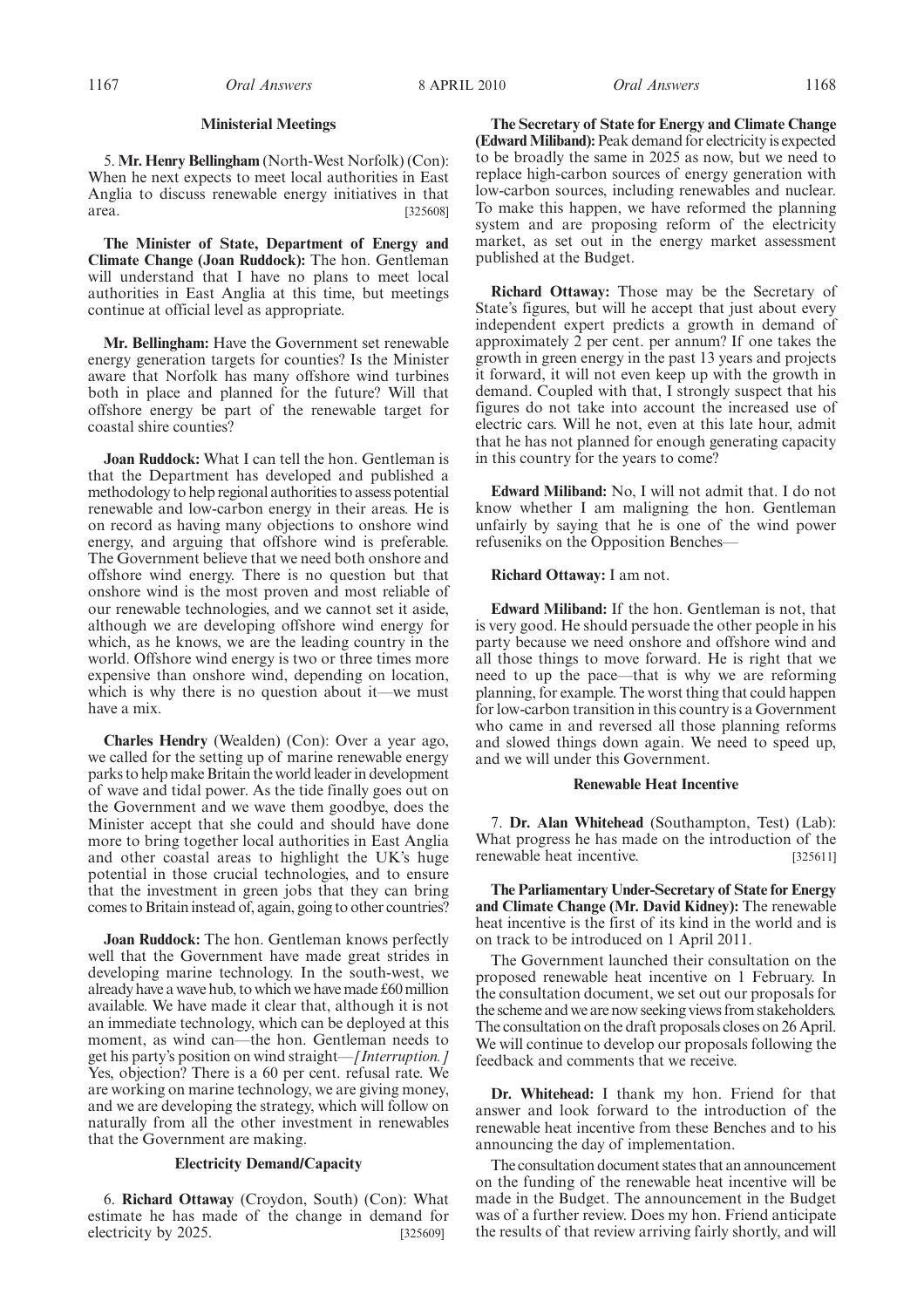### Ministerial Meetings

5. **Mr. Henry Bellingham** (North-West Norfolk) (Con): When he next expects to meet local authorities in East Anglia to discuss renewable energy initiatives in that area. [325608]

**The Minister of State, Department of Energy and Climate Change (Joan Ruddock):** The hon. Gentleman will understand that I have no plans to meet local authorities in East Anglia at this time, but meetings continue at official level as appropriate.

**Mr. Bellingham:** Have the Government set renewable energy generation targets for counties? Is the Minister aware that Norfolk has many offshore wind turbines both in place and planned for the future? Will that offshore energy be part of the renewable target for coastal shire counties?

**Joan Ruddock:** What I can tell the hon. Gentleman is that the Department has developed and published a methodology to help regional authorities to assess potential renewable and low-carbon energy in their areas. He is on record as having many objections to onshore wind energy, and arguing that offshore wind is preferable. The Government believe that we need both onshore and offshore wind energy. There is no question but that onshore wind is the most proven and most reliable of our renewable technologies, and we cannot set it aside, although we are developing offshore wind energy for which, as he knows, we are the leading country in the world. Offshore wind energy is two or three times more expensive than onshore wind, depending on location, which is why there is no question about it—we must have a mix.

**Charles Hendry** (Wealden) (Con): Over a year ago, we called for the setting up of marine renewable energy parks to help make Britain the world leader in development of wave and tidal power. As the tide finally goes out on the Government and we wave them goodbye, does the Minister accept that she could and should have done more to bring together local authorities in East Anglia and other coastal areas to highlight the UK's huge potential in those crucial technologies, and to ensure that the investment in green jobs that they can bring comes to Britain instead of, again, going to other countries?

**Joan Ruddock:** The hon. Gentleman knows perfectly well that the Government have made great strides in developing marine technology. In the south-west, we already have a wave hub, to which we have made £60 million available. We have made it clear that, although it is not an immediate technology, which can be deployed at this moment, as wind can—the hon. Gentleman needs to get his party's position on wind straight—*[Interruption.]* Yes, objection? There is a 60 per cent. refusal rate. We are working on marine technology, we are giving money, and we are developing the strategy, which will follow on naturally from all the other investment in renewables that the Government are making.

### Electricity Demand/Capacity

6. **Richard Ottaway** (Croydon, South) (Con): What estimate he has made of the change in demand for electricity by 2025. [325609]

**The Secretary of State for Energy and Climate Change (Edward Miliband):** Peak demand for electricity is expected to be broadly the same in 2025 as now, but we need to replace high-carbon sources of energy generation with low-carbon sources, including renewables and nuclear. To make this happen, we have reformed the planning system and are proposing reform of the electricity market, as set out in the energy market assessment published at the Budget.

**Richard Ottaway:** Those may be the Secretary of State's figures, but will he accept that just about every independent expert predicts a growth in demand of approximately 2 per cent. per annum? If one takes the growth in green energy in the past 13 years and projects it forward, it will not even keep up with the growth in demand. Coupled with that, I strongly suspect that his figures do not take into account the increased use of electric cars. Will he not, even at this late hour, admit that he has not planned for enough generating capacity in this country for the years to come?

**Edward Miliband:** No, I will not admit that. I do not know whether I am maligning the hon. Gentleman unfairly by saying that he is one of the wind power refuseniks on the Opposition Benches—

**Richard Ottaway:** I am not.

**Edward Miliband:** If the hon. Gentleman is not, that is very good. He should persuade the other people in his party because we need onshore and offshore wind and all those things to move forward. He is right that we need to up the pace—that is why we are reforming planning, for example. The worst thing that could happen for low-carbon transition in this country is a Government who came in and reversed all those planning reforms and slowed things down again. We need to speed up, and we will under this Government.

### Renewable Heat Incentive

7. **Dr. Alan Whitehead** (Southampton, Test) (Lab): What progress he has made on the introduction of the renewable heat incentive. [325611]

**The Parliamentary Under-Secretary of State for Energy and Climate Change (Mr. David Kidney):** The renewable heat incentive is the first of its kind in the world and is on track to be introduced on 1 April 2011.

The Government launched their consultation on the proposed renewable heat incentive on 1 February. In the consultation document, we set out our proposals for the scheme and we are now seeking views from stakeholders. The consultation on the draft proposals closes on 26 April. We will continue to develop our proposals following the feedback and comments that we receive.

**Dr. Whitehead:** I thank my hon. Friend for that answer and look forward to the introduction of the renewable heat incentive from these Benches and to his announcing the day of implementation.

The consultation document states that an announcement on the funding of the renewable heat incentive will be made in the Budget. The announcement in the Budget was of a further review. Does my hon. Friend anticipate the results of that review arriving fairly shortly, and will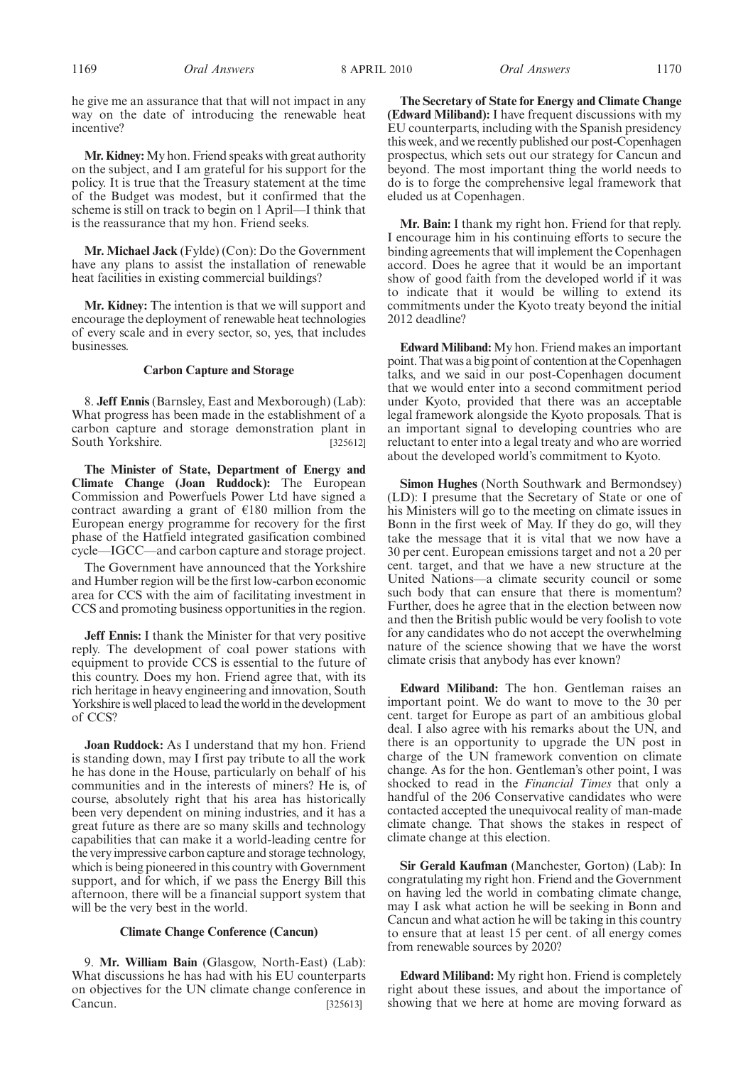he give me an assurance that that will not impact in any way on the date of introducing the renewable heat incentive?

**Mr. Kidney:** My hon. Friend speaks with great authority on the subject, and I am grateful for his support for the policy. It is true that the Treasury statement at the time of the Budget was modest, but it confirmed that the scheme is still on track to begin on 1 April—I think that is the reassurance that my hon. Friend seeks.

**Mr. Michael Jack** (Fylde) (Con): Do the Government have any plans to assist the installation of renewable heat facilities in existing commercial buildings?

**Mr. Kidney:** The intention is that we will support and encourage the deployment of renewable heat technologies of every scale and in every sector, so, yes, that includes businesses.

### Carbon Capture and Storage

8. **Jeff Ennis** (Barnsley, East and Mexborough) (Lab): What progress has been made in the establishment of a carbon capture and storage demonstration plant in South Yorkshire. [325612]

**The Minister of State, Department of Energy and Climate Change (Joan Ruddock):** The European Commission and Powerfuels Power Ltd have signed a contract awarding a grant of €180 million from the European energy programme for recovery for the first phase of the Hatfield integrated gasification combined cycle—IGCC—and carbon capture and storage project.

The Government have announced that the Yorkshire and Humber region will be the first low-carbon economic area for CCS with the aim of facilitating investment in CCS and promoting business opportunities in the region.

**Jeff Ennis:** I thank the Minister for that very positive reply. The development of coal power stations with equipment to provide CCS is essential to the future of this country. Does my hon. Friend agree that, with its rich heritage in heavy engineering and innovation, South Yorkshire is well placed to lead the world in the development of CCS?

**Joan Ruddock:** As I understand that my hon. Friend is standing down, may I first pay tribute to all the work he has done in the House, particularly on behalf of his communities and in the interests of miners? He is, of course, absolutely right that his area has historically been very dependent on mining industries, and it has a great future as there are so many skills and technology capabilities that can make it a world-leading centre for the very impressive carbon capture and storage technology, which is being pioneered in this country with Government support, and for which, if we pass the Energy Bill this afternoon, there will be a financial support system that will be the very best in the world.

### Climate Change Conference (Cancun)

9. **Mr. William Bain** (Glasgow, North-East) (Lab): What discussions he has had with his EU counterparts on objectives for the UN climate change conference in Cancun. [325613]

**The Secretary of State for Energy and Climate Change (Edward Miliband):** I have frequent discussions with my EU counterparts, including with the Spanish presidency this week, and we recently published our post-Copenhagen prospectus, which sets out our strategy for Cancun and beyond. The most important thing the world needs to do is to forge the comprehensive legal framework that eluded us at Copenhagen.

**Mr. Bain:** I thank my right hon. Friend for that reply. I encourage him in his continuing efforts to secure the binding agreements that will implement the Copenhagen accord. Does he agree that it would be an important show of good faith from the developed world if it was to indicate that it would be willing to extend its commitments under the Kyoto treaty beyond the initial 2012 deadline?

**Edward Miliband:** My hon. Friend makes an important point. That was a big point of contention at the Copenhagen talks, and we said in our post-Copenhagen document that we would enter into a second commitment period under Kyoto, provided that there was an acceptable legal framework alongside the Kyoto proposals. That is an important signal to developing countries who are reluctant to enter into a legal treaty and who are worried about the developed world's commitment to Kyoto.

**Simon Hughes** (North Southwark and Bermondsey) (LD): I presume that the Secretary of State or one of his Ministers will go to the meeting on climate issues in Bonn in the first week of May. If they do go, will they take the message that it is vital that we now have a 30 per cent. European emissions target and not a 20 per cent. target, and that we have a new structure at the United Nations—a climate security council or some such body that can ensure that there is momentum? Further, does he agree that in the election between now and then the British public would be very foolish to vote for any candidates who do not accept the overwhelming nature of the science showing that we have the worst climate crisis that anybody has ever known?

**Edward Miliband:** The hon. Gentleman raises an important point. We do want to move to the 30 per cent. target for Europe as part of an ambitious global deal. I also agree with his remarks about the UN, and there is an opportunity to upgrade the UN post in charge of the UN framework convention on climate change. As for the hon. Gentleman's other point, I was shocked to read in the *Financial Times* that only a handful of the 206 Conservative candidates who were contacted accepted the unequivocal reality of man-made climate change. That shows the stakes in respect of climate change at this election.

**Sir Gerald Kaufman** (Manchester, Gorton) (Lab): In congratulating my right hon. Friend and the Government on having led the world in combating climate change, may I ask what action he will be seeking in Bonn and Cancun and what action he will be taking in this country to ensure that at least 15 per cent. of all energy comes from renewable sources by 2020?

**Edward Miliband:** My right hon. Friend is completely right about these issues, and about the importance of showing that we here at home are moving forward as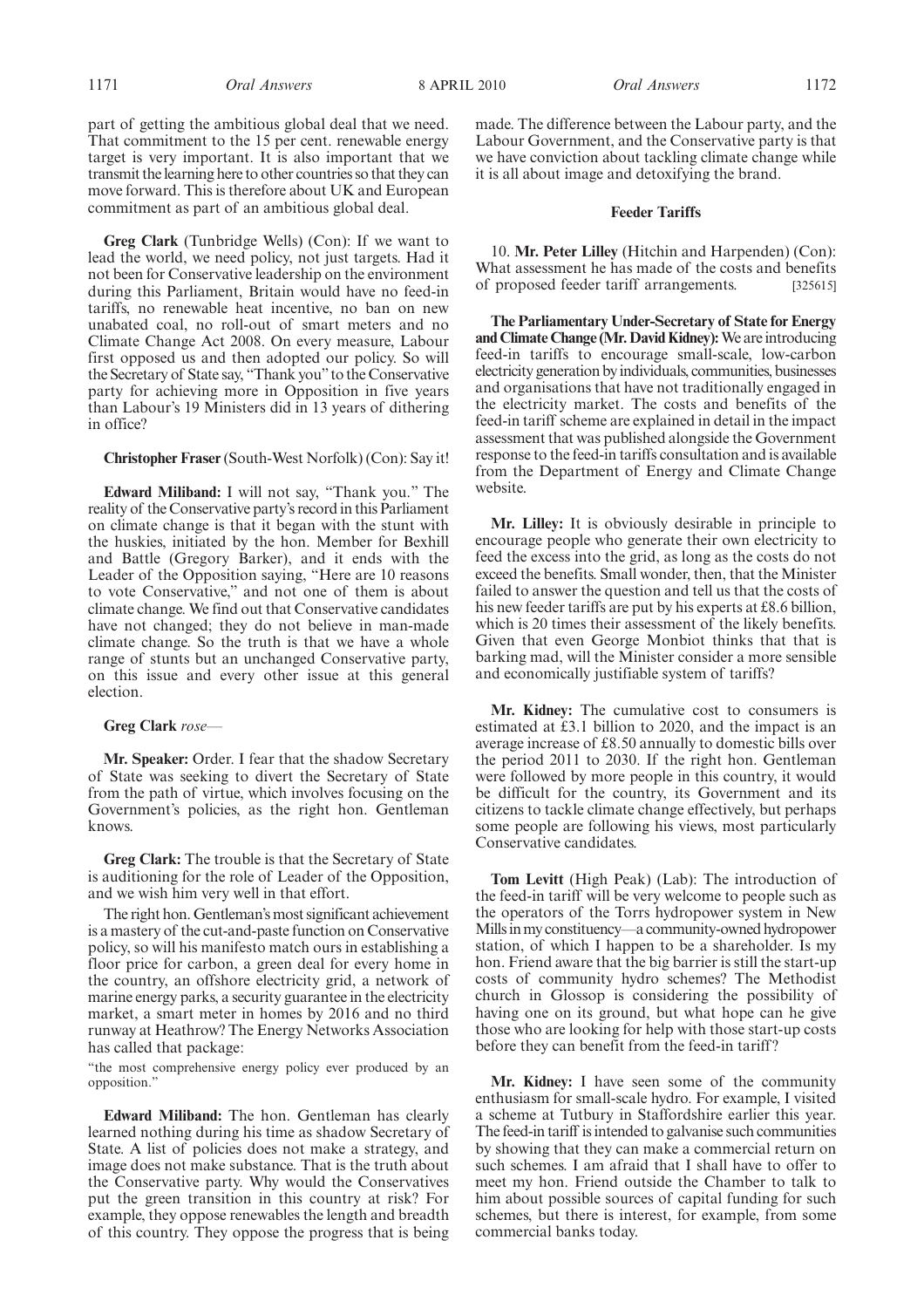part of getting the ambitious global deal that we need. That commitment to the 15 per cent. renewable energy target is very important. It is also important that we transmit the learning here to other countries so that they can move forward. This is therefore about UK and European commitment as part of an ambitious global deal.

**Greg Clark** (Tunbridge Wells) (Con): If we want to lead the world, we need policy, not just targets. Had it not been for Conservative leadership on the environment during this Parliament, Britain would have no feed-in tariffs, no renewable heat incentive, no ban on new unabated coal, no roll-out of smart meters and no Climate Change Act 2008. On every measure, Labour first opposed us and then adopted our policy. So will the Secretary of State say, "Thank you" to the Conservative party for achieving more in Opposition in five years than Labour's 19 Ministers did in 13 years of dithering in office?

**Christopher Fraser** (South-West Norfolk) (Con): Say it!

**Edward Miliband:** I will not say, "Thank you." The reality of the Conservative party's record in this Parliament on climate change is that it began with the stunt with the huskies, initiated by the hon. Member for Bexhill and Battle (Gregory Barker), and it ends with the Leader of the Opposition saying, "Here are 10 reasons to vote Conservative," and not one of them is about climate change. We find out that Conservative candidates have not changed; they do not believe in man-made climate change. So the truth is that we have a whole range of stunts but an unchanged Conservative party, on this issue and every other issue at this general election.

**Greg Clark** *rose*—

**Mr. Speaker:** Order. I fear that the shadow Secretary of State was seeking to divert the Secretary of State from the path of virtue, which involves focusing on the Government's policies, as the right hon. Gentleman knows.

**Greg Clark:** The trouble is that the Secretary of State is auditioning for the role of Leader of the Opposition, and we wish him very well in that effort.

The right hon. Gentleman's most significant achievement is a mastery of the cut-and-paste function on Conservative policy, so will his manifesto match ours in establishing a floor price for carbon, a green deal for every home in the country, an offshore electricity grid, a network of marine energy parks, a security guarantee in the electricity market, a smart meter in homes by 2016 and no third runway at Heathrow? The Energy Networks Association has called that package:

"the most comprehensive energy policy ever produced by an opposition."

**Edward Miliband:** The hon. Gentleman has clearly learned nothing during his time as shadow Secretary of State. A list of policies does not make a strategy, and image does not make substance. That is the truth about the Conservative party. Why would the Conservatives put the green transition in this country at risk? For example, they oppose renewables the length and breadth of this country. They oppose the progress that is being made. The difference between the Labour party, and the Labour Government, and the Conservative party is that we have conviction about tackling climate change while it is all about image and detoxifying the brand.

## Feeder Tariffs

10. **Mr. Peter Lilley** (Hitchin and Harpenden) (Con): What assessment he has made of the costs and benefits of proposed feeder tariff arrangements. [325615]

**The Parliamentary Under-Secretary of State for Energy and Climate Change (Mr. David Kidney):** We are introducing feed-in tariffs to encourage small-scale, low-carbon electricity generation by individuals, communities, businesses and organisations that have not traditionally engaged in the electricity market. The costs and benefits of the feed-in tariff scheme are explained in detail in the impact assessment that was published alongside the Government response to the feed-in tariffs consultation and is available from the Department of Energy and Climate Change website.

**Mr. Lilley:** It is obviously desirable in principle to encourage people who generate their own electricity to feed the excess into the grid, as long as the costs do not exceed the benefits. Small wonder, then, that the Minister failed to answer the question and tell us that the costs of his new feeder tariffs are put by his experts at £8.6 billion, which is 20 times their assessment of the likely benefits. Given that even George Monbiot thinks that that is barking mad, will the Minister consider a more sensible and economically justifiable system of tariffs?

**Mr. Kidney:** The cumulative cost to consumers is estimated at £3.1 billion to 2020, and the impact is an average increase of £8.50 annually to domestic bills over the period 2011 to 2030. If the right hon. Gentleman were followed by more people in this country, it would be difficult for the country, its Government and its citizens to tackle climate change effectively, but perhaps some people are following his views, most particularly Conservative candidates.

**Tom Levitt** (High Peak) (Lab): The introduction of the feed-in tariff will be very welcome to people such as the operators of the Torrs hydropower system in New Mills in my constituency—a community-owned hydropower station, of which I happen to be a shareholder. Is my hon. Friend aware that the big barrier is still the start-up costs of community hydro schemes? The Methodist church in Glossop is considering the possibility of having one on its ground, but what hope can he give those who are looking for help with those start-up costs before they can benefit from the feed-in tariff?

**Mr. Kidney:** I have seen some of the community enthusiasm for small-scale hydro. For example, I visited a scheme at Tutbury in Staffordshire earlier this year. The feed-in tariff is intended to galvanise such communities by showing that they can make a commercial return on such schemes. I am afraid that I shall have to offer to meet my hon. Friend outside the Chamber to talk to him about possible sources of capital funding for such schemes, but there is interest, for example, from some commercial banks today.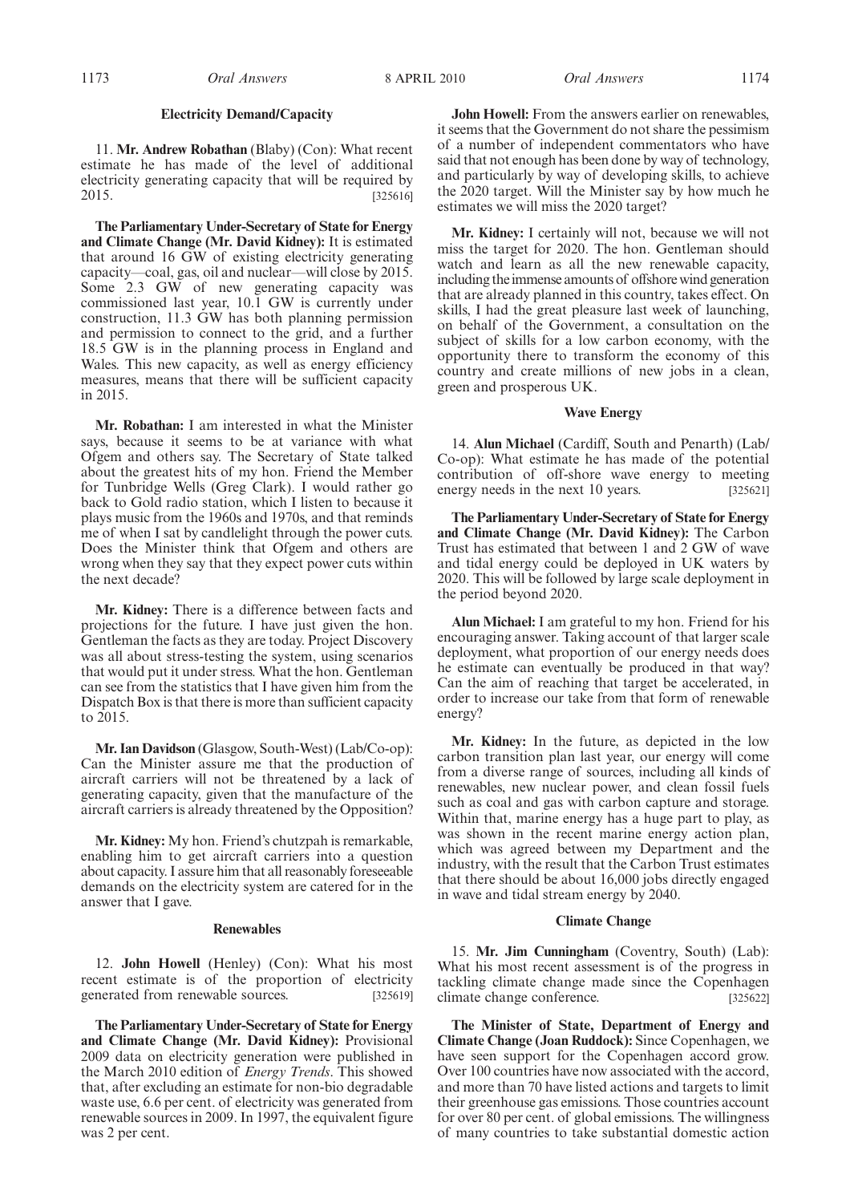### Electricity Demand/Capacity

11. **Mr. Andrew Robathan** (Blaby) (Con): What recent estimate he has made of the level of additional electricity generating capacity that will be required by 2015. [325616]

**The Parliamentary Under-Secretary of State for Energy and Climate Change (Mr. David Kidney):** It is estimated that around 16 GW of existing electricity generating capacity—coal, gas, oil and nuclear—will close by 2015. Some 2.3 GW of new generating capacity was commissioned last year, 10.1 GW is currently under construction, 11.3 GW has both planning permission and permission to connect to the grid, and a further 18.5 GW is in the planning process in England and Wales. This new capacity, as well as energy efficiency measures, means that there will be sufficient capacity in 2015.

**Mr. Robathan:** I am interested in what the Minister says, because it seems to be at variance with what Ofgem and others say. The Secretary of State talked about the greatest hits of my hon. Friend the Member for Tunbridge Wells (Greg Clark). I would rather go back to Gold radio station, which I listen to because it plays music from the 1960s and 1970s, and that reminds me of when I sat by candlelight through the power cuts. Does the Minister think that Ofgem and others are wrong when they say that they expect power cuts within the next decade?

**Mr. Kidney:** There is a difference between facts and projections for the future. I have just given the hon. Gentleman the facts as they are today. Project Discovery was all about stress-testing the system, using scenarios that would put it under stress. What the hon. Gentleman can see from the statistics that I have given him from the Dispatch Box is that there is more than sufficient capacity to 2015.

**Mr. Ian Davidson** (Glasgow, South-West) (Lab/Co-op): Can the Minister assure me that the production of aircraft carriers will not be threatened by a lack of generating capacity, given that the manufacture of the aircraft carriers is already threatened by the Opposition?

**Mr. Kidney:** My hon. Friend's chutzpah is remarkable, enabling him to get aircraft carriers into a question about capacity. I assure him that all reasonably foreseeable demands on the electricity system are catered for in the answer that I gave.

### Renewables

12. **John Howell** (Henley) (Con): What his most recent estimate is of the proportion of electricity generated from renewable sources. [325619]

**The Parliamentary Under-Secretary of State for Energy and Climate Change (Mr. David Kidney):** Provisional 2009 data on electricity generation were published in the March 2010 edition of *Energy Trends*. This showed that, after excluding an estimate for non-bio degradable waste use, 6.6 per cent. of electricity was generated from renewable sources in 2009. In 1997, the equivalent figure was 2 per cent.

**John Howell:** From the answers earlier on renewables, it seems that the Government do not share the pessimism of a number of independent commentators who have said that not enough has been done by way of technology, and particularly by way of developing skills, to achieve the 2020 target. Will the Minister say by how much he estimates we will miss the 2020 target?

**Mr. Kidney:** I certainly will not, because we will not miss the target for 2020. The hon. Gentleman should watch and learn as all the new renewable capacity, including the immense amounts of offshore wind generation that are already planned in this country, takes effect. On skills, I had the great pleasure last week of launching, on behalf of the Government, a consultation on the subject of skills for a low carbon economy, with the opportunity there to transform the economy of this country and create millions of new jobs in a clean, green and prosperous UK.

### Wave Energy

14. **Alun Michael** (Cardiff, South and Penarth) (Lab/Co-op): What estimate he has made of the potential contribution of off-shore wave energy to meeting energy needs in the next 10 years. [325621]

**The Parliamentary Under-Secretary of State for Energy and Climate Change (Mr. David Kidney):** The Carbon Trust has estimated that between 1 and 2 GW of wave and tidal energy could be deployed in UK waters by 2020. This will be followed by large scale deployment in the period beyond 2020.

**Alun Michael:** I am grateful to my hon. Friend for his encouraging answer. Taking account of that larger scale deployment, what proportion of our energy needs does he estimate can eventually be produced in that way? Can the aim of reaching that target be accelerated, in order to increase our take from that form of renewable energy?

**Mr. Kidney:** In the future, as depicted in the low carbon transition plan last year, our energy will come from a diverse range of sources, including all kinds of renewables, new nuclear power, and clean fossil fuels such as coal and gas with carbon capture and storage. Within that, marine energy has a huge part to play, as was shown in the recent marine energy action plan, which was agreed between my Department and the industry, with the result that the Carbon Trust estimates that there should be about 16,000 jobs directly engaged in wave and tidal stream energy by 2040.

### Climate Change

15. **Mr. Jim Cunningham** (Coventry, South) (Lab): What his most recent assessment is of the progress in tackling climate change made since the Copenhagen climate change conference. [325622]

**The Minister of State, Department of Energy and Climate Change (Joan Ruddock):** Since Copenhagen, we have seen support for the Copenhagen accord grow. Over 100 countries have now associated with the accord, and more than 70 have listed actions and targets to limit their greenhouse gas emissions. Those countries account for over 80 per cent. of global emissions. The willingness of many countries to take substantial domestic action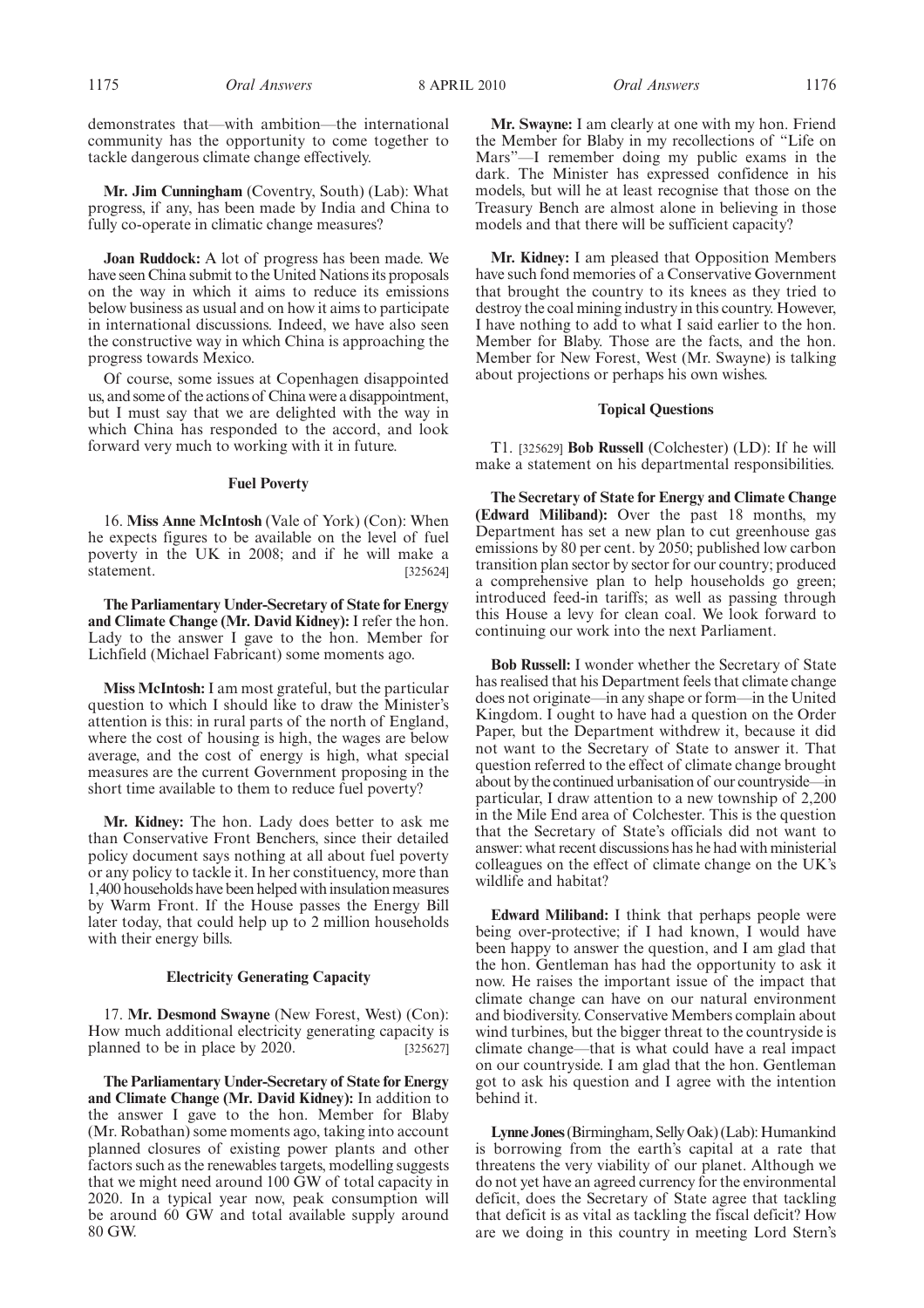demonstrates that—with ambition—the international community has the opportunity to come together to tackle dangerous climate change effectively.

**Mr. Jim Cunningham** (Coventry, South) (Lab): What progress, if any, has been made by India and China to fully co-operate in climatic change measures?

**Joan Ruddock:** A lot of progress has been made. We have seen China submit to the United Nations its proposals on the way in which it aims to reduce its emissions below business as usual and on how it aims to participate in international discussions. Indeed, we have also seen the constructive way in which China is approaching the progress towards Mexico.

Of course, some issues at Copenhagen disappointed us, and some of the actions of China were a disappointment, but I must say that we are delighted with the way in which China has responded to the accord, and look forward very much to working with it in future.

### Fuel Poverty

16. **Miss Anne McIntosh** (Vale of York) (Con): When he expects figures to be available on the level of fuel poverty in the UK in 2008; and if he will make a statement. [325624]

**The Parliamentary Under-Secretary of State for Energy and Climate Change (Mr. David Kidney):** I refer the hon. Lady to the answer I gave to the hon. Member for Lichfield (Michael Fabricant) some moments ago.

**Miss McIntosh:** I am most grateful, but the particular question to which I should like to draw the Minister's attention is this: in rural parts of the north of England, where the cost of housing is high, the wages are below average, and the cost of energy is high, what special measures are the current Government proposing in the short time available to them to reduce fuel poverty?

**Mr. Kidney:** The hon. Lady does better to ask me than Conservative Front Benchers, since their detailed policy document says nothing at all about fuel poverty or any policy to tackle it. In her constituency, more than 1,400 households have been helped with insulation measures by Warm Front. If the House passes the Energy Bill later today, that could help up to 2 million households with their energy bills.

### Electricity Generating Capacity

17. **Mr. Desmond Swayne** (New Forest, West) (Con): How much additional electricity generating capacity is planned to be in place by 2020. [325627]

**The Parliamentary Under-Secretary of State for Energy and Climate Change (Mr. David Kidney):** In addition to the answer I gave to the hon. Member for Blaby (Mr. Robathan) some moments ago, taking into account planned closures of existing power plants and other factors such as the renewables targets, modelling suggests that we might need around 100 GW of total capacity in 2020. In a typical year now, peak consumption will be around 60 GW and total available supply around 80 GW.

**Mr. Swayne:** I am clearly at one with my hon. Friend the Member for Blaby in my recollections of "Life on Mars"—I remember doing my public exams in the dark. The Minister has expressed confidence in his models, but will he at least recognise that those on the Treasury Bench are almost alone in believing in those models and that there will be sufficient capacity?

**Mr. Kidney:** I am pleased that Opposition Members have such fond memories of a Conservative Government that brought the country to its knees as they tried to destroy the coal mining industry in this country. However, I have nothing to add to what I said earlier to the hon. Member for Blaby. Those are the facts, and the hon. Member for New Forest, West (Mr. Swayne) is talking about projections or perhaps his own wishes.

### Topical Questions

T1. [325629] **Bob Russell** (Colchester) (LD): If he will make a statement on his departmental responsibilities.

**The Secretary of State for Energy and Climate Change (Edward Miliband):** Over the past 18 months, my Department has set a new plan to cut greenhouse gas emissions by 80 per cent. by 2050; published low carbon transition plan sector by sector for our country; produced a comprehensive plan to help households go green; introduced feed-in tariffs; as well as passing through this House a levy for clean coal. We look forward to continuing our work into the next Parliament.

**Bob Russell:** I wonder whether the Secretary of State has realised that his Department feels that climate change does not originate—in any shape or form—in the United Kingdom. I ought to have had a question on the Order Paper, but the Department withdrew it, because it did not want to the Secretary of State to answer it. That question referred to the effect of climate change brought about by the continued urbanisation of our countryside—in particular, I draw attention to a new township of 2,200 in the Mile End area of Colchester. This is the question that the Secretary of State's officials did not want to answer: what recent discussions has he had with ministerial colleagues on the effect of climate change on the UK's wildlife and habitat?

**Edward Miliband:** I think that perhaps people were being over-protective; if I had known, I would have been happy to answer the question, and I am glad that the hon. Gentleman has had the opportunity to ask it now. He raises the important issue of the impact that climate change can have on our natural environment and biodiversity. Conservative Members complain about wind turbines, but the bigger threat to the countryside is climate change—that is what could have a real impact on our countryside. I am glad that the hon. Gentleman got to ask his question and I agree with the intention behind it.

**Lynne Jones** (Birmingham, Selly Oak) (Lab): Humankind is borrowing from the earth's capital at a rate that threatens the very viability of our planet. Although we do not yet have an agreed currency for the environmental deficit, does the Secretary of State agree that tackling that deficit is as vital as tackling the fiscal deficit? How are we doing in this country in meeting Lord Stern's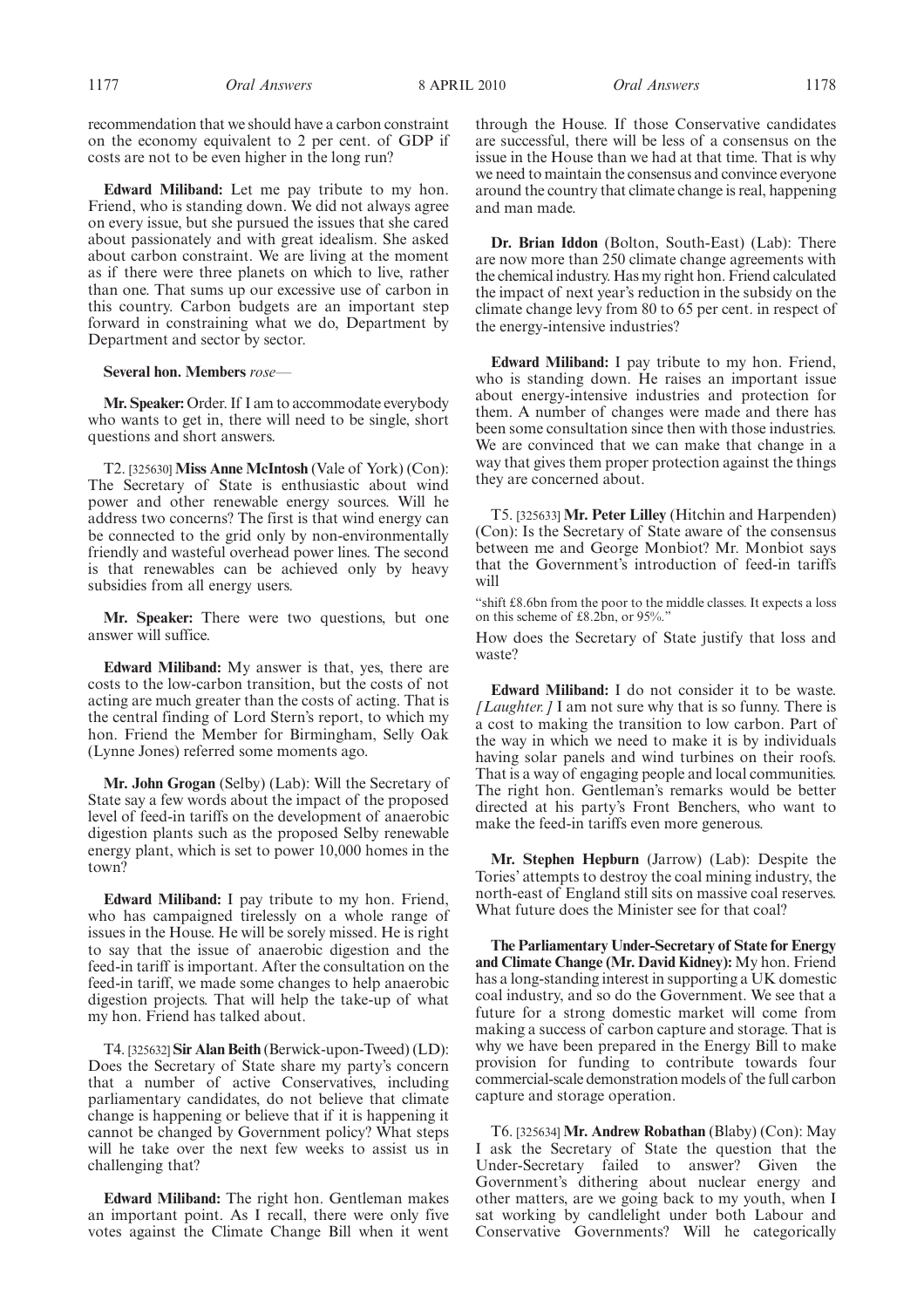recommendation that we should have a carbon constraint on the economy equivalent to 2 per cent. of GDP if costs are not to be even higher in the long run?

**Edward Miliband:** Let me pay tribute to my hon. Friend, who is standing down. We did not always agree on every issue, but she pursued the issues that she cared about passionately and with great idealism. She asked about carbon constraint. We are living at the moment as if there were three planets on which to live, rather than one. That sums up our excessive use of carbon in this country. Carbon budgets are an important step forward in constraining what we do, Department by Department and sector by sector.

**Several hon. Members** *rose*—

**Mr. Speaker:** Order. If I am to accommodate everybody who wants to get in, there will need to be single, short questions and short answers.

T2. [325630] **Miss Anne McIntosh** (Vale of York) (Con): The Secretary of State is enthusiastic about wind power and other renewable energy sources. Will he address two concerns? The first is that wind energy can be connected to the grid only by non-environmentally friendly and wasteful overhead power lines. The second is that renewables can be achieved only by heavy subsidies from all energy users.

**Mr. Speaker:** There were two questions, but one answer will suffice.

**Edward Miliband:** My answer is that, yes, there are costs to the low-carbon transition, but the costs of not acting are much greater than the costs of acting. That is the central finding of Lord Stern's report, to which my hon. Friend the Member for Birmingham, Selly Oak (Lynne Jones) referred some moments ago.

**Mr. John Grogan** (Selby) (Lab): Will the Secretary of State say a few words about the impact of the proposed level of feed-in tariffs on the development of anaerobic digestion plants such as the proposed Selby renewable energy plant, which is set to power 10,000 homes in the town?

**Edward Miliband:** I pay tribute to my hon. Friend, who has campaigned tirelessly on a whole range of issues in the House. He will be sorely missed. He is right to say that the issue of anaerobic digestion and the feed-in tariff is important. After the consultation on the feed-in tariff, we made some changes to help anaerobic digestion projects. That will help the take-up of what my hon. Friend has talked about.

T4. [325632] **Sir Alan Beith** (Berwick-upon-Tweed) (LD): Does the Secretary of State share my party's concern that a number of active Conservatives, including parliamentary candidates, do not believe that climate change is happening or believe that if it is happening it cannot be changed by Government policy? What steps will he take over the next few weeks to assist us in challenging that?

**Edward Miliband:** The right hon. Gentleman makes an important point. As I recall, there were only five votes against the Climate Change Bill when it went through the House. If those Conservative candidates are successful, there will be less of a consensus on the issue in the House than we had at that time. That is why we need to maintain the consensus and convince everyone around the country that climate change is real, happening and man made.

**Dr. Brian Iddon** (Bolton, South-East) (Lab): There are now more than 250 climate change agreements with the chemical industry. Has my right hon. Friend calculated the impact of next year's reduction in the subsidy on the climate change levy from 80 to 65 per cent. in respect of the energy-intensive industries?

**Edward Miliband:** I pay tribute to my hon. Friend, who is standing down. He raises an important issue about energy-intensive industries and protection for them. A number of changes were made and there has been some consultation since then with those industries. We are convinced that we can make that change in a way that gives them proper protection against the things they are concerned about.

T5. [325633] **Mr. Peter Lilley** (Hitchin and Harpenden) (Con): Is the Secretary of State aware of the consensus between me and George Monbiot? Mr. Monbiot says that the Government's introduction of feed-in tariffs will

"shift £8.6bn from the poor to the middle classes. It expects a loss on this scheme of £8.2bn, or 95%."

How does the Secretary of State justify that loss and waste?

**Edward Miliband:** I do not consider it to be waste. *[Laughter.]* I am not sure why that is so funny. There is a cost to making the transition to low carbon. Part of the way in which we need to make it is by individuals having solar panels and wind turbines on their roofs. That is a way of engaging people and local communities. The right hon. Gentleman's remarks would be better directed at his party's Front Benchers, who want to make the feed-in tariffs even more generous.

**Mr. Stephen Hepburn** (Jarrow) (Lab): Despite the Tories' attempts to destroy the coal mining industry, the north-east of England still sits on massive coal reserves. What future does the Minister see for that coal?

**The Parliamentary Under-Secretary of State for Energy and Climate Change (Mr. David Kidney):** My hon. Friend has a long-standing interest in supporting a UK domestic coal industry, and so do the Government. We see that a future for a strong domestic market will come from making a success of carbon capture and storage. That is why we have been prepared in the Energy Bill to make provision for funding to contribute towards four commercial-scale demonstration models of the full carbon capture and storage operation.

T6. [325634] **Mr. Andrew Robathan** (Blaby) (Con): May I ask the Secretary of State the question that the Under-Secretary failed to answer? Given the Government's dithering about nuclear energy and other matters, are we going back to my youth, when I sat working by candlelight under both Labour and Conservative Governments? Will he categorically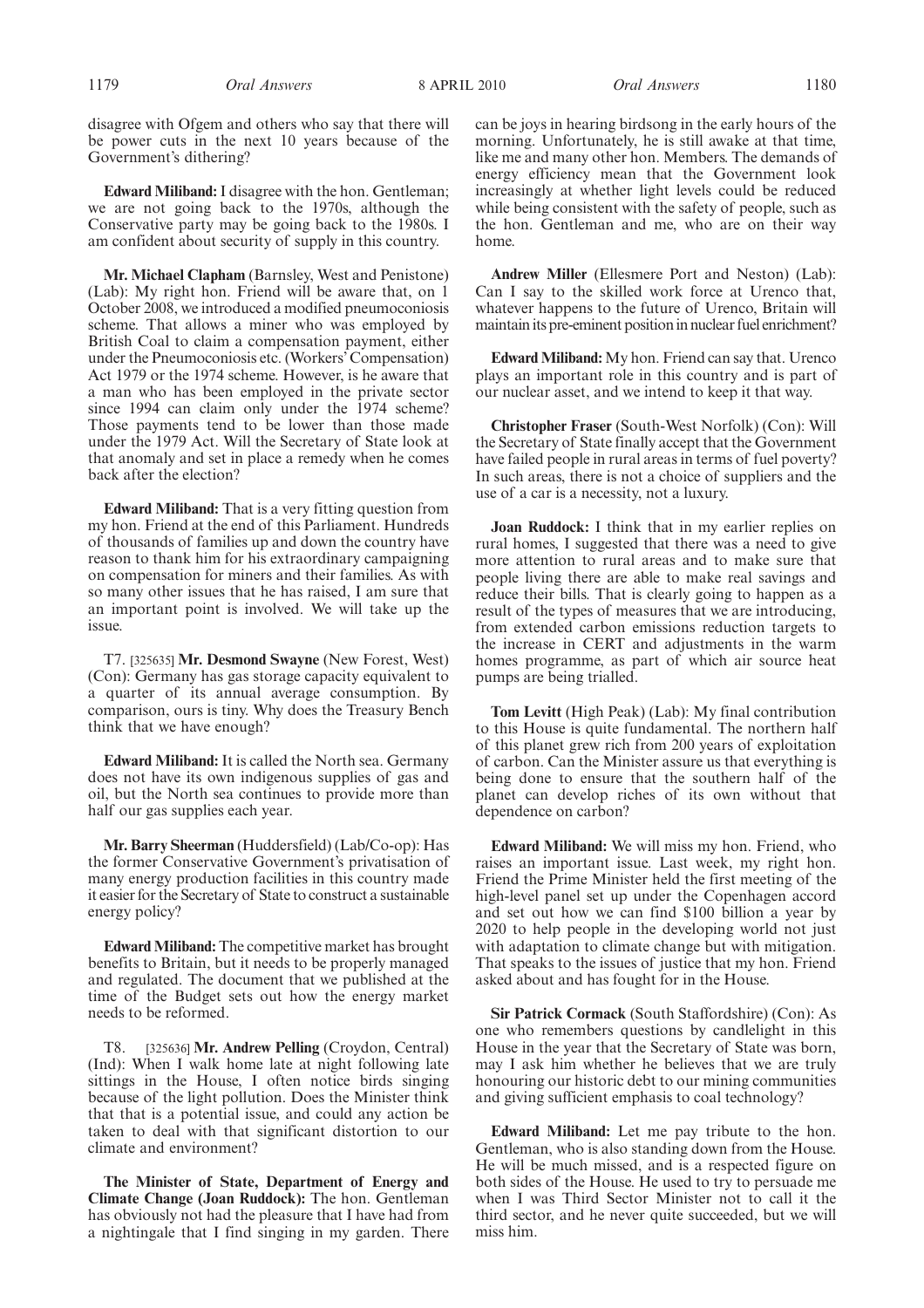disagree with Ofgem and others who say that there will be power cuts in the next 10 years because of the Government's dithering?

**Edward Miliband:** I disagree with the hon. Gentleman; we are not going back to the 1970s, although the Conservative party may be going back to the 1980s. I am confident about security of supply in this country.

**Mr. Michael Clapham** (Barnsley, West and Penistone) (Lab): My right hon. Friend will be aware that, on 1 October 2008, we introduced a modified pneumoconiosis scheme. That allows a miner who was employed by British Coal to claim a compensation payment, either under the Pneumoconiosis etc. (Workers' Compensation) Act 1979 or the 1974 scheme. However, is he aware that a man who has been employed in the private sector since 1994 can claim only under the 1974 scheme? Those payments tend to be lower than those made under the 1979 Act. Will the Secretary of State look at that anomaly and set in place a remedy when he comes back after the election?

**Edward Miliband:** That is a very fitting question from my hon. Friend at the end of this Parliament. Hundreds of thousands of families up and down the country have reason to thank him for his extraordinary campaigning on compensation for miners and their families. As with so many other issues that he has raised, I am sure that an important point is involved. We will take up the issue.

T7. [325635] **Mr. Desmond Swayne** (New Forest, West) (Con): Germany has gas storage capacity equivalent to a quarter of its annual average consumption. By comparison, ours is tiny. Why does the Treasury Bench think that we have enough?

**Edward Miliband:** It is called the North sea. Germany does not have its own indigenous supplies of gas and oil, but the North sea continues to provide more than half our gas supplies each year.

**Mr. Barry Sheerman** (Huddersfield) (Lab/Co-op): Has the former Conservative Government's privatisation of many energy production facilities in this country made it easier for the Secretary of State to construct a sustainable energy policy?

**Edward Miliband:** The competitive market has brought benefits to Britain, but it needs to be properly managed and regulated. The document that we published at the time of the Budget sets out how the energy market needs to be reformed.

T8. [325636] **Mr. Andrew Pelling** (Croydon, Central) (Ind): When I walk home late at night following late sittings in the House, I often notice birds singing because of the light pollution. Does the Minister think that that is a potential issue, and could any action be taken to deal with that significant distortion to our climate and environment?

**The Minister of State, Department of Energy and Climate Change (Joan Ruddock):** The hon. Gentleman has obviously not had the pleasure that I have had from a nightingale that I find singing in my garden. There can be joys in hearing birdsong in the early hours of the morning. Unfortunately, he is still awake at that time, like me and many other hon. Members. The demands of energy efficiency mean that the Government look increasingly at whether light levels could be reduced while being consistent with the safety of people, such as the hon. Gentleman and me, who are on their way home.

**Andrew Miller** (Ellesmere Port and Neston) (Lab): Can I say to the skilled work force at Urenco that, whatever happens to the future of Urenco, Britain will maintain its pre-eminent position in nuclear fuel enrichment?

**Edward Miliband:** My hon. Friend can say that. Urenco plays an important role in this country and is part of our nuclear asset, and we intend to keep it that way.

**Christopher Fraser** (South-West Norfolk) (Con): Will the Secretary of State finally accept that the Government have failed people in rural areas in terms of fuel poverty? In such areas, there is not a choice of suppliers and the use of a car is a necessity, not a luxury.

**Joan Ruddock:** I think that in my earlier replies on rural homes, I suggested that there was a need to give more attention to rural areas and to make sure that people living there are able to make real savings and reduce their bills. That is clearly going to happen as a result of the types of measures that we are introducing, from extended carbon emissions reduction targets to the increase in CERT and adjustments in the warm homes programme, as part of which air source heat pumps are being trialled.

**Tom Levitt** (High Peak) (Lab): My final contribution to this House is quite fundamental. The northern half of this planet grew rich from 200 years of exploitation of carbon. Can the Minister assure us that everything is being done to ensure that the southern half of the planet can develop riches of its own without that dependence on carbon?

**Edward Miliband:** We will miss my hon. Friend, who raises an important issue. Last week, my right hon. Friend the Prime Minister held the first meeting of the high-level panel set up under the Copenhagen accord and set out how we can find $100 billion a year by 2020 to help people in the developing world not just with adaptation to climate change but with mitigation. That speaks to the issues of justice that my hon. Friend asked about and has fought for in the House.

**Sir Patrick Cormack** (South Staffordshire) (Con): As one who remembers questions by candlelight in this House in the year that the Secretary of State was born, may I ask him whether he believes that we are truly honouring our historic debt to our mining communities and giving sufficient emphasis to coal technology?

**Edward Miliband:** Let me pay tribute to the hon. Gentleman, who is also standing down from the House. He will be much missed, and is a respected figure on both sides of the House. He used to try to persuade me when I was Third Sector Minister not to call it the third sector, and he never quite succeeded, but we will miss him.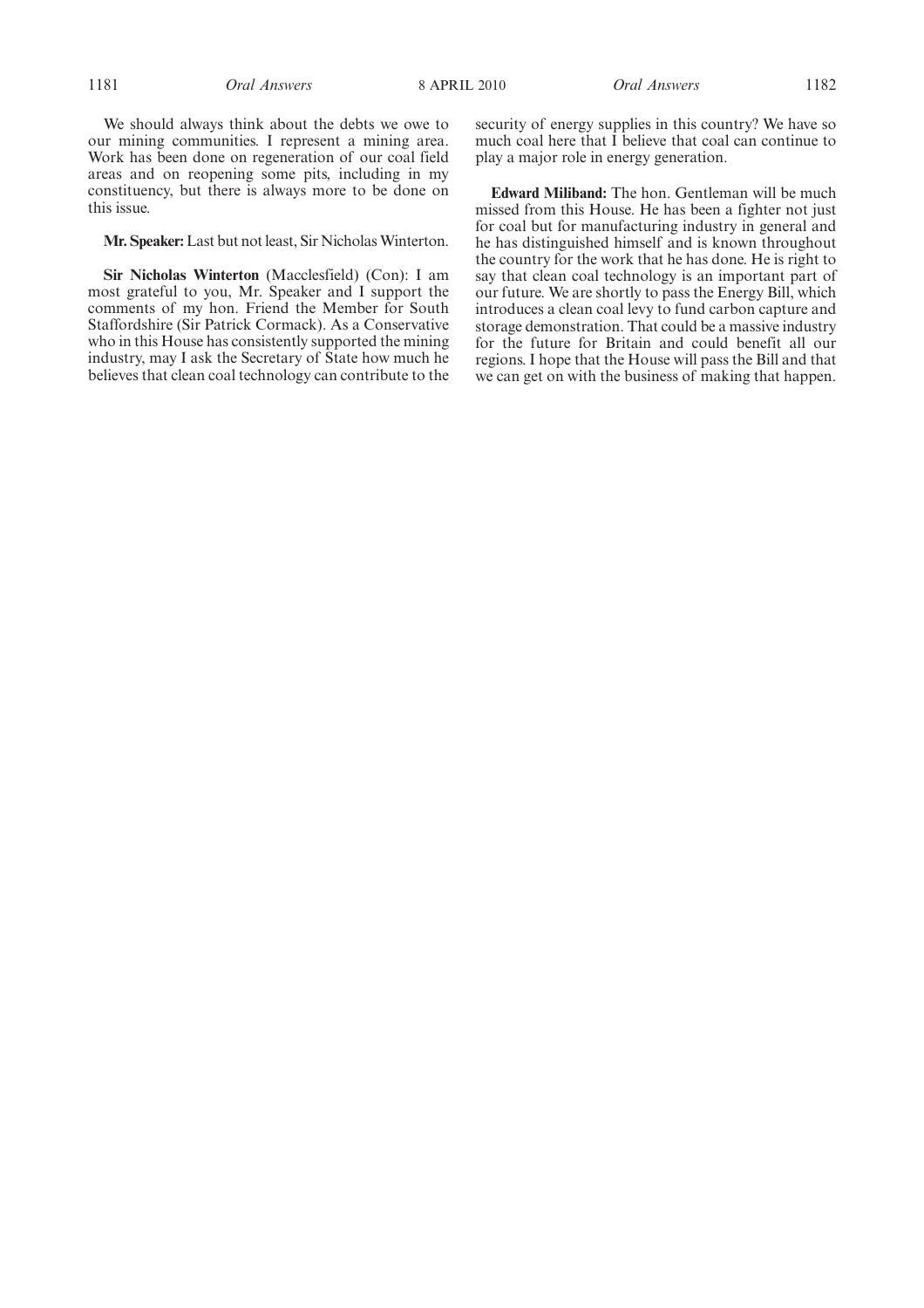We should always think about the debts we owe to our mining communities. I represent a mining area. Work has been done on regeneration of our coal field areas and on reopening some pits, including in my constituency, but there is always more to be done on this issue.

**Mr. Speaker:** Last but not least, Sir Nicholas Winterton.

**Sir Nicholas Winterton** (Macclesfield) (Con): I am most grateful to you, Mr. Speaker and I support the comments of my hon. Friend the Member for South Staffordshire (Sir Patrick Cormack). As a Conservative who in this House has consistently supported the mining industry, may I ask the Secretary of State how much he believes that clean coal technology can contribute to the security of energy supplies in this country? We have so much coal here that I believe that coal can continue to play a major role in energy generation.

**Edward Miliband:** The hon. Gentleman will be much missed from this House. He has been a fighter not just for coal but for manufacturing industry in general and he has distinguished himself and is known throughout the country for the work that he has done. He is right to say that clean coal technology is an important part of our future. We are shortly to pass the Energy Bill, which introduces a clean coal levy to fund carbon capture and storage demonstration. That could be a massive industry for the future for Britain and could benefit all our regions. I hope that the House will pass the Bill and that we can get on with the business of making that happen.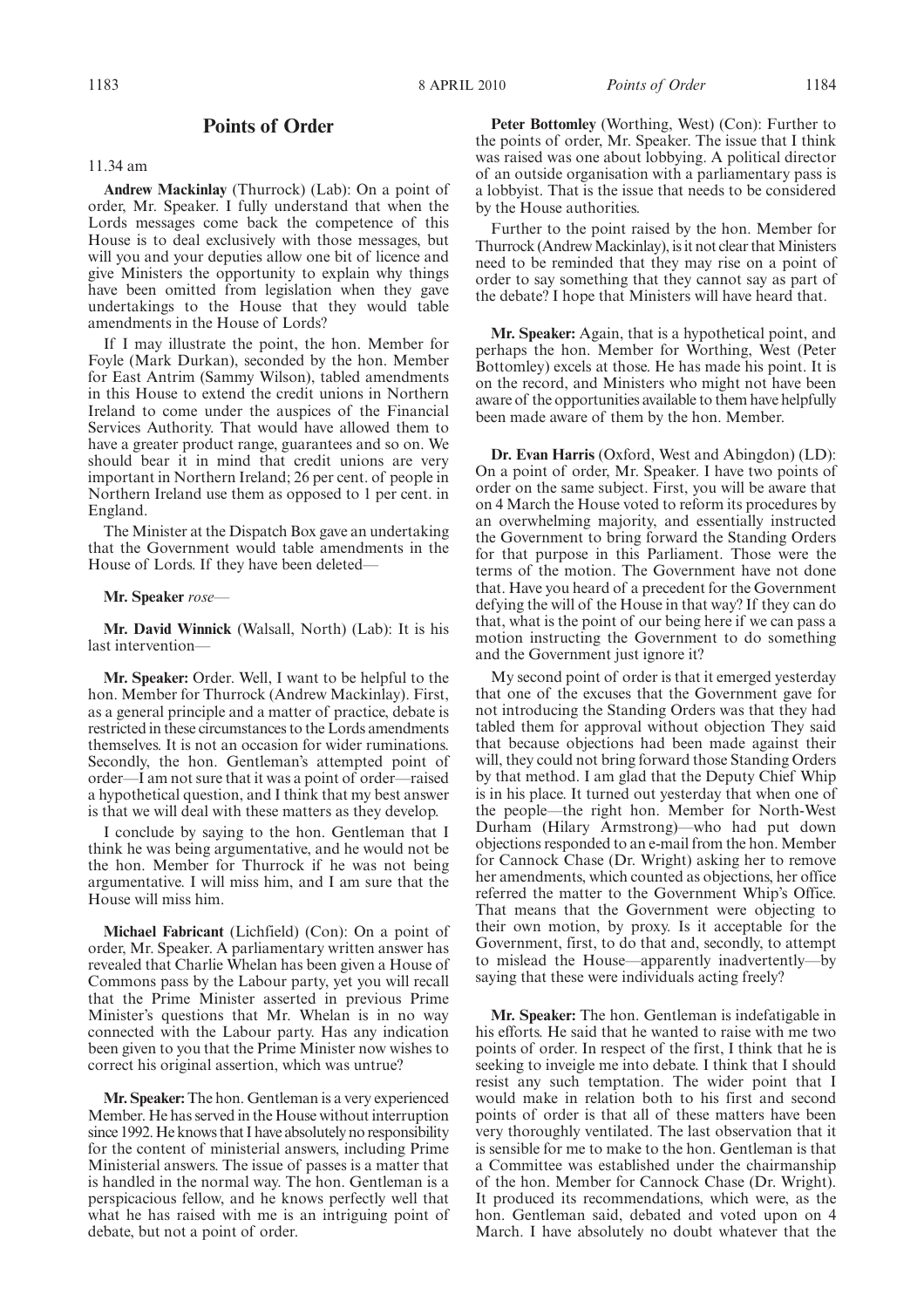## Points of Order

11.34 am

**Andrew Mackinlay** (Thurrock) (Lab): On a point of order, Mr. Speaker. I fully understand that when the Lords messages come back the competence of this House is to deal exclusively with those messages, but will you and your deputies allow one bit of licence and give Ministers the opportunity to explain why things have been omitted from legislation when they gave undertakings to the House that they would table amendments in the House of Lords?

If I may illustrate the point, the hon. Member for Foyle (Mark Durkan), seconded by the hon. Member for East Antrim (Sammy Wilson), tabled amendments in this House to extend the credit unions in Northern Ireland to come under the auspices of the Financial Services Authority. That would have allowed them to have a greater product range, guarantees and so on. We should bear it in mind that credit unions are very important in Northern Ireland; 26 per cent. of people in Northern Ireland use them as opposed to 1 per cent. in England.

The Minister at the Dispatch Box gave an undertaking that the Government would table amendments in the House of Lords. If they have been deleted—

**Mr. Speaker** *rose*—

**Mr. David Winnick** (Walsall, North) (Lab): It is his last intervention—

**Mr. Speaker:** Order. Well, I want to be helpful to the hon. Member for Thurrock (Andrew Mackinlay). First, as a general principle and a matter of practice, debate is restricted in these circumstances to the Lords amendments themselves. It is not an occasion for wider ruminations. Secondly, the hon. Gentleman's attempted point of order—I am not sure that it was a point of order—raised a hypothetical question, and I think that my best answer is that we will deal with these matters as they develop.

I conclude by saying to the hon. Gentleman that I think he was being argumentative, and he would not be the hon. Member for Thurrock if he was not being argumentative. I will miss him, and I am sure that the House will miss him.

**Michael Fabricant** (Lichfield) (Con): On a point of order, Mr. Speaker. A parliamentary written answer has revealed that Charlie Whelan has been given a House of Commons pass by the Labour party, yet you will recall that the Prime Minister asserted in previous Prime Minister's questions that Mr. Whelan is in no way connected with the Labour party. Has any indication been given to you that the Prime Minister now wishes to correct his original assertion, which was untrue?

**Mr. Speaker:** The hon. Gentleman is a very experienced Member. He has served in the House without interruption since 1992. He knows that I have absolutely no responsibility for the content of ministerial answers, including Prime Ministerial answers. The issue of passes is a matter that is handled in the normal way. The hon. Gentleman is a perspicacious fellow, and he knows perfectly well that what he has raised with me is an intriguing point of debate, but not a point of order.

**Peter Bottomley** (Worthing, West) (Con): Further to the points of order, Mr. Speaker. The issue that I think was raised was one about lobbying. A political director of an outside organisation with a parliamentary pass is a lobbyist. That is the issue that needs to be considered by the House authorities.

Further to the point raised by the hon. Member for Thurrock (Andrew Mackinlay), is it not clear that Ministers need to be reminded that they may rise on a point of order to say something that they cannot say as part of the debate? I hope that Ministers will have heard that.

**Mr. Speaker:** Again, that is a hypothetical point, and perhaps the hon. Member for Worthing, West (Peter Bottomley) excels at those. He has made his point. It is on the record, and Ministers who might not have been aware of the opportunities available to them have helpfully been made aware of them by the hon. Member.

**Dr. Evan Harris** (Oxford, West and Abingdon) (LD): On a point of order, Mr. Speaker. I have two points of order on the same subject. First, you will be aware that on 4 March the House voted to reform its procedures by an overwhelming majority, and essentially instructed the Government to bring forward the Standing Orders for that purpose in this Parliament. Those were the terms of the motion. The Government have not done that. Have you heard of a precedent for the Government defying the will of the House in that way? If they can do that, what is the point of our being here if we can pass a motion instructing the Government to do something and the Government just ignore it?

My second point of order is that it emerged yesterday that one of the excuses that the Government gave for not introducing the Standing Orders was that they had tabled them for approval without objection They said that because objections had been made against their will, they could not bring forward those Standing Orders by that method. I am glad that the Deputy Chief Whip is in his place. It turned out yesterday that when one of the people—the right hon. Member for North-West Durham (Hilary Armstrong)—who had put down objections responded to an e-mail from the hon. Member for Cannock Chase (Dr. Wright) asking her to remove her amendments, which counted as objections, her office referred the matter to the Government Whip's Office. That means that the Government were objecting to their own motion, by proxy. Is it acceptable for the Government, first, to do that and, secondly, to attempt to mislead the House—apparently inadvertently—by saying that these were individuals acting freely?

**Mr. Speaker:** The hon. Gentleman is indefatigable in his efforts. He said that he wanted to raise with me two points of order. In respect of the first, I think that he is seeking to inveigle me into debate. I think that I should resist any such temptation. The wider point that I would make in relation both to his first and second points of order is that all of these matters have been very thoroughly ventilated. The last observation that it is sensible for me to make to the hon. Gentleman is that a Committee was established under the chairmanship of the hon. Member for Cannock Chase (Dr. Wright). It produced its recommendations, which were, as the hon. Gentleman said, debated and voted upon on 4 March. I have absolutely no doubt whatever that the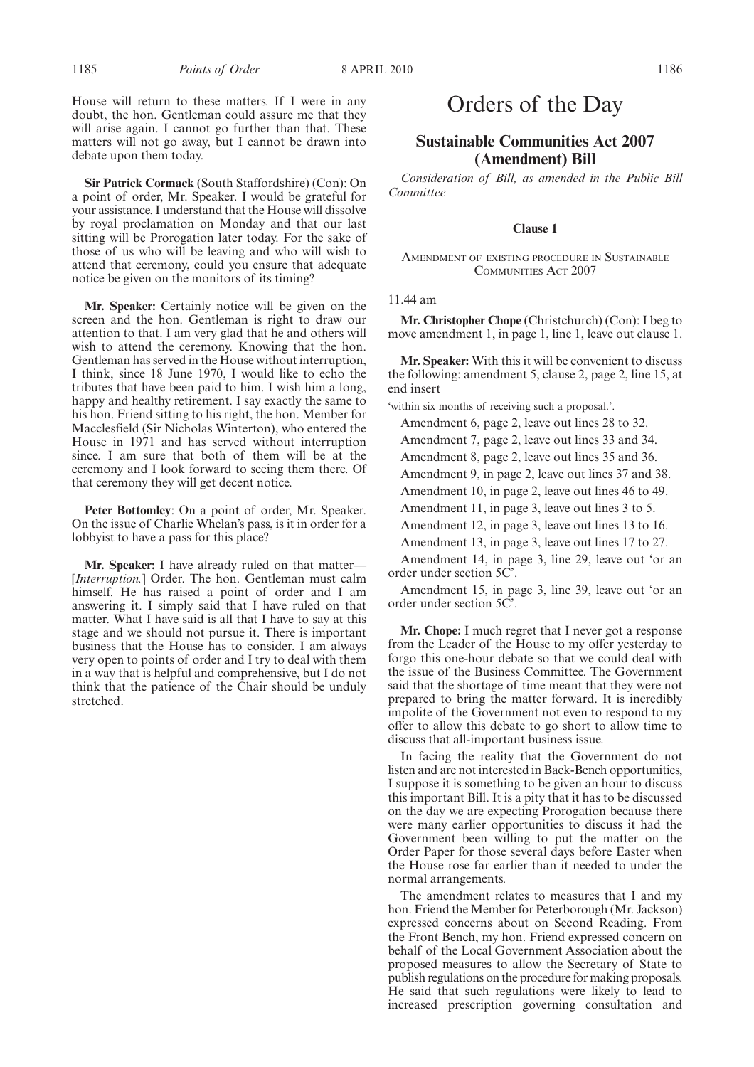House will return to these matters. If I were in any doubt, the hon. Gentleman could assure me that they will arise again. I cannot go further than that. These matters will not go away, but I cannot be drawn into debate upon them today.

**Sir Patrick Cormack** (South Staffordshire) (Con): On a point of order, Mr. Speaker. I would be grateful for your assistance. I understand that the House will dissolve by royal proclamation on Monday and that our last sitting will be Prorogation later today. For the sake of those of us who will be leaving and who will wish to attend that ceremony, could you ensure that adequate notice be given on the monitors of its timing?

**Mr. Speaker:** Certainly notice will be given on the screen and the hon. Gentleman is right to draw our attention to that. I am very glad that he and others will wish to attend the ceremony. Knowing that the hon. Gentleman has served in the House without interruption, I think, since 18 June 1970, I would like to echo the tributes that have been paid to him. I wish him a long, happy and healthy retirement. I say exactly the same to his hon. Friend sitting to his right, the hon. Member for Macclesfield (Sir Nicholas Winterton), who entered the House in 1971 and has served without interruption since. I am sure that both of them will be at the ceremony and I look forward to seeing them there. Of that ceremony they will get decent notice.

**Peter Bottomley**: On a point of order, Mr. Speaker. On the issue of Charlie Whelan's pass, is it in order for a lobbyist to have a pass for this place?

**Mr. Speaker:** I have already ruled on that matter— [*Interruption.*] Order. The hon. Gentleman must calm himself. He has raised a point of order and I am answering it. I simply said that I have ruled on that matter. What I have said is all that I have to say at this stage and we should not pursue it. There is important business that the House has to consider. I am always very open to points of order and I try to deal with them in a way that is helpful and comprehensive, but I do not think that the patience of the Chair should be unduly stretched.

# Orders of the Day

## Sustainable Communities Act 2007 (Amendment) Bill

*Consideration of Bill, as amended in the Public Bill Committee*

### Clause 1

AMENDMENT OF EXISTING PROCEDURE IN SUSTAINABLE COMMUNITIES ACT 2007

11.44 am

**Mr. Christopher Chope** (Christchurch) (Con): I beg to move amendment 1, in page 1, line 1, leave out clause 1.

**Mr. Speaker:** With this it will be convenient to discuss the following: amendment 5, clause 2, page 2, line 15, at end insert

'within six months of receiving such a proposal.'.

Amendment 6, page 2, leave out lines 28 to 32.

Amendment 7, page 2, leave out lines 33 and 34.

Amendment 8, page 2, leave out lines 35 and 36.

Amendment 9, in page 2, leave out lines 37 and 38.

Amendment 10, in page 2, leave out lines 46 to 49.

Amendment 11, in page 3, leave out lines 3 to 5.

Amendment 12, in page 3, leave out lines 13 to 16.

Amendment 13, in page 3, leave out lines 17 to 27.

Amendment 14, in page 3, line 29, leave out 'or an order under section 5C'.

Amendment 15, in page 3, line 39, leave out 'or an order under section 5C'.

**Mr. Chope:** I much regret that I never got a response from the Leader of the House to my offer yesterday to forgo this one-hour debate so that we could deal with the issue of the Business Committee. The Government said that the shortage of time meant that they were not prepared to bring the matter forward. It is incredibly impolite of the Government not even to respond to my offer to allow this debate to go short to allow time to discuss that all-important business issue.

In facing the reality that the Government do not listen and are not interested in Back-Bench opportunities, I suppose it is something to be given an hour to discuss this important Bill. It is a pity that it has to be discussed on the day we are expecting Prorogation because there were many earlier opportunities to discuss it had the Government been willing to put the matter on the Order Paper for those several days before Easter when the House rose far earlier than it needed to under the normal arrangements.

The amendment relates to measures that I and my hon. Friend the Member for Peterborough (Mr. Jackson) expressed concerns about on Second Reading. From the Front Bench, my hon. Friend expressed concern on behalf of the Local Government Association about the proposed measures to allow the Secretary of State to publish regulations on the procedure for making proposals. He said that such regulations were likely to lead to increased prescription governing consultation and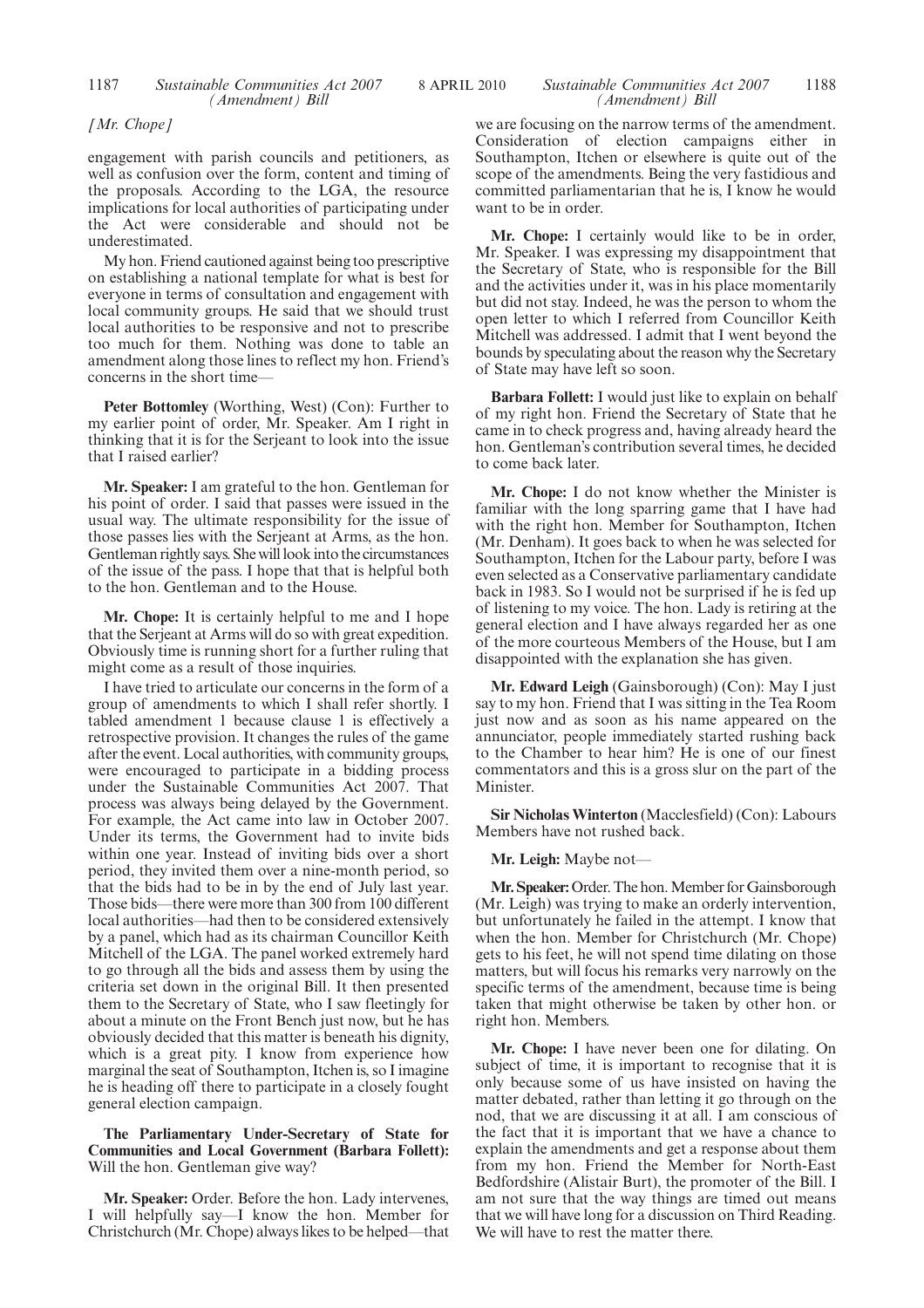*[Mr. Chope]*

engagement with parish councils and petitioners, as well as confusion over the form, content and timing of the proposals. According to the LGA, the resource implications for local authorities of participating under the Act were considerable and should not be underestimated.

My hon. Friend cautioned against being too prescriptive on establishing a national template for what is best for everyone in terms of consultation and engagement with local community groups. He said that we should trust local authorities to be responsive and not to prescribe too much for them. Nothing was done to table an amendment along those lines to reflect my hon. Friend's concerns in the short time—

**Peter Bottomley** (Worthing, West) (Con): Further to my earlier point of order, Mr. Speaker. Am I right in thinking that it is for the Serjeant to look into the issue that I raised earlier?

**Mr. Speaker:** I am grateful to the hon. Gentleman for his point of order. I said that passes were issued in the usual way. The ultimate responsibility for the issue of those passes lies with the Serjeant at Arms, as the hon. Gentleman rightly says. She will look into the circumstances of the issue of the pass. I hope that that is helpful both to the hon. Gentleman and to the House.

**Mr. Chope:** It is certainly helpful to me and I hope that the Serjeant at Arms will do so with great expedition. Obviously time is running short for a further ruling that might come as a result of those inquiries.

I have tried to articulate our concerns in the form of a group of amendments to which I shall refer shortly. I tabled amendment 1 because clause 1 is effectively a retrospective provision. It changes the rules of the game after the event. Local authorities, with community groups, were encouraged to participate in a bidding process under the Sustainable Communities Act 2007. That process was always being delayed by the Government. For example, the Act came into law in October 2007. Under its terms, the Government had to invite bids within one year. Instead of inviting bids over a short period, they invited them over a nine-month period, so that the bids had to be in by the end of July last year. Those bids—there were more than 300 from 100 different local authorities—had then to be considered extensively by a panel, which had as its chairman Councillor Keith Mitchell of the LGA. The panel worked extremely hard to go through all the bids and assess them by using the criteria set down in the original Bill. It then presented them to the Secretary of State, who I saw fleetingly for about a minute on the Front Bench just now, but he has obviously decided that this matter is beneath his dignity, which is a great pity. I know from experience how marginal the seat of Southampton, Itchen is, so I imagine he is heading off there to participate in a closely fought general election campaign.

**The Parliamentary Under-Secretary of State for Communities and Local Government (Barbara Follett):** Will the hon. Gentleman give way?

**Mr. Speaker:** Order. Before the hon. Lady intervenes, I will helpfully say—I know the hon. Member for Christchurch (Mr. Chope) always likes to be helped—that we are focusing on the narrow terms of the amendment. Consideration of election campaigns either in Southampton, Itchen or elsewhere is quite out of the scope of the amendments. Being the very fastidious and committed parliamentarian that he is, I know he would want to be in order.

**Mr. Chope:** I certainly would like to be in order, Mr. Speaker. I was expressing my disappointment that the Secretary of State, who is responsible for the Bill and the activities under it, was in his place momentarily but did not stay. Indeed, he was the person to whom the open letter to which I referred from Councillor Keith Mitchell was addressed. I admit that I went beyond the bounds by speculating about the reason why the Secretary of State may have left so soon.

**Barbara Follett:** I would just like to explain on behalf of my right hon. Friend the Secretary of State that he came in to check progress and, having already heard the hon. Gentleman's contribution several times, he decided to come back later.

**Mr. Chope:** I do not know whether the Minister is familiar with the long sparring game that I have had with the right hon. Member for Southampton, Itchen (Mr. Denham). It goes back to when he was selected for Southampton, Itchen for the Labour party, before I was even selected as a Conservative parliamentary candidate back in 1983. So I would not be surprised if he is fed up of listening to my voice. The hon. Lady is retiring at the general election and I have always regarded her as one of the more courteous Members of the House, but I am disappointed with the explanation she has given.

**Mr. Edward Leigh** (Gainsborough) (Con): May I just say to my hon. Friend that I was sitting in the Tea Room just now and as soon as his name appeared on the annunciator, people immediately started rushing back to the Chamber to hear him? He is one of our finest commentators and this is a gross slur on the part of the Minister.

**Sir Nicholas Winterton** (Macclesfield) (Con): Labours Members have not rushed back.

**Mr. Leigh:** Maybe not—

**Mr. Speaker:** Order. The hon. Member for Gainsborough (Mr. Leigh) was trying to make an orderly intervention, but unfortunately he failed in the attempt. I know that when the hon. Member for Christchurch (Mr. Chope) gets to his feet, he will not spend time dilating on those matters, but will focus his remarks very narrowly on the specific terms of the amendment, because time is being taken that might otherwise be taken by other hon. or right hon. Members.

**Mr. Chope:** I have never been one for dilating. On subject of time, it is important to recognise that it is only because some of us have insisted on having the matter debated, rather than letting it go through on the nod, that we are discussing it at all. I am conscious of the fact that it is important that we have a chance to explain the amendments and get a response about them from my hon. Friend the Member for North-East Bedfordshire (Alistair Burt), the promoter of the Bill. I am not sure that the way things are timed out means that we will have long for a discussion on Third Reading. We will have to rest the matter there.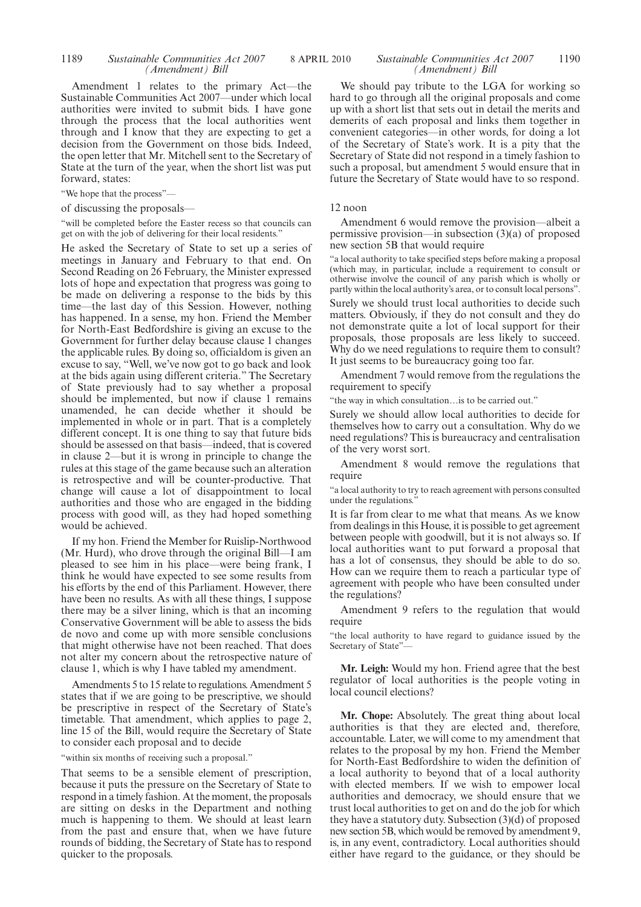Amendment 1 relates to the primary Act—the Sustainable Communities Act 2007—under which local authorities were invited to submit bids. I have gone through the process that the local authorities went through and I know that they are expecting to get a decision from the Government on those bids. Indeed, the open letter that Mr. Mitchell sent to the Secretary of State at the turn of the year, when the short list was put forward, states:

"We hope that the process"—

of discussing the proposals—

"will be completed before the Easter recess so that councils can get on with the job of delivering for their local residents."

He asked the Secretary of State to set up a series of meetings in January and February to that end. On Second Reading on 26 February, the Minister expressed lots of hope and expectation that progress was going to be made on delivering a response to the bids by this time—the last day of this Session. However, nothing has happened. In a sense, my hon. Friend the Member for North-East Bedfordshire is giving an excuse to the Government for further delay because clause 1 changes the applicable rules. By doing so, officialdom is given an excuse to say, "Well, we've now got to go back and look at the bids again using different criteria." The Secretary of State previously had to say whether a proposal should be implemented, but now if clause 1 remains unamended, he can decide whether it should be implemented in whole or in part. That is a completely different concept. It is one thing to say that future bids should be assessed on that basis—indeed, that is covered in clause 2—but it is wrong in principle to change the rules at this stage of the game because such an alteration is retrospective and will be counter-productive. That change will cause a lot of disappointment to local authorities and those who are engaged in the bidding process with good will, as they had hoped something would be achieved.

If my hon. Friend the Member for Ruislip-Northwood (Mr. Hurd), who drove through the original Bill—I am pleased to see him in his place—were being frank, I think he would have expected to see some results from his efforts by the end of this Parliament. However, there have been no results. As with all these things, I suppose there may be a silver lining, which is that an incoming Conservative Government will be able to assess the bids de novo and come up with more sensible conclusions that might otherwise have not been reached. That does not alter my concern about the retrospective nature of clause 1, which is why I have tabled my amendment.

Amendments 5 to 15 relate to regulations. Amendment 5 states that if we are going to be prescriptive, we should be prescriptive in respect of the Secretary of State's timetable. That amendment, which applies to page 2, line 15 of the Bill, would require the Secretary of State to consider each proposal and to decide

"within six months of receiving such a proposal."

That seems to be a sensible element of prescription, because it puts the pressure on the Secretary of State to respond in a timely fashion. At the moment, the proposals are sitting on desks in the Department and nothing much is happening to them. We should at least learn from the past and ensure that, when we have future rounds of bidding, the Secretary of State has to respond quicker to the proposals.

We should pay tribute to the LGA for working so hard to go through all the original proposals and come up with a short list that sets out in detail the merits and demerits of each proposal and links them together in convenient categories—in other words, for doing a lot of the Secretary of State's work. It is a pity that the Secretary of State did not respond in a timely fashion to such a proposal, but amendment 5 would ensure that in future the Secretary of State would have to so respond.

12 noon

Amendment 6 would remove the provision—albeit a permissive provision—in subsection (3)(a) of proposed new section 5B that would require

"a local authority to take specified steps before making a proposal (which may, in particular, include a requirement to consult or otherwise involve the council of any parish which is wholly or partly within the local authority's area, or to consult local persons".

Surely we should trust local authorities to decide such matters. Obviously, if they do not consult and they do not demonstrate quite a lot of local support for their proposals, those proposals are less likely to succeed. Why do we need regulations to require them to consult? It just seems to be bureaucracy going too far.

Amendment 7 would remove from the regulations the requirement to specify

"the way in which consultation…is to be carried out."

Surely we should allow local authorities to decide for themselves how to carry out a consultation. Why do we need regulations? This is bureaucracy and centralisation of the very worst sort.

Amendment 8 would remove the regulations that require

"a local authority to try to reach agreement with persons consulted under the regulations."

It is far from clear to me what that means. As we know from dealings in this House, it is possible to get agreement between people with goodwill, but it is not always so. If local authorities want to put forward a proposal that has a lot of consensus, they should be able to do so. How can we require them to reach a particular type of agreement with people who have been consulted under the regulations?

Amendment 9 refers to the regulation that would require

"the local authority to have regard to guidance issued by the Secretary of State"—

**Mr. Leigh:** Would my hon. Friend agree that the best regulator of local authorities is the people voting in local council elections?

**Mr. Chope:** Absolutely. The great thing about local authorities is that they are elected and, therefore, accountable. Later, we will come to my amendment that relates to the proposal by my hon. Friend the Member for North-East Bedfordshire to widen the definition of a local authority to beyond that of a local authority with elected members. If we wish to empower local authorities and democracy, we should ensure that we trust local authorities to get on and do the job for which they have a statutory duty. Subsection (3)(d) of proposed new section 5B, which would be removed by amendment 9, is, in any event, contradictory. Local authorities should either have regard to the guidance, or they should be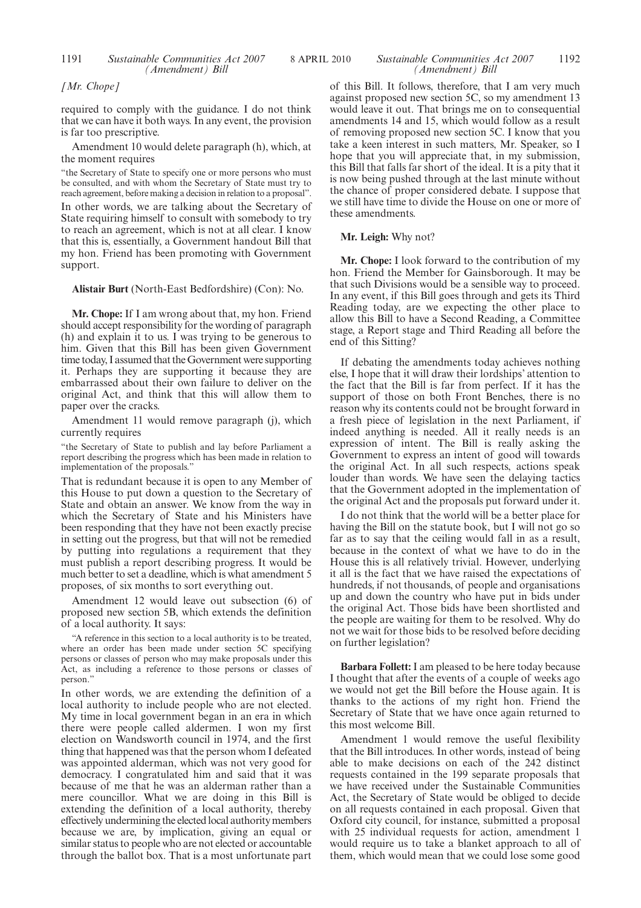*[Mr. Chope]*

required to comply with the guidance. I do not think that we can have it both ways. In any event, the provision is far too prescriptive.

Amendment 10 would delete paragraph (h), which, at the moment requires

> "the Secretary of State to specify one or more persons who must be consulted, and with whom the Secretary of State must try to reach agreement, before making a decision in relation to a proposal".

In other words, we are talking about the Secretary of State requiring himself to consult with somebody to try to reach an agreement, which is not at all clear. I know that this is, essentially, a Government handout Bill that my hon. Friend has been promoting with Government support.

**Alistair Burt** (North-East Bedfordshire) (Con): No.

**Mr. Chope:** If I am wrong about that, my hon. Friend should accept responsibility for the wording of paragraph (h) and explain it to us. I was trying to be generous to him. Given that this Bill has been given Government time today, I assumed that the Government were supporting it. Perhaps they are supporting it because they are embarrassed about their own failure to deliver on the original Act, and think that this will allow them to paper over the cracks.

Amendment 11 would remove paragraph (j), which currently requires

> "the Secretary of State to publish and lay before Parliament a report describing the progress which has been made in relation to implementation of the proposals."

That is redundant because it is open to any Member of this House to put down a question to the Secretary of State and obtain an answer. We know from the way in which the Secretary of State and his Ministers have been responding that they have not been exactly precise in setting out the progress, but that will not be remedied by putting into regulations a requirement that they must publish a report describing progress. It would be much better to set a deadline, which is what amendment 5 proposes, of six months to sort everything out.

Amendment 12 would leave out subsection (6) of proposed new section 5B, which extends the definition of a local authority. It says:

> "A reference in this section to a local authority is to be treated, where an order has been made under section 5C specifying persons or classes of person who may make proposals under this Act, as including a reference to those persons or classes of person."

In other words, we are extending the definition of a local authority to include people who are not elected. My time in local government began in an era in which there were people called aldermen. I won my first election on Wandsworth council in 1974, and the first thing that happened was that the person whom I defeated was appointed alderman, which was not very good for democracy. I congratulated him and said that it was because of me that he was an alderman rather than a mere councillor. What we are doing in this Bill is extending the definition of a local authority, thereby effectively undermining the elected local authority members because we are, by implication, giving an equal or similar status to people who are not elected or accountable through the ballot box. That is a most unfortunate part of this Bill. It follows, therefore, that I am very much against proposed new section 5C, so my amendment 13 would leave it out. That brings me on to consequential amendments 14 and 15, which would follow as a result of removing proposed new section 5C. I know that you take a keen interest in such matters, Mr. Speaker, so I hope that you will appreciate that, in my submission, this Bill that falls far short of the ideal. It is a pity that it is now being pushed through at the last minute without the chance of proper considered debate. I suppose that we still have time to divide the House on one or more of these amendments.

**Mr. Leigh:** Why not?

**Mr. Chope:** I look forward to the contribution of my hon. Friend the Member for Gainsborough. It may be that such Divisions would be a sensible way to proceed. In any event, if this Bill goes through and gets its Third Reading today, are we expecting the other place to allow this Bill to have a Second Reading, a Committee stage, a Report stage and Third Reading all before the end of this Sitting?

If debating the amendments today achieves nothing else, I hope that it will draw their lordships' attention to the fact that the Bill is far from perfect. If it has the support of those on both Front Benches, there is no reason why its contents could not be brought forward in a fresh piece of legislation in the next Parliament, if indeed anything is needed. All it really needs is an expression of intent. The Bill is really asking the Government to express an intent of good will towards the original Act. In all such respects, actions speak louder than words. We have seen the delaying tactics that the Government adopted in the implementation of the original Act and the proposals put forward under it.

I do not think that the world will be a better place for having the Bill on the statute book, but I will not go so far as to say that the ceiling would fall in as a result, because in the context of what we have to do in the House this is all relatively trivial. However, underlying it all is the fact that we have raised the expectations of hundreds, if not thousands, of people and organisations up and down the country who have put in bids under the original Act. Those bids have been shortlisted and the people are waiting for them to be resolved. Why do not we wait for those bids to be resolved before deciding on further legislation?

**Barbara Follett:** I am pleased to be here today because I thought that after the events of a couple of weeks ago we would not get the Bill before the House again. It is thanks to the actions of my right hon. Friend the Secretary of State that we have once again returned to this most welcome Bill.

Amendment 1 would remove the useful flexibility that the Bill introduces. In other words, instead of being able to make decisions on each of the 242 distinct requests contained in the 199 separate proposals that we have received under the Sustainable Communities Act, the Secretary of State would be obliged to decide on all requests contained in each proposal. Given that Oxford city council, for instance, submitted a proposal with 25 individual requests for action, amendment 1 would require us to take a blanket approach to all of them, which would mean that we could lose some good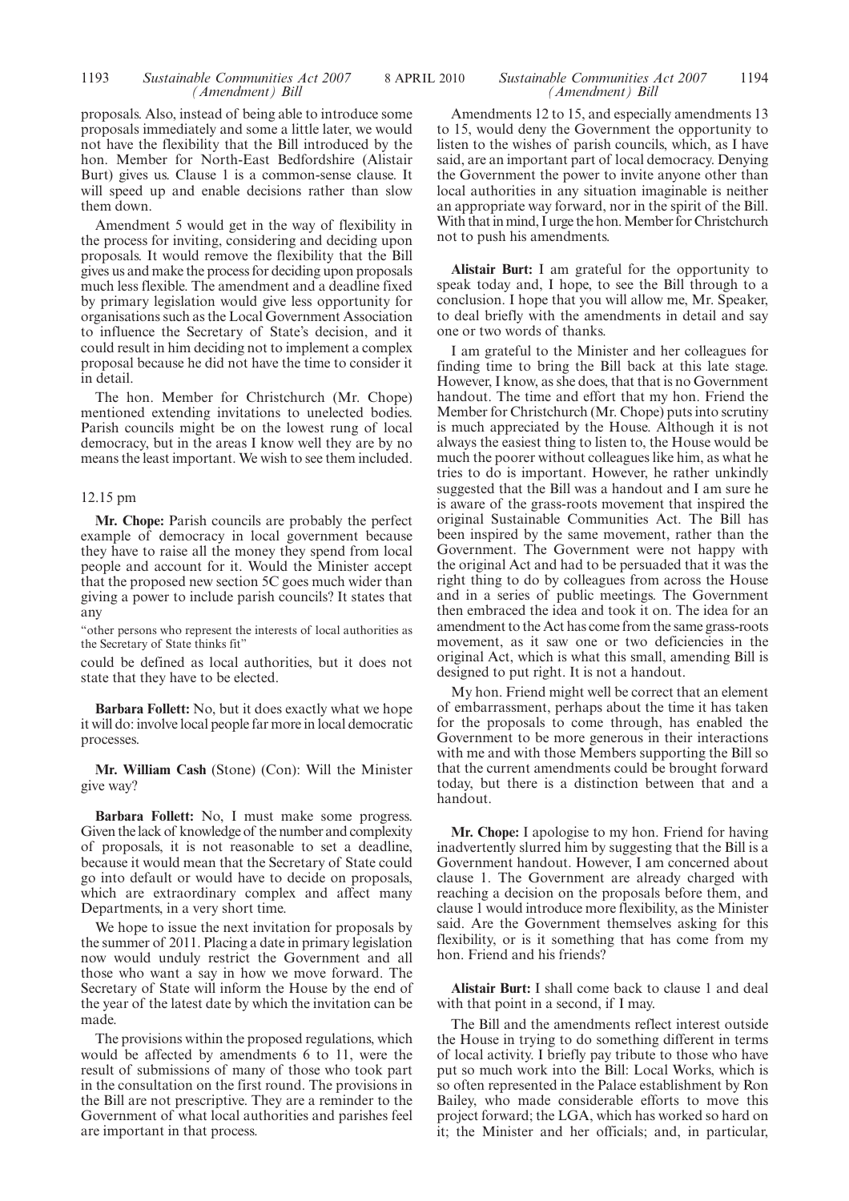proposals. Also, instead of being able to introduce some proposals immediately and some a little later, we would not have the flexibility that the Bill introduced by the hon. Member for North-East Bedfordshire (Alistair Burt) gives us. Clause 1 is a common-sense clause. It will speed up and enable decisions rather than slow them down.

Amendment 5 would get in the way of flexibility in the process for inviting, considering and deciding upon proposals. It would remove the flexibility that the Bill gives us and make the process for deciding upon proposals much less flexible. The amendment and a deadline fixed by primary legislation would give less opportunity for organisations such as the Local Government Association to influence the Secretary of State's decision, and it could result in him deciding not to implement a complex proposal because he did not have the time to consider it in detail.

The hon. Member for Christchurch (Mr. Chope) mentioned extending invitations to unelected bodies. Parish councils might be on the lowest rung of local democracy, but in the areas I know well they are by no means the least important. We wish to see them included.

12.15 pm

**Mr. Chope:** Parish councils are probably the perfect example of democracy in local government because they have to raise all the money they spend from local people and account for it. Would the Minister accept that the proposed new section 5C goes much wider than giving a power to include parish councils? It states that any

"other persons who represent the interests of local authorities as the Secretary of State thinks fit"

could be defined as local authorities, but it does not state that they have to be elected.

**Barbara Follett:** No, but it does exactly what we hope it will do: involve local people far more in local democratic processes.

**Mr. William Cash** (Stone) (Con): Will the Minister give way?

**Barbara Follett:** No, I must make some progress. Given the lack of knowledge of the number and complexity of proposals, it is not reasonable to set a deadline, because it would mean that the Secretary of State could go into default or would have to decide on proposals, which are extraordinary complex and affect many Departments, in a very short time.

We hope to issue the next invitation for proposals by the summer of 2011. Placing a date in primary legislation now would unduly restrict the Government and all those who want a say in how we move forward. The Secretary of State will inform the House by the end of the year of the latest date by which the invitation can be made.

The provisions within the proposed regulations, which would be affected by amendments 6 to 11, were the result of submissions of many of those who took part in the consultation on the first round. The provisions in the Bill are not prescriptive. They are a reminder to the Government of what local authorities and parishes feel are important in that process.

Amendments 12 to 15, and especially amendments 13 to 15, would deny the Government the opportunity to listen to the wishes of parish councils, which, as I have said, are an important part of local democracy. Denying the Government the power to invite anyone other than local authorities in any situation imaginable is neither an appropriate way forward, nor in the spirit of the Bill. With that in mind, I urge the hon. Member for Christchurch not to push his amendments.

**Alistair Burt:** I am grateful for the opportunity to speak today and, I hope, to see the Bill through to a conclusion. I hope that you will allow me, Mr. Speaker, to deal briefly with the amendments in detail and say one or two words of thanks.

I am grateful to the Minister and her colleagues for finding time to bring the Bill back at this late stage. However, I know, as she does, that that is no Government handout. The time and effort that my hon. Friend the Member for Christchurch (Mr. Chope) puts into scrutiny is much appreciated by the House. Although it is not always the easiest thing to listen to, the House would be much the poorer without colleagues like him, as what he tries to do is important. However, he rather unkindly suggested that the Bill was a handout and I am sure he is aware of the grass-roots movement that inspired the original Sustainable Communities Act. The Bill has been inspired by the same movement, rather than the Government. The Government were not happy with the original Act and had to be persuaded that it was the right thing to do by colleagues from across the House and in a series of public meetings. The Government then embraced the idea and took it on. The idea for an amendment to the Act has come from the same grass-roots movement, as it saw one or two deficiencies in the original Act, which is what this small, amending Bill is designed to put right. It is not a handout.

My hon. Friend might well be correct that an element of embarrassment, perhaps about the time it has taken for the proposals to come through, has enabled the Government to be more generous in their interactions with me and with those Members supporting the Bill so that the current amendments could be brought forward today, but there is a distinction between that and a handout.

**Mr. Chope:** I apologise to my hon. Friend for having inadvertently slurred him by suggesting that the Bill is a Government handout. However, I am concerned about clause 1. The Government are already charged with reaching a decision on the proposals before them, and clause 1 would introduce more flexibility, as the Minister said. Are the Government themselves asking for this flexibility, or is it something that has come from my hon. Friend and his friends?

**Alistair Burt:** I shall come back to clause 1 and deal with that point in a second, if I may.

The Bill and the amendments reflect interest outside the House in trying to do something different in terms of local activity. I briefly pay tribute to those who have put so much work into the Bill: Local Works, which is so often represented in the Palace establishment by Ron Bailey, who made considerable efforts to move this project forward; the LGA, which has worked so hard on it; the Minister and her officials; and, in particular,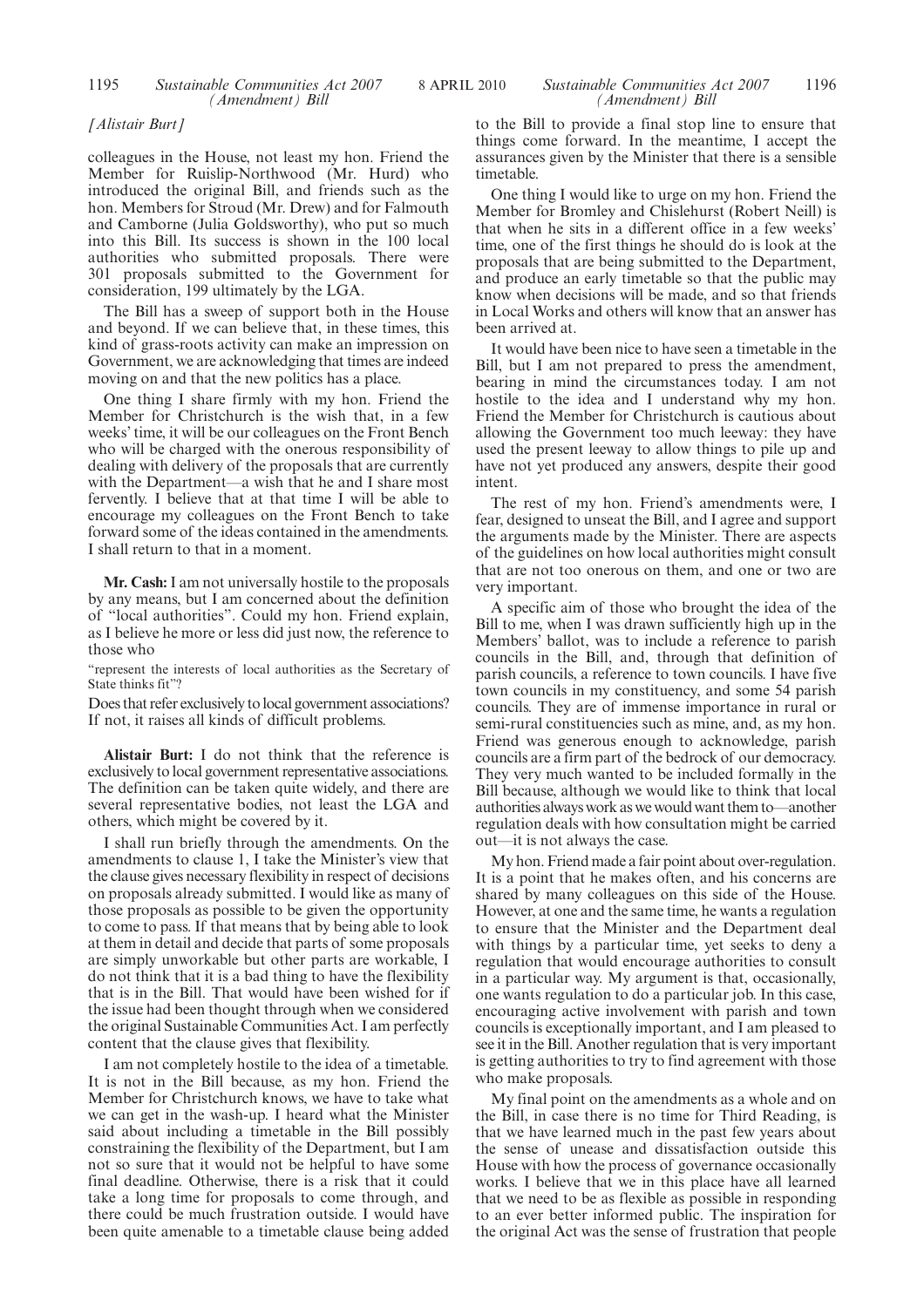*[Alistair Burt]*

colleagues in the House, not least my hon. Friend the Member for Ruislip-Northwood (Mr. Hurd) who introduced the original Bill, and friends such as the hon. Members for Stroud (Mr. Drew) and for Falmouth and Camborne (Julia Goldsworthy), who put so much into this Bill. Its success is shown in the 100 local authorities who submitted proposals. There were 301 proposals submitted to the Government for consideration, 199 ultimately by the LGA.

The Bill has a sweep of support both in the House and beyond. If we can believe that, in these times, this kind of grass-roots activity can make an impression on Government, we are acknowledging that times are indeed moving on and that the new politics has a place.

One thing I share firmly with my hon. Friend the Member for Christchurch is the wish that, in a few weeks' time, it will be our colleagues on the Front Bench who will be charged with the onerous responsibility of dealing with delivery of the proposals that are currently with the Department—a wish that he and I share most fervently. I believe that at that time I will be able to encourage my colleagues on the Front Bench to take forward some of the ideas contained in the amendments. I shall return to that in a moment.

**Mr. Cash:** I am not universally hostile to the proposals by any means, but I am concerned about the definition of "local authorities". Could my hon. Friend explain, as I believe he more or less did just now, the reference to those who

"represent the interests of local authorities as the Secretary of State thinks fit"?

Does that refer exclusively to local government associations? If not, it raises all kinds of difficult problems.

**Alistair Burt:** I do not think that the reference is exclusively to local government representative associations. The definition can be taken quite widely, and there are several representative bodies, not least the LGA and others, which might be covered by it.

I shall run briefly through the amendments. On the amendments to clause 1, I take the Minister's view that the clause gives necessary flexibility in respect of decisions on proposals already submitted. I would like as many of those proposals as possible to be given the opportunity to come to pass. If that means that by being able to look at them in detail and decide that parts of some proposals are simply unworkable but other parts are workable, I do not think that it is a bad thing to have the flexibility that is in the Bill. That would have been wished for if the issue had been thought through when we considered the original Sustainable Communities Act. I am perfectly content that the clause gives that flexibility.

I am not completely hostile to the idea of a timetable. It is not in the Bill because, as my hon. Friend the Member for Christchurch knows, we have to take what we can get in the wash-up. I heard what the Minister said about including a timetable in the Bill possibly constraining the flexibility of the Department, but I am not so sure that it would not be helpful to have some final deadline. Otherwise, there is a risk that it could take a long time for proposals to come through, and there could be much frustration outside. I would have been quite amenable to a timetable clause being added to the Bill to provide a final stop line to ensure that things come forward. In the meantime, I accept the assurances given by the Minister that there is a sensible timetable.

One thing I would like to urge on my hon. Friend the Member for Bromley and Chislehurst (Robert Neill) is that when he sits in a different office in a few weeks' time, one of the first things he should do is look at the proposals that are being submitted to the Department, and produce an early timetable so that the public may know when decisions will be made, and so that friends in Local Works and others will know that an answer has been arrived at.

It would have been nice to have seen a timetable in the Bill, but I am not prepared to press the amendment, bearing in mind the circumstances today. I am not hostile to the idea and I understand why my hon. Friend the Member for Christchurch is cautious about allowing the Government too much leeway: they have used the present leeway to allow things to pile up and have not yet produced any answers, despite their good intent.

The rest of my hon. Friend's amendments were, I fear, designed to unseat the Bill, and I agree and support the arguments made by the Minister. There are aspects of the guidelines on how local authorities might consult that are not too onerous on them, and one or two are very important.

A specific aim of those who brought the idea of the Bill to me, when I was drawn sufficiently high up in the Members' ballot, was to include a reference to parish councils in the Bill, and, through that definition of parish councils, a reference to town councils. I have five town councils in my constituency, and some 54 parish councils. They are of immense importance in rural or semi-rural constituencies such as mine, and, as my hon. Friend was generous enough to acknowledge, parish councils are a firm part of the bedrock of our democracy. They very much wanted to be included formally in the Bill because, although we would like to think that local authorities always work as we would want them to—another regulation deals with how consultation might be carried out—it is not always the case.

My hon. Friend made a fair point about over-regulation. It is a point that he makes often, and his concerns are shared by many colleagues on this side of the House. However, at one and the same time, he wants a regulation to ensure that the Minister and the Department deal with things by a particular time, yet seeks to deny a regulation that would encourage authorities to consult in a particular way. My argument is that, occasionally, one wants regulation to do a particular job. In this case, encouraging active involvement with parish and town councils is exceptionally important, and I am pleased to see it in the Bill. Another regulation that is very important is getting authorities to try to find agreement with those who make proposals.

My final point on the amendments as a whole and on the Bill, in case there is no time for Third Reading, is that we have learned much in the past few years about the sense of unease and dissatisfaction outside this House with how the process of governance occasionally works. I believe that we in this place have all learned that we need to be as flexible as possible in responding to an ever better informed public. The inspiration for the original Act was the sense of frustration that people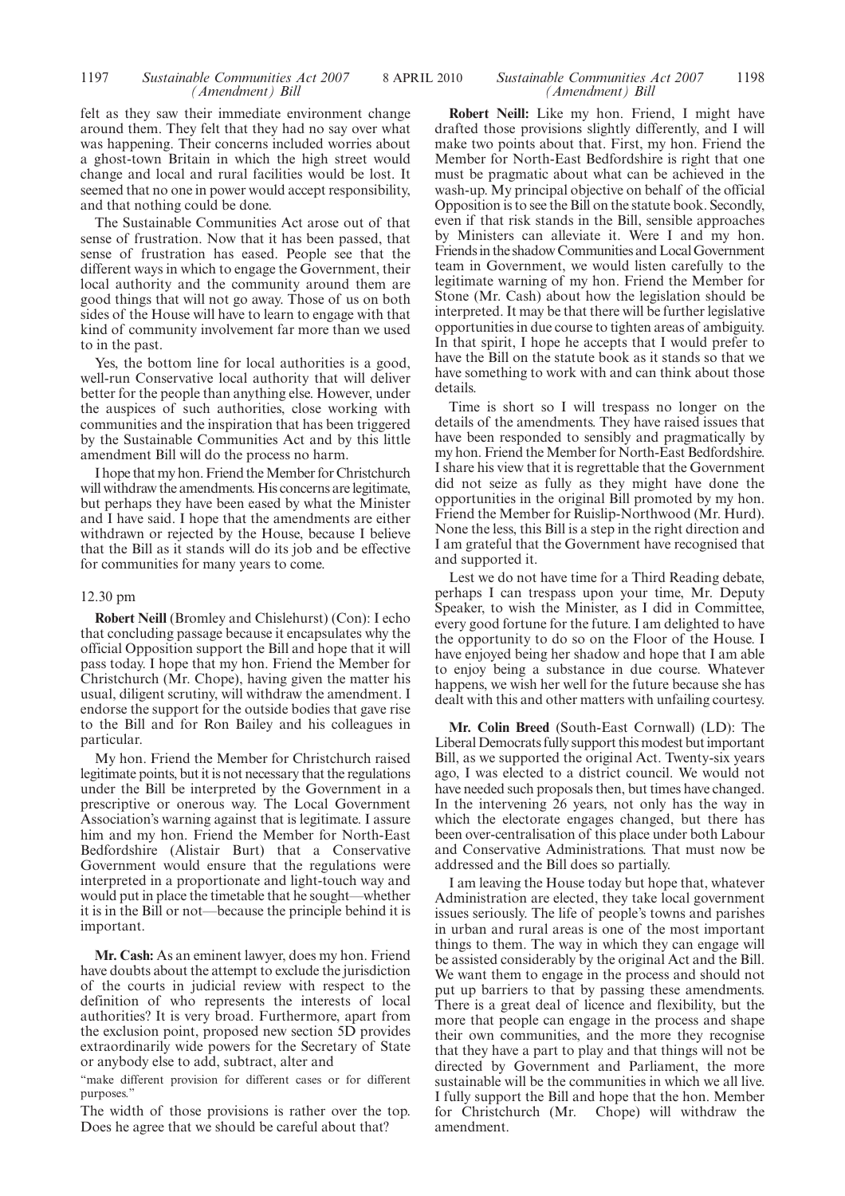felt as they saw their immediate environment change around them. They felt that they had no say over what was happening. Their concerns included worries about a ghost-town Britain in which the high street would change and local and rural facilities would be lost. It seemed that no one in power would accept responsibility, and that nothing could be done.

The Sustainable Communities Act arose out of that sense of frustration. Now that it has been passed, that sense of frustration has eased. People see that the different ways in which to engage the Government, their local authority and the community around them are good things that will not go away. Those of us on both sides of the House will have to learn to engage with that kind of community involvement far more than we used to in the past.

Yes, the bottom line for local authorities is a good, well-run Conservative local authority that will deliver better for the people than anything else. However, under the auspices of such authorities, close working with communities and the inspiration that has been triggered by the Sustainable Communities Act and by this little amendment Bill will do the process no harm.

I hope that my hon. Friend the Member for Christchurch will withdraw the amendments. His concerns are legitimate, but perhaps they have been eased by what the Minister and I have said. I hope that the amendments are either withdrawn or rejected by the House, because I believe that the Bill as it stands will do its job and be effective for communities for many years to come.

12.30 pm

**Robert Neill** (Bromley and Chislehurst) (Con): I echo that concluding passage because it encapsulates why the official Opposition support the Bill and hope that it will pass today. I hope that my hon. Friend the Member for Christchurch (Mr. Chope), having given the matter his usual, diligent scrutiny, will withdraw the amendment. I endorse the support for the outside bodies that gave rise to the Bill and for Ron Bailey and his colleagues in particular.

My hon. Friend the Member for Christchurch raised legitimate points, but it is not necessary that the regulations under the Bill be interpreted by the Government in a prescriptive or onerous way. The Local Government Association's warning against that is legitimate. I assure him and my hon. Friend the Member for North-East Bedfordshire (Alistair Burt) that a Conservative Government would ensure that the regulations were interpreted in a proportionate and light-touch way and would put in place the timetable that he sought—whether it is in the Bill or not—because the principle behind it is important.

**Mr. Cash:** As an eminent lawyer, does my hon. Friend have doubts about the attempt to exclude the jurisdiction of the courts in judicial review with respect to the definition of who represents the interests of local authorities? It is very broad. Furthermore, apart from the exclusion point, proposed new section 5D provides extraordinarily wide powers for the Secretary of State or anybody else to add, subtract, alter and

"make different provision for different cases or for different purposes."

The width of those provisions is rather over the top. Does he agree that we should be careful about that?

**Robert Neill:** Like my hon. Friend, I might have drafted those provisions slightly differently, and I will make two points about that. First, my hon. Friend the Member for North-East Bedfordshire is right that one must be pragmatic about what can be achieved in the wash-up. My principal objective on behalf of the official Opposition is to see the Bill on the statute book. Secondly, even if that risk stands in the Bill, sensible approaches by Ministers can alleviate it. Were I and my hon. Friends in the shadow Communities and Local Government team in Government, we would listen carefully to the legitimate warning of my hon. Friend the Member for Stone (Mr. Cash) about how the legislation should be interpreted. It may be that there will be further legislative opportunities in due course to tighten areas of ambiguity. In that spirit, I hope he accepts that I would prefer to have the Bill on the statute book as it stands so that we have something to work with and can think about those details.

Time is short so I will trespass no longer on the details of the amendments. They have raised issues that have been responded to sensibly and pragmatically by my hon. Friend the Member for North-East Bedfordshire. I share his view that it is regrettable that the Government did not seize as fully as they might have done the opportunities in the original Bill promoted by my hon. Friend the Member for Ruislip-Northwood (Mr. Hurd). None the less, this Bill is a step in the right direction and I am grateful that the Government have recognised that and supported it.

Lest we do not have time for a Third Reading debate, perhaps I can trespass upon your time, Mr. Deputy Speaker, to wish the Minister, as I did in Committee, every good fortune for the future. I am delighted to have the opportunity to do so on the Floor of the House. I have enjoyed being her shadow and hope that I am able to enjoy being a substance in due course. Whatever happens, we wish her well for the future because she has dealt with this and other matters with unfailing courtesy.

**Mr. Colin Breed** (South-East Cornwall) (LD): The Liberal Democrats fully support this modest but important Bill, as we supported the original Act. Twenty-six years ago, I was elected to a district council. We would not have needed such proposals then, but times have changed. In the intervening 26 years, not only has the way in which the electorate engages changed, but there has been over-centralisation of this place under both Labour and Conservative Administrations. That must now be addressed and the Bill does so partially.

I am leaving the House today but hope that, whatever Administration are elected, they take local government issues seriously. The life of people's towns and parishes in urban and rural areas is one of the most important things to them. The way in which they can engage will be assisted considerably by the original Act and the Bill. We want them to engage in the process and should not put up barriers to that by passing these amendments. There is a great deal of licence and flexibility, but the more that people can engage in the process and shape their own communities, and the more they recognise that they have a part to play and that things will not be directed by Government and Parliament, the more sustainable will be the communities in which we all live. I fully support the Bill and hope that the hon. Member for Christchurch (Mr. Chope) will withdraw the amendment.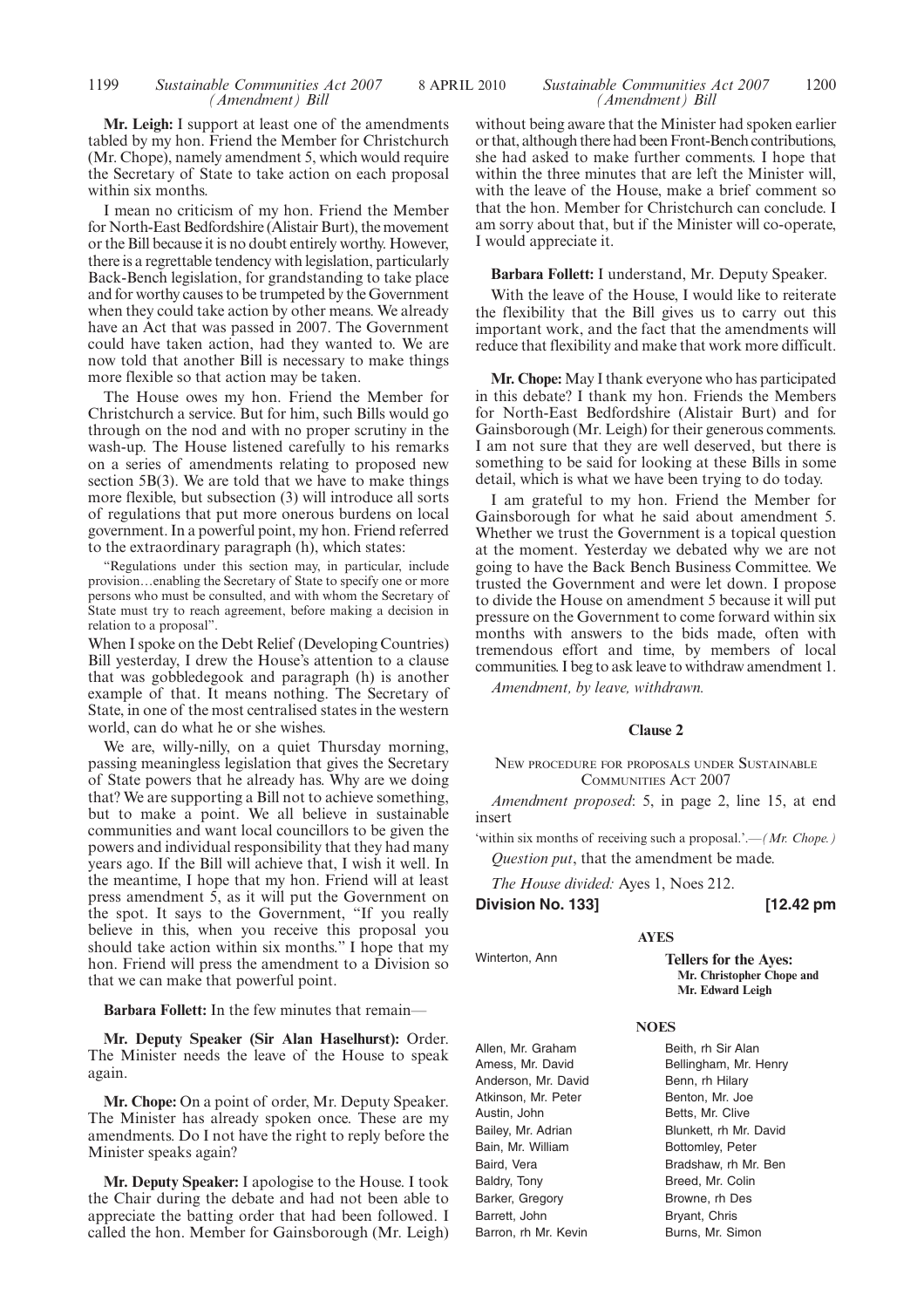**Mr. Leigh:** I support at least one of the amendments tabled by my hon. Friend the Member for Christchurch (Mr. Chope), namely amendment 5, which would require the Secretary of State to take action on each proposal within six months.

I mean no criticism of my hon. Friend the Member for North-East Bedfordshire (Alistair Burt), the movement or the Bill because it is no doubt entirely worthy. However, there is a regrettable tendency with legislation, particularly Back-Bench legislation, for grandstanding to take place and for worthy causes to be trumpeted by the Government when they could take action by other means. We already have an Act that was passed in 2007. The Government could have taken action, had they wanted to. We are now told that another Bill is necessary to make things more flexible so that action may be taken.

The House owes my hon. Friend the Member for Christchurch a service. But for him, such Bills would go through on the nod and with no proper scrutiny in the wash-up. The House listened carefully to his remarks on a series of amendments relating to proposed new section 5B(3). We are told that we have to make things more flexible, but subsection (3) will introduce all sorts of regulations that put more onerous burdens on local government. In a powerful point, my hon. Friend referred to the extraordinary paragraph (h), which states:

"Regulations under this section may, in particular, include provision…enabling the Secretary of State to specify one or more persons who must be consulted, and with whom the Secretary of State must try to reach agreement, before making a decision in relation to a proposal".

When I spoke on the Debt Relief (Developing Countries) Bill yesterday, I drew the House's attention to a clause that was gobbledegook and paragraph (h) is another example of that. It means nothing. The Secretary of State, in one of the most centralised states in the western world, can do what he or she wishes.

We are, willy-nilly, on a quiet Thursday morning, passing meaningless legislation that gives the Secretary of State powers that he already has. Why are we doing that? We are supporting a Bill not to achieve something, but to make a point. We all believe in sustainable communities and want local councillors to be given the powers and individual responsibility that they had many years ago. If the Bill will achieve that, I wish it well. In the meantime, I hope that my hon. Friend will at least press amendment 5, as it will put the Government on the spot. It says to the Government, "If you really believe in this, when you receive this proposal you should take action within six months." I hope that my hon. Friend will press the amendment to a Division so that we can make that powerful point.

**Barbara Follett:** In the few minutes that remain—

**Mr. Deputy Speaker (Sir Alan Haselhurst):** Order. The Minister needs the leave of the House to speak again.

**Mr. Chope:** On a point of order, Mr. Deputy Speaker. The Minister has already spoken once. These are my amendments. Do I not have the right to reply before the Minister speaks again?

**Mr. Deputy Speaker:** I apologise to the House. I took the Chair during the debate and had not been able to appreciate the batting order that had been followed. I called the hon. Member for Gainsborough (Mr. Leigh) without being aware that the Minister had spoken earlier or that, although there had been Front-Bench contributions, she had asked to make further comments. I hope that within the three minutes that are left the Minister will, with the leave of the House, make a brief comment so that the hon. Member for Christchurch can conclude. I am sorry about that, but if the Minister will co-operate, I would appreciate it.

**Barbara Follett:** I understand, Mr. Deputy Speaker.

With the leave of the House, I would like to reiterate the flexibility that the Bill gives us to carry out this important work, and the fact that the amendments will reduce that flexibility and make that work more difficult.

**Mr. Chope:** May I thank everyone who has participated in this debate? I thank my hon. Friends the Members for North-East Bedfordshire (Alistair Burt) and for Gainsborough (Mr. Leigh) for their generous comments. I am not sure that they are well deserved, but there is something to be said for looking at these Bills in some detail, which is what we have been trying to do today.

I am grateful to my hon. Friend the Member for Gainsborough for what he said about amendment 5. Whether we trust the Government is a topical question at the moment. Yesterday we debated why we are not going to have the Back Bench Business Committee. We trusted the Government and were let down. I propose to divide the House on amendment 5 because it will put pressure on the Government to come forward within six months with answers to the bids made, often with tremendous effort and time, by members of local communities. I beg to ask leave to withdraw amendment 1.

*Amendment, by leave, withdrawn.*

## Clause 2

New procedure for proposals under Sustainable Communities Act 2007

*Amendment proposed*: 5, in page 2, line 15, at end insert

'within six months of receiving such a proposal.'.—*(Mr. Chope.)*

*Question put*, that the amendment be made.

*The House divided:* Ayes 1, Noes 212.

**Division No. 133] [12.42 pm**

### AYES

Winterton, Ann

**Tellers for the Ayes:**
**Mr. Christopher Chope and Mr. Edward Leigh**

### NOES

Allen, Mr. Graham
Amess, Mr. David
Anderson, Mr. David
Atkinson, Mr. Peter
Austin, John
Bailey, Mr. Adrian
Bain, Mr. William
Baird, Vera
Baldry, Tony
Barker, Gregory
Barrett, John
Barron, rh Mr. Kevin
Beith, rh Sir Alan
Bellingham, Mr. Henry
Benn, rh Hilary
Benton, Mr. Joe
Betts, Mr. Clive
Blunkett, rh Mr. David
Bottomley, Peter
Bradshaw, rh Mr. Ben
Breed, Mr. Colin
Browne, rh Des
Bryant, Chris
Burns, Mr. Simon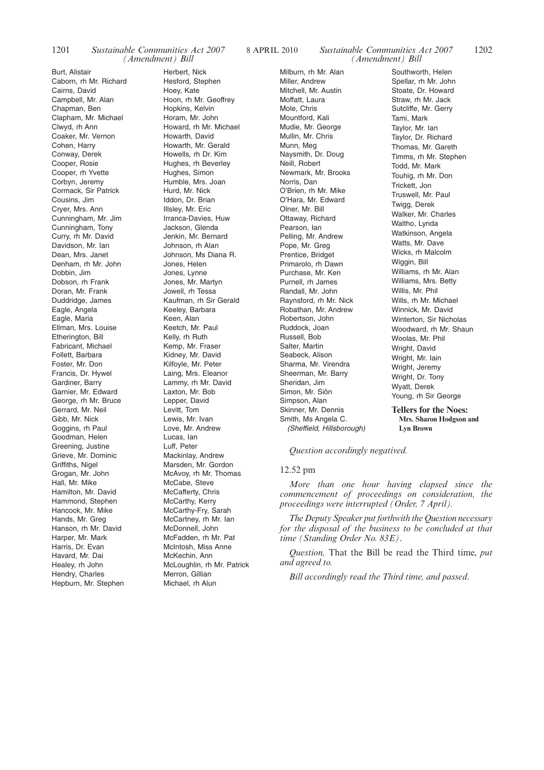Burt, Alistair
Caborn, rh Mr. Richard
Cairns, David
Campbell, Mr. Alan
Chapman, Ben
Clapham, Mr. Michael
Clwyd, rh Ann
Coaker, Mr. Vernon
Cohen, Harry
Conway, Derek
Cooper, Rosie
Cooper, rh Yvette
Corbyn, Jeremy
Cormack, Sir Patrick
Cousins, Jim
Cryer, Mrs. Ann
Cunningham, Mr. Jim
Cunningham, Tony
Curry, rh Mr. David
Davidson, Mr. Ian
Dean, Mrs. Janet
Denham, rh Mr. John
Dobbin, Jim
Dobson, rh Frank
Doran, Mr. Frank
Duddridge, James
Eagle, Angela
Eagle, Maria
Ellman, Mrs. Louise
Etherington, Bill
Fabricant, Michael
Follett, Barbara
Foster, Mr. Don
Francis, Dr. Hywel
Gardiner, Barry
Garnier, Mr. Edward
George, rh Mr. Bruce
Gerrard, Mr. Neil
Gibb, Mr. Nick
Goggins, rh Paul
Goodman, Helen
Greening, Justine
Grieve, Mr. Dominic
Griffiths, Nigel
Grogan, Mr. John
Hall, Mr. Mike
Hamilton, Mr. David
Hammond, Stephen
Hancock, Mr. Mike
Hands, Mr. Greg
Hanson, rh Mr. David
Harper, Mr. Mark
Harris, Dr. Evan
Havard, Mr. Dai
Healey, rh John
Hendry, Charles
Hepburn, Mr. Stephen
Herbert, Nick
Hesford, Stephen
Hoey, Kate
Hoon, rh Mr. Geoffrey
Hopkins, Kelvin
Horam, Mr. John
Howard, rh Mr. Michael
Howarth, David
Howarth, Mr. Gerald
Howells, rh Dr. Kim
Hughes, rh Beverley
Hughes, Simon
Humble, Mrs. Joan
Hurd, Mr. Nick
Iddon, Dr. Brian
Illsley, Mr. Eric
Irranca-Davies, Huw
Jackson, Glenda
Jenkin, Mr. Bernard
Johnson, rh Alan
Johnson, Ms Diana R.
Jones, Helen
Jones, Lynne
Jones, Mr. Martyn
Jowell, rh Tessa
Kaufman, rh Sir Gerald
Keeley, Barbara
Keen, Alan
Keetch, Mr. Paul
Kelly, rh Ruth
Kemp, Mr. Fraser
Kidney, Mr. David
Kilfoyle, Mr. Peter
Laing, Mrs. Eleanor
Lammy, rh Mr. David
Laxton, Mr. Bob
Lepper, David
Levitt, Tom
Lewis, Mr. Ivan
Love, Mr. Andrew
Lucas, Ian
Luff, Peter
Mackinlay, Andrew
Marsden, Mr. Gordon
McAvoy, rh Mr. Thomas
McCabe, Steve
McCafferty, Chris
McCarthy, Kerry
McCarthy-Fry, Sarah
McCartney, rh Mr. Ian
McDonnell, John
McFadden, rh Mr. Pat
McIntosh, Miss Anne
McKechin, Ann
McLoughlin, rh Mr. Patrick
Merron, Gillian
Michael, rh Alun
Milburn, rh Mr. Alan
Miller, Andrew
Mitchell, Mr. Austin
Moffatt, Laura
Mole, Chris
Mountford, Kali
Mudie, Mr. George
Mullin, Mr. Chris
Munn, Meg
Naysmith, Dr. Doug
Neill, Robert
Newmark, Mr. Brooks
Norris, Dan
O'Brien, rh Mr. Mike
O'Hara, Mr. Edward
Olner, Mr. Bill
Ottaway, Richard
Pearson, Ian
Pelling, Mr. Andrew
Pope, Mr. Greg
Prentice, Bridget
Primarolo, rh Dawn
Purchase, Mr. Ken
Purnell, rh James
Randall, Mr. John
Raynsford, rh Mr. Nick
Robathan, Mr. Andrew
Robertson, John
Ruddock, Joan
Russell, Bob
Salter, Martin
Seabeck, Alison
Sharma, Mr. Virendra
Sheerman, Mr. Barry
Sheridan, Jim
Simon, Mr. Siôn
Simpson, Alan
Skinner, Mr. Dennis
Smith, Ms Angela C. *(Sheffield, Hillsborough)*
Southworth, Helen
Spellar, rh Mr. John
Stoate, Dr. Howard
Straw, rh Mr. Jack
Sutcliffe, Mr. Gerry
Tami, Mark
Taylor, Mr. Ian
Taylor, Dr. Richard
Thomas, Mr. Gareth
Timms, rh Mr. Stephen
Todd, Mr. Mark
Touhig, rh Mr. Don
Trickett, Jon
Truswell, Mr. Paul
Twigg, Derek
Walker, Mr. Charles
Waltho, Lynda
Watkinson, Angela
Watts, Mr. Dave
Wicks, rh Malcolm
Wiggin, Bill
Williams, rh Mr. Alan
Williams, Mrs. Betty
Willis, Mr. Phil
Wills, rh Mr. Michael
Winnick, Mr. David
Winterton, Sir Nicholas
Woodward, rh Mr. Shaun
Woolas, Mr. Phil
Wright, David
Wright, Mr. Iain
Wright, Jeremy
Wright, Dr. Tony
Wyatt, Derek
Young, rh Sir George

**Tellers for the Noes:**
**Mrs. Sharon Hodgson and Lyn Brown**

*Question accordingly negatived.*

12.52 pm

*More than one hour having elapsed since the commencement of proceedings on consideration, the proceedings were interrupted (Order, 7 April).*

*The Deputy Speaker put forthwith the Question necessary for the disposal of the business to be concluded at that time (Standing Order No. 83E).*

*Question,* That the Bill be read the Third time, *put and agreed to.*

*Bill accordingly read the Third time, and passed.*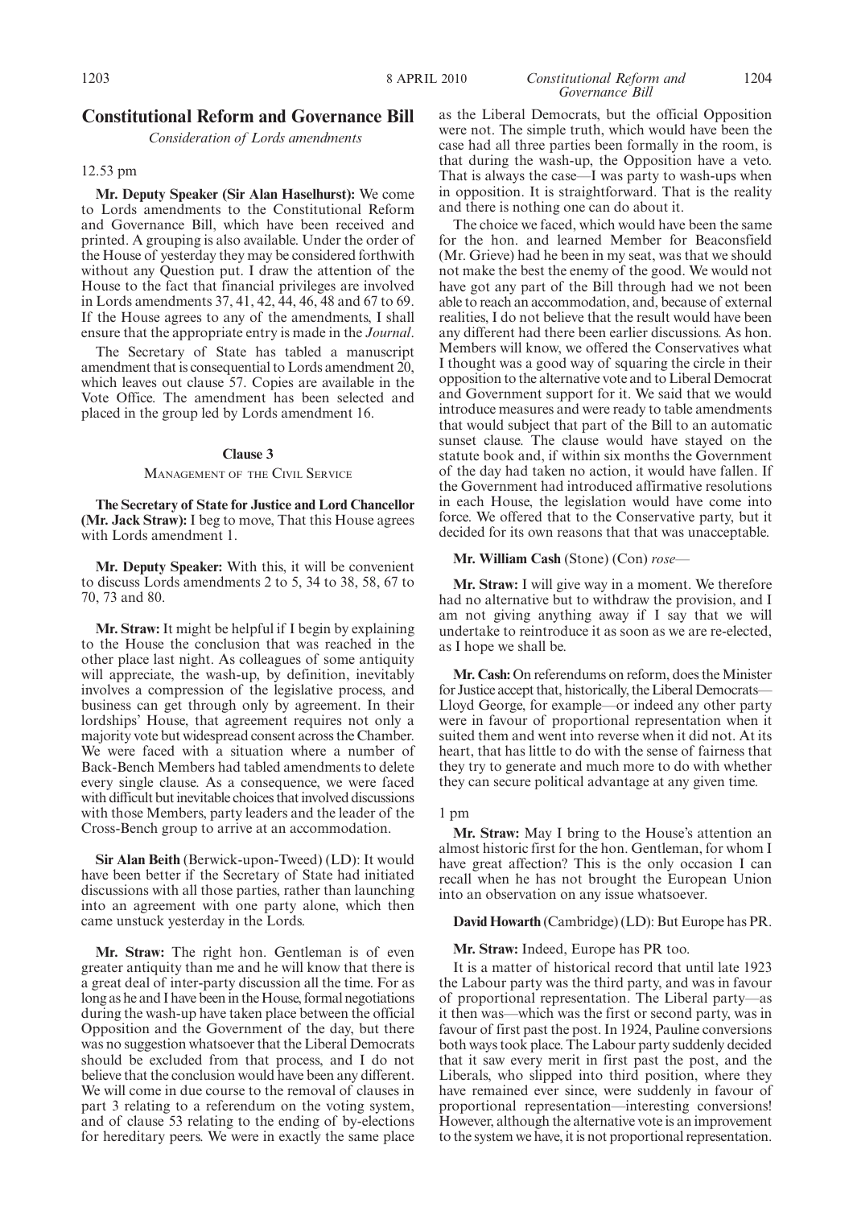## Constitutional Reform and Governance Bill

*Consideration of Lords amendments*

12.53 pm

**Mr. Deputy Speaker (Sir Alan Haselhurst):** We come to Lords amendments to the Constitutional Reform and Governance Bill, which have been received and printed. A grouping is also available. Under the order of the House of yesterday they may be considered forthwith without any Question put. I draw the attention of the House to the fact that financial privileges are involved in Lords amendments 37, 41, 42, 44, 46, 48 and 67 to 69. If the House agrees to any of the amendments, I shall ensure that the appropriate entry is made in the *Journal*.

The Secretary of State has tabled a manuscript amendment that is consequential to Lords amendment 20, which leaves out clause 57. Copies are available in the Vote Office. The amendment has been selected and placed in the group led by Lords amendment 16.

### Clause 3

MANAGEMENT OF THE CIVIL SERVICE

**The Secretary of State for Justice and Lord Chancellor (Mr. Jack Straw):** I beg to move, That this House agrees with Lords amendment 1.

**Mr. Deputy Speaker:** With this, it will be convenient to discuss Lords amendments 2 to 5, 34 to 38, 58, 67 to 70, 73 and 80.

**Mr. Straw:** It might be helpful if I begin by explaining to the House the conclusion that was reached in the other place last night. As colleagues of some antiquity will appreciate, the wash-up, by definition, inevitably involves a compression of the legislative process, and business can get through only by agreement. In their lordships' House, that agreement requires not only a majority vote but widespread consent across the Chamber. We were faced with a situation where a number of Back-Bench Members had tabled amendments to delete every single clause. As a consequence, we were faced with difficult but inevitable choices that involved discussions with those Members, party leaders and the leader of the Cross-Bench group to arrive at an accommodation.

**Sir Alan Beith** (Berwick-upon-Tweed) (LD): It would have been better if the Secretary of State had initiated discussions with all those parties, rather than launching into an agreement with one party alone, which then came unstuck yesterday in the Lords.

**Mr. Straw:** The right hon. Gentleman is of even greater antiquity than me and he will know that there is a great deal of inter-party discussion all the time. For as long as he and I have been in the House, formal negotiations during the wash-up have taken place between the official Opposition and the Government of the day, but there was no suggestion whatsoever that the Liberal Democrats should be excluded from that process, and I do not believe that the conclusion would have been any different. We will come in due course to the removal of clauses in part 3 relating to a referendum on the voting system, and of clause 53 relating to the ending of by-elections for hereditary peers. We were in exactly the same place as the Liberal Democrats, but the official Opposition were not. The simple truth, which would have been the case had all three parties been formally in the room, is that during the wash-up, the Opposition have a veto. That is always the case—I was party to wash-ups when in opposition. It is straightforward. That is the reality and there is nothing one can do about it.

The choice we faced, which would have been the same for the hon. and learned Member for Beaconsfield (Mr. Grieve) had he been in my seat, was that we should not make the best the enemy of the good. We would not have got any part of the Bill through had we not been able to reach an accommodation, and, because of external realities, I do not believe that the result would have been any different had there been earlier discussions. As hon. Members will know, we offered the Conservatives what I thought was a good way of squaring the circle in their opposition to the alternative vote and to Liberal Democrat and Government support for it. We said that we would introduce measures and were ready to table amendments that would subject that part of the Bill to an automatic sunset clause. The clause would have stayed on the statute book and, if within six months the Government of the day had taken no action, it would have fallen. If the Government had introduced affirmative resolutions in each House, the legislation would have come into force. We offered that to the Conservative party, but it decided for its own reasons that that was unacceptable.

**Mr. William Cash** (Stone) (Con) *rose*—

**Mr. Straw:** I will give way in a moment. We therefore had no alternative but to withdraw the provision, and I am not giving anything away if I say that we will undertake to reintroduce it as soon as we are re-elected, as I hope we shall be.

**Mr. Cash:** On referendums on reform, does the Minister for Justice accept that, historically, the Liberal Democrats—Lloyd George, for example—or indeed any other party were in favour of proportional representation when it suited them and went into reverse when it did not. At its heart, that has little to do with the sense of fairness that they try to generate and much more to do with whether they can secure political advantage at any given time.

1 pm

**Mr. Straw:** May I bring to the House's attention an almost historic first for the hon. Gentleman, for whom I have great affection? This is the only occasion I can recall when he has not brought the European Union into an observation on any issue whatsoever.

**David Howarth** (Cambridge) (LD): But Europe has PR.

**Mr. Straw:** Indeed, Europe has PR too.

It is a matter of historical record that until late 1923 the Labour party was the third party, and was in favour of proportional representation. The Liberal party—as it then was—which was the first or second party, was in favour of first past the post. In 1924, Pauline conversions both ways took place. The Labour party suddenly decided that it saw every merit in first past the post, and the Liberals, who slipped into third position, where they have remained ever since, were suddenly in favour of proportional representation—interesting conversions! However, although the alternative vote is an improvement to the system we have, it is not proportional representation.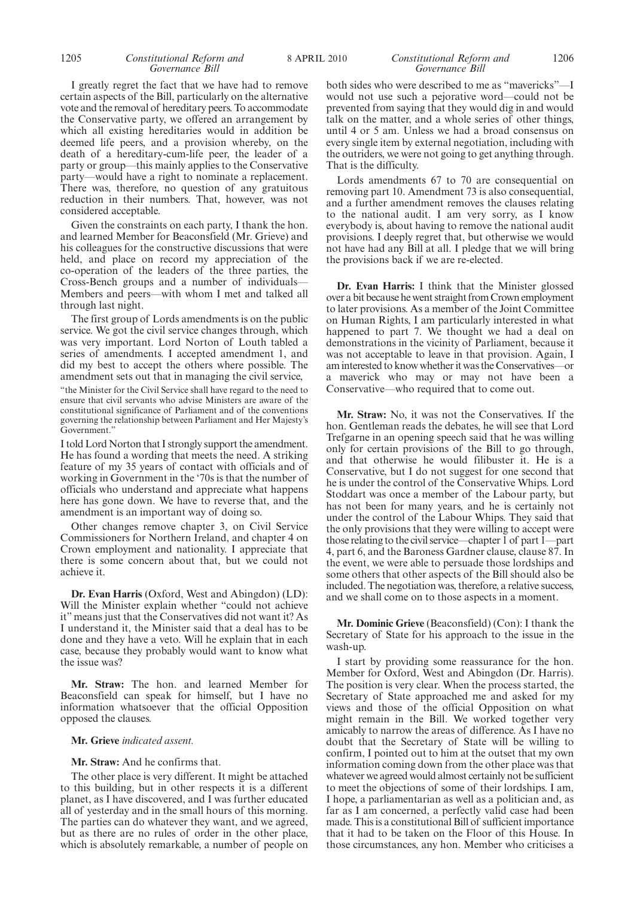I greatly regret the fact that we have had to remove certain aspects of the Bill, particularly on the alternative vote and the removal of hereditary peers. To accommodate the Conservative party, we offered an arrangement by which all existing hereditaries would in addition be deemed life peers, and a provision whereby, on the death of a hereditary-cum-life peer, the leader of a party or group—this mainly applies to the Conservative party—would have a right to nominate a replacement. There was, therefore, no question of any gratuitous reduction in their numbers. That, however, was not considered acceptable.

Given the constraints on each party, I thank the hon. and learned Member for Beaconsfield (Mr. Grieve) and his colleagues for the constructive discussions that were held, and place on record my appreciation of the co-operation of the leaders of the three parties, the Cross-Bench groups and a number of individuals—Members and peers—with whom I met and talked all through last night.

The first group of Lords amendments is on the public service. We got the civil service changes through, which was very important. Lord Norton of Louth tabled a series of amendments. I accepted amendment 1, and did my best to accept the others where possible. The amendment sets out that in managing the civil service,

"the Minister for the Civil Service shall have regard to the need to ensure that civil servants who advise Ministers are aware of the constitutional significance of Parliament and of the conventions governing the relationship between Parliament and Her Majesty's Government."

I told Lord Norton that I strongly support the amendment. He has found a wording that meets the need. A striking feature of my 35 years of contact with officials and of working in Government in the '70s is that the number of officials who understand and appreciate what happens here has gone down. We have to reverse that, and the amendment is an important way of doing so.

Other changes remove chapter 3, on Civil Service Commissioners for Northern Ireland, and chapter 4 on Crown employment and nationality. I appreciate that there is some concern about that, but we could not achieve it.

**Dr. Evan Harris** (Oxford, West and Abingdon) (LD): Will the Minister explain whether "could not achieve it" means just that the Conservatives did not want it? As I understand it, the Minister said that a deal has to be done and they have a veto. Will he explain that in each case, because they probably would want to know what the issue was?

**Mr. Straw:** The hon. and learned Member for Beaconsfield can speak for himself, but I have no information whatsoever that the official Opposition opposed the clauses.

**Mr. Grieve** *indicated assent.*

**Mr. Straw:** And he confirms that.

The other place is very different. It might be attached to this building, but in other respects it is a different planet, as I have discovered, and I was further educated all of yesterday and in the small hours of this morning. The parties can do whatever they want, and we agreed, but as there are no rules of order in the other place, which is absolutely remarkable, a number of people on both sides who were described to me as "mavericks"—I would not use such a pejorative word—could not be prevented from saying that they would dig in and would talk on the matter, and a whole series of other things, until 4 or 5 am. Unless we had a broad consensus on every single item by external negotiation, including with the outriders, we were not going to get anything through. That is the difficulty.

Lords amendments 67 to 70 are consequential on removing part 10. Amendment 73 is also consequential, and a further amendment removes the clauses relating to the national audit. I am very sorry, as I know everybody is, about having to remove the national audit provisions. I deeply regret that, but otherwise we would not have had any Bill at all. I pledge that we will bring the provisions back if we are re-elected.

**Dr. Evan Harris:** I think that the Minister glossed over a bit because he went straight from Crown employment to later provisions. As a member of the Joint Committee on Human Rights, I am particularly interested in what happened to part 7. We thought we had a deal on demonstrations in the vicinity of Parliament, because it was not acceptable to leave in that provision. Again, I am interested to know whether it was the Conservatives—or a maverick who may or may not have been a Conservative—who required that to come out.

**Mr. Straw:** No, it was not the Conservatives. If the hon. Gentleman reads the debates, he will see that Lord Trefgarne in an opening speech said that he was willing only for certain provisions of the Bill to go through, and that otherwise he would filibuster it. He is a Conservative, but I do not suggest for one second that he is under the control of the Conservative Whips. Lord Stoddart was once a member of the Labour party, but has not been for many years, and he is certainly not under the control of the Labour Whips. They said that the only provisions that they were willing to accept were those relating to the civil service—chapter 1 of part 1—part 4, part 6, and the Baroness Gardner clause, clause 87. In the event, we were able to persuade those lordships and some others that other aspects of the Bill should also be included. The negotiation was, therefore, a relative success, and we shall come on to those aspects in a moment.

**Mr. Dominic Grieve** (Beaconsfield) (Con): I thank the Secretary of State for his approach to the issue in the wash-up.

I start by providing some reassurance for the hon. Member for Oxford, West and Abingdon (Dr. Harris). The position is very clear. When the process started, the Secretary of State approached me and asked for my views and those of the official Opposition on what might remain in the Bill. We worked together very amicably to narrow the areas of difference. As I have no doubt that the Secretary of State will be willing to confirm, I pointed out to him at the outset that my own information coming down from the other place was that whatever we agreed would almost certainly not be sufficient to meet the objections of some of their lordships. I am, I hope, a parliamentarian as well as a politician and, as far as I am concerned, a perfectly valid case had been made. This is a constitutional Bill of sufficient importance that it had to be taken on the Floor of this House. In those circumstances, any hon. Member who criticises a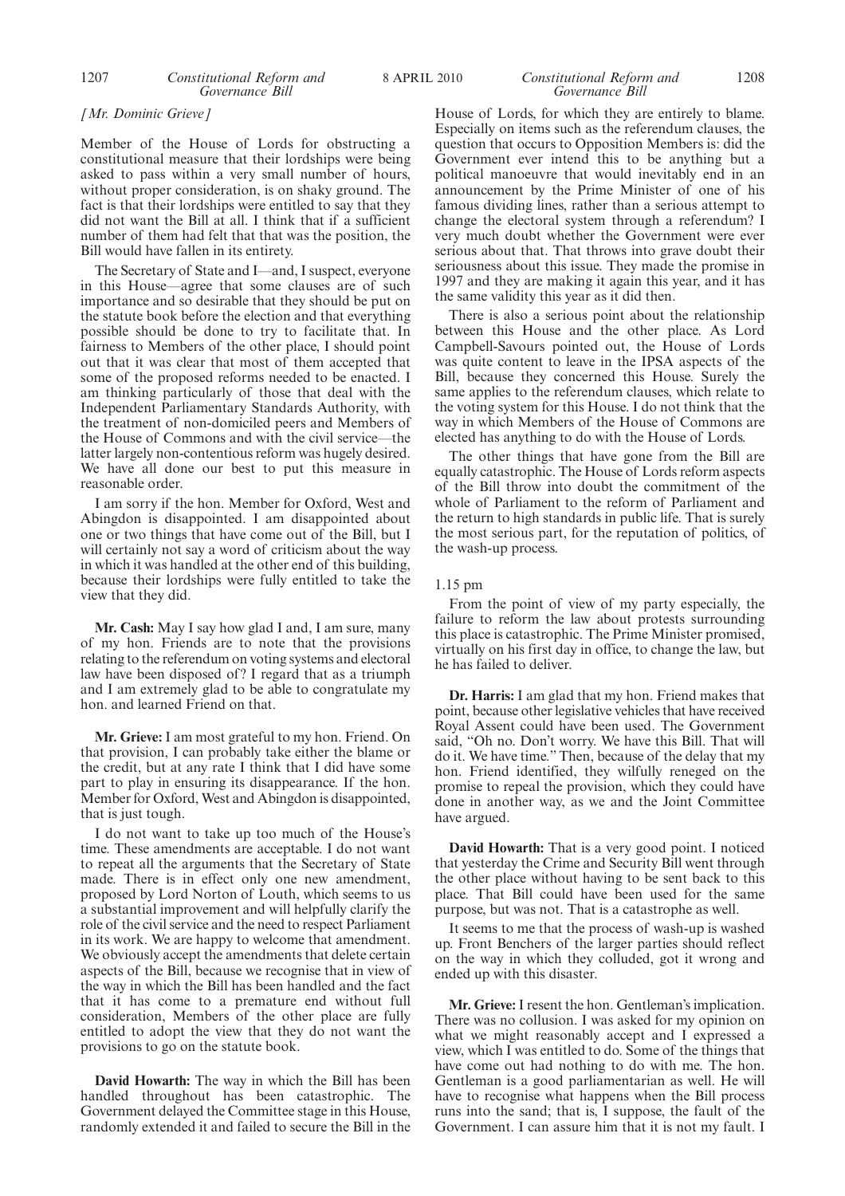*[Mr. Dominic Grieve]*

Member of the House of Lords for obstructing a constitutional measure that their lordships were being asked to pass within a very small number of hours, without proper consideration, is on shaky ground. The fact is that their lordships were entitled to say that they did not want the Bill at all. I think that if a sufficient number of them had felt that that was the position, the Bill would have fallen in its entirety.

The Secretary of State and I—and, I suspect, everyone in this House—agree that some clauses are of such importance and so desirable that they should be put on the statute book before the election and that everything possible should be done to try to facilitate that. In fairness to Members of the other place, I should point out that it was clear that most of them accepted that some of the proposed reforms needed to be enacted. I am thinking particularly of those that deal with the Independent Parliamentary Standards Authority, with the treatment of non-domiciled peers and Members of the House of Commons and with the civil service—the latter largely non-contentious reform was hugely desired. We have all done our best to put this measure in reasonable order.

I am sorry if the hon. Member for Oxford, West and Abingdon is disappointed. I am disappointed about one or two things that have come out of the Bill, but I will certainly not say a word of criticism about the way in which it was handled at the other end of this building, because their lordships were fully entitled to take the view that they did.

**Mr. Cash:** May I say how glad I and, I am sure, many of my hon. Friends are to note that the provisions relating to the referendum on voting systems and electoral law have been disposed of? I regard that as a triumph and I am extremely glad to be able to congratulate my hon. and learned Friend on that.

**Mr. Grieve:** I am most grateful to my hon. Friend. On that provision, I can probably take either the blame or the credit, but at any rate I think that I did have some part to play in ensuring its disappearance. If the hon. Member for Oxford, West and Abingdon is disappointed, that is just tough.

I do not want to take up too much of the House's time. These amendments are acceptable. I do not want to repeat all the arguments that the Secretary of State made. There is in effect only one new amendment, proposed by Lord Norton of Louth, which seems to us a substantial improvement and will helpfully clarify the role of the civil service and the need to respect Parliament in its work. We are happy to welcome that amendment. We obviously accept the amendments that delete certain aspects of the Bill, because we recognise that in view of the way in which the Bill has been handled and the fact that it has come to a premature end without full consideration, Members of the other place are fully entitled to adopt the view that they do not want the provisions to go on the statute book.

**David Howarth:** The way in which the Bill has been handled throughout has been catastrophic. The Government delayed the Committee stage in this House, randomly extended it and failed to secure the Bill in the House of Lords, for which they are entirely to blame. Especially on items such as the referendum clauses, the question that occurs to Opposition Members is: did the Government ever intend this to be anything but a political manoeuvre that would inevitably end in an announcement by the Prime Minister of one of his famous dividing lines, rather than a serious attempt to change the electoral system through a referendum? I very much doubt whether the Government were ever serious about that. That throws into grave doubt their seriousness about this issue. They made the promise in 1997 and they are making it again this year, and it has the same validity this year as it did then.

There is also a serious point about the relationship between this House and the other place. As Lord Campbell-Savours pointed out, the House of Lords was quite content to leave in the IPSA aspects of the Bill, because they concerned this House. Surely the same applies to the referendum clauses, which relate to the voting system for this House. I do not think that the way in which Members of the House of Commons are elected has anything to do with the House of Lords.

The other things that have gone from the Bill are equally catastrophic. The House of Lords reform aspects of the Bill throw into doubt the commitment of the whole of Parliament to the reform of Parliament and the return to high standards in public life. That is surely the most serious part, for the reputation of politics, of the wash-up process.

1.15 pm

From the point of view of my party especially, the failure to reform the law about protests surrounding this place is catastrophic. The Prime Minister promised, virtually on his first day in office, to change the law, but he has failed to deliver.

**Dr. Harris:** I am glad that my hon. Friend makes that point, because other legislative vehicles that have received Royal Assent could have been used. The Government said, "Oh no. Don't worry. We have this Bill. That will do it. We have time." Then, because of the delay that my hon. Friend identified, they wilfully reneged on the promise to repeal the provision, which they could have done in another way, as we and the Joint Committee have argued.

**David Howarth:** That is a very good point. I noticed that yesterday the Crime and Security Bill went through the other place without having to be sent back to this place. That Bill could have been used for the same purpose, but was not. That is a catastrophe as well.

It seems to me that the process of wash-up is washed up. Front Benchers of the larger parties should reflect on the way in which they colluded, got it wrong and ended up with this disaster.

**Mr. Grieve:** I resent the hon. Gentleman's implication. There was no collusion. I was asked for my opinion on what we might reasonably accept and I expressed a view, which I was entitled to do. Some of the things that have come out had nothing to do with me. The hon. Gentleman is a good parliamentarian as well. He will have to recognise what happens when the Bill process runs into the sand; that is, I suppose, the fault of the Government. I can assure him that it is not my fault. I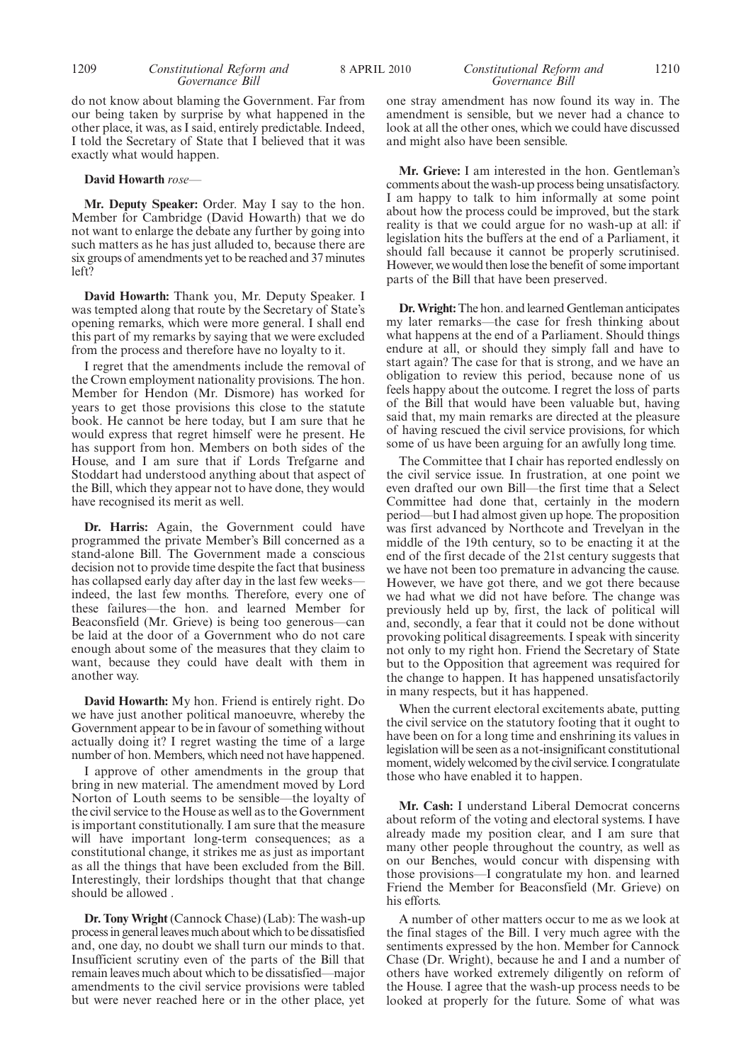do not know about blaming the Government. Far from our being taken by surprise by what happened in the other place, it was, as I said, entirely predictable. Indeed, I told the Secretary of State that I believed that it was exactly what would happen.

**David Howarth** *rose—*

**Mr. Deputy Speaker:** Order. May I say to the hon. Member for Cambridge (David Howarth) that we do not want to enlarge the debate any further by going into such matters as he has just alluded to, because there are six groups of amendments yet to be reached and 37 minutes left?

**David Howarth:** Thank you, Mr. Deputy Speaker. I was tempted along that route by the Secretary of State's opening remarks, which were more general. I shall end this part of my remarks by saying that we were excluded from the process and therefore have no loyalty to it.

I regret that the amendments include the removal of the Crown employment nationality provisions. The hon. Member for Hendon (Mr. Dismore) has worked for years to get those provisions this close to the statute book. He cannot be here today, but I am sure that he would express that regret himself were he present. He has support from hon. Members on both sides of the House, and I am sure that if Lords Trefgarne and Stoddart had understood anything about that aspect of the Bill, which they appear not to have done, they would have recognised its merit as well.

**Dr. Harris:** Again, the Government could have programmed the private Member's Bill concerned as a stand-alone Bill. The Government made a conscious decision not to provide time despite the fact that business has collapsed early day after day in the last few weeks—indeed, the last few months. Therefore, every one of these failures—the hon. and learned Member for Beaconsfield (Mr. Grieve) is being too generous—can be laid at the door of a Government who do not care enough about some of the measures that they claim to want, because they could have dealt with them in another way.

**David Howarth:** My hon. Friend is entirely right. Do we have just another political manoeuvre, whereby the Government appear to be in favour of something without actually doing it? I regret wasting the time of a large number of hon. Members, which need not have happened.

I approve of other amendments in the group that bring in new material. The amendment moved by Lord Norton of Louth seems to be sensible—the loyalty of the civil service to the House as well as to the Government is important constitutionally. I am sure that the measure will have important long-term consequences; as a constitutional change, it strikes me as just as important as all the things that have been excluded from the Bill. Interestingly, their lordships thought that that change should be allowed .

**Dr. Tony Wright** (Cannock Chase) (Lab): The wash-up process in general leaves much about which to be dissatisfied and, one day, no doubt we shall turn our minds to that. Insufficient scrutiny even of the parts of the Bill that remain leaves much about which to be dissatisfied—major amendments to the civil service provisions were tabled but were never reached here or in the other place, yet one stray amendment has now found its way in. The amendment is sensible, but we never had a chance to look at all the other ones, which we could have discussed and might also have been sensible.

**Mr. Grieve:** I am interested in the hon. Gentleman's comments about the wash-up process being unsatisfactory. I am happy to talk to him informally at some point about how the process could be improved, but the stark reality is that we could argue for no wash-up at all: if legislation hits the buffers at the end of a Parliament, it should fall because it cannot be properly scrutinised. However, we would then lose the benefit of some important parts of the Bill that have been preserved.

**Dr. Wright:** The hon. and learned Gentleman anticipates my later remarks—the case for fresh thinking about what happens at the end of a Parliament. Should things endure at all, or should they simply fall and have to start again? The case for that is strong, and we have an obligation to review this period, because none of us feels happy about the outcome. I regret the loss of parts of the Bill that would have been valuable but, having said that, my main remarks are directed at the pleasure of having rescued the civil service provisions, for which some of us have been arguing for an awfully long time.

The Committee that I chair has reported endlessly on the civil service issue. In frustration, at one point we even drafted our own Bill—the first time that a Select Committee had done that, certainly in the modern period—but I had almost given up hope. The proposition was first advanced by Northcote and Trevelyan in the middle of the 19th century, so to be enacting it at the end of the first decade of the 21st century suggests that we have not been too premature in advancing the cause. However, we have got there, and we got there because we had what we did not have before. The change was previously held up by, first, the lack of political will and, secondly, a fear that it could not be done without provoking political disagreements. I speak with sincerity not only to my right hon. Friend the Secretary of State but to the Opposition that agreement was required for the change to happen. It has happened unsatisfactorily in many respects, but it has happened.

When the current electoral excitements abate, putting the civil service on the statutory footing that it ought to have been on for a long time and enshrining its values in legislation will be seen as a not-insignificant constitutional moment, widely welcomed by the civil service. I congratulate those who have enabled it to happen.

**Mr. Cash:** I understand Liberal Democrat concerns about reform of the voting and electoral systems. I have already made my position clear, and I am sure that many other people throughout the country, as well as on our Benches, would concur with dispensing with those provisions—I congratulate my hon. and learned Friend the Member for Beaconsfield (Mr. Grieve) on his efforts.

A number of other matters occur to me as we look at the final stages of the Bill. I very much agree with the sentiments expressed by the hon. Member for Cannock Chase (Dr. Wright), because he and I and a number of others have worked extremely diligently on reform of the House. I agree that the wash-up process needs to be looked at properly for the future. Some of what was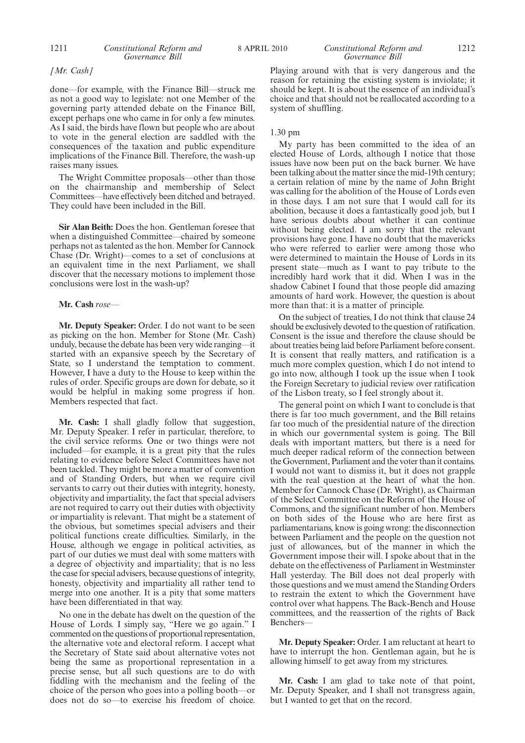*[Mr. Cash]*

done—for example, with the Finance Bill—struck me as not a good way to legislate: not one Member of the governing party attended debate on the Finance Bill, except perhaps one who came in for only a few minutes. As I said, the birds have flown but people who are about to vote in the general election are saddled with the consequences of the taxation and public expenditure implications of the Finance Bill. Therefore, the wash-up raises many issues.

The Wright Committee proposals—other than those on the chairmanship and membership of Select Committees—have effectively been ditched and betrayed. They could have been included in the Bill.

**Sir Alan Beith:** Does the hon. Gentleman foresee that when a distinguished Committee—chaired by someone perhaps not as talented as the hon. Member for Cannock Chase (Dr. Wright)—comes to a set of conclusions at an equivalent time in the next Parliament, we shall discover that the necessary motions to implement those conclusions were lost in the wash-up?

**Mr. Cash** *rose*—

**Mr. Deputy Speaker:** Order. I do not want to be seen as picking on the hon. Member for Stone (Mr. Cash) unduly, because the debate has been very wide ranging—it started with an expansive speech by the Secretary of State, so I understand the temptation to comment. However, I have a duty to the House to keep within the rules of order. Specific groups are down for debate, so it would be helpful in making some progress if hon. Members respected that fact.

**Mr. Cash:** I shall gladly follow that suggestion, Mr. Deputy Speaker. I refer in particular, therefore, to the civil service reforms. One or two things were not included—for example, it is a great pity that the rules relating to evidence before Select Committees have not been tackled. They might be more a matter of convention and of Standing Orders, but when we require civil servants to carry out their duties with integrity, honesty, objectivity and impartiality, the fact that special advisers are not required to carry out their duties with objectivity or impartiality is relevant. That might be a statement of the obvious, but sometimes special advisers and their political functions create difficulties. Similarly, in the House, although we engage in political activities, as part of our duties we must deal with some matters with a degree of objectivity and impartiality; that is no less the case for special advisers, because questions of integrity, honesty, objectivity and impartiality all rather tend to merge into one another. It is a pity that some matters have been differentiated in that way.

No one in the debate has dwelt on the question of the House of Lords. I simply say, "Here we go again." I commented on the questions of proportional representation, the alternative vote and electoral reform. I accept what the Secretary of State said about alternative votes not being the same as proportional representation in a precise sense, but all such questions are to do with fiddling with the mechanism and the feeling of the choice of the person who goes into a polling booth—or does not do so—to exercise his freedom of choice. Playing around with that is very dangerous and the reason for retaining the existing system is inviolate; it should be kept. It is about the essence of an individual's choice and that should not be reallocated according to a system of shuffling.

1.30 pm

My party has been committed to the idea of an elected House of Lords, although I notice that those issues have now been put on the back burner. We have been talking about the matter since the mid-19th century; a certain relation of mine by the name of John Bright was calling for the abolition of the House of Lords even in those days. I am not sure that I would call for its abolition, because it does a fantastically good job, but I have serious doubts about whether it can continue without being elected. I am sorry that the relevant provisions have gone. I have no doubt that the mavericks who were referred to earlier were among those who were determined to maintain the House of Lords in its present state—much as I want to pay tribute to the incredibly hard work that it did. When I was in the shadow Cabinet I found that those people did amazing amounts of hard work. However, the question is about more than that: it is a matter of principle.

On the subject of treaties, I do not think that clause 24 should be exclusively devoted to the question of ratification. Consent is the issue and therefore the clause should be about treaties being laid before Parliament before consent. It is consent that really matters, and ratification is a much more complex question, which I do not intend to go into now, although I took up the issue when I took the Foreign Secretary to judicial review over ratification of the Lisbon treaty, so I feel strongly about it.

The general point on which I want to conclude is that there is far too much government, and the Bill retains far too much of the presidential nature of the direction in which our governmental system is going. The Bill deals with important matters, but there is a need for much deeper radical reform of the connection between the Government, Parliament and the voter than it contains. I would not want to dismiss it, but it does not grapple with the real question at the heart of what the hon. Member for Cannock Chase (Dr. Wright), as Chairman of the Select Committee on the Reform of the House of Commons, and the significant number of hon. Members on both sides of the House who are here first as parliamentarians, know is going wrong: the disconnection between Parliament and the people on the question not just of allowances, but of the manner in which the Government impose their will. I spoke about that in the debate on the effectiveness of Parliament in Westminster Hall yesterday. The Bill does not deal properly with those questions and we must amend the Standing Orders to restrain the extent to which the Government have control over what happens. The Back-Bench and House committees, and the reassertion of the rights of Back Benchers—

**Mr. Deputy Speaker:** Order. I am reluctant at heart to have to interrupt the hon. Gentleman again, but he is allowing himself to get away from my strictures.

**Mr. Cash:** I am glad to take note of that point, Mr. Deputy Speaker, and I shall not transgress again, but I wanted to get that on the record.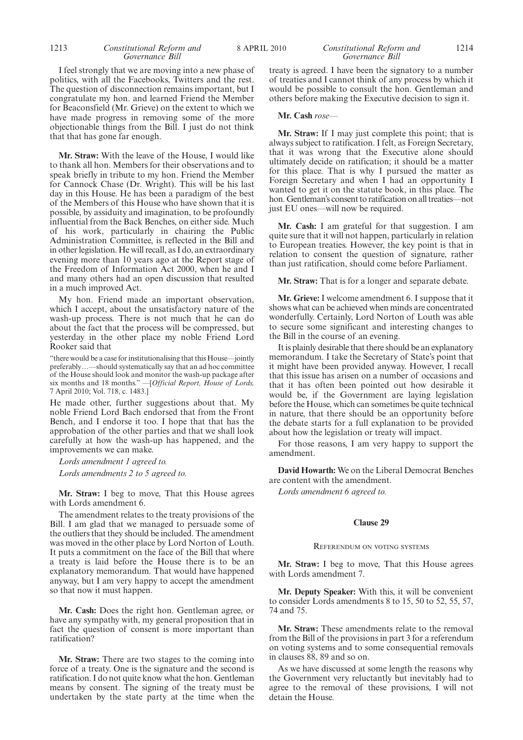I feel strongly that we are moving into a new phase of politics, with all the Facebooks, Twitters and the rest. The question of disconnection remains important, but I congratulate my hon. and learned Friend the Member for Beaconsfield (Mr. Grieve) on the extent to which we have made progress in removing some of the more objectionable things from the Bill. I just do not think that that has gone far enough.

**Mr. Straw:** With the leave of the House, I would like to thank all hon. Members for their observations and to speak briefly in tribute to my hon. Friend the Member for Cannock Chase (Dr. Wright). This will be his last day in this House. He has been a paradigm of the best of the Members of this House who have shown that it is possible, by assiduity and imagination, to be profoundly influential from the Back Benches, on either side. Much of his work, particularly in chairing the Public Administration Committee, is reflected in the Bill and in other legislation. He will recall, as I do, an extraordinary evening more than 10 years ago at the Report stage of the Freedom of Information Act 2000, when he and I and many others had an open discussion that resulted in a much improved Act.

My hon. Friend made an important observation, which I accept, about the unsatisfactory nature of the wash-up process. There is not much that he can do about the fact that the process will be compressed, but yesterday in the other place my noble Friend Lord Rooker said that

> "there would be a case for institutionalising that this House—jointly preferably…—should systematically say that an ad hoc committee of the House should look and monitor the wash-up package after six months and 18 months." —[*Official Report, House of Lords,* 7 April 2010; Vol. 718, c. 1483.]

He made other, further suggestions about that. My noble Friend Lord Bach endorsed that from the Front Bench, and I endorse it too. I hope that that has the approbation of the other parties and that we shall look carefully at how the wash-up has happened, and the improvements we can make.

*Lords amendment 1 agreed to.*

*Lords amendments 2 to 5 agreed to.*

**Mr. Straw:** I beg to move, That this House agrees with Lords amendment 6.

The amendment relates to the treaty provisions of the Bill. I am glad that we managed to persuade some of the outliers that they should be included. The amendment was moved in the other place by Lord Norton of Louth. It puts a commitment on the face of the Bill that where a treaty is laid before the House there is to be an explanatory memorandum. That would have happened anyway, but I am very happy to accept the amendment so that now it must happen.

**Mr. Cash:** Does the right hon. Gentleman agree, or have any sympathy with, my general proposition that in fact the question of consent is more important than ratification?

**Mr. Straw:** There are two stages to the coming into force of a treaty. One is the signature and the second is ratification. I do not quite know what the hon. Gentleman means by consent. The signing of the treaty must be undertaken by the state party at the time when the treaty is agreed. I have been the signatory to a number of treaties and I cannot think of any process by which it would be possible to consult the hon. Gentleman and others before making the Executive decision to sign it.

**Mr. Cash** *rose—*

**Mr. Straw:** If I may just complete this point; that is always subject to ratification. I felt, as Foreign Secretary, that it was wrong that the Executive alone should ultimately decide on ratification; it should be a matter for this place. That is why I pursued the matter as Foreign Secretary and when I had an opportunity I wanted to get it on the statute book, in this place. The hon. Gentleman's consent to ratification on all treaties—not just EU ones—will now be required.

**Mr. Cash:** I am grateful for that suggestion. I am quite sure that it will not happen, particularly in relation to European treaties. However, the key point is that in relation to consent the question of signature, rather than just ratification, should come before Parliament.

**Mr. Straw:** That is for a longer and separate debate.

**Mr. Grieve:** I welcome amendment 6. I suppose that it shows what can be achieved when minds are concentrated wonderfully. Certainly, Lord Norton of Louth was able to secure some significant and interesting changes to the Bill in the course of an evening.

It is plainly desirable that there should be an explanatory memorandum. I take the Secretary of State's point that it might have been provided anyway. However, I recall that this issue has arisen on a number of occasions and that it has often been pointed out how desirable it would be, if the Government are laying legislation before the House, which can sometimes be quite technical in nature, that there should be an opportunity before the debate starts for a full explanation to be provided about how the legislation or treaty will impact.

For those reasons, I am very happy to support the amendment.

**David Howarth:** We on the Liberal Democrat Benches are content with the amendment.

*Lords amendment 6 agreed to.*

## Clause 29

### Referendum on voting systems

**Mr. Straw:** I beg to move, That this House agrees with Lords amendment 7.

**Mr. Deputy Speaker:** With this, it will be convenient to consider Lords amendments 8 to 15, 50 to 52, 55, 57, 74 and 75.

**Mr. Straw:** These amendments relate to the removal from the Bill of the provisions in part 3 for a referendum on voting systems and to some consequential removals in clauses 88, 89 and so on.

As we have discussed at some length the reasons why the Government very reluctantly but inevitably had to agree to the removal of these provisions, I will not detain the House.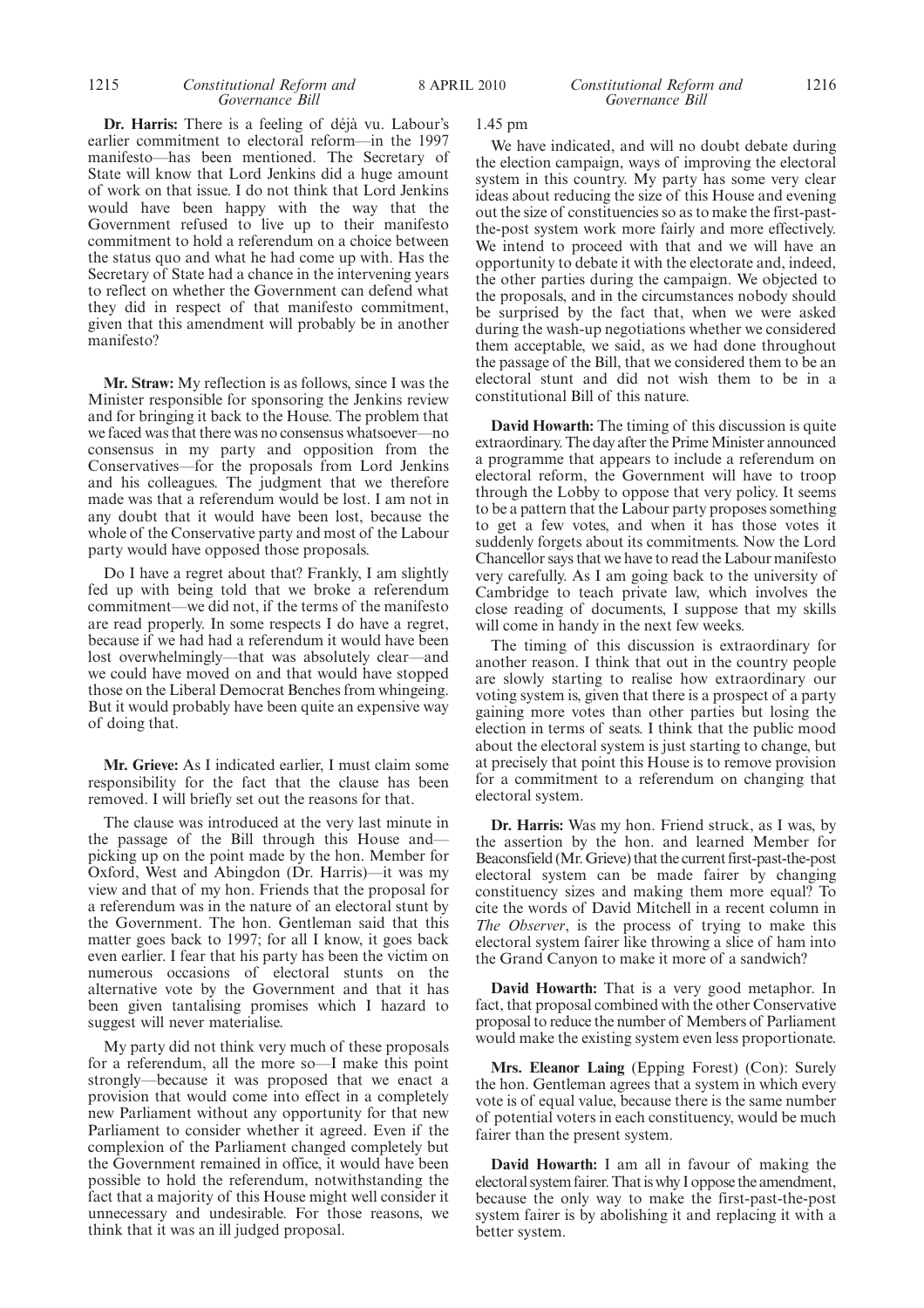**Dr. Harris:** There is a feeling of déjà vu. Labour's earlier commitment to electoral reform—in the 1997 manifesto—has been mentioned. The Secretary of State will know that Lord Jenkins did a huge amount of work on that issue. I do not think that Lord Jenkins would have been happy with the way that the Government refused to live up to their manifesto commitment to hold a referendum on a choice between the status quo and what he had come up with. Has the Secretary of State had a chance in the intervening years to reflect on whether the Government can defend what they did in respect of that manifesto commitment, given that this amendment will probably be in another manifesto?

**Mr. Straw:** My reflection is as follows, since I was the Minister responsible for sponsoring the Jenkins review and for bringing it back to the House. The problem that we faced was that there was no consensus whatsoever—no consensus in my party and opposition from the Conservatives—for the proposals from Lord Jenkins and his colleagues. The judgment that we therefore made was that a referendum would be lost. I am not in any doubt that it would have been lost, because the whole of the Conservative party and most of the Labour party would have opposed those proposals.

Do I have a regret about that? Frankly, I am slightly fed up with being told that we broke a referendum commitment—we did not, if the terms of the manifesto are read properly. In some respects I do have a regret, because if we had had a referendum it would have been lost overwhelmingly—that was absolutely clear—and we could have moved on and that would have stopped those on the Liberal Democrat Benches from whingeing. But it would probably have been quite an expensive way of doing that.

**Mr. Grieve:** As I indicated earlier, I must claim some responsibility for the fact that the clause has been removed. I will briefly set out the reasons for that.

The clause was introduced at the very last minute in the passage of the Bill through this House and—picking up on the point made by the hon. Member for Oxford, West and Abingdon (Dr. Harris)—it was my view and that of my hon. Friends that the proposal for a referendum was in the nature of an electoral stunt by the Government. The hon. Gentleman said that this matter goes back to 1997; for all I know, it goes back even earlier. I fear that his party has been the victim on numerous occasions of electoral stunts on the alternative vote by the Government and that it has been given tantalising promises which I hazard to suggest will never materialise.

My party did not think very much of these proposals for a referendum, all the more so—I make this point strongly—because it was proposed that we enact a provision that would come into effect in a completely new Parliament without any opportunity for that new Parliament to consider whether it agreed. Even if the complexion of the Parliament changed completely but the Government remained in office, it would have been possible to hold the referendum, notwithstanding the fact that a majority of this House might well consider it unnecessary and undesirable. For those reasons, we think that it was an ill judged proposal.

1.45 pm

We have indicated, and will no doubt debate during the election campaign, ways of improving the electoral system in this country. My party has some very clear ideas about reducing the size of this House and evening out the size of constituencies so as to make the first-past-the-post system work more fairly and more effectively. We intend to proceed with that and we will have an opportunity to debate it with the electorate and, indeed, the other parties during the campaign. We objected to the proposals, and in the circumstances nobody should be surprised by the fact that, when we were asked during the wash-up negotiations whether we considered them acceptable, we said, as we had done throughout the passage of the Bill, that we considered them to be an electoral stunt and did not wish them to be in a constitutional Bill of this nature.

**David Howarth:** The timing of this discussion is quite extraordinary. The day after the Prime Minister announced a programme that appears to include a referendum on electoral reform, the Government will have to troop through the Lobby to oppose that very policy. It seems to be a pattern that the Labour party proposes something to get a few votes, and when it has those votes it suddenly forgets about its commitments. Now the Lord Chancellor says that we have to read the Labour manifesto very carefully. As I am going back to the university of Cambridge to teach private law, which involves the close reading of documents, I suppose that my skills will come in handy in the next few weeks.

The timing of this discussion is extraordinary for another reason. I think that out in the country people are slowly starting to realise how extraordinary our voting system is, given that there is a prospect of a party gaining more votes than other parties but losing the election in terms of seats. I think that the public mood about the electoral system is just starting to change, but at precisely that point this House is to remove provision for a commitment to a referendum on changing that electoral system.

**Dr. Harris:** Was my hon. Friend struck, as I was, by the assertion by the hon. and learned Member for Beaconsfield (Mr. Grieve) that the current first-past-the-post electoral system can be made fairer by changing constituency sizes and making them more equal? To cite the words of David Mitchell in a recent column in *The Observer*, is the process of trying to make this electoral system fairer like throwing a slice of ham into the Grand Canyon to make it more of a sandwich?

**David Howarth:** That is a very good metaphor. In fact, that proposal combined with the other Conservative proposal to reduce the number of Members of Parliament would make the existing system even less proportionate.

**Mrs. Eleanor Laing** (Epping Forest) (Con): Surely the hon. Gentleman agrees that a system in which every vote is of equal value, because there is the same number of potential voters in each constituency, would be much fairer than the present system.

**David Howarth:** I am all in favour of making the electoral system fairer. That is why I oppose the amendment, because the only way to make the first-past-the-post system fairer is by abolishing it and replacing it with a better system.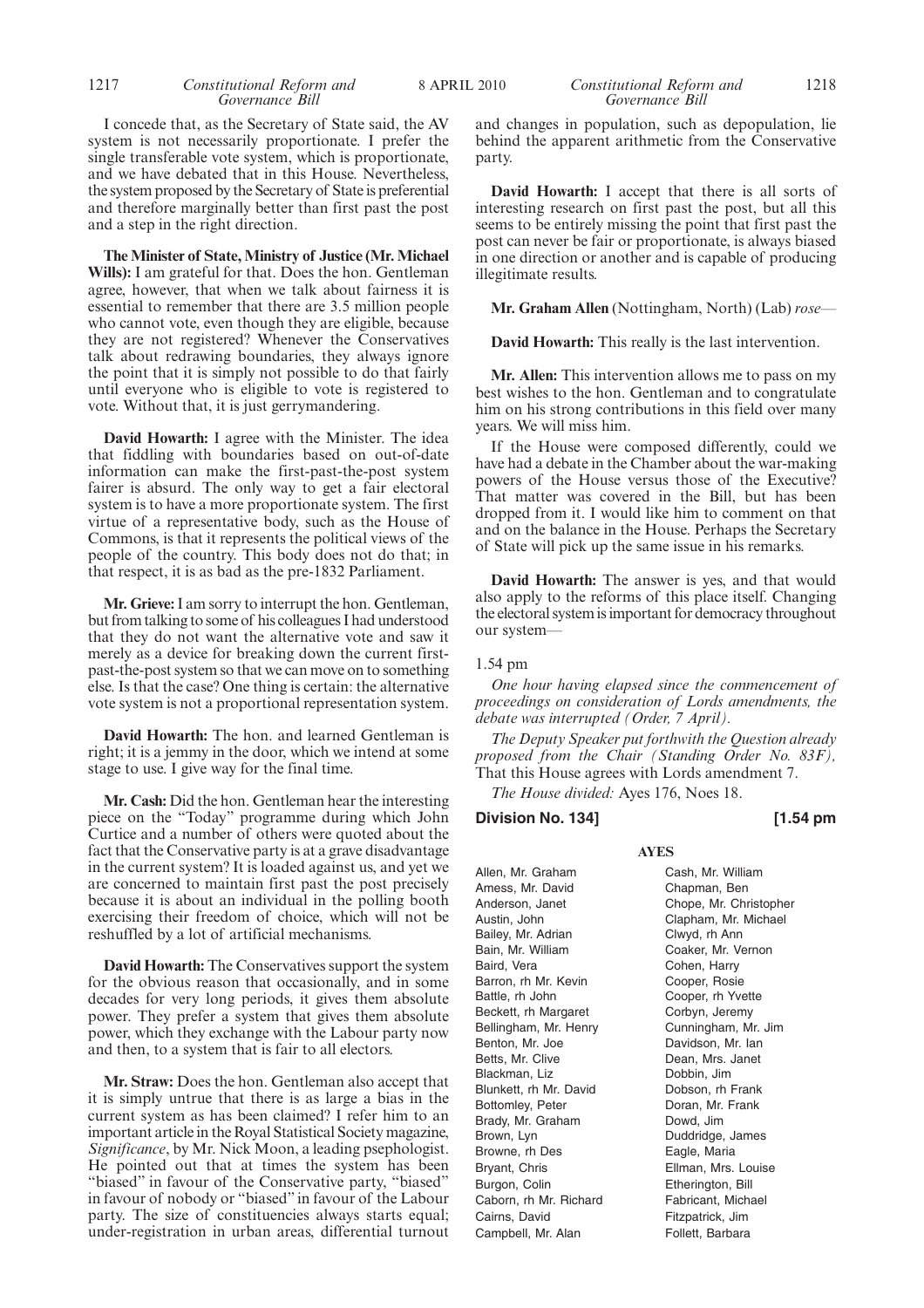I concede that, as the Secretary of State said, the AV system is not necessarily proportionate. I prefer the single transferable vote system, which is proportionate, and we have debated that in this House. Nevertheless, the system proposed by the Secretary of State is preferential and therefore marginally better than first past the post and a step in the right direction.

**The Minister of State, Ministry of Justice (Mr. Michael Wills):** I am grateful for that. Does the hon. Gentleman agree, however, that when we talk about fairness it is essential to remember that there are 3.5 million people who cannot vote, even though they are eligible, because they are not registered? Whenever the Conservatives talk about redrawing boundaries, they always ignore the point that it is simply not possible to do that fairly until everyone who is eligible to vote is registered to vote. Without that, it is just gerrymandering.

**David Howarth:** I agree with the Minister. The idea that fiddling with boundaries based on out-of-date information can make the first-past-the-post system fairer is absurd. The only way to get a fair electoral system is to have a more proportionate system. The first virtue of a representative body, such as the House of Commons, is that it represents the political views of the people of the country. This body does not do that; in that respect, it is as bad as the pre-1832 Parliament.

**Mr. Grieve:** I am sorry to interrupt the hon. Gentleman, but from talking to some of his colleagues I had understood that they do not want the alternative vote and saw it merely as a device for breaking down the current first-past-the-post system so that we can move on to something else. Is that the case? One thing is certain: the alternative vote system is not a proportional representation system.

**David Howarth:** The hon. and learned Gentleman is right; it is a jemmy in the door, which we intend at some stage to use. I give way for the final time.

**Mr. Cash:** Did the hon. Gentleman hear the interesting piece on the "Today" programme during which John Curtice and a number of others were quoted about the fact that the Conservative party is at a grave disadvantage in the current system? It is loaded against us, and yet we are concerned to maintain first past the post precisely because it is about an individual in the polling booth exercising their freedom of choice, which will not be reshuffled by a lot of artificial mechanisms.

**David Howarth:** The Conservatives support the system for the obvious reason that occasionally, and in some decades for very long periods, it gives them absolute power. They prefer a system that gives them absolute power, which they exchange with the Labour party now and then, to a system that is fair to all electors.

**Mr. Straw:** Does the hon. Gentleman also accept that it is simply untrue that there is as large a bias in the current system as has been claimed? I refer him to an important article in the Royal Statistical Society magazine, *Significance*, by Mr. Nick Moon, a leading psephologist. He pointed out that at times the system has been "biased" in favour of the Conservative party, "biased" in favour of nobody or "biased" in favour of the Labour party. The size of constituencies always starts equal; under-registration in urban areas, differential turnout and changes in population, such as depopulation, lie behind the apparent arithmetic from the Conservative party.

**David Howarth:** I accept that there is all sorts of interesting research on first past the post, but all this seems to be entirely missing the point that first past the post can never be fair or proportionate, is always biased in one direction or another and is capable of producing illegitimate results.

**Mr. Graham Allen** (Nottingham, North) (Lab) *rose—*

**David Howarth:** This really is the last intervention.

**Mr. Allen:** This intervention allows me to pass on my best wishes to the hon. Gentleman and to congratulate him on his strong contributions in this field over many years. We will miss him.

If the House were composed differently, could we have had a debate in the Chamber about the war-making powers of the House versus those of the Executive? That matter was covered in the Bill, but has been dropped from it. I would like him to comment on that and on the balance in the House. Perhaps the Secretary of State will pick up the same issue in his remarks.

**David Howarth:** The answer is yes, and that would also apply to the reforms of this place itself. Changing the electoral system is important for democracy throughout our system—

1.54 pm

*One hour having elapsed since the commencement of proceedings on consideration of Lords amendments, the debate was interrupted (Order, 7 April).*

*The Deputy Speaker put forthwith the Question already proposed from the Chair (Standing Order No. 83F),* That this House agrees with Lords amendment 7.

*The House divided:* Ayes 176, Noes 18.

**Division No. 134] [1.54 pm**

**AYES**

Allen, Mr. Graham
Amess, Mr. David
Anderson, Janet
Austin, John
Bailey, Mr. Adrian
Bain, Mr. William
Baird, Vera
Barron, rh Mr. Kevin
Battle, rh John
Beckett, rh Margaret
Bellingham, Mr. Henry
Benton, Mr. Joe
Betts, Mr. Clive
Blackman, Liz
Blunkett, rh Mr. David
Bottomley, Peter
Brady, Mr. Graham
Brown, Lyn
Browne, rh Des
Bryant, Chris
Burgon, Colin
Caborn, rh Mr. Richard
Cairns, David
Campbell, Mr. Alan
Cash, Mr. William
Chapman, Ben
Chope, Mr. Christopher
Clapham, Mr. Michael
Clwyd, rh Ann
Coaker, Mr. Vernon
Cohen, Harry
Cooper, Rosie
Cooper, rh Yvette
Corbyn, Jeremy
Cunningham, Mr. Jim
Davidson, Mr. Ian
Dean, Mrs. Janet
Dobbin, Jim
Dobson, rh Frank
Doran, Mr. Frank
Dowd, Jim
Duddridge, James
Eagle, Maria
Ellman, Mrs. Louise
Etherington, Bill
Fabricant, Michael
Fitzpatrick, Jim
Follett, Barbara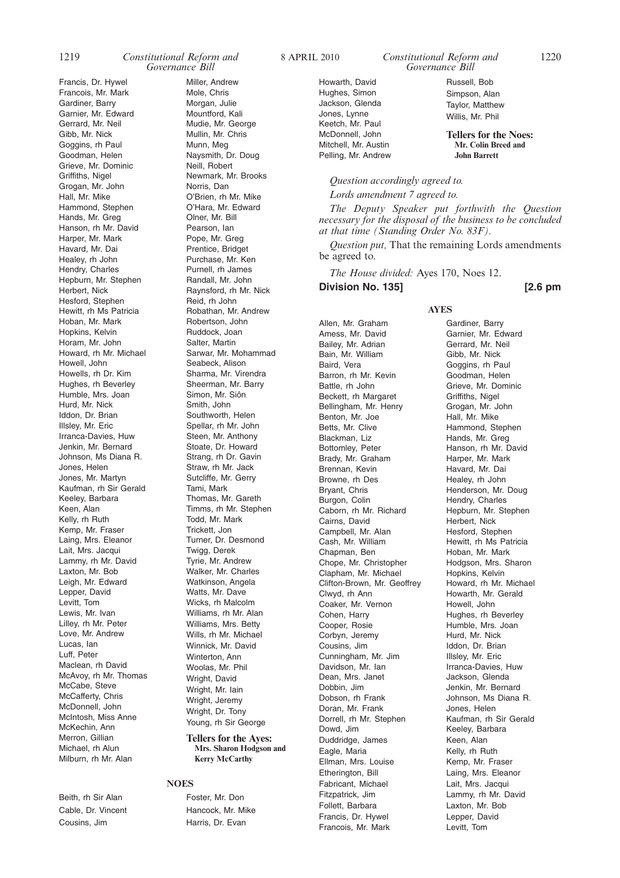Francis, Dr. Hywel
Francois, Mr. Mark
Gardiner, Barry
Garnier, Mr. Edward
Gerrard, Mr. Neil
Gibb, Mr. Nick
Goggins, rh Paul
Goodman, Helen
Grieve, Mr. Dominic
Griffiths, Nigel
Grogan, Mr. John
Hall, Mr. Mike
Hammond, Stephen
Hands, Mr. Greg
Hanson, rh Mr. David
Harper, Mr. Mark
Havard, Mr. Dai
Healey, rh John
Hendry, Charles
Hepburn, Mr. Stephen
Herbert, Nick
Hesford, Stephen
Hewitt, rh Ms Patricia
Hoban, Mr. Mark
Hopkins, Kelvin
Horam, Mr. John
Howard, rh Mr. Michael
Howell, John
Howells, rh Dr. Kim
Hughes, rh Beverley
Humble, Mrs. Joan
Hurd, Mr. Nick
Iddon, Dr. Brian
Illsley, Mr. Eric
Irranca-Davies, Huw
Jenkin, Mr. Bernard
Johnson, Ms Diana R.
Jones, Helen
Jones, Mr. Martyn
Kaufman, rh Sir Gerald
Keeley, Barbara
Keen, Alan
Kelly, rh Ruth
Kemp, Mr. Fraser
Laing, Mrs. Eleanor
Lait, Mrs. Jacqui
Lammy, rh Mr. David
Laxton, Mr. Bob
Leigh, Mr. Edward
Lepper, David
Levitt, Tom
Lewis, Mr. Ivan
Lilley, rh Mr. Peter
Love, Mr. Andrew
Lucas, Ian
Luff, Peter
Maclean, rh David
McAvoy, rh Mr. Thomas
McCabe, Steve
McCafferty, Chris
McDonnell, John
McIntosh, Miss Anne
McKechin, Ann
Merron, Gillian
Michael, rh Alun
Milburn, rh Mr. Alan
Miller, Andrew
Mole, Chris
Morgan, Julie
Mountford, Kali
Mudie, Mr. George
Mullin, Mr. Chris
Munn, Meg
Naysmith, Dr. Doug
Neill, Robert
Newmark, Mr. Brooks
Norris, Dan
O'Brien, rh Mr. Mike
O'Hara, Mr. Edward
Olner, Mr. Bill
Pearson, Ian
Pope, Mr. Greg
Prentice, Bridget
Purchase, Mr. Ken
Purnell, rh James
Randall, Mr. John
Raynsford, rh Mr. Nick
Reid, rh John
Robathan, Mr. Andrew
Robertson, John
Ruddock, Joan
Salter, Martin
Sarwar, Mr. Mohammad
Seabeck, Alison
Sharma, Mr. Virendra
Sheerman, Mr. Barry
Simon, Mr. Siôn
Smith, John
Southworth, Helen
Spellar, rh Mr. John
Steen, Mr. Anthony
Stoate, Dr. Howard
Strang, rh Dr. Gavin
Straw, rh Mr. Jack
Sutcliffe, Mr. Gerry
Tami, Mark
Thomas, Mr. Gareth
Timms, rh Mr. Stephen
Todd, Mr. Mark
Trickett, Jon
Turner, Dr. Desmond
Twigg, Derek
Tyrie, Mr. Andrew
Walker, Mr. Charles
Watkinson, Angela
Watts, Mr. Dave
Wicks, rh Malcolm
Williams, rh Mr. Alan
Williams, Mrs. Betty
Wills, rh Mr. Michael
Winnick, Mr. David
Winterton, Ann
Woolas, Mr. Phil
Wright, David
Wright, Mr. Iain
Wright, Jeremy
Wright, Mr. Tony
Young, rh Sir George

**Tellers for the Ayes:**
**Mrs. Sharon Hodgson and Kerry McCarthy**

**NOES**

Beith, rh Sir Alan
Cable, Dr. Vincent
Cousins, Jim
Foster, Mr. Don
Hancock, Mr. Mike
Harris, Dr. Evan
Howarth, David
Hughes, Simon
Jackson, Glenda
Jones, Lynne
Keetch, Mr. Paul
McDonnell, John
Mitchell, Mr. Austin
Pelling, Mr. Andrew
Russell, Bob
Simpson, Alan
Taylor, Matthew
Willis, Mr. Phil

**Tellers for the Noes:**
**Mr. Colin Breed and John Barrett**

*Question accordingly agreed to.*

*Lords amendment 7 agreed to.*

*The Deputy Speaker put forthwith the Question necessary for the disposal of the business to be concluded at that time (Standing Order No. 83F).*

*Question put,* That the remaining Lords amendments be agreed to.

*The House divided:* Ayes 170, Noes 12.

**Division No. 135] [2.6 pm**

**AYES**

Allen, Mr. Graham
Amess, Mr. David
Bailey, Mr. Adrian
Bain, Mr. William
Baird, Vera
Barron, rh Mr. Kevin
Battle, rh John
Beckett, rh Margaret
Bellingham, Mr. Henry
Benton, Mr. Joe
Betts, Mr. Clive
Blackman, Liz
Bottomley, Peter
Brady, Mr. Graham
Brennan, Kevin
Browne, rh Des
Bryant, Chris
Burgon, Colin
Caborn, rh Mr. Richard
Cairns, David
Campbell, Mr. Alan
Cash, Mr. William
Chapman, Ben
Chope, Mr. Christopher
Clapham, Mr. Michael
Clifton-Brown, Mr. Geoffrey
Clwyd, rh Ann
Coaker, Mr. Vernon
Cohen, Harry
Cooper, Rosie
Corbyn, Jeremy
Cousins, Jim
Cunningham, Mr. Jim
Davidson, Mr. Ian
Dean, Mrs. Janet
Dobbin, Jim
Dobson, rh Frank
Doran, Mr. Frank
Dorrell, rh Mr. Stephen
Dowd, Jim
Duddridge, James
Eagle, Maria
Ellman, Mrs. Louise
Etherington, Bill
Fabricant, Michael
Fitzpatrick, Jim
Follett, Barbara
Francis, Dr. Hywel
Francois, Mr. Mark
Gardiner, Barry
Garnier, Mr. Edward
Gerrard, Mr. Neil
Gibb, Mr. Nick
Goggins, rh Paul
Goodman, Helen
Grieve, Mr. Dominic
Griffiths, Nigel
Grogan, Mr. John
Hall, Mr. Mike
Hammond, Stephen
Hands, Mr. Greg
Hanson, rh Mr. David
Harper, Mr. Mark
Havard, Mr. Dai
Healey, rh John
Henderson, Mr. Doug
Hendry, Charles
Hepburn, Mr. Stephen
Herbert, Nick
Hesford, Stephen
Hewitt, rh Ms Patricia
Hoban, Mr. Mark
Hodgson, Mrs. Sharon
Hopkins, Kelvin
Howard, rh Mr. Michael
Howarth, Mr. Gerald
Howell, John
Hughes, rh Beverley
Humble, Mrs. Joan
Hurd, Mr. Nick
Iddon, Dr. Brian
Illsley, Mr. Eric
Irranca-Davies, Huw
Jackson, Glenda
Jenkin, Mr. Bernard
Johnson, Ms Diana R.
Jones, Helen
Kaufman, rh Sir Gerald
Keeley, Barbara
Keen, Alan
Kelly, rh Ruth
Kemp, Mr. Fraser
Laing, Mrs. Eleanor
Lait, Mrs. Jacqui
Lammy, rh Mr. David
Laxton, Mr. Bob
Lepper, David
Levitt, Tom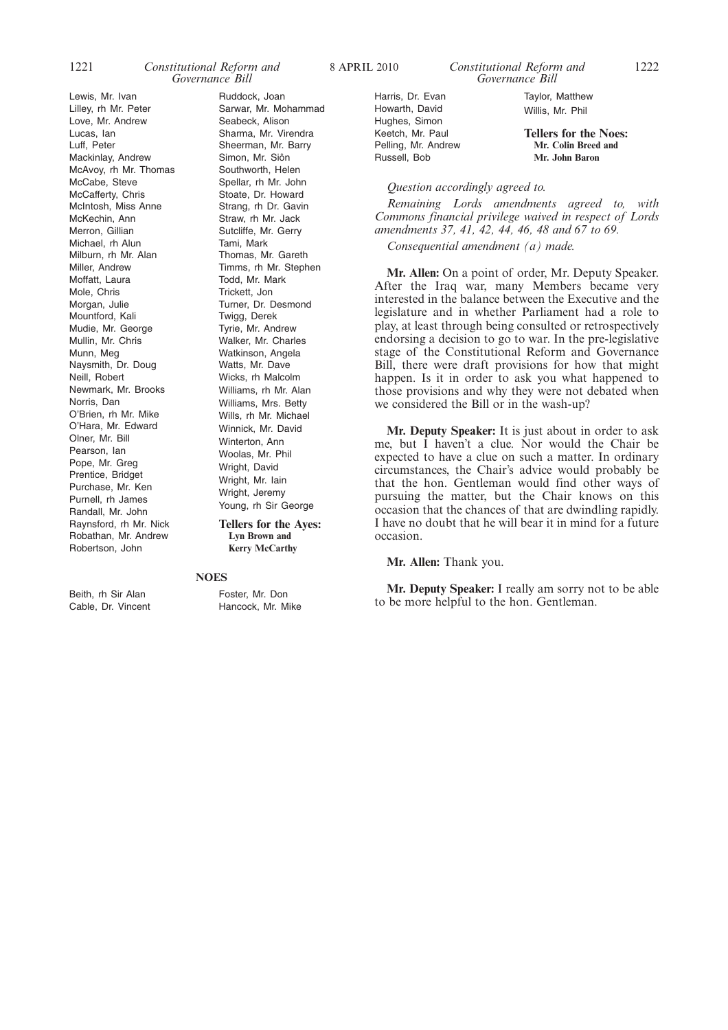Lewis, Mr. Ivan
Lilley, rh Mr. Peter
Love, Mr. Andrew
Lucas, Ian
Luff, Peter
Mackinlay, Andrew
McAvoy, rh Mr. Thomas
McCabe, Steve
McCafferty, Chris
McIntosh, Miss Anne
McKechin, Ann
Merron, Gillian
Michael, rh Alun
Milburn, rh Mr. Alan
Miller, Andrew
Moffatt, Laura
Mole, Chris
Morgan, Julie
Mountford, Kali
Mudie, Mr. George
Mullin, Mr. Chris
Munn, Meg
Naysmith, Dr. Doug
Neill, Robert
Newmark, Mr. Brooks
Norris, Dan
O'Brien, rh Mr. Mike
O'Hara, Mr. Edward
Olner, Mr. Bill
Pearson, Ian
Pope, Mr. Greg
Prentice, Bridget
Purchase, Mr. Ken
Purnell, rh James
Randall, Mr. John
Raynsford, rh Mr. Nick
Robathan, Mr. Andrew
Robertson, John
Ruddock, Joan
Sarwar, Mr. Mohammad
Seabeck, Alison
Sharma, Mr. Virendra
Sheerman, Mr. Barry
Simon, Mr. Siôn
Southworth, Helen
Spellar, rh Mr. John
Stoate, Dr. Howard
Strang, rh Dr. Gavin
Straw, rh Mr. Jack
Sutcliffe, Mr. Gerry
Tami, Mark
Thomas, Mr. Gareth
Timms, rh Mr. Stephen
Todd, Mr. Mark
Trickett, Jon
Turner, Dr. Desmond
Twigg, Derek
Tyrie, Mr. Andrew
Walker, Mr. Charles
Watkinson, Angela
Watts, Mr. Dave
Wicks, rh Malcolm
Williams, rh Mr. Alan
Williams, Mrs. Betty
Wills, rh Mr. Michael
Winnick, Mr. David
Winterton, Ann
Woolas, Mr. Phil
Wright, David
Wright, Mr. Iain
Wright, Jeremy
Young, rh Sir George

**Tellers for the Ayes:**
**Lyn Brown and**
**Kerry McCarthy**

**NOES**

Beith, rh Sir Alan
Cable, Dr. Vincent
Foster, Mr. Don
Hancock, Mr. Mike
Harris, Dr. Evan
Howarth, David
Hughes, Simon
Keetch, Mr. Paul
Pelling, Mr. Andrew
Russell, Bob
Taylor, Matthew
Willis, Mr. Phil

**Tellers for the Noes:**
**Mr. Colin Breed and**
**Mr. John Baron**

*Question accordingly agreed to.*

*Remaining Lords amendments agreed to, with Commons financial privilege waived in respect of Lords amendments 37, 41, 42, 44, 46, 48 and 67 to 69.*

*Consequential amendment (a) made.*

**Mr. Allen:** On a point of order, Mr. Deputy Speaker. After the Iraq war, many Members became very interested in the balance between the Executive and the legislature and in whether Parliament had a role to play, at least through being consulted or retrospectively endorsing a decision to go to war. In the pre-legislative stage of the Constitutional Reform and Governance Bill, there were draft provisions for how that might happen. Is it in order to ask you what happened to those provisions and why they were not debated when we considered the Bill or in the wash-up?

**Mr. Deputy Speaker:** It is just about in order to ask me, but I haven't a clue. Nor would the Chair be expected to have a clue on such a matter. In ordinary circumstances, the Chair's advice would probably be that the hon. Gentleman would find other ways of pursuing the matter, but the Chair knows on this occasion that the chances of that are dwindling rapidly. I have no doubt that he will bear it in mind for a future occasion.

**Mr. Allen:** Thank you.

**Mr. Deputy Speaker:** I really am sorry not to be able to be more helpful to the hon. Gentleman.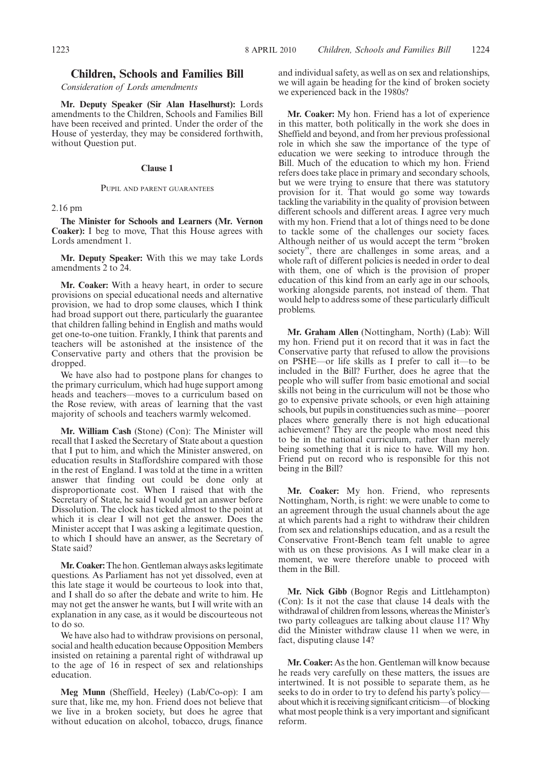## Children, Schools and Families Bill

*Consideration of Lords amendments*

**Mr. Deputy Speaker (Sir Alan Haselhurst):** Lords amendments to the Children, Schools and Families Bill have been received and printed. Under the order of the House of yesterday, they may be considered forthwith, without Question put.

### Clause 1

Pupil and parent guarantees

2.16 pm

**The Minister for Schools and Learners (Mr. Vernon Coaker):** I beg to move, That this House agrees with Lords amendment 1.

**Mr. Deputy Speaker:** With this we may take Lords amendments 2 to 24.

**Mr. Coaker:** With a heavy heart, in order to secure provisions on special educational needs and alternative provision, we had to drop some clauses, which I think had broad support out there, particularly the guarantee that children falling behind in English and maths would get one-to-one tuition. Frankly, I think that parents and teachers will be astonished at the insistence of the Conservative party and others that the provision be dropped.

We have also had to postpone plans for changes to the primary curriculum, which had huge support among heads and teachers—moves to a curriculum based on the Rose review, with areas of learning that the vast majority of schools and teachers warmly welcomed.

**Mr. William Cash** (Stone) (Con): The Minister will recall that I asked the Secretary of State about a question that I put to him, and which the Minister answered, on education results in Staffordshire compared with those in the rest of England. I was told at the time in a written answer that finding out could be done only at disproportionate cost. When I raised that with the Secretary of State, he said I would get an answer before Dissolution. The clock has ticked almost to the point at which it is clear I will not get the answer. Does the Minister accept that I was asking a legitimate question, to which I should have an answer, as the Secretary of State said?

**Mr. Coaker:** The hon. Gentleman always asks legitimate questions. As Parliament has not yet dissolved, even at this late stage it would be courteous to look into that, and I shall do so after the debate and write to him. He may not get the answer he wants, but I will write with an explanation in any case, as it would be discourteous not to do so.

We have also had to withdraw provisions on personal, social and health education because Opposition Members insisted on retaining a parental right of withdrawal up to the age of 16 in respect of sex and relationships education.

**Meg Munn** (Sheffield, Heeley) (Lab/Co-op): I am sure that, like me, my hon. Friend does not believe that we live in a broken society, but does he agree that without education on alcohol, tobacco, drugs, finance and individual safety, as well as on sex and relationships, we will again be heading for the kind of broken society we experienced back in the 1980s?

**Mr. Coaker:** My hon. Friend has a lot of experience in this matter, both politically in the work she does in Sheffield and beyond, and from her previous professional role in which she saw the importance of the type of education we were seeking to introduce through the Bill. Much of the education to which my hon. Friend refers does take place in primary and secondary schools, but we were trying to ensure that there was statutory provision for it. That would go some way towards tackling the variability in the quality of provision between different schools and different areas. I agree very much with my hon. Friend that a lot of things need to be done to tackle some of the challenges our society faces. Although neither of us would accept the term "broken society", there are challenges in some areas, and a whole raft of different policies is needed in order to deal with them, one of which is the provision of proper education of this kind from an early age in our schools, working alongside parents, not instead of them. That would help to address some of these particularly difficult problems.

**Mr. Graham Allen** (Nottingham, North) (Lab): Will my hon. Friend put it on record that it was in fact the Conservative party that refused to allow the provisions on PSHE—or life skills as I prefer to call it—to be included in the Bill? Further, does he agree that the people who will suffer from basic emotional and social skills not being in the curriculum will not be those who go to expensive private schools, or even high attaining schools, but pupils in constituencies such as mine—poorer places where generally there is not high educational achievement? They are the people who most need this to be in the national curriculum, rather than merely being something that it is nice to have. Will my hon. Friend put on record who is responsible for this not being in the Bill?

**Mr. Coaker:** My hon. Friend, who represents Nottingham, North, is right: we were unable to come to an agreement through the usual channels about the age at which parents had a right to withdraw their children from sex and relationships education, and as a result the Conservative Front-Bench team felt unable to agree with us on these provisions. As I will make clear in a moment, we were therefore unable to proceed with them in the Bill.

**Mr. Nick Gibb** (Bognor Regis and Littlehampton) (Con): Is it not the case that clause 14 deals with the withdrawal of children from lessons, whereas the Minister's two party colleagues are talking about clause 11? Why did the Minister withdraw clause 11 when we were, in fact, disputing clause 14?

**Mr. Coaker:** As the hon. Gentleman will know because he reads very carefully on these matters, the issues are intertwined. It is not possible to separate them, as he seeks to do in order to try to defend his party's policy—about which it is receiving significant criticism—of blocking what most people think is a very important and significant reform.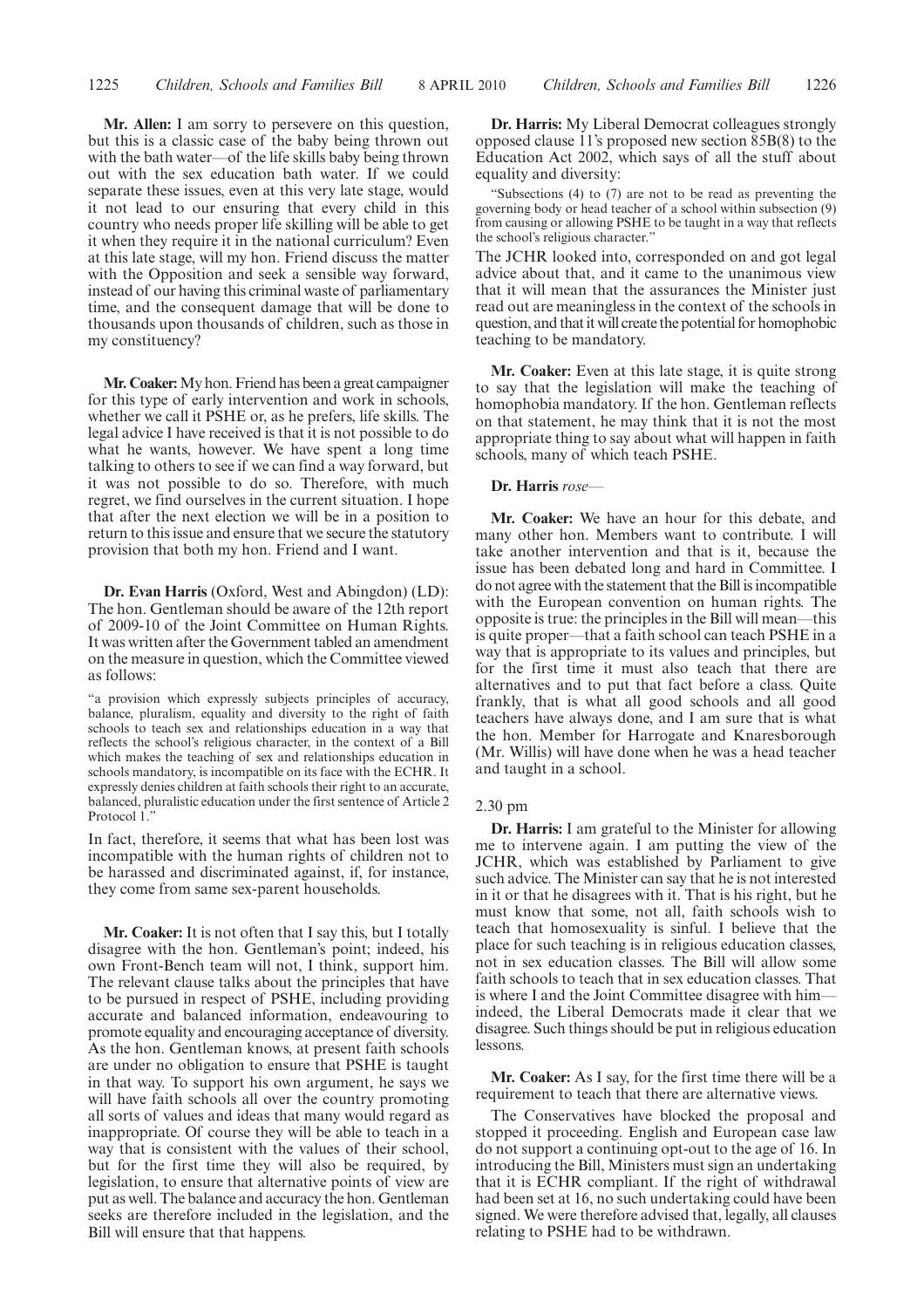**Mr. Allen:** I am sorry to persevere on this question, but this is a classic case of the baby being thrown out with the bath water—of the life skills baby being thrown out with the sex education bath water. If we could separate these issues, even at this very late stage, would it not lead to our ensuring that every child in this country who needs proper life skilling will be able to get it when they require it in the national curriculum? Even at this late stage, will my hon. Friend discuss the matter with the Opposition and seek a sensible way forward, instead of our having this criminal waste of parliamentary time, and the consequent damage that will be done to thousands upon thousands of children, such as those in my constituency?

**Mr. Coaker:** My hon. Friend has been a great campaigner for this type of early intervention and work in schools, whether we call it PSHE or, as he prefers, life skills. The legal advice I have received is that it is not possible to do what he wants, however. We have spent a long time talking to others to see if we can find a way forward, but it was not possible to do so. Therefore, with much regret, we find ourselves in the current situation. I hope that after the next election we will be in a position to return to this issue and ensure that we secure the statutory provision that both my hon. Friend and I want.

**Dr. Evan Harris** (Oxford, West and Abingdon) (LD): The hon. Gentleman should be aware of the 12th report of 2009-10 of the Joint Committee on Human Rights. It was written after the Government tabled an amendment on the measure in question, which the Committee viewed as follows:

> "a provision which expressly subjects principles of accuracy, balance, pluralism, equality and diversity to the right of faith schools to teach sex and relationships education in a way that reflects the school's religious character, in the context of a Bill which makes the teaching of sex and relationships education in schools mandatory, is incompatible on its face with the ECHR. It expressly denies children at faith schools their right to an accurate, balanced, pluralistic education under the first sentence of Article 2 Protocol 1."

In fact, therefore, it seems that what has been lost was incompatible with the human rights of children not to be harassed and discriminated against, if, for instance, they come from same sex-parent households.

**Mr. Coaker:** It is not often that I say this, but I totally disagree with the hon. Gentleman's point; indeed, his own Front-Bench team will not, I think, support him. The relevant clause talks about the principles that have to be pursued in respect of PSHE, including providing accurate and balanced information, endeavouring to promote equality and encouraging acceptance of diversity. As the hon. Gentleman knows, at present faith schools are under no obligation to ensure that PSHE is taught in that way. To support his own argument, he says we will have faith schools all over the country promoting all sorts of values and ideas that many would regard as inappropriate. Of course they will be able to teach in a way that is consistent with the values of their school, but for the first time they will also be required, by legislation, to ensure that alternative points of view are put as well. The balance and accuracy the hon. Gentleman seeks are therefore included in the legislation, and the Bill will ensure that that happens.

**Dr. Harris:** My Liberal Democrat colleagues strongly opposed clause 11's proposed new section 85B(8) to the Education Act 2002, which says of all the stuff about equality and diversity:

> "Subsections (4) to (7) are not to be read as preventing the governing body or head teacher of a school within subsection (9) from causing or allowing PSHE to be taught in a way that reflects the school's religious character."

The JCHR looked into, corresponded on and got legal advice about that, and it came to the unanimous view that it will mean that the assurances the Minister just read out are meaningless in the context of the schools in question, and that it will create the potential for homophobic teaching to be mandatory.

**Mr. Coaker:** Even at this late stage, it is quite strong to say that the legislation will make the teaching of homophobia mandatory. If the hon. Gentleman reflects on that statement, he may think that it is not the most appropriate thing to say about what will happen in faith schools, many of which teach PSHE.

**Dr. Harris** *rose*—

**Mr. Coaker:** We have an hour for this debate, and many other hon. Members want to contribute. I will take another intervention and that is it, because the issue has been debated long and hard in Committee. I do not agree with the statement that the Bill is incompatible with the European convention on human rights. The opposite is true: the principles in the Bill will mean—this is quite proper—that a faith school can teach PSHE in a way that is appropriate to its values and principles, but for the first time it must also teach that there are alternatives and to put that fact before a class. Quite frankly, that is what all good schools and all good teachers have always done, and I am sure that is what the hon. Member for Harrogate and Knaresborough (Mr. Willis) will have done when he was a head teacher and taught in a school.

2.30 pm

**Dr. Harris:** I am grateful to the Minister for allowing me to intervene again. I am putting the view of the JCHR, which was established by Parliament to give such advice. The Minister can say that he is not interested in it or that he disagrees with it. That is his right, but he must know that some, not all, faith schools wish to teach that homosexuality is sinful. I believe that the place for such teaching is in religious education classes, not in sex education classes. The Bill will allow some faith schools to teach that in sex education classes. That is where I and the Joint Committee disagree with him—indeed, the Liberal Democrats made it clear that we disagree. Such things should be put in religious education lessons.

**Mr. Coaker:** As I say, for the first time there will be a requirement to teach that there are alternative views.

The Conservatives have blocked the proposal and stopped it proceeding. English and European case law do not support a continuing opt-out to the age of 16. In introducing the Bill, Ministers must sign an undertaking that it is ECHR compliant. If the right of withdrawal had been set at 16, no such undertaking could have been signed. We were therefore advised that, legally, all clauses relating to PSHE had to be withdrawn.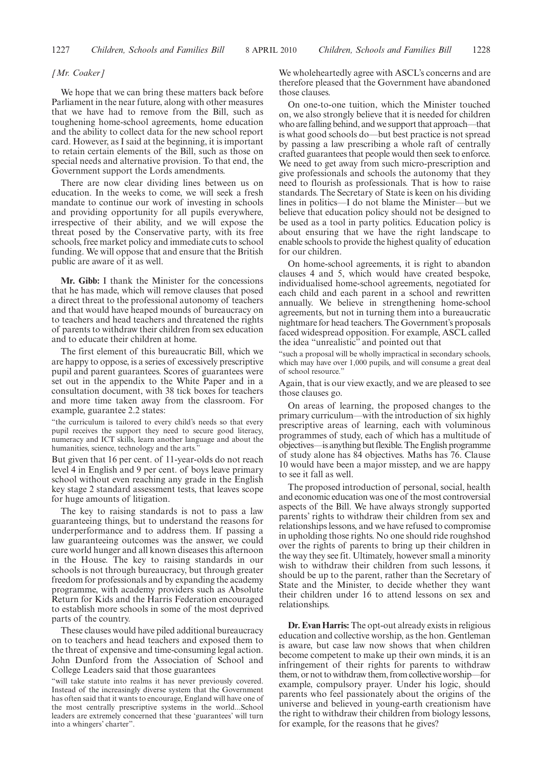*[Mr. Coaker]*

We hope that we can bring these matters back before Parliament in the near future, along with other measures that we have had to remove from the Bill, such as toughening home-school agreements, home education and the ability to collect data for the new school report card. However, as I said at the beginning, it is important to retain certain elements of the Bill, such as those on special needs and alternative provision. To that end, the Government support the Lords amendments.

There are now clear dividing lines between us on education. In the weeks to come, we will seek a fresh mandate to continue our work of investing in schools and providing opportunity for all pupils everywhere, irrespective of their ability, and we will expose the threat posed by the Conservative party, with its free schools, free market policy and immediate cuts to school funding. We will oppose that and ensure that the British public are aware of it as well.

**Mr. Gibb:** I thank the Minister for the concessions that he has made, which will remove clauses that posed a direct threat to the professional autonomy of teachers and that would have heaped mounds of bureaucracy on to teachers and head teachers and threatened the rights of parents to withdraw their children from sex education and to educate their children at home.

The first element of this bureaucratic Bill, which we are happy to oppose, is a series of excessively prescriptive pupil and parent guarantees. Scores of guarantees were set out in the appendix to the White Paper and in a consultation document, with 38 tick boxes for teachers and more time taken away from the classroom. For example, guarantee 2.2 states:

"the curriculum is tailored to every child's needs so that every pupil receives the support they need to secure good literacy, numeracy and ICT skills, learn another language and about the humanities, science, technology and the arts."

But given that 16 per cent. of 11-year-olds do not reach level 4 in English and 9 per cent. of boys leave primary school without even reaching any grade in the English key stage 2 standard assessment tests, that leaves scope for huge amounts of litigation.

The key to raising standards is not to pass a law guaranteeing things, but to understand the reasons for underperformance and to address them. If passing a law guaranteeing outcomes was the answer, we could cure world hunger and all known diseases this afternoon in the House. The key to raising standards in our schools is not through bureaucracy, but through greater freedom for professionals and by expanding the academy programme, with academy providers such as Absolute Return for Kids and the Harris Federation encouraged to establish more schools in some of the most deprived parts of the country.

These clauses would have piled additional bureaucracy on to teachers and head teachers and exposed them to the threat of expensive and time-consuming legal action. John Dunford from the Association of School and College Leaders said that those guarantees

"will take statute into realms it has never previously covered. Instead of the increasingly diverse system that the Government has often said that it wants to encourage, England will have one of the most centrally prescriptive systems in the world...School leaders are extremely concerned that these 'guarantees' will turn into a whingers' charter".

We wholeheartedly agree with ASCL's concerns and are therefore pleased that the Government have abandoned those clauses.

On one-to-one tuition, which the Minister touched on, we also strongly believe that it is needed for children who are falling behind, and we support that approach—that is what good schools do—but best practice is not spread by passing a law prescribing a whole raft of centrally crafted guarantees that people would then seek to enforce. We need to get away from such micro-prescription and give professionals and schools the autonomy that they need to flourish as professionals. That is how to raise standards. The Secretary of State is keen on his dividing lines in politics—I do not blame the Minister—but we believe that education policy should not be designed to be used as a tool in party politics. Education policy is about ensuring that we have the right landscape to enable schools to provide the highest quality of education for our children.

On home-school agreements, it is right to abandon clauses 4 and 5, which would have created bespoke, individualised home-school agreements, negotiated for each child and each parent in a school and rewritten annually. We believe in strengthening home-school agreements, but not in turning them into a bureaucratic nightmare for head teachers. The Government's proposals faced widespread opposition. For example, ASCL called the idea "unrealistic" and pointed out that

"such a proposal will be wholly impractical in secondary schools, which may have over 1,000 pupils, and will consume a great deal of school resource."

Again, that is our view exactly, and we are pleased to see those clauses go.

On areas of learning, the proposed changes to the primary curriculum—with the introduction of six highly prescriptive areas of learning, each with voluminous programmes of study, each of which has a multitude of objectives—is anything but flexible. The English programme of study alone has 84 objectives. Maths has 76. Clause 10 would have been a major misstep, and we are happy to see it fall as well.

The proposed introduction of personal, social, health and economic education was one of the most controversial aspects of the Bill. We have always strongly supported parents' rights to withdraw their children from sex and relationships lessons, and we have refused to compromise in upholding those rights. No one should ride roughshod over the rights of parents to bring up their children in the way they see fit. Ultimately, however small a minority wish to withdraw their children from such lessons, it should be up to the parent, rather than the Secretary of State and the Minister, to decide whether they want their children under 16 to attend lessons on sex and relationships.

**Dr. Evan Harris:** The opt-out already exists in religious education and collective worship, as the hon. Gentleman is aware, but case law now shows that when children become competent to make up their own minds, it is an infringement of their rights for parents to withdraw them, or not to withdraw them, from collective worship—for example, compulsory prayer. Under his logic, should parents who feel passionately about the origins of the universe and believed in young-earth creationism have the right to withdraw their children from biology lessons, for example, for the reasons that he gives?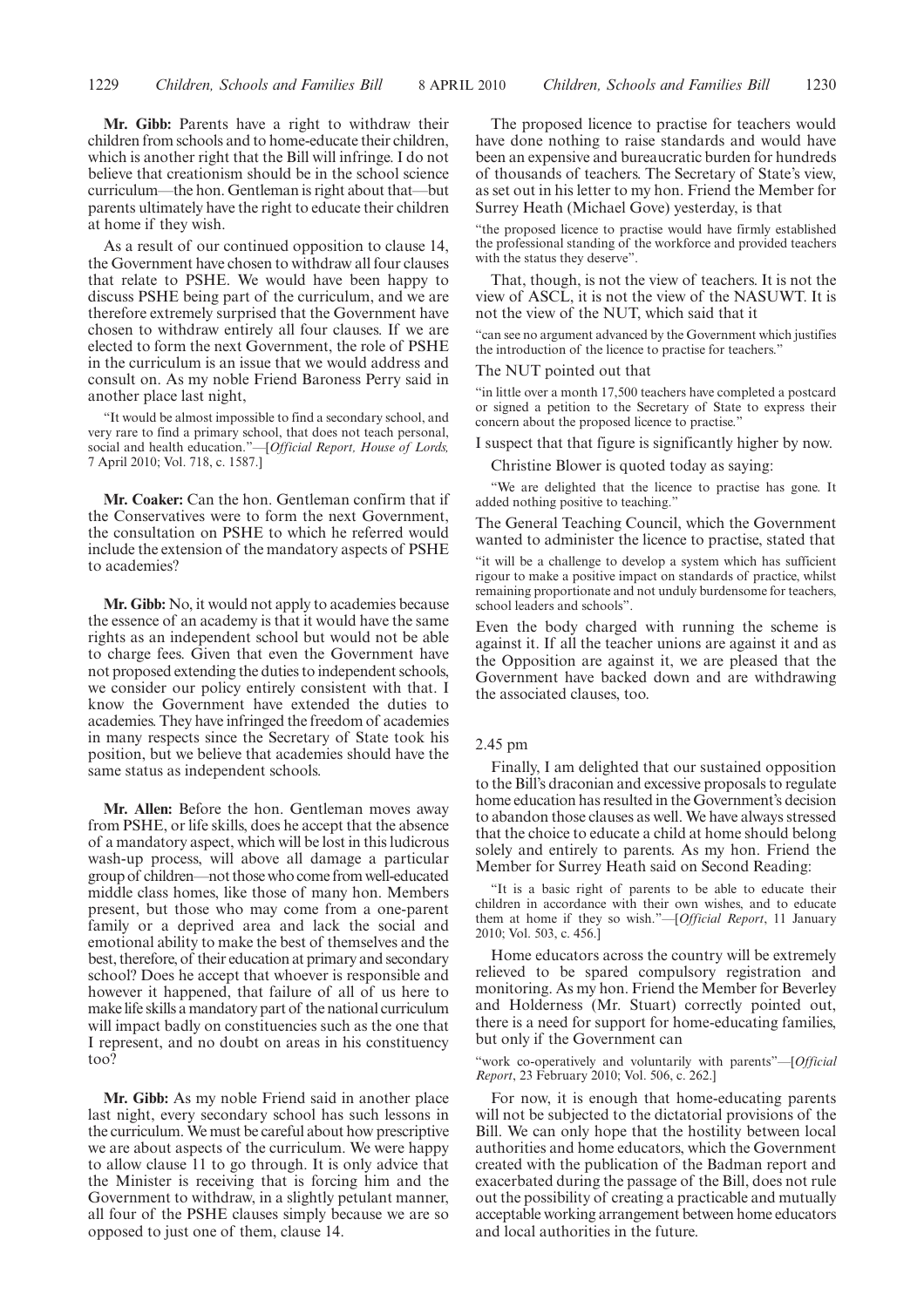**Mr. Gibb:** Parents have a right to withdraw their children from schools and to home-educate their children, which is another right that the Bill will infringe. I do not believe that creationism should be in the school science curriculum—the hon. Gentleman is right about that—but parents ultimately have the right to educate their children at home if they wish.

As a result of our continued opposition to clause 14, the Government have chosen to withdraw all four clauses that relate to PSHE. We would have been happy to discuss PSHE being part of the curriculum, and we are therefore extremely surprised that the Government have chosen to withdraw entirely all four clauses. If we are elected to form the next Government, the role of PSHE in the curriculum is an issue that we would address and consult on. As my noble Friend Baroness Perry said in another place last night,

"It would be almost impossible to find a secondary school, and very rare to find a primary school, that does not teach personal, social and health education."—[*Official Report, House of Lords,* 7 April 2010; Vol. 718, c. 1587.]

**Mr. Coaker:** Can the hon. Gentleman confirm that if the Conservatives were to form the next Government, the consultation on PSHE to which he referred would include the extension of the mandatory aspects of PSHE to academies?

**Mr. Gibb:** No, it would not apply to academies because the essence of an academy is that it would have the same rights as an independent school but would not be able to charge fees. Given that even the Government have not proposed extending the duties to independent schools, we consider our policy entirely consistent with that. I know the Government have extended the duties to academies. They have infringed the freedom of academies in many respects since the Secretary of State took his position, but we believe that academies should have the same status as independent schools.

**Mr. Allen:** Before the hon. Gentleman moves away from PSHE, or life skills, does he accept that the absence of a mandatory aspect, which will be lost in this ludicrous wash-up process, will above all damage a particular group of children—not those who come from well-educated middle class homes, like those of many hon. Members present, but those who may come from a one-parent family or a deprived area and lack the social and emotional ability to make the best of themselves and the best, therefore, of their education at primary and secondary school? Does he accept that whoever is responsible and however it happened, that failure of all of us here to make life skills a mandatory part of the national curriculum will impact badly on constituencies such as the one that I represent, and no doubt on areas in his constituency too?

**Mr. Gibb:** As my noble Friend said in another place last night, every secondary school has such lessons in the curriculum. We must be careful about how prescriptive we are about aspects of the curriculum. We were happy to allow clause 11 to go through. It is only advice that the Minister is receiving that is forcing him and the Government to withdraw, in a slightly petulant manner, all four of the PSHE clauses simply because we are so opposed to just one of them, clause 14.

The proposed licence to practise for teachers would have done nothing to raise standards and would have been an expensive and bureaucratic burden for hundreds of thousands of teachers. The Secretary of State's view, as set out in his letter to my hon. Friend the Member for Surrey Heath (Michael Gove) yesterday, is that

"the proposed licence to practise would have firmly established the professional standing of the workforce and provided teachers with the status they deserve".

That, though, is not the view of teachers. It is not the view of ASCL, it is not the view of the NASUWT. It is not the view of the NUT, which said that it

"can see no argument advanced by the Government which justifies the introduction of the licence to practise for teachers."

The NUT pointed out that

"in little over a month 17,500 teachers have completed a postcard or signed a petition to the Secretary of State to express their concern about the proposed licence to practise."

I suspect that that figure is significantly higher by now.

Christine Blower is quoted today as saying:

"We are delighted that the licence to practise has gone. It added nothing positive to teaching."

The General Teaching Council, which the Government wanted to administer the licence to practise, stated that

"it will be a challenge to develop a system which has sufficient rigour to make a positive impact on standards of practice, whilst remaining proportionate and not unduly burdensome for teachers, school leaders and schools".

Even the body charged with running the scheme is against it. If all the teacher unions are against it and as the Opposition are against it, we are pleased that the Government have backed down and are withdrawing the associated clauses, too.

2.45 pm

Finally, I am delighted that our sustained opposition to the Bill's draconian and excessive proposals to regulate home education has resulted in the Government's decision to abandon those clauses as well. We have always stressed that the choice to educate a child at home should belong solely and entirely to parents. As my hon. Friend the Member for Surrey Heath said on Second Reading:

"It is a basic right of parents to be able to educate their children in accordance with their own wishes, and to educate them at home if they so wish."—[*Official Report*, 11 January 2010; Vol. 503, c. 456.]

Home educators across the country will be extremely relieved to be spared compulsory registration and monitoring. As my hon. Friend the Member for Beverley and Holderness (Mr. Stuart) correctly pointed out, there is a need for support for home-educating families, but only if the Government can

"work co-operatively and voluntarily with parents"—[*Official Report*, 23 February 2010; Vol. 506, c. 262.]

For now, it is enough that home-educating parents will not be subjected to the dictatorial provisions of the Bill. We can only hope that the hostility between local authorities and home educators, which the Government created with the publication of the Badman report and exacerbated during the passage of the Bill, does not rule out the possibility of creating a practicable and mutually acceptable working arrangement between home educators and local authorities in the future.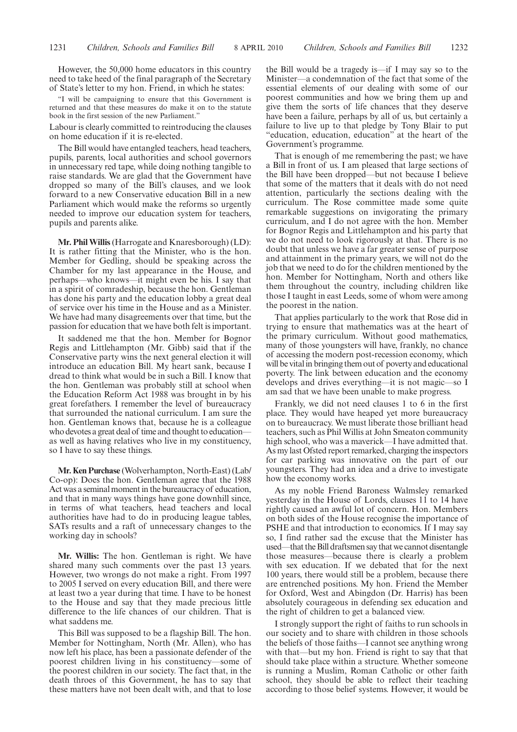However, the 50,000 home educators in this country need to take heed of the final paragraph of the Secretary of State's letter to my hon. Friend, in which he states:

"I will be campaigning to ensure that this Government is returned and that these measures do make it on to the statute book in the first session of the new Parliament."

Labour is clearly committed to reintroducing the clauses on home education if it is re-elected.

The Bill would have entangled teachers, head teachers, pupils, parents, local authorities and school governors in unnecessary red tape, while doing nothing tangible to raise standards. We are glad that the Government have dropped so many of the Bill's clauses, and we look forward to a new Conservative education Bill in a new Parliament which would make the reforms so urgently needed to improve our education system for teachers, pupils and parents alike.

**Mr. Phil Willis** (Harrogate and Knaresborough) (LD): It is rather fitting that the Minister, who is the hon. Member for Gedling, should be speaking across the Chamber for my last appearance in the House, and perhaps—who knows—it might even be his. I say that in a spirit of comradeship, because the hon. Gentleman has done his party and the education lobby a great deal of service over his time in the House and as a Minister. We have had many disagreements over that time, but the passion for education that we have both felt is important.

It saddened me that the hon. Member for Bognor Regis and Littlehampton (Mr. Gibb) said that if the Conservative party wins the next general election it will introduce an education Bill. My heart sank, because I dread to think what would be in such a Bill. I know that the hon. Gentleman was probably still at school when the Education Reform Act 1988 was brought in by his great forefathers. I remember the level of bureaucracy that surrounded the national curriculum. I am sure the hon. Gentleman knows that, because he is a colleague who devotes a great deal of time and thought to education—as well as having relatives who live in my constituency, so I have to say these things.

**Mr. Ken Purchase** (Wolverhampton, North-East) (Lab/Co-op): Does the hon. Gentleman agree that the 1988 Act was a seminal moment in the bureaucracy of education, and that in many ways things have gone downhill since, in terms of what teachers, head teachers and local authorities have had to do in producing league tables, SATs results and a raft of unnecessary changes to the working day in schools?

**Mr. Willis:** The hon. Gentleman is right. We have shared many such comments over the past 13 years. However, two wrongs do not make a right. From 1997 to 2005 I served on every education Bill, and there were at least two a year during that time. I have to be honest to the House and say that they made precious little difference to the life chances of our children. That is what saddens me.

This Bill was supposed to be a flagship Bill. The hon. Member for Nottingham, North (Mr. Allen), who has now left his place, has been a passionate defender of the poorest children living in his constituency—some of the poorest children in our society. The fact that, in the death throes of this Government, he has to say that these matters have not been dealt with, and that to lose the Bill would be a tragedy is—if I may say so to the Minister—a condemnation of the fact that some of the essential elements of our dealing with some of our poorest communities and how we bring them up and give them the sorts of life chances that they deserve have been a failure, perhaps by all of us, but certainly a failure to live up to that pledge by Tony Blair to put "education, education, education" at the heart of the Government's programme.

That is enough of me remembering the past; we have a Bill in front of us. I am pleased that large sections of the Bill have been dropped—but not because I believe that some of the matters that it deals with do not need attention, particularly the sections dealing with the curriculum. The Rose committee made some quite remarkable suggestions on invigorating the primary curriculum, and I do not agree with the hon. Member for Bognor Regis and Littlehampton and his party that we do not need to look rigorously at that. There is no doubt that unless we have a far greater sense of purpose and attainment in the primary years, we will not do the job that we need to do for the children mentioned by the hon. Member for Nottingham, North and others like them throughout the country, including children like those I taught in east Leeds, some of whom were among the poorest in the nation.

That applies particularly to the work that Rose did in trying to ensure that mathematics was at the heart of the primary curriculum. Without good mathematics, many of those youngsters will have, frankly, no chance of accessing the modern post-recession economy, which will be vital in bringing them out of poverty and educational poverty. The link between education and the economy develops and drives everything—it is not magic—so I am sad that we have been unable to make progress.

Frankly, we did not need clauses 1 to 6 in the first place. They would have heaped yet more bureaucracy on to bureaucracy. We must liberate those brilliant head teachers, such as Phil Willis at John Smeaton community high school, who was a maverick—I have admitted that. As my last Ofsted report remarked, charging the inspectors for car parking was innovative on the part of our youngsters. They had an idea and a drive to investigate how the economy works.

As my noble Friend Baroness Walmsley remarked yesterday in the House of Lords, clauses 11 to 14 have rightly caused an awful lot of concern. Hon. Members on both sides of the House recognise the importance of PSHE and that introduction to economics. If I may say so, I find rather sad the excuse that the Minister has used—that the Bill draftsmen say that we cannot disentangle those measures—because there is clearly a problem with sex education. If we debated that for the next 100 years, there would still be a problem, because there are entrenched positions. My hon. Friend the Member for Oxford, West and Abingdon (Dr. Harris) has been absolutely courageous in defending sex education and the right of children to get a balanced view.

I strongly support the right of faiths to run schools in our society and to share with children in those schools the beliefs of those faiths—I cannot see anything wrong with that—but my hon. Friend is right to say that that should take place within a structure. Whether someone is running a Muslim, Roman Catholic or other faith school, they should be able to reflect their teaching according to those belief systems. However, it would be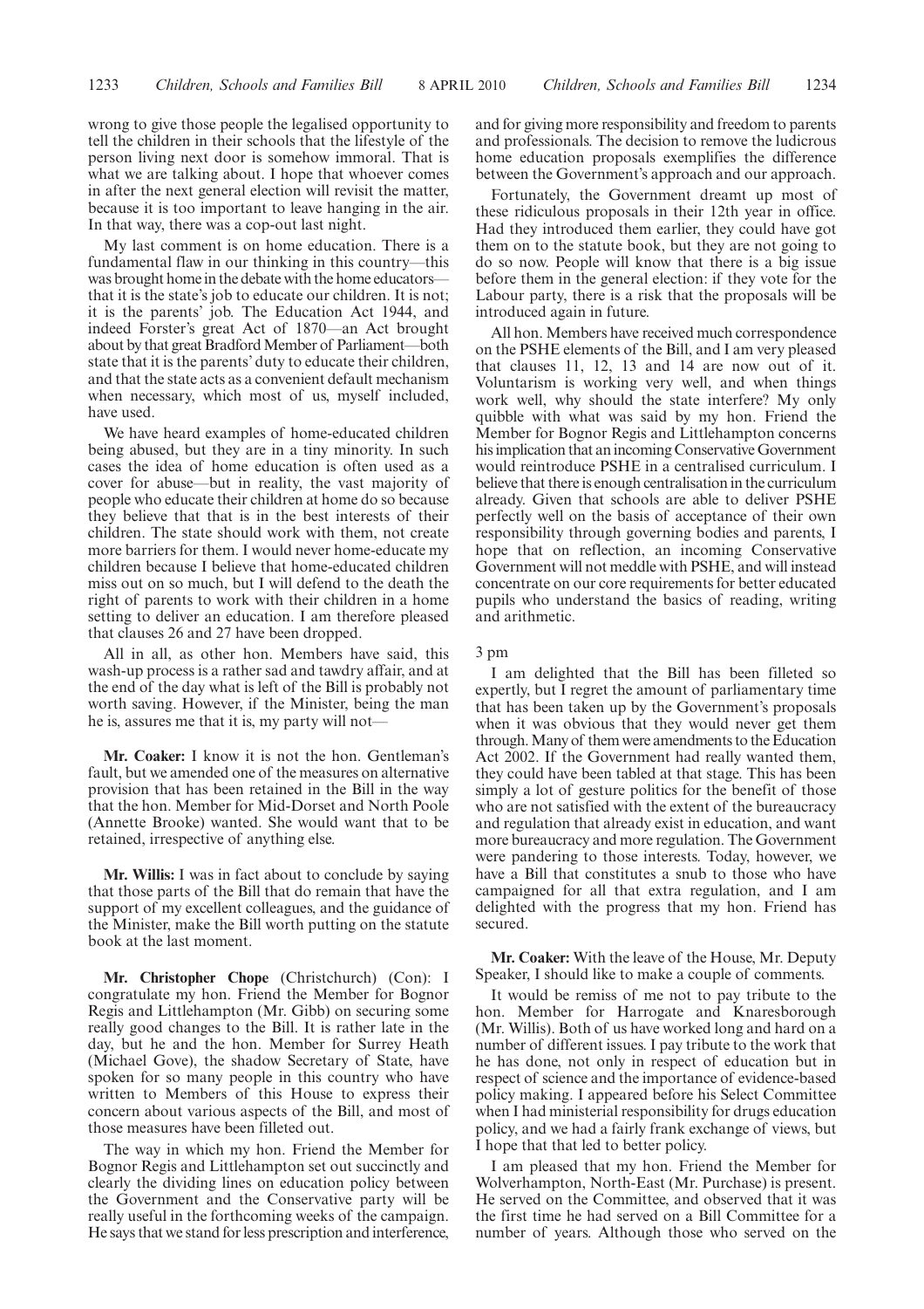wrong to give those people the legalised opportunity to tell the children in their schools that the lifestyle of the person living next door is somehow immoral. That is what we are talking about. I hope that whoever comes in after the next general election will revisit the matter, because it is too important to leave hanging in the air. In that way, there was a cop-out last night.

My last comment is on home education. There is a fundamental flaw in our thinking in this country—this was brought home in the debate with the home educators—that it is the state's job to educate our children. It is not; it is the parents' job. The Education Act 1944, and indeed Forster's great Act of 1870—an Act brought about by that great Bradford Member of Parliament—both state that it is the parents' duty to educate their children, and that the state acts as a convenient default mechanism when necessary, which most of us, myself included, have used.

We have heard examples of home-educated children being abused, but they are in a tiny minority. In such cases the idea of home education is often used as a cover for abuse—but in reality, the vast majority of people who educate their children at home do so because they believe that that is in the best interests of their children. The state should work with them, not create more barriers for them. I would never home-educate my children because I believe that home-educated children miss out on so much, but I will defend to the death the right of parents to work with their children in a home setting to deliver an education. I am therefore pleased that clauses 26 and 27 have been dropped.

All in all, as other hon. Members have said, this wash-up process is a rather sad and tawdry affair, and at the end of the day what is left of the Bill is probably not worth saving. However, if the Minister, being the man he is, assures me that it is, my party will not—

**Mr. Coaker:** I know it is not the hon. Gentleman's fault, but we amended one of the measures on alternative provision that has been retained in the Bill in the way that the hon. Member for Mid-Dorset and North Poole (Annette Brooke) wanted. She would want that to be retained, irrespective of anything else.

**Mr. Willis:** I was in fact about to conclude by saying that those parts of the Bill that do remain that have the support of my excellent colleagues, and the guidance of the Minister, make the Bill worth putting on the statute book at the last moment.

**Mr. Christopher Chope** (Christchurch) (Con): I congratulate my hon. Friend the Member for Bognor Regis and Littlehampton (Mr. Gibb) on securing some really good changes to the Bill. It is rather late in the day, but he and the hon. Member for Surrey Heath (Michael Gove), the shadow Secretary of State, have spoken for so many people in this country who have written to Members of this House to express their concern about various aspects of the Bill, and most of those measures have been filleted out.

The way in which my hon. Friend the Member for Bognor Regis and Littlehampton set out succinctly and clearly the dividing lines on education policy between the Government and the Conservative party will be really useful in the forthcoming weeks of the campaign. He says that we stand for less prescription and interference, and for giving more responsibility and freedom to parents and professionals. The decision to remove the ludicrous home education proposals exemplifies the difference between the Government's approach and our approach.

Fortunately, the Government dreamt up most of these ridiculous proposals in their 12th year in office. Had they introduced them earlier, they could have got them on to the statute book, but they are not going to do so now. People will know that there is a big issue before them in the general election: if they vote for the Labour party, there is a risk that the proposals will be introduced again in future.

All hon. Members have received much correspondence on the PSHE elements of the Bill, and I am very pleased that clauses 11, 12, 13 and 14 are now out of it. Voluntarism is working very well, and when things work well, why should the state interfere? My only quibble with what was said by my hon. Friend the Member for Bognor Regis and Littlehampton concerns his implication that an incoming Conservative Government would reintroduce PSHE in a centralised curriculum. I believe that there is enough centralisation in the curriculum already. Given that schools are able to deliver PSHE perfectly well on the basis of acceptance of their own responsibility through governing bodies and parents, I hope that on reflection, an incoming Conservative Government will not meddle with PSHE, and will instead concentrate on our core requirements for better educated pupils who understand the basics of reading, writing and arithmetic.

3 pm

I am delighted that the Bill has been filleted so expertly, but I regret the amount of parliamentary time that has been taken up by the Government's proposals when it was obvious that they would never get them through. Many of them were amendments to the Education Act 2002. If the Government had really wanted them, they could have been tabled at that stage. This has been simply a lot of gesture politics for the benefit of those who are not satisfied with the extent of the bureaucracy and regulation that already exist in education, and want more bureaucracy and more regulation. The Government were pandering to those interests. Today, however, we have a Bill that constitutes a snub to those who have campaigned for all that extra regulation, and I am delighted with the progress that my hon. Friend has secured.

**Mr. Coaker:** With the leave of the House, Mr. Deputy Speaker, I should like to make a couple of comments.

It would be remiss of me not to pay tribute to the hon. Member for Harrogate and Knaresborough (Mr. Willis). Both of us have worked long and hard on a number of different issues. I pay tribute to the work that he has done, not only in respect of education but in respect of science and the importance of evidence-based policy making. I appeared before his Select Committee when I had ministerial responsibility for drugs education policy, and we had a fairly frank exchange of views, but I hope that that led to better policy.

I am pleased that my hon. Friend the Member for Wolverhampton, North-East (Mr. Purchase) is present. He served on the Committee, and observed that it was the first time he had served on a Bill Committee for a number of years. Although those who served on the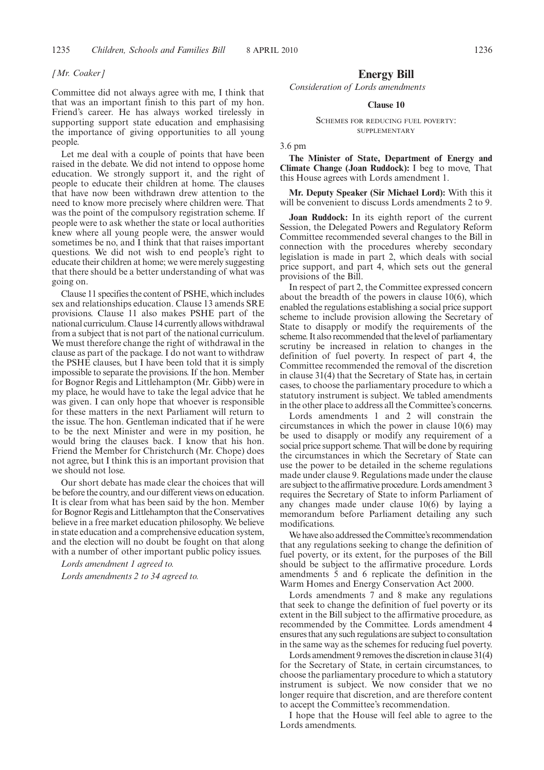*[Mr. Coaker]*

Committee did not always agree with me, I think that that was an important finish to this part of my hon. Friend's career. He has always worked tirelessly in supporting support state education and emphasising the importance of giving opportunities to all young people.

Let me deal with a couple of points that have been raised in the debate. We did not intend to oppose home education. We strongly support it, and the right of people to educate their children at home. The clauses that have now been withdrawn drew attention to the need to know more precisely where children were. That was the point of the compulsory registration scheme. If people were to ask whether the state or local authorities knew where all young people were, the answer would sometimes be no, and I think that that raises important questions. We did not wish to end people's right to educate their children at home; we were merely suggesting that there should be a better understanding of what was going on.

Clause 11 specifies the content of PSHE, which includes sex and relationships education. Clause 13 amends SRE provisions. Clause 11 also makes PSHE part of the national curriculum. Clause 14 currently allows withdrawal from a subject that is not part of the national curriculum. We must therefore change the right of withdrawal in the clause as part of the package. I do not want to withdraw the PSHE clauses, but I have been told that it is simply impossible to separate the provisions. If the hon. Member for Bognor Regis and Littlehampton (Mr. Gibb) were in my place, he would have to take the legal advice that he was given. I can only hope that whoever is responsible for these matters in the next Parliament will return to the issue. The hon. Gentleman indicated that if he were to be the next Minister and were in my position, he would bring the clauses back. I know that his hon. Friend the Member for Christchurch (Mr. Chope) does not agree, but I think this is an important provision that we should not lose.

Our short debate has made clear the choices that will be before the country, and our different views on education. It is clear from what has been said by the hon. Member for Bognor Regis and Littlehampton that the Conservatives believe in a free market education philosophy. We believe in state education and a comprehensive education system, and the election will no doubt be fought on that along with a number of other important public policy issues.

*Lords amendment 1 agreed to.*

*Lords amendments 2 to 34 agreed to.*

# Energy Bill

*Consideration of Lords amendments*

### Clause 10

Schemes for reducing fuel poverty: supplementary

3.6 pm

**The Minister of State, Department of Energy and Climate Change (Joan Ruddock):** I beg to move, That this House agrees with Lords amendment 1.

**Mr. Deputy Speaker (Sir Michael Lord):** With this it will be convenient to discuss Lords amendments 2 to 9.

**Joan Ruddock:** In its eighth report of the current Session, the Delegated Powers and Regulatory Reform Committee recommended several changes to the Bill in connection with the procedures whereby secondary legislation is made in part 2, which deals with social price support, and part 4, which sets out the general provisions of the Bill.

In respect of part 2, the Committee expressed concern about the breadth of the powers in clause 10(6), which enabled the regulations establishing a social price support scheme to include provision allowing the Secretary of State to disapply or modify the requirements of the scheme. It also recommended that the level of parliamentary scrutiny be increased in relation to changes in the definition of fuel poverty. In respect of part 4, the Committee recommended the removal of the discretion in clause 31(4) that the Secretary of State has, in certain cases, to choose the parliamentary procedure to which a statutory instrument is subject. We tabled amendments in the other place to address all the Committee's concerns.

Lords amendments 1 and 2 will constrain the circumstances in which the power in clause 10(6) may be used to disapply or modify any requirement of a social price support scheme. That will be done by requiring the circumstances in which the Secretary of State can use the power to be detailed in the scheme regulations made under clause 9. Regulations made under the clause are subject to the affirmative procedure. Lords amendment 3 requires the Secretary of State to inform Parliament of any changes made under clause 10(6) by laying a memorandum before Parliament detailing any such modifications.

We have also addressed the Committee's recommendation that any regulations seeking to change the definition of fuel poverty, or its extent, for the purposes of the Bill should be subject to the affirmative procedure. Lords amendments 5 and 6 replicate the definition in the Warm Homes and Energy Conservation Act 2000.

Lords amendments 7 and 8 make any regulations that seek to change the definition of fuel poverty or its extent in the Bill subject to the affirmative procedure, as recommended by the Committee. Lords amendment 4 ensures that any such regulations are subject to consultation in the same way as the schemes for reducing fuel poverty.

Lords amendment 9 removes the discretion in clause 31(4) for the Secretary of State, in certain circumstances, to choose the parliamentary procedure to which a statutory instrument is subject. We now consider that we no longer require that discretion, and are therefore content to accept the Committee's recommendation.

I hope that the House will feel able to agree to the Lords amendments.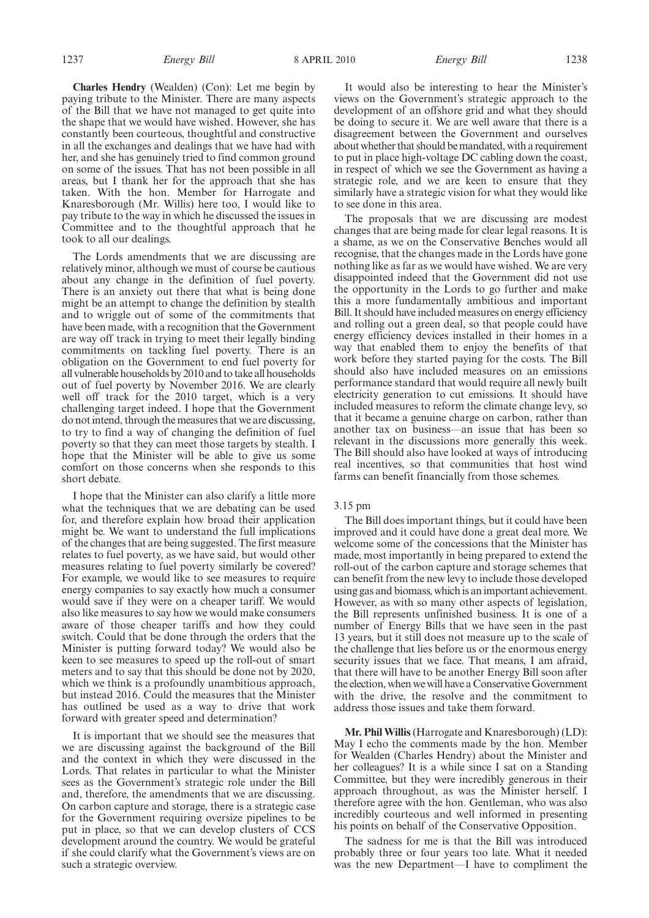**Charles Hendry** (Wealden) (Con): Let me begin by paying tribute to the Minister. There are many aspects of the Bill that we have not managed to get quite into the shape that we would have wished. However, she has constantly been courteous, thoughtful and constructive in all the exchanges and dealings that we have had with her, and she has genuinely tried to find common ground on some of the issues. That has not been possible in all areas, but I thank her for the approach that she has taken. With the hon. Member for Harrogate and Knaresborough (Mr. Willis) here too, I would like to pay tribute to the way in which he discussed the issues in Committee and to the thoughtful approach that he took to all our dealings.

The Lords amendments that we are discussing are relatively minor, although we must of course be cautious about any change in the definition of fuel poverty. There is an anxiety out there that what is being done might be an attempt to change the definition by stealth and to wriggle out of some of the commitments that have been made, with a recognition that the Government are way off track in trying to meet their legally binding commitments on tackling fuel poverty. There is an obligation on the Government to end fuel poverty for all vulnerable households by 2010 and to take all households out of fuel poverty by November 2016. We are clearly well off track for the 2010 target, which is a very challenging target indeed. I hope that the Government do not intend, through the measures that we are discussing, to try to find a way of changing the definition of fuel poverty so that they can meet those targets by stealth. I hope that the Minister will be able to give us some comfort on those concerns when she responds to this short debate.

I hope that the Minister can also clarify a little more what the techniques that we are debating can be used for, and therefore explain how broad their application might be. We want to understand the full implications of the changes that are being suggested. The first measure relates to fuel poverty, as we have said, but would other measures relating to fuel poverty similarly be covered? For example, we would like to see measures to require energy companies to say exactly how much a consumer would save if they were on a cheaper tariff. We would also like measures to say how we would make consumers aware of those cheaper tariffs and how they could switch. Could that be done through the orders that the Minister is putting forward today? We would also be keen to see measures to speed up the roll-out of smart meters and to say that this should be done not by 2020, which we think is a profoundly unambitious approach, but instead 2016. Could the measures that the Minister has outlined be used as a way to drive that work forward with greater speed and determination?

It is important that we should see the measures that we are discussing against the background of the Bill and the context in which they were discussed in the Lords. That relates in particular to what the Minister sees as the Government's strategic role under the Bill and, therefore, the amendments that we are discussing. On carbon capture and storage, there is a strategic case for the Government requiring oversize pipelines to be put in place, so that we can develop clusters of CCS development around the country. We would be grateful if she could clarify what the Government's views are on such a strategic overview.

It would also be interesting to hear the Minister's views on the Government's strategic approach to the development of an offshore grid and what they should be doing to secure it. We are well aware that there is a disagreement between the Government and ourselves about whether that should be mandated, with a requirement to put in place high-voltage DC cabling down the coast, in respect of which we see the Government as having a strategic role, and we are keen to ensure that they similarly have a strategic vision for what they would like to see done in this area.

The proposals that we are discussing are modest changes that are being made for clear legal reasons. It is a shame, as we on the Conservative Benches would all recognise, that the changes made in the Lords have gone nothing like as far as we would have wished. We are very disappointed indeed that the Government did not use the opportunity in the Lords to go further and make this a more fundamentally ambitious and important Bill. It should have included measures on energy efficiency and rolling out a green deal, so that people could have energy efficiency devices installed in their homes in a way that enabled them to enjoy the benefits of that work before they started paying for the costs. The Bill should also have included measures on an emissions performance standard that would require all newly built electricity generation to cut emissions. It should have included measures to reform the climate change levy, so that it became a genuine charge on carbon, rather than another tax on business—an issue that has been so relevant in the discussions more generally this week. The Bill should also have looked at ways of introducing real incentives, so that communities that host wind farms can benefit financially from those schemes.

3.15 pm

The Bill does important things, but it could have been improved and it could have done a great deal more. We welcome some of the concessions that the Minister has made, most importantly in being prepared to extend the roll-out of the carbon capture and storage schemes that can benefit from the new levy to include those developed using gas and biomass, which is an important achievement. However, as with so many other aspects of legislation, the Bill represents unfinished business. It is one of a number of Energy Bills that we have seen in the past 13 years, but it still does not measure up to the scale of the challenge that lies before us or the enormous energy security issues that we face. That means, I am afraid, that there will have to be another Energy Bill soon after the election, when we will have a Conservative Government with the drive, the resolve and the commitment to address those issues and take them forward.

**Mr. Phil Willis** (Harrogate and Knaresborough) (LD): May I echo the comments made by the hon. Member for Wealden (Charles Hendry) about the Minister and her colleagues? It is a while since I sat on a Standing Committee, but they were incredibly generous in their approach throughout, as was the Minister herself. I therefore agree with the hon. Gentleman, who was also incredibly courteous and well informed in presenting his points on behalf of the Conservative Opposition.

The sadness for me is that the Bill was introduced probably three or four years too late. What it needed was the new Department—I have to compliment the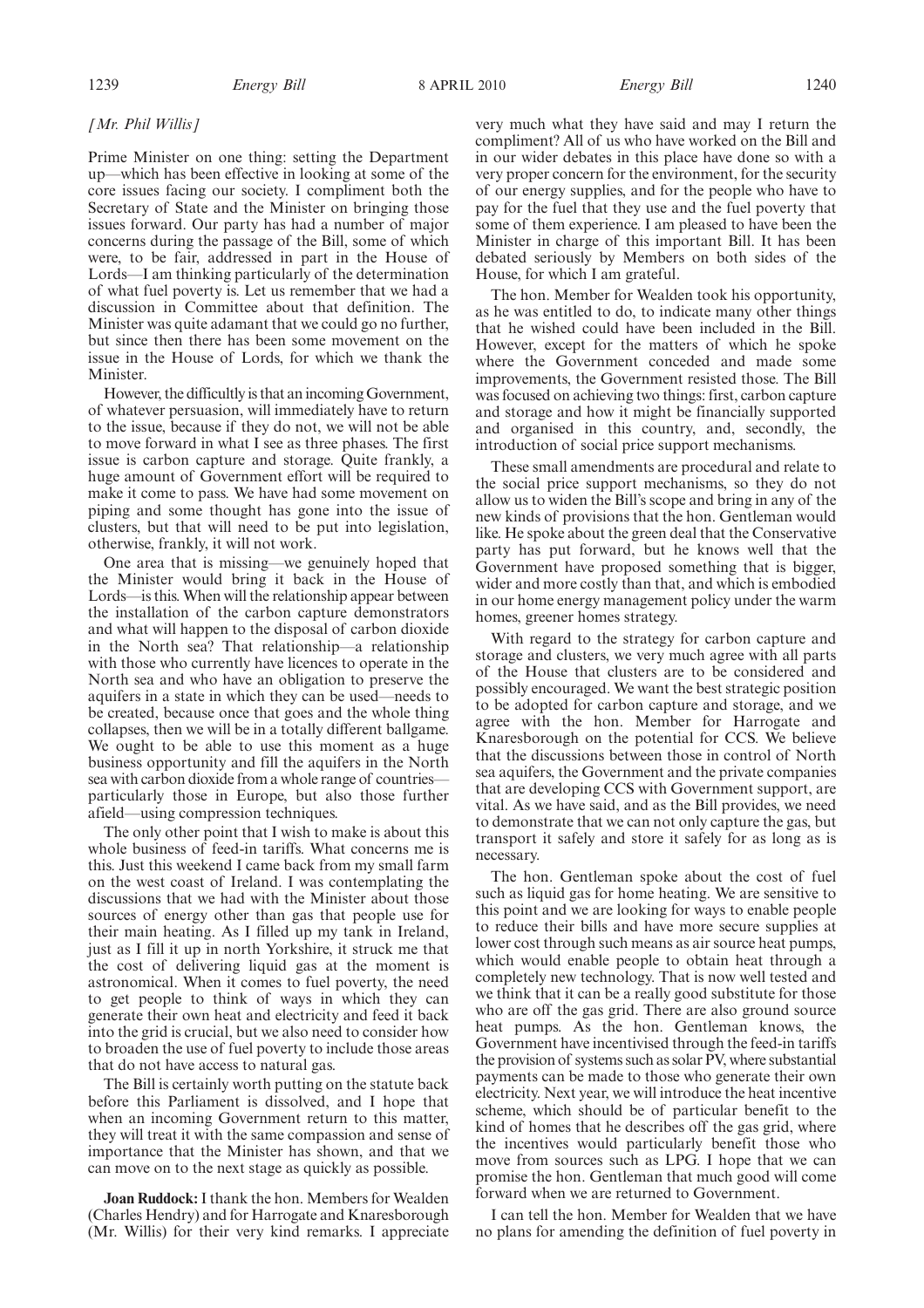*[Mr. Phil Willis]*

Prime Minister on one thing: setting the Department up—which has been effective in looking at some of the core issues facing our society. I compliment both the Secretary of State and the Minister on bringing those issues forward. Our party has had a number of major concerns during the passage of the Bill, some of which were, to be fair, addressed in part in the House of Lords—I am thinking particularly of the determination of what fuel poverty is. Let us remember that we had a discussion in Committee about that definition. The Minister was quite adamant that we could go no further, but since then there has been some movement on the issue in the House of Lords, for which we thank the Minister.

However, the difficultly is that an incoming Government, of whatever persuasion, will immediately have to return to the issue, because if they do not, we will not be able to move forward in what I see as three phases. The first issue is carbon capture and storage. Quite frankly, a huge amount of Government effort will be required to make it come to pass. We have had some movement on piping and some thought has gone into the issue of clusters, but that will need to be put into legislation, otherwise, frankly, it will not work.

One area that is missing—we genuinely hoped that the Minister would bring it back in the House of Lords—is this. When will the relationship appear between the installation of the carbon capture demonstrators and what will happen to the disposal of carbon dioxide in the North sea? That relationship—a relationship with those who currently have licences to operate in the North sea and who have an obligation to preserve the aquifers in a state in which they can be used—needs to be created, because once that goes and the whole thing collapses, then we will be in a totally different ballgame. We ought to be able to use this moment as a huge business opportunity and fill the aquifers in the North sea with carbon dioxide from a whole range of countries—particularly those in Europe, but also those further afield—using compression techniques.

The only other point that I wish to make is about this whole business of feed-in tariffs. What concerns me is this. Just this weekend I came back from my small farm on the west coast of Ireland. I was contemplating the discussions that we had with the Minister about those sources of energy other than gas that people use for their main heating. As I filled up my tank in Ireland, just as I fill it up in north Yorkshire, it struck me that the cost of delivering liquid gas at the moment is astronomical. When it comes to fuel poverty, the need to get people to think of ways in which they can generate their own heat and electricity and feed it back into the grid is crucial, but we also need to consider how to broaden the use of fuel poverty to include those areas that do not have access to natural gas.

The Bill is certainly worth putting on the statute back before this Parliament is dissolved, and I hope that when an incoming Government return to this matter, they will treat it with the same compassion and sense of importance that the Minister has shown, and that we can move on to the next stage as quickly as possible.

**Joan Ruddock:** I thank the hon. Members for Wealden (Charles Hendry) and for Harrogate and Knaresborough (Mr. Willis) for their very kind remarks. I appreciate very much what they have said and may I return the compliment? All of us who have worked on the Bill and in our wider debates in this place have done so with a very proper concern for the environment, for the security of our energy supplies, and for the people who have to pay for the fuel that they use and the fuel poverty that some of them experience. I am pleased to have been the Minister in charge of this important Bill. It has been debated seriously by Members on both sides of the House, for which I am grateful.

The hon. Member for Wealden took his opportunity, as he was entitled to do, to indicate many other things that he wished could have been included in the Bill. However, except for the matters of which he spoke where the Government conceded and made some improvements, the Government resisted those. The Bill was focused on achieving two things: first, carbon capture and storage and how it might be financially supported and organised in this country, and, secondly, the introduction of social price support mechanisms.

These small amendments are procedural and relate to the social price support mechanisms, so they do not allow us to widen the Bill's scope and bring in any of the new kinds of provisions that the hon. Gentleman would like. He spoke about the green deal that the Conservative party has put forward, but he knows well that the Government have proposed something that is bigger, wider and more costly than that, and which is embodied in our home energy management policy under the warm homes, greener homes strategy.

With regard to the strategy for carbon capture and storage and clusters, we very much agree with all parts of the House that clusters are to be considered and possibly encouraged. We want the best strategic position to be adopted for carbon capture and storage, and we agree with the hon. Member for Harrogate and Knaresborough on the potential for CCS. We believe that the discussions between those in control of North sea aquifers, the Government and the private companies that are developing CCS with Government support, are vital. As we have said, and as the Bill provides, we need to demonstrate that we can not only capture the gas, but transport it safely and store it safely for as long as is necessary.

The hon. Gentleman spoke about the cost of fuel such as liquid gas for home heating. We are sensitive to this point and we are looking for ways to enable people to reduce their bills and have more secure supplies at lower cost through such means as air source heat pumps, which would enable people to obtain heat through a completely new technology. That is now well tested and we think that it can be a really good substitute for those who are off the gas grid. There are also ground source heat pumps. As the hon. Gentleman knows, the Government have incentivised through the feed-in tariffs the provision of systems such as solar PV, where substantial payments can be made to those who generate their own electricity. Next year, we will introduce the heat incentive scheme, which should be of particular benefit to the kind of homes that he describes off the gas grid, where the incentives would particularly benefit those who move from sources such as LPG. I hope that we can promise the hon. Gentleman that much good will come forward when we are returned to Government.

I can tell the hon. Member for Wealden that we have no plans for amending the definition of fuel poverty in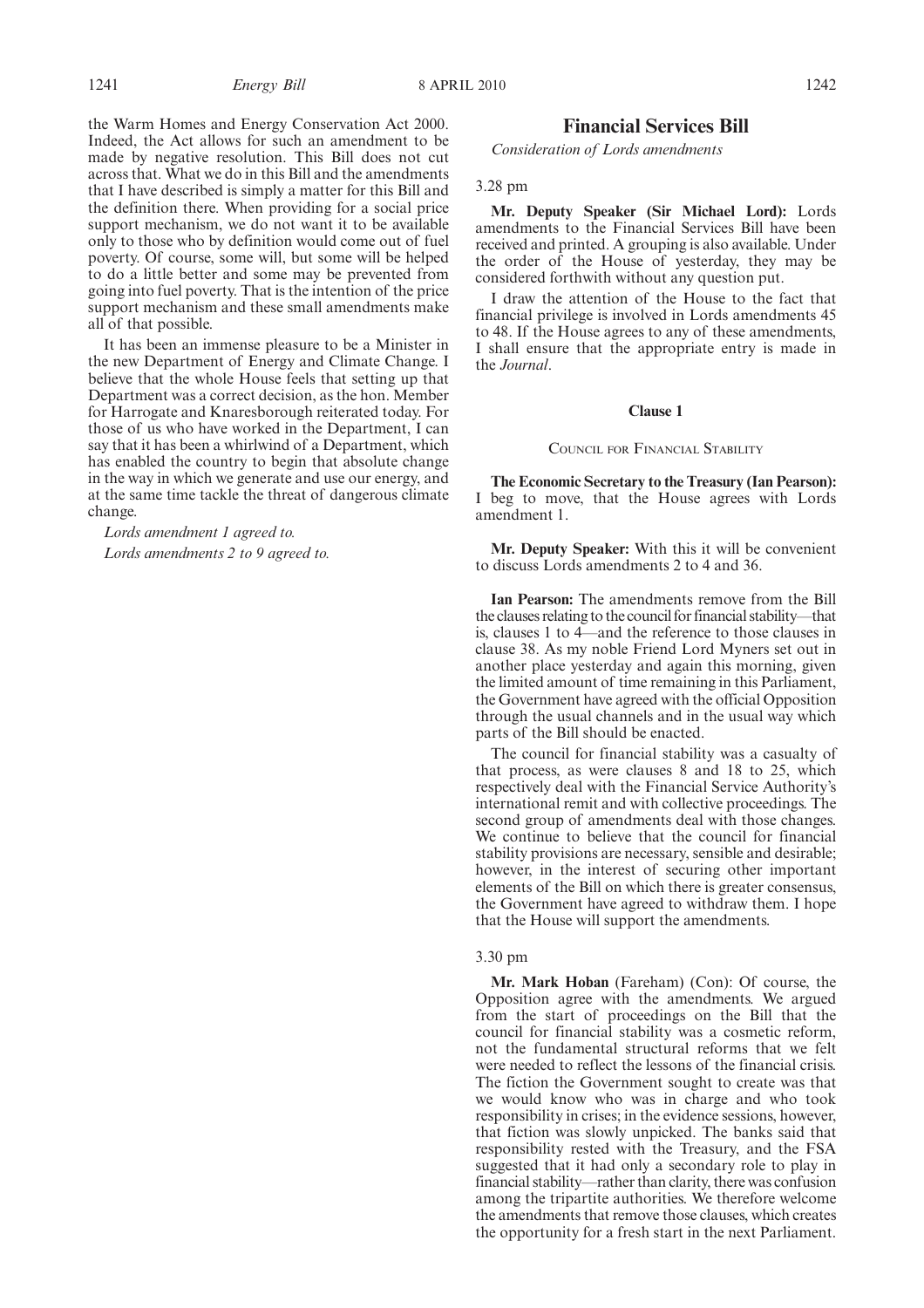the Warm Homes and Energy Conservation Act 2000. Indeed, the Act allows for such an amendment to be made by negative resolution. This Bill does not cut across that. What we do in this Bill and the amendments that I have described is simply a matter for this Bill and the definition there. When providing for a social price support mechanism, we do not want it to be available only to those who by definition would come out of fuel poverty. Of course, some will, but some will be helped to do a little better and some may be prevented from going into fuel poverty. That is the intention of the price support mechanism and these small amendments make all of that possible.

It has been an immense pleasure to be a Minister in the new Department of Energy and Climate Change. I believe that the whole House feels that setting up that Department was a correct decision, as the hon. Member for Harrogate and Knaresborough reiterated today. For those of us who have worked in the Department, I can say that it has been a whirlwind of a Department, which has enabled the country to begin that absolute change in the way in which we generate and use our energy, and at the same time tackle the threat of dangerous climate change.

*Lords amendment 1 agreed to.*

*Lords amendments 2 to 9 agreed to.*

## Financial Services Bill

*Consideration of Lords amendments*

3.28 pm

**Mr. Deputy Speaker (Sir Michael Lord):** Lords amendments to the Financial Services Bill have been received and printed. A grouping is also available. Under the order of the House of yesterday, they may be considered forthwith without any question put.

I draw the attention of the House to the fact that financial privilege is involved in Lords amendments 45 to 48. If the House agrees to any of these amendments, I shall ensure that the appropriate entry is made in the *Journal*.

### Clause 1

COUNCIL FOR FINANCIAL STABILITY

**The Economic Secretary to the Treasury (Ian Pearson):** I beg to move, that the House agrees with Lords amendment 1.

**Mr. Deputy Speaker:** With this it will be convenient to discuss Lords amendments 2 to 4 and 36.

**Ian Pearson:** The amendments remove from the Bill the clauses relating to the council for financial stability—that is, clauses 1 to 4—and the reference to those clauses in clause 38. As my noble Friend Lord Myners set out in another place yesterday and again this morning, given the limited amount of time remaining in this Parliament, the Government have agreed with the official Opposition through the usual channels and in the usual way which parts of the Bill should be enacted.

The council for financial stability was a casualty of that process, as were clauses 8 and 18 to 25, which respectively deal with the Financial Service Authority's international remit and with collective proceedings. The second group of amendments deal with those changes. We continue to believe that the council for financial stability provisions are necessary, sensible and desirable; however, in the interest of securing other important elements of the Bill on which there is greater consensus, the Government have agreed to withdraw them. I hope that the House will support the amendments.

3.30 pm

**Mr. Mark Hoban** (Fareham) (Con): Of course, the Opposition agree with the amendments. We argued from the start of proceedings on the Bill that the council for financial stability was a cosmetic reform, not the fundamental structural reforms that we felt were needed to reflect the lessons of the financial crisis. The fiction the Government sought to create was that we would know who was in charge and who took responsibility in crises; in the evidence sessions, however, that fiction was slowly unpicked. The banks said that responsibility rested with the Treasury, and the FSA suggested that it had only a secondary role to play in financial stability—rather than clarity, there was confusion among the tripartite authorities. We therefore welcome the amendments that remove those clauses, which creates the opportunity for a fresh start in the next Parliament.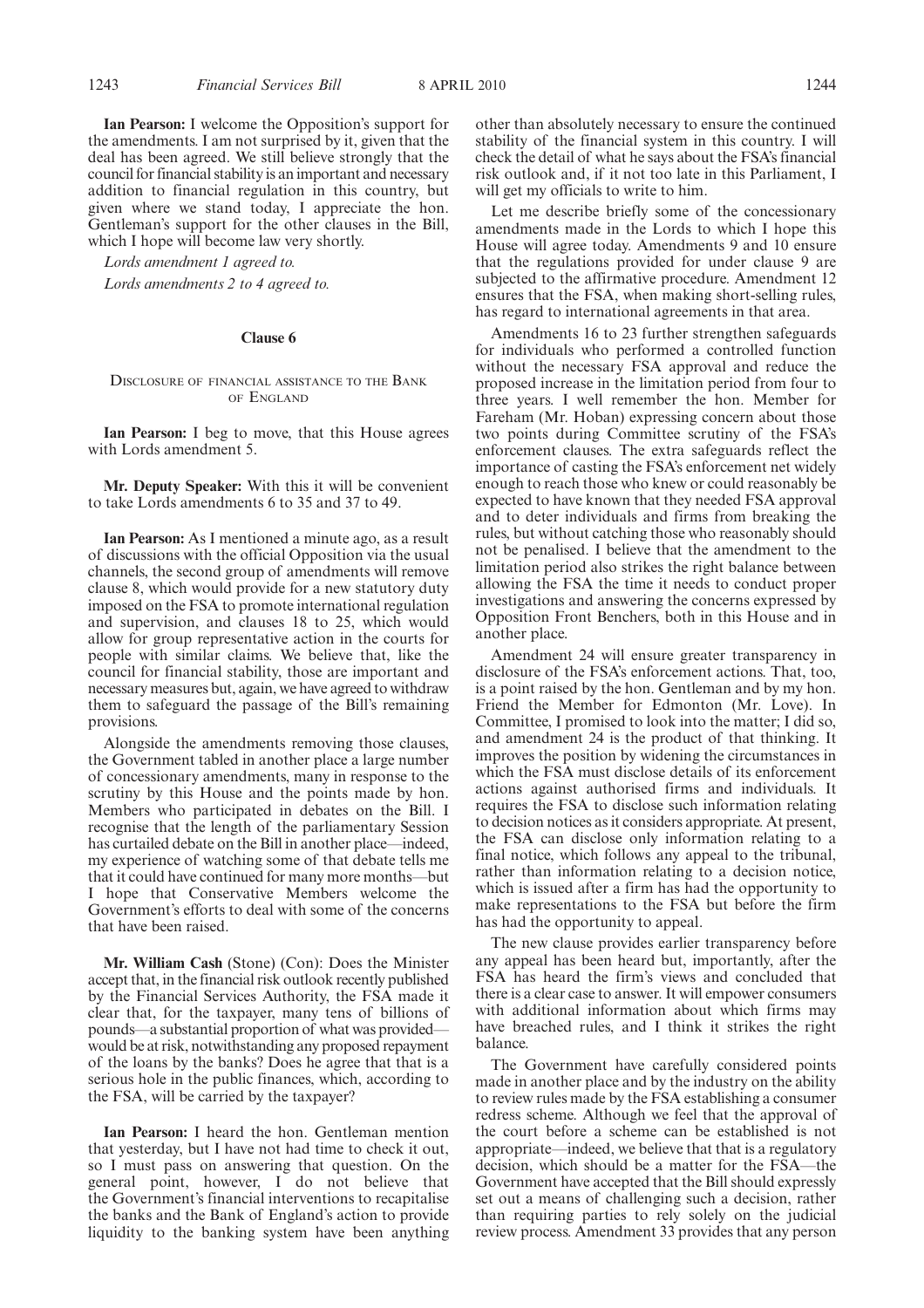**Ian Pearson:** I welcome the Opposition's support for the amendments. I am not surprised by it, given that the deal has been agreed. We still believe strongly that the council for financial stability is an important and necessary addition to financial regulation in this country, but given where we stand today, I appreciate the hon. Gentleman's support for the other clauses in the Bill, which I hope will become law very shortly.

*Lords amendment 1 agreed to.*

*Lords amendments 2 to 4 agreed to.*

## Clause 6

### Disclosure of financial assistance to the Bank of England

**Ian Pearson:** I beg to move, that this House agrees with Lords amendment 5.

**Mr. Deputy Speaker:** With this it will be convenient to take Lords amendments 6 to 35 and 37 to 49.

**Ian Pearson:** As I mentioned a minute ago, as a result of discussions with the official Opposition via the usual channels, the second group of amendments will remove clause 8, which would provide for a new statutory duty imposed on the FSA to promote international regulation and supervision, and clauses 18 to 25, which would allow for group representative action in the courts for people with similar claims. We believe that, like the council for financial stability, those are important and necessary measures but, again, we have agreed to withdraw them to safeguard the passage of the Bill's remaining provisions.

Alongside the amendments removing those clauses, the Government tabled in another place a large number of concessionary amendments, many in response to the scrutiny by this House and the points made by hon. Members who participated in debates on the Bill. I recognise that the length of the parliamentary Session has curtailed debate on the Bill in another place—indeed, my experience of watching some of that debate tells me that it could have continued for many more months—but I hope that Conservative Members welcome the Government's efforts to deal with some of the concerns that have been raised.

**Mr. William Cash** (Stone) (Con): Does the Minister accept that, in the financial risk outlook recently published by the Financial Services Authority, the FSA made it clear that, for the taxpayer, many tens of billions of pounds—a substantial proportion of what was provided—would be at risk, notwithstanding any proposed repayment of the loans by the banks? Does he agree that that is a serious hole in the public finances, which, according to the FSA, will be carried by the taxpayer?

**Ian Pearson:** I heard the hon. Gentleman mention that yesterday, but I have not had time to check it out, so I must pass on answering that question. On the general point, however, I do not believe that the Government's financial interventions to recapitalise the banks and the Bank of England's action to provide liquidity to the banking system have been anything other than absolutely necessary to ensure the continued stability of the financial system in this country. I will check the detail of what he says about the FSA's financial risk outlook and, if it not too late in this Parliament, I will get my officials to write to him.

Let me describe briefly some of the concessionary amendments made in the Lords to which I hope this House will agree today. Amendments 9 and 10 ensure that the regulations provided for under clause 9 are subjected to the affirmative procedure. Amendment 12 ensures that the FSA, when making short-selling rules, has regard to international agreements in that area.

Amendments 16 to 23 further strengthen safeguards for individuals who performed a controlled function without the necessary FSA approval and reduce the proposed increase in the limitation period from four to three years. I well remember the hon. Member for Fareham (Mr. Hoban) expressing concern about those two points during Committee scrutiny of the FSA's enforcement clauses. The extra safeguards reflect the importance of casting the FSA's enforcement net widely enough to reach those who knew or could reasonably be expected to have known that they needed FSA approval and to deter individuals and firms from breaking the rules, but without catching those who reasonably should not be penalised. I believe that the amendment to the limitation period also strikes the right balance between allowing the FSA the time it needs to conduct proper investigations and answering the concerns expressed by Opposition Front Benchers, both in this House and in another place.

Amendment 24 will ensure greater transparency in disclosure of the FSA's enforcement actions. That, too, is a point raised by the hon. Gentleman and by my hon. Friend the Member for Edmonton (Mr. Love). In Committee, I promised to look into the matter; I did so, and amendment 24 is the product of that thinking. It improves the position by widening the circumstances in which the FSA must disclose details of its enforcement actions against authorised firms and individuals. It requires the FSA to disclose such information relating to decision notices as it considers appropriate. At present, the FSA can disclose only information relating to a final notice, which follows any appeal to the tribunal, rather than information relating to a decision notice, which is issued after a firm has had the opportunity to make representations to the FSA but before the firm has had the opportunity to appeal.

The new clause provides earlier transparency before any appeal has been heard but, importantly, after the FSA has heard the firm's views and concluded that there is a clear case to answer. It will empower consumers with additional information about which firms may have breached rules, and I think it strikes the right balance.

The Government have carefully considered points made in another place and by the industry on the ability to review rules made by the FSA establishing a consumer redress scheme. Although we feel that the approval of the court before a scheme can be established is not appropriate—indeed, we believe that that is a regulatory decision, which should be a matter for the FSA—the Government have accepted that the Bill should expressly set out a means of challenging such a decision, rather than requiring parties to rely solely on the judicial review process. Amendment 33 provides that any person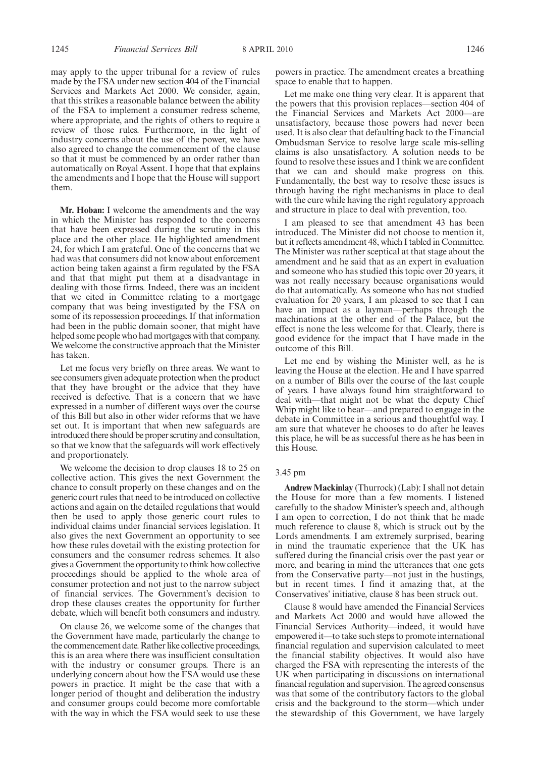may apply to the upper tribunal for a review of rules made by the FSA under new section 404 of the Financial Services and Markets Act 2000. We consider, again, that this strikes a reasonable balance between the ability of the FSA to implement a consumer redress scheme, where appropriate, and the rights of others to require a review of those rules. Furthermore, in the light of industry concerns about the use of the power, we have also agreed to change the commencement of the clause so that it must be commenced by an order rather than automatically on Royal Assent. I hope that that explains the amendments and I hope that the House will support them.

**Mr. Hoban:** I welcome the amendments and the way in which the Minister has responded to the concerns that have been expressed during the scrutiny in this place and the other place. He highlighted amendment 24, for which I am grateful. One of the concerns that we had was that consumers did not know about enforcement action being taken against a firm regulated by the FSA and that that might put them at a disadvantage in dealing with those firms. Indeed, there was an incident that we cited in Committee relating to a mortgage company that was being investigated by the FSA on some of its repossession proceedings. If that information had been in the public domain sooner, that might have helped some people who had mortgages with that company. We welcome the constructive approach that the Minister has taken.

Let me focus very briefly on three areas. We want to see consumers given adequate protection when the product that they have brought or the advice that they have received is defective. That is a concern that we have expressed in a number of different ways over the course of this Bill but also in other wider reforms that we have set out. It is important that when new safeguards are introduced there should be proper scrutiny and consultation, so that we know that the safeguards will work effectively and proportionately.

We welcome the decision to drop clauses 18 to 25 on collective action. This gives the next Government the chance to consult properly on these changes and on the generic court rules that need to be introduced on collective actions and again on the detailed regulations that would then be used to apply those generic court rules to individual claims under financial services legislation. It also gives the next Government an opportunity to see how these rules dovetail with the existing protection for consumers and the consumer redress schemes. It also gives a Government the opportunity to think how collective proceedings should be applied to the whole area of consumer protection and not just to the narrow subject of financial services. The Government's decision to drop these clauses creates the opportunity for further debate, which will benefit both consumers and industry.

On clause 26, we welcome some of the changes that the Government have made, particularly the change to the commencement date. Rather like collective proceedings, this is an area where there was insufficient consultation with the industry or consumer groups. There is an underlying concern about how the FSA would use these powers in practice. It might be the case that with a longer period of thought and deliberation the industry and consumer groups could become more comfortable with the way in which the FSA would seek to use these powers in practice. The amendment creates a breathing space to enable that to happen.

Let me make one thing very clear. It is apparent that the powers that this provision replaces—section 404 of the Financial Services and Markets Act 2000—are unsatisfactory, because those powers had never been used. It is also clear that defaulting back to the Financial Ombudsman Service to resolve large scale mis-selling claims is also unsatisfactory. A solution needs to be found to resolve these issues and I think we are confident that we can and should make progress on this. Fundamentally, the best way to resolve these issues is through having the right mechanisms in place to deal with the cure while having the right regulatory approach and structure in place to deal with prevention, too.

I am pleased to see that amendment 43 has been introduced. The Minister did not choose to mention it, but it reflects amendment 48, which I tabled in Committee. The Minister was rather sceptical at that stage about the amendment and he said that as an expert in evaluation and someone who has studied this topic over 20 years, it was not really necessary because organisations would do that automatically. As someone who has not studied evaluation for 20 years, I am pleased to see that I can have an impact as a layman—perhaps through the machinations at the other end of the Palace, but the effect is none the less welcome for that. Clearly, there is good evidence for the impact that I have made in the outcome of this Bill.

Let me end by wishing the Minister well, as he is leaving the House at the election. He and I have sparred on a number of Bills over the course of the last couple of years. I have always found him straightforward to deal with—that might not be what the deputy Chief Whip might like to hear—and prepared to engage in the debate in Committee in a serious and thoughtful way. I am sure that whatever he chooses to do after he leaves this place, he will be as successful there as he has been in this House.

3.45 pm

**Andrew Mackinlay** (Thurrock) (Lab): I shall not detain the House for more than a few moments. I listened carefully to the shadow Minister's speech and, although I am open to correction, I do not think that he made much reference to clause 8, which is struck out by the Lords amendments. I am extremely surprised, bearing in mind the traumatic experience that the UK has suffered during the financial crisis over the past year or more, and bearing in mind the utterances that one gets from the Conservative party—not just in the hustings, but in recent times. I find it amazing that, at the Conservatives' initiative, clause 8 has been struck out.

Clause 8 would have amended the Financial Services and Markets Act 2000 and would have allowed the Financial Services Authority—indeed, it would have empowered it—to take such steps to promote international financial regulation and supervision calculated to meet the financial stability objectives. It would also have charged the FSA with representing the interests of the UK when participating in discussions on international financial regulation and supervision. The agreed consensus was that some of the contributory factors to the global crisis and the background to the storm—which under the stewardship of this Government, we have largely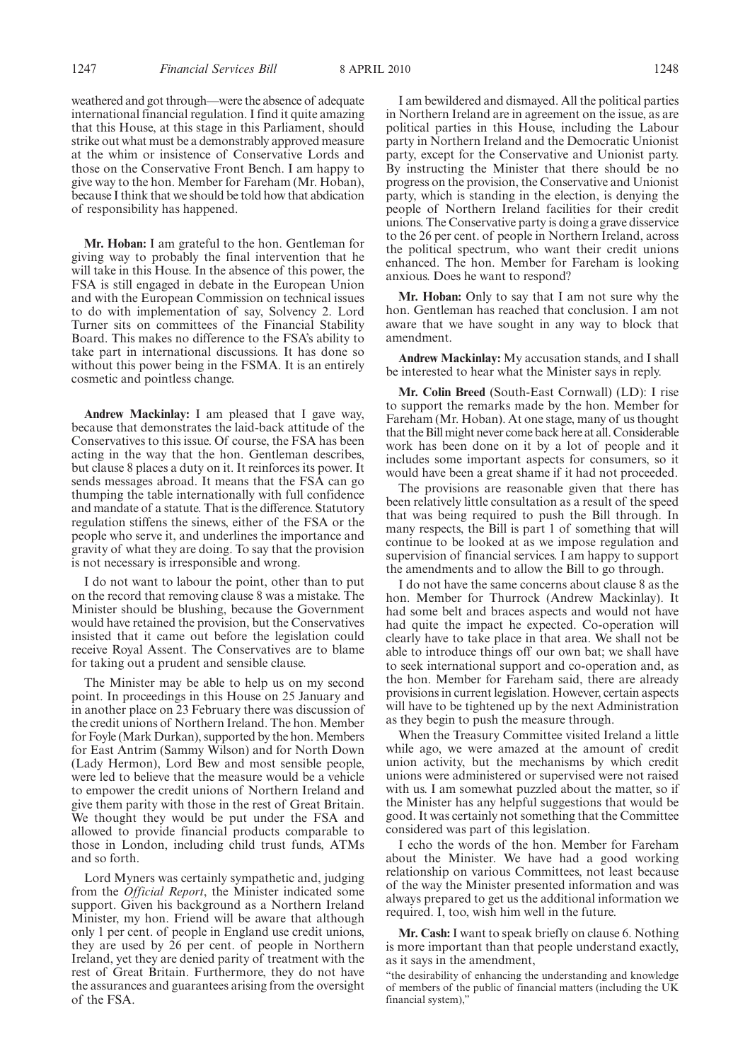weathered and got through—were the absence of adequate international financial regulation. I find it quite amazing that this House, at this stage in this Parliament, should strike out what must be a demonstrably approved measure at the whim or insistence of Conservative Lords and those on the Conservative Front Bench. I am happy to give way to the hon. Member for Fareham (Mr. Hoban), because I think that we should be told how that abdication of responsibility has happened.

**Mr. Hoban:** I am grateful to the hon. Gentleman for giving way to probably the final intervention that he will take in this House. In the absence of this power, the FSA is still engaged in debate in the European Union and with the European Commission on technical issues to do with implementation of say, Solvency 2. Lord Turner sits on committees of the Financial Stability Board. This makes no difference to the FSA's ability to take part in international discussions. It has done so without this power being in the FSMA. It is an entirely cosmetic and pointless change.

**Andrew Mackinlay:** I am pleased that I gave way, because that demonstrates the laid-back attitude of the Conservatives to this issue. Of course, the FSA has been acting in the way that the hon. Gentleman describes, but clause 8 places a duty on it. It reinforces its power. It sends messages abroad. It means that the FSA can go thumping the table internationally with full confidence and mandate of a statute. That is the difference. Statutory regulation stiffens the sinews, either of the FSA or the people who serve it, and underlines the importance and gravity of what they are doing. To say that the provision is not necessary is irresponsible and wrong.

I do not want to labour the point, other than to put on the record that removing clause 8 was a mistake. The Minister should be blushing, because the Government would have retained the provision, but the Conservatives insisted that it came out before the legislation could receive Royal Assent. The Conservatives are to blame for taking out a prudent and sensible clause.

The Minister may be able to help us on my second point. In proceedings in this House on 25 January and in another place on 23 February there was discussion of the credit unions of Northern Ireland. The hon. Member for Foyle (Mark Durkan), supported by the hon. Members for East Antrim (Sammy Wilson) and for North Down (Lady Hermon), Lord Bew and most sensible people, were led to believe that the measure would be a vehicle to empower the credit unions of Northern Ireland and give them parity with those in the rest of Great Britain. We thought they would be put under the FSA and allowed to provide financial products comparable to those in London, including child trust funds, ATMs and so forth.

Lord Myners was certainly sympathetic and, judging from the *Official Report*, the Minister indicated some support. Given his background as a Northern Ireland Minister, my hon. Friend will be aware that although only 1 per cent. of people in England use credit unions, they are used by 26 per cent. of people in Northern Ireland, yet they are denied parity of treatment with the rest of Great Britain. Furthermore, they do not have the assurances and guarantees arising from the oversight of the FSA.

I am bewildered and dismayed. All the political parties in Northern Ireland are in agreement on the issue, as are political parties in this House, including the Labour party in Northern Ireland and the Democratic Unionist party, except for the Conservative and Unionist party. By instructing the Minister that there should be no progress on the provision, the Conservative and Unionist party, which is standing in the election, is denying the people of Northern Ireland facilities for their credit unions. The Conservative party is doing a grave disservice to the 26 per cent. of people in Northern Ireland, across the political spectrum, who want their credit unions enhanced. The hon. Member for Fareham is looking anxious. Does he want to respond?

**Mr. Hoban:** Only to say that I am not sure why the hon. Gentleman has reached that conclusion. I am not aware that we have sought in any way to block that amendment.

**Andrew Mackinlay:** My accusation stands, and I shall be interested to hear what the Minister says in reply.

**Mr. Colin Breed** (South-East Cornwall) (LD): I rise to support the remarks made by the hon. Member for Fareham (Mr. Hoban). At one stage, many of us thought that the Bill might never come back here at all. Considerable work has been done on it by a lot of people and it includes some important aspects for consumers, so it would have been a great shame if it had not proceeded.

The provisions are reasonable given that there has been relatively little consultation as a result of the speed that was being required to push the Bill through. In many respects, the Bill is part 1 of something that will continue to be looked at as we impose regulation and supervision of financial services. I am happy to support the amendments and to allow the Bill to go through.

I do not have the same concerns about clause 8 as the hon. Member for Thurrock (Andrew Mackinlay). It had some belt and braces aspects and would not have had quite the impact he expected. Co-operation will clearly have to take place in that area. We shall not be able to introduce things off our own bat; we shall have to seek international support and co-operation and, as the hon. Member for Fareham said, there are already provisions in current legislation. However, certain aspects will have to be tightened up by the next Administration as they begin to push the measure through.

When the Treasury Committee visited Ireland a little while ago, we were amazed at the amount of credit union activity, but the mechanisms by which credit unions were administered or supervised were not raised with us. I am somewhat puzzled about the matter, so if the Minister has any helpful suggestions that would be good. It was certainly not something that the Committee considered was part of this legislation.

I echo the words of the hon. Member for Fareham about the Minister. We have had a good working relationship on various Committees, not least because of the way the Minister presented information and was always prepared to get us the additional information we required. I, too, wish him well in the future.

**Mr. Cash:** I want to speak briefly on clause 6. Nothing is more important than that people understand exactly, as it says in the amendment,

"the desirability of enhancing the understanding and knowledge of members of the public of financial matters (including the UK financial system),"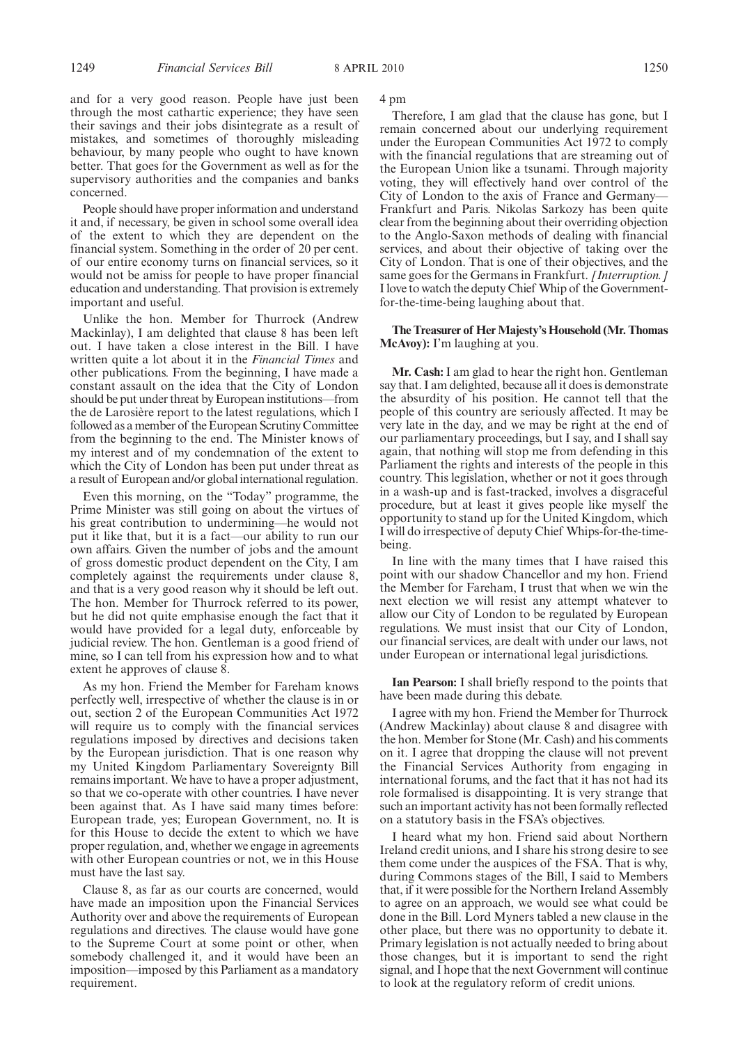and for a very good reason. People have just been through the most cathartic experience; they have seen their savings and their jobs disintegrate as a result of mistakes, and sometimes of thoroughly misleading behaviour, by many people who ought to have known better. That goes for the Government as well as for the supervisory authorities and the companies and banks concerned.

People should have proper information and understand it and, if necessary, be given in school some overall idea of the extent to which they are dependent on the financial system. Something in the order of 20 per cent. of our entire economy turns on financial services, so it would not be amiss for people to have proper financial education and understanding. That provision is extremely important and useful.

Unlike the hon. Member for Thurrock (Andrew Mackinlay), I am delighted that clause 8 has been left out. I have taken a close interest in the Bill. I have written quite a lot about it in the *Financial Times* and other publications. From the beginning, I have made a constant assault on the idea that the City of London should be put under threat by European institutions—from the de Larosière report to the latest regulations, which I followed as a member of the European Scrutiny Committee from the beginning to the end. The Minister knows of my interest and of my condemnation of the extent to which the City of London has been put under threat as a result of European and/or global international regulation.

Even this morning, on the "Today" programme, the Prime Minister was still going on about the virtues of his great contribution to undermining—he would not put it like that, but it is a fact—our ability to run our own affairs. Given the number of jobs and the amount of gross domestic product dependent on the City, I am completely against the requirements under clause 8, and that is a very good reason why it should be left out. The hon. Member for Thurrock referred to its power, but he did not quite emphasise enough the fact that it would have provided for a legal duty, enforceable by judicial review. The hon. Gentleman is a good friend of mine, so I can tell from his expression how and to what extent he approves of clause 8.

As my hon. Friend the Member for Fareham knows perfectly well, irrespective of whether the clause is in or out, section 2 of the European Communities Act 1972 will require us to comply with the financial services regulations imposed by directives and decisions taken by the European jurisdiction. That is one reason why my United Kingdom Parliamentary Sovereignty Bill remains important. We have to have a proper adjustment, so that we co-operate with other countries. I have never been against that. As I have said many times before: European trade, yes; European Government, no. It is for this House to decide the extent to which we have proper regulation, and, whether we engage in agreements with other European countries or not, we in this House must have the last say.

Clause 8, as far as our courts are concerned, would have made an imposition upon the Financial Services Authority over and above the requirements of European regulations and directives. The clause would have gone to the Supreme Court at some point or other, when somebody challenged it, and it would have been an imposition—imposed by this Parliament as a mandatory requirement.

4 pm

Therefore, I am glad that the clause has gone, but I remain concerned about our underlying requirement under the European Communities Act 1972 to comply with the financial regulations that are streaming out of the European Union like a tsunami. Through majority voting, they will effectively hand over control of the City of London to the axis of France and Germany—Frankfurt and Paris. Nikolas Sarkozy has been quite clear from the beginning about their overriding objection to the Anglo-Saxon methods of dealing with financial services, and about their objective of taking over the City of London. That is one of their objectives, and the same goes for the Germans in Frankfurt. *[Interruption.]* I love to watch the deputy Chief Whip of the Government-for-the-time-being laughing about that.

**The Treasurer of Her Majesty's Household (Mr. Thomas McAvoy):** I'm laughing at you.

**Mr. Cash:** I am glad to hear the right hon. Gentleman say that. I am delighted, because all it does is demonstrate the absurdity of his position. He cannot tell that the people of this country are seriously affected. It may be very late in the day, and we may be right at the end of our parliamentary proceedings, but I say, and I shall say again, that nothing will stop me from defending in this Parliament the rights and interests of the people in this country. This legislation, whether or not it goes through in a wash-up and is fast-tracked, involves a disgraceful procedure, but at least it gives people like myself the opportunity to stand up for the United Kingdom, which I will do irrespective of deputy Chief Whips-for-the-time-being.

In line with the many times that I have raised this point with our shadow Chancellor and my hon. Friend the Member for Fareham, I trust that when we win the next election we will resist any attempt whatever to allow our City of London to be regulated by European regulations. We must insist that our City of London, our financial services, are dealt with under our laws, not under European or international legal jurisdictions.

**Ian Pearson:** I shall briefly respond to the points that have been made during this debate.

I agree with my hon. Friend the Member for Thurrock (Andrew Mackinlay) about clause 8 and disagree with the hon. Member for Stone (Mr. Cash) and his comments on it. I agree that dropping the clause will not prevent the Financial Services Authority from engaging in international forums, and the fact that it has not had its role formalised is disappointing. It is very strange that such an important activity has not been formally reflected on a statutory basis in the FSA's objectives.

I heard what my hon. Friend said about Northern Ireland credit unions, and I share his strong desire to see them come under the auspices of the FSA. That is why, during Commons stages of the Bill, I said to Members that, if it were possible for the Northern Ireland Assembly to agree on an approach, we would see what could be done in the Bill. Lord Myners tabled a new clause in the other place, but there was no opportunity to debate it. Primary legislation is not actually needed to bring about those changes, but it is important to send the right signal, and I hope that the next Government will continue to look at the regulatory reform of credit unions.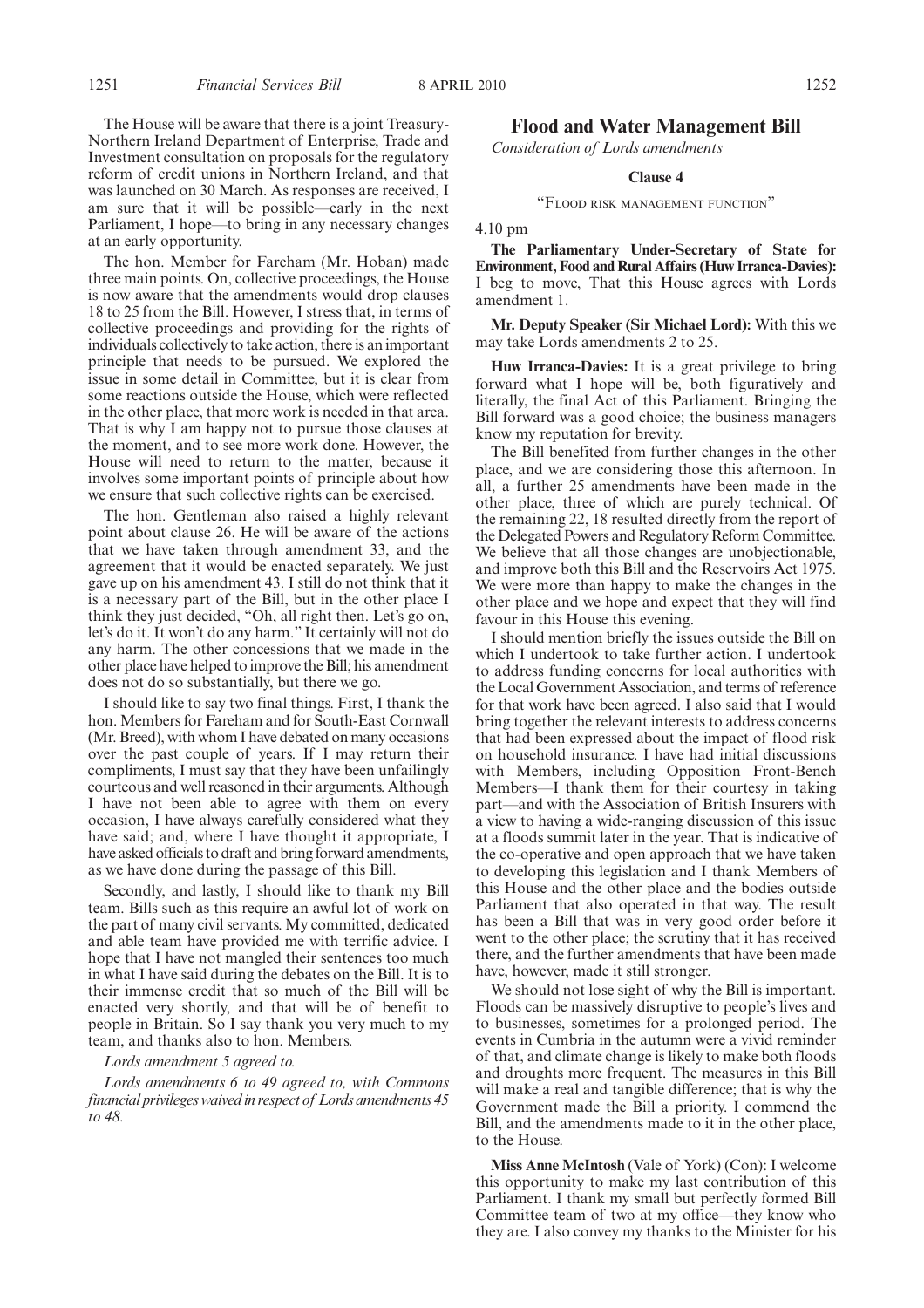The House will be aware that there is a joint Treasury-Northern Ireland Department of Enterprise, Trade and Investment consultation on proposals for the regulatory reform of credit unions in Northern Ireland, and that was launched on 30 March. As responses are received, I am sure that it will be possible—early in the next Parliament, I hope—to bring in any necessary changes at an early opportunity.

The hon. Member for Fareham (Mr. Hoban) made three main points. On, collective proceedings, the House is now aware that the amendments would drop clauses 18 to 25 from the Bill. However, I stress that, in terms of collective proceedings and providing for the rights of individuals collectively to take action, there is an important principle that needs to be pursued. We explored the issue in some detail in Committee, but it is clear from some reactions outside the House, which were reflected in the other place, that more work is needed in that area. That is why I am happy not to pursue those clauses at the moment, and to see more work done. However, the House will need to return to the matter, because it involves some important points of principle about how we ensure that such collective rights can be exercised.

The hon. Gentleman also raised a highly relevant point about clause 26. He will be aware of the actions that we have taken through amendment 33, and the agreement that it would be enacted separately. We just gave up on his amendment 43. I still do not think that it is a necessary part of the Bill, but in the other place I think they just decided, "Oh, all right then. Let's go on, let's do it. It won't do any harm." It certainly will not do any harm. The other concessions that we made in the other place have helped to improve the Bill; his amendment does not do so substantially, but there we go.

I should like to say two final things. First, I thank the hon. Members for Fareham and for South-East Cornwall (Mr. Breed), with whom I have debated on many occasions over the past couple of years. If I may return their compliments, I must say that they have been unfailingly courteous and well reasoned in their arguments. Although I have not been able to agree with them on every occasion, I have always carefully considered what they have said; and, where I have thought it appropriate, I have asked officials to draft and bring forward amendments, as we have done during the passage of this Bill.

Secondly, and lastly, I should like to thank my Bill team. Bills such as this require an awful lot of work on the part of many civil servants. My committed, dedicated and able team have provided me with terrific advice. I hope that I have not mangled their sentences too much in what I have said during the debates on the Bill. It is to their immense credit that so much of the Bill will be enacted very shortly, and that will be of benefit to people in Britain. So I say thank you very much to my team, and thanks also to hon. Members.

*Lords amendment 5 agreed to.*

*Lords amendments 6 to 49 agreed to, with Commons financial privileges waived in respect of Lords amendments 45 to 48.*

## Flood and Water Management Bill

*Consideration of Lords amendments*

### Clause 4

"FLOOD RISK MANAGEMENT FUNCTION"

4.10 pm

**The Parliamentary Under-Secretary of State for Environment, Food and Rural Affairs (Huw Irranca-Davies):** I beg to move, That this House agrees with Lords amendment 1.

**Mr. Deputy Speaker (Sir Michael Lord):** With this we may take Lords amendments 2 to 25.

**Huw Irranca-Davies:** It is a great privilege to bring forward what I hope will be, both figuratively and literally, the final Act of this Parliament. Bringing the Bill forward was a good choice; the business managers know my reputation for brevity.

The Bill benefited from further changes in the other place, and we are considering those this afternoon. In all, a further 25 amendments have been made in the other place, three of which are purely technical. Of the remaining 22, 18 resulted directly from the report of the Delegated Powers and Regulatory Reform Committee. We believe that all those changes are unobjectionable, and improve both this Bill and the Reservoirs Act 1975. We were more than happy to make the changes in the other place and we hope and expect that they will find favour in this House this evening.

I should mention briefly the issues outside the Bill on which I undertook to take further action. I undertook to address funding concerns for local authorities with the Local Government Association, and terms of reference for that work have been agreed. I also said that I would bring together the relevant interests to address concerns that had been expressed about the impact of flood risk on household insurance. I have had initial discussions with Members, including Opposition Front-Bench Members—I thank them for their courtesy in taking part—and with the Association of British Insurers with a view to having a wide-ranging discussion of this issue at a floods summit later in the year. That is indicative of the co-operative and open approach that we have taken to developing this legislation and I thank Members of this House and the other place and the bodies outside Parliament that also operated in that way. The result has been a Bill that was in very good order before it went to the other place; the scrutiny that it has received there, and the further amendments that have been made have, however, made it still stronger.

We should not lose sight of why the Bill is important. Floods can be massively disruptive to people's lives and to businesses, sometimes for a prolonged period. The events in Cumbria in the autumn were a vivid reminder of that, and climate change is likely to make both floods and droughts more frequent. The measures in this Bill will make a real and tangible difference; that is why the Government made the Bill a priority. I commend the Bill, and the amendments made to it in the other place, to the House.

**Miss Anne McIntosh** (Vale of York) (Con): I welcome this opportunity to make my last contribution of this Parliament. I thank my small but perfectly formed Bill Committee team of two at my office—they know who they are. I also convey my thanks to the Minister for his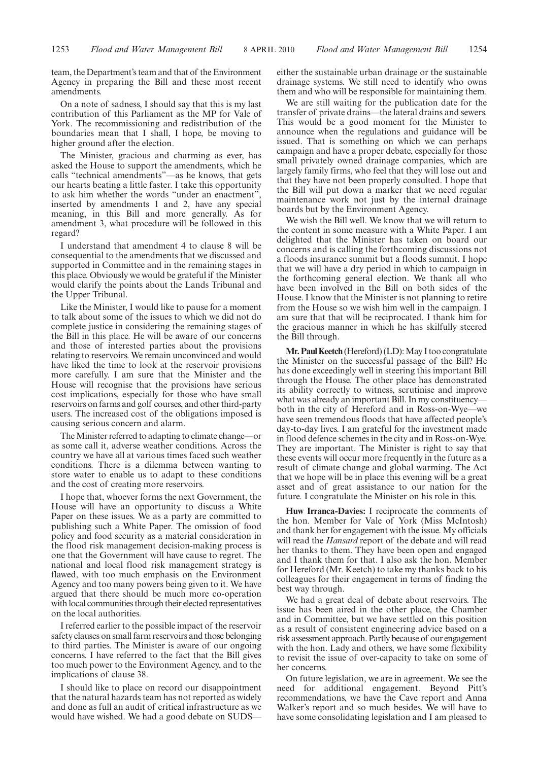team, the Department's team and that of the Environment Agency in preparing the Bill and these most recent amendments.

On a note of sadness, I should say that this is my last contribution of this Parliament as the MP for Vale of York. The recommissioning and redistribution of the boundaries mean that I shall, I hope, be moving to higher ground after the election.

The Minister, gracious and charming as ever, has asked the House to support the amendments, which he calls "technical amendments"—as he knows, that gets our hearts beating a little faster. I take this opportunity to ask him whether the words "under an enactment", inserted by amendments 1 and 2, have any special meaning, in this Bill and more generally. As for amendment 3, what procedure will be followed in this regard?

I understand that amendment 4 to clause 8 will be consequential to the amendments that we discussed and supported in Committee and in the remaining stages in this place. Obviously we would be grateful if the Minister would clarify the points about the Lands Tribunal and the Upper Tribunal.

Like the Minister, I would like to pause for a moment to talk about some of the issues to which we did not do complete justice in considering the remaining stages of the Bill in this place. He will be aware of our concerns and those of interested parties about the provisions relating to reservoirs. We remain unconvinced and would have liked the time to look at the reservoir provisions more carefully. I am sure that the Minister and the House will recognise that the provisions have serious cost implications, especially for those who have small reservoirs on farms and golf courses, and other third-party users. The increased cost of the obligations imposed is causing serious concern and alarm.

The Minister referred to adapting to climate change—or as some call it, adverse weather conditions. Across the country we have all at various times faced such weather conditions. There is a dilemma between wanting to store water to enable us to adapt to these conditions and the cost of creating more reservoirs.

I hope that, whoever forms the next Government, the House will have an opportunity to discuss a White Paper on these issues. We as a party are committed to publishing such a White Paper. The omission of food policy and food security as a material consideration in the flood risk management decision-making process is one that the Government will have cause to regret. The national and local flood risk management strategy is flawed, with too much emphasis on the Environment Agency and too many powers being given to it. We have argued that there should be much more co-operation with local communities through their elected representatives on the local authorities.

I referred earlier to the possible impact of the reservoir safety clauses on small farm reservoirs and those belonging to third parties. The Minister is aware of our ongoing concerns. I have referred to the fact that the Bill gives too much power to the Environment Agency, and to the implications of clause 38.

I should like to place on record our disappointment that the natural hazards team has not reported as widely and done as full an audit of critical infrastructure as we would have wished. We had a good debate on SUDS—either the sustainable urban drainage or the sustainable drainage systems. We still need to identify who owns them and who will be responsible for maintaining them.

We are still waiting for the publication date for the transfer of private drains—the lateral drains and sewers. This would be a good moment for the Minister to announce when the regulations and guidance will be issued. That is something on which we can perhaps campaign and have a proper debate, especially for those small privately owned drainage companies, which are largely family firms, who feel that they will lose out and that they have not been properly consulted. I hope that the Bill will put down a marker that we need regular maintenance work not just by the internal drainage boards but by the Environment Agency.

We wish the Bill well. We know that we will return to the content in some measure with a White Paper. I am delighted that the Minister has taken on board our concerns and is calling the forthcoming discussions not a floods insurance summit but a floods summit. I hope that we will have a dry period in which to campaign in the forthcoming general election. We thank all who have been involved in the Bill on both sides of the House. I know that the Minister is not planning to retire from the House so we wish him well in the campaign. I am sure that that will be reciprocated. I thank him for the gracious manner in which he has skilfully steered the Bill through.

**Mr. Paul Keetch** (Hereford) (LD): May I too congratulate the Minister on the successful passage of the Bill? He has done exceedingly well in steering this important Bill through the House. The other place has demonstrated its ability correctly to witness, scrutinise and improve what was already an important Bill. In my constituency—both in the city of Hereford and in Ross-on-Wye—we have seen tremendous floods that have affected people's day-to-day lives. I am grateful for the investment made in flood defence schemes in the city and in Ross-on-Wye. They are important. The Minister is right to say that these events will occur more frequently in the future as a result of climate change and global warming. The Act that we hope will be in place this evening will be a great asset and of great assistance to our nation for the future. I congratulate the Minister on his role in this.

**Huw Irranca-Davies:** I reciprocate the comments of the hon. Member for Vale of York (Miss McIntosh) and thank her for engagement with the issue. My officials will read the *Hansard* report of the debate and will read her thanks to them. They have been open and engaged and I thank them for that. I also ask the hon. Member for Hereford (Mr. Keetch) to take my thanks back to his colleagues for their engagement in terms of finding the best way through.

We had a great deal of debate about reservoirs. The issue has been aired in the other place, the Chamber and in Committee, but we have settled on this position as a result of consistent engineering advice based on a risk assessment approach. Partly because of our engagement with the hon. Lady and others, we have some flexibility to revisit the issue of over-capacity to take on some of her concerns.

On future legislation, we are in agreement. We see the need for additional engagement. Beyond Pitt's recommendations, we have the Cave report and Anna Walker's report and so much besides. We will have to have some consolidating legislation and I am pleased to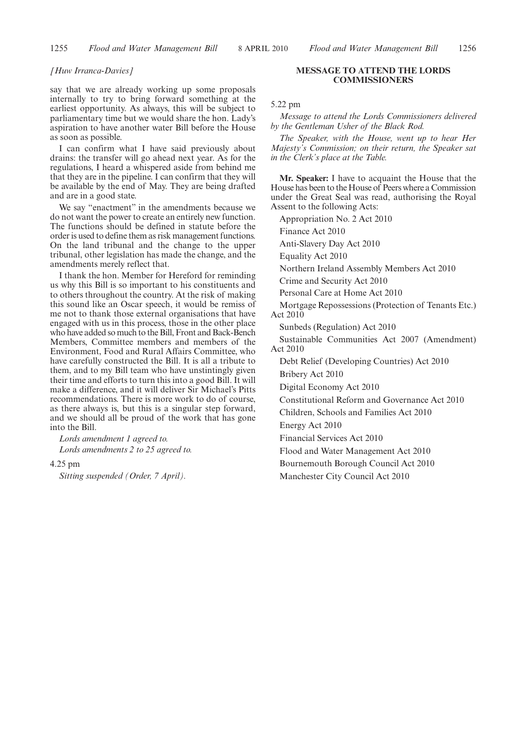*[Huw Irranca-Davies]*

say that we are already working up some proposals internally to try to bring forward something at the earliest opportunity. As always, this will be subject to parliamentary time but we would share the hon. Lady's aspiration to have another water Bill before the House as soon as possible.

I can confirm what I have said previously about drains: the transfer will go ahead next year. As for the regulations, I heard a whispered aside from behind me that they are in the pipeline. I can confirm that they will be available by the end of May. They are being drafted and are in a good state.

We say "enactment" in the amendments because we do not want the power to create an entirely new function. The functions should be defined in statute before the order is used to define them as risk management functions. On the land tribunal and the change to the upper tribunal, other legislation has made the change, and the amendments merely reflect that.

I thank the hon. Member for Hereford for reminding us why this Bill is so important to his constituents and to others throughout the country. At the risk of making this sound like an Oscar speech, it would be remiss of me not to thank those external organisations that have engaged with us in this process, those in the other place who have added so much to the Bill, Front and Back-Bench Members, Committee members and members of the Environment, Food and Rural Affairs Committee, who have carefully constructed the Bill. It is all a tribute to them, and to my Bill team who have unstintingly given their time and efforts to turn this into a good Bill. It will make a difference, and it will deliver Sir Michael's Pitts recommendations. There is more work to do of course, as there always is, but this is a singular step forward, and we should all be proud of the work that has gone into the Bill.

*Lords amendment 1 agreed to.*

*Lords amendments 2 to 25 agreed to.*

4.25 pm

*Sitting suspended (Order, 7 April).*

## MESSAGE TO ATTEND THE LORDS COMMISSIONERS

5.22 pm

*Message to attend the Lords Commissioners delivered by the Gentleman Usher of the Black Rod.*

*The Speaker, with the House, went up to hear Her Majesty's Commission; on their return, the Speaker sat in the Clerk's place at the Table.*

**Mr. Speaker:** I have to acquaint the House that the House has been to the House of Peers where a Commission under the Great Seal was read, authorising the Royal Assent to the following Acts:

Appropriation No. 2 Act 2010

Finance Act 2010

Anti-Slavery Day Act 2010

Equality Act 2010

Northern Ireland Assembly Members Act 2010

Crime and Security Act 2010

Personal Care at Home Act 2010

Mortgage Repossessions (Protection of Tenants Etc.) Act 2010

Sunbeds (Regulation) Act 2010

Sustainable Communities Act 2007 (Amendment) Act 2010

Debt Relief (Developing Countries) Act 2010

Bribery Act 2010

Digital Economy Act 2010

Constitutional Reform and Governance Act 2010

Children, Schools and Families Act 2010

Energy Act 2010

Financial Services Act 2010

Flood and Water Management Act 2010

Bournemouth Borough Council Act 2010

Manchester City Council Act 2010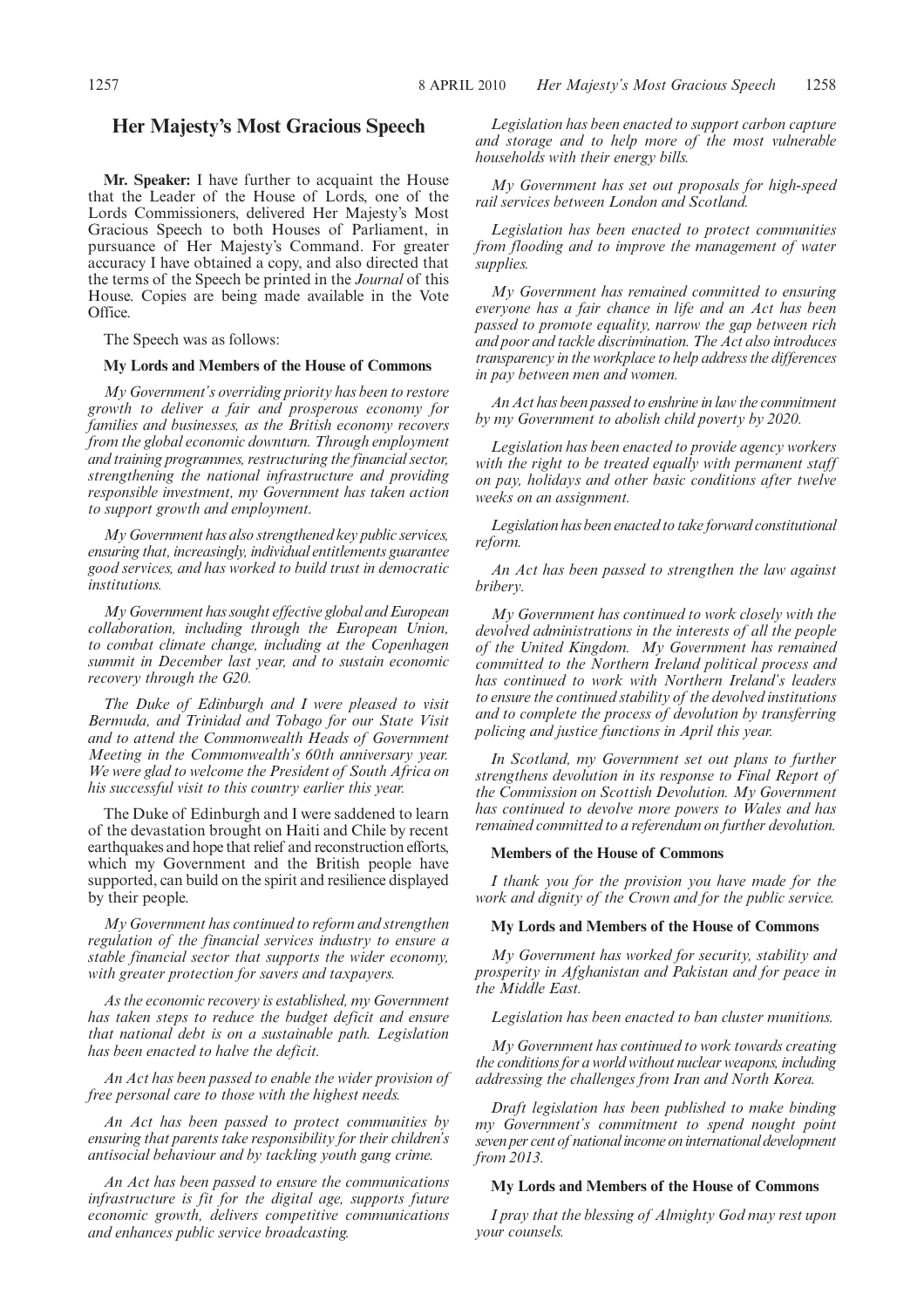## Her Majesty's Most Gracious Speech

**Mr. Speaker:** I have further to acquaint the House that the Leader of the House of Lords, one of the Lords Commissioners, delivered Her Majesty's Most Gracious Speech to both Houses of Parliament, in pursuance of Her Majesty's Command. For greater accuracy I have obtained a copy, and also directed that the terms of the Speech be printed in the *Journal* of this House. Copies are being made available in the Vote Office.

The Speech was as follows:

**My Lords and Members of the House of Commons**

*My Government's overriding priority has been to restore growth to deliver a fair and prosperous economy for families and businesses, as the British economy recovers from the global economic downturn. Through employment and training programmes, restructuring the financial sector, strengthening the national infrastructure and providing responsible investment, my Government has taken action to support growth and employment.*

*My Government has also strengthened key public services, ensuring that, increasingly, individual entitlements guarantee good services, and has worked to build trust in democratic institutions.*

*My Government has sought effective global and European collaboration, including through the European Union, to combat climate change, including at the Copenhagen summit in December last year, and to sustain economic recovery through the G20.*

*The Duke of Edinburgh and I were pleased to visit Bermuda, and Trinidad and Tobago for our State Visit and to attend the Commonwealth Heads of Government Meeting in the Commonwealth's 60th anniversary year. We were glad to welcome the President of South Africa on his successful visit to this country earlier this year.*

The Duke of Edinburgh and I were saddened to learn of the devastation brought on Haiti and Chile by recent earthquakes and hope that relief and reconstruction efforts, which my Government and the British people have supported, can build on the spirit and resilience displayed by their people.

*My Government has continued to reform and strengthen regulation of the financial services industry to ensure a stable financial sector that supports the wider economy, with greater protection for savers and taxpayers.*

*As the economic recovery is established, my Government has taken steps to reduce the budget deficit and ensure that national debt is on a sustainable path. Legislation has been enacted to halve the deficit.*

*An Act has been passed to enable the wider provision of free personal care to those with the highest needs.*

*An Act has been passed to protect communities by ensuring that parents take responsibility for their children's antisocial behaviour and by tackling youth gang crime.*

*An Act has been passed to ensure the communications infrastructure is fit for the digital age, supports future economic growth, delivers competitive communications and enhances public service broadcasting.*

*Legislation has been enacted to support carbon capture and storage and to help more of the most vulnerable households with their energy bills.*

*My Government has set out proposals for high-speed rail services between London and Scotland.*

*Legislation has been enacted to protect communities from flooding and to improve the management of water supplies.*

*My Government has remained committed to ensuring everyone has a fair chance in life and an Act has been passed to promote equality, narrow the gap between rich and poor and tackle discrimination. The Act also introduces transparency in the workplace to help address the differences in pay between men and women.*

*An Act has been passed to enshrine in law the commitment by my Government to abolish child poverty by 2020.*

*Legislation has been enacted to provide agency workers with the right to be treated equally with permanent staff on pay, holidays and other basic conditions after twelve weeks on an assignment.*

*Legislation has been enacted to take forward constitutional reform.*

*An Act has been passed to strengthen the law against bribery.*

*My Government has continued to work closely with the devolved administrations in the interests of all the people of the United Kingdom. My Government has remained committed to the Northern Ireland political process and has continued to work with Northern Ireland's leaders to ensure the continued stability of the devolved institutions and to complete the process of devolution by transferring policing and justice functions in April this year.*

*In Scotland, my Government set out plans to further strengthens devolution in its response to Final Report of the Commission on Scottish Devolution. My Government has continued to devolve more powers to Wales and has remained committed to a referendum on further devolution.*

**Members of the House of Commons**

*I thank you for the provision you have made for the work and dignity of the Crown and for the public service.*

**My Lords and Members of the House of Commons**

*My Government has worked for security, stability and prosperity in Afghanistan and Pakistan and for peace in the Middle East.*

*Legislation has been enacted to ban cluster munitions.*

*My Government has continued to work towards creating the conditions for a world without nuclear weapons, including addressing the challenges from Iran and North Korea.*

*Draft legislation has been published to make binding my Government's commitment to spend nought point seven per cent of national income on international development from 2013.*

**My Lords and Members of the House of Commons**

*I pray that the blessing of Almighty God may rest upon your counsels.*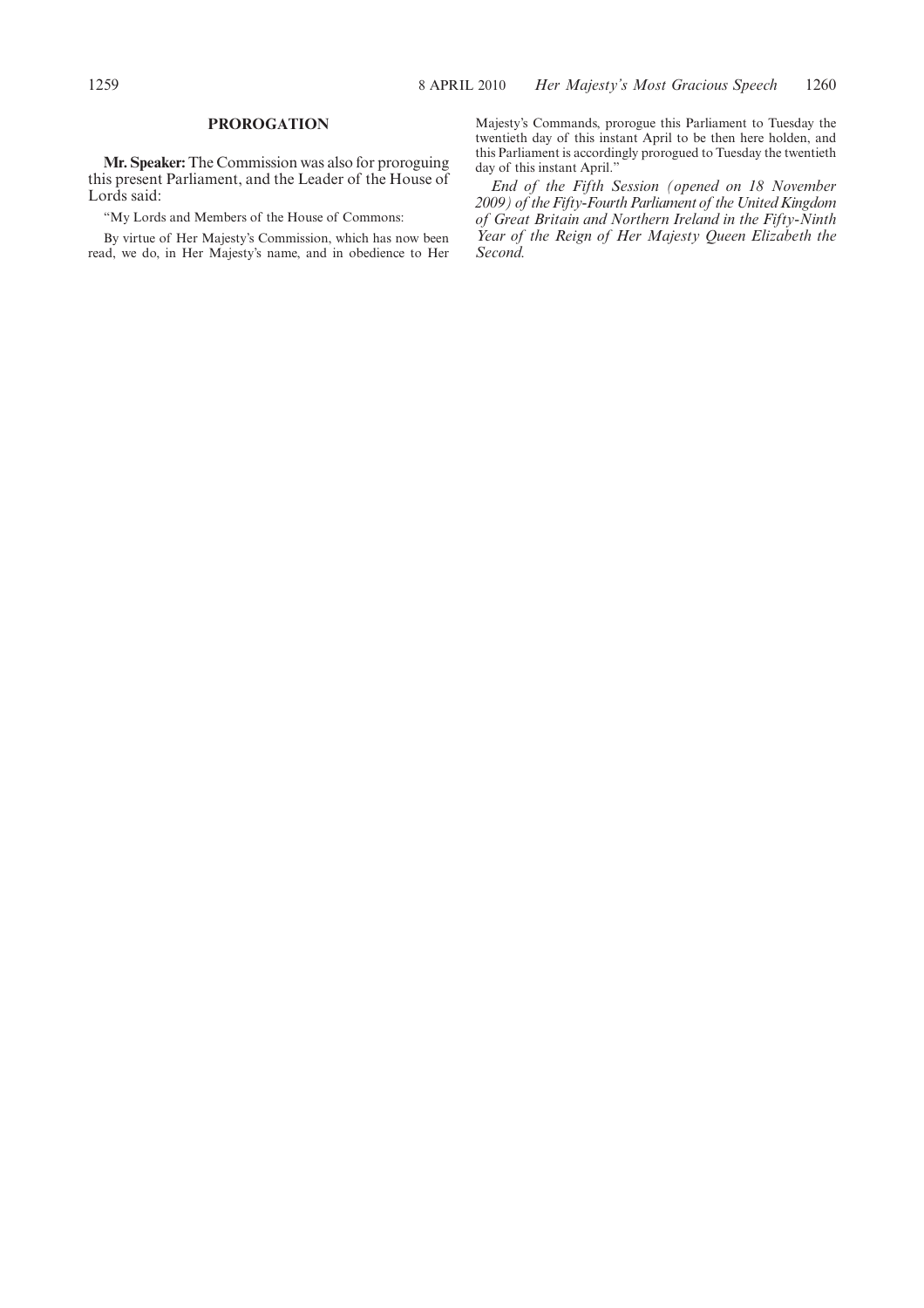## PROROGATION

**Mr. Speaker:** The Commission was also for proroguing this present Parliament, and the Leader of the House of Lords said:

"My Lords and Members of the House of Commons:

By virtue of Her Majesty's Commission, which has now been read, we do, in Her Majesty's name, and in obedience to Her Majesty's Commands, prorogue this Parliament to Tuesday the twentieth day of this instant April to be then here holden, and this Parliament is accordingly prorogued to Tuesday the twentieth day of this instant April."

*End of the Fifth Session (opened on 18 November 2009) of the Fifty-Fourth Parliament of the United Kingdom of Great Britain and Northern Ireland in the Fifty-Ninth Year of the Reign of Her Majesty Queen Elizabeth the Second.*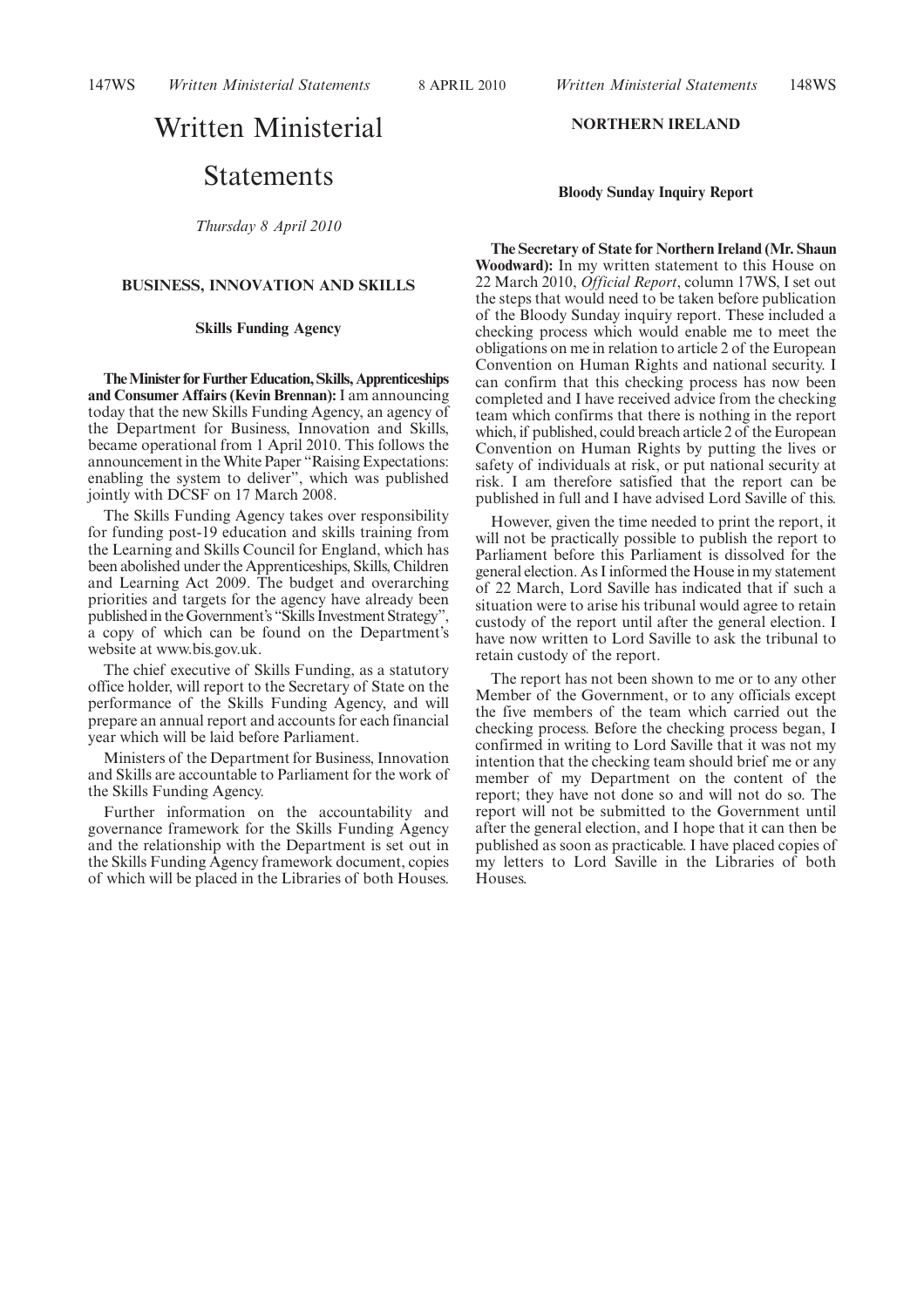# Written Ministerial Statements

*Thursday 8 April 2010*

## BUSINESS, INNOVATION AND SKILLS

### Skills Funding Agency

**The Minister for Further Education, Skills, Apprenticeships and Consumer Affairs (Kevin Brennan):** I am announcing today that the new Skills Funding Agency, an agency of the Department for Business, Innovation and Skills, became operational from 1 April 2010. This follows the announcement in the White Paper "Raising Expectations: enabling the system to deliver", which was published jointly with DCSF on 17 March 2008.

The Skills Funding Agency takes over responsibility for funding post-19 education and skills training from the Learning and Skills Council for England, which has been abolished under the Apprenticeships, Skills, Children and Learning Act 2009. The budget and overarching priorities and targets for the agency have already been published in the Government's "Skills Investment Strategy", a copy of which can be found on the Department's website at www.bis.gov.uk.

The chief executive of Skills Funding, as a statutory office holder, will report to the Secretary of State on the performance of the Skills Funding Agency, and will prepare an annual report and accounts for each financial year which will be laid before Parliament.

Ministers of the Department for Business, Innovation and Skills are accountable to Parliament for the work of the Skills Funding Agency.

Further information on the accountability and governance framework for the Skills Funding Agency and the relationship with the Department is set out in the Skills Funding Agency framework document, copies of which will be placed in the Libraries of both Houses.

## NORTHERN IRELAND

### Bloody Sunday Inquiry Report

**The Secretary of State for Northern Ireland (Mr. Shaun Woodward):** In my written statement to this House on 22 March 2010, *Official Report*, column 17WS, I set out the steps that would need to be taken before publication of the Bloody Sunday inquiry report. These included a checking process which would enable me to meet the obligations on me in relation to article 2 of the European Convention on Human Rights and national security. I can confirm that this checking process has now been completed and I have received advice from the checking team which confirms that there is nothing in the report which, if published, could breach article 2 of the European Convention on Human Rights by putting the lives or safety of individuals at risk, or put national security at risk. I am therefore satisfied that the report can be published in full and I have advised Lord Saville of this.

However, given the time needed to print the report, it will not be practically possible to publish the report to Parliament before this Parliament is dissolved for the general election. As I informed the House in my statement of 22 March, Lord Saville has indicated that if such a situation were to arise his tribunal would agree to retain custody of the report until after the general election. I have now written to Lord Saville to ask the tribunal to retain custody of the report.

The report has not been shown to me or to any other Member of the Government, or to any officials except the five members of the team which carried out the checking process. Before the checking process began, I confirmed in writing to Lord Saville that it was not my intention that the checking team should brief me or any member of my Department on the content of the report; they have not done so and will not do so. The report will not be submitted to the Government until after the general election, and I hope that it can then be published as soon as practicable. I have placed copies of my letters to Lord Saville in the Libraries of both Houses.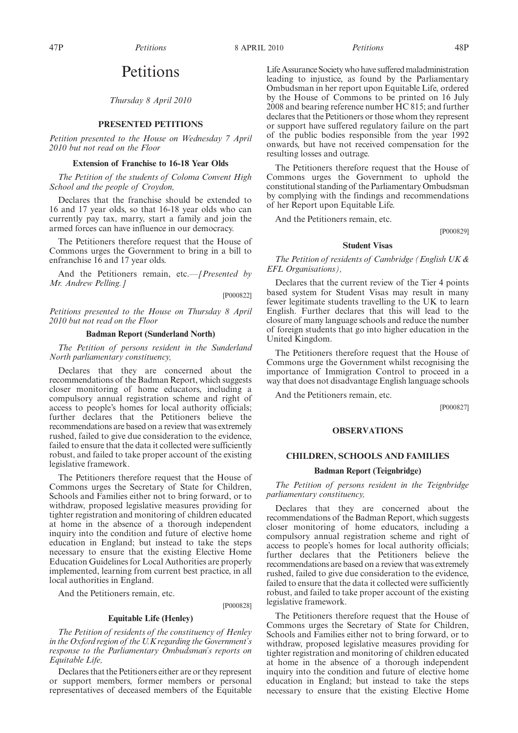# Petitions

*Thursday 8 April 2010*

## PRESENTED PETITIONS

*Petition presented to the House on Wednesday 7 April 2010 but not read on the Floor*

### Extension of Franchise to 16-18 Year Olds

*The Petition of the students of Coloma Convent High School and the people of Croydon,*

Declares that the franchise should be extended to 16 and 17 year olds, so that 16-18 year olds who can currently pay tax, marry, start a family and join the armed forces can have influence in our democracy.

The Petitioners therefore request that the House of Commons urges the Government to bring in a bill to enfranchise 16 and 17 year olds.

And the Petitioners remain, etc.—*[Presented by Mr. Andrew Pelling.]*

[P000822]

*Petitions presented to the House on Thursday 8 April 2010 but not read on the Floor*

### Badman Report (Sunderland North)

*The Petition of persons resident in the Sunderland North parliamentary constituency,*

Declares that they are concerned about the recommendations of the Badman Report, which suggests closer monitoring of home educators, including a compulsory annual registration scheme and right of access to people's homes for local authority officials; further declares that the Petitioners believe the recommendations are based on a review that was extremely rushed, failed to give due consideration to the evidence, failed to ensure that the data it collected were sufficiently robust, and failed to take proper account of the existing legislative framework.

The Petitioners therefore request that the House of Commons urges the Secretary of State for Children, Schools and Families either not to bring forward, or to withdraw, proposed legislative measures providing for tighter registration and monitoring of children educated at home in the absence of a thorough independent inquiry into the condition and future of elective home education in England; but instead to take the steps necessary to ensure that the existing Elective Home Education Guidelines for Local Authorities are properly implemented, learning from current best practice, in all local authorities in England.

And the Petitioners remain, etc.

[P000828]

### Equitable Life (Henley)

*The Petition of residents of the constituency of Henley in the Oxford region of the U.K regarding the Government's response to the Parliamentary Ombudsman's reports on Equitable Life,*

Declares that the Petitioners either are or they represent or support members, former members or personal representatives of deceased members of the Equitable Life Assurance Society who have suffered maladministration leading to injustice, as found by the Parliamentary Ombudsman in her report upon Equitable Life, ordered by the House of Commons to be printed on 16 July 2008 and bearing reference number HC 815; and further declares that the Petitioners or those whom they represent or support have suffered regulatory failure on the part of the public bodies responsible from the year 1992 onwards, but have not received compensation for the resulting losses and outrage.

The Petitioners therefore request that the House of Commons urges the Government to uphold the constitutional standing of the Parliamentary Ombudsman by complying with the findings and recommendations of her Report upon Equitable Life.

And the Petitioners remain, etc.

[P000829]

### Student Visas

*The Petition of residents of Cambridge (English UK & EFL Organisations),*

Declares that the current review of the Tier 4 points based system for Student Visas may result in many fewer legitimate students travelling to the UK to learn English. Further declares that this will lead to the closure of many language schools and reduce the number of foreign students that go into higher education in the United Kingdom.

The Petitioners therefore request that the House of Commons urge the Government whilst recognising the importance of Immigration Control to proceed in a way that does not disadvantage English language schools

And the Petitioners remain, etc.

[P000827]

## OBSERVATIONS

## CHILDREN, SCHOOLS AND FAMILIES

### Badman Report (Teignbridge)

*The Petition of persons resident in the Teignbridge parliamentary constituency,*

Declares that they are concerned about the recommendations of the Badman Report, which suggests closer monitoring of home educators, including a compulsory annual registration scheme and right of access to people's homes for local authority officials; further declares that the Petitioners believe the recommendations are based on a review that was extremely rushed, failed to give due consideration to the evidence, failed to ensure that the data it collected were sufficiently robust, and failed to take proper account of the existing legislative framework.

The Petitioners therefore request that the House of Commons urges the Secretary of State for Children, Schools and Families either not to bring forward, or to withdraw, proposed legislative measures providing for tighter registration and monitoring of children educated at home in the absence of a thorough independent inquiry into the condition and future of elective home education in England; but instead to take the steps necessary to ensure that the existing Elective Home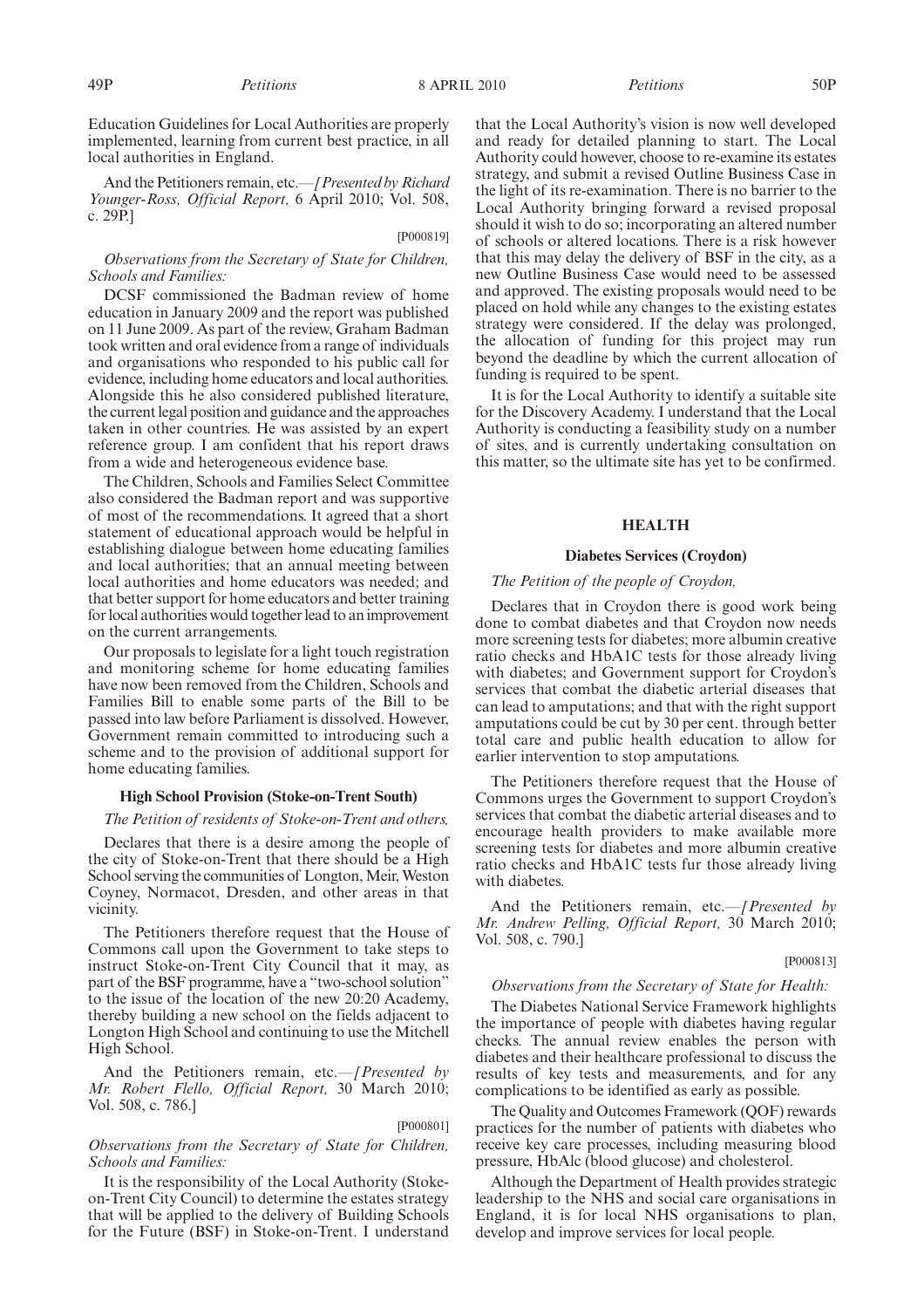Education Guidelines for Local Authorities are properly implemented, learning from current best practice, in all local authorities in England.

And the Petitioners remain, etc.—*[Presented by Richard Younger-Ross, Official Report,* 6 April 2010; Vol. 508, c. 29P.]

[P000819]

*Observations from the Secretary of State for Children, Schools and Families:*

DCSF commissioned the Badman review of home education in January 2009 and the report was published on 11 June 2009. As part of the review, Graham Badman took written and oral evidence from a range of individuals and organisations who responded to his public call for evidence, including home educators and local authorities. Alongside this he also considered published literature, the current legal position and guidance and the approaches taken in other countries. He was assisted by an expert reference group. I am confident that his report draws from a wide and heterogeneous evidence base.

The Children, Schools and Families Select Committee also considered the Badman report and was supportive of most of the recommendations. It agreed that a short statement of educational approach would be helpful in establishing dialogue between home educating families and local authorities; that an annual meeting between local authorities and home educators was needed; and that better support for home educators and better training for local authorities would together lead to an improvement on the current arrangements.

Our proposals to legislate for a light touch registration and monitoring scheme for home educating families have now been removed from the Children, Schools and Families Bill to enable some parts of the Bill to be passed into law before Parliament is dissolved. However, Government remain committed to introducing such a scheme and to the provision of additional support for home educating families.

### High School Provision (Stoke-on-Trent South)

*The Petition of residents of Stoke-on-Trent and others,*

Declares that there is a desire among the people of the city of Stoke-on-Trent that there should be a High School serving the communities of Longton, Meir, Weston Coyney, Normacot, Dresden, and other areas in that vicinity.

The Petitioners therefore request that the House of Commons call upon the Government to take steps to instruct Stoke-on-Trent City Council that it may, as part of the BSF programme, have a "two-school solution" to the issue of the location of the new 20:20 Academy, thereby building a new school on the fields adjacent to Longton High School and continuing to use the Mitchell High School.

And the Petitioners remain, etc.—*[Presented by Mr. Robert Flello, Official Report,* 30 March 2010; Vol. 508, c. 786.]

[P000801]

*Observations from the Secretary of State for Children, Schools and Families:*

It is the responsibility of the Local Authority (Stoke-on-Trent City Council) to determine the estates strategy that will be applied to the delivery of Building Schools for the Future (BSF) in Stoke-on-Trent. I understand that the Local Authority's vision is now well developed and ready for detailed planning to start. The Local Authority could however, choose to re-examine its estates strategy, and submit a revised Outline Business Case in the light of its re-examination. There is no barrier to the Local Authority bringing forward a revised proposal should it wish to do so; incorporating an altered number of schools or altered locations. There is a risk however that this may delay the delivery of BSF in the city, as a new Outline Business Case would need to be assessed and approved. The existing proposals would need to be placed on hold while any changes to the existing estates strategy were considered. If the delay was prolonged, the allocation of funding for this project may run beyond the deadline by which the current allocation of funding is required to be spent.

It is for the Local Authority to identify a suitable site for the Discovery Academy. I understand that the Local Authority is conducting a feasibility study on a number of sites, and is currently undertaking consultation on this matter, so the ultimate site has yet to be confirmed.

## HEALTH

### Diabetes Services (Croydon)

*The Petition of the people of Croydon,*

Declares that in Croydon there is good work being done to combat diabetes and that Croydon now needs more screening tests for diabetes; more albumin creative ratio checks and HbA1C tests for those already living with diabetes; and Government support for Croydon's services that combat the diabetic arterial diseases that can lead to amputations; and that with the right support amputations could be cut by 30 per cent. through better total care and public health education to allow for earlier intervention to stop amputations.

The Petitioners therefore request that the House of Commons urges the Government to support Croydon's services that combat the diabetic arterial diseases and to encourage health providers to make available more screening tests for diabetes and more albumin creative ratio checks and HbA1C tests fur those already living with diabetes.

And the Petitioners remain, etc.—*[Presented by Mr. Andrew Pelling, Official Report,* 30 March 2010; Vol. 508, c. 790.]

[P000813]

*Observations from the Secretary of State for Health:*

The Diabetes National Service Framework highlights the importance of people with diabetes having regular checks. The annual review enables the person with diabetes and their healthcare professional to discuss the results of key tests and measurements, and for any complications to be identified as early as possible.

The Quality and Outcomes Framework (QOF) rewards practices for the number of patients with diabetes who receive key care processes, including measuring blood pressure, HbAlc (blood glucose) and cholesterol.

Although the Department of Health provides strategic leadership to the NHS and social care organisations in England, it is for local NHS organisations to plan, develop and improve services for local people.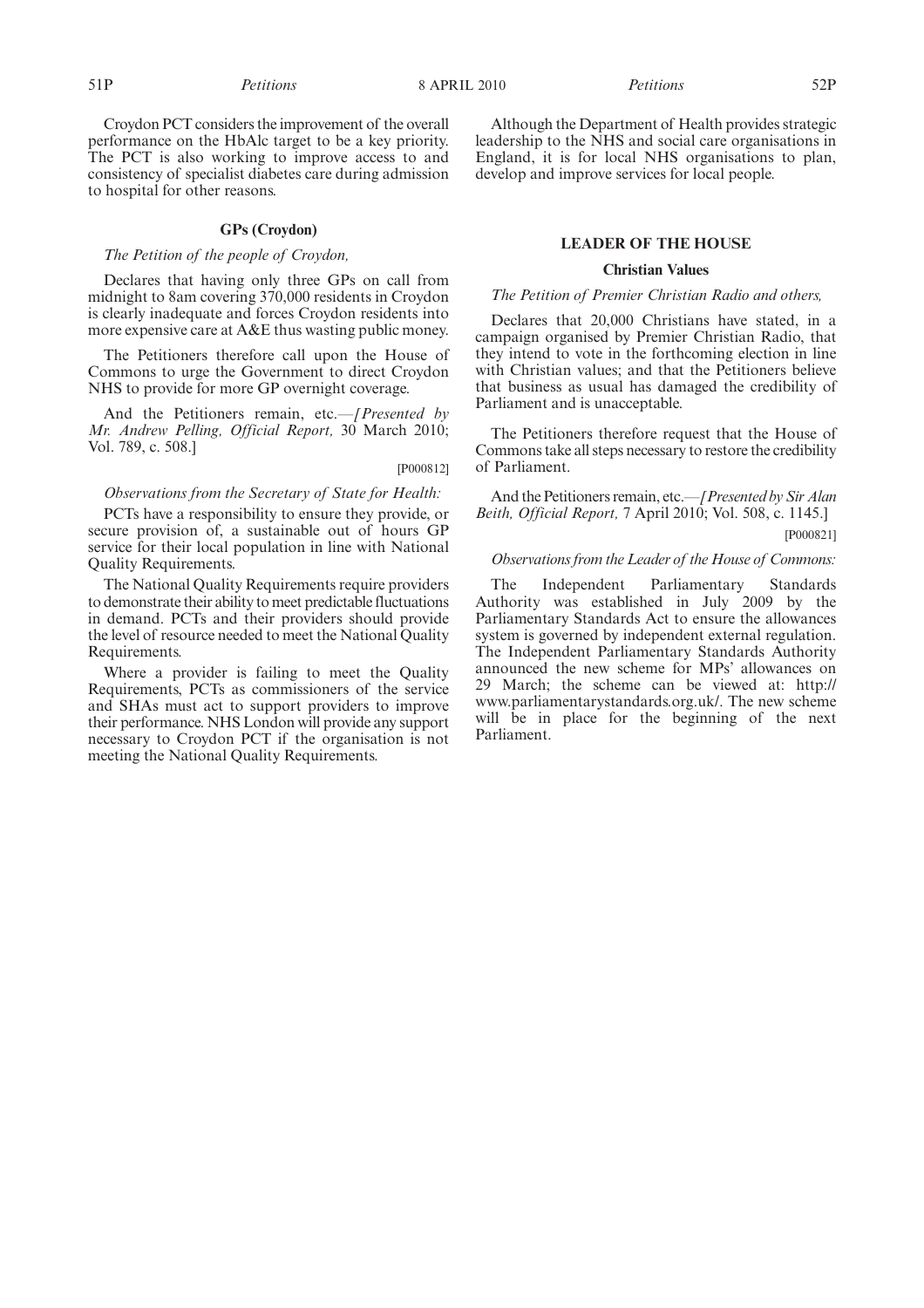Croydon PCT considers the improvement of the overall performance on the HbAlc target to be a key priority. The PCT is also working to improve access to and consistency of specialist diabetes care during admission to hospital for other reasons.

### GPs (Croydon)

*The Petition of the people of Croydon,*

Declares that having only three GPs on call from midnight to 8am covering 370,000 residents in Croydon is clearly inadequate and forces Croydon residents into more expensive care at A&E thus wasting public money.

The Petitioners therefore call upon the House of Commons to urge the Government to direct Croydon NHS to provide for more GP overnight coverage.

And the Petitioners remain, etc.—*[Presented by Mr. Andrew Pelling, Official Report,* 30 March 2010; Vol. 789, c. 508.]

[P000812]

*Observations from the Secretary of State for Health:*

PCTs have a responsibility to ensure they provide, or secure provision of, a sustainable out of hours GP service for their local population in line with National Quality Requirements.

The National Quality Requirements require providers to demonstrate their ability to meet predictable fluctuations in demand. PCTs and their providers should provide the level of resource needed to meet the National Quality Requirements.

Where a provider is failing to meet the Quality Requirements, PCTs as commissioners of the service and SHAs must act to support providers to improve their performance. NHS London will provide any support necessary to Croydon PCT if the organisation is not meeting the National Quality Requirements.

Although the Department of Health provides strategic leadership to the NHS and social care organisations in England, it is for local NHS organisations to plan, develop and improve services for local people.

## LEADER OF THE HOUSE

### Christian Values

*The Petition of Premier Christian Radio and others,*

Declares that 20,000 Christians have stated, in a campaign organised by Premier Christian Radio, that they intend to vote in the forthcoming election in line with Christian values; and that the Petitioners believe that business as usual has damaged the credibility of Parliament and is unacceptable.

The Petitioners therefore request that the House of Commons take all steps necessary to restore the credibility of Parliament.

And the Petitioners remain, etc.—*[Presented by Sir Alan Beith, Official Report,* 7 April 2010; Vol. 508, c. 1145.]

[P000821]

*Observations from the Leader of the House of Commons:*

The Independent Parliamentary Standards Authority was established in July 2009 by the Parliamentary Standards Act to ensure the allowances system is governed by independent external regulation. The Independent Parliamentary Standards Authority announced the new scheme for MPs' allowances on 29 March; the scheme can be viewed at: http://www.parliamentarystandards.org.uk/. The new scheme will be in place for the beginning of the next Parliament.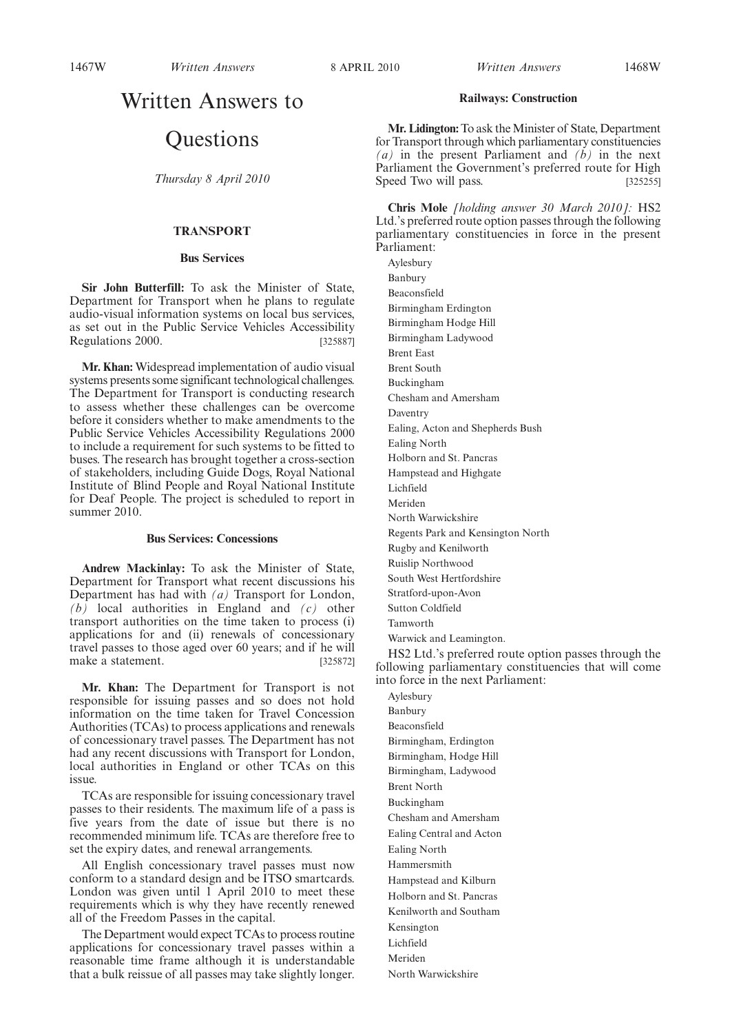# Written Answers to Questions

*Thursday 8 April 2010*

## TRANSPORT

### Bus Services

**Sir John Butterfill:** To ask the Minister of State, Department for Transport when he plans to regulate audio-visual information systems on local bus services, as set out in the Public Service Vehicles Accessibility Regulations 2000. [325887]

**Mr. Khan:** Widespread implementation of audio visual systems presents some significant technological challenges. The Department for Transport is conducting research to assess whether these challenges can be overcome before it considers whether to make amendments to the Public Service Vehicles Accessibility Regulations 2000 to include a requirement for such systems to be fitted to buses. The research has brought together a cross-section of stakeholders, including Guide Dogs, Royal National Institute of Blind People and Royal National Institute for Deaf People. The project is scheduled to report in summer 2010.

### Bus Services: Concessions

**Andrew Mackinlay:** To ask the Minister of State, Department for Transport what recent discussions his Department has had with *(a)* Transport for London, *(b)* local authorities in England and *(c)* other transport authorities on the time taken to process (i) applications for and (ii) renewals of concessionary travel passes to those aged over 60 years; and if he will make a statement. [325872]

**Mr. Khan:** The Department for Transport is not responsible for issuing passes and so does not hold information on the time taken for Travel Concession Authorities (TCAs) to process applications and renewals of concessionary travel passes. The Department has not had any recent discussions with Transport for London, local authorities in England or other TCAs on this issue.

TCAs are responsible for issuing concessionary travel passes to their residents. The maximum life of a pass is five years from the date of issue but there is no recommended minimum life. TCAs are therefore free to set the expiry dates, and renewal arrangements.

All English concessionary travel passes must now conform to a standard design and be ITSO smartcards. London was given until 1 April 2010 to meet these requirements which is why they have recently renewed all of the Freedom Passes in the capital.

The Department would expect TCAs to process routine applications for concessionary travel passes within a reasonable time frame although it is understandable that a bulk reissue of all passes may take slightly longer.

### Railways: Construction

**Mr. Lidington:** To ask the Minister of State, Department for Transport through which parliamentary constituencies *(a)* in the present Parliament and *(b)* in the next Parliament the Government's preferred route for High Speed Two will pass. [325255]

**Chris Mole** *[holding answer 30 March 2010]:* HS2 Ltd.'s preferred route option passes through the following parliamentary constituencies in force in the present Parliament:

Aylesbury
Banbury
Beaconsfield
Birmingham Erdington
Birmingham Hodge Hill
Birmingham Ladywood
Brent East
Brent South
Buckingham
Chesham and Amersham
Daventry
Ealing, Acton and Shepherds Bush
Ealing North
Holborn and St. Pancras
Hampstead and Highgate
Lichfield
Meriden
North Warwickshire
Regents Park and Kensington North
Rugby and Kenilworth
Ruislip Northwood
South West Hertfordshire
Stratford-upon-Avon
Sutton Coldfield
Tamworth
Warwick and Leamington.

HS2 Ltd.'s preferred route option passes through the following parliamentary constituencies that will come into force in the next Parliament:

Aylesbury
Banbury
Beaconsfield
Birmingham, Erdington
Birmingham, Hodge Hill
Birmingham, Ladywood
Brent North
Buckingham
Chesham and Amersham
Ealing Central and Acton
Ealing North
Hammersmith
Hampstead and Kilburn
Holborn and St. Pancras
Kenilworth and Southam
Kensington
Lichfield
Meriden
North Warwickshire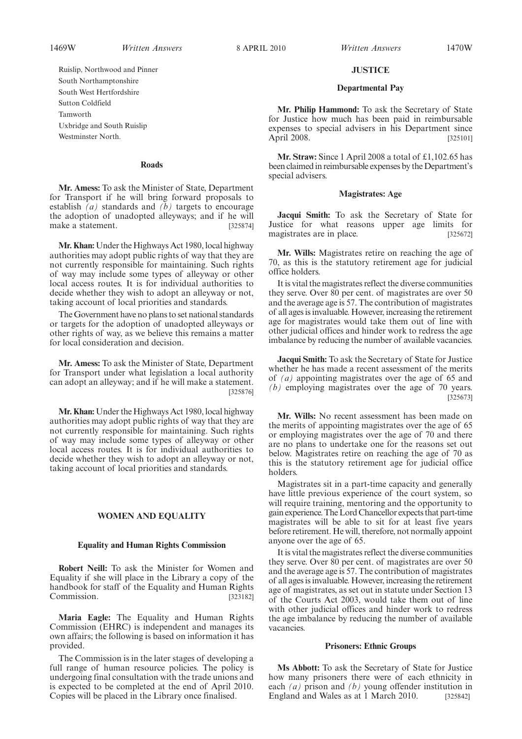Ruislip, Northwood and Pinner
South Northamptonshire
South West Hertfordshire
Sutton Coldfield
Tamworth
Uxbridge and South Ruislip
Westminster North.

### Roads

**Mr. Amess:** To ask the Minister of State, Department for Transport if he will bring forward proposals to establish *(a)* standards and *(b)* targets to encourage the adoption of unadopted alleyways; and if he will make a statement. [325874]

**Mr. Khan:** Under the Highways Act 1980, local highway authorities may adopt public rights of way that they are not currently responsible for maintaining. Such rights of way may include some types of alleyway or other local access routes. It is for individual authorities to decide whether they wish to adopt an alleyway or not, taking account of local priorities and standards.

The Government have no plans to set national standards or targets for the adoption of unadopted alleyways or other rights of way, as we believe this remains a matter for local consideration and decision.

**Mr. Amess:** To ask the Minister of State, Department for Transport under what legislation a local authority can adopt an alleyway; and if he will make a statement. [325876]

**Mr. Khan:** Under the Highways Act 1980, local highway authorities may adopt public rights of way that they are not currently responsible for maintaining. Such rights of way may include some types of alleyway or other local access routes. It is for individual authorities to decide whether they wish to adopt an alleyway or not, taking account of local priorities and standards.

## WOMEN AND EQUALITY

### Equality and Human Rights Commission

**Robert Neill:** To ask the Minister for Women and Equality if she will place in the Library a copy of the handbook for staff of the Equality and Human Rights Commission. [323182]

**Maria Eagle:** The Equality and Human Rights Commission (EHRC) is independent and manages its own affairs; the following is based on information it has provided.

The Commission is in the later stages of developing a full range of human resource policies. The policy is undergoing final consultation with the trade unions and is expected to be completed at the end of April 2010. Copies will be placed in the Library once finalised.

## JUSTICE

### Departmental Pay

**Mr. Philip Hammond:** To ask the Secretary of State for Justice how much has been paid in reimbursable expenses to special advisers in his Department since April 2008. [325101]

**Mr. Straw:** Since 1 April 2008 a total of £1,102.65 has been claimed in reimbursable expenses by the Department's special advisers.

### Magistrates: Age

**Jacqui Smith:** To ask the Secretary of State for Justice for what reasons upper age limits for magistrates are in place. [325672]

**Mr. Wills:** Magistrates retire on reaching the age of 70, as this is the statutory retirement age for judicial office holders.

It is vital the magistrates reflect the diverse communities they serve. Over 80 per cent. of magistrates are over 50 and the average age is 57. The contribution of magistrates of all ages is invaluable. However, increasing the retirement age for magistrates would take them out of line with other judicial offices and hinder work to redress the age imbalance by reducing the number of available vacancies.

**Jacqui Smith:** To ask the Secretary of State for Justice whether he has made a recent assessment of the merits of *(a)* appointing magistrates over the age of 65 and *(b)* employing magistrates over the age of 70 years. [325673]

**Mr. Wills:** No recent assessment has been made on the merits of appointing magistrates over the age of 65 or employing magistrates over the age of 70 and there are no plans to undertake one for the reasons set out below. Magistrates retire on reaching the age of 70 as this is the statutory retirement age for judicial office holders.

Magistrates sit in a part-time capacity and generally have little previous experience of the court system, so will require training, mentoring and the opportunity to gain experience. The Lord Chancellor expects that part-time magistrates will be able to sit for at least five years before retirement. He will, therefore, not normally appoint anyone over the age of 65.

It is vital the magistrates reflect the diverse communities they serve. Over 80 per cent. of magistrates are over 50 and the average age is 57. The contribution of magistrates of all ages is invaluable. However, increasing the retirement age of magistrates, as set out in statute under Section 13 of the Courts Act 2003, would take them out of line with other judicial offices and hinder work to redress the age imbalance by reducing the number of available vacancies.

### Prisoners: Ethnic Groups

**Ms Abbott:** To ask the Secretary of State for Justice how many prisoners there were of each ethnicity in each *(a)* prison and *(b)* young offender institution in England and Wales as at 1 March 2010. [325842]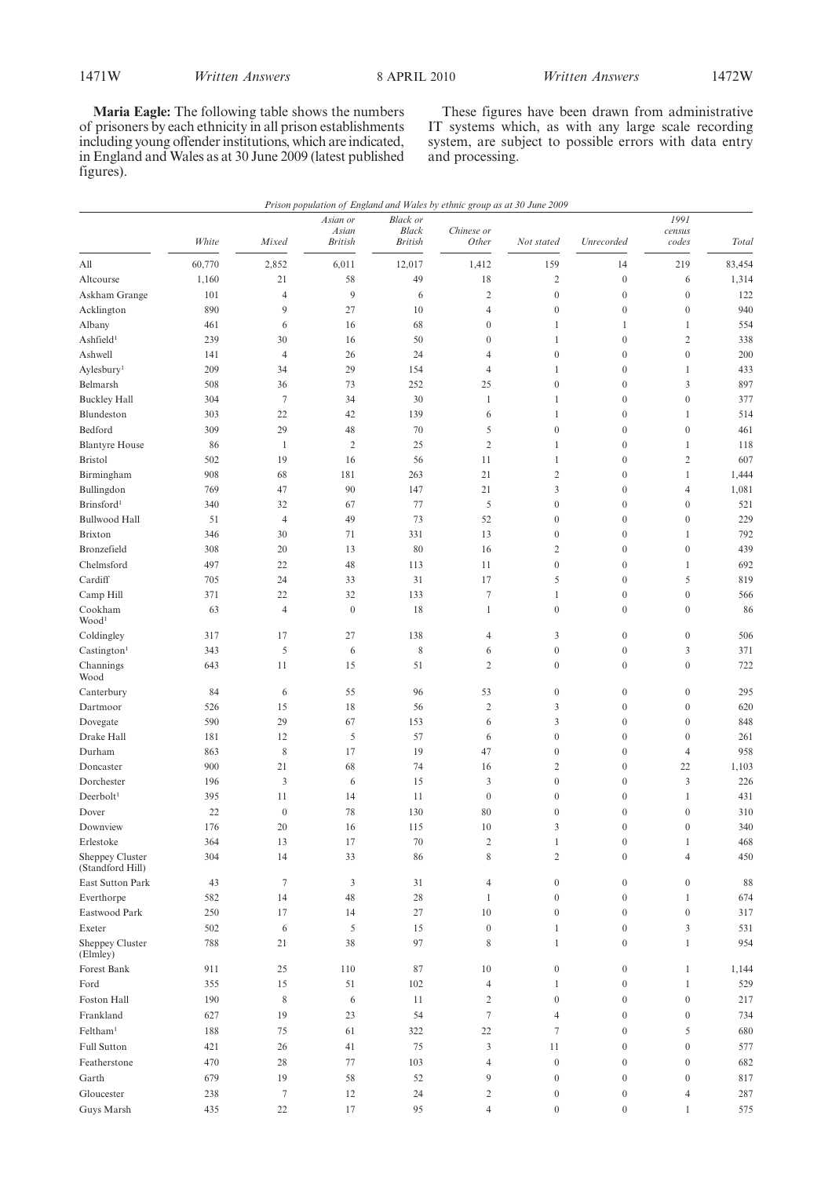**Maria Eagle:** The following table shows the numbers of prisoners by each ethnicity in all prison establishments including young offender institutions, which are indicated, in England and Wales as at 30 June 2009 (latest published figures).

These figures have been drawn from administrative IT systems which, as with any large scale recording system, are subject to possible errors with data entry and processing.

*Prison population of England and Wales by ethnic group as at 30 June 2009*

| | *White* | *Mixed* | *Asian or Asian British* | *Black or Black British* | *Chinese or Other* | *Not stated* | *Unrecorded* | *1991 census codes* | *Total* |
|---|---|---|---|---|---|---|---|---|---|
| All | 60,770 | 2,852 | 6,011 | 12,017 | 1,412 | 159 | 14 | 219 | 83,454 |
| Altcourse | 1,160 | 21 | 58 | 49 | 18 | 2 | 0 | 6 | 1,314 |
| Askham Grange | 101 | 4 | 9 | 6 | 2 | 0 | 0 | 0 | 122 |
| Acklington | 890 | 9 | 27 | 10 | 4 | 0 | 0 | 0 | 940 |
| Albany | 461 | 6 | 16 | 68 | 0 | 1 | 1 | 1 | 554 |
| Ashfield[1] | 239 | 30 | 16 | 50 | 0 | 1 | 0 | 2 | 338 |
| Ashwell | 141 | 4 | 26 | 24 | 4 | 0 | 0 | 0 | 200 |
| Aylesbury[1] | 209 | 34 | 29 | 154 | 4 | 1 | 0 | 1 | 433 |
| Belmarsh | 508 | 36 | 73 | 252 | 25 | 0 | 0 | 3 | 897 |
| Buckley Hall | 304 | 7 | 34 | 30 | 1 | 1 | 0 | 0 | 377 |
| Blundeston | 303 | 22 | 42 | 139 | 6 | 1 | 0 | 1 | 514 |
| Bedford | 309 | 29 | 48 | 70 | 5 | 0 | 0 | 0 | 461 |
| Blantyre House | 86 | 1 | 2 | 25 | 2 | 1 | 0 | 1 | 118 |
| Bristol | 502 | 19 | 16 | 56 | 11 | 1 | 0 | 2 | 607 |
| Birmingham | 908 | 68 | 181 | 263 | 21 | 2 | 0 | 1 | 1,444 |
| Bullingdon | 769 | 47 | 90 | 147 | 21 | 3 | 0 | 4 | 1,081 |
| Brinsford[1] | 340 | 32 | 67 | 77 | 5 | 0 | 0 | 0 | 521 |
| Bullwood Hall | 51 | 4 | 49 | 73 | 52 | 0 | 0 | 0 | 229 |
| Brixton | 346 | 30 | 71 | 331 | 13 | 0 | 0 | 1 | 792 |
| Bronzefield | 308 | 20 | 13 | 80 | 16 | 2 | 0 | 0 | 439 |
| Chelmsford | 497 | 22 | 48 | 113 | 11 | 0 | 0 | 1 | 692 |
| Cardiff | 705 | 24 | 33 | 31 | 17 | 5 | 0 | 5 | 819 |
| Camp Hill | 371 | 22 | 32 | 133 | 7 | 1 | 0 | 0 | 566 |
| Cookham Wood[1] | 63 | 4 | 0 | 18 | 1 | 0 | 0 | 0 | 86 |
| Coldingley | 317 | 17 | 27 | 138 | 4 | 3 | 0 | 0 | 506 |
| Castington[1] | 343 | 5 | 6 | 8 | 6 | 0 | 0 | 3 | 371 |
| Channings Wood | 643 | 11 | 15 | 51 | 2 | 0 | 0 | 0 | 722 |
| Canterbury | 84 | 6 | 55 | 96 | 53 | 0 | 0 | 0 | 295 |
| Dartmoor | 526 | 15 | 18 | 56 | 2 | 3 | 0 | 0 | 620 |
| Dovegate | 590 | 29 | 67 | 153 | 6 | 3 | 0 | 0 | 848 |
| Drake Hall | 181 | 12 | 5 | 57 | 6 | 0 | 0 | 0 | 261 |
| Durham | 863 | 8 | 17 | 19 | 47 | 0 | 0 | 4 | 958 |
| Doncaster | 900 | 21 | 68 | 74 | 16 | 2 | 0 | 22 | 1,103 |
| Dorchester | 196 | 3 | 6 | 15 | 3 | 0 | 0 | 3 | 226 |
| Deerbolt[1] | 395 | 11 | 14 | 11 | 0 | 0 | 0 | 1 | 431 |
| Dover | 22 | 0 | 78 | 130 | 80 | 0 | 0 | 0 | 310 |
| Downview | 176 | 20 | 16 | 115 | 10 | 3 | 0 | 0 | 340 |
| Erlestoke | 364 | 13 | 17 | 70 | 2 | 1 | 0 | 1 | 468 |
| Sheppey Cluster (Standford Hill) | 304 | 14 | 33 | 86 | 8 | 2 | 0 | 4 | 450 |
| East Sutton Park | 43 | 7 | 3 | 31 | 4 | 0 | 0 | 0 | 88 |
| Everthorpe | 582 | 14 | 48 | 28 | 1 | 0 | 0 | 1 | 674 |
| Eastwood Park | 250 | 17 | 14 | 27 | 10 | 0 | 0 | 0 | 317 |
| Exeter | 502 | 6 | 5 | 15 | 0 | 1 | 0 | 3 | 531 |
| Sheppey Cluster (Elmley) | 788 | 21 | 38 | 97 | 8 | 1 | 0 | 1 | 954 |
| Forest Bank | 911 | 25 | 110 | 87 | 10 | 0 | 0 | 1 | 1,144 |
| Ford | 355 | 15 | 51 | 102 | 4 | 1 | 0 | 1 | 529 |
| Foston Hall | 190 | 8 | 6 | 11 | 2 | 0 | 0 | 0 | 217 |
| Frankland | 627 | 19 | 23 | 54 | 7 | 4 | 0 | 0 | 734 |
| Feltham[1] | 188 | 75 | 61 | 322 | 22 | 7 | 0 | 5 | 680 |
| Full Sutton | 421 | 26 | 41 | 75 | 3 | 11 | 0 | 0 | 577 |
| Featherstone | 470 | 28 | 77 | 103 | 4 | 0 | 0 | 0 | 682 |
| Garth | 679 | 19 | 58 | 52 | 9 | 0 | 0 | 0 | 817 |
| Gloucester | 238 | 7 | 12 | 24 | 2 | 0 | 0 | 4 | 287 |
| Guys Marsh | 435 | 22 | 17 | 95 | 4 | 0 | 0 | 1 | 575 |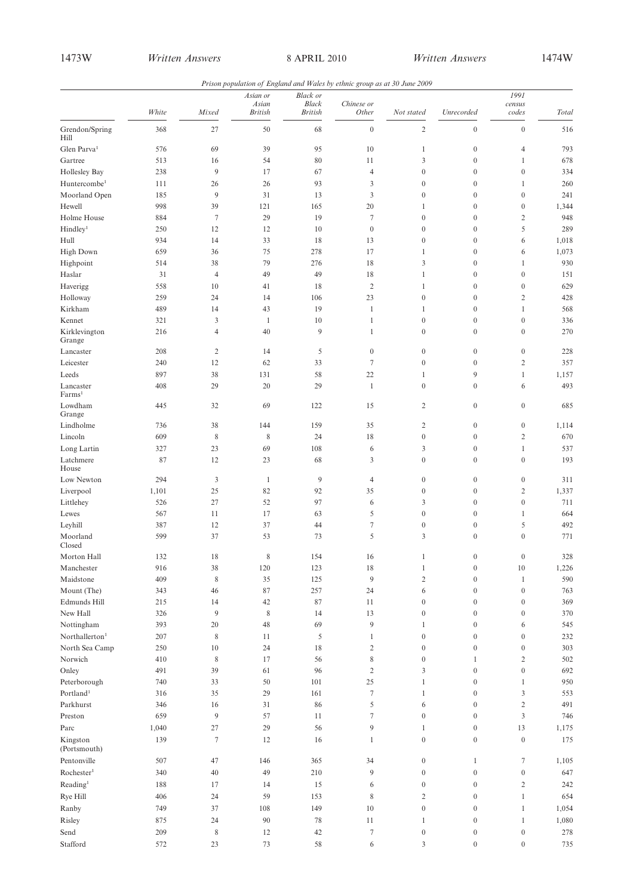*Prison population of England and Wales by ethnic group as at 30 June 2009*

| | White | Mixed | Asian or Asian British | Black or Black British | Chinese or Other | Not stated | Unrecorded | 1991 census codes | Total |
|---|---|---|---|---|---|---|---|---|---|
| Grendon/Spring Hill | 368 | 27 | 50 | 68 | 0 | 2 | 0 | 0 | 516 |
| Glen Parva[1] | 576 | 69 | 39 | 95 | 10 | 1 | 0 | 4 | 793 |
| Gartree | 513 | 16 | 54 | 80 | 11 | 3 | 0 | 1 | 678 |
| Hollesley Bay | 238 | 9 | 17 | 67 | 4 | 0 | 0 | 0 | 334 |
| Huntercombe[1] | 111 | 26 | 26 | 93 | 3 | 0 | 0 | 1 | 260 |
| Moorland Open | 185 | 9 | 31 | 13 | 3 | 0 | 0 | 0 | 241 |
| Hewell | 998 | 39 | 121 | 165 | 20 | 1 | 0 | 0 | 1,344 |
| Holme House | 884 | 7 | 29 | 19 | 7 | 0 | 0 | 2 | 948 |
| Hindley[1] | 250 | 12 | 12 | 10 | 0 | 0 | 0 | 5 | 289 |
| Hull | 934 | 14 | 33 | 18 | 13 | 0 | 0 | 6 | 1,018 |
| High Down | 659 | 36 | 75 | 278 | 17 | 1 | 0 | 6 | 1,073 |
| Highpoint | 514 | 38 | 79 | 276 | 18 | 3 | 0 | 1 | 930 |
| Haslar | 31 | 4 | 49 | 49 | 18 | 1 | 0 | 0 | 151 |
| Haverigg | 558 | 10 | 41 | 18 | 2 | 1 | 0 | 0 | 629 |
| Holloway | 259 | 24 | 14 | 106 | 23 | 0 | 0 | 2 | 428 |
| Kirkham | 489 | 14 | 43 | 19 | 1 | 1 | 0 | 1 | 568 |
| Kennet | 321 | 3 | 1 | 10 | 1 | 0 | 0 | 0 | 336 |
| Kirklevington Grange | 216 | 4 | 40 | 9 | 1 | 0 | 0 | 0 | 270 |
| Lancaster | 208 | 2 | 14 | 5 | 0 | 0 | 0 | 0 | 228 |
| Leicester | 240 | 12 | 62 | 33 | 7 | 0 | 0 | 2 | 357 |
| Leeds | 897 | 38 | 131 | 58 | 22 | 1 | 9 | 1 | 1,157 |
| Lancaster Farms[1] | 408 | 29 | 20 | 29 | 1 | 0 | 0 | 6 | 493 |
| Lowdham Grange | 445 | 32 | 69 | 122 | 15 | 2 | 0 | 0 | 685 |
| Lindholme | 736 | 38 | 144 | 159 | 35 | 2 | 0 | 0 | 1,114 |
| Lincoln | 609 | 8 | 8 | 24 | 18 | 0 | 0 | 2 | 670 |
| Long Lartin | 327 | 23 | 69 | 108 | 6 | 3 | 0 | 1 | 537 |
| Latchmere House | 87 | 12 | 23 | 68 | 3 | 0 | 0 | 0 | 193 |
| Low Newton | 294 | 3 | 1 | 9 | 4 | 0 | 0 | 0 | 311 |
| Liverpool | 1,101 | 25 | 82 | 92 | 35 | 0 | 0 | 2 | 1,337 |
| Littlehey | 526 | 27 | 52 | 97 | 6 | 3 | 0 | 0 | 711 |
| Lewes | 567 | 11 | 17 | 63 | 5 | 0 | 0 | 1 | 664 |
| Leyhill | 387 | 12 | 37 | 44 | 7 | 0 | 0 | 5 | 492 |
| Moorland Closed | 599 | 37 | 53 | 73 | 5 | 3 | 0 | 0 | 771 |
| Morton Hall | 132 | 18 | 8 | 154 | 16 | 1 | 0 | 0 | 328 |
| Manchester | 916 | 38 | 120 | 123 | 18 | 1 | 0 | 10 | 1,226 |
| Maidstone | 409 | 8 | 35 | 125 | 9 | 2 | 0 | 1 | 590 |
| Mount (The) | 343 | 46 | 87 | 257 | 24 | 6 | 0 | 0 | 763 |
| Edmunds Hill | 215 | 14 | 42 | 87 | 11 | 0 | 0 | 0 | 369 |
| New Hall | 326 | 9 | 8 | 14 | 13 | 0 | 0 | 0 | 370 |
| Nottingham | 393 | 20 | 48 | 69 | 9 | 1 | 0 | 6 | 545 |
| Northallerton[1] | 207 | 8 | 11 | 5 | 1 | 0 | 0 | 0 | 232 |
| North Sea Camp | 250 | 10 | 24 | 18 | 2 | 0 | 0 | 0 | 303 |
| Norwich | 410 | 8 | 17 | 56 | 8 | 0 | 1 | 2 | 502 |
| Onley | 491 | 39 | 61 | 96 | 2 | 3 | 0 | 0 | 692 |
| Peterborough | 740 | 33 | 50 | 101 | 25 | 1 | 0 | 1 | 950 |
| Portland[1] | 316 | 35 | 29 | 161 | 7 | 1 | 0 | 3 | 553 |
| Parkhurst | 346 | 16 | 31 | 86 | 5 | 6 | 0 | 2 | 491 |
| Preston | 659 | 9 | 57 | 11 | 7 | 0 | 0 | 3 | 746 |
| Parc | 1,040 | 27 | 29 | 56 | 9 | 1 | 0 | 13 | 1,175 |
| Kingston (Portsmouth) | 139 | 7 | 12 | 16 | 1 | 0 | 0 | 0 | 175 |
| Pentonville | 507 | 47 | 146 | 365 | 34 | 0 | 1 | 7 | 1,105 |
| Rochester[1] | 340 | 40 | 49 | 210 | 9 | 0 | 0 | 0 | 647 |
| Reading[1] | 188 | 17 | 14 | 15 | 6 | 0 | 0 | 2 | 242 |
| Rye Hill | 406 | 24 | 59 | 153 | 8 | 2 | 0 | 1 | 654 |
| Ranby | 749 | 37 | 108 | 149 | 10 | 0 | 0 | 1 | 1,054 |
| Risley | 875 | 24 | 90 | 78 | 11 | 1 | 0 | 1 | 1,080 |
| Send | 209 | 8 | 12 | 42 | 7 | 0 | 0 | 0 | 278 |
| Stafford | 572 | 23 | 73 | 58 | 6 | 3 | 0 | 0 | 735 |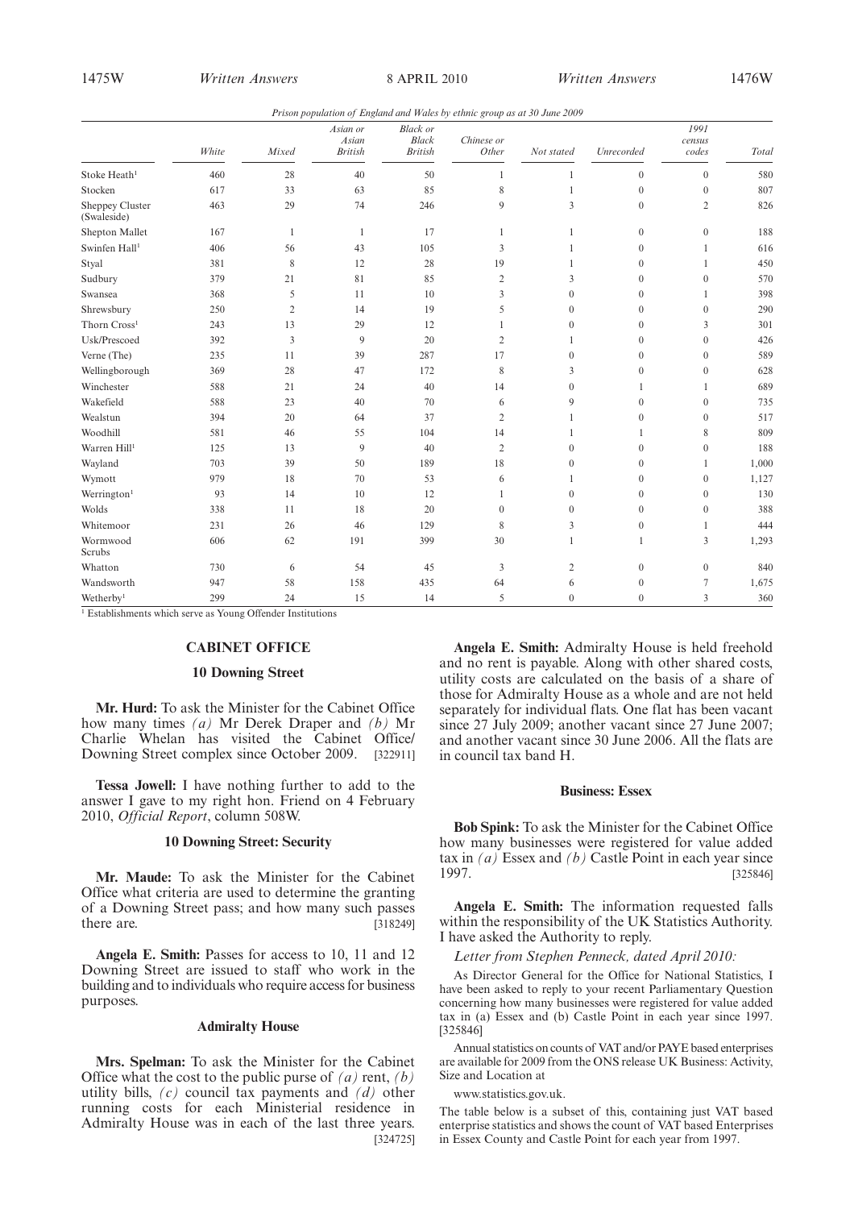*Prison population of England and Wales by ethnic group as at 30 June 2009*

| | White | Mixed | Asian or Asian British | Black or Black British | Chinese or Other | Not stated | Unrecorded | 1991 census codes | Total |
|---|---|---|---|---|---|---|---|---|---|
| Stoke Heath[1] | 460 | 28 | 40 | 50 | 1 | 1 | 0 | 0 | 580 |
| Stocken | 617 | 33 | 63 | 85 | 8 | 1 | 0 | 0 | 807 |
| Sheppey Cluster (Swaleside) | 463 | 29 | 74 | 246 | 9 | 3 | 0 | 2 | 826 |
| Shepton Mallet | 167 | 1 | 1 | 17 | 1 | 1 | 0 | 0 | 188 |
| Swinfen Hall[1] | 406 | 56 | 43 | 105 | 3 | 1 | 0 | 1 | 616 |
| Styal | 381 | 8 | 12 | 28 | 19 | 1 | 0 | 1 | 450 |
| Sudbury | 379 | 21 | 81 | 85 | 2 | 3 | 0 | 0 | 570 |
| Swansea | 368 | 5 | 11 | 10 | 3 | 0 | 0 | 1 | 398 |
| Shrewsbury | 250 | 2 | 14 | 19 | 5 | 0 | 0 | 0 | 290 |
| Thorn Cross[1] | 243 | 13 | 29 | 12 | 1 | 0 | 0 | 3 | 301 |
| Usk/Prescoed | 392 | 3 | 9 | 20 | 2 | 1 | 0 | 0 | 426 |
| Verne (The) | 235 | 11 | 39 | 287 | 17 | 0 | 0 | 0 | 589 |
| Wellingborough | 369 | 28 | 47 | 172 | 8 | 3 | 0 | 0 | 628 |
| Winchester | 588 | 21 | 24 | 40 | 14 | 0 | 1 | 1 | 689 |
| Wakefield | 588 | 23 | 40 | 70 | 6 | 9 | 0 | 0 | 735 |
| Wealstun | 394 | 20 | 64 | 37 | 2 | 1 | 0 | 0 | 517 |
| Woodhill | 581 | 46 | 55 | 104 | 14 | 1 | 1 | 8 | 809 |
| Warren Hill[1] | 125 | 13 | 9 | 40 | 2 | 0 | 0 | 0 | 188 |
| Wayland | 703 | 39 | 50 | 189 | 18 | 0 | 0 | 1 | 1,000 |
| Wymott | 979 | 18 | 70 | 53 | 6 | 1 | 0 | 0 | 1,127 |
| Werrington[1] | 93 | 14 | 10 | 12 | 1 | 0 | 0 | 0 | 130 |
| Wolds | 338 | 11 | 18 | 20 | 0 | 0 | 0 | 0 | 388 |
| Whitemoor | 231 | 26 | 46 | 129 | 8 | 3 | 0 | 1 | 444 |
| Wormwood Scrubs | 606 | 62 | 191 | 399 | 30 | 1 | 1 | 3 | 1,293 |
| Whatton | 730 | 6 | 54 | 45 | 3 | 2 | 0 | 0 | 840 |
| Wandsworth | 947 | 58 | 158 | 435 | 64 | 6 | 0 | 7 | 1,675 |
| Wetherby[1] | 299 | 24 | 15 | 14 | 5 | 0 | 0 | 3 | 360 |

[1] Establishments which serve as Young Offender Institutions

## CABINET OFFICE

### 10 Downing Street

**Mr. Hurd:** To ask the Minister for the Cabinet Office how many times *(a)* Mr Derek Draper and *(b)* Mr Charlie Whelan has visited the Cabinet Office/ Downing Street complex since October 2009. [322911]

**Tessa Jowell:** I have nothing further to add to the answer I gave to my right hon. Friend on 4 February 2010, *Official Report*, column 508W.

### 10 Downing Street: Security

**Mr. Maude:** To ask the Minister for the Cabinet Office what criteria are used to determine the granting of a Downing Street pass; and how many such passes there are. [318249]

**Angela E. Smith:** Passes for access to 10, 11 and 12 Downing Street are issued to staff who work in the building and to individuals who require access for business purposes.

### Admiralty House

**Mrs. Spelman:** To ask the Minister for the Cabinet Office what the cost to the public purse of *(a)* rent, *(b)* utility bills, *(c)* council tax payments and *(d)* other running costs for each Ministerial residence in Admiralty House was in each of the last three years. [324725]

**Angela E. Smith:** Admiralty House is held freehold and no rent is payable. Along with other shared costs, utility costs are calculated on the basis of a share of those for Admiralty House as a whole and are not held separately for individual flats. One flat has been vacant since 27 July 2009; another vacant since 27 June 2007; and another vacant since 30 June 2006. All the flats are in council tax band H.

### Business: Essex

**Bob Spink:** To ask the Minister for the Cabinet Office how many businesses were registered for value added tax in *(a)* Essex and *(b)* Castle Point in each year since 1997. [325846]

**Angela E. Smith:** The information requested falls within the responsibility of the UK Statistics Authority. I have asked the Authority to reply.

*Letter from Stephen Penneck, dated April 2010:*

As Director General for the Office for National Statistics, I have been asked to reply to your recent Parliamentary Question concerning how many businesses were registered for value added tax in (a) Essex and (b) Castle Point in each year since 1997. [325846]

Annual statistics on counts of VAT and/or PAYE based enterprises are available for 2009 from the ONS release UK Business: Activity, Size and Location at

www.statistics.gov.uk.

The table below is a subset of this, containing just VAT based enterprise statistics and shows the count of VAT based Enterprises in Essex County and Castle Point for each year from 1997.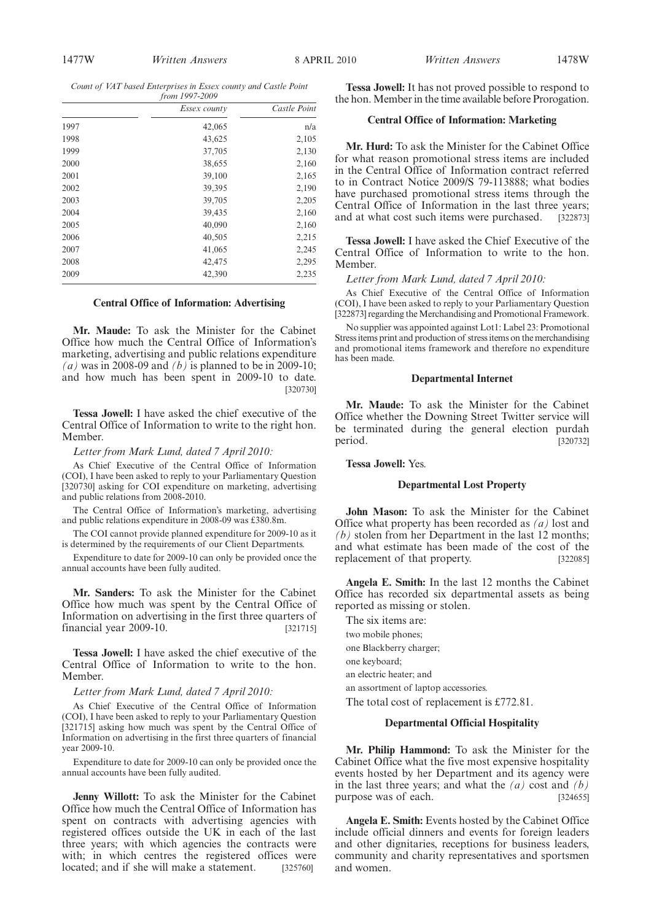*Count of VAT based Enterprises in Essex county and Castle Point from 1997-2009*

| | *Essex county* | *Castle Point* |
|---|---|---|
| 1997 | 42,065 | n/a |
| 1998 | 43,625 | 2,105 |
| 1999 | 37,705 | 2,130 |
| 2000 | 38,655 | 2,160 |
| 2001 | 39,100 | 2,165 |
| 2002 | 39,395 | 2,190 |
| 2003 | 39,705 | 2,205 |
| 2004 | 39,435 | 2,160 |
| 2005 | 40,090 | 2,160 |
| 2006 | 40,505 | 2,215 |
| 2007 | 41,065 | 2,245 |
| 2008 | 42,475 | 2,295 |
| 2009 | 42,390 | 2,235 |

### Central Office of Information: Advertising

**Mr. Maude:** To ask the Minister for the Cabinet Office how much the Central Office of Information's marketing, advertising and public relations expenditure *(a)* was in 2008-09 and *(b)* is planned to be in 2009-10; and how much has been spent in 2009-10 to date. [320730]

**Tessa Jowell:** I have asked the chief executive of the Central Office of Information to write to the right hon. Member.

*Letter from Mark Lund, dated 7 April 2010:*

As Chief Executive of the Central Office of Information (COI), I have been asked to reply to your Parliamentary Question [320730] asking for COI expenditure on marketing, advertising and public relations from 2008-2010.

The Central Office of Information's marketing, advertising and public relations expenditure in 2008-09 was £380.8m.

The COI cannot provide planned expenditure for 2009-10 as it is determined by the requirements of our Client Departments.

Expenditure to date for 2009-10 can only be provided once the annual accounts have been fully audited.

**Mr. Sanders:** To ask the Minister for the Cabinet Office how much was spent by the Central Office of Information on advertising in the first three quarters of financial year 2009-10. [321715]

**Tessa Jowell:** I have asked the chief executive of the Central Office of Information to write to the hon. Member.

*Letter from Mark Lund, dated 7 April 2010:*

As Chief Executive of the Central Office of Information (COI), I have been asked to reply to your Parliamentary Question [321715] asking how much was spent by the Central Office of Information on advertising in the first three quarters of financial year 2009-10.

Expenditure to date for 2009-10 can only be provided once the annual accounts have been fully audited.

**Jenny Willott:** To ask the Minister for the Cabinet Office how much the Central Office of Information has spent on contracts with advertising agencies with registered offices outside the UK in each of the last three years; with which agencies the contracts were with; in which centres the registered offices were located; and if she will make a statement. [325760]

**Tessa Jowell:** It has not proved possible to respond to the hon. Member in the time available before Prorogation.

### Central Office of Information: Marketing

**Mr. Hurd:** To ask the Minister for the Cabinet Office for what reason promotional stress items are included in the Central Office of Information contract referred to in Contract Notice 2009/S 79-113888; what bodies have purchased promotional stress items through the Central Office of Information in the last three years; and at what cost such items were purchased. [322873]

**Tessa Jowell:** I have asked the Chief Executive of the Central Office of Information to write to the hon. Member.

*Letter from Mark Lund, dated 7 April 2010:*

As Chief Executive of the Central Office of Information (COI), I have been asked to reply to your Parliamentary Question [322873] regarding the Merchandising and Promotional Framework.

No supplier was appointed against Lot1: Label 23: Promotional Stress items print and production of stress items on the merchandising and promotional items framework and therefore no expenditure has been made.

### Departmental Internet

**Mr. Maude:** To ask the Minister for the Cabinet Office whether the Downing Street Twitter service will be terminated during the general election purdah period. [320732]

**Tessa Jowell:** Yes.

### Departmental Lost Property

**John Mason:** To ask the Minister for the Cabinet Office what property has been recorded as *(a)* lost and *(b)* stolen from her Department in the last 12 months; and what estimate has been made of the cost of the replacement of that property. [322085]

**Angela E. Smith:** In the last 12 months the Cabinet Office has recorded six departmental assets as being reported as missing or stolen.

The six items are:

two mobile phones;

one Blackberry charger;

one keyboard;

an electric heater; and

an assortment of laptop accessories.

The total cost of replacement is £772.81.

### Departmental Official Hospitality

**Mr. Philip Hammond:** To ask the Minister for the Cabinet Office what the five most expensive hospitality events hosted by her Department and its agency were in the last three years; and what the *(a)* cost and *(b)* purpose was of each. [324655]

**Angela E. Smith:** Events hosted by the Cabinet Office include official dinners and events for foreign leaders and other dignitaries, receptions for business leaders, community and charity representatives and sportsmen and women.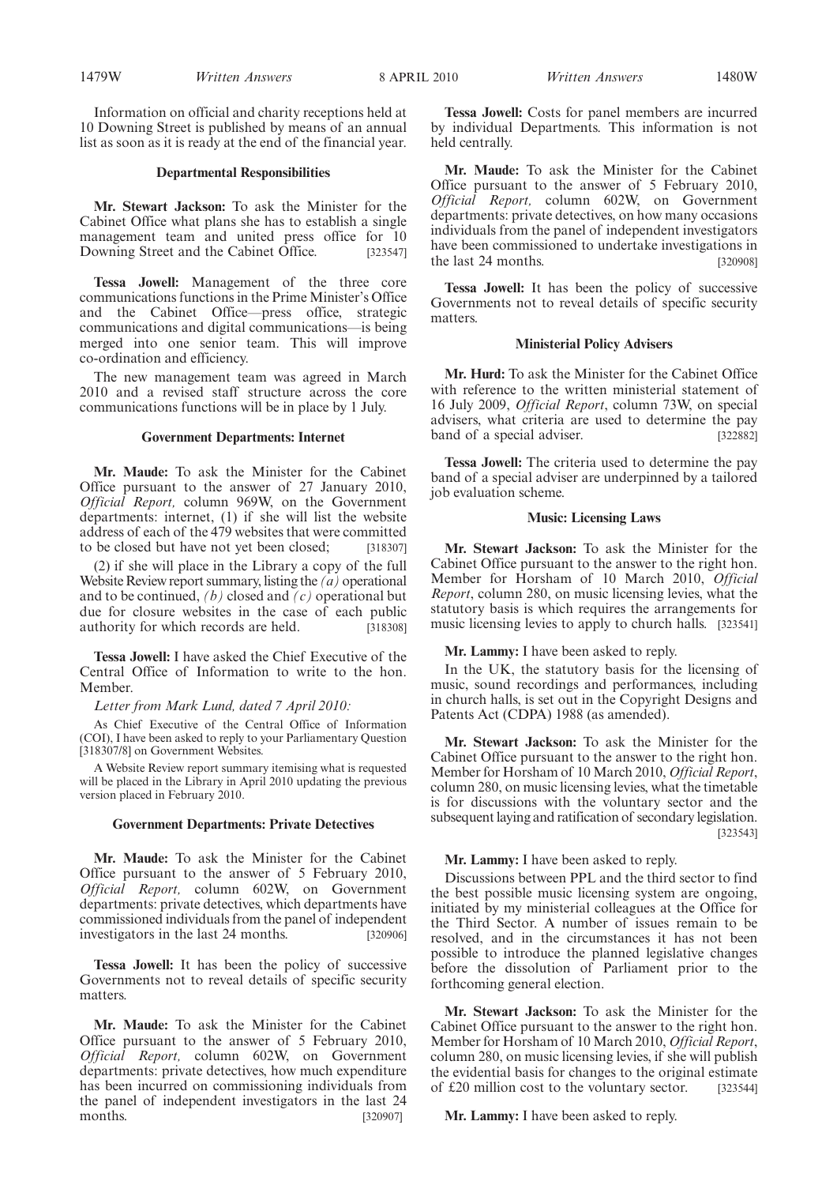Information on official and charity receptions held at 10 Downing Street is published by means of an annual list as soon as it is ready at the end of the financial year.

### Departmental Responsibilities

**Mr. Stewart Jackson:** To ask the Minister for the Cabinet Office what plans she has to establish a single management team and united press office for 10 Downing Street and the Cabinet Office. [323547]

**Tessa Jowell:** Management of the three core communications functions in the Prime Minister's Office and the Cabinet Office—press office, strategic communications and digital communications—is being merged into one senior team. This will improve co-ordination and efficiency.

The new management team was agreed in March 2010 and a revised staff structure across the core communications functions will be in place by 1 July.

### Government Departments: Internet

**Mr. Maude:** To ask the Minister for the Cabinet Office pursuant to the answer of 27 January 2010, *Official Report,* column 969W, on the Government departments: internet, (1) if she will list the website address of each of the 479 websites that were committed to be closed but have not yet been closed; [318307]

(2) if she will place in the Library a copy of the full Website Review report summary, listing the *(a)* operational and to be continued, *(b)* closed and *(c)* operational but due for closure websites in the case of each public authority for which records are held. [318308]

**Tessa Jowell:** I have asked the Chief Executive of the Central Office of Information to write to the hon. Member.

*Letter from Mark Lund, dated 7 April 2010:*

As Chief Executive of the Central Office of Information (COI), I have been asked to reply to your Parliamentary Question [318307/8] on Government Websites.

A Website Review report summary itemising what is requested will be placed in the Library in April 2010 updating the previous version placed in February 2010.

### Government Departments: Private Detectives

**Mr. Maude:** To ask the Minister for the Cabinet Office pursuant to the answer of 5 February 2010, *Official Report,* column 602W, on Government departments: private detectives, which departments have commissioned individuals from the panel of independent investigators in the last 24 months. [320906]

**Tessa Jowell:** It has been the policy of successive Governments not to reveal details of specific security matters.

**Mr. Maude:** To ask the Minister for the Cabinet Office pursuant to the answer of 5 February 2010, *Official Report,* column 602W, on Government departments: private detectives, how much expenditure has been incurred on commissioning individuals from the panel of independent investigators in the last 24 months. [320907]

**Tessa Jowell:** Costs for panel members are incurred by individual Departments. This information is not held centrally.

**Mr. Maude:** To ask the Minister for the Cabinet Office pursuant to the answer of 5 February 2010, *Official Report,* column 602W, on Government departments: private detectives, on how many occasions individuals from the panel of independent investigators have been commissioned to undertake investigations in the last 24 months. [320908]

**Tessa Jowell:** It has been the policy of successive Governments not to reveal details of specific security matters.

### Ministerial Policy Advisers

**Mr. Hurd:** To ask the Minister for the Cabinet Office with reference to the written ministerial statement of 16 July 2009, *Official Report*, column 73W, on special advisers, what criteria are used to determine the pay band of a special adviser. [322882]

**Tessa Jowell:** The criteria used to determine the pay band of a special adviser are underpinned by a tailored job evaluation scheme.

### Music: Licensing Laws

**Mr. Stewart Jackson:** To ask the Minister for the Cabinet Office pursuant to the answer to the right hon. Member for Horsham of 10 March 2010, *Official Report*, column 280, on music licensing levies, what the statutory basis is which requires the arrangements for music licensing levies to apply to church halls. [323541]

**Mr. Lammy:** I have been asked to reply.

In the UK, the statutory basis for the licensing of music, sound recordings and performances, including in church halls, is set out in the Copyright Designs and Patents Act (CDPA) 1988 (as amended).

**Mr. Stewart Jackson:** To ask the Minister for the Cabinet Office pursuant to the answer to the right hon. Member for Horsham of 10 March 2010, *Official Report*, column 280, on music licensing levies, what the timetable is for discussions with the voluntary sector and the subsequent laying and ratification of secondary legislation. [323543]

**Mr. Lammy:** I have been asked to reply.

Discussions between PPL and the third sector to find the best possible music licensing system are ongoing, initiated by my ministerial colleagues at the Office for the Third Sector. A number of issues remain to be resolved, and in the circumstances it has not been possible to introduce the planned legislative changes before the dissolution of Parliament prior to the forthcoming general election.

**Mr. Stewart Jackson:** To ask the Minister for the Cabinet Office pursuant to the answer to the right hon. Member for Horsham of 10 March 2010, *Official Report*, column 280, on music licensing levies, if she will publish the evidential basis for changes to the original estimate of £20 million cost to the voluntary sector. [323544]

**Mr. Lammy:** I have been asked to reply.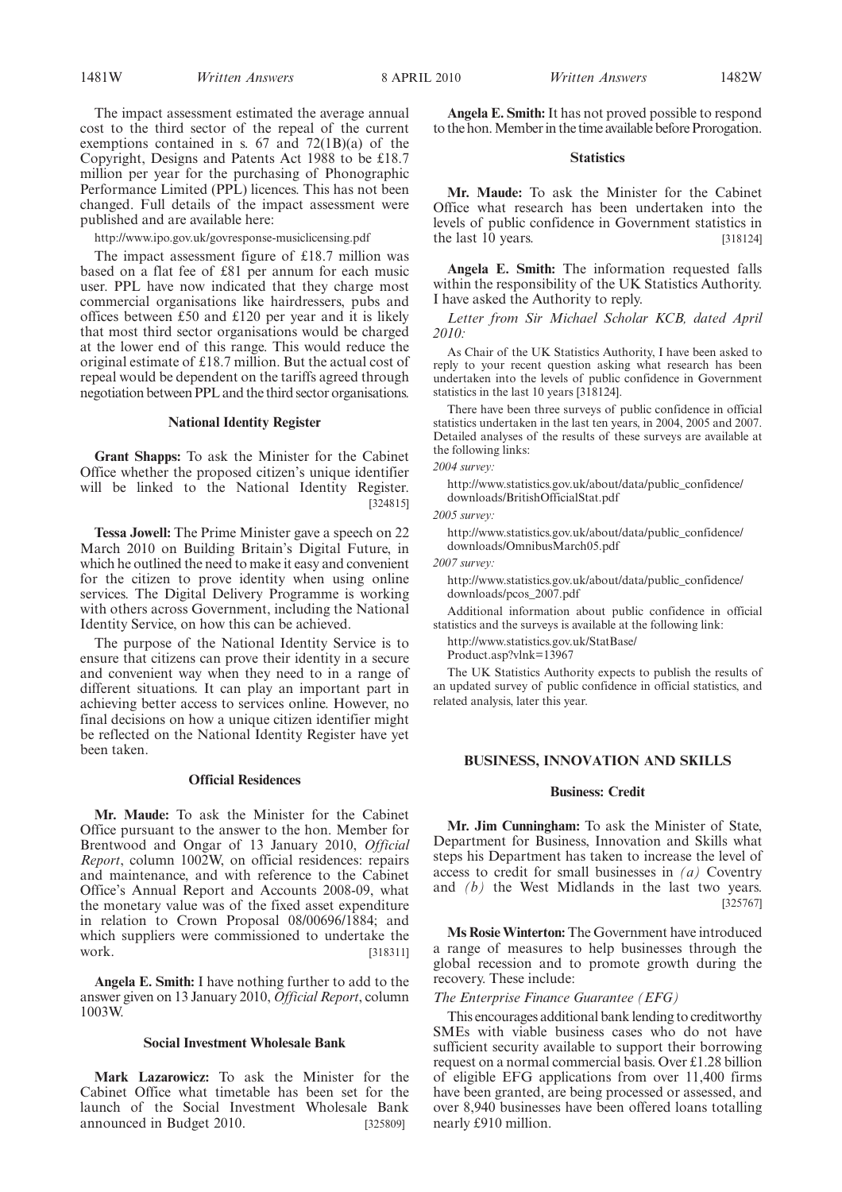The impact assessment estimated the average annual cost to the third sector of the repeal of the current exemptions contained in s. 67 and 72(1B)(a) of the Copyright, Designs and Patents Act 1988 to be £18.7 million per year for the purchasing of Phonographic Performance Limited (PPL) licences. This has not been changed. Full details of the impact assessment were published and are available here:

http://www.ipo.gov.uk/govresponse-musiclicensing.pdf

The impact assessment figure of £18.7 million was based on a flat fee of £81 per annum for each music user. PPL have now indicated that they charge most commercial organisations like hairdressers, pubs and offices between £50 and £120 per year and it is likely that most third sector organisations would be charged at the lower end of this range. This would reduce the original estimate of £18.7 million. But the actual cost of repeal would be dependent on the tariffs agreed through negotiation between PPL and the third sector organisations.

### National Identity Register

**Grant Shapps:** To ask the Minister for the Cabinet Office whether the proposed citizen's unique identifier will be linked to the National Identity Register. [324815]

**Tessa Jowell:** The Prime Minister gave a speech on 22 March 2010 on Building Britain's Digital Future, in which he outlined the need to make it easy and convenient for the citizen to prove identity when using online services. The Digital Delivery Programme is working with others across Government, including the National Identity Service, on how this can be achieved.

The purpose of the National Identity Service is to ensure that citizens can prove their identity in a secure and convenient way when they need to in a range of different situations. It can play an important part in achieving better access to services online. However, no final decisions on how a unique citizen identifier might be reflected on the National Identity Register have yet been taken.

### Official Residences

**Mr. Maude:** To ask the Minister for the Cabinet Office pursuant to the answer to the hon. Member for Brentwood and Ongar of 13 January 2010, *Official Report*, column 1002W, on official residences: repairs and maintenance, and with reference to the Cabinet Office's Annual Report and Accounts 2008-09, what the monetary value was of the fixed asset expenditure in relation to Crown Proposal 08/00696/1884; and which suppliers were commissioned to undertake the work. [318311]

**Angela E. Smith:** I have nothing further to add to the answer given on 13 January 2010, *Official Report*, column 1003W.

### Social Investment Wholesale Bank

**Mark Lazarowicz:** To ask the Minister for the Cabinet Office what timetable has been set for the launch of the Social Investment Wholesale Bank announced in Budget 2010. [325809]

**Angela E. Smith:** It has not proved possible to respond to the hon. Member in the time available before Prorogation.

### Statistics

**Mr. Maude:** To ask the Minister for the Cabinet Office what research has been undertaken into the levels of public confidence in Government statistics in the last 10 years. [318124]

**Angela E. Smith:** The information requested falls within the responsibility of the UK Statistics Authority. I have asked the Authority to reply.

*Letter from Sir Michael Scholar KCB, dated April 2010:*

As Chair of the UK Statistics Authority, I have been asked to reply to your recent question asking what research has been undertaken into the levels of public confidence in Government statistics in the last 10 years [318124].

There have been three surveys of public confidence in official statistics undertaken in the last ten years, in 2004, 2005 and 2007. Detailed analyses of the results of these surveys are available at the following links:

*2004 survey:*

http://www.statistics.gov.uk/about/data/public_confidence/downloads/BritishOfficialStat.pdf

*2005 survey:*

http://www.statistics.gov.uk/about/data/public_confidence/downloads/OmnibusMarch05.pdf

*2007 survey:*

http://www.statistics.gov.uk/about/data/public_confidence/downloads/pcos_2007.pdf

Additional information about public confidence in official statistics and the surveys is available at the following link:

http://www.statistics.gov.uk/StatBase/Product.asp?vlnk=13967

The UK Statistics Authority expects to publish the results of an updated survey of public confidence in official statistics, and related analysis, later this year.

## BUSINESS, INNOVATION AND SKILLS

### Business: Credit

**Mr. Jim Cunningham:** To ask the Minister of State, Department for Business, Innovation and Skills what steps his Department has taken to increase the level of access to credit for small businesses in *(a)* Coventry and *(b)* the West Midlands in the last two years. [325767]

**Ms Rosie Winterton:** The Government have introduced a range of measures to help businesses through the global recession and to promote growth during the recovery. These include:

*The Enterprise Finance Guarantee (EFG)*

This encourages additional bank lending to creditworthy SMEs with viable business cases who do not have sufficient security available to support their borrowing request on a normal commercial basis. Over £1.28 billion of eligible EFG applications from over 11,400 firms have been granted, are being processed or assessed, and over 8,940 businesses have been offered loans totalling nearly £910 million.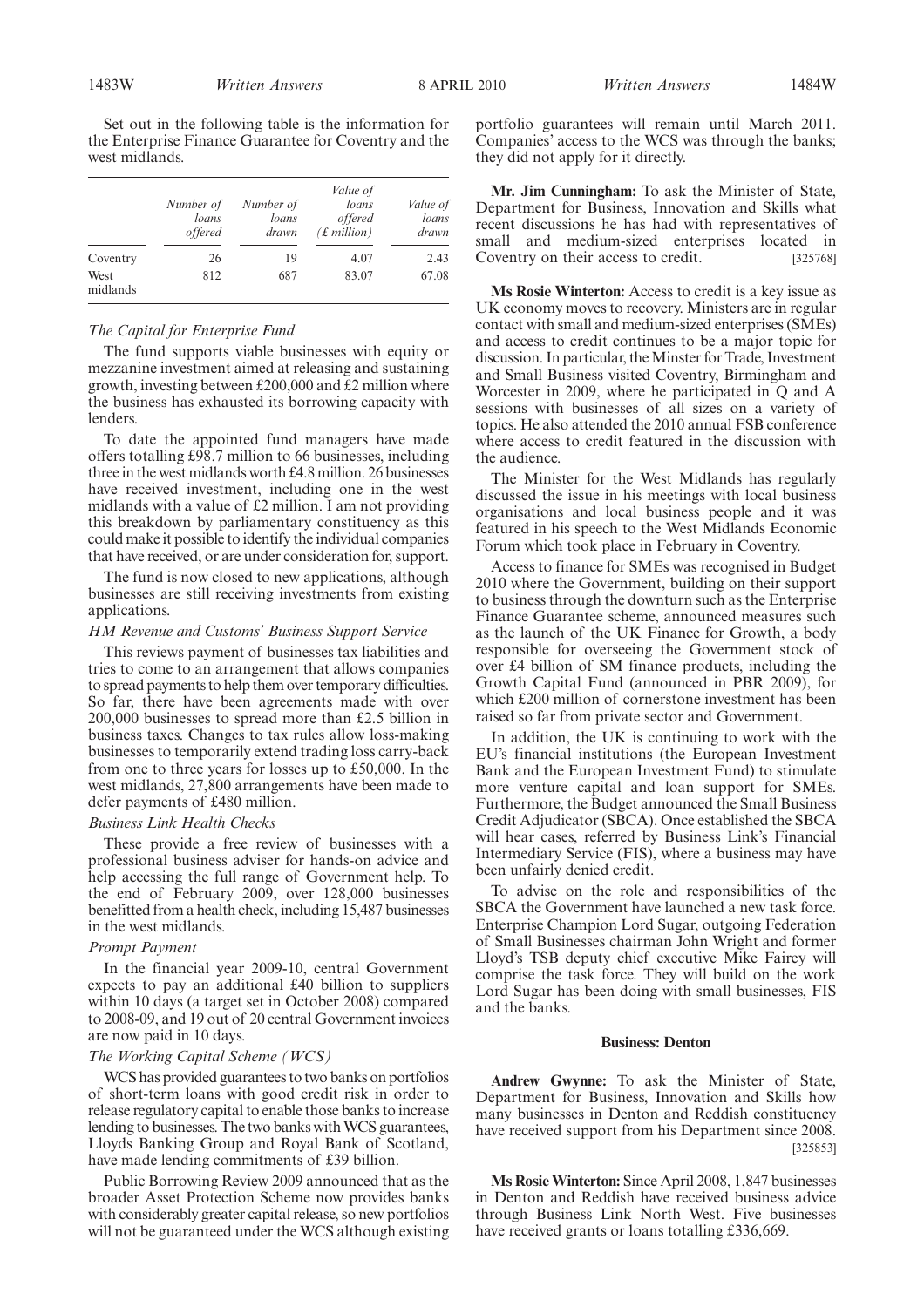Set out in the following table is the information for the Enterprise Finance Guarantee for Coventry and the west midlands.

| | Number of loans offered | Number of loans drawn | Value of loans offered (£ million) | Value of loans drawn |
|---|---|---|---|---|
| Coventry | 26 | 19 | 4.07 | 2.43 |
| West midlands | 812 | 687 | 83.07 | 67.08 |

*The Capital for Enterprise Fund*

The fund supports viable businesses with equity or mezzanine investment aimed at releasing and sustaining growth, investing between £200,000 and £2 million where the business has exhausted its borrowing capacity with lenders.

To date the appointed fund managers have made offers totalling £98.7 million to 66 businesses, including three in the west midlands worth £4.8 million. 26 businesses have received investment, including one in the west midlands with a value of £2 million. I am not providing this breakdown by parliamentary constituency as this could make it possible to identify the individual companies that have received, or are under consideration for, support.

The fund is now closed to new applications, although businesses are still receiving investments from existing applications.

*HM Revenue and Customs' Business Support Service*

This reviews payment of businesses tax liabilities and tries to come to an arrangement that allows companies to spread payments to help them over temporary difficulties. So far, there have been agreements made with over 200,000 businesses to spread more than £2.5 billion in business taxes. Changes to tax rules allow loss-making businesses to temporarily extend trading loss carry-back from one to three years for losses up to £50,000. In the west midlands, 27,800 arrangements have been made to defer payments of £480 million.

*Business Link Health Checks*

These provide a free review of businesses with a professional business adviser for hands-on advice and help accessing the full range of Government help. To the end of February 2009, over 128,000 businesses benefitted from a health check, including 15,487 businesses in the west midlands.

*Prompt Payment*

In the financial year 2009-10, central Government expects to pay an additional £40 billion to suppliers within 10 days (a target set in October 2008) compared to 2008-09, and 19 out of 20 central Government invoices are now paid in 10 days.

*The Working Capital Scheme (WCS)*

WCS has provided guarantees to two banks on portfolios of short-term loans with good credit risk in order to release regulatory capital to enable those banks to increase lending to businesses. The two banks with WCS guarantees, Lloyds Banking Group and Royal Bank of Scotland, have made lending commitments of £39 billion.

Public Borrowing Review 2009 announced that as the broader Asset Protection Scheme now provides banks with considerably greater capital release, so new portfolios will not be guaranteed under the WCS although existing portfolio guarantees will remain until March 2011. Companies' access to the WCS was through the banks; they did not apply for it directly.

**Mr. Jim Cunningham:** To ask the Minister of State, Department for Business, Innovation and Skills what recent discussions he has had with representatives of small and medium-sized enterprises located in Coventry on their access to credit. [325768]

**Ms Rosie Winterton:** Access to credit is a key issue as UK economy moves to recovery. Ministers are in regular contact with small and medium-sized enterprises (SMEs) and access to credit continues to be a major topic for discussion. In particular, the Minster for Trade, Investment and Small Business visited Coventry, Birmingham and Worcester in 2009, where he participated in Q and A sessions with businesses of all sizes on a variety of topics. He also attended the 2010 annual FSB conference where access to credit featured in the discussion with the audience.

The Minister for the West Midlands has regularly discussed the issue in his meetings with local business organisations and local business people and it was featured in his speech to the West Midlands Economic Forum which took place in February in Coventry.

Access to finance for SMEs was recognised in Budget 2010 where the Government, building on their support to business through the downturn such as the Enterprise Finance Guarantee scheme, announced measures such as the launch of the UK Finance for Growth, a body responsible for overseeing the Government stock of over £4 billion of SM finance products, including the Growth Capital Fund (announced in PBR 2009), for which £200 million of cornerstone investment has been raised so far from private sector and Government.

In addition, the UK is continuing to work with the EU's financial institutions (the European Investment Bank and the European Investment Fund) to stimulate more venture capital and loan support for SMEs. Furthermore, the Budget announced the Small Business Credit Adjudicator (SBCA). Once established the SBCA will hear cases, referred by Business Link's Financial Intermediary Service (FIS), where a business may have been unfairly denied credit.

To advise on the role and responsibilities of the SBCA the Government have launched a new task force. Enterprise Champion Lord Sugar, outgoing Federation of Small Businesses chairman John Wright and former Lloyd's TSB deputy chief executive Mike Fairey will comprise the task force. They will build on the work Lord Sugar has been doing with small businesses, FIS and the banks.

## Business: Denton

**Andrew Gwynne:** To ask the Minister of State, Department for Business, Innovation and Skills how many businesses in Denton and Reddish constituency have received support from his Department since 2008. [325853]

**Ms Rosie Winterton:** Since April 2008, 1,847 businesses in Denton and Reddish have received business advice through Business Link North West. Five businesses have received grants or loans totalling £336,669.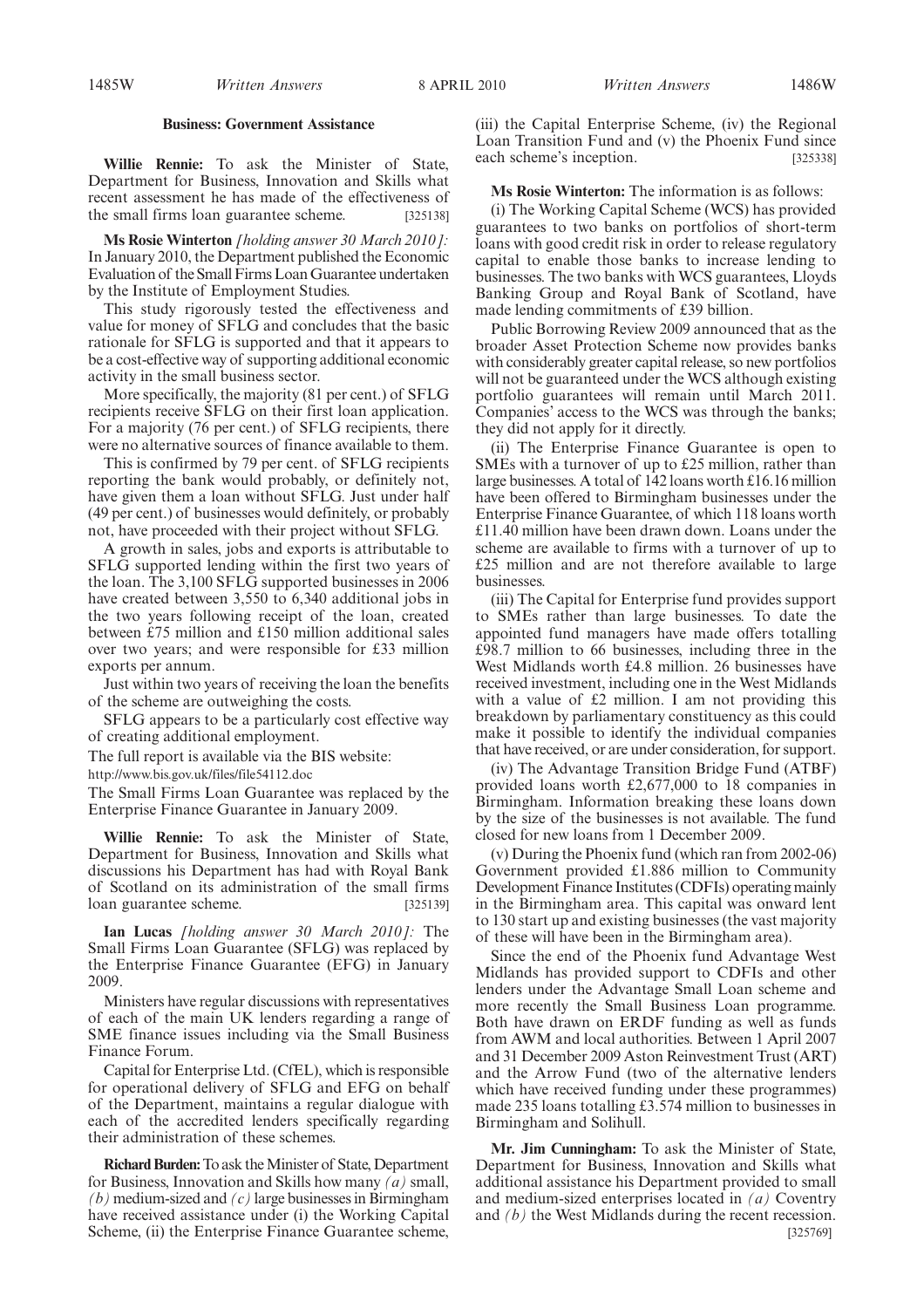## Business: Government Assistance

**Willie Rennie:** To ask the Minister of State, Department for Business, Innovation and Skills what recent assessment he has made of the effectiveness of the small firms loan guarantee scheme. [325138]

**Ms Rosie Winterton** *[holding answer 30 March 2010]:* In January 2010, the Department published the Economic Evaluation of the Small Firms Loan Guarantee undertaken by the Institute of Employment Studies.

This study rigorously tested the effectiveness and value for money of SFLG and concludes that the basic rationale for SFLG is supported and that it appears to be a cost-effective way of supporting additional economic activity in the small business sector.

More specifically, the majority (81 per cent.) of SFLG recipients receive SFLG on their first loan application. For a majority (76 per cent.) of SFLG recipients, there were no alternative sources of finance available to them.

This is confirmed by 79 per cent. of SFLG recipients reporting the bank would probably, or definitely not, have given them a loan without SFLG. Just under half (49 per cent.) of businesses would definitely, or probably not, have proceeded with their project without SFLG.

A growth in sales, jobs and exports is attributable to SFLG supported lending within the first two years of the loan. The 3,100 SFLG supported businesses in 2006 have created between 3,550 to 6,340 additional jobs in the two years following receipt of the loan, created between £75 million and £150 million additional sales over two years; and were responsible for £33 million exports per annum.

Just within two years of receiving the loan the benefits of the scheme are outweighing the costs.

SFLG appears to be a particularly cost effective way of creating additional employment.

The full report is available via the BIS website:

http://www.bis.gov.uk/files/file54112.doc

The Small Firms Loan Guarantee was replaced by the Enterprise Finance Guarantee in January 2009.

**Willie Rennie:** To ask the Minister of State, Department for Business, Innovation and Skills what discussions his Department has had with Royal Bank of Scotland on its administration of the small firms loan guarantee scheme. [325139]

**Ian Lucas** *[holding answer 30 March 2010]:* The Small Firms Loan Guarantee (SFLG) was replaced by the Enterprise Finance Guarantee (EFG) in January 2009.

Ministers have regular discussions with representatives of each of the main UK lenders regarding a range of SME finance issues including via the Small Business Finance Forum.

Capital for Enterprise Ltd. (CfEL), which is responsible for operational delivery of SFLG and EFG on behalf of the Department, maintains a regular dialogue with each of the accredited lenders specifically regarding their administration of these schemes.

**Richard Burden:** To ask the Minister of State, Department for Business, Innovation and Skills how many *(a)* small, *(b)* medium-sized and *(c)* large businesses in Birmingham have received assistance under (i) the Working Capital Scheme, (ii) the Enterprise Finance Guarantee scheme, (iii) the Capital Enterprise Scheme, (iv) the Regional Loan Transition Fund and (v) the Phoenix Fund since each scheme's inception. [325338]

**Ms Rosie Winterton:** The information is as follows:

(i) The Working Capital Scheme (WCS) has provided guarantees to two banks on portfolios of short-term loans with good credit risk in order to release regulatory capital to enable those banks to increase lending to businesses. The two banks with WCS guarantees, Lloyds Banking Group and Royal Bank of Scotland, have made lending commitments of £39 billion.

Public Borrowing Review 2009 announced that as the broader Asset Protection Scheme now provides banks with considerably greater capital release, so new portfolios will not be guaranteed under the WCS although existing portfolio guarantees will remain until March 2011. Companies' access to the WCS was through the banks; they did not apply for it directly.

(ii) The Enterprise Finance Guarantee is open to SMEs with a turnover of up to £25 million, rather than large businesses. A total of 142 loans worth £16.16 million have been offered to Birmingham businesses under the Enterprise Finance Guarantee, of which 118 loans worth £11.40 million have been drawn down. Loans under the scheme are available to firms with a turnover of up to £25 million and are not therefore available to large businesses.

(iii) The Capital for Enterprise fund provides support to SMEs rather than large businesses. To date the appointed fund managers have made offers totalling £98.7 million to 66 businesses, including three in the West Midlands worth £4.8 million. 26 businesses have received investment, including one in the West Midlands with a value of £2 million. I am not providing this breakdown by parliamentary constituency as this could make it possible to identify the individual companies that have received, or are under consideration, for support.

(iv) The Advantage Transition Bridge Fund (ATBF) provided loans worth £2,677,000 to 18 companies in Birmingham. Information breaking these loans down by the size of the businesses is not available. The fund closed for new loans from 1 December 2009.

(v) During the Phoenix fund (which ran from 2002-06) Government provided £1.886 million to Community Development Finance Institutes (CDFIs) operating mainly in the Birmingham area. This capital was onward lent to 130 start up and existing businesses (the vast majority of these will have been in the Birmingham area).

Since the end of the Phoenix fund Advantage West Midlands has provided support to CDFIs and other lenders under the Advantage Small Loan scheme and more recently the Small Business Loan programme. Both have drawn on ERDF funding as well as funds from AWM and local authorities. Between 1 April 2007 and 31 December 2009 Aston Reinvestment Trust (ART) and the Arrow Fund (two of the alternative lenders which have received funding under these programmes) made 235 loans totalling £3.574 million to businesses in Birmingham and Solihull.

**Mr. Jim Cunningham:** To ask the Minister of State, Department for Business, Innovation and Skills what additional assistance his Department provided to small and medium-sized enterprises located in *(a)* Coventry and *(b)* the West Midlands during the recent recession. [325769]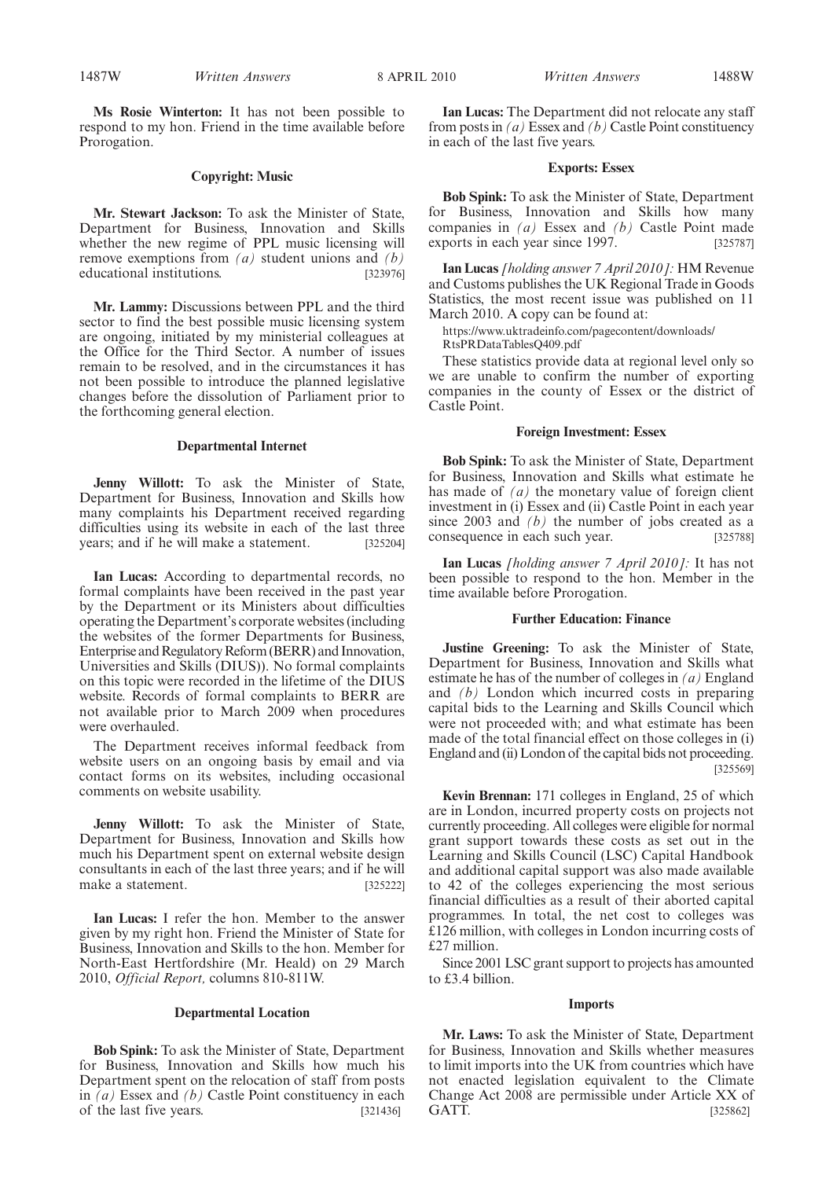**Ms Rosie Winterton:** It has not been possible to respond to my hon. Friend in the time available before Prorogation.

### Copyright: Music

**Mr. Stewart Jackson:** To ask the Minister of State, Department for Business, Innovation and Skills whether the new regime of PPL music licensing will remove exemptions from *(a)* student unions and *(b)* educational institutions. [323976]

**Mr. Lammy:** Discussions between PPL and the third sector to find the best possible music licensing system are ongoing, initiated by my ministerial colleagues at the Office for the Third Sector. A number of issues remain to be resolved, and in the circumstances it has not been possible to introduce the planned legislative changes before the dissolution of Parliament prior to the forthcoming general election.

### Departmental Internet

**Jenny Willott:** To ask the Minister of State, Department for Business, Innovation and Skills how many complaints his Department received regarding difficulties using its website in each of the last three years; and if he will make a statement. [325204]

**Ian Lucas:** According to departmental records, no formal complaints have been received in the past year by the Department or its Ministers about difficulties operating the Department's corporate websites (including the websites of the former Departments for Business, Enterprise and Regulatory Reform (BERR) and Innovation, Universities and Skills (DIUS)). No formal complaints on this topic were recorded in the lifetime of the DIUS website. Records of formal complaints to BERR are not available prior to March 2009 when procedures were overhauled.

The Department receives informal feedback from website users on an ongoing basis by email and via contact forms on its websites, including occasional comments on website usability.

**Jenny Willott:** To ask the Minister of State, Department for Business, Innovation and Skills how much his Department spent on external website design consultants in each of the last three years; and if he will make a statement. [325222]

**Ian Lucas:** I refer the hon. Member to the answer given by my right hon. Friend the Minister of State for Business, Innovation and Skills to the hon. Member for North-East Hertfordshire (Mr. Heald) on 29 March 2010, *Official Report,* columns 810-811W.

### Departmental Location

**Bob Spink:** To ask the Minister of State, Department for Business, Innovation and Skills how much his Department spent on the relocation of staff from posts in *(a)* Essex and *(b)* Castle Point constituency in each of the last five years. [321436]

**Ian Lucas:** The Department did not relocate any staff from posts in *(a)* Essex and *(b)* Castle Point constituency in each of the last five years.

### Exports: Essex

**Bob Spink:** To ask the Minister of State, Department for Business, Innovation and Skills how many companies in *(a)* Essex and *(b)* Castle Point made exports in each year since 1997. [325787]

**Ian Lucas** *[holding answer 7 April 2010]:* HM Revenue and Customs publishes the UK Regional Trade in Goods Statistics, the most recent issue was published on 11 March 2010. A copy can be found at:

https://www.uktradeinfo.com/pagecontent/downloads/RtsPRDataTablesQ409.pdf

These statistics provide data at regional level only so we are unable to confirm the number of exporting companies in the county of Essex or the district of Castle Point.

### Foreign Investment: Essex

**Bob Spink:** To ask the Minister of State, Department for Business, Innovation and Skills what estimate he has made of *(a)* the monetary value of foreign client investment in (i) Essex and (ii) Castle Point in each year since 2003 and *(b)* the number of jobs created as a consequence in each such year. [325788]

**Ian Lucas** *[holding answer 7 April 2010]:* It has not been possible to respond to the hon. Member in the time available before Prorogation.

### Further Education: Finance

**Justine Greening:** To ask the Minister of State, Department for Business, Innovation and Skills what estimate he has of the number of colleges in *(a)* England and *(b)* London which incurred costs in preparing capital bids to the Learning and Skills Council which were not proceeded with; and what estimate has been made of the total financial effect on those colleges in (i) England and (ii) London of the capital bids not proceeding. [325569]

**Kevin Brennan:** 171 colleges in England, 25 of which are in London, incurred property costs on projects not currently proceeding. All colleges were eligible for normal grant support towards these costs as set out in the Learning and Skills Council (LSC) Capital Handbook and additional capital support was also made available to 42 of the colleges experiencing the most serious financial difficulties as a result of their aborted capital programmes. In total, the net cost to colleges was £126 million, with colleges in London incurring costs of £27 million.

Since 2001 LSC grant support to projects has amounted to £3.4 billion.

### Imports

**Mr. Laws:** To ask the Minister of State, Department for Business, Innovation and Skills whether measures to limit imports into the UK from countries which have not enacted legislation equivalent to the Climate Change Act 2008 are permissible under Article XX of GATT. [325862]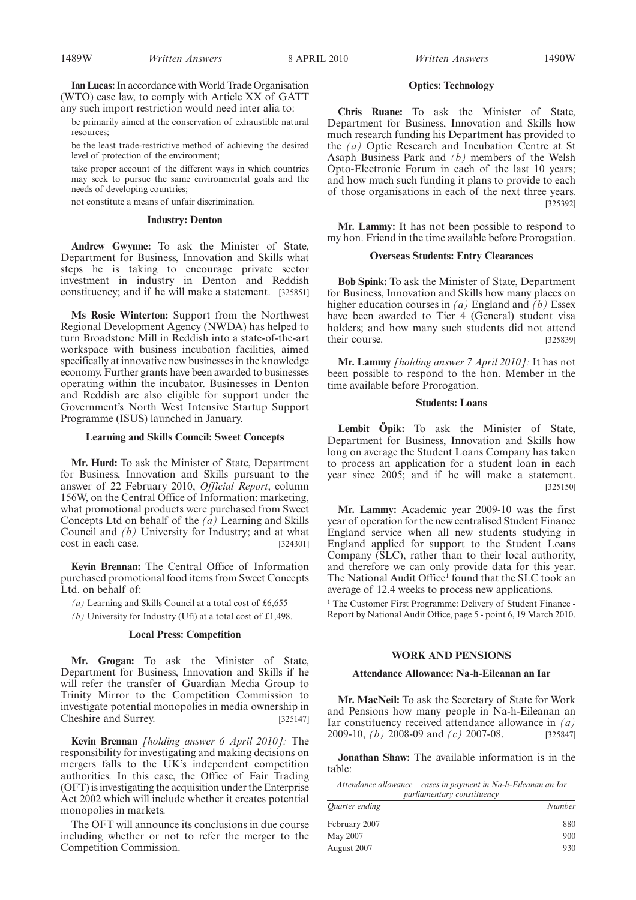**Ian Lucas:** In accordance with World Trade Organisation (WTO) case law, to comply with Article XX of GATT any such import restriction would need inter alia to:

be primarily aimed at the conservation of exhaustible natural resources;

be the least trade-restrictive method of achieving the desired level of protection of the environment;

take proper account of the different ways in which countries may seek to pursue the same environmental goals and the needs of developing countries;

not constitute a means of unfair discrimination.

### Industry: Denton

**Andrew Gwynne:** To ask the Minister of State, Department for Business, Innovation and Skills what steps he is taking to encourage private sector investment in industry in Denton and Reddish constituency; and if he will make a statement. [325851]

**Ms Rosie Winterton:** Support from the Northwest Regional Development Agency (NWDA) has helped to turn Broadstone Mill in Reddish into a state-of-the-art workspace with business incubation facilities, aimed specifically at innovative new businesses in the knowledge economy. Further grants have been awarded to businesses operating within the incubator. Businesses in Denton and Reddish are also eligible for support under the Government's North West Intensive Startup Support Programme (ISUS) launched in January.

### Learning and Skills Council: Sweet Concepts

**Mr. Hurd:** To ask the Minister of State, Department for Business, Innovation and Skills pursuant to the answer of 22 February 2010, *Official Report*, column 156W, on the Central Office of Information: marketing, what promotional products were purchased from Sweet Concepts Ltd on behalf of the *(a)* Learning and Skills Council and *(b)* University for Industry; and at what cost in each case. [324301]

**Kevin Brennan:** The Central Office of Information purchased promotional food items from Sweet Concepts Ltd. on behalf of:

*(a)* Learning and Skills Council at a total cost of £6,655

*(b)* University for Industry (Ufi) at a total cost of £1,498.

### Local Press: Competition

**Mr. Grogan:** To ask the Minister of State, Department for Business, Innovation and Skills if he will refer the transfer of Guardian Media Group to Trinity Mirror to the Competition Commission to investigate potential monopolies in media ownership in Cheshire and Surrey. [325147]

**Kevin Brennan** *[holding answer 6 April 2010]:* The responsibility for investigating and making decisions on mergers falls to the UK's independent competition authorities. In this case, the Office of Fair Trading (OFT) is investigating the acquisition under the Enterprise Act 2002 which will include whether it creates potential monopolies in markets.

The OFT will announce its conclusions in due course including whether or not to refer the merger to the Competition Commission.

### Optics: Technology

**Chris Ruane:** To ask the Minister of State, Department for Business, Innovation and Skills how much research funding his Department has provided to the *(a)* Optic Research and Incubation Centre at St Asaph Business Park and *(b)* members of the Welsh Opto-Electronic Forum in each of the last 10 years; and how much such funding it plans to provide to each of those organisations in each of the next three years. [325392]

**Mr. Lammy:** It has not been possible to respond to my hon. Friend in the time available before Prorogation.

### Overseas Students: Entry Clearances

**Bob Spink:** To ask the Minister of State, Department for Business, Innovation and Skills how many places on higher education courses in *(a)* England and *(b)* Essex have been awarded to Tier 4 (General) student visa holders; and how many such students did not attend their course. [325839]

**Mr. Lammy** *[holding answer 7 April 2010]:* It has not been possible to respond to the hon. Member in the time available before Prorogation.

### Students: Loans

**Lembit Öpik:** To ask the Minister of State, Department for Business, Innovation and Skills how long on average the Student Loans Company has taken to process an application for a student loan in each year since 2005; and if he will make a statement. [325150]

**Mr. Lammy:** Academic year 2009-10 was the first year of operation for the new centralised Student Finance England service when all new students studying in England applied for support to the Student Loans Company (SLC), rather than to their local authority, and therefore we can only provide data for this year. The National Audit Office[1] found that the SLC took an average of 12.4 weeks to process new applications.

[1] The Customer First Programme: Delivery of Student Finance - Report by National Audit Office, page 5 - point 6, 19 March 2010.

## WORK AND PENSIONS

### Attendance Allowance: Na-h-Eileanan an Iar

**Mr. MacNeil:** To ask the Secretary of State for Work and Pensions how many people in Na-h-Eileanan an Iar constituency received attendance allowance in *(a)* 2009-10, *(b)* 2008-09 and *(c)* 2007-08. [325847]

**Jonathan Shaw:** The available information is in the table:

*Attendance allowance—cases in payment in Na-h-Eileanan an Iar parliamentary constituency*

| Quarter ending | Number |
|---|---|
| February 2007 | 880 |
| May 2007 | 900 |
| August 2007 | 930 |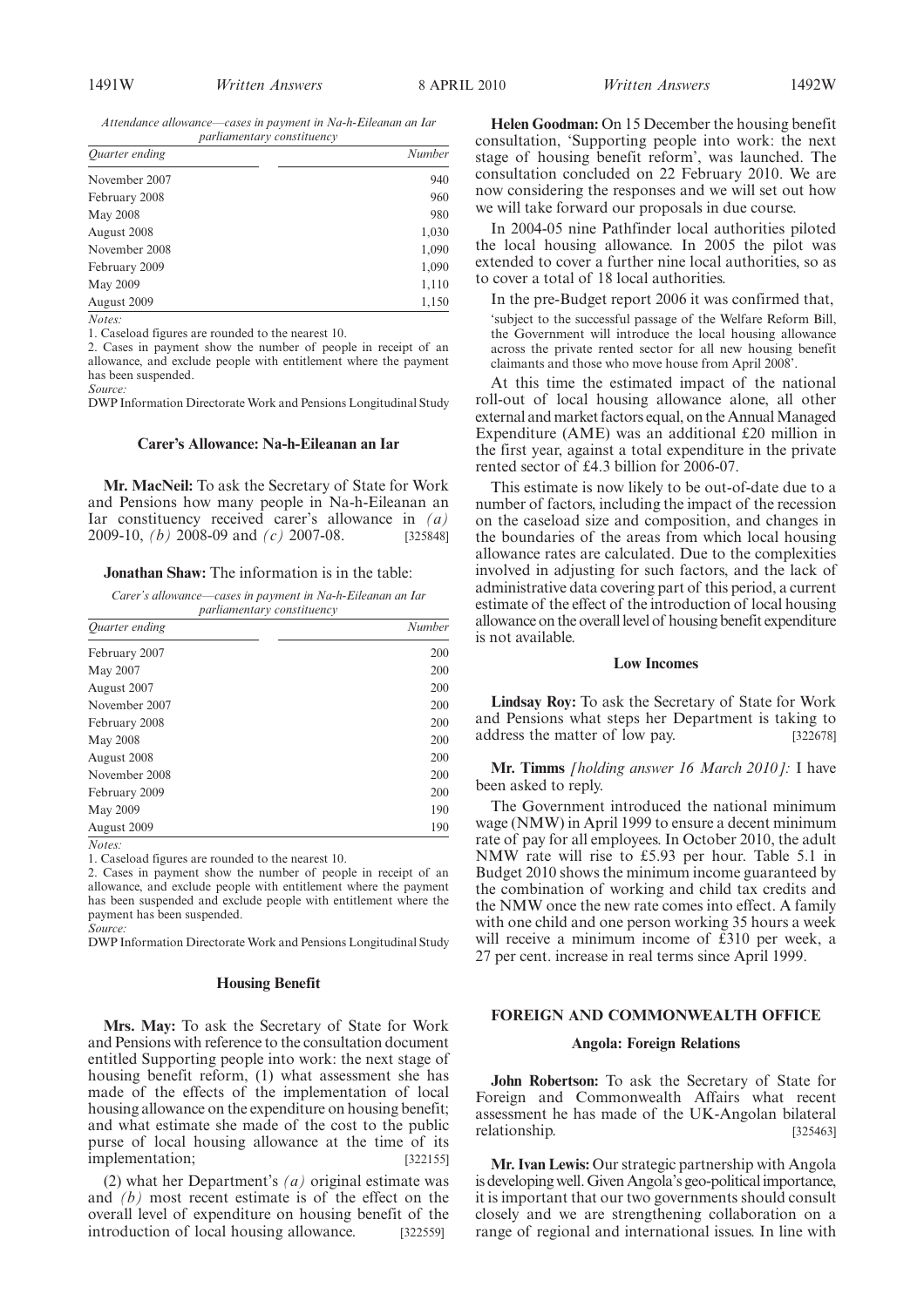*Attendance allowance—cases in payment in Na-h-Eileanan an Iar parliamentary constituency*

| *Quarter ending* | *Number* |
|---|---|
| November 2007 | 940 |
| February 2008 | 960 |
| May 2008 | 980 |
| August 2008 | 1,030 |
| November 2008 | 1,090 |
| February 2009 | 1,090 |
| May 2009 | 1,110 |
| August 2009 | 1,150 |

*Notes:*
1. Caseload figures are rounded to the nearest 10.
2. Cases in payment show the number of people in receipt of an allowance, and exclude people with entitlement where the payment has been suspended.
*Source:*
DWP Information Directorate Work and Pensions Longitudinal Study

### Carer's Allowance: Na-h-Eileanan an Iar

**Mr. MacNeil:** To ask the Secretary of State for Work and Pensions how many people in Na-h-Eileanan an Iar constituency received carer's allowance in *(a)* 2009-10, *(b)* 2008-09 and *(c)* 2007-08. [325848]

**Jonathan Shaw:** The information is in the table:

*Carer's allowance—cases in payment in Na-h-Eileanan an Iar parliamentary constituency*

| *Quarter ending* | *Number* |
|---|---|
| February 2007 | 200 |
| May 2007 | 200 |
| August 2007 | 200 |
| November 2007 | 200 |
| February 2008 | 200 |
| May 2008 | 200 |
| August 2008 | 200 |
| November 2008 | 200 |
| February 2009 | 200 |
| May 2009 | 190 |
| August 2009 | 190 |

*Notes:*
1. Caseload figures are rounded to the nearest 10.
2. Cases in payment show the number of people in receipt of an allowance, and exclude people with entitlement where the payment has been suspended and exclude people with entitlement where the payment has been suspended.
*Source:*
DWP Information Directorate Work and Pensions Longitudinal Study

### Housing Benefit

**Mrs. May:** To ask the Secretary of State for Work and Pensions with reference to the consultation document entitled Supporting people into work: the next stage of housing benefit reform, (1) what assessment she has made of the effects of the implementation of local housing allowance on the expenditure on housing benefit; and what estimate she made of the cost to the public purse of local housing allowance at the time of its implementation; [322155]

(2) what her Department's *(a)* original estimate was and *(b)* most recent estimate is of the effect on the overall level of expenditure on housing benefit of the introduction of local housing allowance. [322559]

**Helen Goodman:** On 15 December the housing benefit consultation, 'Supporting people into work: the next stage of housing benefit reform', was launched. The consultation concluded on 22 February 2010. We are now considering the responses and we will set out how we will take forward our proposals in due course.

In 2004-05 nine Pathfinder local authorities piloted the local housing allowance. In 2005 the pilot was extended to cover a further nine local authorities, so as to cover a total of 18 local authorities.

In the pre-Budget report 2006 it was confirmed that,

'subject to the successful passage of the Welfare Reform Bill, the Government will introduce the local housing allowance across the private rented sector for all new housing benefit claimants and those who move house from April 2008'.

At this time the estimated impact of the national roll-out of local housing allowance alone, all other external and market factors equal, on the Annual Managed Expenditure (AME) was an additional £20 million in the first year, against a total expenditure in the private rented sector of £4.3 billion for 2006-07.

This estimate is now likely to be out-of-date due to a number of factors, including the impact of the recession on the caseload size and composition, and changes in the boundaries of the areas from which local housing allowance rates are calculated. Due to the complexities involved in adjusting for such factors, and the lack of administrative data covering part of this period, a current estimate of the effect of the introduction of local housing allowance on the overall level of housing benefit expenditure is not available.

### Low Incomes

**Lindsay Roy:** To ask the Secretary of State for Work and Pensions what steps her Department is taking to address the matter of low pay. [322678]

**Mr. Timms** *[holding answer 16 March 2010]:* I have been asked to reply.

The Government introduced the national minimum wage (NMW) in April 1999 to ensure a decent minimum rate of pay for all employees. In October 2010, the adult NMW rate will rise to £5.93 per hour. Table 5.1 in Budget 2010 shows the minimum income guaranteed by the combination of working and child tax credits and the NMW once the new rate comes into effect. A family with one child and one person working 35 hours a week will receive a minimum income of £310 per week, a 27 per cent. increase in real terms since April 1999.

## FOREIGN AND COMMONWEALTH OFFICE

### Angola: Foreign Relations

**John Robertson:** To ask the Secretary of State for Foreign and Commonwealth Affairs what recent assessment he has made of the UK-Angolan bilateral relationship. [325463]

**Mr. Ivan Lewis:** Our strategic partnership with Angola is developing well. Given Angola's geo-political importance, it is important that our two governments should consult closely and we are strengthening collaboration on a range of regional and international issues. In line with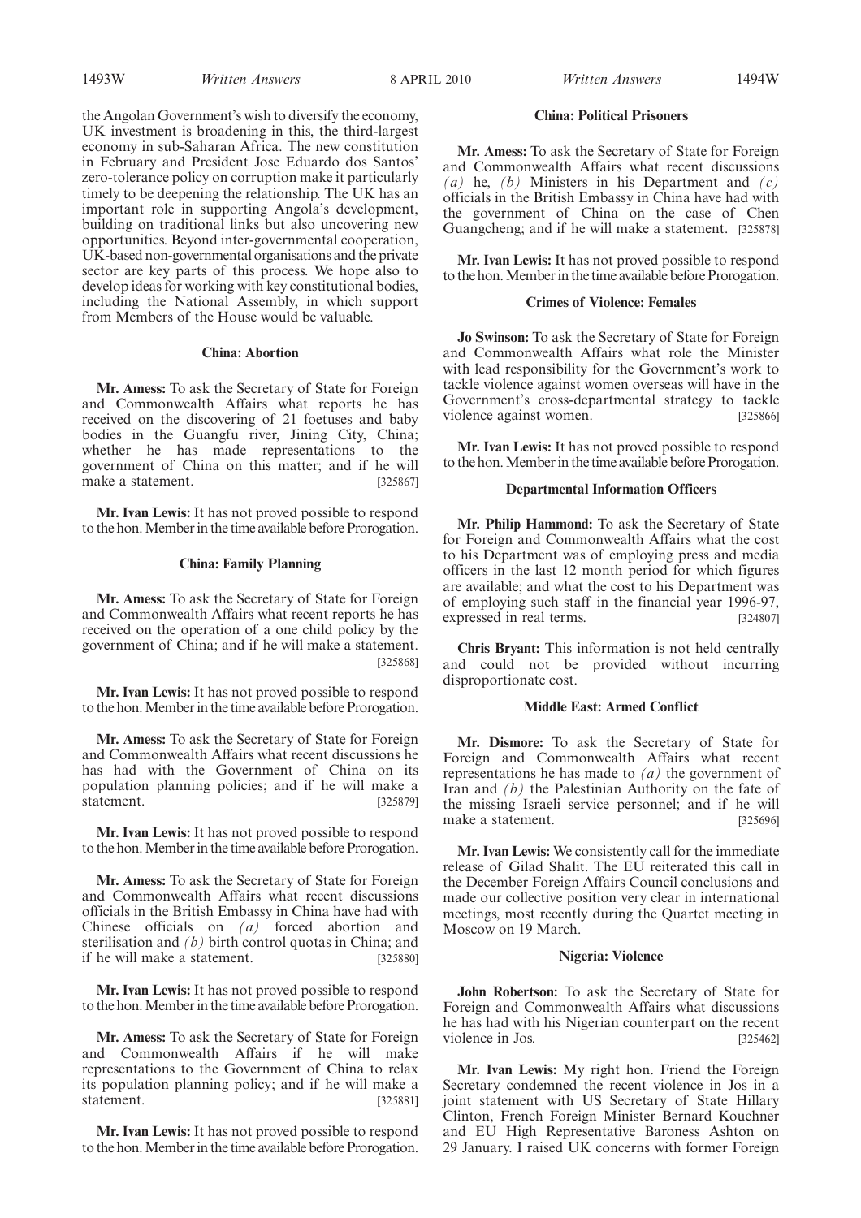the Angolan Government's wish to diversify the economy, UK investment is broadening in this, the third-largest economy in sub-Saharan Africa. The new constitution in February and President Jose Eduardo dos Santos' zero-tolerance policy on corruption make it particularly timely to be deepening the relationship. The UK has an important role in supporting Angola's development, building on traditional links but also uncovering new opportunities. Beyond inter-governmental cooperation, UK-based non-governmental organisations and the private sector are key parts of this process. We hope also to develop ideas for working with key constitutional bodies, including the National Assembly, in which support from Members of the House would be valuable.

### China: Abortion

**Mr. Amess:** To ask the Secretary of State for Foreign and Commonwealth Affairs what reports he has received on the discovering of 21 foetuses and baby bodies in the Guangfu river, Jining City, China; whether he has made representations to the government of China on this matter; and if he will make a statement. [325867]

**Mr. Ivan Lewis:** It has not proved possible to respond to the hon. Member in the time available before Prorogation.

### China: Family Planning

**Mr. Amess:** To ask the Secretary of State for Foreign and Commonwealth Affairs what recent reports he has received on the operation of a one child policy by the government of China; and if he will make a statement. [325868]

**Mr. Ivan Lewis:** It has not proved possible to respond to the hon. Member in the time available before Prorogation.

**Mr. Amess:** To ask the Secretary of State for Foreign and Commonwealth Affairs what recent discussions he has had with the Government of China on its population planning policies; and if he will make a statement. [325879]

**Mr. Ivan Lewis:** It has not proved possible to respond to the hon. Member in the time available before Prorogation.

**Mr. Amess:** To ask the Secretary of State for Foreign and Commonwealth Affairs what recent discussions officials in the British Embassy in China have had with Chinese officials on *(a)* forced abortion and sterilisation and *(b)* birth control quotas in China; and if he will make a statement. [325880]

**Mr. Ivan Lewis:** It has not proved possible to respond to the hon. Member in the time available before Prorogation.

**Mr. Amess:** To ask the Secretary of State for Foreign and Commonwealth Affairs if he will make representations to the Government of China to relax its population planning policy; and if he will make a statement. [325881]

**Mr. Ivan Lewis:** It has not proved possible to respond to the hon. Member in the time available before Prorogation.

### China: Political Prisoners

**Mr. Amess:** To ask the Secretary of State for Foreign and Commonwealth Affairs what recent discussions *(a)* he, *(b)* Ministers in his Department and *(c)* officials in the British Embassy in China have had with the government of China on the case of Chen Guangcheng; and if he will make a statement. [325878]

**Mr. Ivan Lewis:** It has not proved possible to respond to the hon. Member in the time available before Prorogation.

### Crimes of Violence: Females

**Jo Swinson:** To ask the Secretary of State for Foreign and Commonwealth Affairs what role the Minister with lead responsibility for the Government's work to tackle violence against women overseas will have in the Government's cross-departmental strategy to tackle violence against women. [325866]

**Mr. Ivan Lewis:** It has not proved possible to respond to the hon. Member in the time available before Prorogation.

### Departmental Information Officers

**Mr. Philip Hammond:** To ask the Secretary of State for Foreign and Commonwealth Affairs what the cost to his Department was of employing press and media officers in the last 12 month period for which figures are available; and what the cost to his Department was of employing such staff in the financial year 1996-97, expressed in real terms. [324807]

**Chris Bryant:** This information is not held centrally and could not be provided without incurring disproportionate cost.

### Middle East: Armed Conflict

**Mr. Dismore:** To ask the Secretary of State for Foreign and Commonwealth Affairs what recent representations he has made to *(a)* the government of Iran and *(b)* the Palestinian Authority on the fate of the missing Israeli service personnel; and if he will make a statement. [325696]

**Mr. Ivan Lewis:** We consistently call for the immediate release of Gilad Shalit. The EU reiterated this call in the December Foreign Affairs Council conclusions and made our collective position very clear in international meetings, most recently during the Quartet meeting in Moscow on 19 March.

### Nigeria: Violence

**John Robertson:** To ask the Secretary of State for Foreign and Commonwealth Affairs what discussions he has had with his Nigerian counterpart on the recent violence in Jos. [325462]

**Mr. Ivan Lewis:** My right hon. Friend the Foreign Secretary condemned the recent violence in Jos in a joint statement with US Secretary of State Hillary Clinton, French Foreign Minister Bernard Kouchner and EU High Representative Baroness Ashton on 29 January. I raised UK concerns with former Foreign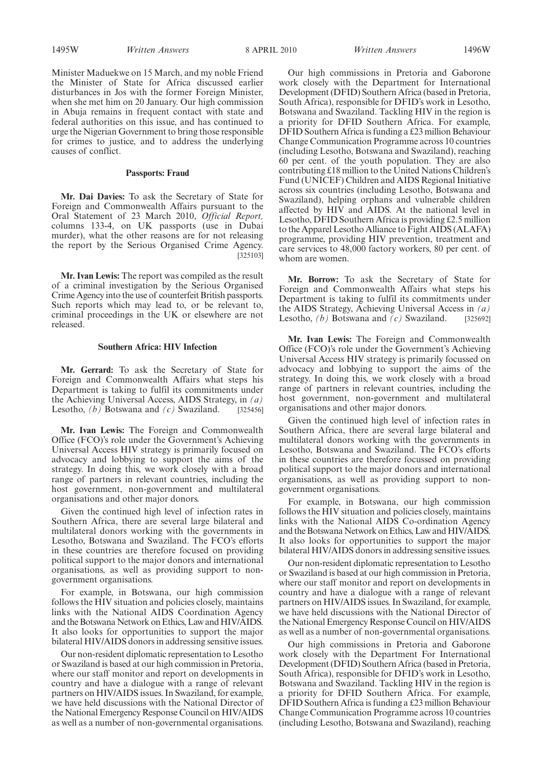Minister Maduekwe on 15 March, and my noble Friend the Minister of State for Africa discussed earlier disturbances in Jos with the former Foreign Minister, when she met him on 20 January. Our high commission in Abuja remains in frequent contact with state and federal authorities on this issue, and has continued to urge the Nigerian Government to bring those responsible for crimes to justice, and to address the underlying causes of conflict.

### Passports: Fraud

**Mr. Dai Davies:** To ask the Secretary of State for Foreign and Commonwealth Affairs pursuant to the Oral Statement of 23 March 2010, *Official Report,* columns 133-4, on UK passports (use in Dubai murder), what the other reasons are for not releasing the report by the Serious Organised Crime Agency. [325103]

**Mr. Ivan Lewis:** The report was compiled as the result of a criminal investigation by the Serious Organised Crime Agency into the use of counterfeit British passports. Such reports which may lead to, or be relevant to, criminal proceedings in the UK or elsewhere are not released.

### Southern Africa: HIV Infection

**Mr. Gerrard:** To ask the Secretary of State for Foreign and Commonwealth Affairs what steps his Department is taking to fulfil its commitments under the Achieving Universal Access, AIDS Strategy, in *(a)* Lesotho, *(b)* Botswana and *(c)* Swaziland. [325456]

**Mr. Ivan Lewis:** The Foreign and Commonwealth Office (FCO)'s role under the Government's Achieving Universal Access HIV strategy is primarily focused on advocacy and lobbying to support the aims of the strategy. In doing this, we work closely with a broad range of partners in relevant countries, including the host government, non-government and multilateral organisations and other major donors.

Given the continued high level of infection rates in Southern Africa, there are several large bilateral and multilateral donors working with the governments in Lesotho, Botswana and Swaziland. The FCO's efforts in these countries are therefore focused on providing political support to the major donors and international organisations, as well as providing support to non-government organisations.

For example, in Botswana, our high commission follows the HIV situation and policies closely, maintains links with the National AIDS Coordination Agency and the Botswana Network on Ethics, Law and HIV/AIDS. It also looks for opportunities to support the major bilateral HIV/AIDS donors in addressing sensitive issues.

Our non-resident diplomatic representation to Lesotho or Swaziland is based at our high commission in Pretoria, where our staff monitor and report on developments in country and have a dialogue with a range of relevant partners on HIV/AIDS issues. In Swaziland, for example, we have held discussions with the National Director of the National Emergency Response Council on HIV/AIDS as well as a number of non-governmental organisations.

Our high commissions in Pretoria and Gaborone work closely with the Department for International Development (DFID) Southern Africa (based in Pretoria, South Africa), responsible for DFID's work in Lesotho, Botswana and Swaziland. Tackling HIV in the region is a priority for DFID Southern Africa. For example, DFID Southern Africa is funding a £23 million Behaviour Change Communication Programme across 10 countries (including Lesotho, Botswana and Swaziland), reaching 60 per cent. of the youth population. They are also contributing £18 million to the United Nations Children's Fund (UNICEF) Children and AIDS Regional Initiative across six countries (including Lesotho, Botswana and Swaziland), helping orphans and vulnerable children affected by HIV and AIDS. At the national level in Lesotho, DFID Southern Africa is providing £2.5 million to the Apparel Lesotho Alliance to Fight AIDS (ALAFA) programme, providing HIV prevention, treatment and care services to 48,000 factory workers, 80 per cent. of whom are women.

**Mr. Borrow:** To ask the Secretary of State for Foreign and Commonwealth Affairs what steps his Department is taking to fulfil its commitments under the AIDS Strategy, Achieving Universal Access in *(a)* Lesotho, *(b)* Botswana and *(c)* Swaziland. [325692]

**Mr. Ivan Lewis:** The Foreign and Commonwealth Office (FCO)'s role under the Government's Achieving Universal Access HIV strategy is primarily focussed on advocacy and lobbying to support the aims of the strategy. In doing this, we work closely with a broad range of partners in relevant countries, including the host government, non-government and multilateral organisations and other major donors.

Given the continued high level of infection rates in Southern Africa, there are several large bilateral and multilateral donors working with the governments in Lesotho, Botswana and Swaziland. The FCO's efforts in these countries are therefore focussed on providing political support to the major donors and international organisations, as well as providing support to non-government organisations.

For example, in Botswana, our high commission follows the HIV situation and policies closely, maintains links with the National AIDS Co-ordination Agency and the Botswana Network on Ethics, Law and HIV/AIDS. It also looks for opportunities to support the major bilateral HIV/AIDS donors in addressing sensitive issues.

Our non-resident diplomatic representation to Lesotho or Swaziland is based at our high commission in Pretoria, where our staff monitor and report on developments in country and have a dialogue with a range of relevant partners on HIV/AIDS issues. In Swaziland, for example, we have held discussions with the National Director of the National Emergency Response Council on HIV/AIDS as well as a number of non-governmental organisations.

Our high commissions in Pretoria and Gaborone work closely with the Department For International Development (DFID) Southern Africa (based in Pretoria, South Africa), responsible for DFID's work in Lesotho, Botswana and Swaziland. Tackling HIV in the region is a priority for DFID Southern Africa. For example, DFID Southern Africa is funding a £23 million Behaviour Change Communication Programme across 10 countries (including Lesotho, Botswana and Swaziland), reaching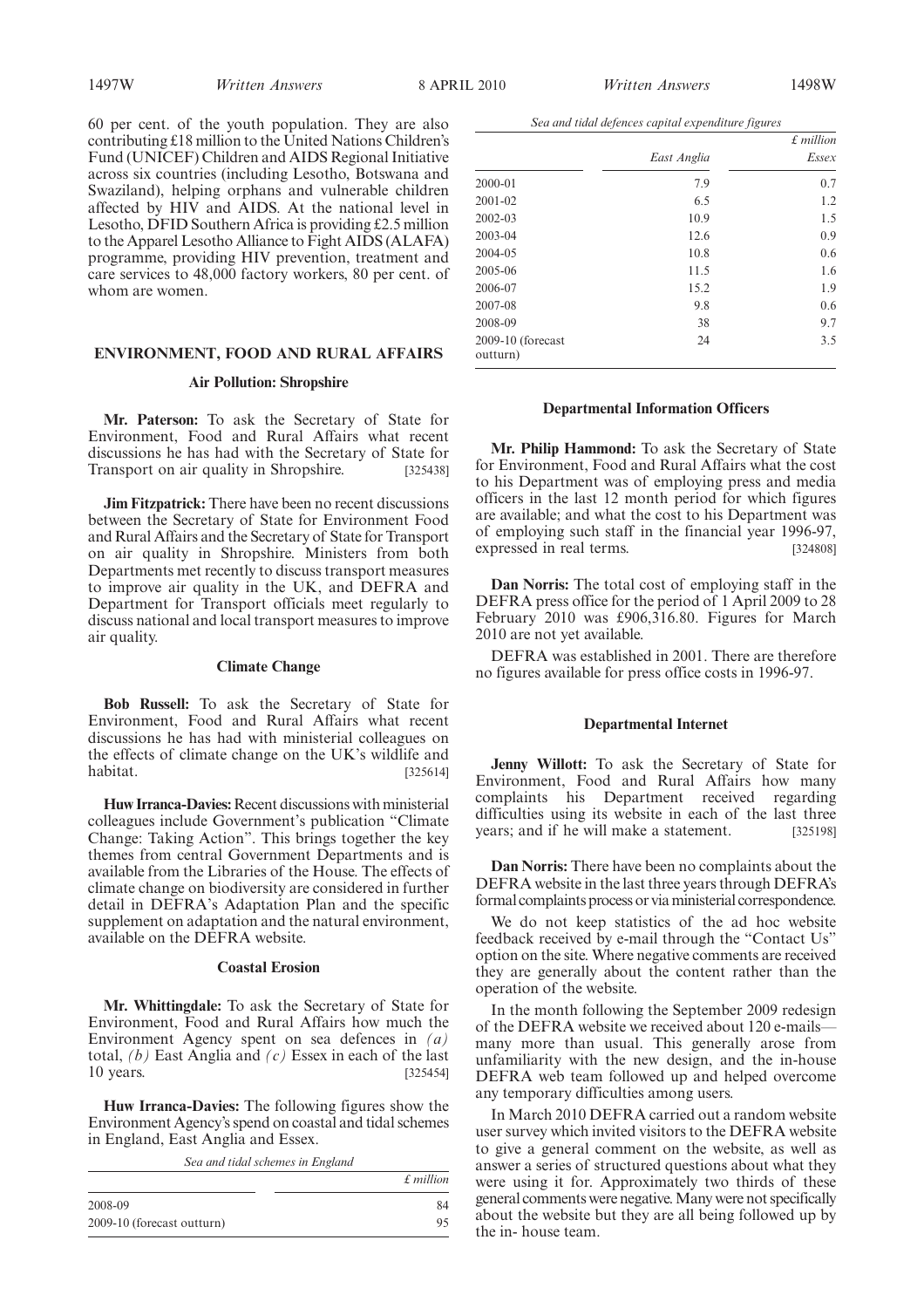60 per cent. of the youth population. They are also contributing £18 million to the United Nations Children's Fund (UNICEF) Children and AIDS Regional Initiative across six countries (including Lesotho, Botswana and Swaziland), helping orphans and vulnerable children affected by HIV and AIDS. At the national level in Lesotho, DFID Southern Africa is providing £2.5 million to the Apparel Lesotho Alliance to Fight AIDS (ALAFA) programme, providing HIV prevention, treatment and care services to 48,000 factory workers, 80 per cent. of whom are women.

## ENVIRONMENT, FOOD AND RURAL AFFAIRS

### Air Pollution: Shropshire

**Mr. Paterson:** To ask the Secretary of State for Environment, Food and Rural Affairs what recent discussions he has had with the Secretary of State for Transport on air quality in Shropshire. [325438]

**Jim Fitzpatrick:** There have been no recent discussions between the Secretary of State for Environment Food and Rural Affairs and the Secretary of State for Transport on air quality in Shropshire. Ministers from both Departments met recently to discuss transport measures to improve air quality in the UK, and DEFRA and Department for Transport officials meet regularly to discuss national and local transport measures to improve air quality.

### Climate Change

**Bob Russell:** To ask the Secretary of State for Environment, Food and Rural Affairs what recent discussions he has had with ministerial colleagues on the effects of climate change on the UK's wildlife and habitat. [325614]

**Huw Irranca-Davies:** Recent discussions with ministerial colleagues include Government's publication "Climate Change: Taking Action". This brings together the key themes from central Government Departments and is available from the Libraries of the House. The effects of climate change on biodiversity are considered in further detail in DEFRA's Adaptation Plan and the specific supplement on adaptation and the natural environment, available on the DEFRA website.

### Coastal Erosion

**Mr. Whittingdale:** To ask the Secretary of State for Environment, Food and Rural Affairs how much the Environment Agency spent on sea defences in *(a)* total, *(b)* East Anglia and *(c)* Essex in each of the last 10 years. [325454]

**Huw Irranca-Davies:** The following figures show the Environment Agency's spend on coastal and tidal schemes in England, East Anglia and Essex.

*Sea and tidal schemes in England*

| | *£ million* |
|---|---|
| 2008-09 | 84 |
| 2009-10 (forecast outturn) | 95 |

*Sea and tidal defences capital expenditure figures*

| | *East Anglia* | *£ million* *Essex* |
|---|---|---|
| 2000-01 | 7.9 | 0.7 |
| 2001-02 | 6.5 | 1.2 |
| 2002-03 | 10.9 | 1.5 |
| 2003-04 | 12.6 | 0.9 |
| 2004-05 | 10.8 | 0.6 |
| 2005-06 | 11.5 | 1.6 |
| 2006-07 | 15.2 | 1.9 |
| 2007-08 | 9.8 | 0.6 |
| 2008-09 | 38 | 9.7 |
| 2009-10 (forecast outturn) | 24 | 3.5 |

### Departmental Information Officers

**Mr. Philip Hammond:** To ask the Secretary of State for Environment, Food and Rural Affairs what the cost to his Department was of employing press and media officers in the last 12 month period for which figures are available; and what the cost to his Department was of employing such staff in the financial year 1996-97, expressed in real terms. [324808]

**Dan Norris:** The total cost of employing staff in the DEFRA press office for the period of 1 April 2009 to 28 February 2010 was £906,316.80. Figures for March 2010 are not yet available.

DEFRA was established in 2001. There are therefore no figures available for press office costs in 1996-97.

### Departmental Internet

**Jenny Willott:** To ask the Secretary of State for Environment, Food and Rural Affairs how many complaints his Department received regarding difficulties using its website in each of the last three years; and if he will make a statement. [325198]

**Dan Norris:** There have been no complaints about the DEFRA website in the last three years through DEFRA's formal complaints process or via ministerial correspondence.

We do not keep statistics of the ad hoc website feedback received by e-mail through the "Contact Us" option on the site. Where negative comments are received they are generally about the content rather than the operation of the website.

In the month following the September 2009 redesign of the DEFRA website we received about 120 e-mails— many more than usual. This generally arose from unfamiliarity with the new design, and the in-house DEFRA web team followed up and helped overcome any temporary difficulties among users.

In March 2010 DEFRA carried out a random website user survey which invited visitors to the DEFRA website to give a general comment on the website, as well as answer a series of structured questions about what they were using it for. Approximately two thirds of these general comments were negative. Many were not specifically about the website but they are all being followed up by the in- house team.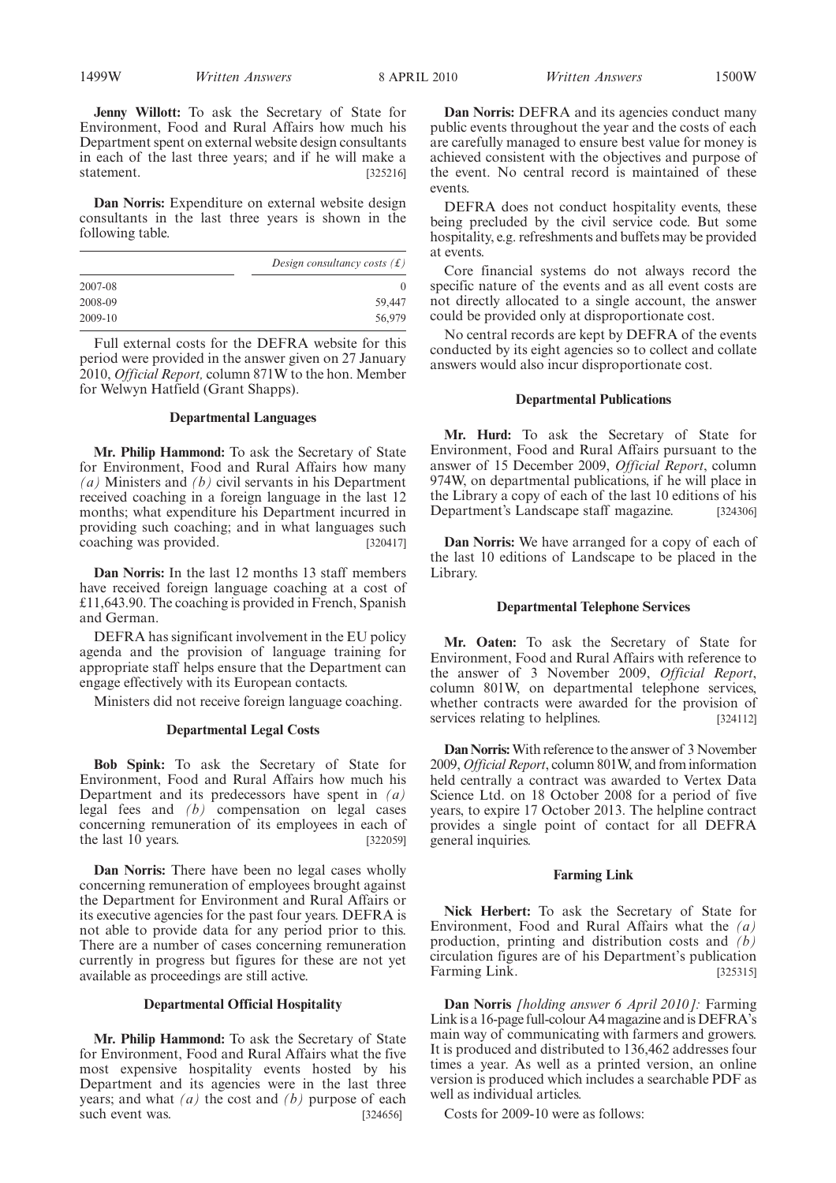**Jenny Willott:** To ask the Secretary of State for Environment, Food and Rural Affairs how much his Department spent on external website design consultants in each of the last three years; and if he will make a statement. [325216]

**Dan Norris:** Expenditure on external website design consultants in the last three years is shown in the following table.

| | *Design consultancy costs (£)* |
|---|---|
| 2007-08 | 0 |
| 2008-09 | 59,447 |
| 2009-10 | 56,979 |

Full external costs for the DEFRA website for this period were provided in the answer given on 27 January 2010, *Official Report,* column 871W to the hon. Member for Welwyn Hatfield (Grant Shapps).

### Departmental Languages

**Mr. Philip Hammond:** To ask the Secretary of State for Environment, Food and Rural Affairs how many *(a)* Ministers and *(b)* civil servants in his Department received coaching in a foreign language in the last 12 months; what expenditure his Department incurred in providing such coaching; and in what languages such coaching was provided. [320417]

**Dan Norris:** In the last 12 months 13 staff members have received foreign language coaching at a cost of £11,643.90. The coaching is provided in French, Spanish and German.

DEFRA has significant involvement in the EU policy agenda and the provision of language training for appropriate staff helps ensure that the Department can engage effectively with its European contacts.

Ministers did not receive foreign language coaching.

### Departmental Legal Costs

**Bob Spink:** To ask the Secretary of State for Environment, Food and Rural Affairs how much his Department and its predecessors have spent in *(a)* legal fees and *(b)* compensation on legal cases concerning remuneration of its employees in each of the last 10 years. [322059]

**Dan Norris:** There have been no legal cases wholly concerning remuneration of employees brought against the Department for Environment and Rural Affairs or its executive agencies for the past four years. DEFRA is not able to provide data for any period prior to this. There are a number of cases concerning remuneration currently in progress but figures for these are not yet available as proceedings are still active.

### Departmental Official Hospitality

**Mr. Philip Hammond:** To ask the Secretary of State for Environment, Food and Rural Affairs what the five most expensive hospitality events hosted by his Department and its agencies were in the last three years; and what *(a)* the cost and *(b)* purpose of each such event was. [324656]

**Dan Norris:** DEFRA and its agencies conduct many public events throughout the year and the costs of each are carefully managed to ensure best value for money is achieved consistent with the objectives and purpose of the event. No central record is maintained of these events.

DEFRA does not conduct hospitality events, these being precluded by the civil service code. But some hospitality, e.g. refreshments and buffets may be provided at events.

Core financial systems do not always record the specific nature of the events and as all event costs are not directly allocated to a single account, the answer could be provided only at disproportionate cost.

No central records are kept by DEFRA of the events conducted by its eight agencies so to collect and collate answers would also incur disproportionate cost.

### Departmental Publications

**Mr. Hurd:** To ask the Secretary of State for Environment, Food and Rural Affairs pursuant to the answer of 15 December 2009, *Official Report*, column 974W, on departmental publications, if he will place in the Library a copy of each of the last 10 editions of his Department's Landscape staff magazine. [324306]

**Dan Norris:** We have arranged for a copy of each of the last 10 editions of Landscape to be placed in the Library.

### Departmental Telephone Services

**Mr. Oaten:** To ask the Secretary of State for Environment, Food and Rural Affairs with reference to the answer of 3 November 2009, *Official Report*, column 801W, on departmental telephone services, whether contracts were awarded for the provision of services relating to helplines. [324112]

**Dan Norris:** With reference to the answer of 3 November 2009, *Official Report*, column 801W, and from information held centrally a contract was awarded to Vertex Data Science Ltd. on 18 October 2008 for a period of five years, to expire 17 October 2013. The helpline contract provides a single point of contact for all DEFRA general inquiries.

### Farming Link

**Nick Herbert:** To ask the Secretary of State for Environment, Food and Rural Affairs what the *(a)* production, printing and distribution costs and *(b)* circulation figures are of his Department's publication Farming Link. [325315]

**Dan Norris** *[holding answer 6 April 2010]:* Farming Link is a 16-page full-colour A4 magazine and is DEFRA's main way of communicating with farmers and growers. It is produced and distributed to 136,462 addresses four times a year. As well as a printed version, an online version is produced which includes a searchable PDF as well as individual articles.

Costs for 2009-10 were as follows: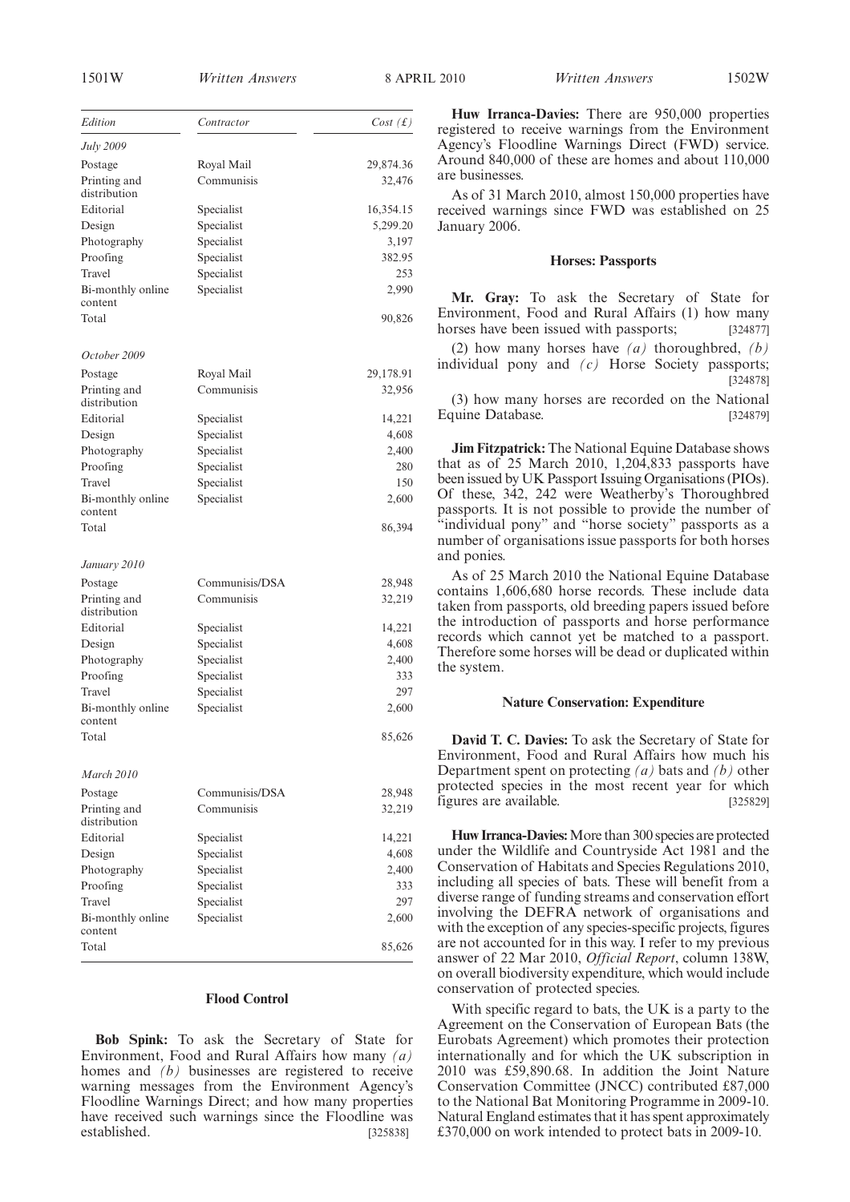| Edition | Contractor | Cost (£) |
|---|---|---|
| *July 2009* | | |
| Postage | Royal Mail | 29,874.36 |
| Printing and distribution | Communisis | 32,476 |
| Editorial | Specialist | 16,354.15 |
| Design | Specialist | 5,299.20 |
| Photography | Specialist | 3,197 |
| Proofing | Specialist | 382.95 |
| Travel | Specialist | 253 |
| Bi-monthly online content | Specialist | 2,990 |
| Total | | 90,826 |
| *October 2009* | | |
| Postage | Royal Mail | 29,178.91 |
| Printing and distribution | Communisis | 32,956 |
| Editorial | Specialist | 14,221 |
| Design | Specialist | 4,608 |
| Photography | Specialist | 2,400 |
| Proofing | Specialist | 280 |
| Travel | Specialist | 150 |
| Bi-monthly online content | Specialist | 2,600 |
| Total | | 86,394 |
| *January 2010* | | |
| Postage | Communisis/DSA | 28,948 |
| Printing and distribution | Communisis | 32,219 |
| Editorial | Specialist | 14,221 |
| Design | Specialist | 4,608 |
| Photography | Specialist | 2,400 |
| Proofing | Specialist | 333 |
| Travel | Specialist | 297 |
| Bi-monthly online content | Specialist | 2,600 |
| Total | | 85,626 |
| *March 2010* | | |
| Postage | Communisis/DSA | 28,948 |
| Printing and distribution | Communisis | 32,219 |
| Editorial | Specialist | 14,221 |
| Design | Specialist | 4,608 |
| Photography | Specialist | 2,400 |
| Proofing | Specialist | 333 |
| Travel | Specialist | 297 |
| Bi-monthly online content | Specialist | 2,600 |
| Total | | 85,626 |

## Flood Control

**Bob Spink:** To ask the Secretary of State for Environment, Food and Rural Affairs how many *(a)* homes and *(b)* businesses are registered to receive warning messages from the Environment Agency's Floodline Warnings Direct; and how many properties have received such warnings since the Floodline was established. [325838]

**Huw Irranca-Davies:** There are 950,000 properties registered to receive warnings from the Environment Agency's Floodline Warnings Direct (FWD) service. Around 840,000 of these are homes and about 110,000 are businesses.

As of 31 March 2010, almost 150,000 properties have received warnings since FWD was established on 25 January 2006.

## Horses: Passports

**Mr. Gray:** To ask the Secretary of State for Environment, Food and Rural Affairs (1) how many horses have been issued with passports; [324877]

(2) how many horses have *(a)* thoroughbred, *(b)* individual pony and *(c)* Horse Society passports; [324878]

(3) how many horses are recorded on the National Equine Database. [324879]

**Jim Fitzpatrick:** The National Equine Database shows that as of 25 March 2010, 1,204,833 passports have been issued by UK Passport Issuing Organisations (PIOs). Of these, 342, 242 were Weatherby's Thoroughbred passports. It is not possible to provide the number of "individual pony" and "horse society" passports as a number of organisations issue passports for both horses and ponies.

As of 25 March 2010 the National Equine Database contains 1,606,680 horse records. These include data taken from passports, old breeding papers issued before the introduction of passports and horse performance records which cannot yet be matched to a passport. Therefore some horses will be dead or duplicated within the system.

## Nature Conservation: Expenditure

**David T. C. Davies:** To ask the Secretary of State for Environment, Food and Rural Affairs how much his Department spent on protecting *(a)* bats and *(b)* other protected species in the most recent year for which figures are available. [325829]

**Huw Irranca-Davies:** More than 300 species are protected under the Wildlife and Countryside Act 1981 and the Conservation of Habitats and Species Regulations 2010, including all species of bats. These will benefit from a diverse range of funding streams and conservation effort involving the DEFRA network of organisations and with the exception of any species-specific projects, figures are not accounted for in this way. I refer to my previous answer of 22 Mar 2010, *Official Report*, column 138W, on overall biodiversity expenditure, which would include conservation of protected species.

With specific regard to bats, the UK is a party to the Agreement on the Conservation of European Bats (the Eurobats Agreement) which promotes their protection internationally and for which the UK subscription in 2010 was £59,890.68. In addition the Joint Nature Conservation Committee (JNCC) contributed £87,000 to the National Bat Monitoring Programme in 2009-10. Natural England estimates that it has spent approximately £370,000 on work intended to protect bats in 2009-10.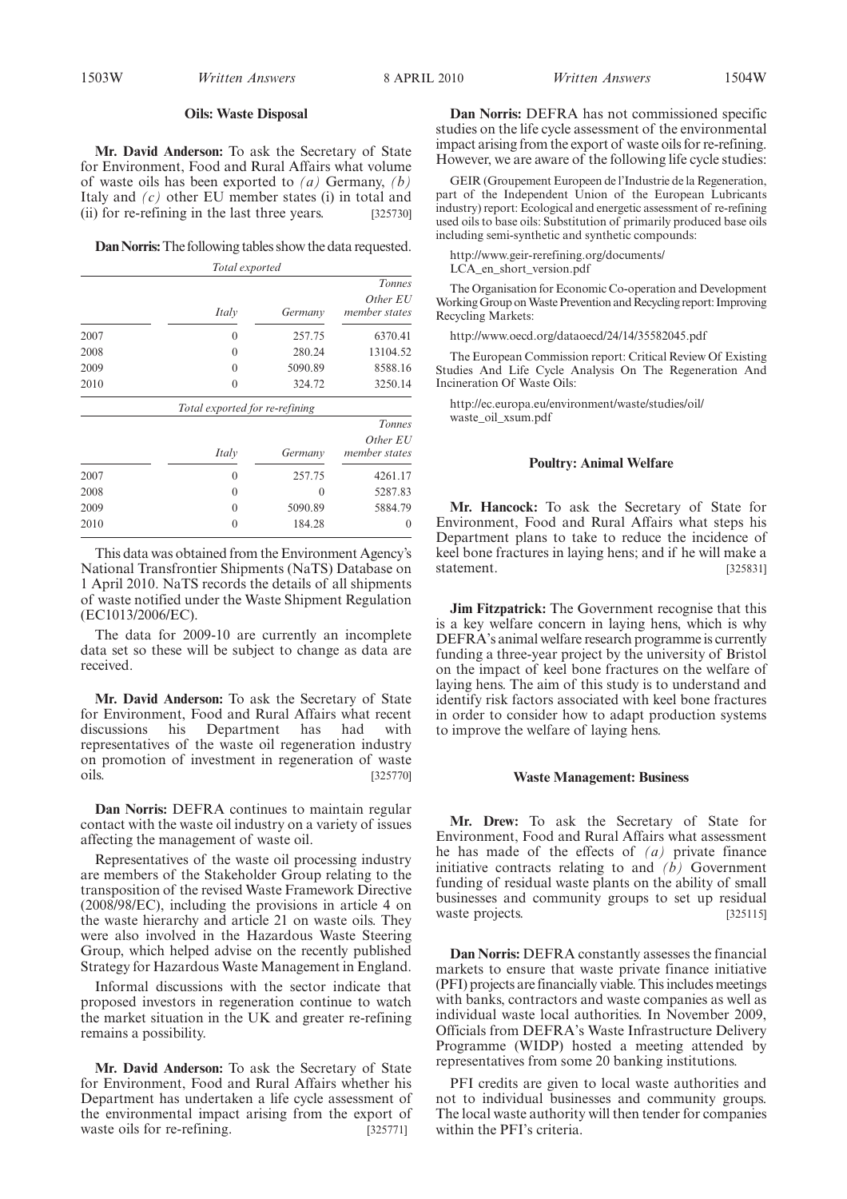### Oils: Waste Disposal

**Mr. David Anderson:** To ask the Secretary of State for Environment, Food and Rural Affairs what volume of waste oils has been exported to *(a)* Germany, *(b)* Italy and *(c)* other EU member states (i) in total and (ii) for re-refining in the last three years. [325730]

**Dan Norris:** The following tables show the data requested.

*Total exported*

*Tonnes*

| | *Italy* | *Germany* | *Other EU member states* |
|---|---|---|---|
| 2007 | 0 | 257.75 | 6370.41 |
| 2008 | 0 | 280.24 | 13104.52 |
| 2009 | 0 | 5090.89 | 8588.16 |
| 2010 | 0 | 324.72 | 3250.14 |

*Total exported for re-refining*

*Tonnes*

| | *Italy* | *Germany* | *Other EU member states* |
|---|---|---|---|
| 2007 | 0 | 257.75 | 4261.17 |
| 2008 | 0 | 0 | 5287.83 |
| 2009 | 0 | 5090.89 | 5884.79 |
| 2010 | 0 | 184.28 | 0 |

This data was obtained from the Environment Agency's National Transfrontier Shipments (NaTS) Database on 1 April 2010. NaTS records the details of all shipments of waste notified under the Waste Shipment Regulation (EC1013/2006/EC).

The data for 2009-10 are currently an incomplete data set so these will be subject to change as data are received.

**Mr. David Anderson:** To ask the Secretary of State for Environment, Food and Rural Affairs what recent discussions his Department has had with representatives of the waste oil regeneration industry on promotion of investment in regeneration of waste oils. [325770]

**Dan Norris:** DEFRA continues to maintain regular contact with the waste oil industry on a variety of issues affecting the management of waste oil.

Representatives of the waste oil processing industry are members of the Stakeholder Group relating to the transposition of the revised Waste Framework Directive (2008/98/EC), including the provisions in article 4 on the waste hierarchy and article 21 on waste oils. They were also involved in the Hazardous Waste Steering Group, which helped advise on the recently published Strategy for Hazardous Waste Management in England.

Informal discussions with the sector indicate that proposed investors in regeneration continue to watch the market situation in the UK and greater re-refining remains a possibility.

**Mr. David Anderson:** To ask the Secretary of State for Environment, Food and Rural Affairs whether his Department has undertaken a life cycle assessment of the environmental impact arising from the export of waste oils for re-refining. [325771]

**Dan Norris:** DEFRA has not commissioned specific studies on the life cycle assessment of the environmental impact arising from the export of waste oils for re-refining. However, we are aware of the following life cycle studies:

GEIR (Groupement Europeen de l'Industrie de la Regeneration, part of the Independent Union of the European Lubricants industry) report: Ecological and energetic assessment of re-refining used oils to base oils: Substitution of primarily produced base oils including semi-synthetic and synthetic compounds:

http://www.geir-rerefining.org/documents/LCA_en_short_version.pdf

The Organisation for Economic Co-operation and Development Working Group on Waste Prevention and Recycling report: Improving Recycling Markets:

http://www.oecd.org/dataoecd/24/14/35582045.pdf

The European Commission report: Critical Review Of Existing Studies And Life Cycle Analysis On The Regeneration And Incineration Of Waste Oils:

http://ec.europa.eu/environment/waste/studies/oil/waste_oil_xsum.pdf

### Poultry: Animal Welfare

**Mr. Hancock:** To ask the Secretary of State for Environment, Food and Rural Affairs what steps his Department plans to take to reduce the incidence of keel bone fractures in laying hens; and if he will make a statement. [325831]

**Jim Fitzpatrick:** The Government recognise that this is a key welfare concern in laying hens, which is why DEFRA's animal welfare research programme is currently funding a three-year project by the university of Bristol on the impact of keel bone fractures on the welfare of laying hens. The aim of this study is to understand and identify risk factors associated with keel bone fractures in order to consider how to adapt production systems to improve the welfare of laying hens.

### Waste Management: Business

**Mr. Drew:** To ask the Secretary of State for Environment, Food and Rural Affairs what assessment he has made of the effects of *(a)* private finance initiative contracts relating to and *(b)* Government funding of residual waste plants on the ability of small businesses and community groups to set up residual waste projects. [325115]

**Dan Norris:** DEFRA constantly assesses the financial markets to ensure that waste private finance initiative (PFI) projects are financially viable. This includes meetings with banks, contractors and waste companies as well as individual waste local authorities. In November 2009, Officials from DEFRA's Waste Infrastructure Delivery Programme (WIDP) hosted a meeting attended by representatives from some 20 banking institutions.

PFI credits are given to local waste authorities and not to individual businesses and community groups. The local waste authority will then tender for companies within the PFI's criteria.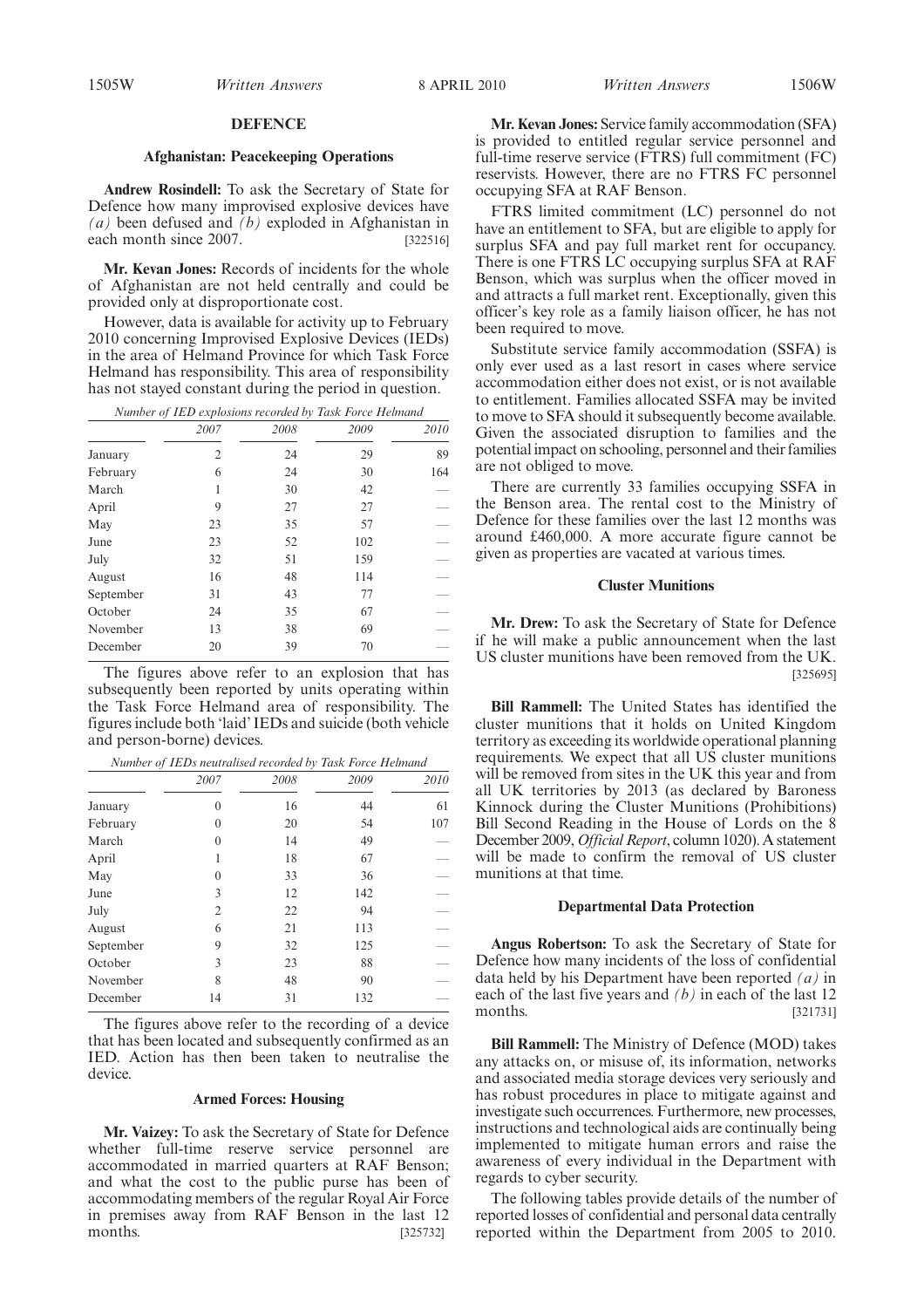## DEFENCE

### Afghanistan: Peacekeeping Operations

**Andrew Rosindell:** To ask the Secretary of State for Defence how many improvised explosive devices have *(a)* been defused and *(b)* exploded in Afghanistan in each month since 2007. [322516]

**Mr. Kevan Jones:** Records of incidents for the whole of Afghanistan are not held centrally and could be provided only at disproportionate cost.

However, data is available for activity up to February 2010 concerning Improvised Explosive Devices (IEDs) in the area of Helmand Province for which Task Force Helmand has responsibility. This area of responsibility has not stayed constant during the period in question.

*Number of IED explosions recorded by Task Force Helmand*

| | *2007* | *2008* | *2009* | *2010* |
|---|---|---|---|---|
| January | 2 | 24 | 29 | 89 |
| February | 6 | 24 | 30 | 164 |
| March | 1 | 30 | 42 | — |
| April | 9 | 27 | 27 | — |
| May | 23 | 35 | 57 | — |
| June | 23 | 52 | 102 | — |
| July | 32 | 51 | 159 | — |
| August | 16 | 48 | 114 | — |
| September | 31 | 43 | 77 | — |
| October | 24 | 35 | 67 | — |
| November | 13 | 38 | 69 | — |
| December | 20 | 39 | 70 | — |

The figures above refer to an explosion that has subsequently been reported by units operating within the Task Force Helmand area of responsibility. The figures include both 'laid' IEDs and suicide (both vehicle and person-borne) devices.

*Number of IEDs neutralised recorded by Task Force Helmand*

| | *2007* | *2008* | *2009* | *2010* |
|---|---|---|---|---|
| January | 0 | 16 | 44 | 61 |
| February | 0 | 20 | 54 | 107 |
| March | 0 | 14 | 49 | — |
| April | 1 | 18 | 67 | — |
| May | 0 | 33 | 36 | — |
| June | 3 | 12 | 142 | — |
| July | 2 | 22 | 94 | — |
| August | 6 | 21 | 113 | — |
| September | 9 | 32 | 125 | — |
| October | 3 | 23 | 88 | — |
| November | 8 | 48 | 90 | — |
| December | 14 | 31 | 132 | — |

The figures above refer to the recording of a device that has been located and subsequently confirmed as an IED. Action has then been taken to neutralise the device.

### Armed Forces: Housing

**Mr. Vaizey:** To ask the Secretary of State for Defence whether full-time reserve service personnel are accommodated in married quarters at RAF Benson; and what the cost to the public purse has been of accommodating members of the regular Royal Air Force in premises away from RAF Benson in the last 12 months. [325732]

**Mr. Kevan Jones:** Service family accommodation (SFA) is provided to entitled regular service personnel and full-time reserve service (FTRS) full commitment (FC) reservists. However, there are no FTRS FC personnel occupying SFA at RAF Benson.

FTRS limited commitment (LC) personnel do not have an entitlement to SFA, but are eligible to apply for surplus SFA and pay full market rent for occupancy. There is one FTRS LC occupying surplus SFA at RAF Benson, which was surplus when the officer moved in and attracts a full market rent. Exceptionally, given this officer's key role as a family liaison officer, he has not been required to move.

Substitute service family accommodation (SSFA) is only ever used as a last resort in cases where service accommodation either does not exist, or is not available to entitlement. Families allocated SSFA may be invited to move to SFA should it subsequently become available. Given the associated disruption to families and the potential impact on schooling, personnel and their families are not obliged to move.

There are currently 33 families occupying SSFA in the Benson area. The rental cost to the Ministry of Defence for these families over the last 12 months was around £460,000. A more accurate figure cannot be given as properties are vacated at various times.

### Cluster Munitions

**Mr. Drew:** To ask the Secretary of State for Defence if he will make a public announcement when the last US cluster munitions have been removed from the UK. [325695]

**Bill Rammell:** The United States has identified the cluster munitions that it holds on United Kingdom territory as exceeding its worldwide operational planning requirements. We expect that all US cluster munitions will be removed from sites in the UK this year and from all UK territories by 2013 (as declared by Baroness Kinnock during the Cluster Munitions (Prohibitions) Bill Second Reading in the House of Lords on the 8 December 2009, *Official Report*, column 1020). A statement will be made to confirm the removal of US cluster munitions at that time.

### Departmental Data Protection

**Angus Robertson:** To ask the Secretary of State for Defence how many incidents of the loss of confidential data held by his Department have been reported *(a)* in each of the last five years and *(b)* in each of the last 12 months. [321731]

**Bill Rammell:** The Ministry of Defence (MOD) takes any attacks on, or misuse of, its information, networks and associated media storage devices very seriously and has robust procedures in place to mitigate against and investigate such occurrences. Furthermore, new processes, instructions and technological aids are continually being implemented to mitigate human errors and raise the awareness of every individual in the Department with regards to cyber security.

The following tables provide details of the number of reported losses of confidential and personal data centrally reported within the Department from 2005 to 2010.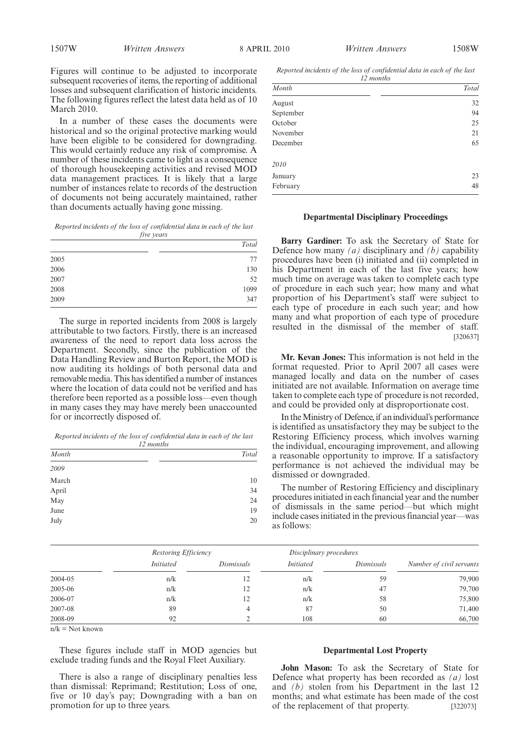Figures will continue to be adjusted to incorporate subsequent recoveries of items, the reporting of additional losses and subsequent clarification of historic incidents. The following figures reflect the latest data held as of 10 March 2010.

In a number of these cases the documents were historical and so the original protective marking would have been eligible to be considered for downgrading. This would certainly reduce any risk of compromise. A number of these incidents came to light as a consequence of thorough housekeeping activities and revised MOD data management practices. It is likely that a large number of instances relate to records of the destruction of documents not being accurately maintained, rather than documents actually having gone missing.

*Reported incidents of the loss of confidential data in each of the last five years*

| | Total |
|---|---|
| 2005 | 77 |
| 2006 | 130 |
| 2007 | 52 |
| 2008 | 1099 |
| 2009 | 347 |

The surge in reported incidents from 2008 is largely attributable to two factors. Firstly, there is an increased awareness of the need to report data loss across the Department. Secondly, since the publication of the Data Handling Review and Burton Report, the MOD is now auditing its holdings of both personal data and removable media. This has identified a number of instances where the location of data could not be verified and has therefore been reported as a possible loss—even though in many cases they may have merely been unaccounted for or incorrectly disposed of.

*Reported incidents of the loss of confidential data in each of the last 12 months*

| *Month* | *Total* |
|---|---|
| *2009* | |
| March | 10 |
| April | 34 |
| May | 24 |
| June | 19 |
| July | 20 |
| August | 32 |
| September | 94 |
| October | 25 |
| November | 21 |
| December | 65 |
| *2010* | |
| January | 23 |
| February | 48 |

## Departmental Disciplinary Proceedings

**Barry Gardiner:** To ask the Secretary of State for Defence how many *(a)* disciplinary and *(b)* capability procedures have been (i) initiated and (ii) completed in his Department in each of the last five years; how much time on average was taken to complete each type of procedure in each such year; how many and what proportion of his Department's staff were subject to each type of procedure in each such year; and how many and what proportion of each type of procedure resulted in the dismissal of the member of staff. [320637]

**Mr. Kevan Jones:** This information is not held in the format requested. Prior to April 2007 all cases were managed locally and data on the number of cases initiated are not available. Information on average time taken to complete each type of procedure is not recorded, and could be provided only at disproportionate cost.

In the Ministry of Defence, if an individual's performance is identified as unsatisfactory they may be subject to the Restoring Efficiency process, which involves warning the individual, encouraging improvement, and allowing a reasonable opportunity to improve. If a satisfactory performance is not achieved the individual may be dismissed or downgraded.

The number of Restoring Efficiency and disciplinary procedures initiated in each financial year and the number of dismissals in the same period—but which might include cases initiated in the previous financial year—was as follows:

| | *Restoring Efficiency* | | *Disciplinary procedures* | | |
|---|---|---|---|---|---|
| | *Initiated* | *Dismissals* | *Initiated* | *Dismissals* | *Number of civil servants* |
| 2004-05 | n/k | 12 | n/k | 59 | 79,900 |
| 2005-06 | n/k | 12 | n/k | 47 | 79,700 |
| 2006-07 | n/k | 12 | n/k | 58 | 75,800 |
| 2007-08 | 89 | 4 | 87 | 50 | 71,400 |
| 2008-09 | 92 | 2 | 108 | 60 | 66,700 |

n/k = Not known

These figures include staff in MOD agencies but exclude trading funds and the Royal Fleet Auxiliary.

There is also a range of disciplinary penalties less than dismissal: Reprimand; Restitution; Loss of one, five or 10 day's pay; Downgrading with a ban on promotion for up to three years.

## Departmental Lost Property

**John Mason:** To ask the Secretary of State for Defence what property has been recorded as *(a)* lost and *(b)* stolen from his Department in the last 12 months; and what estimate has been made of the cost of the replacement of that property. [322073]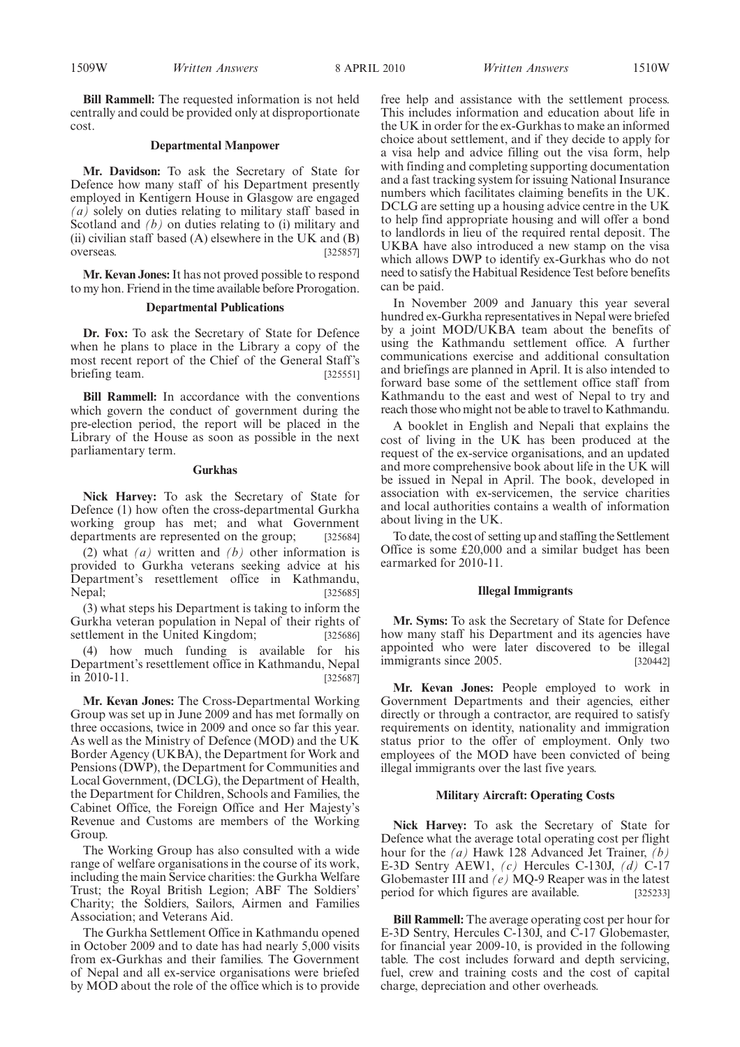**Bill Rammell:** The requested information is not held centrally and could be provided only at disproportionate cost.

### Departmental Manpower

**Mr. Davidson:** To ask the Secretary of State for Defence how many staff of his Department presently employed in Kentigern House in Glasgow are engaged *(a)* solely on duties relating to military staff based in Scotland and *(b)* on duties relating to (i) military and (ii) civilian staff based (A) elsewhere in the UK and (B) overseas. [325857]

**Mr. Kevan Jones:** It has not proved possible to respond to my hon. Friend in the time available before Prorogation.

### Departmental Publications

**Dr. Fox:** To ask the Secretary of State for Defence when he plans to place in the Library a copy of the most recent report of the Chief of the General Staff's briefing team. [325551]

**Bill Rammell:** In accordance with the conventions which govern the conduct of government during the pre-election period, the report will be placed in the Library of the House as soon as possible in the next parliamentary term.

### Gurkhas

**Nick Harvey:** To ask the Secretary of State for Defence (1) how often the cross-departmental Gurkha working group has met; and what Government departments are represented on the group; [325684]

(2) what *(a)* written and *(b)* other information is provided to Gurkha veterans seeking advice at his Department's resettlement office in Kathmandu, Nepal; [325685]

(3) what steps his Department is taking to inform the Gurkha veteran population in Nepal of their rights of settlement in the United Kingdom; [325686]

(4) how much funding is available for his Department's resettlement office in Kathmandu, Nepal in 2010-11. [325687]

**Mr. Kevan Jones:** The Cross-Departmental Working Group was set up in June 2009 and has met formally on three occasions, twice in 2009 and once so far this year. As well as the Ministry of Defence (MOD) and the UK Border Agency (UKBA), the Department for Work and Pensions (DWP), the Department for Communities and Local Government, (DCLG), the Department of Health, the Department for Children, Schools and Families, the Cabinet Office, the Foreign Office and Her Majesty's Revenue and Customs are members of the Working Group.

The Working Group has also consulted with a wide range of welfare organisations in the course of its work, including the main Service charities: the Gurkha Welfare Trust; the Royal British Legion; ABF The Soldiers' Charity; the Soldiers, Sailors, Airmen and Families Association; and Veterans Aid.

The Gurkha Settlement Office in Kathmandu opened in October 2009 and to date has had nearly 5,000 visits from ex-Gurkhas and their families. The Government of Nepal and all ex-service organisations were briefed by MOD about the role of the office which is to provide free help and assistance with the settlement process. This includes information and education about life in the UK in order for the ex-Gurkhas to make an informed choice about settlement, and if they decide to apply for a visa help and advice filling out the visa form, help with finding and completing supporting documentation and a fast tracking system for issuing National Insurance numbers which facilitates claiming benefits in the UK. DCLG are setting up a housing advice centre in the UK to help find appropriate housing and will offer a bond to landlords in lieu of the required rental deposit. The UKBA have also introduced a new stamp on the visa which allows DWP to identify ex-Gurkhas who do not need to satisfy the Habitual Residence Test before benefits can be paid.

In November 2009 and January this year several hundred ex-Gurkha representatives in Nepal were briefed by a joint MOD/UKBA team about the benefits of using the Kathmandu settlement office. A further communications exercise and additional consultation and briefings are planned in April. It is also intended to forward base some of the settlement office staff from Kathmandu to the east and west of Nepal to try and reach those who might not be able to travel to Kathmandu.

A booklet in English and Nepali that explains the cost of living in the UK has been produced at the request of the ex-service organisations, and an updated and more comprehensive book about life in the UK will be issued in Nepal in April. The book, developed in association with ex-servicemen, the service charities and local authorities contains a wealth of information about living in the UK.

To date, the cost of setting up and staffing the Settlement Office is some £20,000 and a similar budget has been earmarked for 2010-11.

### Illegal Immigrants

**Mr. Syms:** To ask the Secretary of State for Defence how many staff his Department and its agencies have appointed who were later discovered to be illegal immigrants since 2005. [320442]

**Mr. Kevan Jones:** People employed to work in Government Departments and their agencies, either directly or through a contractor, are required to satisfy requirements on identity, nationality and immigration status prior to the offer of employment. Only two employees of the MOD have been convicted of being illegal immigrants over the last five years.

### Military Aircraft: Operating Costs

**Nick Harvey:** To ask the Secretary of State for Defence what the average total operating cost per flight hour for the *(a)* Hawk 128 Advanced Jet Trainer, *(b)* E-3D Sentry AEW1, *(c)* Hercules C-130J, *(d)* C-17 Globemaster III and *(e)* MQ-9 Reaper was in the latest period for which figures are available. [325233]

**Bill Rammell:** The average operating cost per hour for E-3D Sentry, Hercules C-130J, and C-17 Globemaster, for financial year 2009-10, is provided in the following table. The cost includes forward and depth servicing, fuel, crew and training costs and the cost of capital charge, depreciation and other overheads.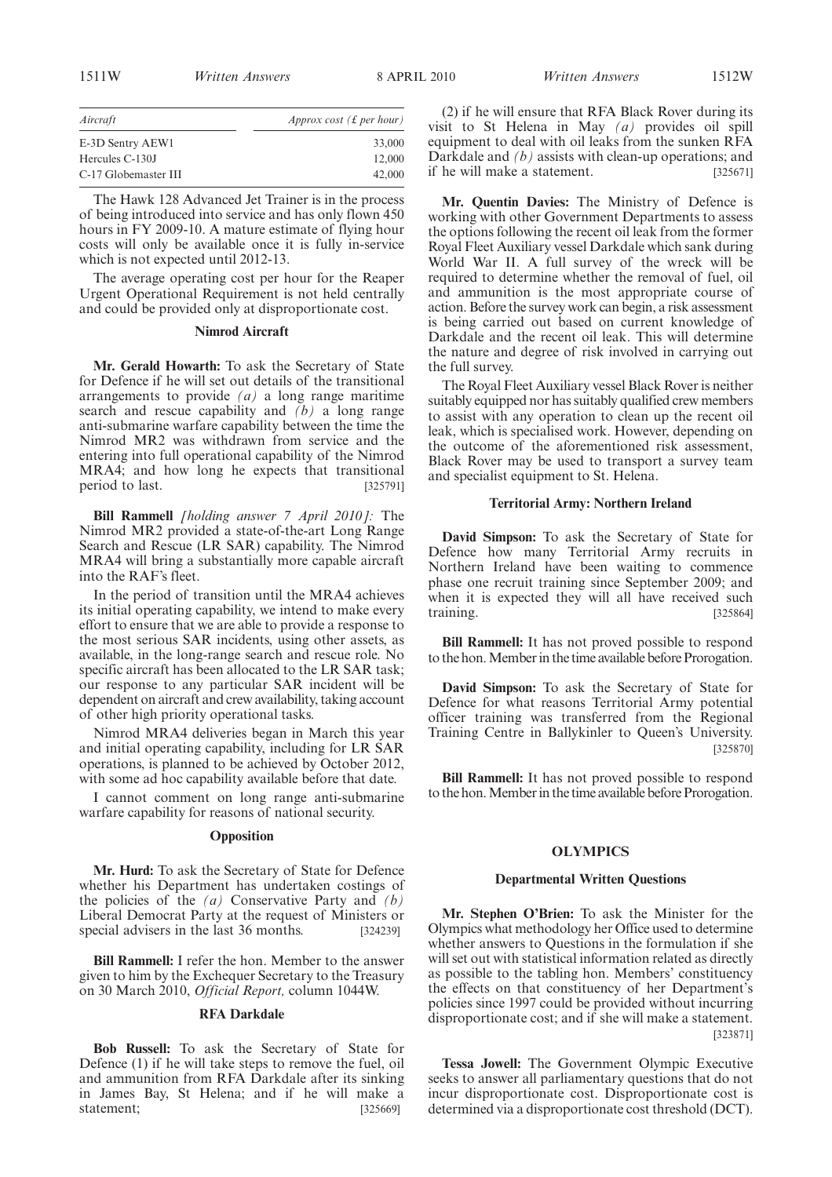| Aircraft | Approx cost (£ per hour) |
|---|---|
| E-3D Sentry AEW1 | 33,000 |
| Hercules C-130J | 12,000 |
| C-17 Globemaster III | 42,000 |

The Hawk 128 Advanced Jet Trainer is in the process of being introduced into service and has only flown 450 hours in FY 2009-10. A mature estimate of flying hour costs will only be available once it is fully in-service which is not expected until 2012-13.

The average operating cost per hour for the Reaper Urgent Operational Requirement is not held centrally and could be provided only at disproportionate cost.

### Nimrod Aircraft

**Mr. Gerald Howarth:** To ask the Secretary of State for Defence if he will set out details of the transitional arrangements to provide *(a)* a long range maritime search and rescue capability and *(b)* a long range anti-submarine warfare capability between the time the Nimrod MR2 was withdrawn from service and the entering into full operational capability of the Nimrod MRA4; and how long he expects that transitional period to last. [325791]

**Bill Rammell** *[holding answer 7 April 2010]:* The Nimrod MR2 provided a state-of-the-art Long Range Search and Rescue (LR SAR) capability. The Nimrod MRA4 will bring a substantially more capable aircraft into the RAF's fleet.

In the period of transition until the MRA4 achieves its initial operating capability, we intend to make every effort to ensure that we are able to provide a response to the most serious SAR incidents, using other assets, as available, in the long-range search and rescue role. No specific aircraft has been allocated to the LR SAR task; our response to any particular SAR incident will be dependent on aircraft and crew availability, taking account of other high priority operational tasks.

Nimrod MRA4 deliveries began in March this year and initial operating capability, including for LR SAR operations, is planned to be achieved by October 2012, with some ad hoc capability available before that date.

I cannot comment on long range anti-submarine warfare capability for reasons of national security.

### Opposition

**Mr. Hurd:** To ask the Secretary of State for Defence whether his Department has undertaken costings of the policies of the *(a)* Conservative Party and *(b)* Liberal Democrat Party at the request of Ministers or special advisers in the last 36 months. [324239]

**Bill Rammell:** I refer the hon. Member to the answer given to him by the Exchequer Secretary to the Treasury on 30 March 2010, *Official Report,* column 1044W.

### RFA Darkdale

**Bob Russell:** To ask the Secretary of State for Defence (1) if he will take steps to remove the fuel, oil and ammunition from RFA Darkdale after its sinking in James Bay, St Helena; and if he will make a statement; [325669]

(2) if he will ensure that RFA Black Rover during its visit to St Helena in May *(a)* provides oil spill equipment to deal with oil leaks from the sunken RFA Darkdale and *(b)* assists with clean-up operations; and if he will make a statement. [325671]

**Mr. Quentin Davies:** The Ministry of Defence is working with other Government Departments to assess the options following the recent oil leak from the former Royal Fleet Auxiliary vessel Darkdale which sank during World War II. A full survey of the wreck will be required to determine whether the removal of fuel, oil and ammunition is the most appropriate course of action. Before the survey work can begin, a risk assessment is being carried out based on current knowledge of Darkdale and the recent oil leak. This will determine the nature and degree of risk involved in carrying out the full survey.

The Royal Fleet Auxiliary vessel Black Rover is neither suitably equipped nor has suitably qualified crew members to assist with any operation to clean up the recent oil leak, which is specialised work. However, depending on the outcome of the aforementioned risk assessment, Black Rover may be used to transport a survey team and specialist equipment to St. Helena.

### Territorial Army: Northern Ireland

**David Simpson:** To ask the Secretary of State for Defence how many Territorial Army recruits in Northern Ireland have been waiting to commence phase one recruit training since September 2009; and when it is expected they will all have received such training. [325864]

**Bill Rammell:** It has not proved possible to respond to the hon. Member in the time available before Prorogation.

**David Simpson:** To ask the Secretary of State for Defence for what reasons Territorial Army potential officer training was transferred from the Regional Training Centre in Ballykinler to Queen's University. [325870]

**Bill Rammell:** It has not proved possible to respond to the hon. Member in the time available before Prorogation.

## OLYMPICS

### Departmental Written Questions

**Mr. Stephen O'Brien:** To ask the Minister for the Olympics what methodology her Office used to determine whether answers to Questions in the formulation if she will set out with statistical information related as directly as possible to the tabling hon. Members' constituency the effects on that constituency of her Department's policies since 1997 could be provided without incurring disproportionate cost; and if she will make a statement. [323871]

**Tessa Jowell:** The Government Olympic Executive seeks to answer all parliamentary questions that do not incur disproportionate cost. Disproportionate cost is determined via a disproportionate cost threshold (DCT).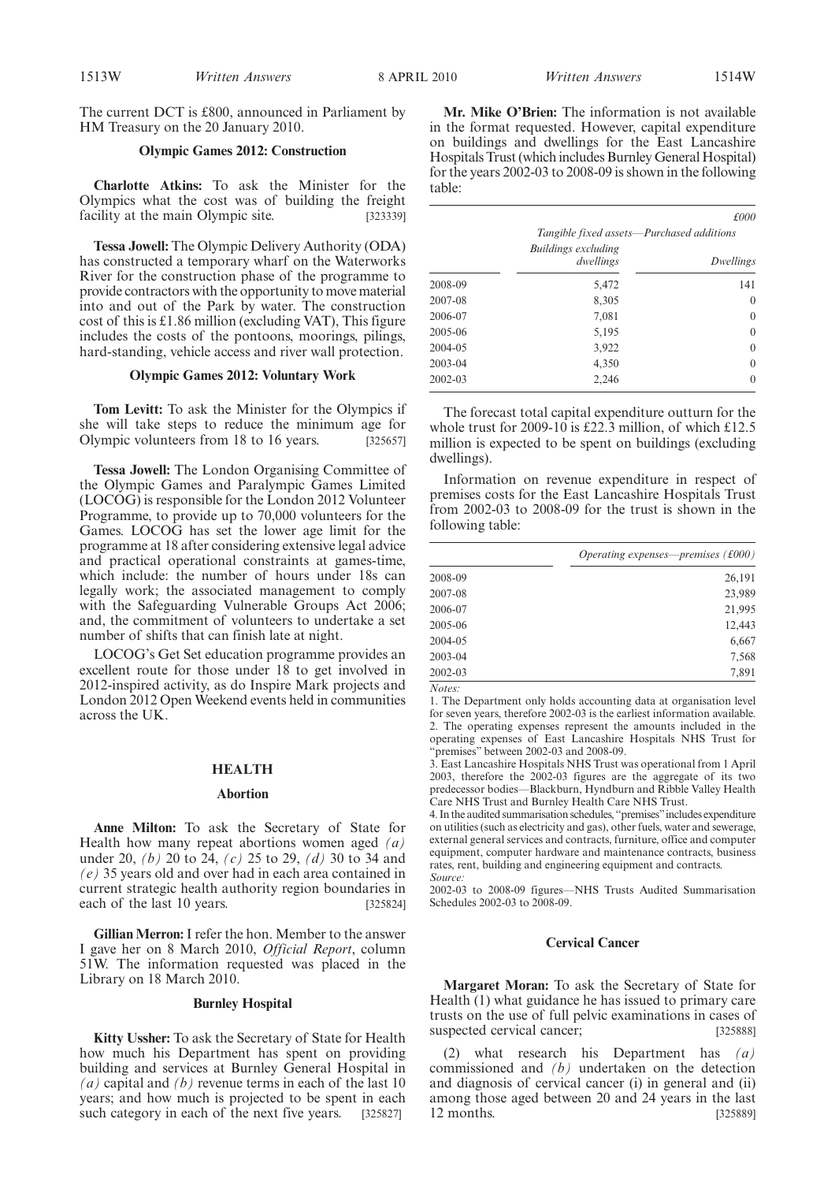The current DCT is £800, announced in Parliament by HM Treasury on the 20 January 2010.

### Olympic Games 2012: Construction

**Charlotte Atkins:** To ask the Minister for the Olympics what the cost was of building the freight facility at the main Olympic site. [323339]

**Tessa Jowell:** The Olympic Delivery Authority (ODA) has constructed a temporary wharf on the Waterworks River for the construction phase of the programme to provide contractors with the opportunity to move material into and out of the Park by water. The construction cost of this is £1.86 million (excluding VAT), This figure includes the costs of the pontoons, moorings, pilings, hard-standing, vehicle access and river wall protection.

### Olympic Games 2012: Voluntary Work

**Tom Levitt:** To ask the Minister for the Olympics if she will take steps to reduce the minimum age for Olympic volunteers from 18 to 16 years. [325657]

**Tessa Jowell:** The London Organising Committee of the Olympic Games and Paralympic Games Limited (LOCOG) is responsible for the London 2012 Volunteer Programme, to provide up to 70,000 volunteers for the Games. LOCOG has set the lower age limit for the programme at 18 after considering extensive legal advice and practical operational constraints at games-time, which include: the number of hours under 18s can legally work; the associated management to comply with the Safeguarding Vulnerable Groups Act 2006; and, the commitment of volunteers to undertake a set number of shifts that can finish late at night.

LOCOG's Get Set education programme provides an excellent route for those under 18 to get involved in 2012-inspired activity, as do Inspire Mark projects and London 2012 Open Weekend events held in communities across the UK.

## HEALTH

### Abortion

**Anne Milton:** To ask the Secretary of State for Health how many repeat abortions women aged *(a)* under 20, *(b)* 20 to 24, *(c)* 25 to 29, *(d)* 30 to 34 and *(e)* 35 years old and over had in each area contained in current strategic health authority region boundaries in each of the last 10 years. [325824]

**Gillian Merron:** I refer the hon. Member to the answer I gave her on 8 March 2010, *Official Report*, column 51W. The information requested was placed in the Library on 18 March 2010.

### Burnley Hospital

**Kitty Ussher:** To ask the Secretary of State for Health how much his Department has spent on providing building and services at Burnley General Hospital in *(a)* capital and *(b)* revenue terms in each of the last 10 years; and how much is projected to be spent in each such category in each of the next five years. [325827]

**Mr. Mike O'Brien:** The information is not available in the format requested. However, capital expenditure on buildings and dwellings for the East Lancashire Hospitals Trust (which includes Burnley General Hospital) for the years 2002-03 to 2008-09 is shown in the following table:

£000

| | *Tangible fixed assets—Purchased additions* | |
|---|---|---|
| | *Buildings excluding dwellings* | *Dwellings* |
| 2008-09 | 5,472 | 141 |
| 2007-08 | 8,305 | 0 |
| 2006-07 | 7,081 | 0 |
| 2005-06 | 5,195 | 0 |
| 2004-05 | 3,922 | 0 |
| 2003-04 | 4,350 | 0 |
| 2002-03 | 2,246 | 0 |

The forecast total capital expenditure outturn for the whole trust for 2009-10 is £22.3 million, of which £12.5 million is expected to be spent on buildings (excluding dwellings).

Information on revenue expenditure in respect of premises costs for the East Lancashire Hospitals Trust from 2002-03 to 2008-09 for the trust is shown in the following table:

| | *Operating expenses—premises (£000)* |
|---|---|
| 2008-09 | 26,191 |
| 2007-08 | 23,989 |
| 2006-07 | 21,995 |
| 2005-06 | 12,443 |
| 2004-05 | 6,667 |
| 2003-04 | 7,568 |
| 2002-03 | 7,891 |

*Notes:*

1. The Department only holds accounting data at organisation level for seven years, therefore 2002-03 is the earliest information available.
2. The operating expenses represent the amounts included in the operating expenses of East Lancashire Hospitals NHS Trust for "premises" between 2002-03 and 2008-09.
3. East Lancashire Hospitals NHS Trust was operational from 1 April 2003, therefore the 2002-03 figures are the aggregate of its two predecessor bodies—Blackburn, Hyndburn and Ribble Valley Health Care NHS Trust and Burnley Health Care NHS Trust.
4. In the audited summarisation schedules, "premises" includes expenditure on utilities (such as electricity and gas), other fuels, water and sewerage, external general services and contracts, furniture, office and computer equipment, computer hardware and maintenance contracts, business rates, rent, building and engineering equipment and contracts.

*Source:*

2002-03 to 2008-09 figures—NHS Trusts Audited Summarisation Schedules 2002-03 to 2008-09.

### Cervical Cancer

**Margaret Moran:** To ask the Secretary of State for Health (1) what guidance he has issued to primary care trusts on the use of full pelvic examinations in cases of suspected cervical cancer; [325888]

(2) what research his Department has *(a)* commissioned and *(b)* undertaken on the detection and diagnosis of cervical cancer (i) in general and (ii) among those aged between 20 and 24 years in the last 12 months. [325889]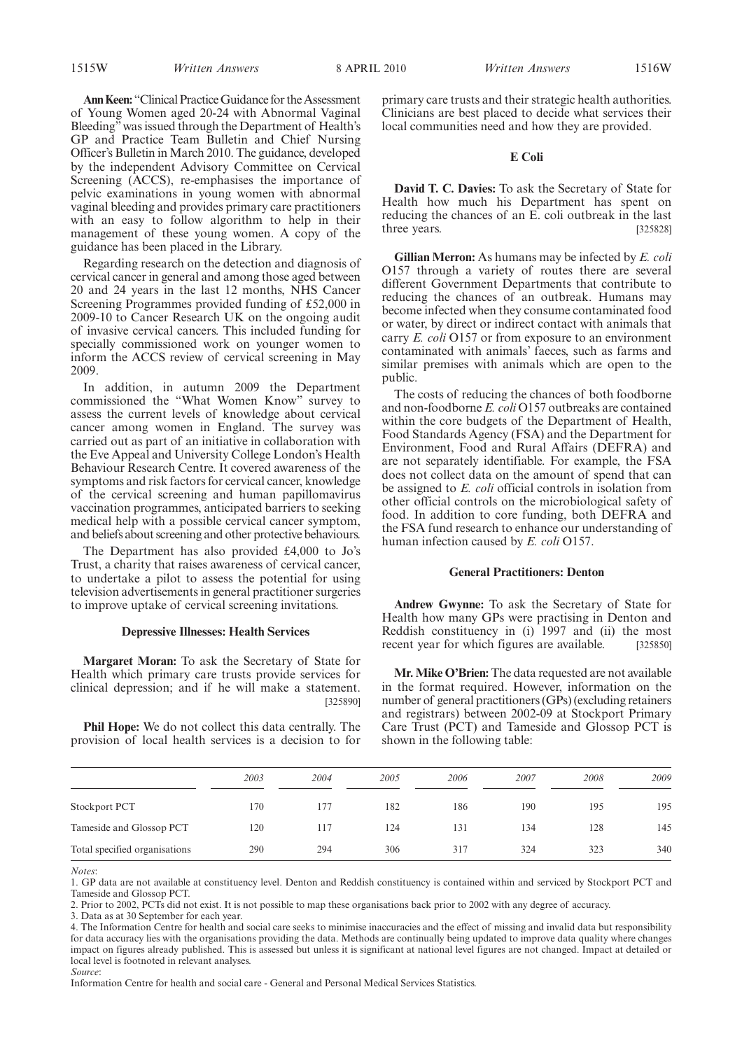**Ann Keen:** "Clinical Practice Guidance for the Assessment of Young Women aged 20-24 with Abnormal Vaginal Bleeding" was issued through the Department of Health's GP and Practice Team Bulletin and Chief Nursing Officer's Bulletin in March 2010. The guidance, developed by the independent Advisory Committee on Cervical Screening (ACCS), re-emphasises the importance of pelvic examinations in young women with abnormal vaginal bleeding and provides primary care practitioners with an easy to follow algorithm to help in their management of these young women. A copy of the guidance has been placed in the Library.

Regarding research on the detection and diagnosis of cervical cancer in general and among those aged between 20 and 24 years in the last 12 months, NHS Cancer Screening Programmes provided funding of £52,000 in 2009-10 to Cancer Research UK on the ongoing audit of invasive cervical cancers. This included funding for specially commissioned work on younger women to inform the ACCS review of cervical screening in May 2009.

In addition, in autumn 2009 the Department commissioned the "What Women Know" survey to assess the current levels of knowledge about cervical cancer among women in England. The survey was carried out as part of an initiative in collaboration with the Eve Appeal and University College London's Health Behaviour Research Centre. It covered awareness of the symptoms and risk factors for cervical cancer, knowledge of the cervical screening and human papillomavirus vaccination programmes, anticipated barriers to seeking medical help with a possible cervical cancer symptom, and beliefs about screening and other protective behaviours.

The Department has also provided £4,000 to Jo's Trust, a charity that raises awareness of cervical cancer, to undertake a pilot to assess the potential for using television advertisements in general practitioner surgeries to improve uptake of cervical screening invitations.

### Depressive Illnesses: Health Services

**Margaret Moran:** To ask the Secretary of State for Health which primary care trusts provide services for clinical depression; and if he will make a statement. [325890]

**Phil Hope:** We do not collect this data centrally. The provision of local health services is a decision to for primary care trusts and their strategic health authorities. Clinicians are best placed to decide what services their local communities need and how they are provided.

### E Coli

**David T. C. Davies:** To ask the Secretary of State for Health how much his Department has spent on reducing the chances of an E. coli outbreak in the last three years. [325828]

**Gillian Merron:** As humans may be infected by *E. coli* O157 through a variety of routes there are several different Government Departments that contribute to reducing the chances of an outbreak. Humans may become infected when they consume contaminated food or water, by direct or indirect contact with animals that carry *E. coli* O157 or from exposure to an environment contaminated with animals' faeces, such as farms and similar premises with animals which are open to the public.

The costs of reducing the chances of both foodborne and non-foodborne *E. coli* O157 outbreaks are contained within the core budgets of the Department of Health, Food Standards Agency (FSA) and the Department for Environment, Food and Rural Affairs (DEFRA) and are not separately identifiable. For example, the FSA does not collect data on the amount of spend that can be assigned to *E. coli* official controls in isolation from other official controls on the microbiological safety of food. In addition to core funding, both DEFRA and the FSA fund research to enhance our understanding of human infection caused by *E. coli* O157.

### General Practitioners: Denton

**Andrew Gwynne:** To ask the Secretary of State for Health how many GPs were practising in Denton and Reddish constituency in (i) 1997 and (ii) the most recent year for which figures are available. [325850]

**Mr. Mike O'Brien:** The data requested are not available in the format required. However, information on the number of general practitioners (GPs) (excluding retainers and registrars) between 2002-09 at Stockport Primary Care Trust (PCT) and Tameside and Glossop PCT is shown in the following table:

| | *2003* | *2004* | *2005* | *2006* | *2007* | *2008* | *2009* |
|---|---|---|---|---|---|---|---|
| Stockport PCT | 170 | 177 | 182 | 186 | 190 | 195 | 195 |
| Tameside and Glossop PCT | 120 | 117 | 124 | 131 | 134 | 128 | 145 |
| Total specified organisations | 290 | 294 | 306 | 317 | 324 | 323 | 340 |

*Notes*:

1. GP data are not available at constituency level. Denton and Reddish constituency is contained within and serviced by Stockport PCT and Tameside and Glossop PCT.
2. Prior to 2002, PCTs did not exist. It is not possible to map these organisations back prior to 2002 with any degree of accuracy.
3. Data as at 30 September for each year.
4. The Information Centre for health and social care seeks to minimise inaccuracies and the effect of missing and invalid data but responsibility for data accuracy lies with the organisations providing the data. Methods are continually being updated to improve data quality where changes impact on figures already published. This is assessed but unless it is significant at national level figures are not changed. Impact at detailed or local level is footnoted in relevant analyses.

*Source*:

Information Centre for health and social care - General and Personal Medical Services Statistics.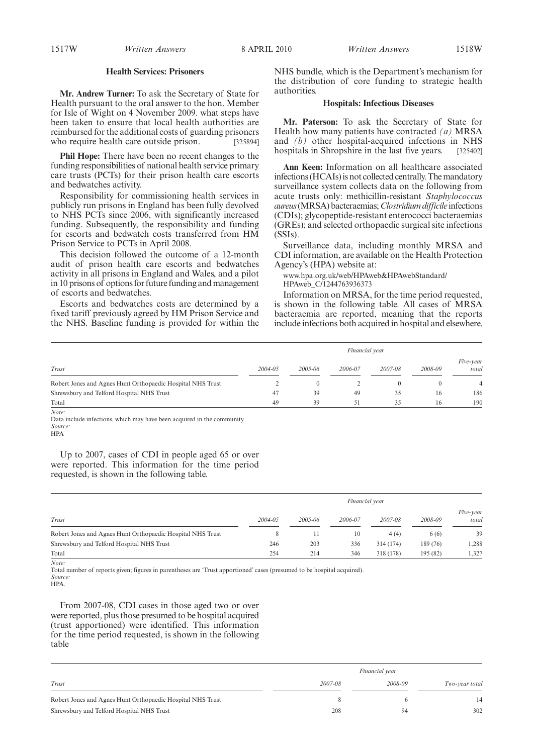### Health Services: Prisoners

**Mr. Andrew Turner:** To ask the Secretary of State for Health pursuant to the oral answer to the hon. Member for Isle of Wight on 4 November 2009. what steps have been taken to ensure that local health authorities are reimbursed for the additional costs of guarding prisoners who require health care outside prison. [325894]

**Phil Hope:** There have been no recent changes to the funding responsibilities of national health service primary care trusts (PCTs) for their prison health care escorts and bedwatches activity.

Responsibility for commissioning health services in publicly run prisons in England has been fully devolved to NHS PCTs since 2006, with significantly increased funding. Subsequently, the responsibility and funding for escorts and bedwatch costs transferred from HM Prison Service to PCTs in April 2008.

This decision followed the outcome of a 12-month audit of prison health care escorts and bedwatches activity in all prisons in England and Wales, and a pilot in 10 prisons of options for future funding and management of escorts and bedwatches.

Escorts and bedwatches costs are determined by a fixed tariff previously agreed by HM Prison Service and the NHS. Baseline funding is provided for within the NHS bundle, which is the Department's mechanism for the distribution of core funding to strategic health authorities.

### Hospitals: Infectious Diseases

**Mr. Paterson:** To ask the Secretary of State for Health how many patients have contracted *(a)* MRSA and *(b)* other hospital-acquired infections in NHS hospitals in Shropshire in the last five years. [325402]

**Ann Keen:** Information on all healthcare associated infections (HCAIs) is not collected centrally. The mandatory surveillance system collects data on the following from acute trusts only: methicillin-resistant *Staphylococcus aureus* (MRSA) bacteraemias; *Clostridium difficile* infections (CDIs); glycopeptide-resistant enterococci bacteraemias (GREs); and selected orthopaedic surgical site infections (SSIs).

Surveillance data, including monthly MRSA and CDI information, are available on the Health Protection Agency's (HPA) website at:

www.hpa.org.uk/web/HPAweb&HPAwebStandard/HPAweb_C/1244763936373

Information on MRSA, for the time period requested, is shown in the following table. All cases of MRSA bacteraemia are reported, meaning that the reports include infections both acquired in hospital and elsewhere.

| | *Financial year* | | | | | |
|---|---|---|---|---|---|---|
| *Trust* | *2004-05* | *2005-06* | *2006-07* | *2007-08* | *2008-09* | *Five-year total* |
| Robert Jones and Agnes Hunt Orthopaedic Hospital NHS Trust | 2 | 0 | 2 | 0 | 0 | 4 |
| Shrewsbury and Telford Hospital NHS Trust | 47 | 39 | 49 | 35 | 16 | 186 |
| Total | 49 | 39 | 51 | 35 | 16 | 190 |

*Note:*
Data include infections, which may have been acquired in the community.
*Source:*
HPA

Up to 2007, cases of CDI in people aged 65 or over were reported. This information for the time period requested, is shown in the following table.

| | *Financial year* | | | | | |
|---|---|---|---|---|---|---|
| *Trust* | *2004-05* | *2005-06* | *2006-07* | *2007-08* | *2008-09* | *Five-year total* |
| Robert Jones and Agnes Hunt Orthopaedic Hospital NHS Trust | 8 | 11 | 10 | 4 (4) | 6 (6) | 39 |
| Shrewsbury and Telford Hospital NHS Trust | 246 | 203 | 336 | 314 (174) | 189 (76) | 1,288 |
| Total | 254 | 214 | 346 | 318 (178) | 195 (82) | 1,327 |

*Note:*
Total number of reports given; figures in parentheses are 'Trust apportioned' cases (presumed to be hospital acquired).
*Source:*
HPA.

From 2007-08, CDI cases in those aged two or over were reported, plus those presumed to be hospital acquired (trust apportioned) were identified. This information for the time period requested, is shown in the following table

| | *Financial year* | | |
|---|---|---|---|
| *Trust* | *2007-08* | *2008-09* | *Two-year total* |
| Robert Jones and Agnes Hunt Orthopaedic Hospital NHS Trust | 8 | 6 | 14 |
| Shrewsbury and Telford Hospital NHS Trust | 208 | 94 | 302 |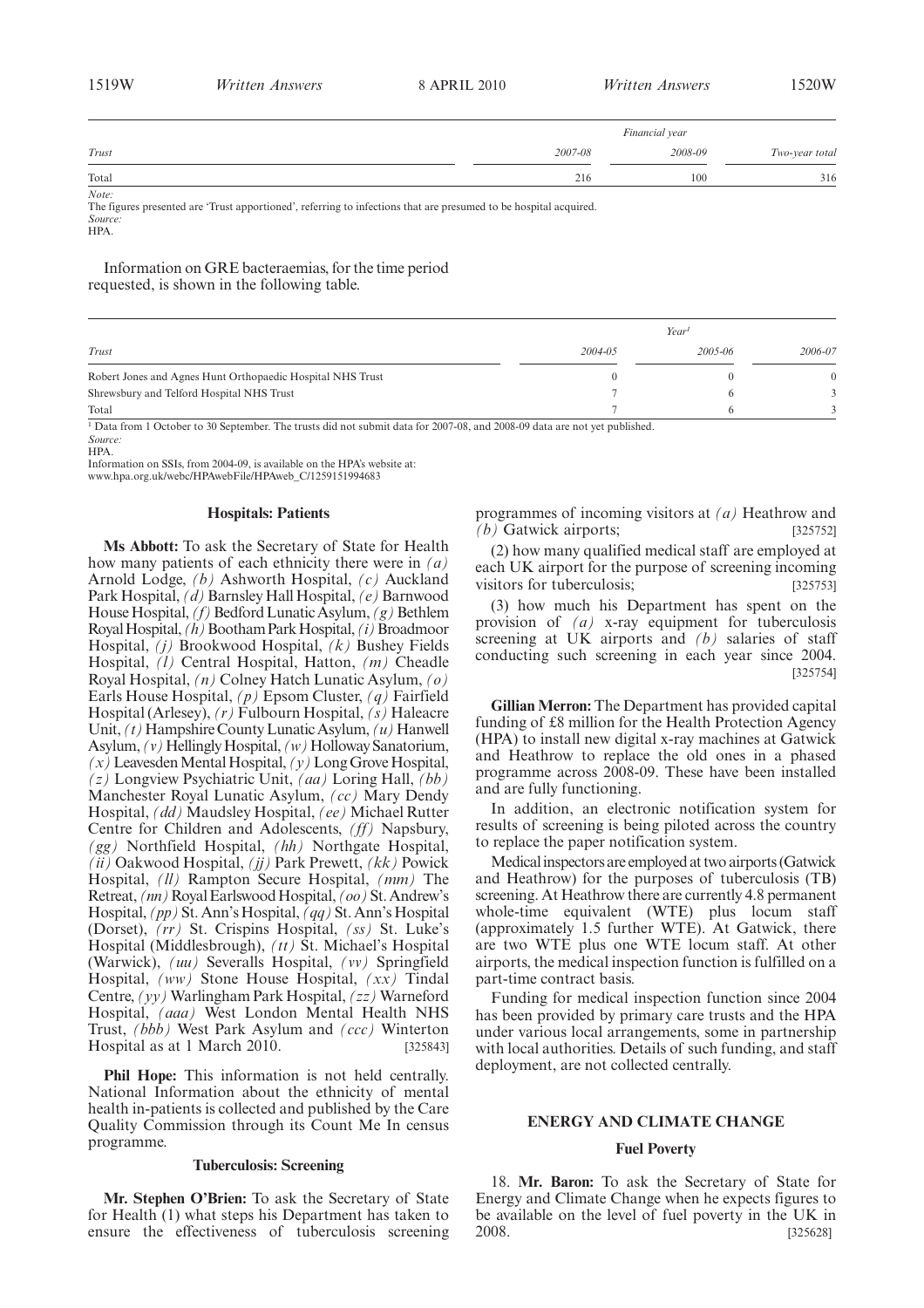| Trust | Financial year | | |
|---|---|---|---|
| | 2007-08 | 2008-09 | Two-year total |
| Total | 216 | 100 | 316 |

*Note:*
The figures presented are 'Trust apportioned', referring to infections that are presumed to be hospital acquired.
*Source:*
HPA.

Information on GRE bacteraemias, for the time period requested, is shown in the following table.

| Trust | Year[1] | | |
|---|---|---|---|
| | 2004-05 | 2005-06 | 2006-07 |
| Robert Jones and Agnes Hunt Orthopaedic Hospital NHS Trust | 0 | 0 | 0 |
| Shrewsbury and Telford Hospital NHS Trust | 7 | 6 | 3 |
| Total | 7 | 6 | 3 |

[1] Data from 1 October to 30 September. The trusts did not submit data for 2007-08, and 2008-09 data are not yet published.
*Source:*
HPA.

Information on SSIs, from 2004-09, is available on the HPA's website at:
www.hpa.org.uk/webc/HPAwebFile/HPAweb_C/1259151994683

### Hospitals: Patients

**Ms Abbott:** To ask the Secretary of State for Health how many patients of each ethnicity there were in *(a)* Arnold Lodge, *(b)* Ashworth Hospital, *(c)* Auckland Park Hospital, *(d)* Barnsley Hall Hospital, *(e)* Barnwood House Hospital, *(f)* Bedford Lunatic Asylum, *(g)* Bethlem Royal Hospital, *(h)* Bootham Park Hospital, *(i)* Broadmoor Hospital, *(j)* Brookwood Hospital, *(k)* Bushey Fields Hospital, *(l)* Central Hospital, Hatton, *(m)* Cheadle Royal Hospital, *(n)* Colney Hatch Lunatic Asylum, *(o)* Earls House Hospital, *(p)* Epsom Cluster, *(q)* Fairfield Hospital (Arlesey), *(r)* Fulbourn Hospital, *(s)* Haleacre Unit, *(t)* Hampshire County Lunatic Asylum, *(u)* Hanwell Asylum, *(v)* Hellingly Hospital, *(w)* Holloway Sanatorium, *(x)* Leavesden Mental Hospital, *(y)* Long Grove Hospital, *(z)* Longview Psychiatric Unit, *(aa)* Loring Hall, *(bb)* Manchester Royal Lunatic Asylum, *(cc)* Mary Dendy Hospital, *(dd)* Maudsley Hospital, *(ee)* Michael Rutter Centre for Children and Adolescents, *(ff)* Napsbury, *(gg)* Northfield Hospital, *(hh)* Northgate Hospital, *(ii)* Oakwood Hospital, *(jj)* Park Prewett, *(kk)* Powick Hospital, *(ll)* Rampton Secure Hospital, *(mm)* The Retreat, *(nn)* Royal Earlswood Hospital, *(oo)* St. Andrew's Hospital, *(pp)* St. Ann's Hospital, *(qq)* St. Ann's Hospital (Dorset), *(rr)* St. Crispins Hospital, *(ss)* St. Luke's Hospital (Middlesbrough), *(tt)* St. Michael's Hospital (Warwick), *(uu)* Severalls Hospital, *(vv)* Springfield Hospital, *(ww)* Stone House Hospital, *(xx)* Tindal Centre, *(yy)* Warlingham Park Hospital, *(zz)* Warneford Hospital, *(aaa)* West London Mental Health NHS Trust, *(bbb)* West Park Asylum and *(ccc)* Winterton Hospital as at 1 March 2010. [325843]

**Phil Hope:** This information is not held centrally. National Information about the ethnicity of mental health in-patients is collected and published by the Care Quality Commission through its Count Me In census programme.

### Tuberculosis: Screening

**Mr. Stephen O'Brien:** To ask the Secretary of State for Health (1) what steps his Department has taken to ensure the effectiveness of tuberculosis screening programmes of incoming visitors at *(a)* Heathrow and *(b)* Gatwick airports; [325752]

(2) how many qualified medical staff are employed at each UK airport for the purpose of screening incoming visitors for tuberculosis; [325753]

(3) how much his Department has spent on the provision of *(a)* x-ray equipment for tuberculosis screening at UK airports and *(b)* salaries of staff conducting such screening in each year since 2004. [325754]

**Gillian Merron:** The Department has provided capital funding of £8 million for the Health Protection Agency (HPA) to install new digital x-ray machines at Gatwick and Heathrow to replace the old ones in a phased programme across 2008-09. These have been installed and are fully functioning.

In addition, an electronic notification system for results of screening is being piloted across the country to replace the paper notification system.

Medical inspectors are employed at two airports (Gatwick and Heathrow) for the purposes of tuberculosis (TB) screening. At Heathrow there are currently 4.8 permanent whole-time equivalent (WTE) plus locum staff (approximately 1.5 further WTE). At Gatwick, there are two WTE plus one WTE locum staff. At other airports, the medical inspection function is fulfilled on a part-time contract basis.

Funding for medical inspection function since 2004 has been provided by primary care trusts and the HPA under various local arrangements, some in partnership with local authorities. Details of such funding, and staff deployment, are not collected centrally.

## ENERGY AND CLIMATE CHANGE

### Fuel Poverty

18. **Mr. Baron:** To ask the Secretary of State for Energy and Climate Change when he expects figures to be available on the level of fuel poverty in the UK in 2008. [325628]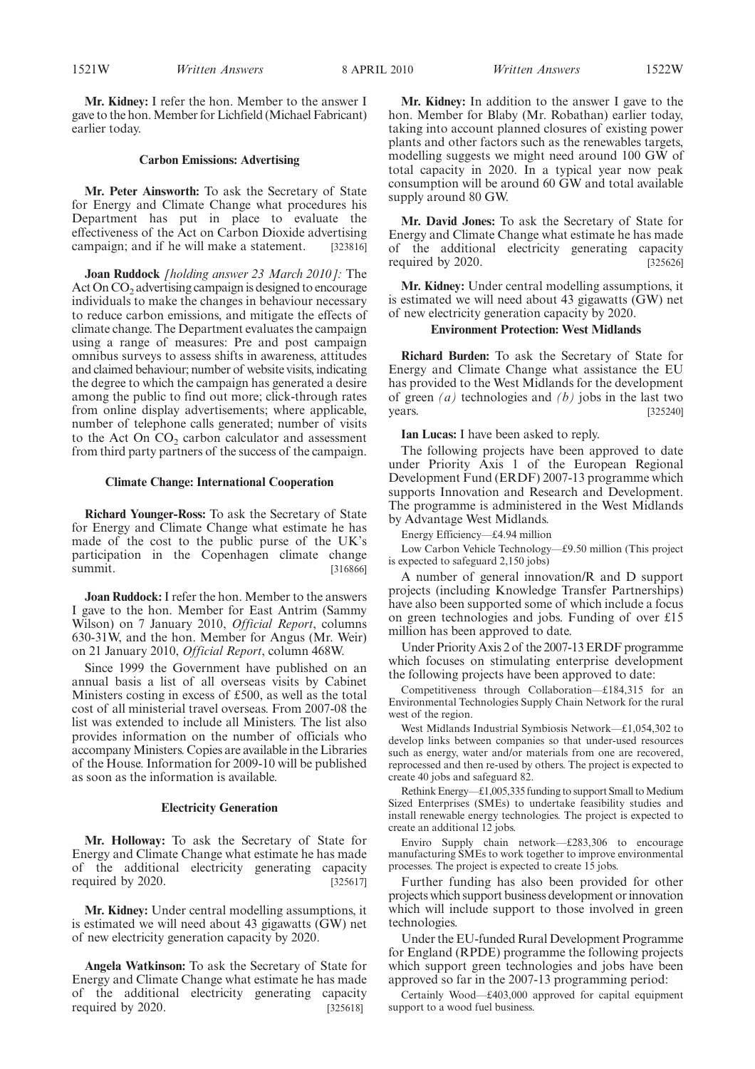**Mr. Kidney:** I refer the hon. Member to the answer I gave to the hon. Member for Lichfield (Michael Fabricant) earlier today.

### Carbon Emissions: Advertising

**Mr. Peter Ainsworth:** To ask the Secretary of State for Energy and Climate Change what procedures his Department has put in place to evaluate the effectiveness of the Act on Carbon Dioxide advertising campaign; and if he will make a statement. [323816]

**Joan Ruddock** *[holding answer 23 March 2010]:* The Act On $CO_2$ advertising campaign is designed to encourage individuals to make the changes in behaviour necessary to reduce carbon emissions, and mitigate the effects of climate change. The Department evaluates the campaign using a range of measures: Pre and post campaign omnibus surveys to assess shifts in awareness, attitudes and claimed behaviour; number of website visits, indicating the degree to which the campaign has generated a desire among the public to find out more; click-through rates from online display advertisements; where applicable, number of telephone calls generated; number of visits to the Act On $CO_2$ carbon calculator and assessment from third party partners of the success of the campaign.

### Climate Change: International Cooperation

**Richard Younger-Ross:** To ask the Secretary of State for Energy and Climate Change what estimate he has made of the cost to the public purse of the UK's participation in the Copenhagen climate change summit. [316866]

**Joan Ruddock:** I refer the hon. Member to the answers I gave to the hon. Member for East Antrim (Sammy Wilson) on 7 January 2010, *Official Report*, columns 630-31W, and the hon. Member for Angus (Mr. Weir) on 21 January 2010, *Official Report*, column 468W.

Since 1999 the Government have published on an annual basis a list of all overseas visits by Cabinet Ministers costing in excess of £500, as well as the total cost of all ministerial travel overseas. From 2007-08 the list was extended to include all Ministers. The list also provides information on the number of officials who accompany Ministers. Copies are available in the Libraries of the House. Information for 2009-10 will be published as soon as the information is available.

### Electricity Generation

**Mr. Holloway:** To ask the Secretary of State for Energy and Climate Change what estimate he has made of the additional electricity generating capacity required by 2020. [325617]

**Mr. Kidney:** Under central modelling assumptions, it is estimated we will need about 43 gigawatts (GW) net of new electricity generation capacity by 2020.

**Angela Watkinson:** To ask the Secretary of State for Energy and Climate Change what estimate he has made of the additional electricity generating capacity required by 2020. [325618]

**Mr. Kidney:** In addition to the answer I gave to the hon. Member for Blaby (Mr. Robathan) earlier today, taking into account planned closures of existing power plants and other factors such as the renewables targets, modelling suggests we might need around 100 GW of total capacity in 2020. In a typical year now peak consumption will be around 60 GW and total available supply around 80 GW.

**Mr. David Jones:** To ask the Secretary of State for Energy and Climate Change what estimate he has made of the additional electricity generating capacity required by 2020. [325626]

**Mr. Kidney:** Under central modelling assumptions, it is estimated we will need about 43 gigawatts (GW) net of new electricity generation capacity by 2020.

### Environment Protection: West Midlands

**Richard Burden:** To ask the Secretary of State for Energy and Climate Change what assistance the EU has provided to the West Midlands for the development of green *(a)* technologies and *(b)* jobs in the last two years. [325240]

**Ian Lucas:** I have been asked to reply.

The following projects have been approved to date under Priority Axis 1 of the European Regional Development Fund (ERDF) 2007-13 programme which supports Innovation and Research and Development. The programme is administered in the West Midlands by Advantage West Midlands.

Energy Efficiency—£4.94 million

Low Carbon Vehicle Technology—£9.50 million (This project is expected to safeguard 2,150 jobs)

A number of general innovation/R and D support projects (including Knowledge Transfer Partnerships) have also been supported some of which include a focus on green technologies and jobs. Funding of over £15 million has been approved to date.

Under Priority Axis 2 of the 2007-13 ERDF programme which focuses on stimulating enterprise development the following projects have been approved to date:

Competitiveness through Collaboration—£184,315 for an Environmental Technologies Supply Chain Network for the rural west of the region.

West Midlands Industrial Symbiosis Network—£1,054,302 to develop links between companies so that under-used resources such as energy, water and/or materials from one are recovered, reprocessed and then re-used by others. The project is expected to create 40 jobs and safeguard 82.

Rethink Energy—£1,005,335 funding to support Small to Medium Sized Enterprises (SMEs) to undertake feasibility studies and install renewable energy technologies. The project is expected to create an additional 12 jobs.

Enviro Supply chain network—£283,306 to encourage manufacturing SMEs to work together to improve environmental processes. The project is expected to create 15 jobs.

Further funding has also been provided for other projects which support business development or innovation which will include support to those involved in green technologies.

Under the EU-funded Rural Development Programme for England (RPDE) programme the following projects which support green technologies and jobs have been approved so far in the 2007-13 programming period:

Certainly Wood—£403,000 approved for capital equipment support to a wood fuel business.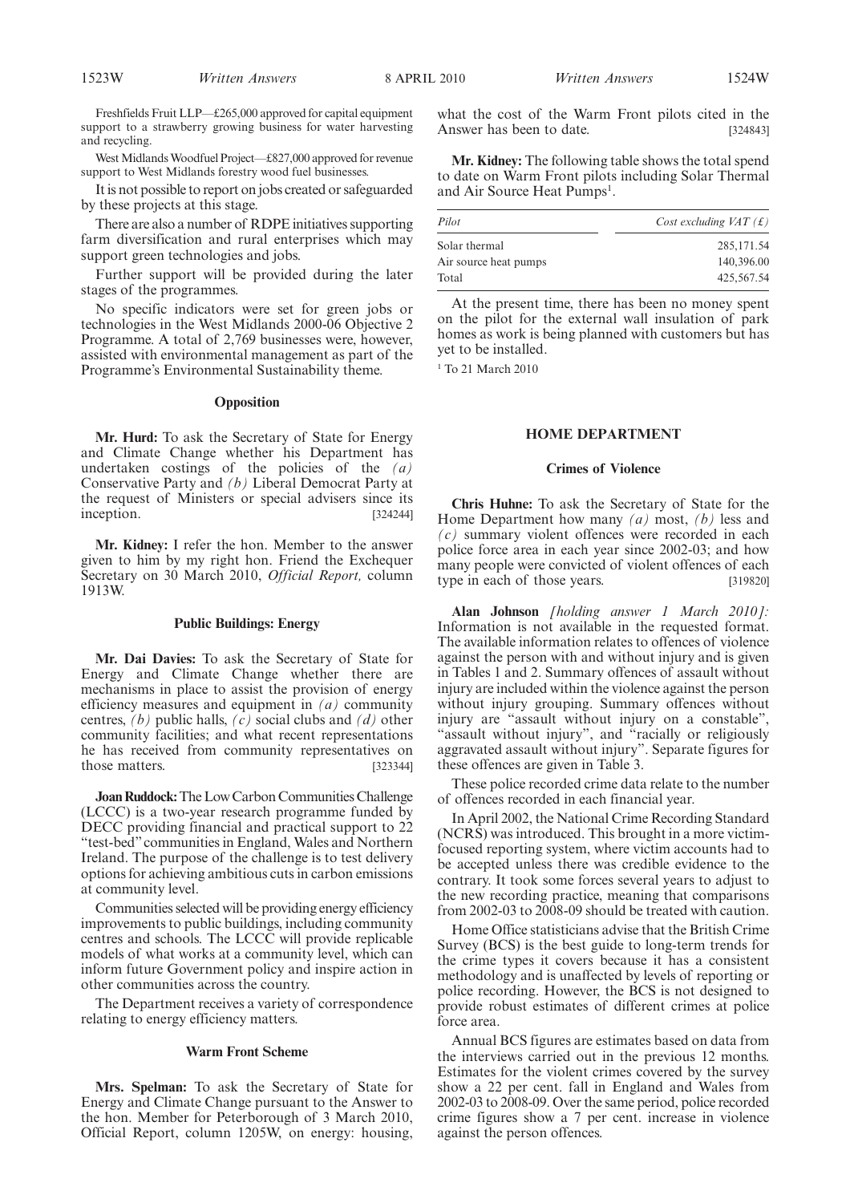Freshfields Fruit LLP—£265,000 approved for capital equipment support to a strawberry growing business for water harvesting and recycling.

West Midlands Woodfuel Project—£827,000 approved for revenue support to West Midlands forestry wood fuel businesses.

It is not possible to report on jobs created or safeguarded by these projects at this stage.

There are also a number of RDPE initiatives supporting farm diversification and rural enterprises which may support green technologies and jobs.

Further support will be provided during the later stages of the programmes.

No specific indicators were set for green jobs or technologies in the West Midlands 2000-06 Objective 2 Programme. A total of 2,769 businesses were, however, assisted with environmental management as part of the Programme's Environmental Sustainability theme.

### Opposition

**Mr. Hurd:** To ask the Secretary of State for Energy and Climate Change whether his Department has undertaken costings of the policies of the *(a)* Conservative Party and *(b)* Liberal Democrat Party at the request of Ministers or special advisers since its inception. [324244]

**Mr. Kidney:** I refer the hon. Member to the answer given to him by my right hon. Friend the Exchequer Secretary on 30 March 2010, *Official Report,* column 1913W.

### Public Buildings: Energy

**Mr. Dai Davies:** To ask the Secretary of State for Energy and Climate Change whether there are mechanisms in place to assist the provision of energy efficiency measures and equipment in *(a)* community centres, *(b)* public halls, *(c)* social clubs and *(d)* other community facilities; and what recent representations he has received from community representatives on those matters. [323344]

**Joan Ruddock:** The Low Carbon Communities Challenge (LCCC) is a two-year research programme funded by DECC providing financial and practical support to 22 "test-bed" communities in England, Wales and Northern Ireland. The purpose of the challenge is to test delivery options for achieving ambitious cuts in carbon emissions at community level.

Communities selected will be providing energy efficiency improvements to public buildings, including community centres and schools. The LCCC will provide replicable models of what works at a community level, which can inform future Government policy and inspire action in other communities across the country.

The Department receives a variety of correspondence relating to energy efficiency matters.

### Warm Front Scheme

**Mrs. Spelman:** To ask the Secretary of State for Energy and Climate Change pursuant to the Answer to the hon. Member for Peterborough of 3 March 2010, Official Report, column 1205W, on energy: housing, what the cost of the Warm Front pilots cited in the Answer has been to date. [324843]

**Mr. Kidney:** The following table shows the total spend to date on Warm Front pilots including Solar Thermal and Air Source Heat Pumps[1].

| *Pilot* | *Cost excluding VAT (£)* |
|---|---|
| Solar thermal | 285,171.54 |
| Air source heat pumps | 140,396.00 |
| Total | 425,567.54 |

At the present time, there has been no money spent on the pilot for the external wall insulation of park homes as work is being planned with customers but has yet to be installed.

[1] To 21 March 2010

## HOME DEPARTMENT

### Crimes of Violence

**Chris Huhne:** To ask the Secretary of State for the Home Department how many *(a)* most, *(b)* less and *(c)* summary violent offences were recorded in each police force area in each year since 2002-03; and how many people were convicted of violent offences of each type in each of those years. [319820]

**Alan Johnson** *[holding answer 1 March 2010]:* Information is not available in the requested format. The available information relates to offences of violence against the person with and without injury and is given in Tables 1 and 2. Summary offences of assault without injury are included within the violence against the person without injury grouping. Summary offences without injury are "assault without injury on a constable", "assault without injury", and "racially or religiously aggravated assault without injury". Separate figures for these offences are given in Table 3.

These police recorded crime data relate to the number of offences recorded in each financial year.

In April 2002, the National Crime Recording Standard (NCRS) was introduced. This brought in a more victim-focused reporting system, where victim accounts had to be accepted unless there was credible evidence to the contrary. It took some forces several years to adjust to the new recording practice, meaning that comparisons from 2002-03 to 2008-09 should be treated with caution.

Home Office statisticians advise that the British Crime Survey (BCS) is the best guide to long-term trends for the crime types it covers because it has a consistent methodology and is unaffected by levels of reporting or police recording. However, the BCS is not designed to provide robust estimates of different crimes at police force area.

Annual BCS figures are estimates based on data from the interviews carried out in the previous 12 months. Estimates for the violent crimes covered by the survey show a 22 per cent. fall in England and Wales from 2002-03 to 2008-09. Over the same period, police recorded crime figures show a 7 per cent. increase in violence against the person offences.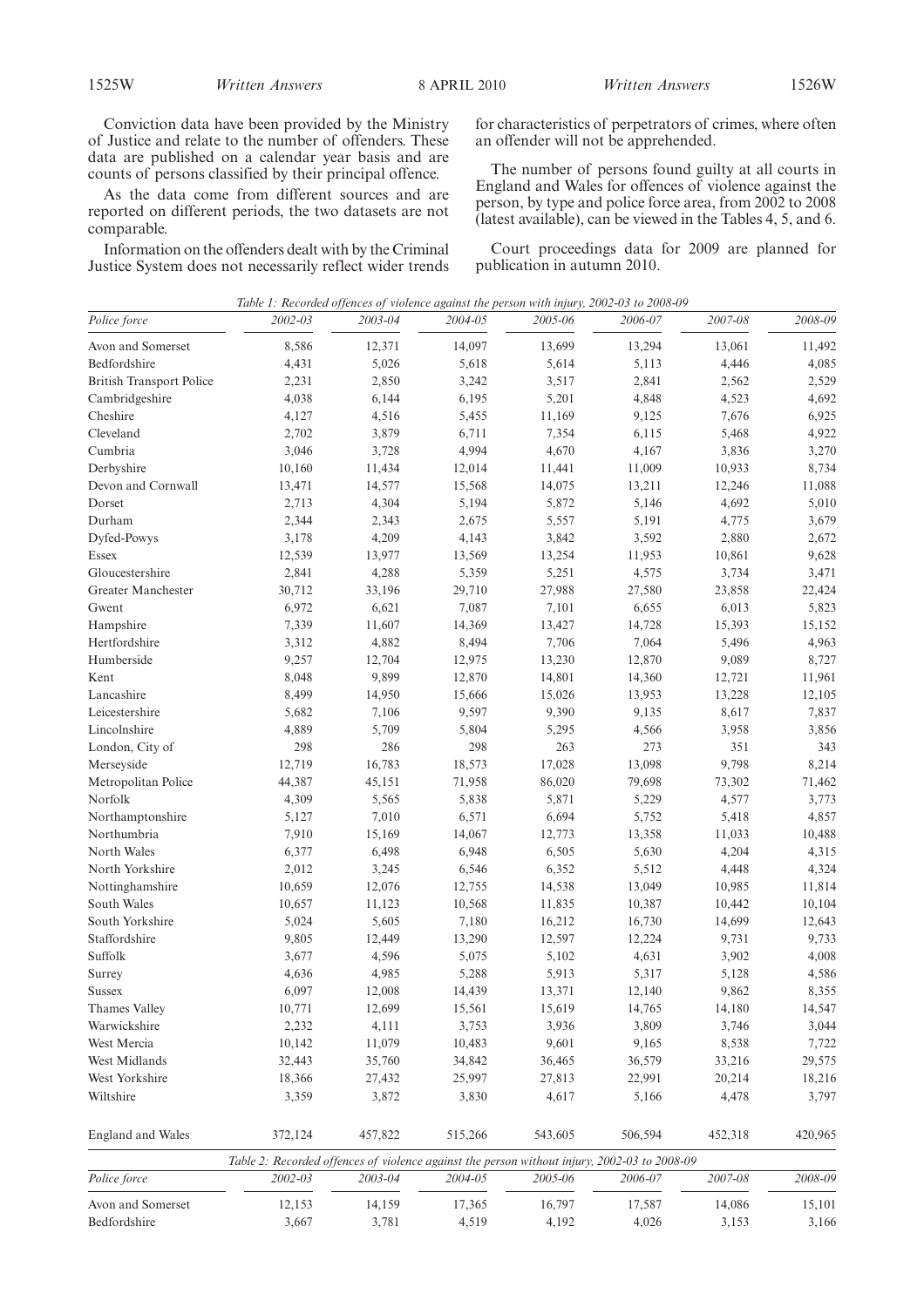Conviction data have been provided by the Ministry of Justice and relate to the number of offenders. These data are published on a calendar year basis and are counts of persons classified by their principal offence.

As the data come from different sources and are reported on different periods, the two datasets are not comparable.

Information on the offenders dealt with by the Criminal Justice System does not necessarily reflect wider trends for characteristics of perpetrators of crimes, where often an offender will not be apprehended.

The number of persons found guilty at all courts in England and Wales for offences of violence against the person, by type and police force area, from 2002 to 2008 (latest available), can be viewed in the Tables 4, 5, and 6.

Court proceedings data for 2009 are planned for publication in autumn 2010.

*Table 1: Recorded offences of violence against the person with injury, 2002-03 to 2008-09*

| *Police force* | *2002-03* | *2003-04* | *2004-05* | *2005-06* | *2006-07* | *2007-08* | *2008-09* |
|---|---|---|---|---|---|---|---|
| Avon and Somerset | 8,586 | 12,371 | 14,097 | 13,699 | 13,294 | 13,061 | 11,492 |
| Bedfordshire | 4,431 | 5,026 | 5,618 | 5,614 | 5,113 | 4,446 | 4,085 |
| British Transport Police | 2,231 | 2,850 | 3,242 | 3,517 | 2,841 | 2,562 | 2,529 |
| Cambridgeshire | 4,038 | 6,144 | 6,195 | 5,201 | 4,848 | 4,523 | 4,692 |
| Cheshire | 4,127 | 4,516 | 5,455 | 11,169 | 9,125 | 7,676 | 6,925 |
| Cleveland | 2,702 | 3,879 | 6,711 | 7,354 | 6,115 | 5,468 | 4,922 |
| Cumbria | 3,046 | 3,728 | 4,994 | 4,670 | 4,167 | 3,836 | 3,270 |
| Derbyshire | 10,160 | 11,434 | 12,014 | 11,441 | 11,009 | 10,933 | 8,734 |
| Devon and Cornwall | 13,471 | 14,577 | 15,568 | 14,075 | 13,211 | 12,246 | 11,088 |
| Dorset | 2,713 | 4,304 | 5,194 | 5,872 | 5,146 | 4,692 | 5,010 |
| Durham | 2,344 | 2,343 | 2,675 | 5,557 | 5,191 | 4,775 | 3,679 |
| Dyfed-Powys | 3,178 | 4,209 | 4,143 | 3,842 | 3,592 | 2,880 | 2,672 |
| Essex | 12,539 | 13,977 | 13,569 | 13,254 | 11,953 | 10,861 | 9,628 |
| Gloucestershire | 2,841 | 4,288 | 5,359 | 5,251 | 4,575 | 3,734 | 3,471 |
| Greater Manchester | 30,712 | 33,196 | 29,710 | 27,988 | 27,580 | 23,858 | 22,424 |
| Gwent | 6,972 | 6,621 | 7,087 | 7,101 | 6,655 | 6,013 | 5,823 |
| Hampshire | 7,339 | 11,607 | 14,369 | 13,427 | 14,728 | 15,393 | 15,152 |
| Hertfordshire | 3,312 | 4,882 | 8,494 | 7,706 | 7,064 | 5,496 | 4,963 |
| Humberside | 9,257 | 12,704 | 12,975 | 13,230 | 12,870 | 9,089 | 8,727 |
| Kent | 8,048 | 9,899 | 12,870 | 14,801 | 14,360 | 12,721 | 11,961 |
| Lancashire | 8,499 | 14,950 | 15,666 | 15,026 | 13,953 | 13,228 | 12,105 |
| Leicestershire | 5,682 | 7,106 | 9,597 | 9,390 | 9,135 | 8,617 | 7,837 |
| Lincolnshire | 4,889 | 5,709 | 5,804 | 5,295 | 4,566 | 3,958 | 3,856 |
| London, City of | 298 | 286 | 298 | 263 | 273 | 351 | 343 |
| Merseyside | 12,719 | 16,783 | 18,573 | 17,028 | 13,098 | 9,798 | 8,214 |
| Metropolitan Police | 44,387 | 45,151 | 71,958 | 86,020 | 79,698 | 73,302 | 71,462 |
| Norfolk | 4,309 | 5,565 | 5,838 | 5,871 | 5,229 | 4,577 | 3,773 |
| Northamptonshire | 5,127 | 7,010 | 6,571 | 6,694 | 5,752 | 5,418 | 4,857 |
| Northumbria | 7,910 | 15,169 | 14,067 | 12,773 | 13,358 | 11,033 | 10,488 |
| North Wales | 6,377 | 6,498 | 6,948 | 6,505 | 5,630 | 4,204 | 4,315 |
| North Yorkshire | 2,012 | 3,245 | 6,546 | 6,352 | 5,512 | 4,448 | 4,324 |
| Nottinghamshire | 10,659 | 12,076 | 12,755 | 14,538 | 13,049 | 10,985 | 11,814 |
| South Wales | 10,657 | 11,123 | 10,568 | 11,835 | 10,387 | 10,442 | 10,104 |
| South Yorkshire | 5,024 | 5,605 | 7,180 | 16,212 | 16,730 | 14,699 | 12,643 |
| Staffordshire | 9,805 | 12,449 | 13,290 | 12,597 | 12,224 | 9,731 | 9,733 |
| Suffolk | 3,677 | 4,596 | 5,075 | 5,102 | 4,631 | 3,902 | 4,008 |
| Surrey | 4,636 | 4,985 | 5,288 | 5,913 | 5,317 | 5,128 | 4,586 |
| Sussex | 6,097 | 12,008 | 14,439 | 13,371 | 12,140 | 9,862 | 8,355 |
| Thames Valley | 10,771 | 12,699 | 15,561 | 15,619 | 14,765 | 14,180 | 14,547 |
| Warwickshire | 2,232 | 4,111 | 3,753 | 3,936 | 3,809 | 3,746 | 3,044 |
| West Mercia | 10,142 | 11,079 | 10,483 | 9,601 | 9,165 | 8,538 | 7,722 |
| West Midlands | 32,443 | 35,760 | 34,842 | 36,465 | 36,579 | 33,216 | 29,575 |
| West Yorkshire | 18,366 | 27,432 | 25,997 | 27,813 | 22,991 | 20,214 | 18,216 |
| Wiltshire | 3,359 | 3,872 | 3,830 | 4,617 | 5,166 | 4,478 | 3,797 |
| England and Wales | 372,124 | 457,822 | 515,266 | 543,605 | 506,594 | 452,318 | 420,965 |

*Table 2: Recorded offences of violence against the person without injury, 2002-03 to 2008-09*

| *Police force* | *2002-03* | *2003-04* | *2004-05* | *2005-06* | *2006-07* | *2007-08* | *2008-09* |
|---|---|---|---|---|---|---|---|
| Avon and Somerset | 12,153 | 14,159 | 17,365 | 16,797 | 17,587 | 14,086 | 15,101 |
| Bedfordshire | 3,667 | 3,781 | 4,519 | 4,192 | 4,026 | 3,153 | 3,166 |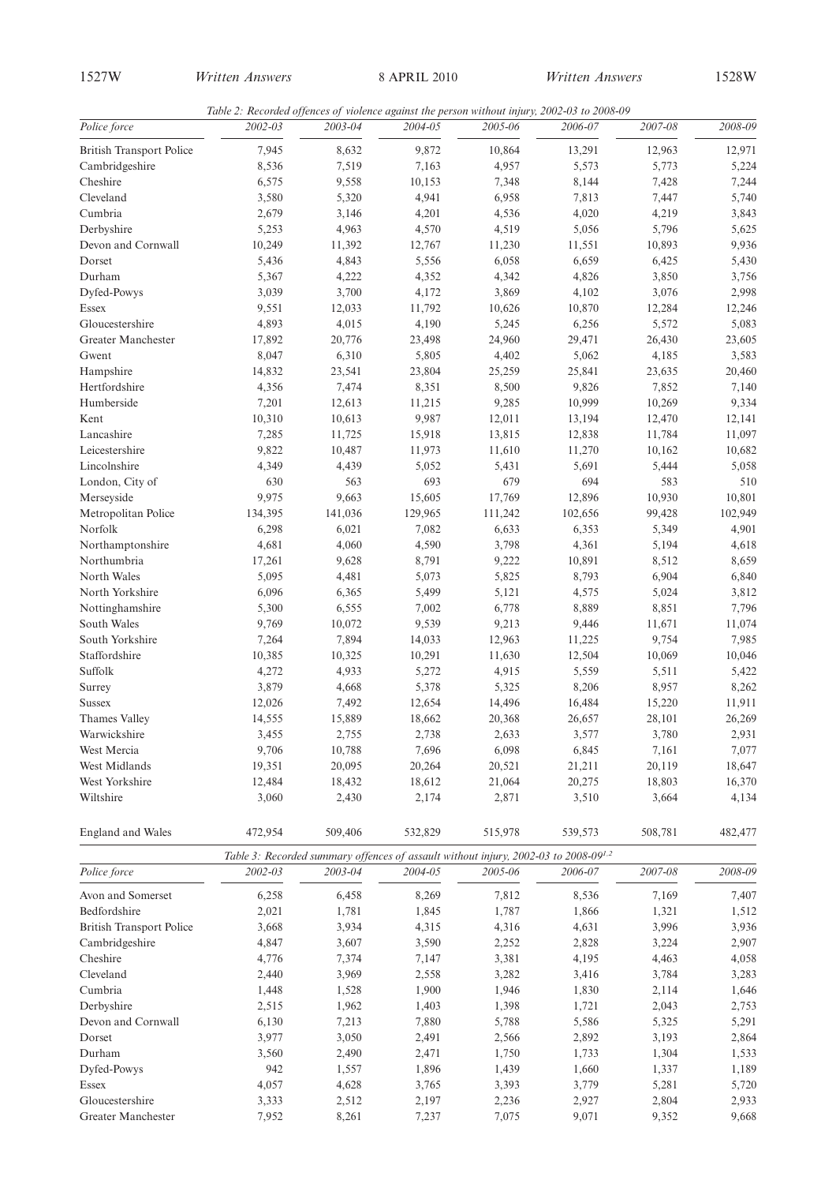*Table 2: Recorded offences of violence against the person without injury, 2002-03 to 2008-09*

| Police force | 2002-03 | 2003-04 | 2004-05 | 2005-06 | 2006-07 | 2007-08 | 2008-09 |
|---|---|---|---|---|---|---|---|
| British Transport Police | 7,945 | 8,632 | 9,872 | 10,864 | 13,291 | 12,963 | 12,971 |
| Cambridgeshire | 8,536 | 7,519 | 7,163 | 4,957 | 5,573 | 5,773 | 5,224 |
| Cheshire | 6,575 | 9,558 | 10,153 | 7,348 | 8,144 | 7,428 | 7,244 |
| Cleveland | 3,580 | 5,320 | 4,941 | 6,958 | 7,813 | 7,447 | 5,740 |
| Cumbria | 2,679 | 3,146 | 4,201 | 4,536 | 4,020 | 4,219 | 3,843 |
| Derbyshire | 5,253 | 4,963 | 4,570 | 4,519 | 5,056 | 5,796 | 5,625 |
| Devon and Cornwall | 10,249 | 11,392 | 12,767 | 11,230 | 11,551 | 10,893 | 9,936 |
| Dorset | 5,436 | 4,843 | 5,556 | 6,058 | 6,659 | 6,425 | 5,430 |
| Durham | 5,367 | 4,222 | 4,352 | 4,342 | 4,826 | 3,850 | 3,756 |
| Dyfed-Powys | 3,039 | 3,700 | 4,172 | 3,869 | 4,102 | 3,076 | 2,998 |
| Essex | 9,551 | 12,033 | 11,792 | 10,626 | 10,870 | 12,284 | 12,246 |
| Gloucestershire | 4,893 | 4,015 | 4,190 | 5,245 | 6,256 | 5,572 | 5,083 |
| Greater Manchester | 17,892 | 20,776 | 23,498 | 24,960 | 29,471 | 26,430 | 23,605 |
| Gwent | 8,047 | 6,310 | 5,805 | 4,402 | 5,062 | 4,185 | 3,583 |
| Hampshire | 14,832 | 23,541 | 23,804 | 25,259 | 25,841 | 23,635 | 20,460 |
| Hertfordshire | 4,356 | 7,474 | 8,351 | 8,500 | 9,826 | 7,852 | 7,140 |
| Humberside | 7,201 | 12,613 | 11,215 | 9,285 | 10,999 | 10,269 | 9,334 |
| Kent | 10,310 | 10,613 | 9,987 | 12,011 | 13,194 | 12,470 | 12,141 |
| Lancashire | 7,285 | 11,725 | 15,918 | 13,815 | 12,838 | 11,784 | 11,097 |
| Leicestershire | 9,822 | 10,487 | 11,973 | 11,610 | 11,270 | 10,162 | 10,682 |
| Lincolnshire | 4,349 | 4,439 | 5,052 | 5,431 | 5,691 | 5,444 | 5,058 |
| London, City of | 630 | 563 | 693 | 679 | 694 | 583 | 510 |
| Merseyside | 9,975 | 9,663 | 15,605 | 17,769 | 12,896 | 10,930 | 10,801 |
| Metropolitan Police | 134,395 | 141,036 | 129,965 | 111,242 | 102,656 | 99,428 | 102,949 |
| Norfolk | 6,298 | 6,021 | 7,082 | 6,633 | 6,353 | 5,349 | 4,901 |
| Northamptonshire | 4,681 | 4,060 | 4,590 | 3,798 | 4,361 | 5,194 | 4,618 |
| Northumbria | 17,261 | 9,628 | 8,791 | 9,222 | 10,891 | 8,512 | 8,659 |
| North Wales | 5,095 | 4,481 | 5,073 | 5,825 | 8,793 | 6,904 | 6,840 |
| North Yorkshire | 6,096 | 6,365 | 5,499 | 5,121 | 4,575 | 5,024 | 3,812 |
| Nottinghamshire | 5,300 | 6,555 | 7,002 | 6,778 | 8,889 | 8,851 | 7,796 |
| South Wales | 9,769 | 10,072 | 9,539 | 9,213 | 9,446 | 11,671 | 11,074 |
| South Yorkshire | 7,264 | 7,894 | 14,033 | 12,963 | 11,225 | 9,754 | 7,985 |
| Staffordshire | 10,385 | 10,325 | 10,291 | 11,630 | 12,504 | 10,069 | 10,046 |
| Suffolk | 4,272 | 4,933 | 5,272 | 4,915 | 5,559 | 5,511 | 5,422 |
| Surrey | 3,879 | 4,668 | 5,378 | 5,325 | 8,206 | 8,957 | 8,262 |
| Sussex | 12,026 | 7,492 | 12,654 | 14,496 | 16,484 | 15,220 | 11,911 |
| Thames Valley | 14,555 | 15,889 | 18,662 | 20,368 | 26,657 | 28,101 | 26,269 |
| Warwickshire | 3,455 | 2,755 | 2,738 | 2,633 | 3,577 | 3,780 | 2,931 |
| West Mercia | 9,706 | 10,788 | 7,696 | 6,098 | 6,845 | 7,161 | 7,077 |
| West Midlands | 19,351 | 20,095 | 20,264 | 20,521 | 21,211 | 20,119 | 18,647 |
| West Yorkshire | 12,484 | 18,432 | 18,612 | 21,064 | 20,275 | 18,803 | 16,370 |
| Wiltshire | 3,060 | 2,430 | 2,174 | 2,871 | 3,510 | 3,664 | 4,134 |
| England and Wales | 472,954 | 509,406 | 532,829 | 515,978 | 539,573 | 508,781 | 482,477 |

*Table 3: Recorded summary offences of assault without injury, 2002-03 to 2008-09[1,2]*

| Police force | 2002-03 | 2003-04 | 2004-05 | 2005-06 | 2006-07 | 2007-08 | 2008-09 |
|---|---|---|---|---|---|---|---|
| Avon and Somerset | 6,258 | 6,458 | 8,269 | 7,812 | 8,536 | 7,169 | 7,407 |
| Bedfordshire | 2,021 | 1,781 | 1,845 | 1,787 | 1,866 | 1,321 | 1,512 |
| British Transport Police | 3,668 | 3,934 | 4,315 | 4,316 | 4,631 | 3,996 | 3,936 |
| Cambridgeshire | 4,847 | 3,607 | 3,590 | 2,252 | 2,828 | 3,224 | 2,907 |
| Cheshire | 4,776 | 7,374 | 7,147 | 3,381 | 4,195 | 4,463 | 4,058 |
| Cleveland | 2,440 | 3,969 | 2,558 | 3,282 | 3,416 | 3,784 | 3,283 |
| Cumbria | 1,448 | 1,528 | 1,900 | 1,946 | 1,830 | 2,114 | 1,646 |
| Derbyshire | 2,515 | 1,962 | 1,403 | 1,398 | 1,721 | 2,043 | 2,753 |
| Devon and Cornwall | 6,130 | 7,213 | 7,880 | 5,788 | 5,586 | 5,325 | 5,291 |
| Dorset | 3,977 | 3,050 | 2,491 | 2,566 | 2,892 | 3,193 | 2,864 |
| Durham | 3,560 | 2,490 | 2,471 | 1,750 | 1,733 | 1,304 | 1,533 |
| Dyfed-Powys | 942 | 1,557 | 1,896 | 1,439 | 1,660 | 1,337 | 1,189 |
| Essex | 4,057 | 4,628 | 3,765 | 3,393 | 3,779 | 5,281 | 5,720 |
| Gloucestershire | 3,333 | 2,512 | 2,197 | 2,236 | 2,927 | 2,804 | 2,933 |
| Greater Manchester | 7,952 | 8,261 | 7,237 | 7,075 | 9,071 | 9,352 | 9,668 |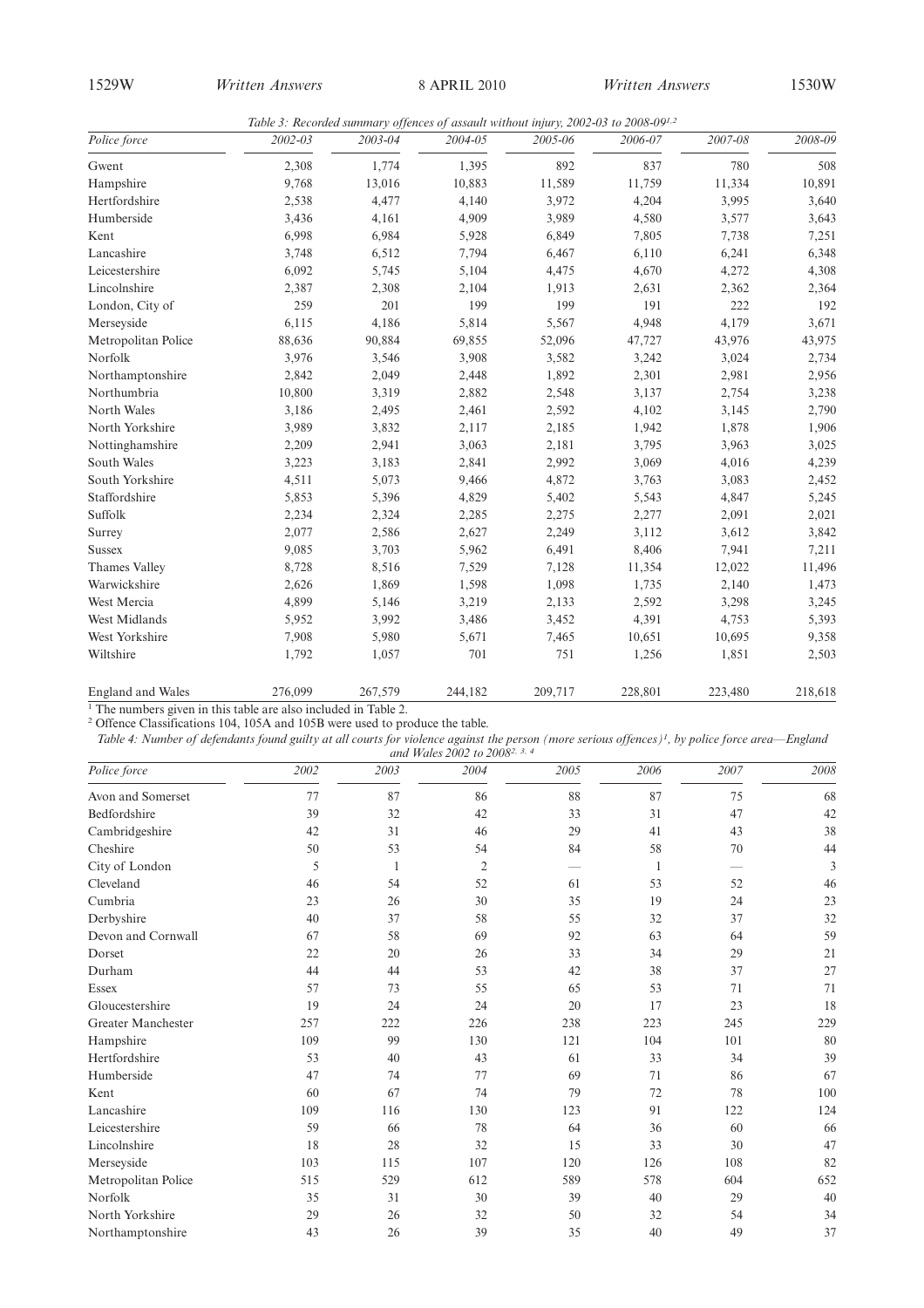*Table 3: Recorded summary offences of assault without injury, 2002-03 to 2008-09[1,2]*

| Police force | 2002-03 | 2003-04 | 2004-05 | 2005-06 | 2006-07 | 2007-08 | 2008-09 |
|---|---|---|---|---|---|---|---|
| Gwent | 2,308 | 1,774 | 1,395 | 892 | 837 | 780 | 508 |
| Hampshire | 9,768 | 13,016 | 10,883 | 11,589 | 11,759 | 11,334 | 10,891 |
| Hertfordshire | 2,538 | 4,477 | 4,140 | 3,972 | 4,204 | 3,995 | 3,640 |
| Humberside | 3,436 | 4,161 | 4,909 | 3,989 | 4,580 | 3,577 | 3,643 |
| Kent | 6,998 | 6,984 | 5,928 | 6,849 | 7,805 | 7,738 | 7,251 |
| Lancashire | 3,748 | 6,512 | 7,794 | 6,467 | 6,110 | 6,241 | 6,348 |
| Leicestershire | 6,092 | 5,745 | 5,104 | 4,475 | 4,670 | 4,272 | 4,308 |
| Lincolnshire | 2,387 | 2,308 | 2,104 | 1,913 | 2,631 | 2,362 | 2,364 |
| London, City of | 259 | 201 | 199 | 199 | 191 | 222 | 192 |
| Merseyside | 6,115 | 4,186 | 5,814 | 5,567 | 4,948 | 4,179 | 3,671 |
| Metropolitan Police | 88,636 | 90,884 | 69,855 | 52,096 | 47,727 | 43,976 | 43,975 |
| Norfolk | 3,976 | 3,546 | 3,908 | 3,582 | 3,242 | 3,024 | 2,734 |
| Northamptonshire | 2,842 | 2,049 | 2,448 | 1,892 | 2,301 | 2,981 | 2,956 |
| Northumbria | 10,800 | 3,319 | 2,882 | 2,548 | 3,137 | 2,754 | 3,238 |
| North Wales | 3,186 | 2,495 | 2,461 | 2,592 | 4,102 | 3,145 | 2,790 |
| North Yorkshire | 3,989 | 3,832 | 2,117 | 2,185 | 1,942 | 1,878 | 1,906 |
| Nottinghamshire | 2,209 | 2,941 | 3,063 | 2,181 | 3,795 | 3,963 | 3,025 |
| South Wales | 3,223 | 3,183 | 2,841 | 2,992 | 3,069 | 4,016 | 4,239 |
| South Yorkshire | 4,511 | 5,073 | 9,466 | 4,872 | 3,763 | 3,083 | 2,452 |
| Staffordshire | 5,853 | 5,396 | 4,829 | 5,402 | 5,543 | 4,847 | 5,245 |
| Suffolk | 2,234 | 2,324 | 2,285 | 2,275 | 2,277 | 2,091 | 2,021 |
| Surrey | 2,077 | 2,586 | 2,627 | 2,249 | 3,112 | 3,612 | 3,842 |
| Sussex | 9,085 | 3,703 | 5,962 | 6,491 | 8,406 | 7,941 | 7,211 |
| Thames Valley | 8,728 | 8,516 | 7,529 | 7,128 | 11,354 | 12,022 | 11,496 |
| Warwickshire | 2,626 | 1,869 | 1,598 | 1,098 | 1,735 | 2,140 | 1,473 |
| West Mercia | 4,899 | 5,146 | 3,219 | 2,133 | 2,592 | 3,298 | 3,245 |
| West Midlands | 5,952 | 3,992 | 3,486 | 3,452 | 4,391 | 4,753 | 5,393 |
| West Yorkshire | 7,908 | 5,980 | 5,671 | 7,465 | 10,651 | 10,695 | 9,358 |
| Wiltshire | 1,792 | 1,057 | 701 | 751 | 1,256 | 1,851 | 2,503 |
| England and Wales | 276,099 | 267,579 | 244,182 | 209,717 | 228,801 | 223,480 | 218,618 |

[1] The numbers given in this table are also included in Table 2.
[2] Offence Classifications 104, 105A and 105B were used to produce the table.

*Table 4: Number of defendants found guilty at all courts for violence against the person (more serious offences)[1], by police force area—England and Wales 2002 to 2008[2, 3, 4]*

| Police force | 2002 | 2003 | 2004 | 2005 | 2006 | 2007 | 2008 |
|---|---|---|---|---|---|---|---|
| Avon and Somerset | 77 | 87 | 86 | 88 | 87 | 75 | 68 |
| Bedfordshire | 39 | 32 | 42 | 33 | 31 | 47 | 42 |
| Cambridgeshire | 42 | 31 | 46 | 29 | 41 | 43 | 38 |
| Cheshire | 50 | 53 | 54 | 84 | 58 | 70 | 44 |
| City of London | 5 | 1 | 2 | — | 1 | — | 3 |
| Cleveland | 46 | 54 | 52 | 61 | 53 | 52 | 46 |
| Cumbria | 23 | 26 | 30 | 35 | 19 | 24 | 23 |
| Derbyshire | 40 | 37 | 58 | 55 | 32 | 37 | 32 |
| Devon and Cornwall | 67 | 58 | 69 | 92 | 63 | 64 | 59 |
| Dorset | 22 | 20 | 26 | 33 | 34 | 29 | 21 |
| Durham | 44 | 44 | 53 | 42 | 38 | 37 | 27 |
| Essex | 57 | 73 | 55 | 65 | 53 | 71 | 71 |
| Gloucestershire | 19 | 24 | 24 | 20 | 17 | 23 | 18 |
| Greater Manchester | 257 | 222 | 226 | 238 | 223 | 245 | 229 |
| Hampshire | 109 | 99 | 130 | 121 | 104 | 101 | 80 |
| Hertfordshire | 53 | 40 | 43 | 61 | 33 | 34 | 39 |
| Humberside | 47 | 74 | 77 | 69 | 71 | 86 | 67 |
| Kent | 60 | 67 | 74 | 79 | 72 | 78 | 100 |
| Lancashire | 109 | 116 | 130 | 123 | 91 | 122 | 124 |
| Leicestershire | 59 | 66 | 78 | 64 | 36 | 60 | 66 |
| Lincolnshire | 18 | 28 | 32 | 15 | 33 | 30 | 47 |
| Merseyside | 103 | 115 | 107 | 120 | 126 | 108 | 82 |
| Metropolitan Police | 515 | 529 | 612 | 589 | 578 | 604 | 652 |
| Norfolk | 35 | 31 | 30 | 39 | 40 | 29 | 40 |
| North Yorkshire | 29 | 26 | 32 | 50 | 32 | 54 | 34 |
| Northamptonshire | 43 | 26 | 39 | 35 | 40 | 49 | 37 |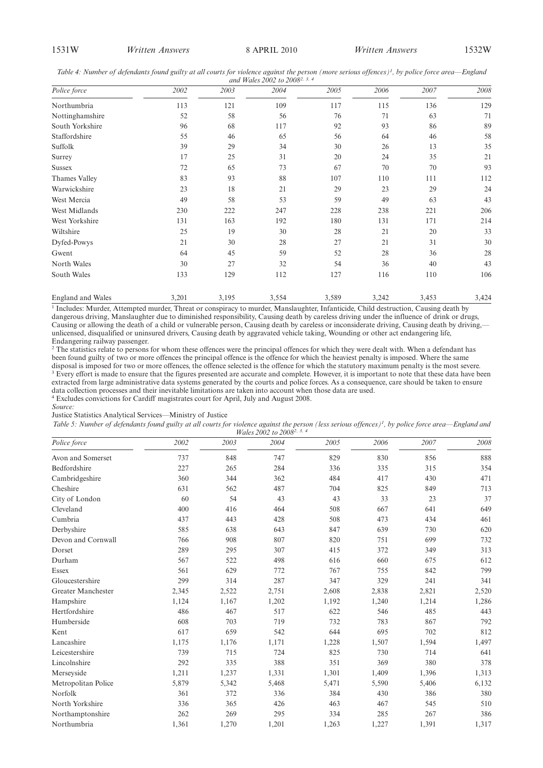*Table 4: Number of defendants found guilty at all courts for violence against the person (more serious offences)[1], by police force area—England and Wales 2002 to 2008[2, 3, 4]*

| Police force | 2002 | 2003 | 2004 | 2005 | 2006 | 2007 | 2008 |
|---|---|---|---|---|---|---|---|
| Northumbria | 113 | 121 | 109 | 117 | 115 | 136 | 129 |
| Nottinghamshire | 52 | 58 | 56 | 76 | 71 | 63 | 71 |
| South Yorkshire | 96 | 68 | 117 | 92 | 93 | 86 | 89 |
| Staffordshire | 55 | 46 | 65 | 56 | 64 | 46 | 58 |
| Suffolk | 39 | 29 | 34 | 30 | 26 | 13 | 35 |
| Surrey | 17 | 25 | 31 | 20 | 24 | 35 | 21 |
| Sussex | 72 | 65 | 73 | 67 | 70 | 70 | 93 |
| Thames Valley | 83 | 93 | 88 | 107 | 110 | 111 | 112 |
| Warwickshire | 23 | 18 | 21 | 29 | 23 | 29 | 24 |
| West Mercia | 49 | 58 | 53 | 59 | 49 | 63 | 43 |
| West Midlands | 230 | 222 | 247 | 228 | 238 | 221 | 206 |
| West Yorkshire | 131 | 163 | 192 | 180 | 131 | 171 | 214 |
| Wiltshire | 25 | 19 | 30 | 28 | 21 | 20 | 33 |
| Dyfed-Powys | 21 | 30 | 28 | 27 | 21 | 31 | 30 |
| Gwent | 64 | 45 | 59 | 52 | 28 | 36 | 28 |
| North Wales | 30 | 27 | 32 | 54 | 36 | 40 | 43 |
| South Wales | 133 | 129 | 112 | 127 | 116 | 110 | 106 |
| England and Wales | 3,201 | 3,195 | 3,554 | 3,589 | 3,242 | 3,453 | 3,424 |

[1] Includes: Murder, Attempted murder, Threat or conspiracy to murder, Manslaughter, Infanticide, Child destruction, Causing death by dangerous driving, Manslaughter due to diminished responsibility, Causing death by careless driving under the influence of drink or drugs, Causing or allowing the death of a child or vulnerable person, Causing death by careless or inconsiderate driving, Causing death by driving,—unlicensed, disqualified or uninsured drivers, Causing death by aggravated vehicle taking, Wounding or other act endangering life, Endangering railway passenger.

[2] The statistics relate to persons for whom these offences were the principal offences for which they were dealt with. When a defendant has been found guilty of two or more offences the principal offence is the offence for which the heaviest penalty is imposed. Where the same disposal is imposed for two or more offences, the offence selected is the offence for which the statutory maximum penalty is the most severe.

[3] Every effort is made to ensure that the figures presented are accurate and complete. However, it is important to note that these data have been extracted from large administrative data systems generated by the courts and police forces. As a consequence, care should be taken to ensure data collection processes and their inevitable limitations are taken into account when those data are used.

[4] Excludes convictions for Cardiff magistrates court for April, July and August 2008.

*Source:*

Justice Statistics Analytical Services—Ministry of Justice

*Table 5: Number of defendants found guilty at all courts for violence against the person (less serious offences)[1], by police force area—England and Wales 2002 to 2008[2, 3, 4]*

| Police force | 2002 | 2003 | 2004 | 2005 | 2006 | 2007 | 2008 |
|---|---|---|---|---|---|---|---|
| Avon and Somerset | 737 | 848 | 747 | 829 | 830 | 856 | 888 |
| Bedfordshire | 227 | 265 | 284 | 336 | 335 | 315 | 354 |
| Cambridgeshire | 360 | 344 | 362 | 484 | 417 | 430 | 471 |
| Cheshire | 631 | 562 | 487 | 704 | 825 | 849 | 713 |
| City of London | 60 | 54 | 43 | 43 | 33 | 23 | 37 |
| Cleveland | 400 | 416 | 464 | 508 | 667 | 641 | 649 |
| Cumbria | 437 | 443 | 428 | 508 | 473 | 434 | 461 |
| Derbyshire | 585 | 638 | 643 | 847 | 639 | 730 | 620 |
| Devon and Cornwall | 766 | 908 | 807 | 820 | 751 | 699 | 732 |
| Dorset | 289 | 295 | 307 | 415 | 372 | 349 | 313 |
| Durham | 567 | 522 | 498 | 616 | 660 | 675 | 612 |
| Essex | 561 | 629 | 772 | 767 | 755 | 842 | 799 |
| Gloucestershire | 299 | 314 | 287 | 347 | 329 | 241 | 341 |
| Greater Manchester | 2,345 | 2,522 | 2,751 | 2,608 | 2,838 | 2,821 | 2,520 |
| Hampshire | 1,124 | 1,167 | 1,202 | 1,192 | 1,240 | 1,214 | 1,286 |
| Hertfordshire | 486 | 467 | 517 | 622 | 546 | 485 | 443 |
| Humberside | 608 | 703 | 719 | 732 | 783 | 867 | 792 |
| Kent | 617 | 659 | 542 | 644 | 695 | 702 | 812 |
| Lancashire | 1,175 | 1,176 | 1,171 | 1,228 | 1,507 | 1,594 | 1,497 |
| Leicestershire | 739 | 715 | 724 | 825 | 730 | 714 | 641 |
| Lincolnshire | 292 | 335 | 388 | 351 | 369 | 380 | 378 |
| Merseyside | 1,211 | 1,237 | 1,331 | 1,301 | 1,409 | 1,396 | 1,313 |
| Metropolitan Police | 5,879 | 5,342 | 5,468 | 5,471 | 5,590 | 5,406 | 6,132 |
| Norfolk | 361 | 372 | 336 | 384 | 430 | 386 | 380 |
| North Yorkshire | 336 | 365 | 426 | 463 | 467 | 545 | 510 |
| Northamptonshire | 262 | 269 | 295 | 334 | 285 | 267 | 386 |
| Northumbria | 1,361 | 1,270 | 1,201 | 1,263 | 1,227 | 1,391 | 1,317 |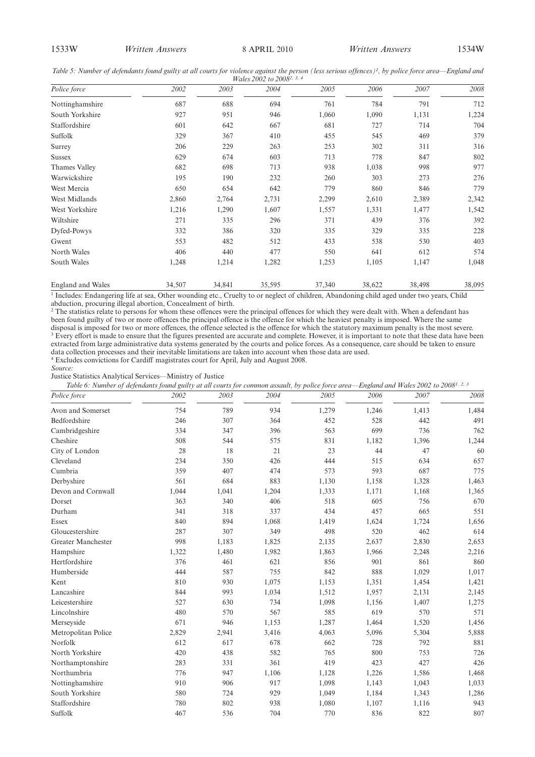*Table 5: Number of defendants found guilty at all courts for violence against the person (less serious offences)[1], by police force area—England and Wales 2002 to 2008[2, 3, 4]*

| Police force | 2002 | 2003 | 2004 | 2005 | 2006 | 2007 | 2008 |
|---|---|---|---|---|---|---|---|
| Nottinghamshire | 687 | 688 | 694 | 761 | 784 | 791 | 712 |
| South Yorkshire | 927 | 951 | 946 | 1,060 | 1,090 | 1,131 | 1,224 |
| Staffordshire | 601 | 642 | 667 | 681 | 727 | 714 | 704 |
| Suffolk | 329 | 367 | 410 | 455 | 545 | 469 | 379 |
| Surrey | 206 | 229 | 263 | 253 | 302 | 311 | 316 |
| Sussex | 629 | 674 | 603 | 713 | 778 | 847 | 802 |
| Thames Valley | 682 | 698 | 713 | 938 | 1,038 | 998 | 977 |
| Warwickshire | 195 | 190 | 232 | 260 | 303 | 273 | 276 |
| West Mercia | 650 | 654 | 642 | 779 | 860 | 846 | 779 |
| West Midlands | 2,860 | 2,764 | 2,731 | 2,299 | 2,610 | 2,389 | 2,342 |
| West Yorkshire | 1,216 | 1,290 | 1,607 | 1,557 | 1,331 | 1,477 | 1,542 |
| Wiltshire | 271 | 335 | 296 | 371 | 439 | 376 | 392 |
| Dyfed-Powys | 332 | 386 | 320 | 335 | 329 | 335 | 228 |
| Gwent | 553 | 482 | 512 | 433 | 538 | 530 | 403 |
| North Wales | 406 | 440 | 477 | 550 | 641 | 612 | 574 |
| South Wales | 1,248 | 1,214 | 1,282 | 1,253 | 1,105 | 1,147 | 1,048 |
| England and Wales | 34,507 | 34,841 | 35,595 | 37,340 | 38,622 | 38,498 | 38,095 |

[1] Includes: Endangering life at sea, Other wounding etc., Cruelty to or neglect of children, Abandoning child aged under two years, Child abduction, procuring illegal abortion, Concealment of birth.
[2] The statistics relate to persons for whom these offences were the principal offences for which they were dealt with. When a defendant has been found guilty of two or more offences the principal offence is the offence for which the heaviest penalty is imposed. Where the same disposal is imposed for two or more offences, the offence selected is the offence for which the statutory maximum penalty is the most severe.
[3] Every effort is made to ensure that the figures presented are accurate and complete. However, it is important to note that these data have been extracted from large administrative data systems generated by the courts and police forces. As a consequence, care should be taken to ensure data collection processes and their inevitable limitations are taken into account when those data are used.
[4] Excludes convictions for Cardiff magistrates court for April, July and August 2008.

*Source:*
Justice Statistics Analytical Services—Ministry of Justice

*Table 6: Number of defendants found guilty at all courts for common assault, by police force area—England and Wales 2002 to 2008[1, 2, 3]*

| Police force | 2002 | 2003 | 2004 | 2005 | 2006 | 2007 | 2008 |
|---|---|---|---|---|---|---|---|
| Avon and Somerset | 754 | 789 | 934 | 1,279 | 1,246 | 1,413 | 1,484 |
| Bedfordshire | 246 | 307 | 364 | 452 | 528 | 442 | 491 |
| Cambridgeshire | 334 | 347 | 396 | 563 | 699 | 736 | 762 |
| Cheshire | 508 | 544 | 575 | 831 | 1,182 | 1,396 | 1,244 |
| City of London | 28 | 18 | 21 | 23 | 44 | 47 | 60 |
| Cleveland | 234 | 350 | 426 | 444 | 515 | 634 | 657 |
| Cumbria | 359 | 407 | 474 | 573 | 593 | 687 | 775 |
| Derbyshire | 561 | 684 | 883 | 1,130 | 1,158 | 1,328 | 1,463 |
| Devon and Cornwall | 1,044 | 1,041 | 1,204 | 1,333 | 1,171 | 1,168 | 1,365 |
| Dorset | 363 | 340 | 406 | 518 | 605 | 756 | 670 |
| Durham | 341 | 318 | 337 | 434 | 457 | 665 | 551 |
| Essex | 840 | 894 | 1,068 | 1,419 | 1,624 | 1,724 | 1,656 |
| Gloucestershire | 287 | 307 | 349 | 498 | 520 | 462 | 614 |
| Greater Manchester | 998 | 1,183 | 1,825 | 2,135 | 2,637 | 2,830 | 2,653 |
| Hampshire | 1,322 | 1,480 | 1,982 | 1,863 | 1,966 | 2,248 | 2,216 |
| Hertfordshire | 376 | 461 | 621 | 856 | 901 | 861 | 860 |
| Humberside | 444 | 587 | 755 | 842 | 888 | 1,029 | 1,017 |
| Kent | 810 | 930 | 1,075 | 1,153 | 1,351 | 1,454 | 1,421 |
| Lancashire | 844 | 993 | 1,034 | 1,512 | 1,957 | 2,131 | 2,145 |
| Leicestershire | 527 | 630 | 734 | 1,098 | 1,156 | 1,407 | 1,275 |
| Lincolnshire | 480 | 570 | 567 | 585 | 619 | 570 | 571 |
| Merseyside | 671 | 946 | 1,153 | 1,287 | 1,464 | 1,520 | 1,456 |
| Metropolitan Police | 2,829 | 2,941 | 3,416 | 4,063 | 5,096 | 5,304 | 5,888 |
| Norfolk | 612 | 617 | 678 | 662 | 728 | 792 | 881 |
| North Yorkshire | 420 | 438 | 582 | 765 | 800 | 753 | 726 |
| Northamptonshire | 283 | 331 | 361 | 419 | 423 | 427 | 426 |
| Northumbria | 776 | 947 | 1,106 | 1,128 | 1,226 | 1,586 | 1,468 |
| Nottinghamshire | 910 | 906 | 917 | 1,098 | 1,143 | 1,043 | 1,033 |
| South Yorkshire | 580 | 724 | 929 | 1,049 | 1,184 | 1,343 | 1,286 |
| Staffordshire | 780 | 802 | 938 | 1,080 | 1,107 | 1,116 | 943 |
| Suffolk | 467 | 536 | 704 | 770 | 836 | 822 | 807 |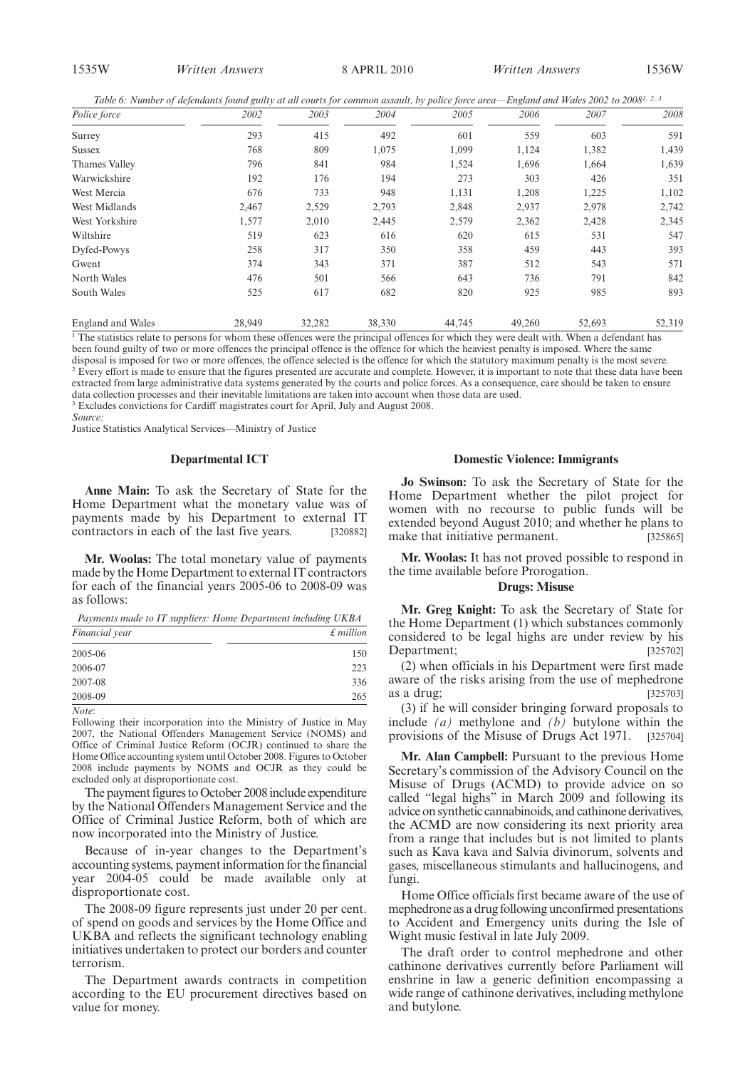*Table 6: Number of defendants found guilty at all courts for common assault, by police force area—England and Wales 2002 to 2008*[1, 2, 3]

| Police force | 2002 | 2003 | 2004 | 2005 | 2006 | 2007 | 2008 |
|---|---|---|---|---|---|---|---|
| Surrey | 293 | 415 | 492 | 601 | 559 | 603 | 591 |
| Sussex | 768 | 809 | 1,075 | 1,099 | 1,124 | 1,382 | 1,439 |
| Thames Valley | 796 | 841 | 984 | 1,524 | 1,696 | 1,664 | 1,639 |
| Warwickshire | 192 | 176 | 194 | 273 | 303 | 426 | 351 |
| West Mercia | 676 | 733 | 948 | 1,131 | 1,208 | 1,225 | 1,102 |
| West Midlands | 2,467 | 2,529 | 2,793 | 2,848 | 2,937 | 2,978 | 2,742 |
| West Yorkshire | 1,577 | 2,010 | 2,445 | 2,579 | 2,362 | 2,428 | 2,345 |
| Wiltshire | 519 | 623 | 616 | 620 | 615 | 531 | 547 |
| Dyfed-Powys | 258 | 317 | 350 | 358 | 459 | 443 | 393 |
| Gwent | 374 | 343 | 371 | 387 | 512 | 543 | 571 |
| North Wales | 476 | 501 | 566 | 643 | 736 | 791 | 842 |
| South Wales | 525 | 617 | 682 | 820 | 925 | 985 | 893 |
| England and Wales | 28,949 | 32,282 | 38,330 | 44,745 | 49,260 | 52,693 | 52,319 |

[1] The statistics relate to persons for whom these offences were the principal offences for which they were dealt with. When a defendant has been found guilty of two or more offences the principal offence is the offence for which the heaviest penalty is imposed. Where the same disposal is imposed for two or more offences, the offence selected is the offence for which the statutory maximum penalty is the most severe.
[2] Every effort is made to ensure that the figures presented are accurate and complete. However, it is important to note that these data have been extracted from large administrative data systems generated by the courts and police forces. As a consequence, care should be taken to ensure data collection processes and their inevitable limitations are taken into account when those data are used.
[3] Excludes convictions for Cardiff magistrates court for April, July and August 2008.
*Source:*
Justice Statistics Analytical Services—Ministry of Justice

## Departmental ICT

**Anne Main:** To ask the Secretary of State for the Home Department what the monetary value was of payments made by his Department to external IT contractors in each of the last five years. [320882]

**Mr. Woolas:** The total monetary value of payments made by the Home Department to external IT contractors for each of the financial years 2005-06 to 2008-09 was as follows:

*Payments made to IT suppliers: Home Department including UKBA*

| Financial year | £ million |
|---|---|
| 2005-06 | 150 |
| 2006-07 | 223 |
| 2007-08 | 336 |
| 2008-09 | 265 |

*Note*:
Following their incorporation into the Ministry of Justice in May 2007, the National Offenders Management Service (NOMS) and Office of Criminal Justice Reform (OCJR) continued to share the Home Office accounting system until October 2008. Figures to October 2008 include payments by NOMS and OCJR as they could be excluded only at disproportionate cost.

The payment figures to October 2008 include expenditure by the National Offenders Management Service and the Office of Criminal Justice Reform, both of which are now incorporated into the Ministry of Justice.

Because of in-year changes to the Department's accounting systems, payment information for the financial year 2004-05 could be made available only at disproportionate cost.

The 2008-09 figure represents just under 20 per cent. of spend on goods and services by the Home Office and UKBA and reflects the significant technology enabling initiatives undertaken to protect our borders and counter terrorism.

The Department awards contracts in competition according to the EU procurement directives based on value for money.

## Domestic Violence: Immigrants

**Jo Swinson:** To ask the Secretary of State for the Home Department whether the pilot project for women with no recourse to public funds will be extended beyond August 2010; and whether he plans to make that initiative permanent. [325865]

**Mr. Woolas:** It has not proved possible to respond in the time available before Prorogation.

## Drugs: Misuse

**Mr. Greg Knight:** To ask the Secretary of State for the Home Department (1) which substances commonly considered to be legal highs are under review by his Department; [325702]

(2) when officials in his Department were first made aware of the risks arising from the use of mephedrone as a drug; [325703]

(3) if he will consider bringing forward proposals to include *(a)* methylone and *(b)* butylone within the provisions of the Misuse of Drugs Act 1971. [325704]

**Mr. Alan Campbell:** Pursuant to the previous Home Secretary's commission of the Advisory Council on the Misuse of Drugs (ACMD) to provide advice on so called "legal highs" in March 2009 and following its advice on synthetic cannabinoids, and cathinone derivatives, the ACMD are now considering its next priority area from a range that includes but is not limited to plants such as Kava kava and Salvia divinorum, solvents and gases, miscellaneous stimulants and hallucinogens, and fungi.

Home Office officials first became aware of the use of mephedrone as a drug following unconfirmed presentations to Accident and Emergency units during the Isle of Wight music festival in late July 2009.

The draft order to control mephedrone and other cathinone derivatives currently before Parliament will enshrine in law a generic definition encompassing a wide range of cathinone derivatives, including methylone and butylone.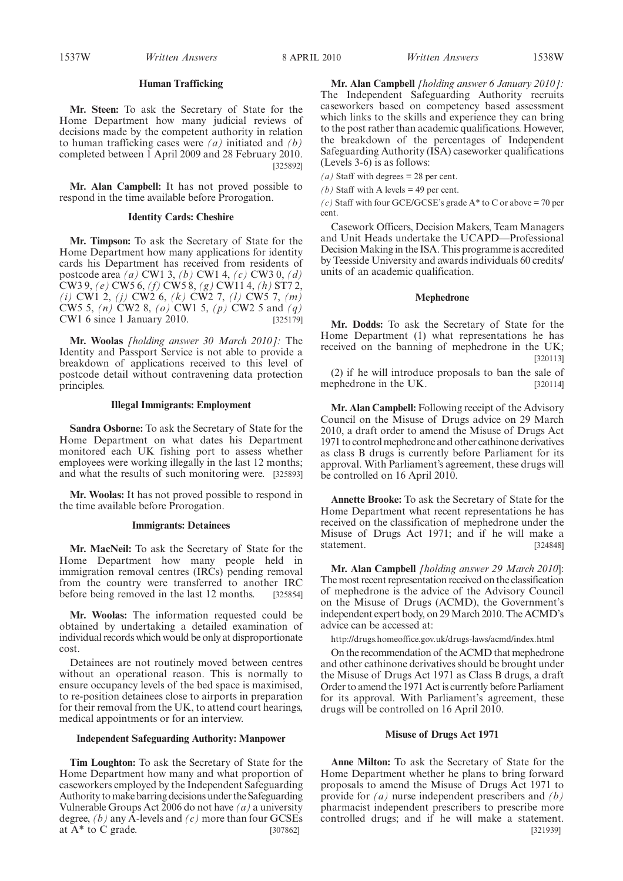### Human Trafficking

**Mr. Steen:** To ask the Secretary of State for the Home Department how many judicial reviews of decisions made by the competent authority in relation to human trafficking cases were *(a)* initiated and *(b)* completed between 1 April 2009 and 28 February 2010. [325892]

**Mr. Alan Campbell:** It has not proved possible to respond in the time available before Prorogation.

### Identity Cards: Cheshire

**Mr. Timpson:** To ask the Secretary of State for the Home Department how many applications for identity cards his Department has received from residents of postcode area *(a)* CW1 3, *(b)* CW1 4, *(c)* CW3 0, *(d)* CW3 9, *(e)* CW5 6, *(f)* CW5 8, *(g)* CW11 4, *(h)* ST7 2, *(i)* CW1 2, *(j)* CW2 6, *(k)* CW2 7, *(l)* CW5 7, *(m)* CW5 5, *(n)* CW2 8, *(o)* CW1 5, *(p)* CW2 5 and *(q)* CW1 6 since 1 January 2010. [325179]

**Mr. Woolas** *[holding answer 30 March 2010]:* The Identity and Passport Service is not able to provide a breakdown of applications received to this level of postcode detail without contravening data protection principles.

### Illegal Immigrants: Employment

**Sandra Osborne:** To ask the Secretary of State for the Home Department on what dates his Department monitored each UK fishing port to assess whether employees were working illegally in the last 12 months; and what the results of such monitoring were. [325893]

**Mr. Woolas:** It has not proved possible to respond in the time available before Prorogation.

### Immigrants: Detainees

**Mr. MacNeil:** To ask the Secretary of State for the Home Department how many people held in immigration removal centres (IRCs) pending removal from the country were transferred to another IRC before being removed in the last 12 months. [325854]

**Mr. Woolas:** The information requested could be obtained by undertaking a detailed examination of individual records which would be only at disproportionate cost.

Detainees are not routinely moved between centres without an operational reason. This is normally to ensure occupancy levels of the bed space is maximised, to re-position detainees close to airports in preparation for their removal from the UK, to attend court hearings, medical appointments or for an interview.

### Independent Safeguarding Authority: Manpower

**Tim Loughton:** To ask the Secretary of State for the Home Department how many and what proportion of caseworkers employed by the Independent Safeguarding Authority to make barring decisions under the Safeguarding Vulnerable Groups Act 2006 do not have *(a)* a university degree, *(b)* any A-levels and *(c)* more than four GCSEs at A* to C grade. [307862]

**Mr. Alan Campbell** *[holding answer 6 January 2010]:* The Independent Safeguarding Authority recruits caseworkers based on competency based assessment which links to the skills and experience they can bring to the post rather than academic qualifications. However, the breakdown of the percentages of Independent Safeguarding Authority (ISA) caseworker qualifications (Levels 3-6) is as follows:

*(a)* Staff with degrees = 28 per cent.

*(b)* Staff with A levels = 49 per cent.

*(c)* Staff with four GCE/GCSE's grade A* to C or above = 70 per cent.

Casework Officers, Decision Makers, Team Managers and Unit Heads undertake the UCAPD—Professional Decision Making in the ISA. This programme is accredited by Teesside University and awards individuals 60 credits/units of an academic qualification.

### Mephedrone

**Mr. Dodds:** To ask the Secretary of State for the Home Department (1) what representations he has received on the banning of mephedrone in the UK; [320113]

(2) if he will introduce proposals to ban the sale of mephedrone in the UK. [320114]

**Mr. Alan Campbell:** Following receipt of the Advisory Council on the Misuse of Drugs advice on 29 March 2010, a draft order to amend the Misuse of Drugs Act 1971 to control mephedrone and other cathinone derivatives as class B drugs is currently before Parliament for its approval. With Parliament's agreement, these drugs will be controlled on 16 April 2010.

**Annette Brooke:** To ask the Secretary of State for the Home Department what recent representations he has received on the classification of mephedrone under the Misuse of Drugs Act 1971; and if he will make a statement. [324848]

**Mr. Alan Campbell** *[holding answer 29 March 2010]*: The most recent representation received on the classification of mephedrone is the advice of the Advisory Council on the Misuse of Drugs (ACMD), the Government's independent expert body, on 29 March 2010. The ACMD's advice can be accessed at:

http://drugs.homeoffice.gov.uk/drugs-laws/acmd/index.html

On the recommendation of the ACMD that mephedrone and other cathinone derivatives should be brought under the Misuse of Drugs Act 1971 as Class B drugs, a draft Order to amend the 1971 Act is currently before Parliament for its approval. With Parliament's agreement, these drugs will be controlled on 16 April 2010.

### Misuse of Drugs Act 1971

**Anne Milton:** To ask the Secretary of State for the Home Department whether he plans to bring forward proposals to amend the Misuse of Drugs Act 1971 to provide for *(a)* nurse independent prescribers and *(b)* pharmacist independent prescribers to prescribe more controlled drugs; and if he will make a statement. [321939]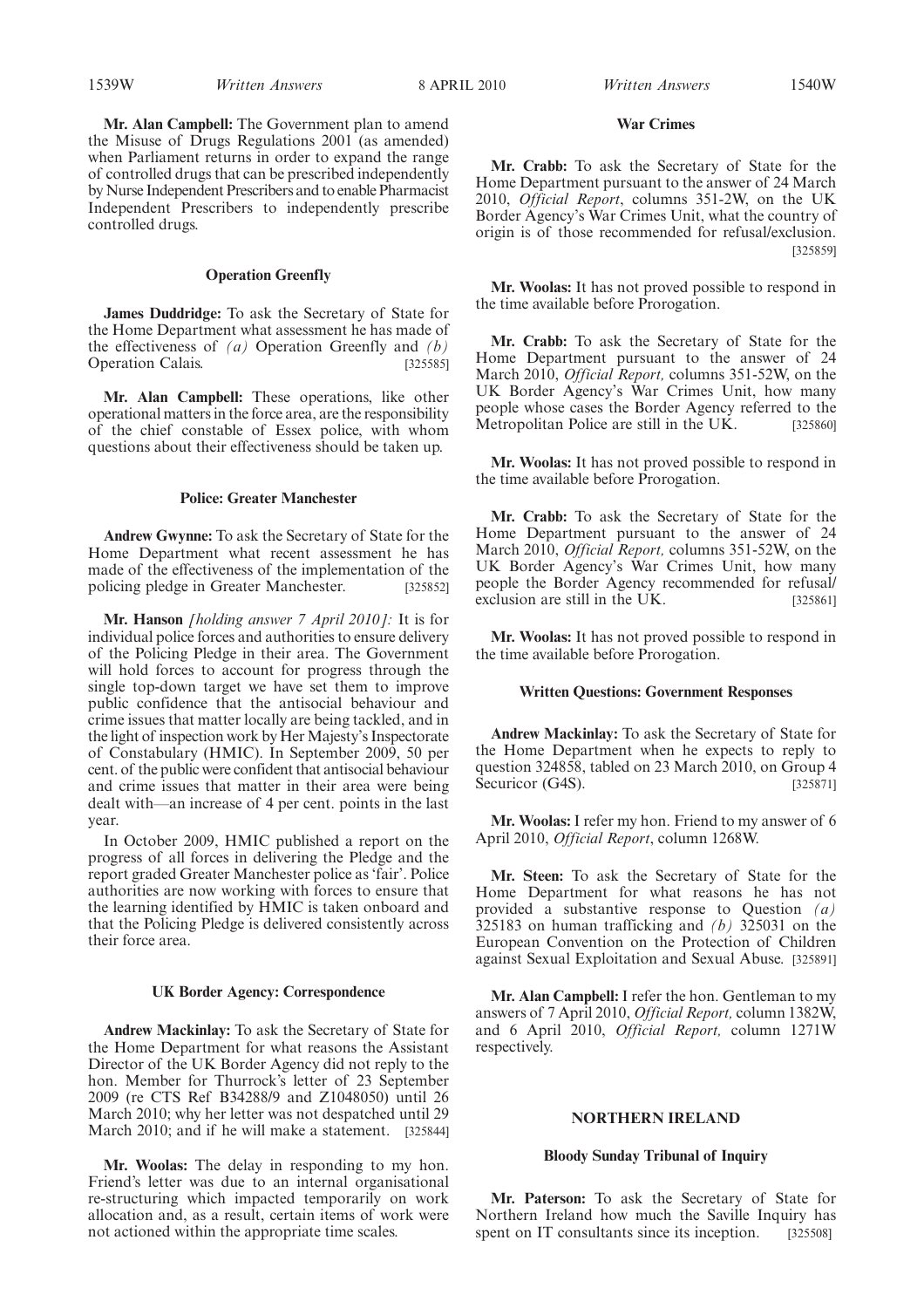**Mr. Alan Campbell:** The Government plan to amend the Misuse of Drugs Regulations 2001 (as amended) when Parliament returns in order to expand the range of controlled drugs that can be prescribed independently by Nurse Independent Prescribers and to enable Pharmacist Independent Prescribers to independently prescribe controlled drugs.

### Operation Greenfly

**James Duddridge:** To ask the Secretary of State for the Home Department what assessment he has made of the effectiveness of *(a)* Operation Greenfly and *(b)* Operation Calais. [325585]

**Mr. Alan Campbell:** These operations, like other operational matters in the force area, are the responsibility of the chief constable of Essex police, with whom questions about their effectiveness should be taken up.

### Police: Greater Manchester

**Andrew Gwynne:** To ask the Secretary of State for the Home Department what recent assessment he has made of the effectiveness of the implementation of the policing pledge in Greater Manchester. [325852]

**Mr. Hanson** *[holding answer 7 April 2010]:* It is for individual police forces and authorities to ensure delivery of the Policing Pledge in their area. The Government will hold forces to account for progress through the single top-down target we have set them to improve public confidence that the antisocial behaviour and crime issues that matter locally are being tackled, and in the light of inspection work by Her Majesty's Inspectorate of Constabulary (HMIC). In September 2009, 50 per cent. of the public were confident that antisocial behaviour and crime issues that matter in their area were being dealt with—an increase of 4 per cent. points in the last year.

In October 2009, HMIC published a report on the progress of all forces in delivering the Pledge and the report graded Greater Manchester police as 'fair'. Police authorities are now working with forces to ensure that the learning identified by HMIC is taken onboard and that the Policing Pledge is delivered consistently across their force area.

### UK Border Agency: Correspondence

**Andrew Mackinlay:** To ask the Secretary of State for the Home Department for what reasons the Assistant Director of the UK Border Agency did not reply to the hon. Member for Thurrock's letter of 23 September 2009 (re CTS Ref B34288/9 and Z1048050) until 26 March 2010; why her letter was not despatched until 29 March 2010; and if he will make a statement. [325844]

**Mr. Woolas:** The delay in responding to my hon. Friend's letter was due to an internal organisational re-structuring which impacted temporarily on work allocation and, as a result, certain items of work were not actioned within the appropriate time scales.

### War Crimes

**Mr. Crabb:** To ask the Secretary of State for the Home Department pursuant to the answer of 24 March 2010, *Official Report*, columns 351-2W, on the UK Border Agency's War Crimes Unit, what the country of origin is of those recommended for refusal/exclusion. [325859]

**Mr. Woolas:** It has not proved possible to respond in the time available before Prorogation.

**Mr. Crabb:** To ask the Secretary of State for the Home Department pursuant to the answer of 24 March 2010, *Official Report,* columns 351-52W, on the UK Border Agency's War Crimes Unit, how many people whose cases the Border Agency referred to the Metropolitan Police are still in the UK. [325860]

**Mr. Woolas:** It has not proved possible to respond in the time available before Prorogation.

**Mr. Crabb:** To ask the Secretary of State for the Home Department pursuant to the answer of 24 March 2010, *Official Report,* columns 351-52W, on the UK Border Agency's War Crimes Unit, how many people the Border Agency recommended for refusal/ exclusion are still in the UK. [325861]

**Mr. Woolas:** It has not proved possible to respond in the time available before Prorogation.

### Written Questions: Government Responses

**Andrew Mackinlay:** To ask the Secretary of State for the Home Department when he expects to reply to question 324858, tabled on 23 March 2010, on Group 4 Securicor (G4S). [325871]

**Mr. Woolas:** I refer my hon. Friend to my answer of 6 April 2010, *Official Report*, column 1268W.

**Mr. Steen:** To ask the Secretary of State for the Home Department for what reasons he has not provided a substantive response to Question *(a)* 325183 on human trafficking and *(b)* 325031 on the European Convention on the Protection of Children against Sexual Exploitation and Sexual Abuse. [325891]

**Mr. Alan Campbell:** I refer the hon. Gentleman to my answers of 7 April 2010, *Official Report,* column 1382W, and 6 April 2010, *Official Report,* column 1271W respectively.

## NORTHERN IRELAND

### Bloody Sunday Tribunal of Inquiry

**Mr. Paterson:** To ask the Secretary of State for Northern Ireland how much the Saville Inquiry has spent on IT consultants since its inception. [325508]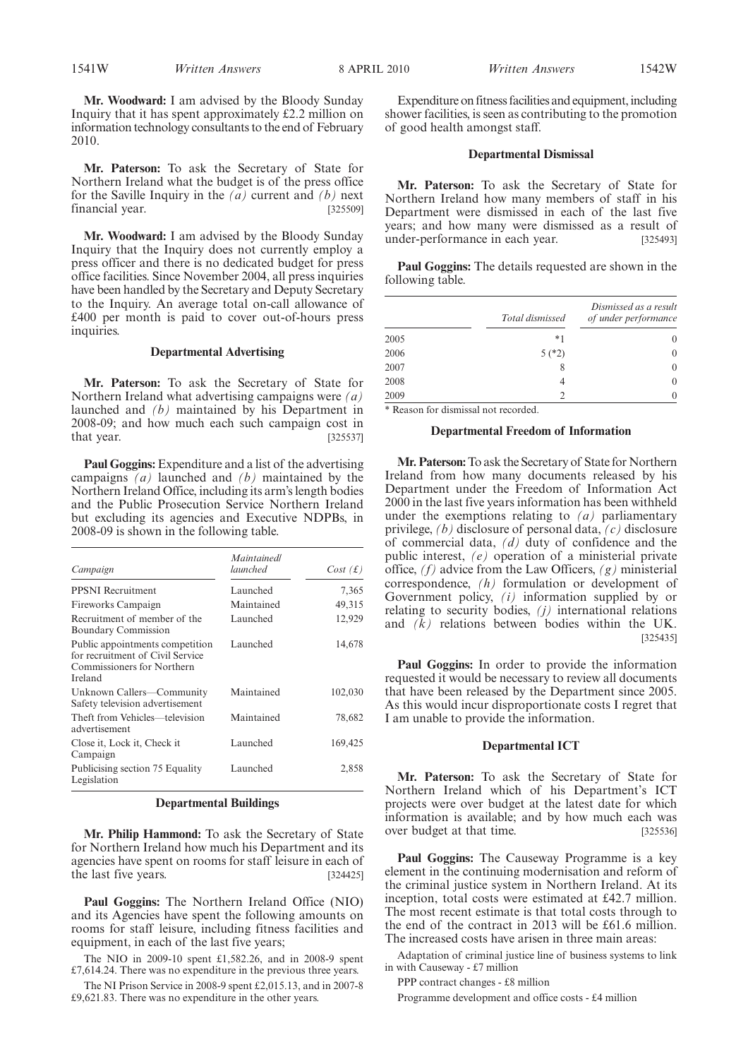**Mr. Woodward:** I am advised by the Bloody Sunday Inquiry that it has spent approximately £2.2 million on information technology consultants to the end of February 2010.

**Mr. Paterson:** To ask the Secretary of State for Northern Ireland what the budget is of the press office for the Saville Inquiry in the *(a)* current and *(b)* next financial year. [325509]

**Mr. Woodward:** I am advised by the Bloody Sunday Inquiry that the Inquiry does not currently employ a press officer and there is no dedicated budget for press office facilities. Since November 2004, all press inquiries have been handled by the Secretary and Deputy Secretary to the Inquiry. An average total on-call allowance of £400 per month is paid to cover out-of-hours press inquiries.

### Departmental Advertising

**Mr. Paterson:** To ask the Secretary of State for Northern Ireland what advertising campaigns were *(a)* launched and *(b)* maintained by his Department in 2008-09; and how much each such campaign cost in that year. [325537]

**Paul Goggins:** Expenditure and a list of the advertising campaigns *(a)* launched and *(b)* maintained by the Northern Ireland Office, including its arm's length bodies and the Public Prosecution Service Northern Ireland but excluding its agencies and Executive NDPBs, in 2008-09 is shown in the following table.

| *Campaign* | *Maintained/ launched* | *Cost (£)* |
|---|---|---|
| PPSNI Recruitment | Launched | 7,365 |
| Fireworks Campaign | Maintained | 49,315 |
| Recruitment of member of the Boundary Commission | Launched | 12,929 |
| Public appointments competition for recruitment of Civil Service Commissioners for Northern Ireland | Launched | 14,678 |
| Unknown Callers—Community Safety television advertisement | Maintained | 102,030 |
| Theft from Vehicles—television advertisement | Maintained | 78,682 |
| Close it, Lock it, Check it Campaign | Launched | 169,425 |
| Publicising section 75 Equality Legislation | Launched | 2,858 |

### Departmental Buildings

**Mr. Philip Hammond:** To ask the Secretary of State for Northern Ireland how much his Department and its agencies have spent on rooms for staff leisure in each of the last five years. [324425]

**Paul Goggins:** The Northern Ireland Office (NIO) and its Agencies have spent the following amounts on rooms for staff leisure, including fitness facilities and equipment, in each of the last five years;

The NIO in 2009-10 spent £1,582.26, and in 2008-9 spent £7,614.24. There was no expenditure in the previous three years.

The NI Prison Service in 2008-9 spent £2,015.13, and in 2007-8 £9,621.83. There was no expenditure in the other years.

Expenditure on fitness facilities and equipment, including shower facilities, is seen as contributing to the promotion of good health amongst staff.

### Departmental Dismissal

**Mr. Paterson:** To ask the Secretary of State for Northern Ireland how many members of staff in his Department were dismissed in each of the last five years; and how many were dismissed as a result of under-performance in each year. [325493]

**Paul Goggins:** The details requested are shown in the following table.

| | *Total dismissed* | *Dismissed as a result of under performance* |
|---|---|---|
| 2005 | *1 | 0 |
| 2006 | 5 (*2) | 0 |
| 2007 | 8 | 0 |
| 2008 | 4 | 0 |
| 2009 | 2 | 0 |

* Reason for dismissal not recorded.

### Departmental Freedom of Information

**Mr. Paterson:** To ask the Secretary of State for Northern Ireland from how many documents released by his Department under the Freedom of Information Act 2000 in the last five years information has been withheld under the exemptions relating to *(a)* parliamentary privilege, *(b)* disclosure of personal data, *(c)* disclosure of commercial data, *(d)* duty of confidence and the public interest, *(e)* operation of a ministerial private office, *(f)* advice from the Law Officers, *(g)* ministerial correspondence, *(h)* formulation or development of Government policy, *(i)* information supplied by or relating to security bodies, *(j)* international relations and *(k)* relations between bodies within the UK. [325435]

**Paul Goggins:** In order to provide the information requested it would be necessary to review all documents that have been released by the Department since 2005. As this would incur disproportionate costs I regret that I am unable to provide the information.

### Departmental ICT

**Mr. Paterson:** To ask the Secretary of State for Northern Ireland which of his Department's ICT projects were over budget at the latest date for which information is available; and by how much each was over budget at that time. [325536]

**Paul Goggins:** The Causeway Programme is a key element in the continuing modernisation and reform of the criminal justice system in Northern Ireland. At its inception, total costs were estimated at £42.7 million. The most recent estimate is that total costs through to the end of the contract in 2013 will be £61.6 million. The increased costs have arisen in three main areas:

Adaptation of criminal justice line of business systems to link in with Causeway - £7 million

PPP contract changes - £8 million

Programme development and office costs - £4 million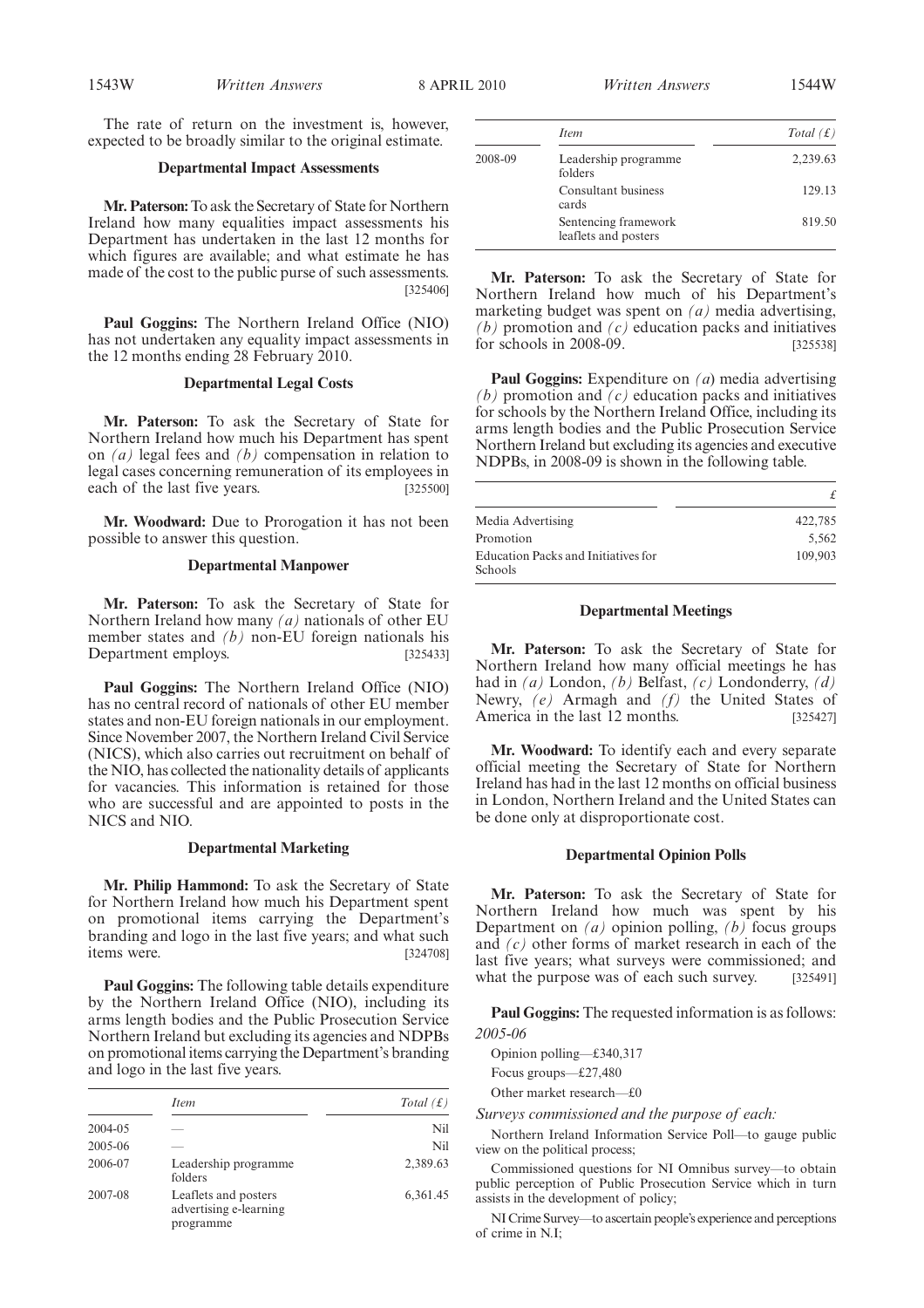The rate of return on the investment is, however, expected to be broadly similar to the original estimate.

### Departmental Impact Assessments

**Mr. Paterson:** To ask the Secretary of State for Northern Ireland how many equalities impact assessments his Department has undertaken in the last 12 months for which figures are available; and what estimate he has made of the cost to the public purse of such assessments. [325406]

**Paul Goggins:** The Northern Ireland Office (NIO) has not undertaken any equality impact assessments in the 12 months ending 28 February 2010.

### Departmental Legal Costs

**Mr. Paterson:** To ask the Secretary of State for Northern Ireland how much his Department has spent on *(a)* legal fees and *(b)* compensation in relation to legal cases concerning remuneration of its employees in each of the last five years. [325500]

**Mr. Woodward:** Due to Prorogation it has not been possible to answer this question.

### Departmental Manpower

**Mr. Paterson:** To ask the Secretary of State for Northern Ireland how many *(a)* nationals of other EU member states and *(b)* non-EU foreign nationals his Department employs. [325433]

**Paul Goggins:** The Northern Ireland Office (NIO) has no central record of nationals of other EU member states and non-EU foreign nationals in our employment. Since November 2007, the Northern Ireland Civil Service (NICS), which also carries out recruitment on behalf of the NIO, has collected the nationality details of applicants for vacancies. This information is retained for those who are successful and are appointed to posts in the NICS and NIO.

### Departmental Marketing

**Mr. Philip Hammond:** To ask the Secretary of State for Northern Ireland how much his Department spent on promotional items carrying the Department's branding and logo in the last five years; and what such items were. [324708]

**Paul Goggins:** The following table details expenditure by the Northern Ireland Office (NIO), including its arms length bodies and the Public Prosecution Service Northern Ireland but excluding its agencies and NDPBs on promotional items carrying the Department's branding and logo in the last five years.

| | *Item* | *Total (£)* |
|---|---|---|
| 2004-05 | — | Nil |
| 2005-06 | — | Nil |
| 2006-07 | Leadership programme folders | 2,389.63 |
| 2007-08 | Leaflets and posters advertising e-learning programme | 6,361.45 |
| 2008-09 | Leadership programme folders | 2,239.63 |
| | Consultant business cards | 129.13 |
| | Sentencing framework leaflets and posters | 819.50 |

**Mr. Paterson:** To ask the Secretary of State for Northern Ireland how much of his Department's marketing budget was spent on *(a)* media advertising, *(b)* promotion and *(c)* education packs and initiatives for schools in 2008-09. [325538]

**Paul Goggins:** Expenditure on *(a)* media advertising *(b)* promotion and *(c)* education packs and initiatives for schools by the Northern Ireland Office, including its arms length bodies and the Public Prosecution Service Northern Ireland but excluding its agencies and executive NDPBs, in 2008-09 is shown in the following table.

| | £ |
|---|---|
| Media Advertising | 422,785 |
| Promotion | 5,562 |
| Education Packs and Initiatives for Schools | 109,903 |

### Departmental Meetings

**Mr. Paterson:** To ask the Secretary of State for Northern Ireland how many official meetings he has had in *(a)* London, *(b)* Belfast, *(c)* Londonderry, *(d)* Newry, *(e)* Armagh and *(f)* the United States of America in the last 12 months. [325427]

**Mr. Woodward:** To identify each and every separate official meeting the Secretary of State for Northern Ireland has had in the last 12 months on official business in London, Northern Ireland and the United States can be done only at disproportionate cost.

### Departmental Opinion Polls

**Mr. Paterson:** To ask the Secretary of State for Northern Ireland how much was spent by his Department on *(a)* opinion polling, *(b)* focus groups and *(c)* other forms of market research in each of the last five years; what surveys were commissioned; and what the purpose was of each such survey. [325491]

**Paul Goggins:** The requested information is as follows:

*2005-06*

Opinion polling—£340,317

Focus groups—£27,480

Other market research—£0

*Surveys commissioned and the purpose of each:*

Northern Ireland Information Service Poll—to gauge public view on the political process;

Commissioned questions for NI Omnibus survey—to obtain public perception of Public Prosecution Service which in turn assists in the development of policy;

NI Crime Survey—to ascertain people's experience and perceptions of crime in N.I;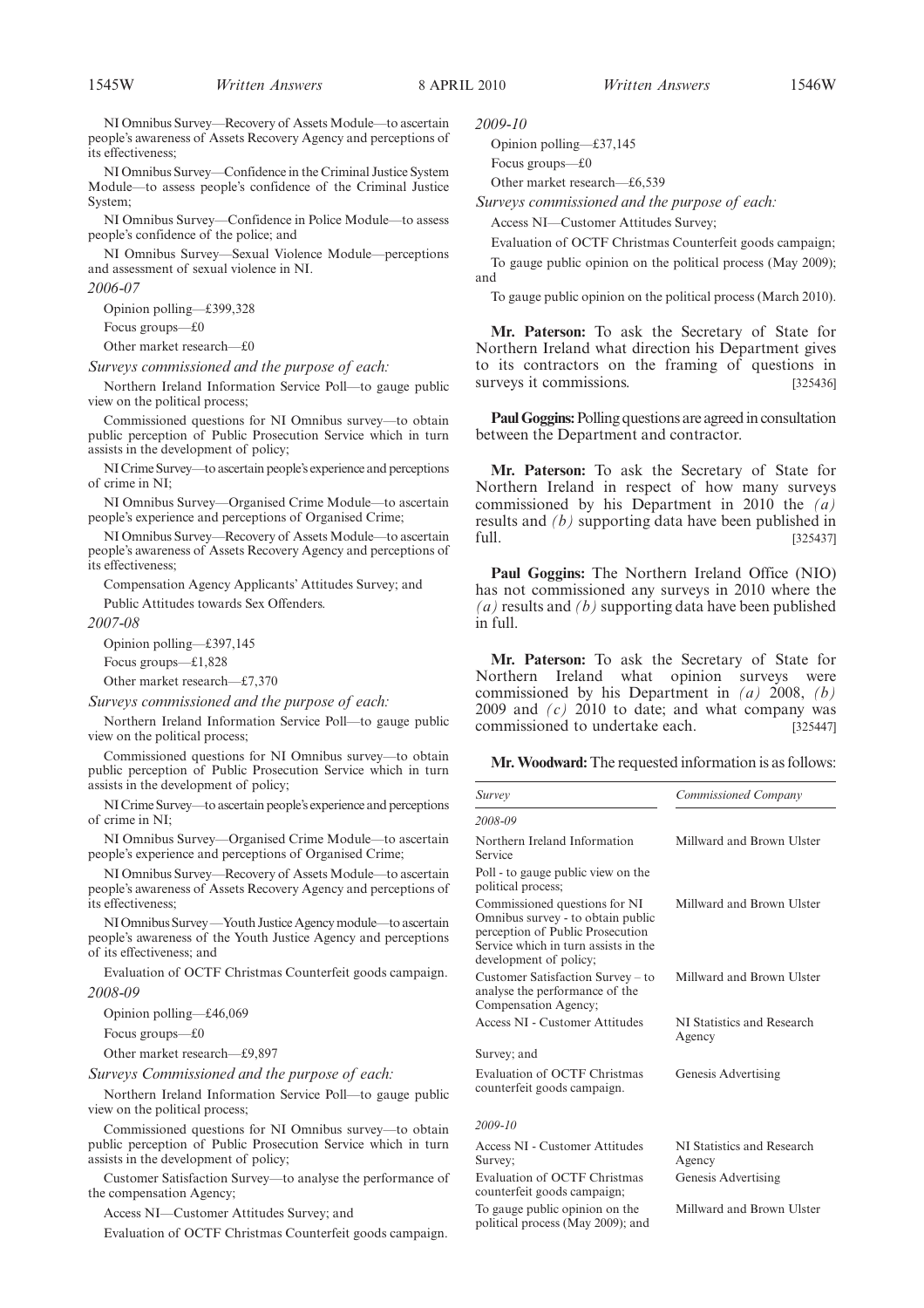NI Omnibus Survey—Recovery of Assets Module—to ascertain people's awareness of Assets Recovery Agency and perceptions of its effectiveness;

NI Omnibus Survey—Confidence in the Criminal Justice System Module—to assess people's confidence of the Criminal Justice System;

NI Omnibus Survey—Confidence in Police Module—to assess people's confidence of the police; and

NI Omnibus Survey—Sexual Violence Module—perceptions and assessment of sexual violence in NI.

*2006-07*

Opinion polling—£399,328

Focus groups—£0

Other market research—£0

*Surveys commissioned and the purpose of each:*

Northern Ireland Information Service Poll—to gauge public view on the political process;

Commissioned questions for NI Omnibus survey—to obtain public perception of Public Prosecution Service which in turn assists in the development of policy;

NI Crime Survey—to ascertain people's experience and perceptions of crime in NI;

NI Omnibus Survey—Organised Crime Module—to ascertain people's experience and perceptions of Organised Crime;

NI Omnibus Survey—Recovery of Assets Module—to ascertain people's awareness of Assets Recovery Agency and perceptions of its effectiveness;

Compensation Agency Applicants' Attitudes Survey; and

Public Attitudes towards Sex Offenders.

*2007-08*

Opinion polling—£397,145

Focus groups—£1,828

Other market research—£7,370

*Surveys commissioned and the purpose of each:*

Northern Ireland Information Service Poll—to gauge public view on the political process;

Commissioned questions for NI Omnibus survey—to obtain public perception of Public Prosecution Service which in turn assists in the development of policy;

NI Crime Survey—to ascertain people's experience and perceptions of crime in NI;

NI Omnibus Survey—Organised Crime Module—to ascertain people's experience and perceptions of Organised Crime;

NI Omnibus Survey—Recovery of Assets Module—to ascertain people's awareness of Assets Recovery Agency and perceptions of its effectiveness;

NI Omnibus Survey—Youth Justice Agency module—to ascertain people's awareness of the Youth Justice Agency and perceptions of its effectiveness; and

Evaluation of OCTF Christmas Counterfeit goods campaign.

*2008-09*

Opinion polling—£46,069

Focus groups—£0

Other market research—£9,897

*Surveys Commissioned and the purpose of each:*

Northern Ireland Information Service Poll—to gauge public view on the political process;

Commissioned questions for NI Omnibus survey—to obtain public perception of Public Prosecution Service which in turn assists in the development of policy;

Customer Satisfaction Survey—to analyse the performance of the compensation Agency;

Access NI—Customer Attitudes Survey; and

Evaluation of OCTF Christmas Counterfeit goods campaign.

*2009-10*

Opinion polling—£37,145

Focus groups—£0

Other market research—£6,539

*Surveys commissioned and the purpose of each:*

Access NI—Customer Attitudes Survey;

Evaluation of OCTF Christmas Counterfeit goods campaign;

To gauge public opinion on the political process (May 2009); and

To gauge public opinion on the political process (March 2010).

**Mr. Paterson:** To ask the Secretary of State for Northern Ireland what direction his Department gives to its contractors on the framing of questions in surveys it commissions. [325436]

**Paul Goggins:** Polling questions are agreed in consultation between the Department and contractor.

**Mr. Paterson:** To ask the Secretary of State for Northern Ireland in respect of how many surveys commissioned by his Department in 2010 the *(a)* results and *(b)* supporting data have been published in full. [325437]

**Paul Goggins:** The Northern Ireland Office (NIO) has not commissioned any surveys in 2010 where the *(a)* results and *(b)* supporting data have been published in full.

**Mr. Paterson:** To ask the Secretary of State for Northern Ireland what opinion surveys were commissioned by his Department in *(a)* 2008, *(b)* 2009 and *(c)* 2010 to date; and what company was commissioned to undertake each. [325447]

**Mr. Woodward:** The requested information is as follows:

| *Survey* | *Commissioned Company* |
|---|---|
| *2008-09* | |
| Northern Ireland Information Service Poll - to gauge public view on the political process; | Millward and Brown Ulster |
| Commissioned questions for NI Omnibus survey - to obtain public perception of Public Prosecution Service which in turn assists in the development of policy; | Millward and Brown Ulster |
| Customer Satisfaction Survey – to analyse the performance of the Compensation Agency; | Millward and Brown Ulster |
| Access NI - Customer Attitudes Survey; and | NI Statistics and Research Agency |
| Evaluation of OCTF Christmas counterfeit goods campaign. | Genesis Advertising |
| *2009-10* | |
| Access NI - Customer Attitudes Survey; | NI Statistics and Research Agency |
| Evaluation of OCTF Christmas counterfeit goods campaign; | Genesis Advertising |
| To gauge public opinion on the political process (May 2009); and | Millward and Brown Ulster |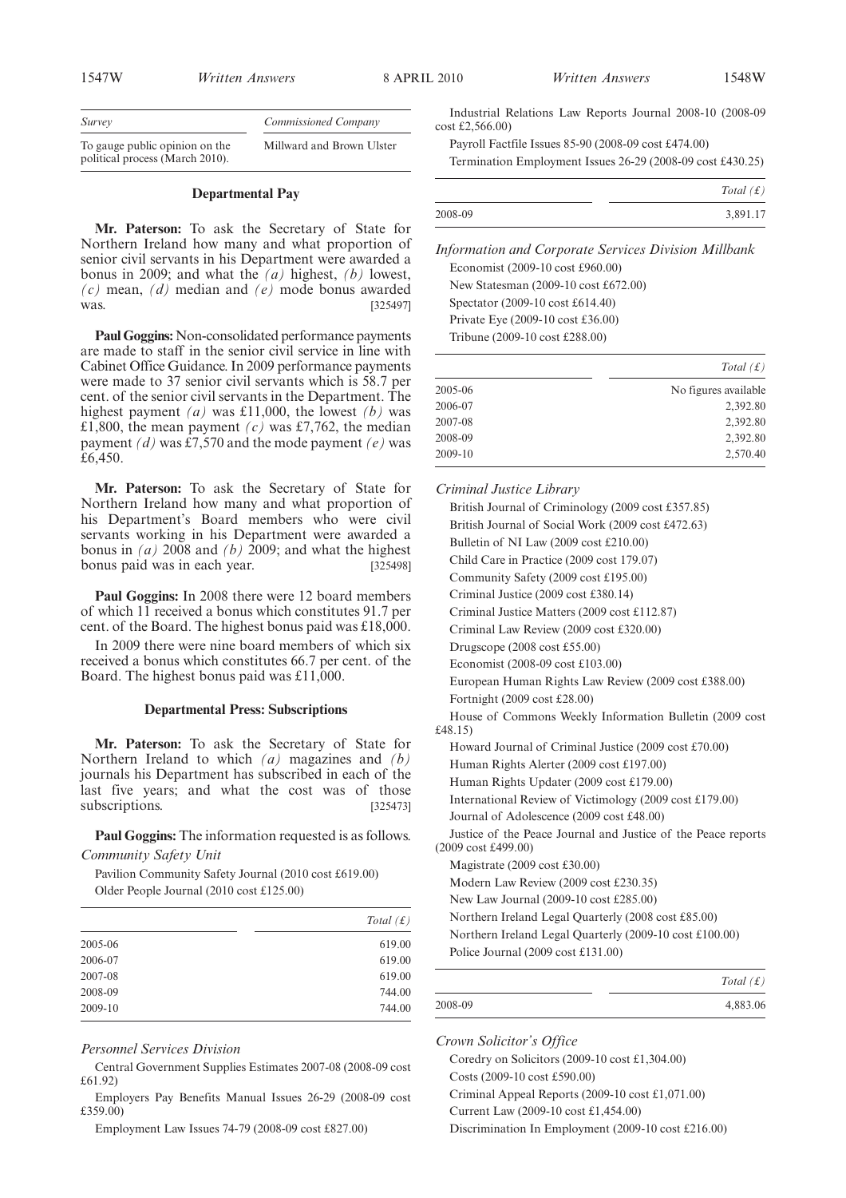| Survey | Commissioned Company |
| --- | --- |
| To gauge public opinion on the political process (March 2010). | Millward and Brown Ulster |

### Departmental Pay

**Mr. Paterson:** To ask the Secretary of State for Northern Ireland how many and what proportion of senior civil servants in his Department were awarded a bonus in 2009; and what the *(a)* highest, *(b)* lowest, *(c)* mean, *(d)* median and *(e)* mode bonus awarded was. [325497]

**Paul Goggins:** Non-consolidated performance payments are made to staff in the senior civil service in line with Cabinet Office Guidance. In 2009 performance payments were made to 37 senior civil servants which is 58.7 per cent. of the senior civil servants in the Department. The highest payment *(a)* was £11,000, the lowest *(b)* was £1,800, the mean payment *(c)* was £7,762, the median payment *(d)* was £7,570 and the mode payment *(e)* was £6,450.

**Mr. Paterson:** To ask the Secretary of State for Northern Ireland how many and what proportion of his Department's Board members who were civil servants working in his Department were awarded a bonus in *(a)* 2008 and *(b)* 2009; and what the highest bonus paid was in each year. [325498]

**Paul Goggins:** In 2008 there were 12 board members of which 11 received a bonus which constitutes 91.7 per cent. of the Board. The highest bonus paid was £18,000.

In 2009 there were nine board members of which six received a bonus which constitutes 66.7 per cent. of the Board. The highest bonus paid was £11,000.

### Departmental Press: Subscriptions

**Mr. Paterson:** To ask the Secretary of State for Northern Ireland to which *(a)* magazines and *(b)* journals his Department has subscribed in each of the last five years; and what the cost was of those subscriptions. [325473]

**Paul Goggins:** The information requested is as follows.

*Community Safety Unit*

Pavilion Community Safety Journal (2010 cost £619.00)

Older People Journal (2010 cost £125.00)

| | Total (£) |
| --- | --- |
| 2005-06 | 619.00 |
| 2006-07 | 619.00 |
| 2007-08 | 619.00 |
| 2008-09 | 744.00 |
| 2009-10 | 744.00 |

*Personnel Services Division*

Central Government Supplies Estimates 2007-08 (2008-09 cost £61.92)

Employers Pay Benefits Manual Issues 26-29 (2008-09 cost £359.00)

Employment Law Issues 74-79 (2008-09 cost £827.00)

Industrial Relations Law Reports Journal 2008-10 (2008-09 cost £2,566.00)

Payroll Factfile Issues 85-90 (2008-09 cost £474.00)

Termination Employment Issues 26-29 (2008-09 cost £430.25)

| | Total (£) |
| --- | --- |
| 2008-09 | 3,891.17 |

*Information and Corporate Services Division Millbank*

Economist (2009-10 cost £960.00)

New Statesman (2009-10 cost £672.00)

Spectator (2009-10 cost £614.40)

Private Eye (2009-10 cost £36.00)

Tribune (2009-10 cost £288.00)

| | Total (£) |
| --- | --- |
| 2005-06 | No figures available |
| 2006-07 | 2,392.80 |
| 2007-08 | 2,392.80 |
| 2008-09 | 2,392.80 |
| 2009-10 | 2,570.40 |

*Criminal Justice Library*

British Journal of Criminology (2009 cost £357.85)

British Journal of Social Work (2009 cost £472.63)

Bulletin of NI Law (2009 cost £210.00)

Child Care in Practice (2009 cost 179.07)

Community Safety (2009 cost £195.00)

Criminal Justice (2009 cost £380.14)

Criminal Justice Matters (2009 cost £112.87)

Criminal Law Review (2009 cost £320.00)

Drugscope (2008 cost £55.00)

Economist (2008-09 cost £103.00)

European Human Rights Law Review (2009 cost £388.00)

Fortnight (2009 cost £28.00)

House of Commons Weekly Information Bulletin (2009 cost £48.15)

Howard Journal of Criminal Justice (2009 cost £70.00)

Human Rights Alerter (2009 cost £197.00)

Human Rights Updater (2009 cost £179.00)

International Review of Victimology (2009 cost £179.00)

Journal of Adolescence (2009 cost £48.00)

Justice of the Peace Journal and Justice of the Peace reports (2009 cost £499.00)

Magistrate (2009 cost £30.00)

Modern Law Review (2009 cost £230.35)

New Law Journal (2009-10 cost £285.00)

Northern Ireland Legal Quarterly (2008 cost £85.00)

Northern Ireland Legal Quarterly (2009-10 cost £100.00)

Police Journal (2009 cost £131.00)

| | Total (£) |
| --- | --- |
| 2008-09 | 4,883.06 |

*Crown Solicitor's Office*

Coredry on Solicitors (2009-10 cost £1,304.00)

Costs (2009-10 cost £590.00)

Criminal Appeal Reports (2009-10 cost £1,071.00)

Current Law (2009-10 cost £1,454.00)

Discrimination In Employment (2009-10 cost £216.00)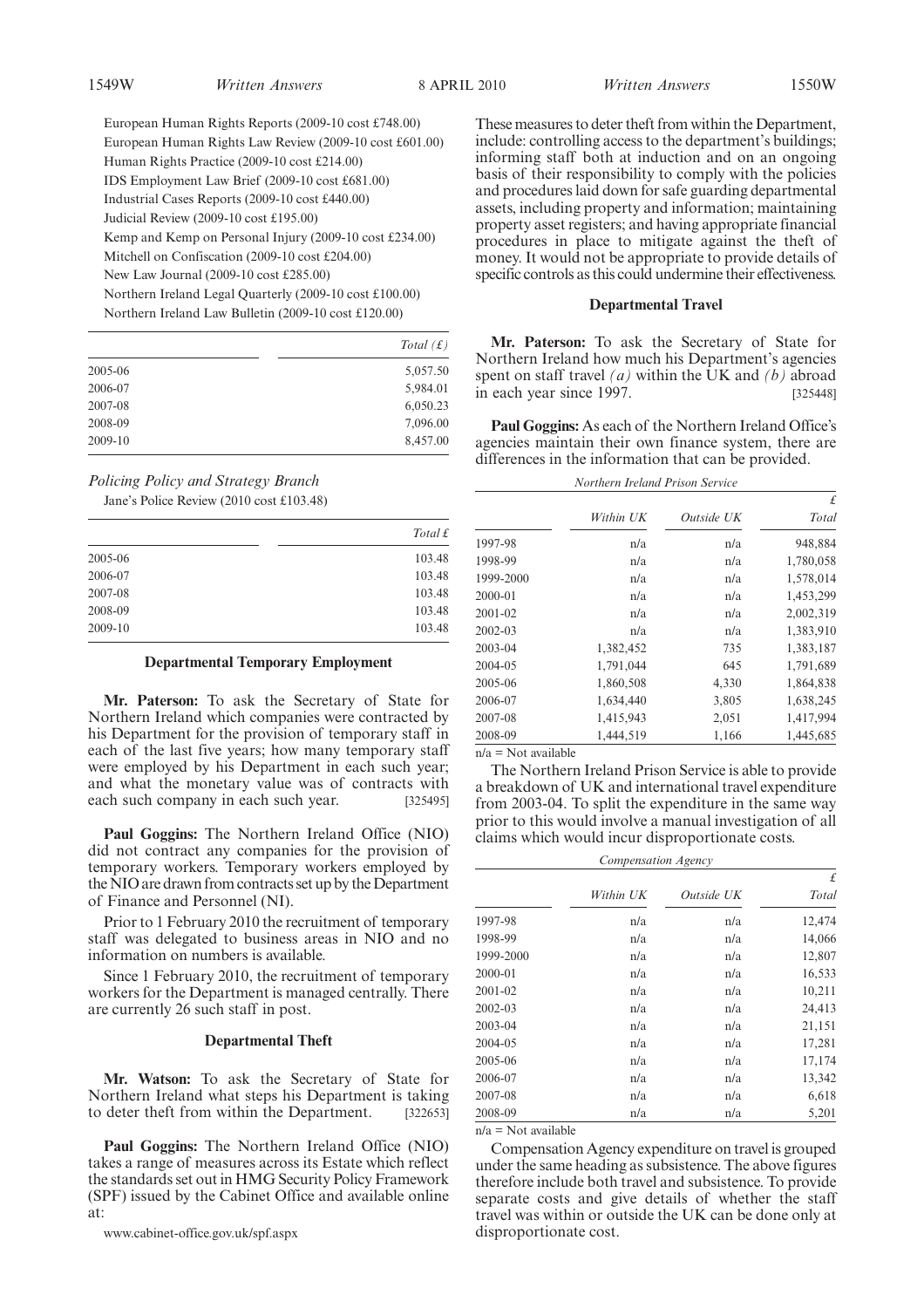European Human Rights Reports (2009-10 cost £748.00)

European Human Rights Law Review (2009-10 cost £601.00)

Human Rights Practice (2009-10 cost £214.00)

IDS Employment Law Brief (2009-10 cost £681.00)

Industrial Cases Reports (2009-10 cost £440.00)

Judicial Review (2009-10 cost £195.00)

Kemp and Kemp on Personal Injury (2009-10 cost £234.00)

Mitchell on Confiscation (2009-10 cost £204.00)

New Law Journal (2009-10 cost £285.00)

Northern Ireland Legal Quarterly (2009-10 cost £100.00)

Northern Ireland Law Bulletin (2009-10 cost £120.00)

| | *Total (£)* |
|---|---|
| 2005-06 | 5,057.50 |
| 2006-07 | 5,984.01 |
| 2007-08 | 6,050.23 |
| 2008-09 | 7,096.00 |
| 2009-10 | 8,457.00 |

*Policing Policy and Strategy Branch*

Jane's Police Review (2010 cost £103.48)

| | *Total £* |
|---|---|
| 2005-06 | 103.48 |
| 2006-07 | 103.48 |
| 2007-08 | 103.48 |
| 2008-09 | 103.48 |
| 2009-10 | 103.48 |

### Departmental Temporary Employment

**Mr. Paterson:** To ask the Secretary of State for Northern Ireland which companies were contracted by his Department for the provision of temporary staff in each of the last five years; how many temporary staff were employed by his Department in each such year; and what the monetary value was of contracts with each such company in each such year. [325495]

**Paul Goggins:** The Northern Ireland Office (NIO) did not contract any companies for the provision of temporary workers. Temporary workers employed by the NIO are drawn from contracts set up by the Department of Finance and Personnel (NI).

Prior to 1 February 2010 the recruitment of temporary staff was delegated to business areas in NIO and no information on numbers is available.

Since 1 February 2010, the recruitment of temporary workers for the Department is managed centrally. There are currently 26 such staff in post.

### Departmental Theft

**Mr. Watson:** To ask the Secretary of State for Northern Ireland what steps his Department is taking to deter theft from within the Department. [322653]

**Paul Goggins:** The Northern Ireland Office (NIO) takes a range of measures across its Estate which reflect the standards set out in HMG Security Policy Framework (SPF) issued by the Cabinet Office and available online at:

www.cabinet-office.gov.uk/spf.aspx

These measures to deter theft from within the Department, include: controlling access to the department's buildings; informing staff both at induction and on an ongoing basis of their responsibility to comply with the policies and procedures laid down for safe guarding departmental assets, including property and information; maintaining property asset registers; and having appropriate financial procedures in place to mitigate against the theft of money. It would not be appropriate to provide details of specific controls as this could undermine their effectiveness.

### Departmental Travel

**Mr. Paterson:** To ask the Secretary of State for Northern Ireland how much his Department's agencies spent on staff travel *(a)* within the UK and *(b)* abroad in each year since 1997. [325448]

**Paul Goggins:** As each of the Northern Ireland Office's agencies maintain their own finance system, there are differences in the information that can be provided.

*Northern Ireland Prison Service*

| | *Within UK* | *Outside UK* | £ *Total* |
|---|---|---|---|
| 1997-98 | n/a | n/a | 948,884 |
| 1998-99 | n/a | n/a | 1,780,058 |
| 1999-2000 | n/a | n/a | 1,578,014 |
| 2000-01 | n/a | n/a | 1,453,299 |
| 2001-02 | n/a | n/a | 2,002,319 |
| 2002-03 | n/a | n/a | 1,383,910 |
| 2003-04 | 1,382,452 | 735 | 1,383,187 |
| 2004-05 | 1,791,044 | 645 | 1,791,689 |
| 2005-06 | 1,860,508 | 4,330 | 1,864,838 |
| 2006-07 | 1,634,440 | 3,805 | 1,638,245 |
| 2007-08 | 1,415,943 | 2,051 | 1,417,994 |
| 2008-09 | 1,444,519 | 1,166 | 1,445,685 |

n/a = Not available

The Northern Ireland Prison Service is able to provide a breakdown of UK and international travel expenditure from 2003-04. To split the expenditure in the same way prior to this would involve a manual investigation of all claims which would incur disproportionate costs.

*Compensation Agency*

| | *Within UK* | *Outside UK* | £ *Total* |
|---|---|---|---|
| 1997-98 | n/a | n/a | 12,474 |
| 1998-99 | n/a | n/a | 14,066 |
| 1999-2000 | n/a | n/a | 12,807 |
| 2000-01 | n/a | n/a | 16,533 |
| 2001-02 | n/a | n/a | 10,211 |
| 2002-03 | n/a | n/a | 24,413 |
| 2003-04 | n/a | n/a | 21,151 |
| 2004-05 | n/a | n/a | 17,281 |
| 2005-06 | n/a | n/a | 17,174 |
| 2006-07 | n/a | n/a | 13,342 |
| 2007-08 | n/a | n/a | 6,618 |
| 2008-09 | n/a | n/a | 5,201 |

n/a = Not available

Compensation Agency expenditure on travel is grouped under the same heading as subsistence. The above figures therefore include both travel and subsistence. To provide separate costs and give details of whether the staff travel was within or outside the UK can be done only at disproportionate cost.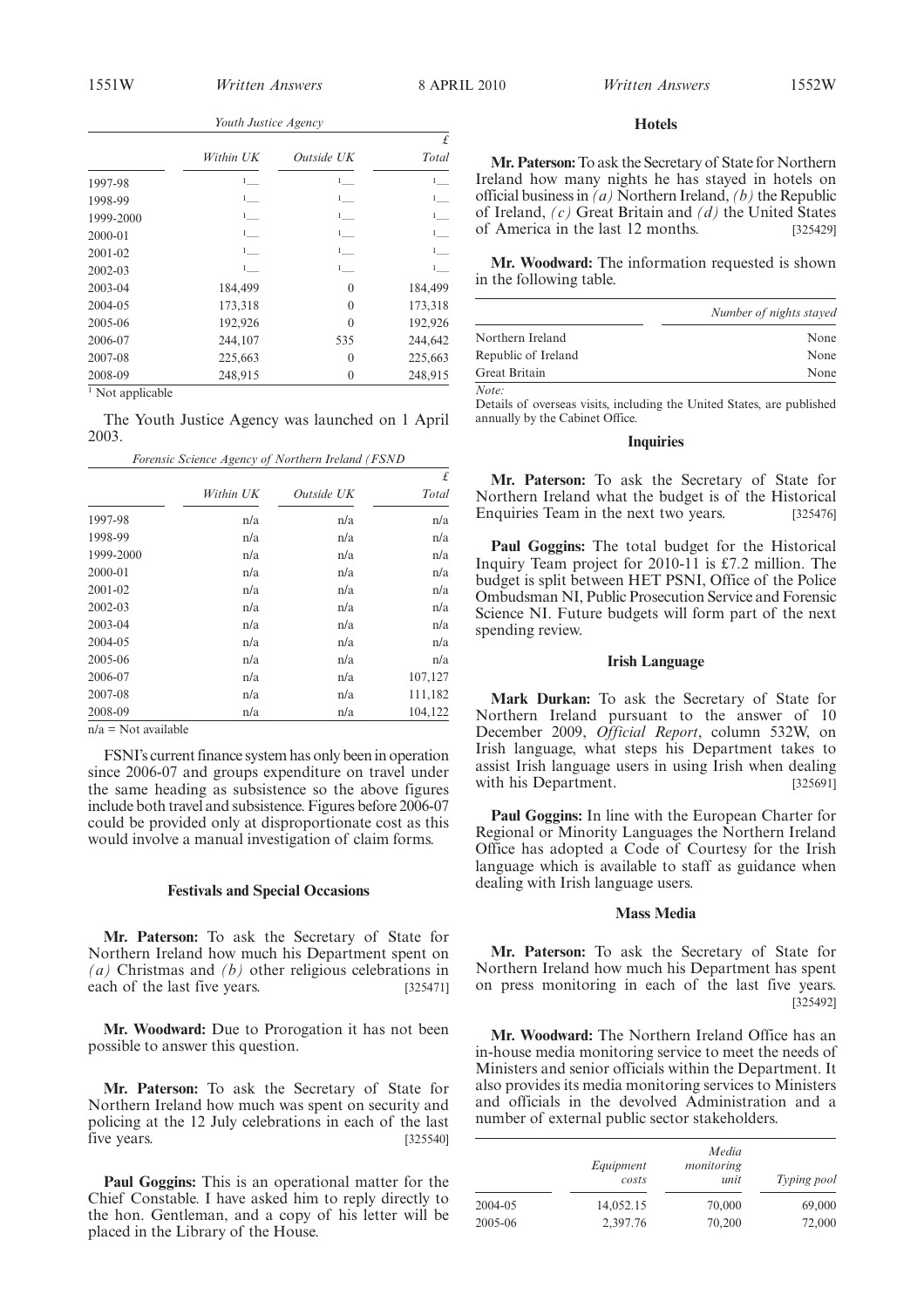*Youth Justice Agency*

| | Within UK | Outside UK | £ Total |
|---|---|---|---|
| 1997-98 | [1]— | [1]— | [1]— |
| 1998-99 | [1]— | [1]— | [1]— |
| 1999-2000 | [1]— | [1]— | [1]— |
| 2000-01 | [1]— | [1]— | [1]— |
| 2001-02 | [1]— | [1]— | [1]— |
| 2002-03 | [1]— | [1]— | [1]— |
| 2003-04 | 184,499 | 0 | 184,499 |
| 2004-05 | 173,318 | 0 | 173,318 |
| 2005-06 | 192,926 | 0 | 192,926 |
| 2006-07 | 244,107 | 535 | 244,642 |
| 2007-08 | 225,663 | 0 | 225,663 |
| 2008-09 | 248,915 | 0 | 248,915 |

[1] Not applicable

The Youth Justice Agency was launched on 1 April 2003.

*Forensic Science Agency of Northern Ireland (FSNI)*

| | Within UK | Outside UK | £ Total |
|---|---|---|---|
| 1997-98 | n/a | n/a | n/a |
| 1998-99 | n/a | n/a | n/a |
| 1999-2000 | n/a | n/a | n/a |
| 2000-01 | n/a | n/a | n/a |
| 2001-02 | n/a | n/a | n/a |
| 2002-03 | n/a | n/a | n/a |
| 2003-04 | n/a | n/a | n/a |
| 2004-05 | n/a | n/a | n/a |
| 2005-06 | n/a | n/a | n/a |
| 2006-07 | n/a | n/a | 107,127 |
| 2007-08 | n/a | n/a | 111,182 |
| 2008-09 | n/a | n/a | 104,122 |

n/a = Not available

FSNI's current finance system has only been in operation since 2006-07 and groups expenditure on travel under the same heading as subsistence so the above figures include both travel and subsistence. Figures before 2006-07 could be provided only at disproportionate cost as this would involve a manual investigation of claim forms.

### Festivals and Special Occasions

**Mr. Paterson:** To ask the Secretary of State for Northern Ireland how much his Department spent on *(a)* Christmas and *(b)* other religious celebrations in each of the last five years. [325471]

**Mr. Woodward:** Due to Prorogation it has not been possible to answer this question.

**Mr. Paterson:** To ask the Secretary of State for Northern Ireland how much was spent on security and policing at the 12 July celebrations in each of the last five years. [325540]

**Paul Goggins:** This is an operational matter for the Chief Constable. I have asked him to reply directly to the hon. Gentleman, and a copy of his letter will be placed in the Library of the House.

### Hotels

**Mr. Paterson:** To ask the Secretary of State for Northern Ireland how many nights he has stayed in hotels on official business in *(a)* Northern Ireland, *(b)* the Republic of Ireland, *(c)* Great Britain and *(d)* the United States of America in the last 12 months. [325429]

**Mr. Woodward:** The information requested is shown in the following table.

| | Number of nights stayed |
|---|---|
| Northern Ireland | None |
| Republic of Ireland | None |
| Great Britain | None |

*Note:*
Details of overseas visits, including the United States, are published annually by the Cabinet Office.

### Inquiries

**Mr. Paterson:** To ask the Secretary of State for Northern Ireland what the budget is of the Historical Enquiries Team in the next two years. [325476]

**Paul Goggins:** The total budget for the Historical Inquiry Team project for 2010-11 is £7.2 million. The budget is split between HET PSNI, Office of the Police Ombudsman NI, Public Prosecution Service and Forensic Science NI. Future budgets will form part of the next spending review.

### Irish Language

**Mark Durkan:** To ask the Secretary of State for Northern Ireland pursuant to the answer of 10 December 2009, *Official Report*, column 532W, on Irish language, what steps his Department takes to assist Irish language users in using Irish when dealing with his Department. [325691]

**Paul Goggins:** In line with the European Charter for Regional or Minority Languages the Northern Ireland Office has adopted a Code of Courtesy for the Irish language which is available to staff as guidance when dealing with Irish language users.

### Mass Media

**Mr. Paterson:** To ask the Secretary of State for Northern Ireland how much his Department has spent on press monitoring in each of the last five years. [325492]

**Mr. Woodward:** The Northern Ireland Office has an in-house media monitoring service to meet the needs of Ministers and senior officials within the Department. It also provides its media monitoring services to Ministers and officials in the devolved Administration and a number of external public sector stakeholders.

| | Equipment costs | Media monitoring unit | Typing pool |
|---|---|---|---|
| 2004-05 | 14,052.15 | 70,000 | 69,000 |
| 2005-06 | 2,397.76 | 70,200 | 72,000 |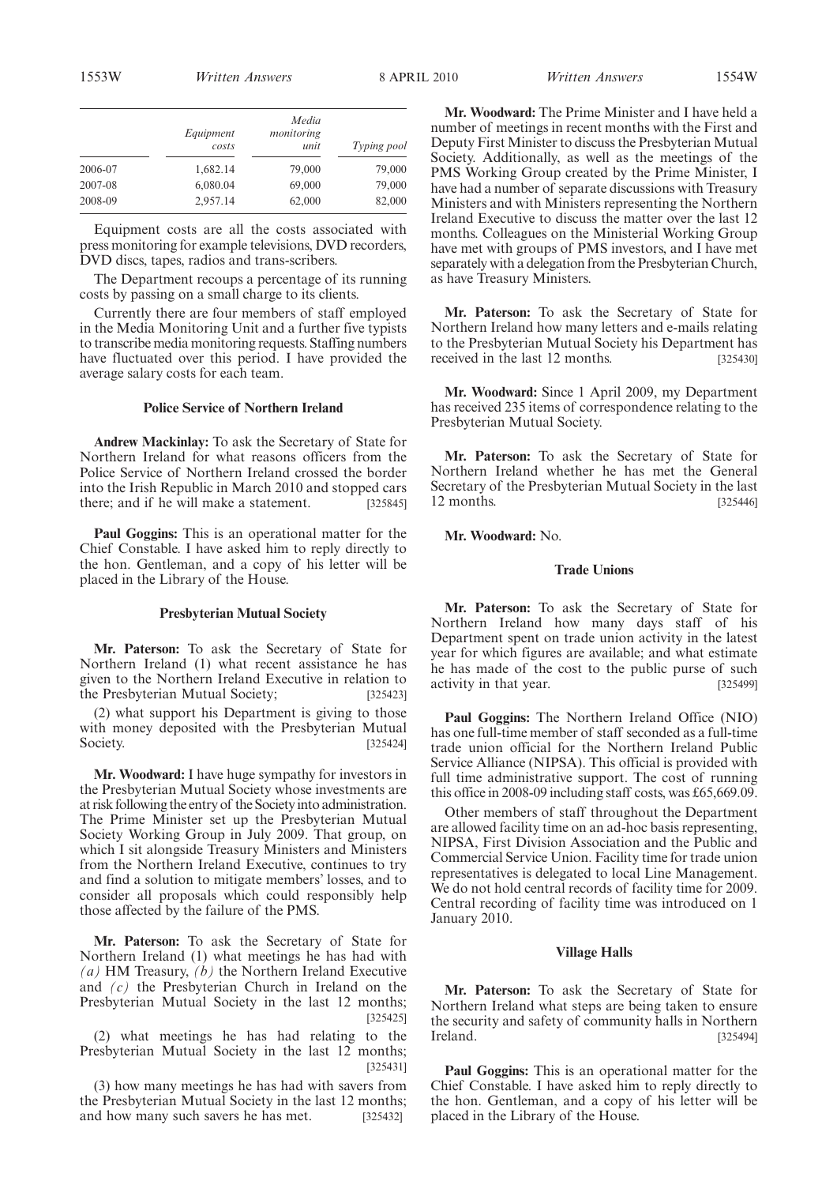| | Equipment costs | Media monitoring unit | Typing pool |
|---|---|---|---|
| 2006-07 | 1,682.14 | 79,000 | 79,000 |
| 2007-08 | 6,080.04 | 69,000 | 79,000 |
| 2008-09 | 2,957.14 | 62,000 | 82,000 |

Equipment costs are all the costs associated with press monitoring for example televisions, DVD recorders, DVD discs, tapes, radios and trans-scribers.

The Department recoups a percentage of its running costs by passing on a small charge to its clients.

Currently there are four members of staff employed in the Media Monitoring Unit and a further five typists to transcribe media monitoring requests. Staffing numbers have fluctuated over this period. I have provided the average salary costs for each team.

### Police Service of Northern Ireland

**Andrew Mackinlay:** To ask the Secretary of State for Northern Ireland for what reasons officers from the Police Service of Northern Ireland crossed the border into the Irish Republic in March 2010 and stopped cars there; and if he will make a statement. [325845]

**Paul Goggins:** This is an operational matter for the Chief Constable. I have asked him to reply directly to the hon. Gentleman, and a copy of his letter will be placed in the Library of the House.

### Presbyterian Mutual Society

**Mr. Paterson:** To ask the Secretary of State for Northern Ireland (1) what recent assistance he has given to the Northern Ireland Executive in relation to the Presbyterian Mutual Society; [325423]

(2) what support his Department is giving to those with money deposited with the Presbyterian Mutual Society. [325424]

**Mr. Woodward:** I have huge sympathy for investors in the Presbyterian Mutual Society whose investments are at risk following the entry of the Society into administration. The Prime Minister set up the Presbyterian Mutual Society Working Group in July 2009. That group, on which I sit alongside Treasury Ministers and Ministers from the Northern Ireland Executive, continues to try and find a solution to mitigate members' losses, and to consider all proposals which could responsibly help those affected by the failure of the PMS.

**Mr. Paterson:** To ask the Secretary of State for Northern Ireland (1) what meetings he has had with *(a)* HM Treasury, *(b)* the Northern Ireland Executive and *(c)* the Presbyterian Church in Ireland on the Presbyterian Mutual Society in the last 12 months; [325425]

(2) what meetings he has had relating to the Presbyterian Mutual Society in the last 12 months; [325431]

(3) how many meetings he has had with savers from the Presbyterian Mutual Society in the last 12 months; and how many such savers he has met. [325432]

**Mr. Woodward:** The Prime Minister and I have held a number of meetings in recent months with the First and Deputy First Minister to discuss the Presbyterian Mutual Society. Additionally, as well as the meetings of the PMS Working Group created by the Prime Minister, I have had a number of separate discussions with Treasury Ministers and with Ministers representing the Northern Ireland Executive to discuss the matter over the last 12 months. Colleagues on the Ministerial Working Group have met with groups of PMS investors, and I have met separately with a delegation from the Presbyterian Church, as have Treasury Ministers.

**Mr. Paterson:** To ask the Secretary of State for Northern Ireland how many letters and e-mails relating to the Presbyterian Mutual Society his Department has received in the last 12 months. [325430]

**Mr. Woodward:** Since 1 April 2009, my Department has received 235 items of correspondence relating to the Presbyterian Mutual Society.

**Mr. Paterson:** To ask the Secretary of State for Northern Ireland whether he has met the General Secretary of the Presbyterian Mutual Society in the last 12 months. [325446]

**Mr. Woodward:** No.

### Trade Unions

**Mr. Paterson:** To ask the Secretary of State for Northern Ireland how many days staff of his Department spent on trade union activity in the latest year for which figures are available; and what estimate he has made of the cost to the public purse of such activity in that year. [325499]

**Paul Goggins:** The Northern Ireland Office (NIO) has one full-time member of staff seconded as a full-time trade union official for the Northern Ireland Public Service Alliance (NIPSA). This official is provided with full time administrative support. The cost of running this office in 2008-09 including staff costs, was £65,669.09.

Other members of staff throughout the Department are allowed facility time on an ad-hoc basis representing, NIPSA, First Division Association and the Public and Commercial Service Union. Facility time for trade union representatives is delegated to local Line Management. We do not hold central records of facility time for 2009. Central recording of facility time was introduced on 1 January 2010.

### Village Halls

**Mr. Paterson:** To ask the Secretary of State for Northern Ireland what steps are being taken to ensure the security and safety of community halls in Northern Ireland. [325494]

**Paul Goggins:** This is an operational matter for the Chief Constable. I have asked him to reply directly to the hon. Gentleman, and a copy of his letter will be placed in the Library of the House.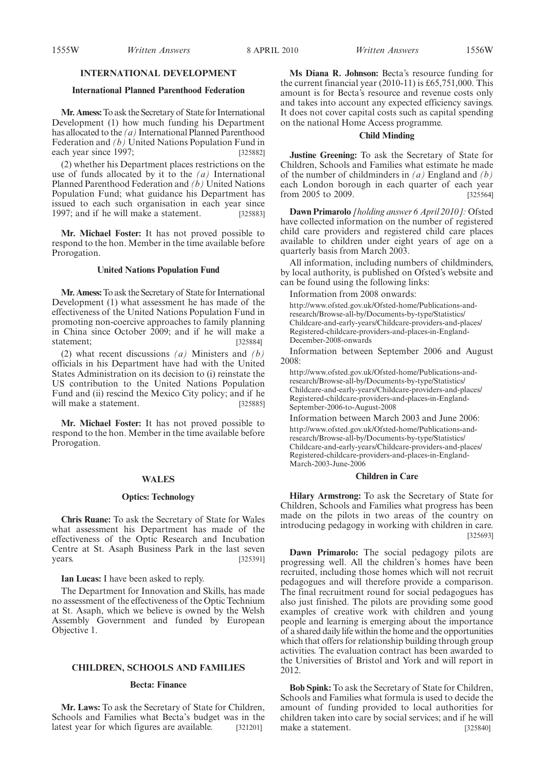## INTERNATIONAL DEVELOPMENT

### International Planned Parenthood Federation

**Mr. Amess:** To ask the Secretary of State for International Development (1) how much funding his Department has allocated to the *(a)* International Planned Parenthood Federation and *(b)* United Nations Population Fund in each year since 1997; [325882]

(2) whether his Department places restrictions on the use of funds allocated by it to the *(a)* International Planned Parenthood Federation and *(b)* United Nations Population Fund; what guidance his Department has issued to each such organisation in each year since 1997; and if he will make a statement. [325883]

**Mr. Michael Foster:** It has not proved possible to respond to the hon. Member in the time available before Prorogation.

### United Nations Population Fund

**Mr. Amess:** To ask the Secretary of State for International Development (1) what assessment he has made of the effectiveness of the United Nations Population Fund in promoting non-coercive approaches to family planning in China since October 2009; and if he will make a statement; [325884]

(2) what recent discussions *(a)* Ministers and *(b)* officials in his Department have had with the United States Administration on its decision to (i) reinstate the US contribution to the United Nations Population Fund and (ii) rescind the Mexico City policy; and if he will make a statement. [325885]

**Mr. Michael Foster:** It has not proved possible to respond to the hon. Member in the time available before Prorogation.

## WALES

### Optics: Technology

**Chris Ruane:** To ask the Secretary of State for Wales what assessment his Department has made of the effectiveness of the Optic Research and Incubation Centre at St. Asaph Business Park in the last seven years. [325391]

**Ian Lucas:** I have been asked to reply.

The Department for Innovation and Skills, has made no assessment of the effectiveness of the Optic Technium at St. Asaph, which we believe is owned by the Welsh Assembly Government and funded by European Objective 1.

## CHILDREN, SCHOOLS AND FAMILIES

### Becta: Finance

**Mr. Laws:** To ask the Secretary of State for Children, Schools and Families what Becta's budget was in the latest year for which figures are available. [321201]

**Ms Diana R. Johnson:** Becta's resource funding for the current financial year (2010-11) is £65,751,000. This amount is for Becta's resource and revenue costs only and takes into account any expected efficiency savings. It does not cover capital costs such as capital spending on the national Home Access programme.

### Child Minding

**Justine Greening:** To ask the Secretary of State for Children, Schools and Families what estimate he made of the number of childminders in *(a)* England and *(b)* each London borough in each quarter of each year from 2005 to 2009. [325564]

**Dawn Primarolo** *[holding answer 6 April 2010]:* Ofsted have collected information on the number of registered child care providers and registered child care places available to children under eight years of age on a quarterly basis from March 2003.

All information, including numbers of childminders, by local authority, is published on Ofsted's website and can be found using the following links:

Information from 2008 onwards:

http://www.ofsted.gov.uk/Ofsted-home/Publications-and-research/Browse-all-by/Documents-by-type/Statistics/Childcare-and-early-years/Childcare-providers-and-places/Registered-childcare-providers-and-places-in-England-December-2008-onwards

Information between September 2006 and August 2008:

http://www.ofsted.gov.uk/Ofsted-home/Publications-and-research/Browse-all-by/Documents-by-type/Statistics/Childcare-and-early-years/Childcare-providers-and-places/Registered-childcare-providers-and-places-in-England-September-2006-to-August-2008

Information between March 2003 and June 2006:

http://www.ofsted.gov.uk/Ofsted-home/Publications-and-research/Browse-all-by/Documents-by-type/Statistics/Childcare-and-early-years/Childcare-providers-and-places/Registered-childcare-providers-and-places-in-England-March-2003-June-2006

### Children in Care

**Hilary Armstrong:** To ask the Secretary of State for Children, Schools and Families what progress has been made on the pilots in two areas of the country on introducing pedagogy in working with children in care. [325693]

**Dawn Primarolo:** The social pedagogy pilots are progressing well. All the children's homes have been recruited, including those homes which will not recruit pedagogues and will therefore provide a comparison. The final recruitment round for social pedagogues has also just finished. The pilots are providing some good examples of creative work with children and young people and learning is emerging about the importance of a shared daily life within the home and the opportunities which that offers for relationship building through group activities. The evaluation contract has been awarded to the Universities of Bristol and York and will report in 2012.

**Bob Spink:** To ask the Secretary of State for Children, Schools and Families what formula is used to decide the amount of funding provided to local authorities for children taken into care by social services; and if he will make a statement. [325840]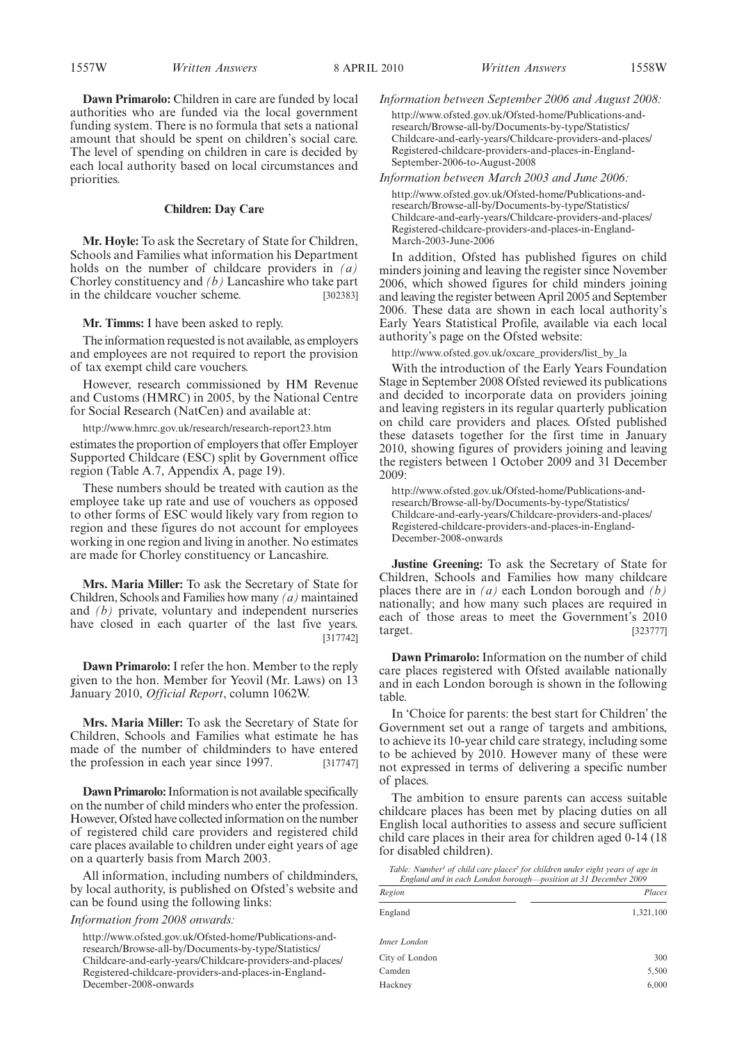**Dawn Primarolo:** Children in care are funded by local authorities who are funded via the local government funding system. There is no formula that sets a national amount that should be spent on children's social care. The level of spending on children in care is decided by each local authority based on local circumstances and priorities.

### Children: Day Care

**Mr. Hoyle:** To ask the Secretary of State for Children, Schools and Families what information his Department holds on the number of childcare providers in *(a)* Chorley constituency and *(b)* Lancashire who take part in the childcare voucher scheme. [302383]

**Mr. Timms:** I have been asked to reply.

The information requested is not available, as employers and employees are not required to report the provision of tax exempt child care vouchers.

However, research commissioned by HM Revenue and Customs (HMRC) in 2005, by the National Centre for Social Research (NatCen) and available at:

http://www.hmrc.gov.uk/research/research-report23.htm

estimates the proportion of employers that offer Employer Supported Childcare (ESC) split by Government office region (Table A.7, Appendix A, page 19).

These numbers should be treated with caution as the employee take up rate and use of vouchers as opposed to other forms of ESC would likely vary from region to region and these figures do not account for employees working in one region and living in another. No estimates are made for Chorley constituency or Lancashire.

**Mrs. Maria Miller:** To ask the Secretary of State for Children, Schools and Families how many *(a)* maintained and *(b)* private, voluntary and independent nurseries have closed in each quarter of the last five years. [317742]

**Dawn Primarolo:** I refer the hon. Member to the reply given to the hon. Member for Yeovil (Mr. Laws) on 13 January 2010, *Official Report*, column 1062W.

**Mrs. Maria Miller:** To ask the Secretary of State for Children, Schools and Families what estimate he has made of the number of childminders to have entered the profession in each year since 1997. [317747]

**Dawn Primarolo:** Information is not available specifically on the number of child minders who enter the profession. However, Ofsted have collected information on the number of registered child care providers and registered child care places available to children under eight years of age on a quarterly basis from March 2003.

All information, including numbers of childminders, by local authority, is published on Ofsted's website and can be found using the following links:

*Information from 2008 onwards:*

http://www.ofsted.gov.uk/Ofsted-home/Publications-and-research/Browse-all-by/Documents-by-type/Statistics/Childcare-and-early-years/Childcare-providers-and-places/Registered-childcare-providers-and-places-in-England-December-2008-onwards

*Information between September 2006 and August 2008:*

http://www.ofsted.gov.uk/Ofsted-home/Publications-and-research/Browse-all-by/Documents-by-type/Statistics/Childcare-and-early-years/Childcare-providers-and-places/Registered-childcare-providers-and-places-in-England-September-2006-to-August-2008

*Information between March 2003 and June 2006:*

http://www.ofsted.gov.uk/Ofsted-home/Publications-and-research/Browse-all-by/Documents-by-type/Statistics/Childcare-and-early-years/Childcare-providers-and-places/Registered-childcare-providers-and-places-in-England-March-2003-June-2006

In addition, Ofsted has published figures on child minders joining and leaving the register since November 2006, which showed figures for child minders joining and leaving the register between April 2005 and September 2006. These data are shown in each local authority's Early Years Statistical Profile, available via each local authority's page on the Ofsted website:

http://www.ofsted.gov.uk/oxcare_providers/list_by_la

With the introduction of the Early Years Foundation Stage in September 2008 Ofsted reviewed its publications and decided to incorporate data on providers joining and leaving registers in its regular quarterly publication on child care providers and places. Ofsted published these datasets together for the first time in January 2010, showing figures of providers joining and leaving the registers between 1 October 2009 and 31 December 2009:

http://www.ofsted.gov.uk/Ofsted-home/Publications-and-research/Browse-all-by/Documents-by-type/Statistics/Childcare-and-early-years/Childcare-providers-and-places/Registered-childcare-providers-and-places-in-England-December-2008-onwards

**Justine Greening:** To ask the Secretary of State for Children, Schools and Families how many childcare places there are in *(a)* each London borough and *(b)* nationally; and how many such places are required in each of those areas to meet the Government's 2010 target. [323777]

**Dawn Primarolo:** Information on the number of child care places registered with Ofsted available nationally and in each London borough is shown in the following table.

In 'Choice for parents: the best start for Children' the Government set out a range of targets and ambitions, to achieve its 10-year child care strategy, including some to be achieved by 2010. However many of these were not expressed in terms of delivering a specific number of places.

The ambition to ensure parents can access suitable childcare places has been met by placing duties on all English local authorities to assess and secure sufficient child care places in their area for children aged 0-14 (18 for disabled children).

*Table: Number[1] of child care places[2] for children under eight years of age in England and in each London borough—position at 31 December 2009*

| Region | Places |
|---|---|
| England | 1,321,100 |
| | |
| *Inner London* | |
| City of London | 300 |
| Camden | 5,500 |
| Hackney | 6,000 |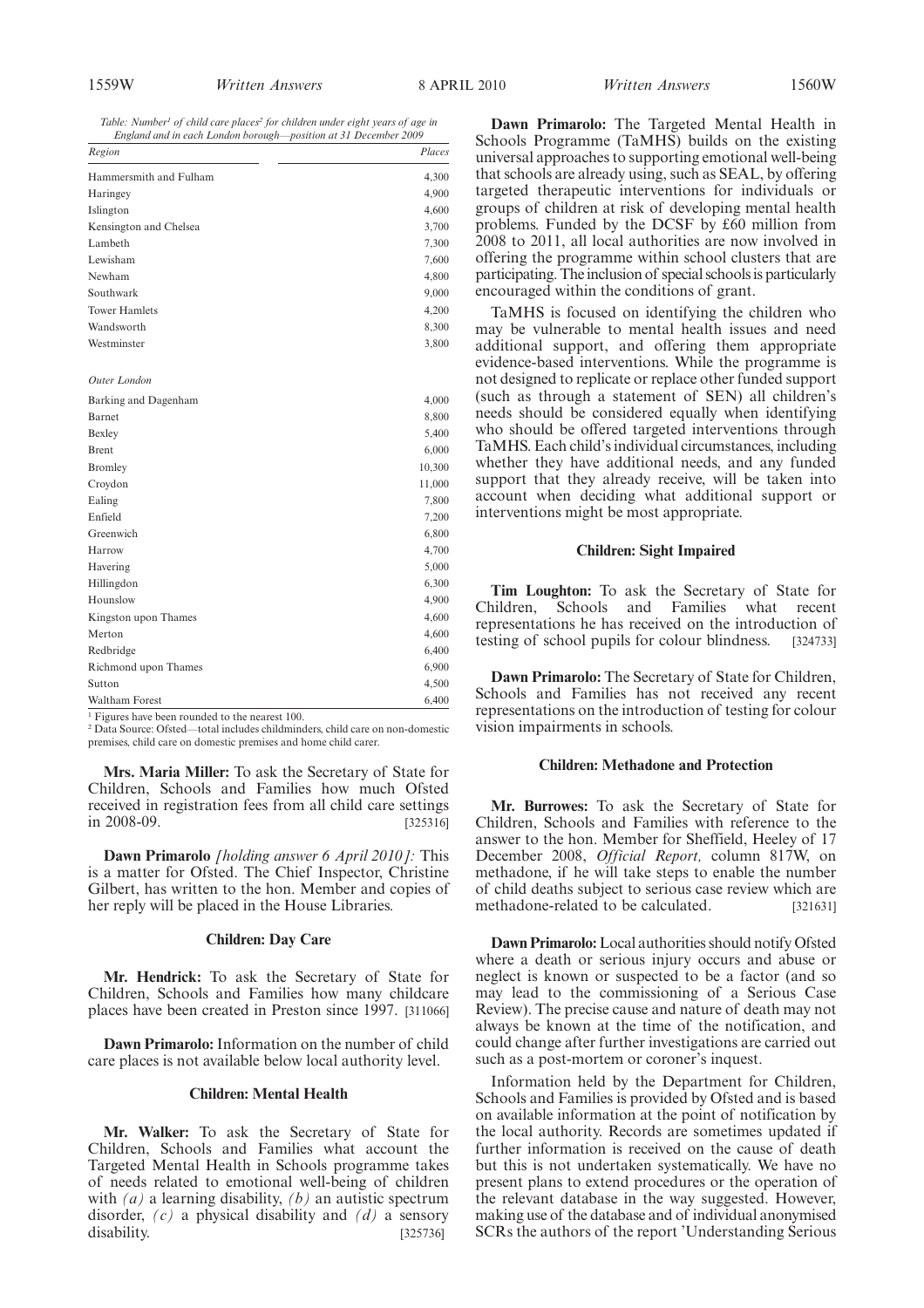*Table: Number[1] of child care places[2] for children under eight years of age in England and in each London borough—position at 31 December 2009*

| Region | Places |
|---|---|
| Hammersmith and Fulham | 4,300 |
| Haringey | 4,900 |
| Islington | 4,600 |
| Kensington and Chelsea | 3,700 |
| Lambeth | 7,300 |
| Lewisham | 7,600 |
| Newham | 4,800 |
| Southwark | 9,000 |
| Tower Hamlets | 4,200 |
| Wandsworth | 8,300 |
| Westminster | 3,800 |
| *Outer London* | |
| Barking and Dagenham | 4,000 |
| Barnet | 8,800 |
| Bexley | 5,400 |
| Brent | 6,000 |
| Bromley | 10,300 |
| Croydon | 11,000 |
| Ealing | 7,800 |
| Enfield | 7,200 |
| Greenwich | 6,800 |
| Harrow | 4,700 |
| Havering | 5,000 |
| Hillingdon | 6,300 |
| Hounslow | 4,900 |
| Kingston upon Thames | 4,600 |
| Merton | 4,600 |
| Redbridge | 6,400 |
| Richmond upon Thames | 6,900 |
| Sutton | 4,500 |
| Waltham Forest | 6,400 |

[1] Figures have been rounded to the nearest 100.
[2] Data Source: Ofsted—total includes childminders, child care on non-domestic premises, child care on domestic premises and home child carer.

**Mrs. Maria Miller:** To ask the Secretary of State for Children, Schools and Families how much Ofsted received in registration fees from all child care settings in 2008-09. [325316]

**Dawn Primarolo** *[holding answer 6 April 2010]:* This is a matter for Ofsted. The Chief Inspector, Christine Gilbert, has written to the hon. Member and copies of her reply will be placed in the House Libraries.

### Children: Day Care

**Mr. Hendrick:** To ask the Secretary of State for Children, Schools and Families how many childcare places have been created in Preston since 1997. [311066]

**Dawn Primarolo:** Information on the number of child care places is not available below local authority level.

### Children: Mental Health

**Mr. Walker:** To ask the Secretary of State for Children, Schools and Families what account the Targeted Mental Health in Schools programme takes of needs related to emotional well-being of children with *(a)* a learning disability, *(b)* an autistic spectrum disorder, *(c)* a physical disability and *(d)* a sensory disability. [325736]

**Dawn Primarolo:** The Targeted Mental Health in Schools Programme (TaMHS) builds on the existing universal approaches to supporting emotional well-being that schools are already using, such as SEAL, by offering targeted therapeutic interventions for individuals or groups of children at risk of developing mental health problems. Funded by the DCSF by £60 million from 2008 to 2011, all local authorities are now involved in offering the programme within school clusters that are participating. The inclusion of special schools is particularly encouraged within the conditions of grant.

TaMHS is focused on identifying the children who may be vulnerable to mental health issues and need additional support, and offering them appropriate evidence-based interventions. While the programme is not designed to replicate or replace other funded support (such as through a statement of SEN) all children's needs should be considered equally when identifying who should be offered targeted interventions through TaMHS. Each child's individual circumstances, including whether they have additional needs, and any funded support that they already receive, will be taken into account when deciding what additional support or interventions might be most appropriate.

### Children: Sight Impaired

**Tim Loughton:** To ask the Secretary of State for Children, Schools and Families what recent representations he has received on the introduction of testing of school pupils for colour blindness. [324733]

**Dawn Primarolo:** The Secretary of State for Children, Schools and Families has not received any recent representations on the introduction of testing for colour vision impairments in schools.

### Children: Methadone and Protection

**Mr. Burrowes:** To ask the Secretary of State for Children, Schools and Families with reference to the answer to the hon. Member for Sheffield, Heeley of 17 December 2008, *Official Report,* column 817W, on methadone, if he will take steps to enable the number of child deaths subject to serious case review which are methadone-related to be calculated. [321631]

**Dawn Primarolo:** Local authorities should notify Ofsted where a death or serious injury occurs and abuse or neglect is known or suspected to be a factor (and so may lead to the commissioning of a Serious Case Review). The precise cause and nature of death may not always be known at the time of the notification, and could change after further investigations are carried out such as a post-mortem or coroner's inquest.

Information held by the Department for Children, Schools and Families is provided by Ofsted and is based on available information at the point of notification by the local authority. Records are sometimes updated if further information is received on the cause of death but this is not undertaken systematically. We have no present plans to extend procedures or the operation of the relevant database in the way suggested. However, making use of the database and of individual anonymised SCRs the authors of the report 'Understanding Serious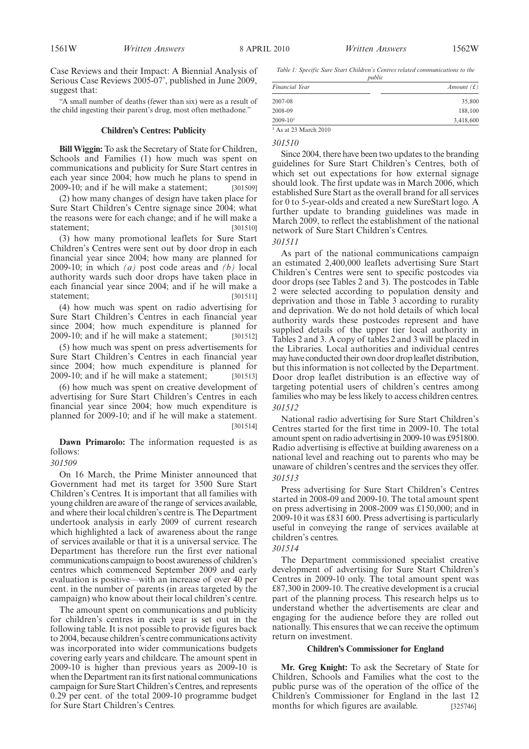Case Reviews and their Impact: A Biennial Analysis of Serious Case Reviews 2005-07', published in June 2009, suggest that:

"A small number of deaths (fewer than six) were as a result of the child ingesting their parent's drug, most often methadone."

## Children's Centres: Publicity

**Bill Wiggin:** To ask the Secretary of State for Children, Schools and Families (1) how much was spent on communications and publicity for Sure Start centres in each year since 2004; how much he plans to spend in 2009-10; and if he will make a statement; [301509]

(2) how many changes of design have taken place for Sure Start Children's Centre signage since 2004; what the reasons were for each change; and if he will make a statement; [301510]

(3) how many promotional leaflets for Sure Start Children's Centres were sent out by door drop in each financial year since 2004; how many are planned for 2009-10; in which *(a)* post code areas and *(b)* local authority wards such door drops have taken place in each financial year since 2004; and if he will make a statement; [301511]

(4) how much was spent on radio advertising for Sure Start Children's Centres in each financial year since 2004; how much expenditure is planned for 2009-10; and if he will make a statement; [301512]

(5) how much was spent on press advertisements for Sure Start Children's Centres in each financial year since 2004; how much expenditure is planned for 2009-10; and if he will make a statement; [301513]

(6) how much was spent on creative development of advertising for Sure Start Children's Centres in each financial year since 2004; how much expenditure is planned for 2009-10; and if he will make a statement. [301514]

**Dawn Primarolo:** The information requested is as follows:

*301509*

On 16 March, the Prime Minister announced that Government had met its target for 3500 Sure Start Children's Centres. It is important that all families with young children are aware of the range of services available, and where their local children's centre is. The Department undertook analysis in early 2009 of current research which highlighted a lack of awareness about the range of services available or that it is a universal service. The Department has therefore run the first ever national communications campaign to boost awareness of children's centres which commenced September 2009 and early evaluation is positive—with an increase of over 40 per cent. in the number of parents (in areas targeted by the campaign) who know about their local children's centre.

The amount spent on communications and publicity for children's centres in each year is set out in the following table. It is not possible to provide figures back to 2004, because children's centre communications activity was incorporated into wider communications budgets covering early years and childcare. The amount spent in 2009-10 is higher than previous years as 2009-10 is when the Department ran its first national communications campaign for Sure Start Children's Centres, and represents 0.29 per cent. of the total 2009-10 programme budget for Sure Start Children's Centres.

*Table 1: Specific Sure Start Children's Centres related communications to the public*

| *Financial Year* | *Amount (£)* |
|---|---|
| 2007-08 | 35,800 |
| 2008-09 | 188,100 |
| 2009-10[1] | 3,418,600 |

[1] As at 23 March 2010

*301510*

Since 2004, there have been two updates to the branding guidelines for Sure Start Children's Centres, both of which set out expectations for how external signage should look. The first update was in March 2006, which established Sure Start as the overall brand for all services for 0 to 5-year-olds and created a new SureStart logo. A further update to branding guidelines was made in March 2009, to reflect the establishment of the national network of Sure Start Children's Centres.

*301511*

As part of the national communications campaign an estimated 2,400,000 leaflets advertising Sure Start Children's Centres were sent to specific postcodes via door drops (see Tables 2 and 3). The postcodes in Table 2 were selected according to population density and deprivation and those in Table 3 according to rurality and deprivation. We do not hold details of which local authority wards these postcodes represent and have supplied details of the upper tier local authority in Tables 2 and 3. A copy of tables 2 and 3 will be placed in the Libraries. Local authorities and individual centres may have conducted their own door drop leaflet distribution, but this information is not collected by the Department. Door drop leaflet distribution is an effective way of targeting potential users of children's centres among families who may be less likely to access children centres.

*301512*

National radio advertising for Sure Start Children's Centres started for the first time in 2009-10. The total amount spent on radio advertising in 2009-10 was £951800. Radio advertising is effective at building awareness on a national level and reaching out to parents who may be unaware of children's centres and the services they offer.

*301513*

Press advertising for Sure Start Children's Centres started in 2008-09 and 2009-10. The total amount spent on press advertising in 2008-2009 was £150,000; and in 2009-10 it was £831 600. Press advertising is particularly useful in conveying the range of services available at children's centres.

*301514*

The Department commissioned specialist creative development of advertising for Sure Start Children's Centres in 2009-10 only. The total amount spent was £87,300 in 2009-10. The creative development is a crucial part of the planning process. This research helps us to understand whether the advertisements are clear and engaging for the audience before they are rolled out nationally. This ensures that we can receive the optimum return on investment.

## Children's Commissioner for England

**Mr. Greg Knight:** To ask the Secretary of State for Children, Schools and Families what the cost to the public purse was of the operation of the office of the Children's Commissioner for England in the last 12 months for which figures are available. [325746]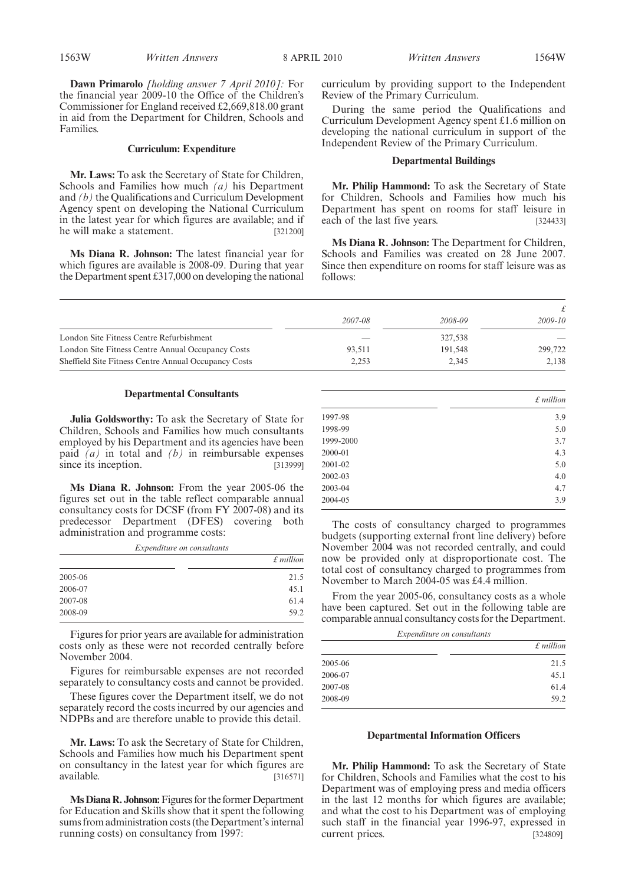**Dawn Primarolo** *[holding answer 7 April 2010]:* For the financial year 2009-10 the Office of the Children's Commissioner for England received £2,669,818.00 grant in aid from the Department for Children, Schools and Families.

### Curriculum: Expenditure

**Mr. Laws:** To ask the Secretary of State for Children, Schools and Families how much *(a)* his Department and *(b)* the Qualifications and Curriculum Development Agency spent on developing the National Curriculum in the latest year for which figures are available; and if he will make a statement. [321200]

**Ms Diana R. Johnson:** The latest financial year for which figures are available is 2008-09. During that year the Department spent £317,000 on developing the national curriculum by providing support to the Independent Review of the Primary Curriculum.

During the same period the Qualifications and Curriculum Development Agency spent £1.6 million on developing the national curriculum in support of the Independent Review of the Primary Curriculum.

### Departmental Buildings

**Mr. Philip Hammond:** To ask the Secretary of State for Children, Schools and Families how much his Department has spent on rooms for staff leisure in each of the last five years. [324433]

**Ms Diana R. Johnson:** The Department for Children, Schools and Families was created on 28 June 2007. Since then expenditure on rooms for staff leisure was as follows:

| | | | £ |
|---|---|---|---|
| | *2007-08* | *2008-09* | *2009-10* |
| London Site Fitness Centre Refurbishment | — | 327,538 | — |
| London Site Fitness Centre Annual Occupancy Costs | 93,511 | 191,548 | 299,722 |
| Sheffield Site Fitness Centre Annual Occupancy Costs | 2,253 | 2,345 | 2,138 |

### Departmental Consultants

**Julia Goldsworthy:** To ask the Secretary of State for Children, Schools and Families how much consultants employed by his Department and its agencies have been paid *(a)* in total and *(b)* in reimbursable expenses since its inception. [313999]

**Ms Diana R. Johnson:** From the year 2005-06 the figures set out in the table reflect comparable annual consultancy costs for DCSF (from FY 2007-08) and its predecessor Department (DFES) covering both administration and programme costs:

*Expenditure on consultants*

| | *£ million* |
|---|---|
| 2005-06 | 21.5 |
| 2006-07 | 45.1 |
| 2007-08 | 61.4 |
| 2008-09 | 59.2 |

Figures for prior years are available for administration costs only as these were not recorded centrally before November 2004.

Figures for reimbursable expenses are not recorded separately to consultancy costs and cannot be provided.

These figures cover the Department itself, we do not separately record the costs incurred by our agencies and NDPBs and are therefore unable to provide this detail.

**Mr. Laws:** To ask the Secretary of State for Children, Schools and Families how much his Department spent on consultancy in the latest year for which figures are available. [316571]

**Ms Diana R. Johnson:** Figures for the former Department for Education and Skills show that it spent the following sums from administration costs (the Department's internal running costs) on consultancy from 1997:

| | *£ million* |
|---|---|
| 1997-98 | 3.9 |
| 1998-99 | 5.0 |
| 1999-2000 | 3.7 |
| 2000-01 | 4.3 |
| 2001-02 | 5.0 |
| 2002-03 | 4.0 |
| 2003-04 | 4.7 |
| 2004-05 | 3.9 |

The costs of consultancy charged to programmes budgets (supporting external front line delivery) before November 2004 was not recorded centrally, and could now be provided only at disproportionate cost. The total cost of consultancy charged to programmes from November to March 2004-05 was £4.4 million.

From the year 2005-06, consultancy costs as a whole have been captured. Set out in the following table are comparable annual consultancy costs for the Department.

*Expenditure on consultants*

| | *£ million* |
|---|---|
| 2005-06 | 21.5 |
| 2006-07 | 45.1 |
| 2007-08 | 61.4 |
| 2008-09 | 59.2 |

### Departmental Information Officers

**Mr. Philip Hammond:** To ask the Secretary of State for Children, Schools and Families what the cost to his Department was of employing press and media officers in the last 12 months for which figures are available; and what the cost to his Department was of employing such staff in the financial year 1996-97, expressed in current prices. [324809]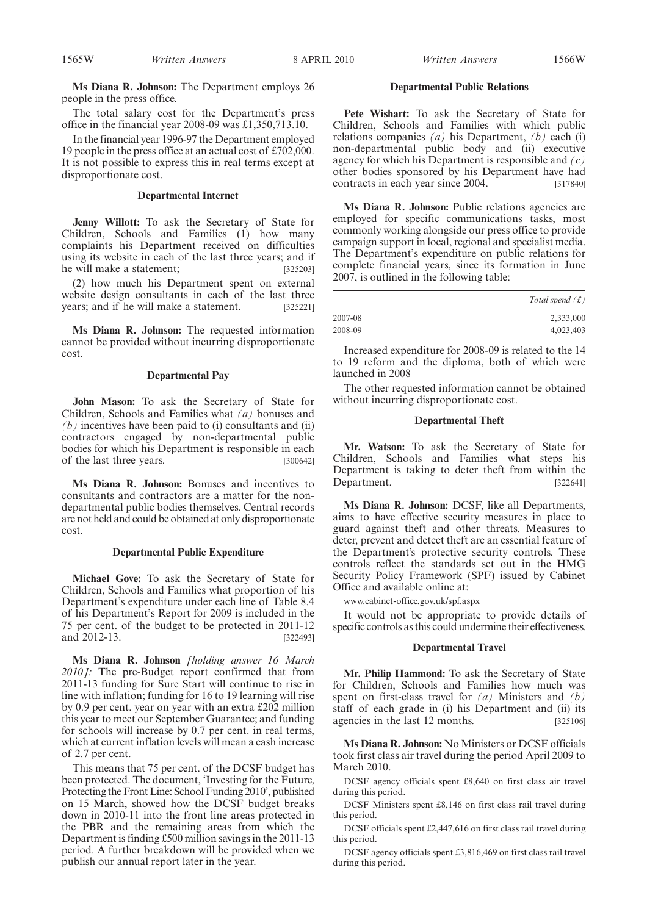**Ms Diana R. Johnson:** The Department employs 26 people in the press office.

The total salary cost for the Department's press office in the financial year 2008-09 was £1,350,713.10.

In the financial year 1996-97 the Department employed 19 people in the press office at an actual cost of £702,000. It is not possible to express this in real terms except at disproportionate cost.

### Departmental Internet

**Jenny Willott:** To ask the Secretary of State for Children, Schools and Families (1) how many complaints his Department received on difficulties using its website in each of the last three years; and if he will make a statement; [325203]

(2) how much his Department spent on external website design consultants in each of the last three years; and if he will make a statement. [325221]

**Ms Diana R. Johnson:** The requested information cannot be provided without incurring disproportionate cost.

### Departmental Pay

**John Mason:** To ask the Secretary of State for Children, Schools and Families what *(a)* bonuses and *(b)* incentives have been paid to (i) consultants and (ii) contractors engaged by non-departmental public bodies for which his Department is responsible in each of the last three years. [300642]

**Ms Diana R. Johnson:** Bonuses and incentives to consultants and contractors are a matter for the non-departmental public bodies themselves. Central records are not held and could be obtained at only disproportionate cost.

### Departmental Public Expenditure

**Michael Gove:** To ask the Secretary of State for Children, Schools and Families what proportion of his Department's expenditure under each line of Table 8.4 of his Department's Report for 2009 is included in the 75 per cent. of the budget to be protected in 2011-12 and 2012-13. [322493]

**Ms Diana R. Johnson** *[holding answer 16 March 2010]:* The pre-Budget report confirmed that from 2011-13 funding for Sure Start will continue to rise in line with inflation; funding for 16 to 19 learning will rise by 0.9 per cent. year on year with an extra £202 million this year to meet our September Guarantee; and funding for schools will increase by 0.7 per cent. in real terms, which at current inflation levels will mean a cash increase of 2.7 per cent.

This means that 75 per cent. of the DCSF budget has been protected. The document, 'Investing for the Future, Protecting the Front Line: School Funding 2010', published on 15 March, showed how the DCSF budget breaks down in 2010-11 into the front line areas protected in the PBR and the remaining areas from which the Department is finding £500 million savings in the 2011-13 period. A further breakdown will be provided when we publish our annual report later in the year.

### Departmental Public Relations

**Pete Wishart:** To ask the Secretary of State for Children, Schools and Families with which public relations companies *(a)* his Department, *(b)* each (i) non-departmental public body and (ii) executive agency for which his Department is responsible and *(c)* other bodies sponsored by his Department have had contracts in each year since 2004. [317840]

**Ms Diana R. Johnson:** Public relations agencies are employed for specific communications tasks, most commonly working alongside our press office to provide campaign support in local, regional and specialist media. The Department's expenditure on public relations for complete financial years, since its formation in June 2007, is outlined in the following table:

| | *Total spend (£)* |
|---|---|
| 2007-08 | 2,333,000 |
| 2008-09 | 4,023,403 |

Increased expenditure for 2008-09 is related to the 14 to 19 reform and the diploma, both of which were launched in 2008

The other requested information cannot be obtained without incurring disproportionate cost.

### Departmental Theft

**Mr. Watson:** To ask the Secretary of State for Children, Schools and Families what steps his Department is taking to deter theft from within the Department. [322641]

**Ms Diana R. Johnson:** DCSF, like all Departments, aims to have effective security measures in place to guard against theft and other threats. Measures to deter, prevent and detect theft are an essential feature of the Department's protective security controls. These controls reflect the standards set out in the HMG Security Policy Framework (SPF) issued by Cabinet Office and available online at:

www.cabinet-office.gov.uk/spf.aspx

It would not be appropriate to provide details of specific controls as this could undermine their effectiveness.

### Departmental Travel

**Mr. Philip Hammond:** To ask the Secretary of State for Children, Schools and Families how much was spent on first-class travel for *(a)* Ministers and *(b)* staff of each grade in (i) his Department and (ii) its agencies in the last 12 months. [325106]

**Ms Diana R. Johnson:** No Ministers or DCSF officials took first class air travel during the period April 2009 to March 2010.

DCSF agency officials spent £8,640 on first class air travel during this period.

DCSF Ministers spent £8,146 on first class rail travel during this period.

DCSF officials spent £2,447,616 on first class rail travel during this period.

DCSF agency officials spent £3,816,469 on first class rail travel during this period.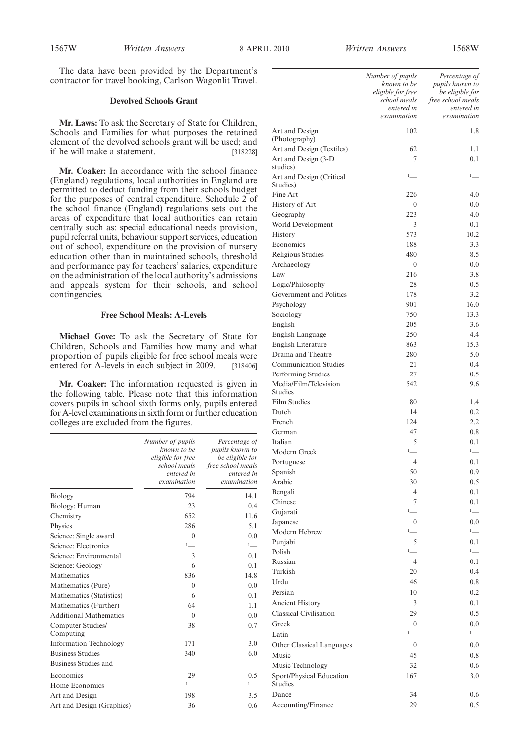The data have been provided by the Department's contractor for travel booking, Carlson Wagonlit Travel.

### Devolved Schools Grant

**Mr. Laws:** To ask the Secretary of State for Children, Schools and Families for what purposes the retained element of the devolved schools grant will be used; and if he will make a statement. [318228]

**Mr. Coaker:** In accordance with the school finance (England) regulations, local authorities in England are permitted to deduct funding from their schools budget for the purposes of central expenditure. Schedule 2 of the school finance (England) regulations sets out the areas of expenditure that local authorities can retain centrally such as: special educational needs provision, pupil referral units, behaviour support services, education out of school, expenditure on the provision of nursery education other than in maintained schools, threshold and performance pay for teachers' salaries, expenditure on the administration of the local authority's admissions and appeals system for their schools, and school contingencies.

### Free School Meals: A-Levels

**Michael Gove:** To ask the Secretary of State for Children, Schools and Families how many and what proportion of pupils eligible for free school meals were entered for A-levels in each subject in 2009. [318406]

**Mr. Coaker:** The information requested is given in the following table. Please note that this information covers pupils in school sixth forms only, pupils entered for A-level examinations in sixth form or further education colleges are excluded from the figures.

| | *Number of pupils known to be eligible for free school meals entered in examination* | *Percentage of pupils known to be eligible for free school meals entered in examination* |
|---|---|---|
| Biology | 794 | 14.1 |
| Biology: Human | 23 | 0.4 |
| Chemistry | 652 | 11.6 |
| Physics | 286 | 5.1 |
| Science: Single award | 0 | 0.0 |
| Science: Electronics | [1]— | [1]— |
| Science: Environmental | 3 | 0.1 |
| Science: Geology | 6 | 0.1 |
| Mathematics | 836 | 14.8 |
| Mathematics (Pure) | 0 | 0.0 |
| Mathematics (Statistics) | 6 | 0.1 |
| Mathematics (Further) | 64 | 1.1 |
| Additional Mathematics | 0 | 0.0 |
| Computer Studies/ Computing | 38 | 0.7 |
| Information Technology | 171 | 3.0 |
| Business Studies | 340 | 6.0 |
| Business Studies and Economics | 29 | 0.5 |
| Home Economics | [1]— | [1]— |
| Art and Design | 198 | 3.5 |
| Art and Design (Graphics) | 36 | 0.6 |
| Art and Design (Photography) | 102 | 1.8 |
| Art and Design (Textiles) | 62 | 1.1 |
| Art and Design (3-D studies) | 7 | 0.1 |
| Art and Design (Critical Studies) | [1]— | [1]— |
| Fine Art | 226 | 4.0 |
| History of Art | 0 | 0.0 |
| Geography | 223 | 4.0 |
| World Development | 3 | 0.1 |
| History | 573 | 10.2 |
| Economics | 188 | 3.3 |
| Religious Studies | 480 | 8.5 |
| Archaeology | 0 | 0.0 |
| Law | 216 | 3.8 |
| Logic/Philosophy | 28 | 0.5 |
| Government and Politics | 178 | 3.2 |
| Psychology | 901 | 16.0 |
| Sociology | 750 | 13.3 |
| English | 205 | 3.6 |
| English Language | 250 | 4.4 |
| English Literature | 863 | 15.3 |
| Drama and Theatre | 280 | 5.0 |
| Communication Studies | 21 | 0.4 |
| Performing Studies | 27 | 0.5 |
| Media/Film/Television Studies | 542 | 9.6 |
| Film Studies | 80 | 1.4 |
| Dutch | 14 | 0.2 |
| French | 124 | 2.2 |
| German | 47 | 0.8 |
| Italian | 5 | 0.1 |
| Modern Greek | [1]— | [1]— |
| Portuguese | 4 | 0.1 |
| Spanish | 50 | 0.9 |
| Arabic | 30 | 0.5 |
| Bengali | 4 | 0.1 |
| Chinese | 7 | 0.1 |
| Gujarati | [1]— | [1]— |
| Japanese | 0 | 0.0 |
| Modern Hebrew | [1]— | [1]— |
| Punjabi | 5 | 0.1 |
| Polish | [1]— | [1]— |
| Russian | 4 | 0.1 |
| Turkish | 20 | 0.4 |
| Urdu | 46 | 0.8 |
| Persian | 10 | 0.2 |
| Ancient History | 3 | 0.1 |
| Classical Civilisation | 29 | 0.5 |
| Greek | 0 | 0.0 |
| Latin | [1]— | [1]— |
| Other Classical Languages | 0 | 0.0 |
| Music | 45 | 0.8 |
| Music Technology | 32 | 0.6 |
| Sport/Physical Education Studies | 167 | 3.0 |
| Dance | 34 | 0.6 |
| Accounting/Finance | 29 | 0.5 |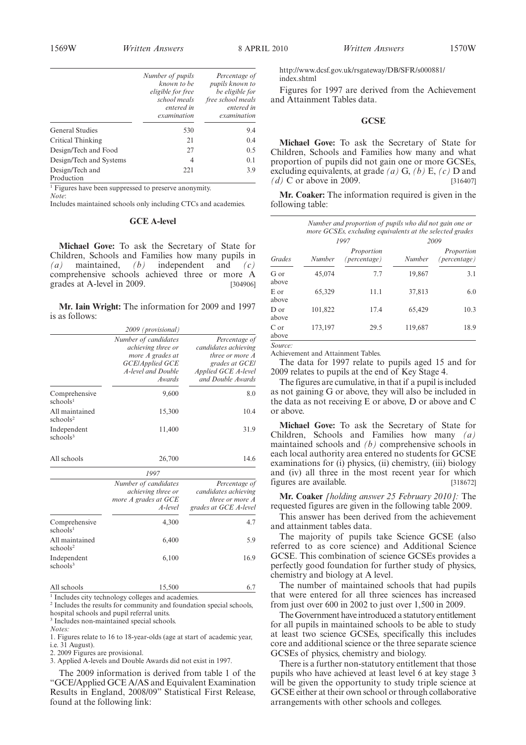| | Number of pupils known to be eligible for free school meals entered in examination | Percentage of pupils known to be eligible for free school meals entered in examination |
|---|---|---|
| General Studies | 530 | 9.4 |
| Critical Thinking | 21 | 0.4 |
| Design/Tech and Food | 27 | 0.5 |
| Design/Tech and Systems | 4 | 0.1 |
| Design/Tech and Production | 221 | 3.9 |

[1] Figures have been suppressed to preserve anonymity.

*Note*:

Includes maintained schools only including CTCs and academies.

### GCE A-level

**Michael Gove:** To ask the Secretary of State for Children, Schools and Families how many pupils in *(a)* maintained, *(b)* independent and *(c)* comprehensive schools achieved three or more A grades at A-level in 2009. [304906]

**Mr. Iain Wright:** The information for 2009 and 1997 is as follows:

| *2009 (provisional)* | | |
|---|---|---|
| | Number of candidates achieving three or more A grades at GCE/Applied GCE A-level and Double Awards | Percentage of candidates achieving three or more A grades at GCE/ Applied GCE A-level and Double Awards |
| Comprehensive schools[1] | 9,600 | 8.0 |
| All maintained schools[2] | 15,300 | 10.4 |
| Independent schools[3] | 11,400 | 31.9 |
| All schools | 26,700 | 14.6 |

| *1997* | | |
|---|---|---|
| | Number of candidates achieving three or more A grades at GCE A-level | Percentage of candidates achieving three or more A grades at GCE A-level |
| Comprehensive schools[1] | 4,300 | 4.7 |
| All maintained schools[2] | 6,400 | 5.9 |
| Independent schools[3] | 6,100 | 16.9 |
| All schools | 15,500 | 6.7 |

[1] Includes city technology colleges and academies.

[2] Includes the results for community and foundation special schools, hospital schools and pupil referral units.

[3] Includes non-maintained special schools.

*Notes:*

1. Figures relate to 16 to 18-year-olds (age at start of academic year, i.e. 31 August).
2. 2009 Figures are provisional.
3. Applied A-levels and Double Awards did not exist in 1997.

The 2009 information is derived from table 1 of the "GCE/Applied GCE A/AS and Equivalent Examination Results in England, 2008/09" Statistical First Release, found at the following link:

http://www.dcsf.gov.uk/rsgateway/DB/SFR/s000881/index.shtml

Figures for 1997 are derived from the Achievement and Attainment Tables data.

### GCSE

**Michael Gove:** To ask the Secretary of State for Children, Schools and Families how many and what proportion of pupils did not gain one or more GCSEs, excluding equivalents, at grade *(a)* G, *(b)* E, *(c)* D and *(d)* C or above in 2009. [316407]

**Mr. Coaker:** The information required is given in the following table:

| | *Number and proportion of pupils who did not gain one or more GCSEs, excluding equivalents at the selected grades* | | | |
|---|---|---|---|---|
| | *1997* | | *2009* | |
| *Grades* | *Number* | *Proportion (percentage)* | *Number* | *Proportion (percentage)* |
| G or above | 45,074 | 7.7 | 19,867 | 3.1 |
| E or above | 65,329 | 11.1 | 37,813 | 6.0 |
| D or above | 101,822 | 17.4 | 65,429 | 10.3 |
| C or above | 173,197 | 29.5 | 119,687 | 18.9 |

*Source:*

Achievement and Attainment Tables.

The data for 1997 relate to pupils aged 15 and for 2009 relates to pupils at the end of Key Stage 4.

The figures are cumulative, in that if a pupil is included as not gaining G or above, they will also be included in the data as not receiving E or above, D or above and C or above.

**Michael Gove:** To ask the Secretary of State for Children, Schools and Families how many *(a)* maintained schools and *(b)* comprehensive schools in each local authority area entered no students for GCSE examinations for (i) physics, (ii) chemistry, (iii) biology and (iv) all three in the most recent year for which figures are available. [318672]

**Mr. Coaker** *[holding answer 25 February 2010]:* The requested figures are given in the following table 2009.

This answer has been derived from the achievement and attainment tables data.

The majority of pupils take Science GCSE (also referred to as core science) and Additional Science GCSE. This combination of science GCSEs provides a perfectly good foundation for further study of physics, chemistry and biology at A level.

The number of maintained schools that had pupils that were entered for all three sciences has increased from just over 600 in 2002 to just over 1,500 in 2009.

The Government have introduced a statutory entitlement for all pupils in maintained schools to be able to study at least two science GCSEs, specifically this includes core and additional science or the three separate science GCSEs of physics, chemistry and biology.

There is a further non-statutory entitlement that those pupils who have achieved at least level 6 at key stage 3 will be given the opportunity to study triple science at GCSE either at their own school or through collaborative arrangements with other schools and colleges.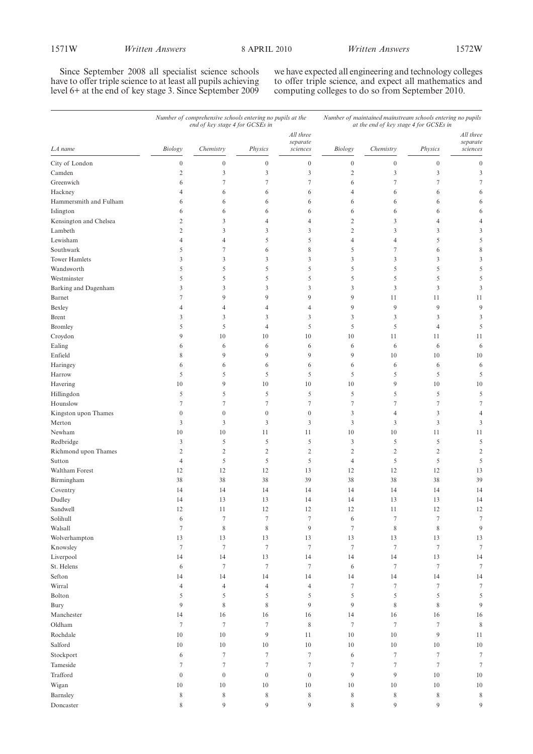Since September 2008 all specialist science schools have to offer triple science to at least all pupils achieving level 6+ at the end of key stage 3. Since September 2009 we have expected all engineering and technology colleges to offer triple science, and expect all mathematics and computing colleges to do so from September 2010.

| | Number of comprehensive schools entering no pupils at the end of key stage 4 for GCSEs in | | | | Number of maintained mainstream schools entering no pupils at the end of key stage 4 for GCSEs in | | | |
|---|---|---|---|---|---|---|---|---|
| LA name | Biology | Chemistry | Physics | All three separate sciences | Biology | Chemistry | Physics | All three separate sciences |
| City of London | 0 | 0 | 0 | 0 | 0 | 0 | 0 | 0 |
| Camden | 2 | 3 | 3 | 3 | 2 | 3 | 3 | 3 |
| Greenwich | 6 | 7 | 7 | 7 | 6 | 7 | 7 | 7 |
| Hackney | 4 | 6 | 6 | 6 | 4 | 6 | 6 | 6 |
| Hammersmith and Fulham | 6 | 6 | 6 | 6 | 6 | 6 | 6 | 6 |
| Islington | 6 | 6 | 6 | 6 | 6 | 6 | 6 | 6 |
| Kensington and Chelsea | 2 | 3 | 4 | 4 | 2 | 3 | 4 | 4 |
| Lambeth | 2 | 3 | 3 | 3 | 2 | 3 | 3 | 3 |
| Lewisham | 4 | 4 | 5 | 5 | 4 | 4 | 5 | 5 |
| Southwark | 5 | 7 | 6 | 8 | 5 | 7 | 6 | 8 |
| Tower Hamlets | 3 | 3 | 3 | 3 | 3 | 3 | 3 | 3 |
| Wandsworth | 5 | 5 | 5 | 5 | 5 | 5 | 5 | 5 |
| Westminster | 5 | 5 | 5 | 5 | 5 | 5 | 5 | 5 |
| Barking and Dagenham | 3 | 3 | 3 | 3 | 3 | 3 | 3 | 3 |
| Barnet | 7 | 9 | 9 | 9 | 9 | 11 | 11 | 11 |
| Bexley | 4 | 4 | 4 | 4 | 9 | 9 | 9 | 9 |
| Brent | 3 | 3 | 3 | 3 | 3 | 3 | 3 | 3 |
| Bromley | 5 | 5 | 4 | 5 | 5 | 5 | 4 | 5 |
| Croydon | 9 | 10 | 10 | 10 | 10 | 11 | 11 | 11 |
| Ealing | 6 | 6 | 6 | 6 | 6 | 6 | 6 | 6 |
| Enfield | 8 | 9 | 9 | 9 | 9 | 10 | 10 | 10 |
| Haringey | 6 | 6 | 6 | 6 | 6 | 6 | 6 | 6 |
| Harrow | 5 | 5 | 5 | 5 | 5 | 5 | 5 | 5 |
| Havering | 10 | 9 | 10 | 10 | 10 | 9 | 10 | 10 |
| Hillingdon | 5 | 5 | 5 | 5 | 5 | 5 | 5 | 5 |
| Hounslow | 7 | 7 | 7 | 7 | 7 | 7 | 7 | 7 |
| Kingston upon Thames | 0 | 0 | 0 | 0 | 3 | 4 | 3 | 4 |
| Merton | 3 | 3 | 3 | 3 | 3 | 3 | 3 | 3 |
| Newham | 10 | 10 | 11 | 11 | 10 | 10 | 11 | 11 |
| Redbridge | 3 | 5 | 5 | 5 | 3 | 5 | 5 | 5 |
| Richmond upon Thames | 2 | 2 | 2 | 2 | 2 | 2 | 2 | 2 |
| Sutton | 4 | 5 | 5 | 5 | 4 | 5 | 5 | 5 |
| Waltham Forest | 12 | 12 | 12 | 13 | 12 | 12 | 12 | 13 |
| Birmingham | 38 | 38 | 38 | 39 | 38 | 38 | 38 | 39 |
| Coventry | 14 | 14 | 14 | 14 | 14 | 14 | 14 | 14 |
| Dudley | 14 | 13 | 13 | 14 | 14 | 13 | 13 | 14 |
| Sandwell | 12 | 11 | 12 | 12 | 12 | 11 | 12 | 12 |
| Solihull | 6 | 7 | 7 | 7 | 6 | 7 | 7 | 7 |
| Walsall | 7 | 8 | 8 | 9 | 7 | 8 | 8 | 9 |
| Wolverhampton | 13 | 13 | 13 | 13 | 13 | 13 | 13 | 13 |
| Knowsley | 7 | 7 | 7 | 7 | 7 | 7 | 7 | 7 |
| Liverpool | 14 | 14 | 13 | 14 | 14 | 14 | 13 | 14 |
| St. Helens | 6 | 7 | 7 | 7 | 6 | 7 | 7 | 7 |
| Sefton | 14 | 14 | 14 | 14 | 14 | 14 | 14 | 14 |
| Wirral | 4 | 4 | 4 | 4 | 7 | 7 | 7 | 7 |
| Bolton | 5 | 5 | 5 | 5 | 5 | 5 | 5 | 5 |
| Bury | 9 | 8 | 8 | 9 | 9 | 8 | 8 | 9 |
| Manchester | 14 | 16 | 16 | 16 | 14 | 16 | 16 | 16 |
| Oldham | 7 | 7 | 7 | 8 | 7 | 7 | 7 | 8 |
| Rochdale | 10 | 10 | 9 | 11 | 10 | 10 | 9 | 11 |
| Salford | 10 | 10 | 10 | 10 | 10 | 10 | 10 | 10 |
| Stockport | 6 | 7 | 7 | 7 | 6 | 7 | 7 | 7 |
| Tameside | 7 | 7 | 7 | 7 | 7 | 7 | 7 | 7 |
| Trafford | 0 | 0 | 0 | 0 | 9 | 9 | 10 | 10 |
| Wigan | 10 | 10 | 10 | 10 | 10 | 10 | 10 | 10 |
| Barnsley | 8 | 8 | 8 | 8 | 8 | 8 | 8 | 8 |
| Doncaster | 8 | 9 | 9 | 9 | 8 | 9 | 9 | 9 |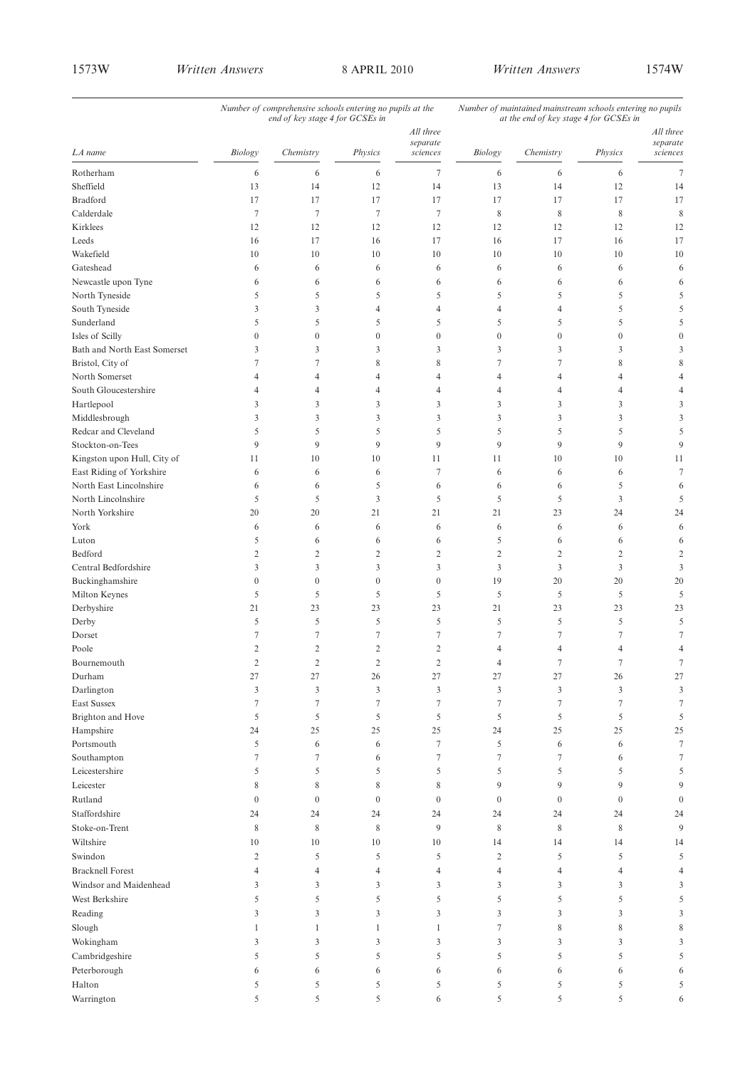| LA name | Number of comprehensive schools entering no pupils at the end of key stage 4 for GCSEs in | | | | Number of maintained mainstream schools entering no pupils at the end of key stage 4 for GCSEs in | | | |
|---|---|---|---|---|---|---|---|---|
| | Biology | Chemistry | Physics | All three separate sciences | Biology | Chemistry | Physics | All three separate sciences |
| Rotherham | 6 | 6 | 6 | 7 | 6 | 6 | 6 | 7 |
| Sheffield | 13 | 14 | 12 | 14 | 13 | 14 | 12 | 14 |
| Bradford | 17 | 17 | 17 | 17 | 17 | 17 | 17 | 17 |
| Calderdale | 7 | 7 | 7 | 7 | 8 | 8 | 8 | 8 |
| Kirklees | 12 | 12 | 12 | 12 | 12 | 12 | 12 | 12 |
| Leeds | 16 | 17 | 16 | 17 | 16 | 17 | 16 | 17 |
| Wakefield | 10 | 10 | 10 | 10 | 10 | 10 | 10 | 10 |
| Gateshead | 6 | 6 | 6 | 6 | 6 | 6 | 6 | 6 |
| Newcastle upon Tyne | 6 | 6 | 6 | 6 | 6 | 6 | 6 | 6 |
| North Tyneside | 5 | 5 | 5 | 5 | 5 | 5 | 5 | 5 |
| South Tyneside | 3 | 3 | 4 | 4 | 4 | 4 | 5 | 5 |
| Sunderland | 5 | 5 | 5 | 5 | 5 | 5 | 5 | 5 |
| Isles of Scilly | 0 | 0 | 0 | 0 | 0 | 0 | 0 | 0 |
| Bath and North East Somerset | 3 | 3 | 3 | 3 | 3 | 3 | 3 | 3 |
| Bristol, City of | 7 | 7 | 8 | 8 | 7 | 7 | 8 | 8 |
| North Somerset | 4 | 4 | 4 | 4 | 4 | 4 | 4 | 4 |
| South Gloucestershire | 4 | 4 | 4 | 4 | 4 | 4 | 4 | 4 |
| Hartlepool | 3 | 3 | 3 | 3 | 3 | 3 | 3 | 3 |
| Middlesbrough | 3 | 3 | 3 | 3 | 3 | 3 | 3 | 3 |
| Redcar and Cleveland | 5 | 5 | 5 | 5 | 5 | 5 | 5 | 5 |
| Stockton-on-Tees | 9 | 9 | 9 | 9 | 9 | 9 | 9 | 9 |
| Kingston upon Hull, City of | 11 | 10 | 10 | 11 | 11 | 10 | 10 | 11 |
| East Riding of Yorkshire | 6 | 6 | 6 | 7 | 6 | 6 | 6 | 7 |
| North East Lincolnshire | 6 | 6 | 5 | 6 | 6 | 6 | 5 | 6 |
| North Lincolnshire | 5 | 5 | 3 | 5 | 5 | 5 | 3 | 5 |
| North Yorkshire | 20 | 20 | 21 | 21 | 21 | 23 | 24 | 24 |
| York | 6 | 6 | 6 | 6 | 6 | 6 | 6 | 6 |
| Luton | 5 | 6 | 6 | 6 | 5 | 6 | 6 | 6 |
| Bedford | 2 | 2 | 2 | 2 | 2 | 2 | 2 | 2 |
| Central Bedfordshire | 3 | 3 | 3 | 3 | 3 | 3 | 3 | 3 |
| Buckinghamshire | 0 | 0 | 0 | 0 | 19 | 20 | 20 | 20 |
| Milton Keynes | 5 | 5 | 5 | 5 | 5 | 5 | 5 | 5 |
| Derbyshire | 21 | 23 | 23 | 23 | 21 | 23 | 23 | 23 |
| Derby | 5 | 5 | 5 | 5 | 5 | 5 | 5 | 5 |
| Dorset | 7 | 7 | 7 | 7 | 7 | 7 | 7 | 7 |
| Poole | 2 | 2 | 2 | 2 | 4 | 4 | 4 | 4 |
| Bournemouth | 2 | 2 | 2 | 2 | 4 | 7 | 7 | 7 |
| Durham | 27 | 27 | 26 | 27 | 27 | 27 | 26 | 27 |
| Darlington | 3 | 3 | 3 | 3 | 3 | 3 | 3 | 3 |
| East Sussex | 7 | 7 | 7 | 7 | 7 | 7 | 7 | 7 |
| Brighton and Hove | 5 | 5 | 5 | 5 | 5 | 5 | 5 | 5 |
| Hampshire | 24 | 25 | 25 | 25 | 24 | 25 | 25 | 25 |
| Portsmouth | 5 | 6 | 6 | 7 | 5 | 6 | 6 | 7 |
| Southampton | 7 | 7 | 6 | 7 | 7 | 7 | 6 | 7 |
| Leicestershire | 5 | 5 | 5 | 5 | 5 | 5 | 5 | 5 |
| Leicester | 8 | 8 | 8 | 8 | 9 | 9 | 9 | 9 |
| Rutland | 0 | 0 | 0 | 0 | 0 | 0 | 0 | 0 |
| Staffordshire | 24 | 24 | 24 | 24 | 24 | 24 | 24 | 24 |
| Stoke-on-Trent | 8 | 8 | 8 | 9 | 8 | 8 | 8 | 9 |
| Wiltshire | 10 | 10 | 10 | 10 | 14 | 14 | 14 | 14 |
| Swindon | 2 | 5 | 5 | 5 | 2 | 5 | 5 | 5 |
| Bracknell Forest | 4 | 4 | 4 | 4 | 4 | 4 | 4 | 4 |
| Windsor and Maidenhead | 3 | 3 | 3 | 3 | 3 | 3 | 3 | 3 |
| West Berkshire | 5 | 5 | 5 | 5 | 5 | 5 | 5 | 5 |
| Reading | 3 | 3 | 3 | 3 | 3 | 3 | 3 | 3 |
| Slough | 1 | 1 | 1 | 1 | 7 | 8 | 8 | 8 |
| Wokingham | 3 | 3 | 3 | 3 | 3 | 3 | 3 | 3 |
| Cambridgeshire | 5 | 5 | 5 | 5 | 5 | 5 | 5 | 5 |
| Peterborough | 6 | 6 | 6 | 6 | 6 | 6 | 6 | 6 |
| Halton | 5 | 5 | 5 | 5 | 5 | 5 | 5 | 5 |
| Warrington | 5 | 5 | 5 | 6 | 5 | 5 | 5 | 6 |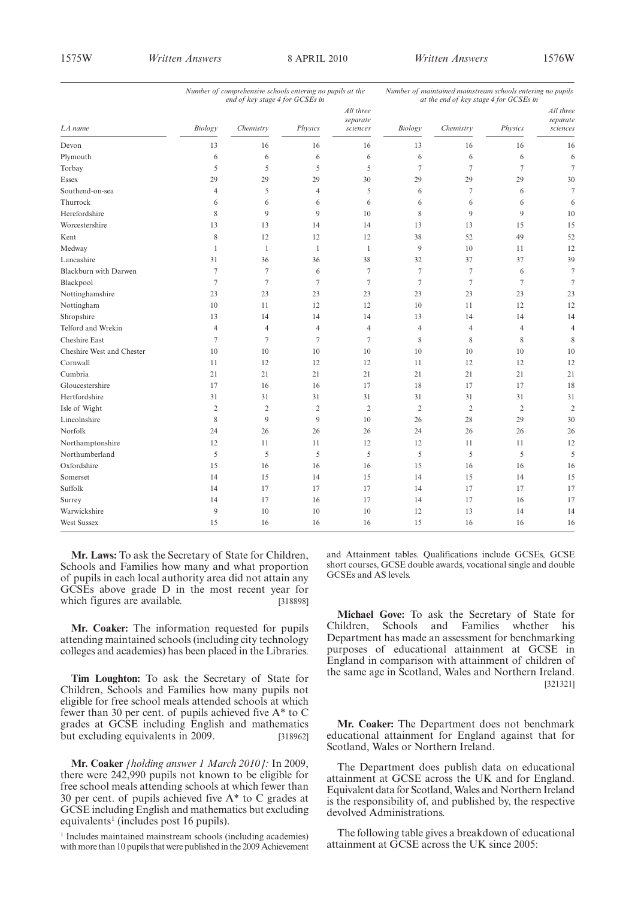| LA name | Number of comprehensive schools entering no pupils at the end of key stage 4 for GCSEs in | | | | Number of maintained mainstream schools entering no pupils at the end of key stage 4 for GCSEs in | | | |
|---|---|---|---|---|---|---|---|---|
| | Biology | Chemistry | Physics | All three separate sciences | Biology | Chemistry | Physics | All three separate sciences |
| Devon | 13 | 16 | 16 | 16 | 13 | 16 | 16 | 16 |
| Plymouth | 6 | 6 | 6 | 6 | 6 | 6 | 6 | 6 |
| Torbay | 5 | 5 | 5 | 5 | 7 | 7 | 7 | 7 |
| Essex | 29 | 29 | 29 | 30 | 29 | 29 | 29 | 30 |
| Southend-on-sea | 4 | 5 | 4 | 5 | 6 | 7 | 6 | 7 |
| Thurrock | 6 | 6 | 6 | 6 | 6 | 6 | 6 | 6 |
| Herefordshire | 8 | 9 | 9 | 10 | 8 | 9 | 9 | 10 |
| Worcestershire | 13 | 13 | 14 | 14 | 13 | 13 | 15 | 15 |
| Kent | 8 | 12 | 12 | 12 | 38 | 52 | 49 | 52 |
| Medway | 1 | 1 | 1 | 1 | 9 | 10 | 11 | 12 |
| Lancashire | 31 | 36 | 36 | 38 | 32 | 37 | 37 | 39 |
| Blackburn with Darwen | 7 | 7 | 6 | 7 | 7 | 7 | 6 | 7 |
| Blackpool | 7 | 7 | 7 | 7 | 7 | 7 | 7 | 7 |
| Nottinghamshire | 23 | 23 | 23 | 23 | 23 | 23 | 23 | 23 |
| Nottingham | 10 | 11 | 12 | 12 | 10 | 11 | 12 | 12 |
| Shropshire | 13 | 14 | 14 | 14 | 13 | 14 | 14 | 14 |
| Telford and Wrekin | 4 | 4 | 4 | 4 | 4 | 4 | 4 | 4 |
| Cheshire East | 7 | 7 | 7 | 7 | 8 | 8 | 8 | 8 |
| Cheshire West and Chester | 10 | 10 | 10 | 10 | 10 | 10 | 10 | 10 |
| Cornwall | 11 | 12 | 12 | 12 | 11 | 12 | 12 | 12 |
| Cumbria | 21 | 21 | 21 | 21 | 21 | 21 | 21 | 21 |
| Gloucestershire | 17 | 16 | 16 | 17 | 18 | 17 | 17 | 18 |
| Hertfordshire | 31 | 31 | 31 | 31 | 31 | 31 | 31 | 31 |
| Isle of Wight | 2 | 2 | 2 | 2 | 2 | 2 | 2 | 2 |
| Lincolnshire | 8 | 9 | 9 | 10 | 26 | 28 | 29 | 30 |
| Norfolk | 24 | 26 | 26 | 26 | 24 | 26 | 26 | 26 |
| Northamptonshire | 12 | 11 | 11 | 12 | 12 | 11 | 11 | 12 |
| Northumberland | 5 | 5 | 5 | 5 | 5 | 5 | 5 | 5 |
| Oxfordshire | 15 | 16 | 16 | 16 | 15 | 16 | 16 | 16 |
| Somerset | 14 | 15 | 14 | 15 | 14 | 15 | 14 | 15 |
| Suffolk | 14 | 17 | 17 | 17 | 14 | 17 | 17 | 17 |
| Surrey | 14 | 17 | 16 | 17 | 14 | 17 | 16 | 17 |
| Warwickshire | 9 | 10 | 10 | 10 | 12 | 13 | 14 | 14 |
| West Sussex | 15 | 16 | 16 | 16 | 15 | 16 | 16 | 16 |

**Mr. Laws:** To ask the Secretary of State for Children, Schools and Families how many and what proportion of pupils in each local authority area did not attain any GCSEs above grade D in the most recent year for which figures are available. [318898]

**Mr. Coaker:** The information requested for pupils attending maintained schools (including city technology colleges and academies) has been placed in the Libraries.

**Tim Loughton:** To ask the Secretary of State for Children, Schools and Families how many pupils not eligible for free school meals attended schools at which fewer than 30 per cent. of pupils achieved five A* to C grades at GCSE including English and mathematics but excluding equivalents in 2009. [318962]

**Mr. Coaker** *[holding answer 1 March 2010]:* In 2009, there were 242,990 pupils not known to be eligible for free school meals attending schools at which fewer than 30 per cent. of pupils achieved five A* to C grades at GCSE including English and mathematics but excluding equivalents[1] (includes post 16 pupils).

[1] Includes maintained mainstream schools (including academies) with more than 10 pupils that were published in the 2009 Achievement and Attainment tables. Qualifications include GCSEs, GCSE short courses, GCSE double awards, vocational single and double GCSEs and AS levels.

**Michael Gove:** To ask the Secretary of State for Children, Schools and Families whether his Department has made an assessment for benchmarking purposes of educational attainment at GCSE in England in comparison with attainment of children of the same age in Scotland, Wales and Northern Ireland. [321321]

**Mr. Coaker:** The Department does not benchmark educational attainment for England against that for Scotland, Wales or Northern Ireland.

The Department does publish data on educational attainment at GCSE across the UK and for England. Equivalent data for Scotland, Wales and Northern Ireland is the responsibility of, and published by, the respective devolved Administrations.

The following table gives a breakdown of educational attainment at GCSE across the UK since 2005: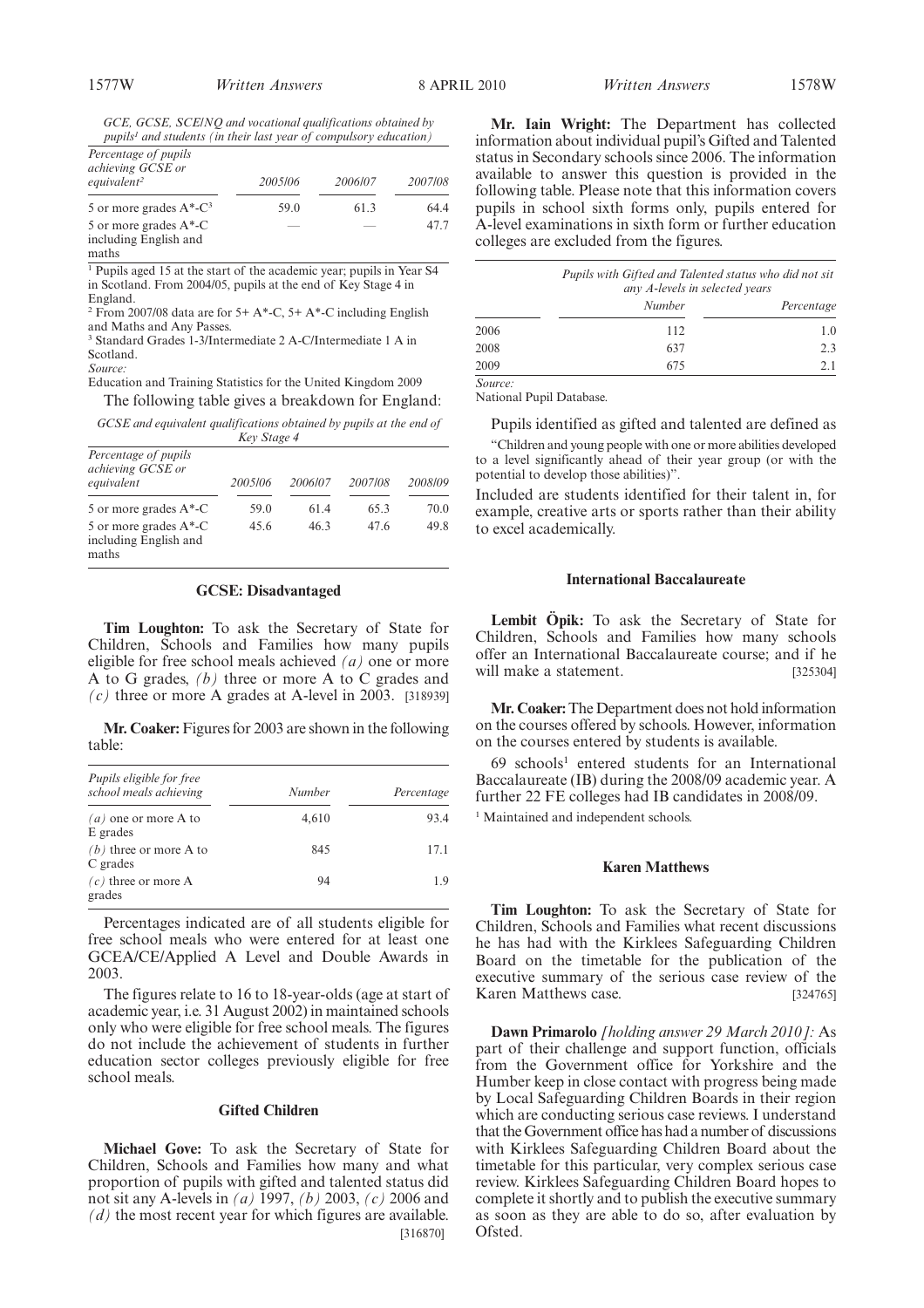*GCE, GCSE, SCE/NQ and vocational qualifications obtained by pupils[1] and students (in their last year of compulsory education)*

| Percentage of pupils achieving GCSE or equivalent[2] | 2005/06 | 2006/07 | 2007/08 |
|---|---|---|---|
| 5 or more grades A*-C[3] | 59.0 | 61.3 | 64.4 |
| 5 or more grades A*-C including English and maths | — | — | 47.7 |

[1] Pupils aged 15 at the start of the academic year; pupils in Year S4 in Scotland. From 2004/05, pupils at the end of Key Stage 4 in England.

[2] From 2007/08 data are for 5+ A*-C, 5+ A*-C including English and Maths and Any Passes.

[3] Standard Grades 1-3/Intermediate 2 A-C/Intermediate 1 A in Scotland.

*Source:*

Education and Training Statistics for the United Kingdom 2009

The following table gives a breakdown for England:

*GCSE and equivalent qualifications obtained by pupils at the end of Key Stage 4*

| Percentage of pupils achieving GCSE or equivalent | 2005/06 | 2006/07 | 2007/08 | 2008/09 |
|---|---|---|---|---|
| 5 or more grades A*-C | 59.0 | 61.4 | 65.3 | 70.0 |
| 5 or more grades A*-C including English and maths | 45.6 | 46.3 | 47.6 | 49.8 |

### GCSE: Disadvantaged

**Tim Loughton:** To ask the Secretary of State for Children, Schools and Families how many pupils eligible for free school meals achieved *(a)* one or more A to G grades, *(b)* three or more A to C grades and *(c)* three or more A grades at A-level in 2003. [318939]

**Mr. Coaker:** Figures for 2003 are shown in the following table:

| Pupils eligible for free school meals achieving | Number | Percentage |
|---|---|---|
| *(a)* one or more A to E grades | 4,610 | 93.4 |
| *(b)* three or more A to C grades | 845 | 17.1 |
| *(c)* three or more A grades | 94 | 1.9 |

Percentages indicated are of all students eligible for free school meals who were entered for at least one GCEA/CE/Applied A Level and Double Awards in 2003.

The figures relate to 16 to 18-year-olds (age at start of academic year, i.e. 31 August 2002) in maintained schools only who were eligible for free school meals. The figures do not include the achievement of students in further education sector colleges previously eligible for free school meals.

### Gifted Children

**Michael Gove:** To ask the Secretary of State for Children, Schools and Families how many and what proportion of pupils with gifted and talented status did not sit any A-levels in *(a)* 1997, *(b)* 2003, *(c)* 2006 and *(d)* the most recent year for which figures are available. [316870]

**Mr. Iain Wright:** The Department has collected information about individual pupil's Gifted and Talented status in Secondary schools since 2006. The information available to answer this question is provided in the following table. Please note that this information covers pupils in school sixth forms only, pupils entered for A-level examinations in sixth form or further education colleges are excluded from the figures.

| | Pupils with Gifted and Talented status who did not sit any A-levels in selected years | |
|---|---|---|
| | Number | Percentage |
| 2006 | 112 | 1.0 |
| 2008 | 637 | 2.3 |
| 2009 | 675 | 2.1 |

*Source:*

National Pupil Database.

Pupils identified as gifted and talented are defined as

"Children and young people with one or more abilities developed to a level significantly ahead of their year group (or with the potential to develop those abilities)".

Included are students identified for their talent in, for example, creative arts or sports rather than their ability to excel academically.

### International Baccalaureate

**Lembit Öpik:** To ask the Secretary of State for Children, Schools and Families how many schools offer an International Baccalaureate course; and if he will make a statement. [325304]

**Mr. Coaker:** The Department does not hold information on the courses offered by schools. However, information on the courses entered by students is available.

69 schools[1] entered students for an International Baccalaureate (IB) during the 2008/09 academic year. A further 22 FE colleges had IB candidates in 2008/09.

[1] Maintained and independent schools.

### Karen Matthews

**Tim Loughton:** To ask the Secretary of State for Children, Schools and Families what recent discussions he has had with the Kirklees Safeguarding Children Board on the timetable for the publication of the executive summary of the serious case review of the Karen Matthews case. [324765]

**Dawn Primarolo** *[holding answer 29 March 2010]:* As part of their challenge and support function, officials from the Government office for Yorkshire and the Humber keep in close contact with progress being made by Local Safeguarding Children Boards in their region which are conducting serious case reviews. I understand that the Government office has had a number of discussions with Kirklees Safeguarding Children Board about the timetable for this particular, very complex serious case review. Kirklees Safeguarding Children Board hopes to complete it shortly and to publish the executive summary as soon as they are able to do so, after evaluation by Ofsted.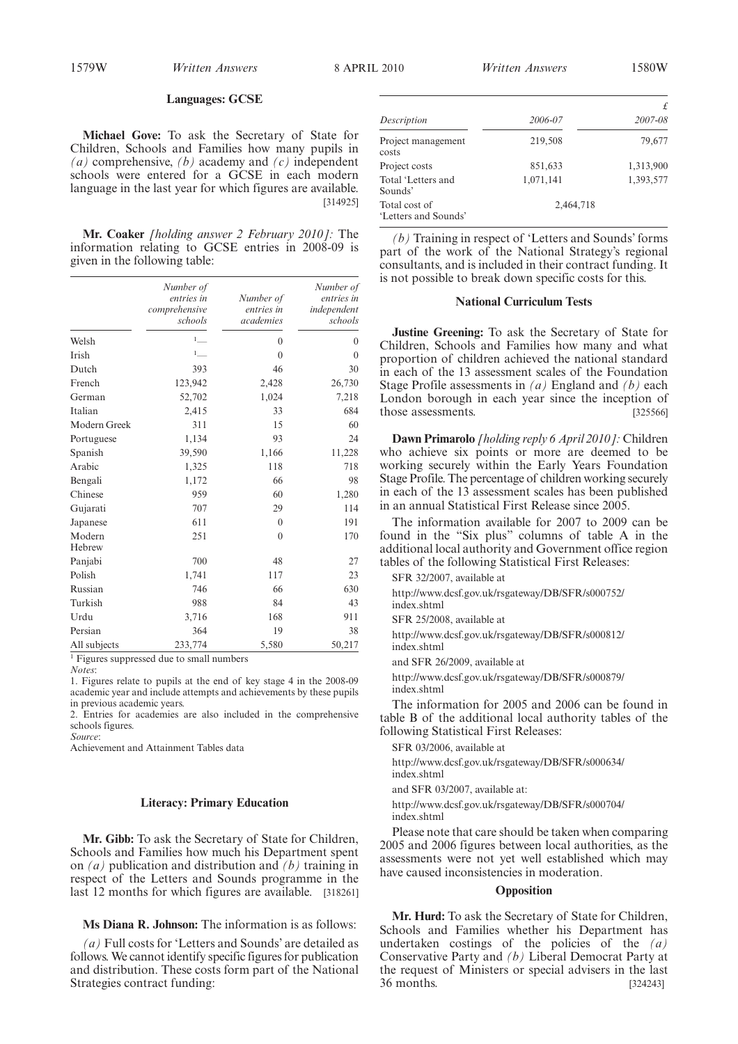## Languages: GCSE

**Michael Gove:** To ask the Secretary of State for Children, Schools and Families how many pupils in *(a)* comprehensive, *(b)* academy and *(c)* independent schools were entered for a GCSE in each modern language in the last year for which figures are available. [314925]

**Mr. Coaker** *[holding answer 2 February 2010]:* The information relating to GCSE entries in 2008-09 is given in the following table:

| | Number of entries in comprehensive schools | Number of entries in academies | Number of entries in independent schools |
|---|---|---|---|
| Welsh | [1]— | 0 | 0 |
| Irish | [1]— | 0 | 0 |
| Dutch | 393 | 46 | 30 |
| French | 123,942 | 2,428 | 26,730 |
| German | 52,702 | 1,024 | 7,218 |
| Italian | 2,415 | 33 | 684 |
| Modern Greek | 311 | 15 | 60 |
| Portuguese | 1,134 | 93 | 24 |
| Spanish | 39,590 | 1,166 | 11,228 |
| Arabic | 1,325 | 118 | 718 |
| Bengali | 1,172 | 66 | 98 |
| Chinese | 959 | 60 | 1,280 |
| Gujarati | 707 | 29 | 114 |
| Japanese | 611 | 0 | 191 |
| Modern Hebrew | 251 | 0 | 170 |
| Panjabi | 700 | 48 | 27 |
| Polish | 1,741 | 117 | 23 |
| Russian | 746 | 66 | 630 |
| Turkish | 988 | 84 | 43 |
| Urdu | 3,716 | 168 | 911 |
| Persian | 364 | 19 | 38 |
| All subjects | 233,774 | 5,580 | 50,217 |

[1] Figures suppressed due to small numbers

*Notes*:

1. Figures relate to pupils at the end of key stage 4 in the 2008-09 academic year and include attempts and achievements by these pupils in previous academic years.

2. Entries for academies are also included in the comprehensive schools figures.

*Source*:

Achievement and Attainment Tables data

## Literacy: Primary Education

**Mr. Gibb:** To ask the Secretary of State for Children, Schools and Families how much his Department spent on *(a)* publication and distribution and *(b)* training in respect of the Letters and Sounds programme in the last 12 months for which figures are available. [318261]

**Ms Diana R. Johnson:** The information is as follows:

*(a)* Full costs for 'Letters and Sounds' are detailed as follows. We cannot identify specific figures for publication and distribution. These costs form part of the National Strategies contract funding:

| | | £ |
|---|---|---|
| *Description* | *2006-07* | *2007-08* |
| Project management costs | 219,508 | 79,677 |
| Project costs | 851,633 | 1,313,900 |
| Total 'Letters and Sounds' | 1,071,141 | 1,393,577 |
| Total cost of 'Letters and Sounds' | 2,464,718 | |

*(b)* Training in respect of 'Letters and Sounds' forms part of the work of the National Strategy's regional consultants, and is included in their contract funding. It is not possible to break down specific costs for this.

## National Curriculum Tests

**Justine Greening:** To ask the Secretary of State for Children, Schools and Families how many and what proportion of children achieved the national standard in each of the 13 assessment scales of the Foundation Stage Profile assessments in *(a)* England and *(b)* each London borough in each year since the inception of those assessments. [325566]

**Dawn Primarolo** *[holding reply 6 April 2010]:* Children who achieve six points or more are deemed to be working securely within the Early Years Foundation Stage Profile. The percentage of children working securely in each of the 13 assessment scales has been published in an annual Statistical First Release since 2005.

The information available for 2007 to 2009 can be found in the "Six plus" columns of table A in the additional local authority and Government office region tables of the following Statistical First Releases:

SFR 32/2007, available at

http://www.dcsf.gov.uk/rsgateway/DB/SFR/s000752/index.shtml

SFR 25/2008, available at

http://www.dcsf.gov.uk/rsgateway/DB/SFR/s000812/index.shtml

and SFR 26/2009, available at

http://www.dcsf.gov.uk/rsgateway/DB/SFR/s000879/index.shtml

The information for 2005 and 2006 can be found in table B of the additional local authority tables of the following Statistical First Releases:

SFR 03/2006, available at

http://www.dcsf.gov.uk/rsgateway/DB/SFR/s000634/index.shtml

and SFR 03/2007, available at:

http://www.dcsf.gov.uk/rsgateway/DB/SFR/s000704/index.shtml

Please note that care should be taken when comparing 2005 and 2006 figures between local authorities, as the assessments were not yet well established which may have caused inconsistencies in moderation.

## Opposition

**Mr. Hurd:** To ask the Secretary of State for Children, Schools and Families whether his Department has undertaken costings of the policies of the *(a)* Conservative Party and *(b)* Liberal Democrat Party at the request of Ministers or special advisers in the last 36 months. [324243]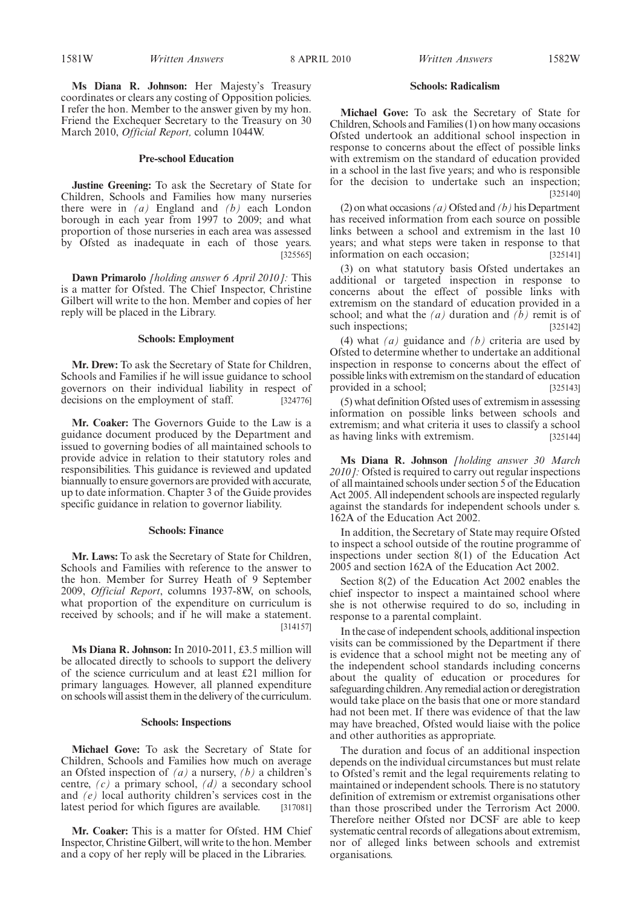**Ms Diana R. Johnson:** Her Majesty's Treasury coordinates or clears any costing of Opposition policies. I refer the hon. Member to the answer given by my hon. Friend the Exchequer Secretary to the Treasury on 30 March 2010, *Official Report,* column 1044W.

### Pre-school Education

**Justine Greening:** To ask the Secretary of State for Children, Schools and Families how many nurseries there were in *(a)* England and *(b)* each London borough in each year from 1997 to 2009; and what proportion of those nurseries in each area was assessed by Ofsted as inadequate in each of those years. [325565]

**Dawn Primarolo** *[holding answer 6 April 2010]:* This is a matter for Ofsted. The Chief Inspector, Christine Gilbert will write to the hon. Member and copies of her reply will be placed in the Library.

### Schools: Employment

**Mr. Drew:** To ask the Secretary of State for Children, Schools and Families if he will issue guidance to school governors on their individual liability in respect of decisions on the employment of staff. [324776]

**Mr. Coaker:** The Governors Guide to the Law is a guidance document produced by the Department and issued to governing bodies of all maintained schools to provide advice in relation to their statutory roles and responsibilities. This guidance is reviewed and updated biannually to ensure governors are provided with accurate, up to date information. Chapter 3 of the Guide provides specific guidance in relation to governor liability.

### Schools: Finance

**Mr. Laws:** To ask the Secretary of State for Children, Schools and Families with reference to the answer to the hon. Member for Surrey Heath of 9 September 2009, *Official Report*, columns 1937-8W, on schools, what proportion of the expenditure on curriculum is received by schools; and if he will make a statement. [314157]

**Ms Diana R. Johnson:** In 2010-2011, £3.5 million will be allocated directly to schools to support the delivery of the science curriculum and at least £21 million for primary languages. However, all planned expenditure on schools will assist them in the delivery of the curriculum.

### Schools: Inspections

**Michael Gove:** To ask the Secretary of State for Children, Schools and Families how much on average an Ofsted inspection of *(a)* a nursery, *(b)* a children's centre, *(c)* a primary school, *(d)* a secondary school and *(e)* local authority children's services cost in the latest period for which figures are available. [317081]

**Mr. Coaker:** This is a matter for Ofsted. HM Chief Inspector, Christine Gilbert, will write to the hon. Member and a copy of her reply will be placed in the Libraries.

### Schools: Radicalism

**Michael Gove:** To ask the Secretary of State for Children, Schools and Families (1) on how many occasions Ofsted undertook an additional school inspection in response to concerns about the effect of possible links with extremism on the standard of education provided in a school in the last five years; and who is responsible for the decision to undertake such an inspection; [325140]

(2) on what occasions *(a)* Ofsted and *(b)* his Department has received information from each source on possible links between a school and extremism in the last 10 years; and what steps were taken in response to that information on each occasion; [325141]

(3) on what statutory basis Ofsted undertakes an additional or targeted inspection in response to concerns about the effect of possible links with extremism on the standard of education provided in a school; and what the *(a)* duration and *(b)* remit is of such inspections; [325142]

(4) what *(a)* guidance and *(b)* criteria are used by Ofsted to determine whether to undertake an additional inspection in response to concerns about the effect of possible links with extremism on the standard of education provided in a school; [325143]

(5) what definition Ofsted uses of extremism in assessing information on possible links between schools and extremism; and what criteria it uses to classify a school as having links with extremism. [325144]

**Ms Diana R. Johnson** *[holding answer 30 March 2010]:* Ofsted is required to carry out regular inspections of all maintained schools under section 5 of the Education Act 2005. All independent schools are inspected regularly against the standards for independent schools under s. 162A of the Education Act 2002.

In addition, the Secretary of State may require Ofsted to inspect a school outside of the routine programme of inspections under section 8(1) of the Education Act 2005 and section 162A of the Education Act 2002.

Section 8(2) of the Education Act 2002 enables the chief inspector to inspect a maintained school where she is not otherwise required to do so, including in response to a parental complaint.

In the case of independent schools, additional inspection visits can be commissioned by the Department if there is evidence that a school might not be meeting any of the independent school standards including concerns about the quality of education or procedures for safeguarding children. Any remedial action or deregistration would take place on the basis that one or more standard had not been met. If there was evidence of that the law may have breached, Ofsted would liaise with the police and other authorities as appropriate.

The duration and focus of an additional inspection depends on the individual circumstances but must relate to Ofsted's remit and the legal requirements relating to maintained or independent schools. There is no statutory definition of extremism or extremist organisations other than those proscribed under the Terrorism Act 2000. Therefore neither Ofsted nor DCSF are able to keep systematic central records of allegations about extremism, nor of alleged links between schools and extremist organisations.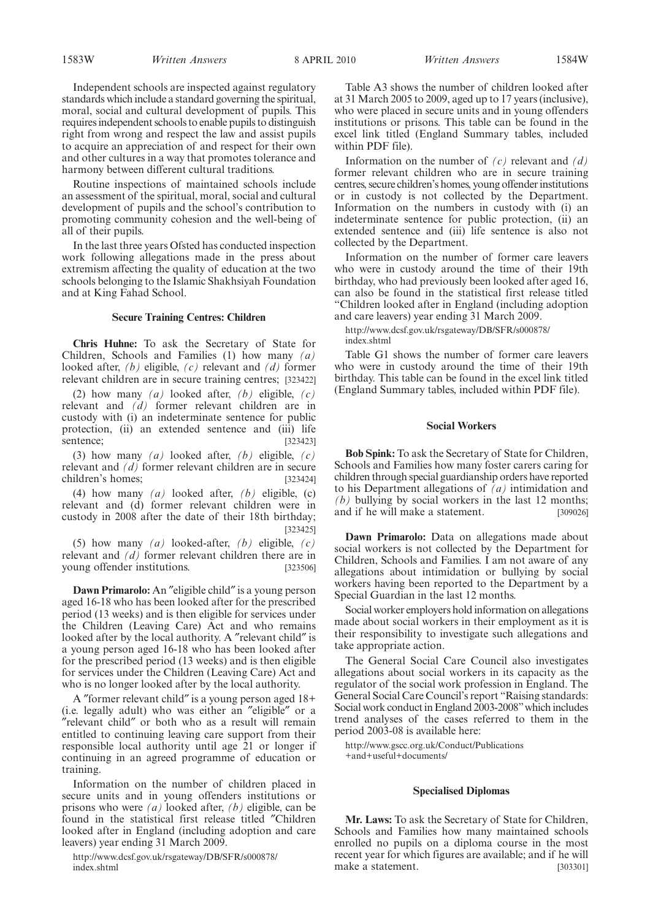Independent schools are inspected against regulatory standards which include a standard governing the spiritual, moral, social and cultural development of pupils. This requires independent schools to enable pupils to distinguish right from wrong and respect the law and assist pupils to acquire an appreciation of and respect for their own and other cultures in a way that promotes tolerance and harmony between different cultural traditions.

Routine inspections of maintained schools include an assessment of the spiritual, moral, social and cultural development of pupils and the school's contribution to promoting community cohesion and the well-being of all of their pupils.

In the last three years Ofsted has conducted inspection work following allegations made in the press about extremism affecting the quality of education at the two schools belonging to the Islamic Shakhsiyah Foundation and at King Fahad School.

### Secure Training Centres: Children

**Chris Huhne:** To ask the Secretary of State for Children, Schools and Families (1) how many *(a)* looked after, *(b)* eligible, *(c)* relevant and *(d)* former relevant children are in secure training centres; [323422]

(2) how many *(a)* looked after, *(b)* eligible, *(c)* relevant and *(d)* former relevant children are in custody with (i) an indeterminate sentence for public protection, (ii) an extended sentence and (iii) life sentence; [323423]

(3) how many *(a)* looked after, *(b)* eligible, *(c)* relevant and *(d)* former relevant children are in secure children's homes; [323424]

(4) how many *(a)* looked after, *(b)* eligible, (c) relevant and (d) former relevant children were in custody in 2008 after the date of their 18th birthday; [323425]

(5) how many *(a)* looked-after, *(b)* eligible, *(c)* relevant and *(d)* former relevant children there are in young offender institutions. [323506]

**Dawn Primarolo:** An "eligible child" is a young person aged 16-18 who has been looked after for the prescribed period (13 weeks) and is then eligible for services under the Children (Leaving Care) Act and who remains looked after by the local authority. A "relevant child" is a young person aged 16-18 who has been looked after for the prescribed period (13 weeks) and is then eligible for services under the Children (Leaving Care) Act and who is no longer looked after by the local authority.

A "former relevant child" is a young person aged 18+ (i.e. legally adult) who was either an "eligible" or a "relevant child" or both who as a result will remain entitled to continuing leaving care support from their responsible local authority until age 21 or longer if continuing in an agreed programme of education or training.

Information on the number of children placed in secure units and in young offenders institutions or prisons who were *(a)* looked after, *(b)* eligible, can be found in the statistical first release titled "Children looked after in England (including adoption and care leavers) year ending 31 March 2009.

http://www.dcsf.gov.uk/rsgateway/DB/SFR/s000878/index.shtml

Table A3 shows the number of children looked after at 31 March 2005 to 2009, aged up to 17 years (inclusive), who were placed in secure units and in young offenders institutions or prisons. This table can be found in the excel link titled (England Summary tables, included within PDF file).

Information on the number of *(c)* relevant and *(d)* former relevant children who are in secure training centres, secure children's homes, young offender institutions or in custody is not collected by the Department. Information on the numbers in custody with (i) an indeterminate sentence for public protection, (ii) an extended sentence and (iii) life sentence is also not collected by the Department.

Information on the number of former care leavers who were in custody around the time of their 19th birthday, who had previously been looked after aged 16, can also be found in the statistical first release titled "Children looked after in England (including adoption and care leavers) year ending 31 March 2009.

http://www.dcsf.gov.uk/rsgateway/DB/SFR/s000878/index.shtml

Table G1 shows the number of former care leavers who were in custody around the time of their 19th birthday. This table can be found in the excel link titled (England Summary tables, included within PDF file).

### Social Workers

**Bob Spink:** To ask the Secretary of State for Children, Schools and Families how many foster carers caring for children through special guardianship orders have reported to his Department allegations of *(a)* intimidation and *(b)* bullying by social workers in the last 12 months; and if he will make a statement. [309026]

**Dawn Primarolo:** Data on allegations made about social workers is not collected by the Department for Children, Schools and Families. I am not aware of any allegations about intimidation or bullying by social workers having been reported to the Department by a Special Guardian in the last 12 months.

Social worker employers hold information on allegations made about social workers in their employment as it is their responsibility to investigate such allegations and take appropriate action.

The General Social Care Council also investigates allegations about social workers in its capacity as the regulator of the social work profession in England. The General Social Care Council's report "Raising standards: Social work conduct in England 2003-2008" which includes trend analyses of the cases referred to them in the period 2003-08 is available here:

http://www.gscc.org.uk/Conduct/Publications+and+useful+documents/

### Specialised Diplomas

**Mr. Laws:** To ask the Secretary of State for Children, Schools and Families how many maintained schools enrolled no pupils on a diploma course in the most recent year for which figures are available; and if he will make a statement. [303301]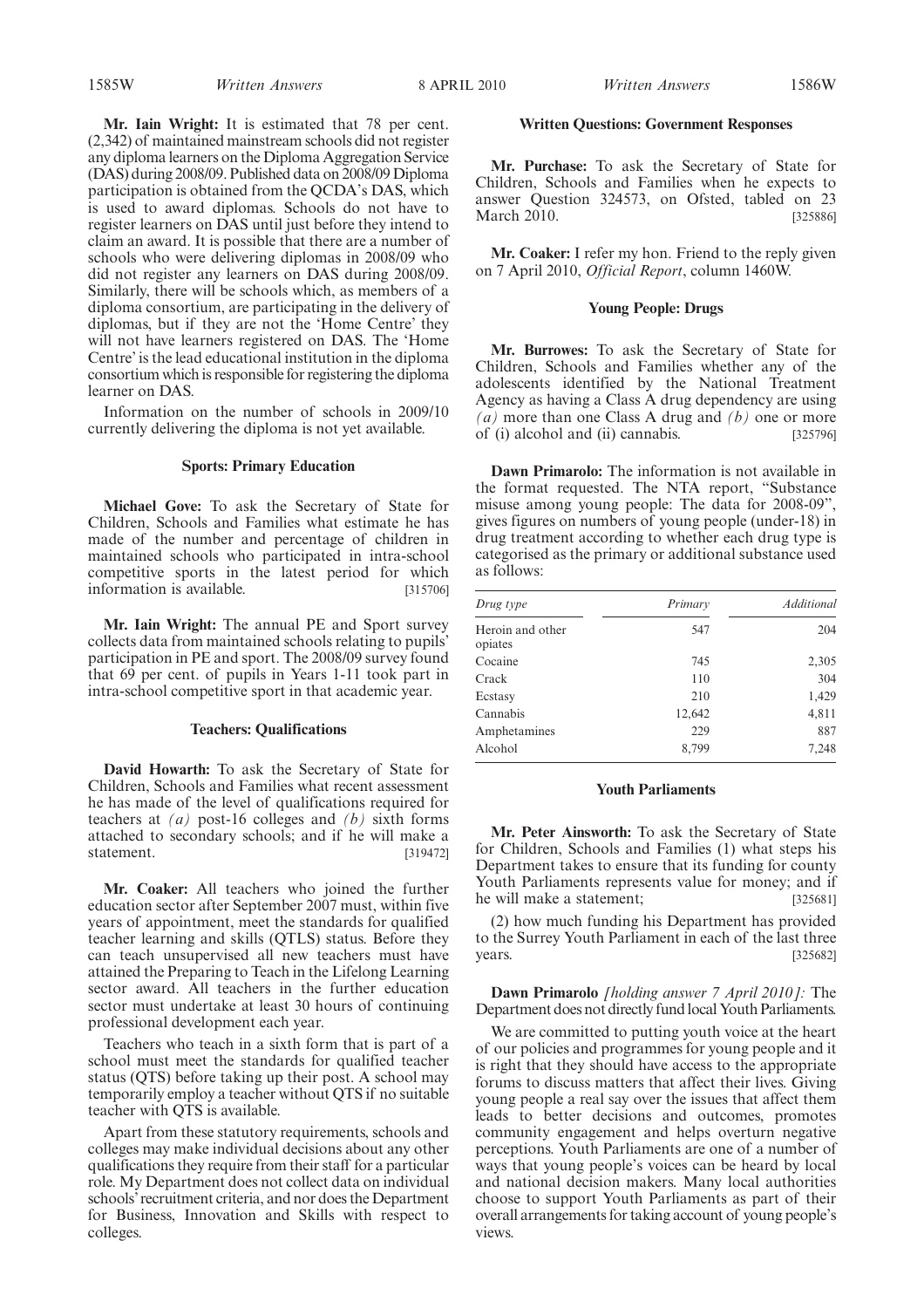**Mr. Iain Wright:** It is estimated that 78 per cent. (2,342) of maintained mainstream schools did not register any diploma learners on the Diploma Aggregation Service (DAS) during 2008/09. Published data on 2008/09 Diploma participation is obtained from the QCDA's DAS, which is used to award diplomas. Schools do not have to register learners on DAS until just before they intend to claim an award. It is possible that there are a number of schools who were delivering diplomas in 2008/09 who did not register any learners on DAS during 2008/09. Similarly, there will be schools which, as members of a diploma consortium, are participating in the delivery of diplomas, but if they are not the 'Home Centre' they will not have learners registered on DAS. The 'Home Centre' is the lead educational institution in the diploma consortium which is responsible for registering the diploma learner on DAS.

Information on the number of schools in 2009/10 currently delivering the diploma is not yet available.

### Sports: Primary Education

**Michael Gove:** To ask the Secretary of State for Children, Schools and Families what estimate he has made of the number and percentage of children in maintained schools who participated in intra-school competitive sports in the latest period for which information is available. [315706]

**Mr. Iain Wright:** The annual PE and Sport survey collects data from maintained schools relating to pupils' participation in PE and sport. The 2008/09 survey found that 69 per cent. of pupils in Years 1-11 took part in intra-school competitive sport in that academic year.

### Teachers: Qualifications

**David Howarth:** To ask the Secretary of State for Children, Schools and Families what recent assessment he has made of the level of qualifications required for teachers at *(a)* post-16 colleges and *(b)* sixth forms attached to secondary schools; and if he will make a statement. [319472]

**Mr. Coaker:** All teachers who joined the further education sector after September 2007 must, within five years of appointment, meet the standards for qualified teacher learning and skills (QTLS) status. Before they can teach unsupervised all new teachers must have attained the Preparing to Teach in the Lifelong Learning sector award. All teachers in the further education sector must undertake at least 30 hours of continuing professional development each year.

Teachers who teach in a sixth form that is part of a school must meet the standards for qualified teacher status (QTS) before taking up their post. A school may temporarily employ a teacher without QTS if no suitable teacher with QTS is available.

Apart from these statutory requirements, schools and colleges may make individual decisions about any other qualifications they require from their staff for a particular role. My Department does not collect data on individual schools' recruitment criteria, and nor does the Department for Business, Innovation and Skills with respect to colleges.

### Written Questions: Government Responses

**Mr. Purchase:** To ask the Secretary of State for Children, Schools and Families when he expects to answer Question 324573, on Ofsted, tabled on 23 March 2010. [325886]

**Mr. Coaker:** I refer my hon. Friend to the reply given on 7 April 2010, *Official Report*, column 1460W.

### Young People: Drugs

**Mr. Burrowes:** To ask the Secretary of State for Children, Schools and Families whether any of the adolescents identified by the National Treatment Agency as having a Class A drug dependency are using *(a)* more than one Class A drug and *(b)* one or more of (i) alcohol and (ii) cannabis. [325796]

**Dawn Primarolo:** The information is not available in the format requested. The NTA report, "Substance misuse among young people: The data for 2008-09", gives figures on numbers of young people (under-18) in drug treatment according to whether each drug type is categorised as the primary or additional substance used as follows:

| *Drug type* | *Primary* | *Additional* |
|---|---|---|
| Heroin and other opiates | 547 | 204 |
| Cocaine | 745 | 2,305 |
| Crack | 110 | 304 |
| Ecstasy | 210 | 1,429 |
| Cannabis | 12,642 | 4,811 |
| Amphetamines | 229 | 887 |
| Alcohol | 8,799 | 7,248 |

### Youth Parliaments

**Mr. Peter Ainsworth:** To ask the Secretary of State for Children, Schools and Families (1) what steps his Department takes to ensure that its funding for county Youth Parliaments represents value for money; and if he will make a statement; [325681]

(2) how much funding his Department has provided to the Surrey Youth Parliament in each of the last three years. [325682]

**Dawn Primarolo** *[holding answer 7 April 2010]:* The Department does not directly fund local Youth Parliaments.

We are committed to putting youth voice at the heart of our policies and programmes for young people and it is right that they should have access to the appropriate forums to discuss matters that affect their lives. Giving young people a real say over the issues that affect them leads to better decisions and outcomes, promotes community engagement and helps overturn negative perceptions. Youth Parliaments are one of a number of ways that young people's voices can be heard by local and national decision makers. Many local authorities choose to support Youth Parliaments as part of their overall arrangements for taking account of young people's views.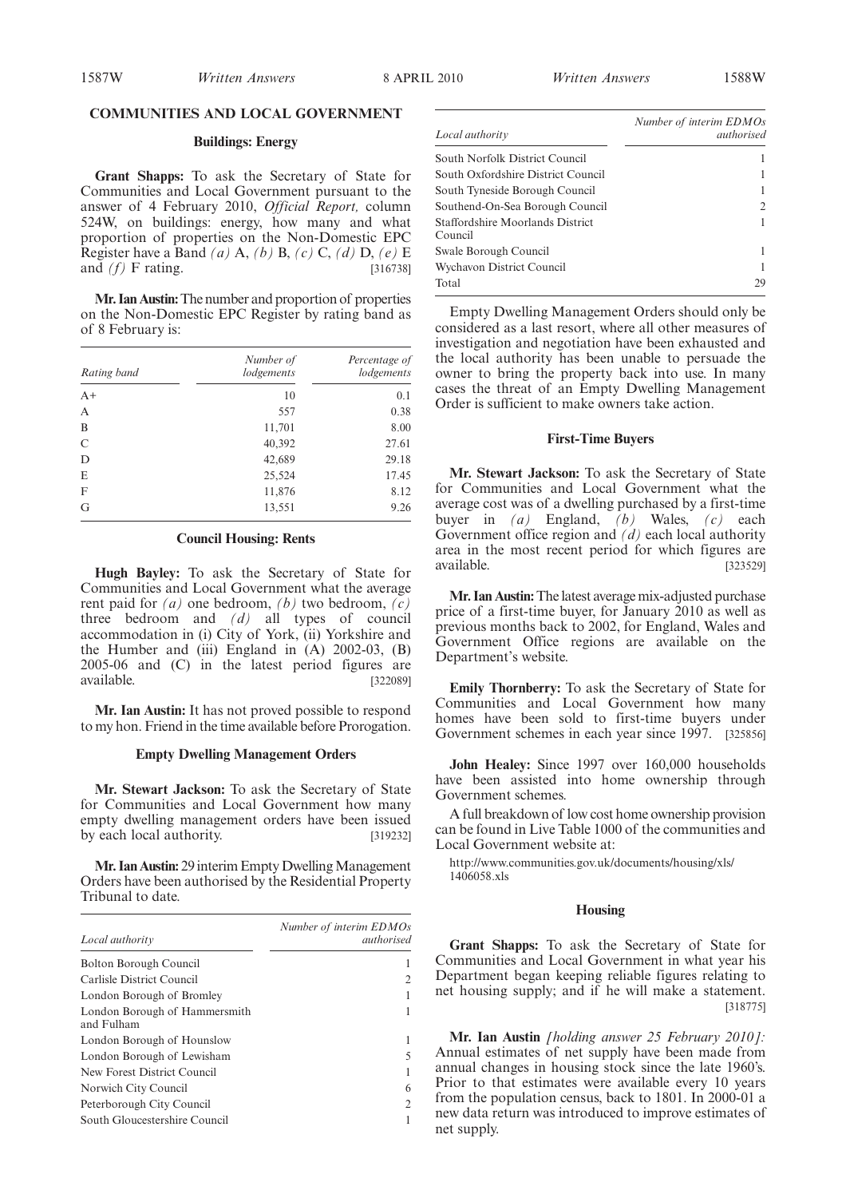## COMMUNITIES AND LOCAL GOVERNMENT

### Buildings: Energy

**Grant Shapps:** To ask the Secretary of State for Communities and Local Government pursuant to the answer of 4 February 2010, *Official Report,* column 524W, on buildings: energy, how many and what proportion of properties on the Non-Domestic EPC Register have a Band *(a)* A, *(b)* B, *(c)* C, *(d)* D, *(e)* E and *(f)* F rating. [316738]

**Mr. Ian Austin:** The number and proportion of properties on the Non-Domestic EPC Register by rating band as of 8 February is:

| Rating band | Number of lodgements | Percentage of lodgements |
|---|---|---|
| A+ | 10 | 0.1 |
| A | 557 | 0.38 |
| B | 11,701 | 8.00 |
| C | 40,392 | 27.61 |
| D | 42,689 | 29.18 |
| E | 25,524 | 17.45 |
| F | 11,876 | 8.12 |
| G | 13,551 | 9.26 |

### Council Housing: Rents

**Hugh Bayley:** To ask the Secretary of State for Communities and Local Government what the average rent paid for *(a)* one bedroom, *(b)* two bedroom, *(c)* three bedroom and *(d)* all types of council accommodation in (i) City of York, (ii) Yorkshire and the Humber and (iii) England in (A) 2002-03, (B) 2005-06 and (C) in the latest period figures are available. [322089]

**Mr. Ian Austin:** It has not proved possible to respond to my hon. Friend in the time available before Prorogation.

### Empty Dwelling Management Orders

**Mr. Stewart Jackson:** To ask the Secretary of State for Communities and Local Government how many empty dwelling management orders have been issued by each local authority. [319232]

**Mr. Ian Austin:** 29 interim Empty Dwelling Management Orders have been authorised by the Residential Property Tribunal to date.

| Local authority | Number of interim EDMOs authorised |
|---|---|
| Bolton Borough Council | 1 |
| Carlisle District Council | 2 |
| London Borough of Bromley | 1 |
| London Borough of Hammersmith and Fulham | 1 |
| London Borough of Hounslow | 1 |
| London Borough of Lewisham | 5 |
| New Forest District Council | 1 |
| Norwich City Council | 6 |
| Peterborough City Council | 2 |
| South Gloucestershire Council | 1 |
| South Norfolk District Council | 1 |
| South Oxfordshire District Council | 1 |
| South Tyneside Borough Council | 1 |
| Southend-On-Sea Borough Council | 2 |
| Staffordshire Moorlands District Council | 1 |
| Swale Borough Council | 1 |
| Wychavon District Council | 1 |
| Total | 29 |

Empty Dwelling Management Orders should only be considered as a last resort, where all other measures of investigation and negotiation have been exhausted and the local authority has been unable to persuade the owner to bring the property back into use. In many cases the threat of an Empty Dwelling Management Order is sufficient to make owners take action.

### First-Time Buyers

**Mr. Stewart Jackson:** To ask the Secretary of State for Communities and Local Government what the average cost was of a dwelling purchased by a first-time buyer in *(a)* England, *(b)* Wales, *(c)* each Government office region and *(d)* each local authority area in the most recent period for which figures are available. [323529]

**Mr. Ian Austin:** The latest average mix-adjusted purchase price of a first-time buyer, for January 2010 as well as previous months back to 2002, for England, Wales and Government Office regions are available on the Department's website.

**Emily Thornberry:** To ask the Secretary of State for Communities and Local Government how many homes have been sold to first-time buyers under Government schemes in each year since 1997. [325856]

**John Healey:** Since 1997 over 160,000 households have been assisted into home ownership through Government schemes.

A full breakdown of low cost home ownership provision can be found in Live Table 1000 of the communities and Local Government website at:

http://www.communities.gov.uk/documents/housing/xls/1406058.xls

### Housing

**Grant Shapps:** To ask the Secretary of State for Communities and Local Government in what year his Department began keeping reliable figures relating to net housing supply; and if he will make a statement. [318775]

**Mr. Ian Austin** *[holding answer 25 February 2010]:* Annual estimates of net supply have been made from annual changes in housing stock since the late 1960's. Prior to that estimates were available every 10 years from the population census, back to 1801. In 2000-01 a new data return was introduced to improve estimates of net supply.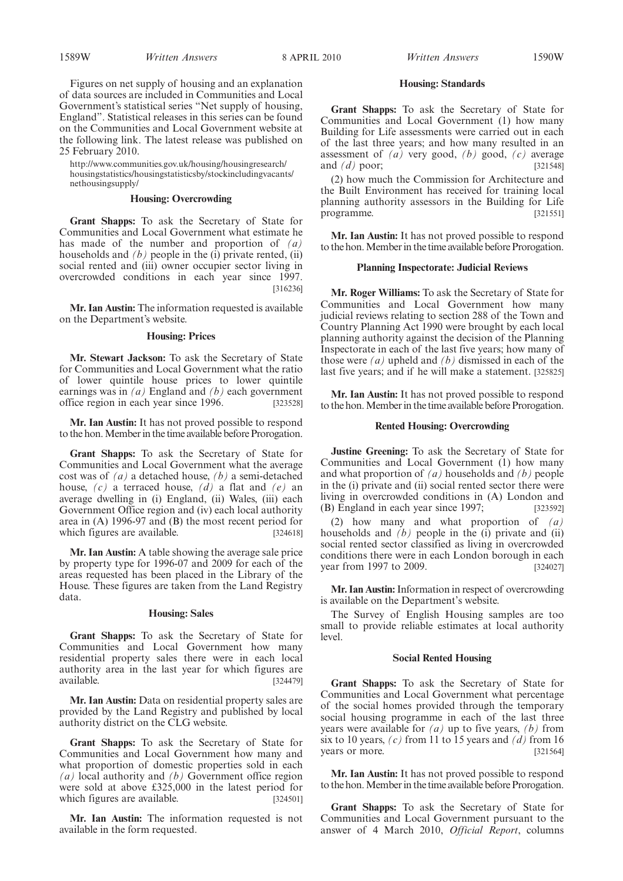Figures on net supply of housing and an explanation of data sources are included in Communities and Local Government's statistical series "Net supply of housing, England". Statistical releases in this series can be found on the Communities and Local Government website at the following link. The latest release was published on 25 February 2010.

http://www.communities.gov.uk/housing/housingresearch/housingstatistics/housingstatisticsby/stockincludingvacants/nethousingsupply/

### Housing: Overcrowding

**Grant Shapps:** To ask the Secretary of State for Communities and Local Government what estimate he has made of the number and proportion of *(a)* households and *(b)* people in the (i) private rented, (ii) social rented and (iii) owner occupier sector living in overcrowded conditions in each year since 1997. [316236]

**Mr. Ian Austin:** The information requested is available on the Department's website.

### Housing: Prices

**Mr. Stewart Jackson:** To ask the Secretary of State for Communities and Local Government what the ratio of lower quintile house prices to lower quintile earnings was in *(a)* England and *(b)* each government office region in each year since 1996. [323528]

**Mr. Ian Austin:** It has not proved possible to respond to the hon. Member in the time available before Prorogation.

**Grant Shapps:** To ask the Secretary of State for Communities and Local Government what the average cost was of *(a)* a detached house, *(b)* a semi-detached house, *(c)* a terraced house, *(d)* a flat and *(e)* an average dwelling in (i) England, (ii) Wales, (iii) each Government Office region and (iv) each local authority area in (A) 1996-97 and (B) the most recent period for which figures are available. [324618]

**Mr. Ian Austin:** A table showing the average sale price by property type for 1996-07 and 2009 for each of the areas requested has been placed in the Library of the House. These figures are taken from the Land Registry data.

### Housing: Sales

**Grant Shapps:** To ask the Secretary of State for Communities and Local Government how many residential property sales there were in each local authority area in the last year for which figures are available. [324479]

**Mr. Ian Austin:** Data on residential property sales are provided by the Land Registry and published by local authority district on the CLG website.

**Grant Shapps:** To ask the Secretary of State for Communities and Local Government how many and what proportion of domestic properties sold in each *(a)* local authority and *(b)* Government office region were sold at above £325,000 in the latest period for which figures are available. [324501]

**Mr. Ian Austin:** The information requested is not available in the form requested.

### Housing: Standards

**Grant Shapps:** To ask the Secretary of State for Communities and Local Government (1) how many Building for Life assessments were carried out in each of the last three years; and how many resulted in an assessment of *(a)* very good, *(b)* good, *(c)* average and *(d)* poor; [321548]

(2) how much the Commission for Architecture and the Built Environment has received for training local planning authority assessors in the Building for Life programme. [321551]

**Mr. Ian Austin:** It has not proved possible to respond to the hon. Member in the time available before Prorogation.

### Planning Inspectorate: Judicial Reviews

**Mr. Roger Williams:** To ask the Secretary of State for Communities and Local Government how many judicial reviews relating to section 288 of the Town and Country Planning Act 1990 were brought by each local planning authority against the decision of the Planning Inspectorate in each of the last five years; how many of those were *(a)* upheld and *(b)* dismissed in each of the last five years; and if he will make a statement. [325825]

**Mr. Ian Austin:** It has not proved possible to respond to the hon. Member in the time available before Prorogation.

### Rented Housing: Overcrowding

**Justine Greening:** To ask the Secretary of State for Communities and Local Government (1) how many and what proportion of *(a)* households and *(b)* people in the (i) private and (ii) social rented sector there were living in overcrowded conditions in (A) London and (B) England in each year since 1997; [323592]

(2) how many and what proportion of *(a)* households and *(b)* people in the (i) private and (ii) social rented sector classified as living in overcrowded conditions there were in each London borough in each year from 1997 to 2009. [324027]

**Mr. Ian Austin:** Information in respect of overcrowding is available on the Department's website.

The Survey of English Housing samples are too small to provide reliable estimates at local authority level.

### Social Rented Housing

**Grant Shapps:** To ask the Secretary of State for Communities and Local Government what percentage of the social homes provided through the temporary social housing programme in each of the last three years were available for *(a)* up to five years, *(b)* from six to 10 years, *(c)* from 11 to 15 years and *(d)* from 16 years or more. [321564]

**Mr. Ian Austin:** It has not proved possible to respond to the hon. Member in the time available before Prorogation.

**Grant Shapps:** To ask the Secretary of State for Communities and Local Government pursuant to the answer of 4 March 2010, *Official Report*, columns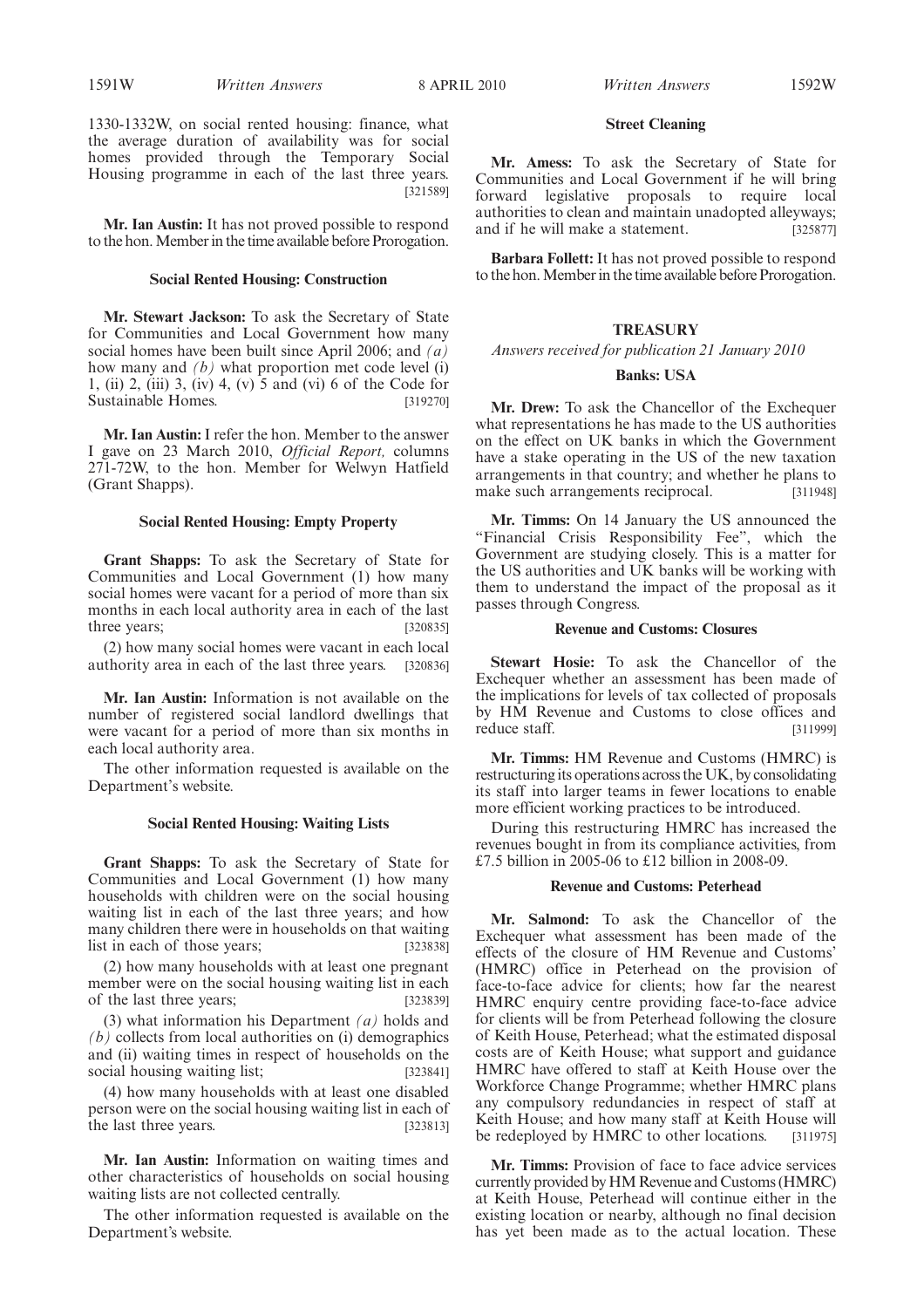1330-1332W, on social rented housing: finance, what the average duration of availability was for social homes provided through the Temporary Social Housing programme in each of the last three years. [321589]

**Mr. Ian Austin:** It has not proved possible to respond to the hon. Member in the time available before Prorogation.

### Social Rented Housing: Construction

**Mr. Stewart Jackson:** To ask the Secretary of State for Communities and Local Government how many social homes have been built since April 2006; and *(a)* how many and *(b)* what proportion met code level (i) 1, (ii) 2, (iii) 3, (iv) 4, (v) 5 and (vi) 6 of the Code for Sustainable Homes. [319270]

**Mr. Ian Austin:** I refer the hon. Member to the answer I gave on 23 March 2010, *Official Report,* columns 271-72W, to the hon. Member for Welwyn Hatfield (Grant Shapps).

### Social Rented Housing: Empty Property

**Grant Shapps:** To ask the Secretary of State for Communities and Local Government (1) how many social homes were vacant for a period of more than six months in each local authority area in each of the last three years; [320835]

(2) how many social homes were vacant in each local authority area in each of the last three years. [320836]

**Mr. Ian Austin:** Information is not available on the number of registered social landlord dwellings that were vacant for a period of more than six months in each local authority area.

The other information requested is available on the Department's website.

### Social Rented Housing: Waiting Lists

**Grant Shapps:** To ask the Secretary of State for Communities and Local Government (1) how many households with children were on the social housing waiting list in each of the last three years; and how many children there were in households on that waiting list in each of those years; [323838]

(2) how many households with at least one pregnant member were on the social housing waiting list in each of the last three years; [323839]

(3) what information his Department *(a)* holds and *(b)* collects from local authorities on (i) demographics and (ii) waiting times in respect of households on the social housing waiting list; [323841]

(4) how many households with at least one disabled person were on the social housing waiting list in each of the last three years. [323813]

**Mr. Ian Austin:** Information on waiting times and other characteristics of households on social housing waiting lists are not collected centrally.

The other information requested is available on the Department's website.

### Street Cleaning

**Mr. Amess:** To ask the Secretary of State for Communities and Local Government if he will bring forward legislative proposals to require local authorities to clean and maintain unadopted alleyways; and if he will make a statement. [325877]

**Barbara Follett:** It has not proved possible to respond to the hon. Member in the time available before Prorogation.

## TREASURY

*Answers received for publication 21 January 2010*

### Banks: USA

**Mr. Drew:** To ask the Chancellor of the Exchequer what representations he has made to the US authorities on the effect on UK banks in which the Government have a stake operating in the US of the new taxation arrangements in that country; and whether he plans to make such arrangements reciprocal. [311948]

**Mr. Timms:** On 14 January the US announced the "Financial Crisis Responsibility Fee", which the Government are studying closely. This is a matter for the US authorities and UK banks will be working with them to understand the impact of the proposal as it passes through Congress.

### Revenue and Customs: Closures

**Stewart Hosie:** To ask the Chancellor of the Exchequer whether an assessment has been made of the implications for levels of tax collected of proposals by HM Revenue and Customs to close offices and reduce staff. [311999]

**Mr. Timms:** HM Revenue and Customs (HMRC) is restructuring its operations across the UK, by consolidating its staff into larger teams in fewer locations to enable more efficient working practices to be introduced.

During this restructuring HMRC has increased the revenues bought in from its compliance activities, from £7.5 billion in 2005-06 to £12 billion in 2008-09.

### Revenue and Customs: Peterhead

**Mr. Salmond:** To ask the Chancellor of the Exchequer what assessment has been made of the effects of the closure of HM Revenue and Customs' (HMRC) office in Peterhead on the provision of face-to-face advice for clients; how far the nearest HMRC enquiry centre providing face-to-face advice for clients will be from Peterhead following the closure of Keith House, Peterhead; what the estimated disposal costs are of Keith House; what support and guidance HMRC have offered to staff at Keith House over the Workforce Change Programme; whether HMRC plans any compulsory redundancies in respect of staff at Keith House; and how many staff at Keith House will be redeployed by HMRC to other locations. [311975]

**Mr. Timms:** Provision of face to face advice services currently provided by HM Revenue and Customs (HMRC) at Keith House, Peterhead will continue either in the existing location or nearby, although no final decision has yet been made as to the actual location. These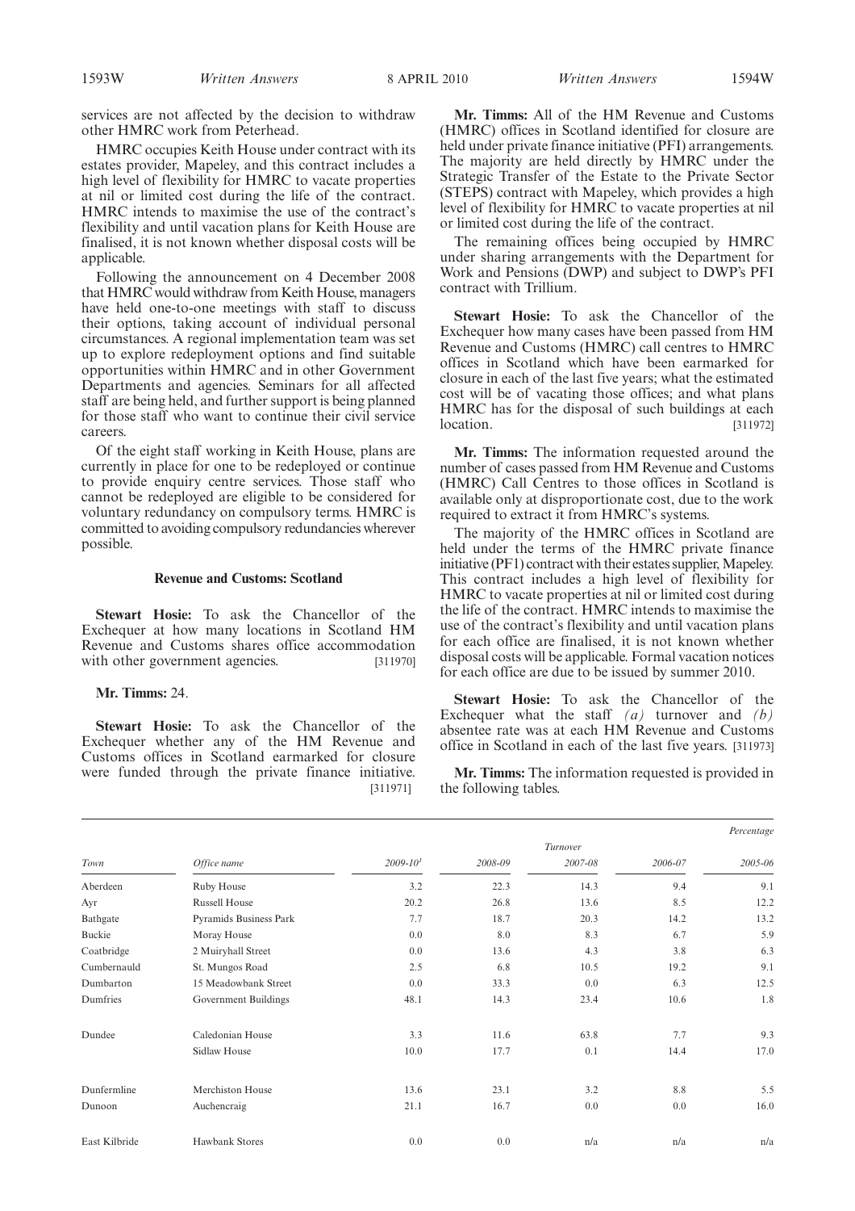services are not affected by the decision to withdraw other HMRC work from Peterhead.

HMRC occupies Keith House under contract with its estates provider, Mapeley, and this contract includes a high level of flexibility for HMRC to vacate properties at nil or limited cost during the life of the contract. HMRC intends to maximise the use of the contract's flexibility and until vacation plans for Keith House are finalised, it is not known whether disposal costs will be applicable.

Following the announcement on 4 December 2008 that HMRC would withdraw from Keith House, managers have held one-to-one meetings with staff to discuss their options, taking account of individual personal circumstances. A regional implementation team was set up to explore redeployment options and find suitable opportunities within HMRC and in other Government Departments and agencies. Seminars for all affected staff are being held, and further support is being planned for those staff who want to continue their civil service careers.

Of the eight staff working in Keith House, plans are currently in place for one to be redeployed or continue to provide enquiry centre services. Those staff who cannot be redeployed are eligible to be considered for voluntary redundancy on compulsory terms. HMRC is committed to avoiding compulsory redundancies wherever possible.

### Revenue and Customs: Scotland

**Stewart Hosie:** To ask the Chancellor of the Exchequer at how many locations in Scotland HM Revenue and Customs shares office accommodation with other government agencies. [311970]

**Mr. Timms:** 24.

**Stewart Hosie:** To ask the Chancellor of the Exchequer whether any of the HM Revenue and Customs offices in Scotland earmarked for closure were funded through the private finance initiative. [311971]

**Mr. Timms:** All of the HM Revenue and Customs (HMRC) offices in Scotland identified for closure are held under private finance initiative (PFI) arrangements. The majority are held directly by HMRC under the Strategic Transfer of the Estate to the Private Sector (STEPS) contract with Mapeley, which provides a high level of flexibility for HMRC to vacate properties at nil or limited cost during the life of the contract.

The remaining offices being occupied by HMRC under sharing arrangements with the Department for Work and Pensions (DWP) and subject to DWP's PFI contract with Trillium.

**Stewart Hosie:** To ask the Chancellor of the Exchequer how many cases have been passed from HM Revenue and Customs (HMRC) call centres to HMRC offices in Scotland which have been earmarked for closure in each of the last five years; what the estimated cost will be of vacating those offices; and what plans HMRC has for the disposal of such buildings at each location. [311972]

**Mr. Timms:** The information requested around the number of cases passed from HM Revenue and Customs (HMRC) Call Centres to those offices in Scotland is available only at disproportionate cost, due to the work required to extract it from HMRC's systems.

The majority of the HMRC offices in Scotland are held under the terms of the HMRC private finance initiative (PF1) contract with their estates supplier, Mapeley. This contract includes a high level of flexibility for HMRC to vacate properties at nil or limited cost during the life of the contract. HMRC intends to maximise the use of the contract's flexibility and until vacation plans for each office are finalised, it is not known whether disposal costs will be applicable. Formal vacation notices for each office are due to be issued by summer 2010.

**Stewart Hosie:** To ask the Chancellor of the Exchequer what the staff *(a)* turnover and *(b)* absentee rate was at each HM Revenue and Customs office in Scotland in each of the last five years. [311973]

**Mr. Timms:** The information requested is provided in the following tables.

*Percentage*

| Town | Office name | Turnover | | | | |
|---|---|---|---|---|---|---|
| | | 2009-10[1] | 2008-09 | 2007-08 | 2006-07 | 2005-06 |
| Aberdeen | Ruby House | 3.2 | 22.3 | 14.3 | 9.4 | 9.1 |
| Ayr | Russell House | 20.2 | 26.8 | 13.6 | 8.5 | 12.2 |
| Bathgate | Pyramids Business Park | 7.7 | 18.7 | 20.3 | 14.2 | 13.2 |
| Buckie | Moray House | 0.0 | 8.0 | 8.3 | 6.7 | 5.9 |
| Coatbridge | 2 Muiryhall Street | 0.0 | 13.6 | 4.3 | 3.8 | 6.3 |
| Cumbernauld | St. Mungos Road | 2.5 | 6.8 | 10.5 | 19.2 | 9.1 |
| Dumbarton | 15 Meadowbank Street | 0.0 | 33.3 | 0.0 | 6.3 | 12.5 |
| Dumfries | Government Buildings | 48.1 | 14.3 | 23.4 | 10.6 | 1.8 |
| Dundee | Caledonian House | 3.3 | 11.6 | 63.8 | 7.7 | 9.3 |
| | Sidlaw House | 10.0 | 17.7 | 0.1 | 14.4 | 17.0 |
| Dunfermline | Merchiston House | 13.6 | 23.1 | 3.2 | 8.8 | 5.5 |
| Dunoon | Auchencraig | 21.1 | 16.7 | 0.0 | 0.0 | 16.0 |
| East Kilbride | Hawbank Stores | 0.0 | 0.0 | n/a | n/a | n/a |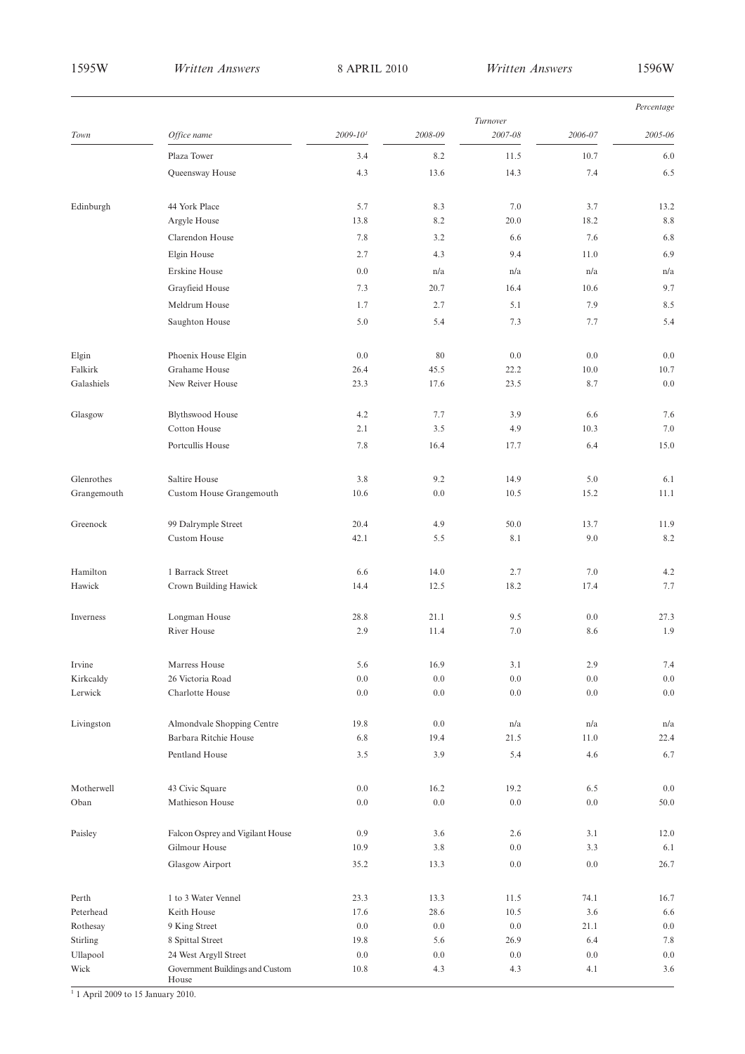| Town | Office name | Turnover | | | | Percentage |
|---|---|---|---|---|---|---|
| | | 2009-10[1] | 2008-09 | 2007-08 | 2006-07 | 2005-06 |
| | Plaza Tower | 3.4 | 8.2 | 11.5 | 10.7 | 6.0 |
| | Queensway House | 4.3 | 13.6 | 14.3 | 7.4 | 6.5 |
| Edinburgh | 44 York Place | 5.7 | 8.3 | 7.0 | 3.7 | 13.2 |
| | Argyle House | 13.8 | 8.2 | 20.0 | 18.2 | 8.8 |
| | Clarendon House | 7.8 | 3.2 | 6.6 | 7.6 | 6.8 |
| | Elgin House | 2.7 | 4.3 | 9.4 | 11.0 | 6.9 |
| | Erskine House | 0.0 | n/a | n/a | n/a | n/a |
| | Grayfieid House | 7.3 | 20.7 | 16.4 | 10.6 | 9.7 |
| | Meldrum House | 1.7 | 2.7 | 5.1 | 7.9 | 8.5 |
| | Saughton House | 5.0 | 5.4 | 7.3 | 7.7 | 5.4 |
| Elgin | Phoenix House Elgin | 0.0 | 80 | 0.0 | 0.0 | 0.0 |
| Falkirk | Grahame House | 26.4 | 45.5 | 22.2 | 10.0 | 10.7 |
| Galashiels | New Reiver House | 23.3 | 17.6 | 23.5 | 8.7 | 0.0 |
| Glasgow | Blythswood House | 4.2 | 7.7 | 3.9 | 6.6 | 7.6 |
| | Cotton House | 2.1 | 3.5 | 4.9 | 10.3 | 7.0 |
| | Portcullis House | 7.8 | 16.4 | 17.7 | 6.4 | 15.0 |
| Glenrothes | Saltire House | 3.8 | 9.2 | 14.9 | 5.0 | 6.1 |
| Grangemouth | Custom House Grangemouth | 10.6 | 0.0 | 10.5 | 15.2 | 11.1 |
| Greenock | 99 Dalrymple Street | 20.4 | 4.9 | 50.0 | 13.7 | 11.9 |
| | Custom House | 42.1 | 5.5 | 8.1 | 9.0 | 8.2 |
| Hamilton | 1 Barrack Street | 6.6 | 14.0 | 2.7 | 7.0 | 4.2 |
| Hawick | Crown Building Hawick | 14.4 | 12.5 | 18.2 | 17.4 | 7.7 |
| Inverness | Longman House | 28.8 | 21.1 | 9.5 | 0.0 | 27.3 |
| | River House | 2.9 | 11.4 | 7.0 | 8.6 | 1.9 |
| Irvine | Marress House | 5.6 | 16.9 | 3.1 | 2.9 | 7.4 |
| Kirkcaldy | 26 Victoria Road | 0.0 | 0.0 | 0.0 | 0.0 | 0.0 |
| Lerwick | Charlotte House | 0.0 | 0.0 | 0.0 | 0.0 | 0.0 |
| Livingston | Almondvale Shopping Centre | 19.8 | 0.0 | n/a | n/a | n/a |
| | Barbara Ritchie House | 6.8 | 19.4 | 21.5 | 11.0 | 22.4 |
| | Pentland House | 3.5 | 3.9 | 5.4 | 4.6 | 6.7 |
| Motherwell | 43 Civic Square | 0.0 | 16.2 | 19.2 | 6.5 | 0.0 |
| Oban | Mathieson House | 0.0 | 0.0 | 0.0 | 0.0 | 50.0 |
| Paisley | Falcon Osprey and Vigilant House | 0.9 | 3.6 | 2.6 | 3.1 | 12.0 |
| | Gilmour House | 10.9 | 3.8 | 0.0 | 3.3 | 6.1 |
| | Glasgow Airport | 35.2 | 13.3 | 0.0 | 0.0 | 26.7 |
| Perth | 1 to 3 Water Vennel | 23.3 | 13.3 | 11.5 | 74.1 | 16.7 |
| Peterhead | Keith House | 17.6 | 28.6 | 10.5 | 3.6 | 6.6 |
| Rothesay | 9 King Street | 0.0 | 0.0 | 0.0 | 21.1 | 0.0 |
| Stirling | 8 Spittal Street | 19.8 | 5.6 | 26.9 | 6.4 | 7.8 |
| Ullapool | 24 West Argyll Street | 0.0 | 0.0 | 0.0 | 0.0 | 0.0 |
| Wick | Government Buildings and Custom House | 10.8 | 4.3 | 4.3 | 4.1 | 3.6 |

[1] 1 April 2009 to 15 January 2010.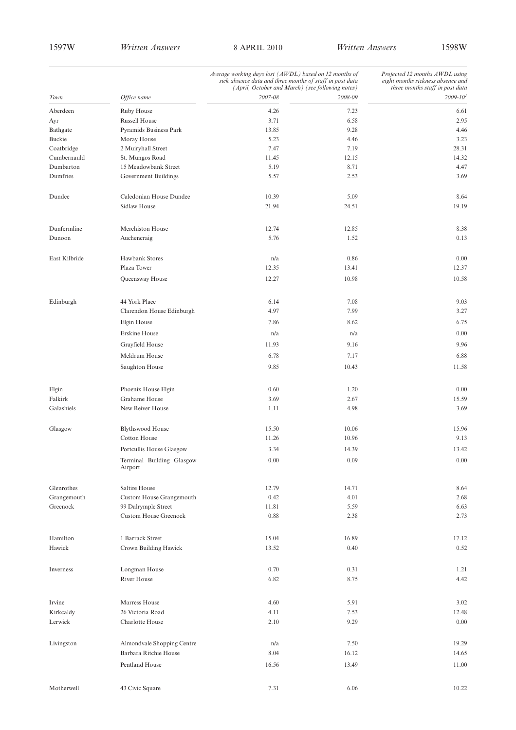| Town | Office name | Average working days lost (AWDL) based on 12 months of sick absence data and three months of staff in post data (April, October and March) (see following notes) | | Projected 12 months AWDL using eight months sickness absence and three months staff in post data |
|---|---|---|---|---|
| | | 2007-08 | 2008-09 | 2009-10[1] |
| Aberdeen | Ruby House | 4.26 | 7.23 | 6.61 |
| Ayr | Russell House | 3.71 | 6.58 | 2.95 |
| Bathgate | Pyramids Business Park | 13.85 | 9.28 | 4.46 |
| Buckie | Moray House | 5.23 | 4.46 | 3.23 |
| Coatbridge | 2 Muiryhall Street | 7.47 | 7.19 | 28.31 |
| Cumbernauld | St. Mungos Road | 11.45 | 12.15 | 14.32 |
| Dumbarton | 15 Meadowbank Street | 5.19 | 8.71 | 4.47 |
| Dumfries | Government Buildings | 5.57 | 2.53 | 3.69 |
| Dundee | Caledonian House Dundee | 10.39 | 5.09 | 8.64 |
| | Sidlaw House | 21.94 | 24.51 | 19.19 |
| Dunfermline | Merchiston House | 12.74 | 12.85 | 8.38 |
| Dunoon | Auchencraig | 5.76 | 1.52 | 0.13 |
| East Kilbride | Hawbank Stores | n/a | 0.86 | 0.00 |
| | Plaza Tower | 12.35 | 13.41 | 12.37 |
| | Queensway House | 12.27 | 10.98 | 10.58 |
| Edinburgh | 44 York Place | 6.14 | 7.08 | 9.03 |
| | Clarendon House Edinburgh | 4.97 | 7.99 | 3.27 |
| | Elgin House | 7.86 | 8.62 | 6.75 |
| | Erskine House | n/a | n/a | 0.00 |
| | Grayfield House | 11.93 | 9.16 | 9.96 |
| | Meldrum House | 6.78 | 7.17 | 6.88 |
| | Saughton House | 9.85 | 10.43 | 11.58 |
| Elgin | Phoenix House Elgin | 0.60 | 1.20 | 0.00 |
| Falkirk | Grahame House | 3.69 | 2.67 | 15.59 |
| Galashiels | New Reiver House | 1.11 | 4.98 | 3.69 |
| Glasgow | Blythswood House | 15.50 | 10.06 | 15.96 |
| | Cotton House | 11.26 | 10.96 | 9.13 |
| | Portcullis House Glasgow | 3.34 | 14.39 | 13.42 |
| | Terminal Building Glasgow Airport | 0.00 | 0.09 | 0.00 |
| Glenrothes | Saltire House | 12.79 | 14.71 | 8.64 |
| Grangemouth | Custom House Grangemouth | 0.42 | 4.01 | 2.68 |
| Greenock | 99 Dalrymple Street | 11.81 | 5.59 | 6.63 |
| | Custom House Greenock | 0.88 | 2.38 | 2.73 |
| Hamilton | 1 Barrack Street | 15.04 | 16.89 | 17.12 |
| Hawick | Crown Building Hawick | 13.52 | 0.40 | 0.52 |
| Inverness | Longman House | 0.70 | 0.31 | 1.21 |
| | River House | 6.82 | 8.75 | 4.42 |
| Irvine | Marress House | 4.60 | 5.91 | 3.02 |
| Kirkcaldy | 26 Victoria Road | 4.11 | 7.53 | 12.48 |
| Lerwick | Charlotte House | 2.10 | 9.29 | 0.00 |
| Livingston | Almondvale Shopping Centre | n/a | 7.50 | 19.29 |
| | Barbara Ritchie House | 8.04 | 16.12 | 14.65 |
| | Pentland House | 16.56 | 13.49 | 11.00 |
| Motherwell | 43 Civic Square | 7.31 | 6.06 | 10.22 |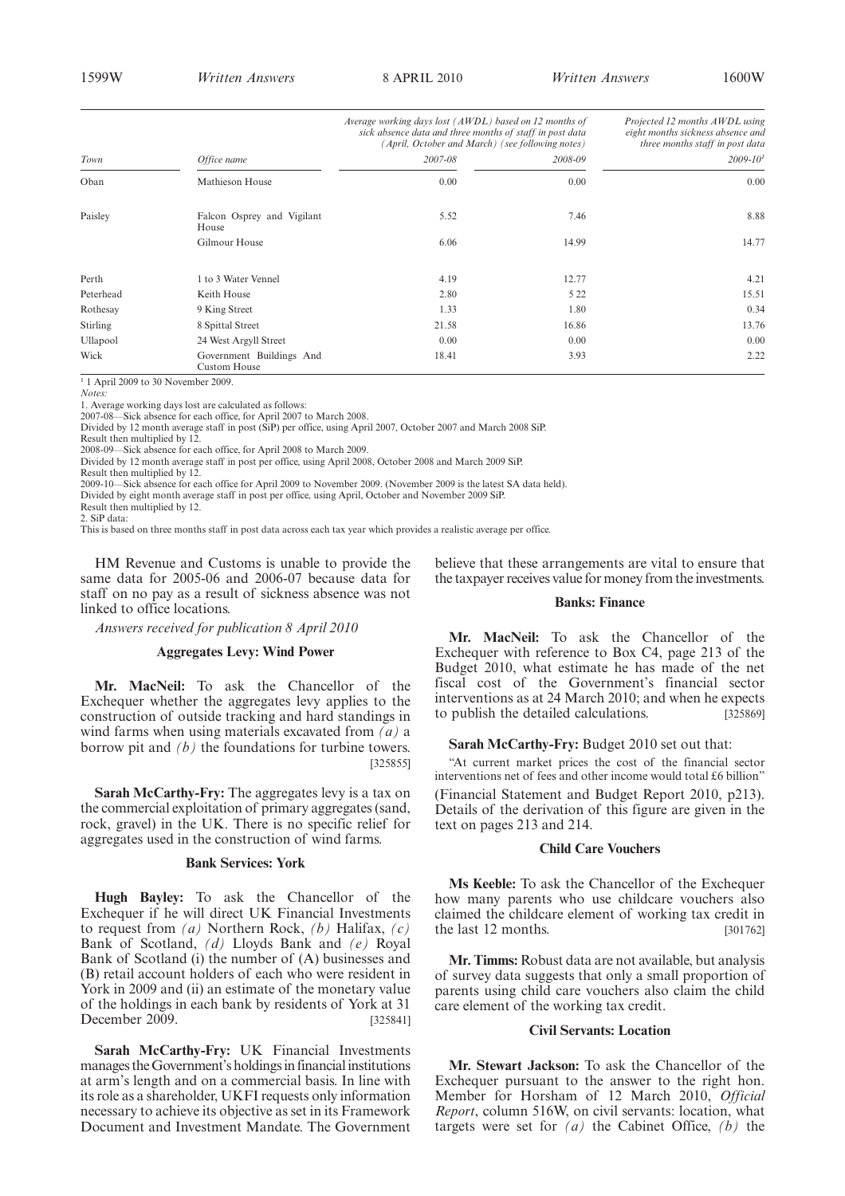| Town | Office name | Average working days lost (AWDL) based on 12 months of sick absence data and three months of staff in post data (April, October and March) (see following notes) | | Projected 12 months AWDL using eight months sickness absence and three months staff in post data |
|---|---|---|---|---|
| | | 2007-08 | 2008-09 | 2009-10[1] |
| Oban | Mathieson House | 0.00 | 0.00 | 0.00 |
| Paisley | Falcon Osprey and Vigilant House | 5.52 | 7.46 | 8.88 |
| | Gilmour House | 6.06 | 14.99 | 14.77 |
| Perth | 1 to 3 Water Vennel | 4.19 | 12.77 | 4.21 |
| Peterhead | Keith House | 2.80 | 5 22 | 15.51 |
| Rothesay | 9 King Street | 1.33 | 1.80 | 0.34 |
| Stirling | 8 Spittal Street | 21.58 | 16.86 | 13.76 |
| Ullapool | 24 West Argyll Street | 0.00 | 0.00 | 0.00 |
| Wick | Government Buildings And Custom House | 18.41 | 3.93 | 2.22 |

[1] 1 April 2009 to 30 November 2009.

*Notes:*

1. Average working days lost are calculated as follows:
2007-08—Sick absence for each office, for April 2007 to March 2008.
Divided by 12 month average staff in post (SiP) per office, using April 2007, October 2007 and March 2008 SiP.
Result then multiplied by 12.
2008-09—Sick absence for each office, for April 2008 to March 2009.
Divided by 12 month average staff in post per office, using April 2008, October 2008 and March 2009 SiP.
Result then multiplied by 12.
2009-10—Sick absence for each office for April 2009 to November 2009. (November 2009 is the latest SA data held).
Divided by eight month average staff in post per office, using April, October and November 2009 SiP.
Result then multiplied by 12.
2. SiP data:
This is based on three months staff in post data across each tax year which provides a realistic average per office.

HM Revenue and Customs is unable to provide the same data for 2005-06 and 2006-07 because data for staff on no pay as a result of sickness absence was not linked to office locations.

*Answers received for publication 8 April 2010*

### Aggregates Levy: Wind Power

**Mr. MacNeil:** To ask the Chancellor of the Exchequer whether the aggregates levy applies to the construction of outside tracking and hard standings in wind farms when using materials excavated from *(a)* a borrow pit and *(b)* the foundations for turbine towers. [325855]

**Sarah McCarthy-Fry:** The aggregates levy is a tax on the commercial exploitation of primary aggregates (sand, rock, gravel) in the UK. There is no specific relief for aggregates used in the construction of wind farms.

### Bank Services: York

**Hugh Bayley:** To ask the Chancellor of the Exchequer if he will direct UK Financial Investments to request from *(a)* Northern Rock, *(b)* Halifax, *(c)* Bank of Scotland, *(d)* Lloyds Bank and *(e)* Royal Bank of Scotland (i) the number of (A) businesses and (B) retail account holders of each who were resident in York in 2009 and (ii) an estimate of the monetary value of the holdings in each bank by residents of York at 31 December 2009. [325841]

**Sarah McCarthy-Fry:** UK Financial Investments manages the Government's holdings in financial institutions at arm's length and on a commercial basis. In line with its role as a shareholder, UKFI requests only information necessary to achieve its objective as set in its Framework Document and Investment Mandate. The Government believe that these arrangements are vital to ensure that the taxpayer receives value for money from the investments.

### Banks: Finance

**Mr. MacNeil:** To ask the Chancellor of the Exchequer with reference to Box C4, page 213 of the Budget 2010, what estimate he has made of the net fiscal cost of the Government's financial sector interventions as at 24 March 2010; and when he expects to publish the detailed calculations. [325869]

**Sarah McCarthy-Fry:** Budget 2010 set out that:

"At current market prices the cost of the financial sector interventions net of fees and other income would total £6 billion"

(Financial Statement and Budget Report 2010, p213). Details of the derivation of this figure are given in the text on pages 213 and 214.

### Child Care Vouchers

**Ms Keeble:** To ask the Chancellor of the Exchequer how many parents who use childcare vouchers also claimed the childcare element of working tax credit in the last 12 months. [301762]

**Mr. Timms:** Robust data are not available, but analysis of survey data suggests that only a small proportion of parents using child care vouchers also claim the child care element of the working tax credit.

### Civil Servants: Location

**Mr. Stewart Jackson:** To ask the Chancellor of the Exchequer pursuant to the answer to the right hon. Member for Horsham of 12 March 2010, *Official Report*, column 516W, on civil servants: location, what targets were set for *(a)* the Cabinet Office, *(b)* the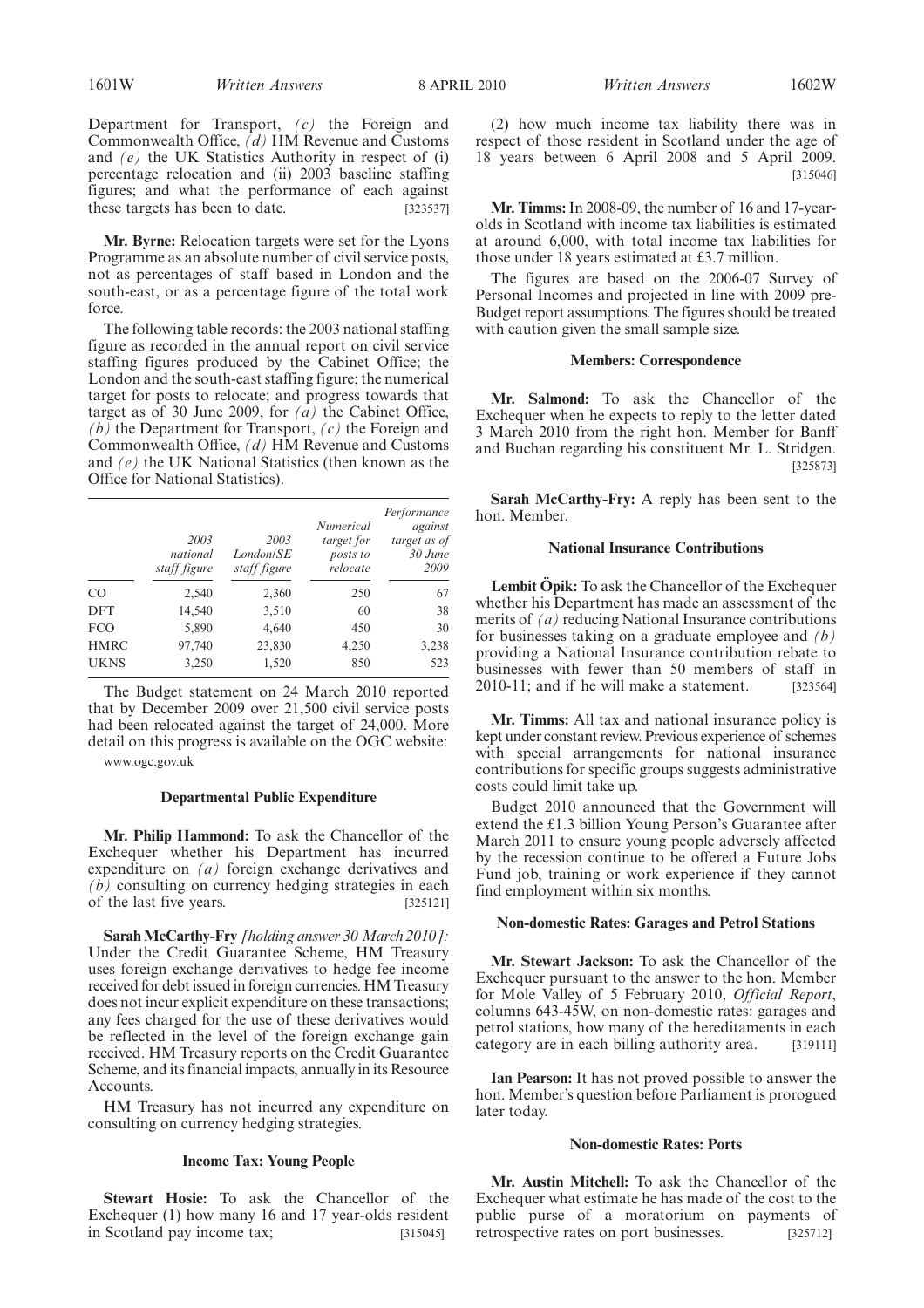Department for Transport, *(c)* the Foreign and Commonwealth Office, *(d)* HM Revenue and Customs and *(e)* the UK Statistics Authority in respect of (i) percentage relocation and (ii) 2003 baseline staffing figures; and what the performance of each against these targets has been to date. [323537]

**Mr. Byrne:** Relocation targets were set for the Lyons Programme as an absolute number of civil service posts, not as percentages of staff based in London and the south-east, or as a percentage figure of the total work force.

The following table records: the 2003 national staffing figure as recorded in the annual report on civil service staffing figures produced by the Cabinet Office; the London and the south-east staffing figure; the numerical target for posts to relocate; and progress towards that target as of 30 June 2009, for *(a)* the Cabinet Office, *(b)* the Department for Transport, *(c)* the Foreign and Commonwealth Office, *(d)* HM Revenue and Customs and *(e)* the UK National Statistics (then known as the Office for National Statistics).

| | *2003 national staff figure* | *2003 London/SE staff figure* | *Numerical target for posts to relocate* | *Performance against target as of 30 June 2009* |
|---|---|---|---|---|
| CO | 2,540 | 2,360 | 250 | 67 |
| DFT | 14,540 | 3,510 | 60 | 38 |
| FCO | 5,890 | 4,640 | 450 | 30 |
| HMRC | 97,740 | 23,830 | 4,250 | 3,238 |
| UKNS | 3,250 | 1,520 | 850 | 523 |

The Budget statement on 24 March 2010 reported that by December 2009 over 21,500 civil service posts had been relocated against the target of 24,000. More detail on this progress is available on the OGC website:

www.ogc.gov.uk

### Departmental Public Expenditure

**Mr. Philip Hammond:** To ask the Chancellor of the Exchequer whether his Department has incurred expenditure on *(a)* foreign exchange derivatives and *(b)* consulting on currency hedging strategies in each of the last five years. [325121]

**Sarah McCarthy-Fry** *[holding answer 30 March 2010]:* Under the Credit Guarantee Scheme, HM Treasury uses foreign exchange derivatives to hedge fee income received for debt issued in foreign currencies. HM Treasury does not incur explicit expenditure on these transactions; any fees charged for the use of these derivatives would be reflected in the level of the foreign exchange gain received. HM Treasury reports on the Credit Guarantee Scheme, and its financial impacts, annually in its Resource Accounts.

HM Treasury has not incurred any expenditure on consulting on currency hedging strategies.

### Income Tax: Young People

**Stewart Hosie:** To ask the Chancellor of the Exchequer (1) how many 16 and 17 year-olds resident in Scotland pay income tax; [315045]

(2) how much income tax liability there was in respect of those resident in Scotland under the age of 18 years between 6 April 2008 and 5 April 2009. [315046]

**Mr. Timms:** In 2008-09, the number of 16 and 17-year-olds in Scotland with income tax liabilities is estimated at around 6,000, with total income tax liabilities for those under 18 years estimated at £3.7 million.

The figures are based on the 2006-07 Survey of Personal Incomes and projected in line with 2009 pre-Budget report assumptions. The figures should be treated with caution given the small sample size.

### Members: Correspondence

**Mr. Salmond:** To ask the Chancellor of the Exchequer when he expects to reply to the letter dated 3 March 2010 from the right hon. Member for Banff and Buchan regarding his constituent Mr. L. Stridgen. [325873]

**Sarah McCarthy-Fry:** A reply has been sent to the hon. Member.

### National Insurance Contributions

**Lembit Öpik:** To ask the Chancellor of the Exchequer whether his Department has made an assessment of the merits of *(a)* reducing National Insurance contributions for businesses taking on a graduate employee and *(b)* providing a National Insurance contribution rebate to businesses with fewer than 50 members of staff in 2010-11; and if he will make a statement. [323564]

**Mr. Timms:** All tax and national insurance policy is kept under constant review. Previous experience of schemes with special arrangements for national insurance contributions for specific groups suggests administrative costs could limit take up.

Budget 2010 announced that the Government will extend the £1.3 billion Young Person's Guarantee after March 2011 to ensure young people adversely affected by the recession continue to be offered a Future Jobs Fund job, training or work experience if they cannot find employment within six months.

### Non-domestic Rates: Garages and Petrol Stations

**Mr. Stewart Jackson:** To ask the Chancellor of the Exchequer pursuant to the answer to the hon. Member for Mole Valley of 5 February 2010, *Official Report*, columns 643-45W, on non-domestic rates: garages and petrol stations, how many of the hereditaments in each category are in each billing authority area. [319111]

**Ian Pearson:** It has not proved possible to answer the hon. Member's question before Parliament is prorogued later today.

### Non-domestic Rates: Ports

**Mr. Austin Mitchell:** To ask the Chancellor of the Exchequer what estimate he has made of the cost to the public purse of a moratorium on payments of retrospective rates on port businesses. [325712]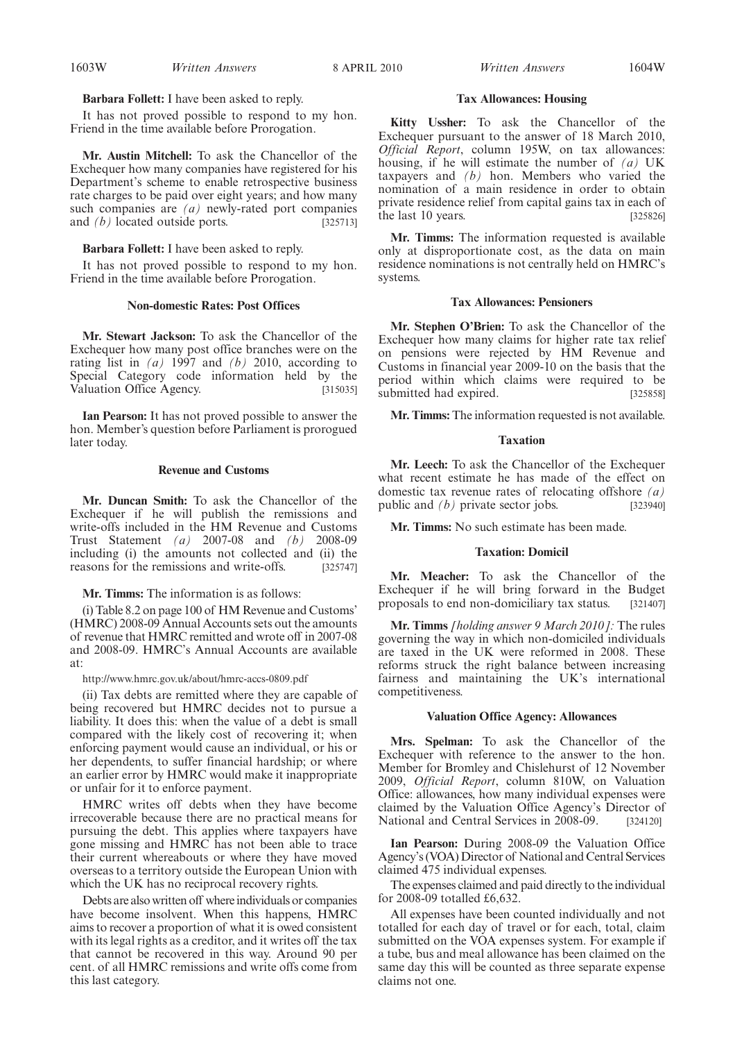**Barbara Follett:** I have been asked to reply.

It has not proved possible to respond to my hon. Friend in the time available before Prorogation.

**Mr. Austin Mitchell:** To ask the Chancellor of the Exchequer how many companies have registered for his Department's scheme to enable retrospective business rate charges to be paid over eight years; and how many such companies are *(a)* newly-rated port companies and *(b)* located outside ports. [325713]

**Barbara Follett:** I have been asked to reply.

It has not proved possible to respond to my hon. Friend in the time available before Prorogation.

### Non-domestic Rates: Post Offices

**Mr. Stewart Jackson:** To ask the Chancellor of the Exchequer how many post office branches were on the rating list in *(a)* 1997 and *(b)* 2010, according to Special Category code information held by the Valuation Office Agency. [315035]

**Ian Pearson:** It has not proved possible to answer the hon. Member's question before Parliament is prorogued later today.

### Revenue and Customs

**Mr. Duncan Smith:** To ask the Chancellor of the Exchequer if he will publish the remissions and write-offs included in the HM Revenue and Customs Trust Statement *(a)* 2007-08 and *(b)* 2008-09 including (i) the amounts not collected and (ii) the reasons for the remissions and write-offs. [325747]

**Mr. Timms:** The information is as follows:

(i) Table 8.2 on page 100 of HM Revenue and Customs' (HMRC) 2008-09 Annual Accounts sets out the amounts of revenue that HMRC remitted and wrote off in 2007-08 and 2008-09. HMRC's Annual Accounts are available at:

http://www.hmrc.gov.uk/about/hmrc-accs-0809.pdf

(ii) Tax debts are remitted where they are capable of being recovered but HMRC decides not to pursue a liability. It does this: when the value of a debt is small compared with the likely cost of recovering it; when enforcing payment would cause an individual, or his or her dependents, to suffer financial hardship; or where an earlier error by HMRC would make it inappropriate or unfair for it to enforce payment.

HMRC writes off debts when they have become irrecoverable because there are no practical means for pursuing the debt. This applies where taxpayers have gone missing and HMRC has not been able to trace their current whereabouts or where they have moved overseas to a territory outside the European Union with which the UK has no reciprocal recovery rights.

Debts are also written off where individuals or companies have become insolvent. When this happens, HMRC aims to recover a proportion of what it is owed consistent with its legal rights as a creditor, and it writes off the tax that cannot be recovered in this way. Around 90 per cent. of all HMRC remissions and write offs come from this last category.

### Tax Allowances: Housing

**Kitty Ussher:** To ask the Chancellor of the Exchequer pursuant to the answer of 18 March 2010, *Official Report*, column 195W, on tax allowances: housing, if he will estimate the number of *(a)* UK taxpayers and *(b)* hon. Members who varied the nomination of a main residence in order to obtain private residence relief from capital gains tax in each of the last 10 years. [325826]

**Mr. Timms:** The information requested is available only at disproportionate cost, as the data on main residence nominations is not centrally held on HMRC's systems.

### Tax Allowances: Pensioners

**Mr. Stephen O'Brien:** To ask the Chancellor of the Exchequer how many claims for higher rate tax relief on pensions were rejected by HM Revenue and Customs in financial year 2009-10 on the basis that the period within which claims were required to be submitted had expired. [325858]

**Mr. Timms:** The information requested is not available.

### Taxation

**Mr. Leech:** To ask the Chancellor of the Exchequer what recent estimate he has made of the effect on domestic tax revenue rates of relocating offshore *(a)* public and *(b)* private sector jobs. [323940]

**Mr. Timms:** No such estimate has been made.

### Taxation: Domicil

**Mr. Meacher:** To ask the Chancellor of the Exchequer if he will bring forward in the Budget proposals to end non-domiciliary tax status. [321407]

**Mr. Timms** *[holding answer 9 March 2010]:* The rules governing the way in which non-domiciled individuals are taxed in the UK were reformed in 2008. These reforms struck the right balance between increasing fairness and maintaining the UK's international competitiveness.

### Valuation Office Agency: Allowances

**Mrs. Spelman:** To ask the Chancellor of the Exchequer with reference to the answer to the hon. Member for Bromley and Chislehurst of 12 November 2009, *Official Report*, column 810W, on Valuation Office: allowances, how many individual expenses were claimed by the Valuation Office Agency's Director of National and Central Services in 2008-09. [324120]

**Ian Pearson:** During 2008-09 the Valuation Office Agency's (VOA) Director of National and Central Services claimed 475 individual expenses.

The expenses claimed and paid directly to the individual for 2008-09 totalled £6,632.

All expenses have been counted individually and not totalled for each day of travel or for each, total, claim submitted on the VOA expenses system. For example if a tube, bus and meal allowance has been claimed on the same day this will be counted as three separate expense claims not one.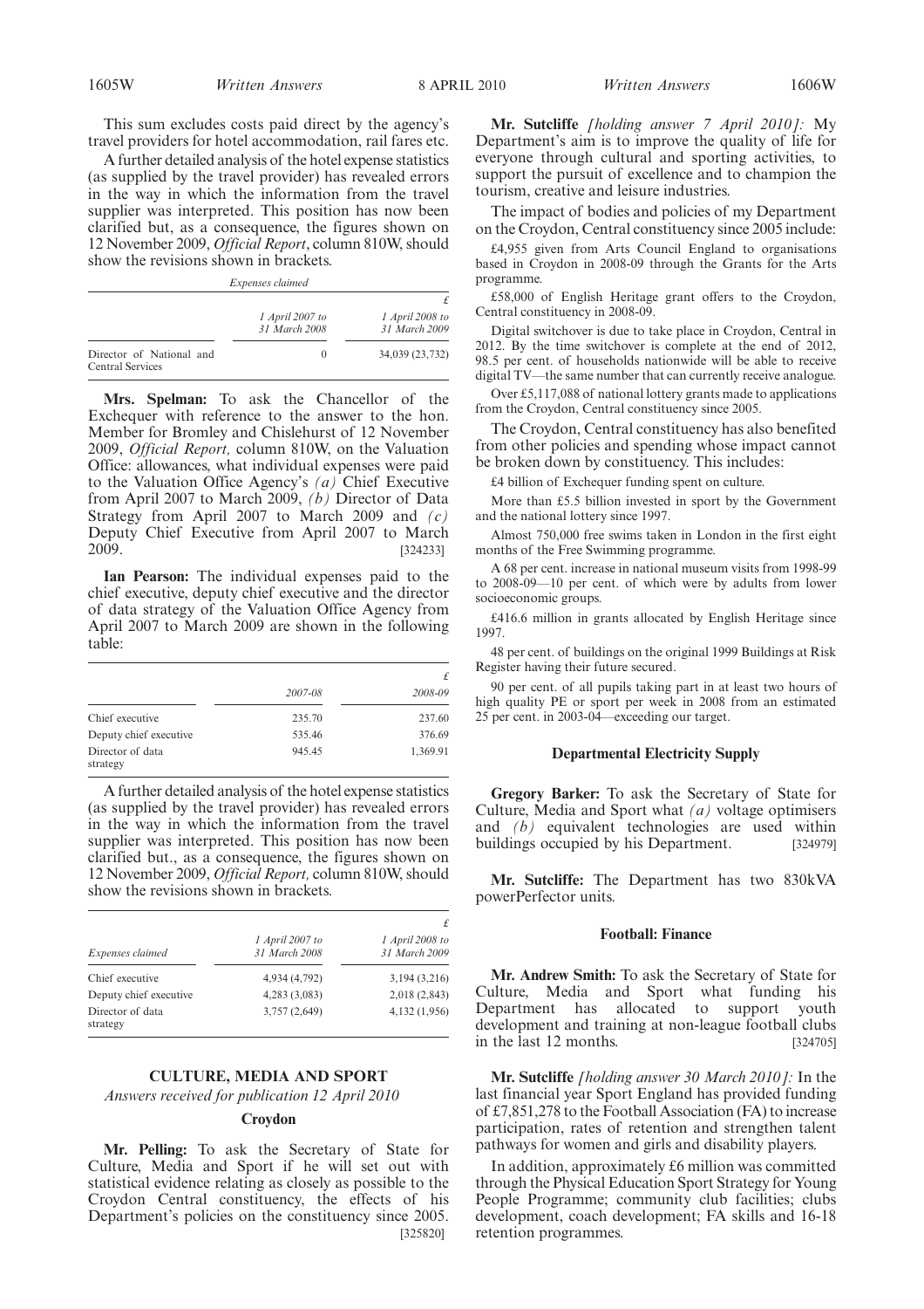This sum excludes costs paid direct by the agency's travel providers for hotel accommodation, rail fares etc.

A further detailed analysis of the hotel expense statistics (as supplied by the travel provider) has revealed errors in the way in which the information from the travel supplier was interpreted. This position has now been clarified but, as a consequence, the figures shown on 12 November 2009, *Official Report*, column 810W, should show the revisions shown in brackets.

*Expenses claimed*

| | *1 April 2007 to 31 March 2008* | *1 April 2008 to 31 March 2009* |
|---|---|---|
| | | £ |
| Director of National and Central Services | 0 | 34,039 (23,732) |

**Mrs. Spelman:** To ask the Chancellor of the Exchequer with reference to the answer to the hon. Member for Bromley and Chislehurst of 12 November 2009, *Official Report,* column 810W, on the Valuation Office: allowances, what individual expenses were paid to the Valuation Office Agency's *(a)* Chief Executive from April 2007 to March 2009, *(b)* Director of Data Strategy from April 2007 to March 2009 and *(c)* Deputy Chief Executive from April 2007 to March 2009. [324233]

**Ian Pearson:** The individual expenses paid to the chief executive, deputy chief executive and the director of data strategy of the Valuation Office Agency from April 2007 to March 2009 are shown in the following table:

| | *2007-08* | *2008-09* |
|---|---|---|
| | | £ |
| Chief executive | 235.70 | 237.60 |
| Deputy chief executive | 535.46 | 376.69 |
| Director of data strategy | 945.45 | 1,369.91 |

A further detailed analysis of the hotel expense statistics (as supplied by the travel provider) has revealed errors in the way in which the information from the travel supplier was interpreted. This position has now been clarified but., as a consequence, the figures shown on 12 November 2009, *Official Report,* column 810W, should show the revisions shown in brackets.

| *Expenses claimed* | *1 April 2007 to 31 March 2008* | *1 April 2008 to 31 March 2009* |
|---|---|---|
| | | £ |
| Chief executive | 4,934 (4,792) | 3,194 (3,216) |
| Deputy chief executive | 4,283 (3,083) | 2,018 (2,843) |
| Director of data strategy | 3,757 (2,649) | 4,132 (1,956) |

## CULTURE, MEDIA AND SPORT

*Answers received for publication 12 April 2010*

### Croydon

**Mr. Pelling:** To ask the Secretary of State for Culture, Media and Sport if he will set out with statistical evidence relating as closely as possible to the Croydon Central constituency, the effects of his Department's policies on the constituency since 2005. [325820]

**Mr. Sutcliffe** *[holding answer 7 April 2010]:* My Department's aim is to improve the quality of life for everyone through cultural and sporting activities, to support the pursuit of excellence and to champion the tourism, creative and leisure industries.

The impact of bodies and policies of my Department on the Croydon, Central constituency since 2005 include:

£4,955 given from Arts Council England to organisations based in Croydon in 2008-09 through the Grants for the Arts programme.

£58,000 of English Heritage grant offers to the Croydon, Central constituency in 2008-09.

Digital switchover is due to take place in Croydon, Central in 2012. By the time switchover is complete at the end of 2012, 98.5 per cent. of households nationwide will be able to receive digital TV—the same number that can currently receive analogue.

Over £5,117,088 of national lottery grants made to applications from the Croydon, Central constituency since 2005.

The Croydon, Central constituency has also benefited from other policies and spending whose impact cannot be broken down by constituency. This includes:

£4 billion of Exchequer funding spent on culture.

More than £5.5 billion invested in sport by the Government and the national lottery since 1997.

Almost 750,000 free swims taken in London in the first eight months of the Free Swimming programme.

A 68 per cent. increase in national museum visits from 1998-99 to 2008-09—10 per cent. of which were by adults from lower socioeconomic groups.

£416.6 million in grants allocated by English Heritage since 1997.

48 per cent. of buildings on the original 1999 Buildings at Risk Register having their future secured.

90 per cent. of all pupils taking part in at least two hours of high quality PE or sport per week in 2008 from an estimated 25 per cent. in 2003-04—exceeding our target.

### Departmental Electricity Supply

**Gregory Barker:** To ask the Secretary of State for Culture, Media and Sport what *(a)* voltage optimisers and *(b)* equivalent technologies are used within buildings occupied by his Department. [324979]

**Mr. Sutcliffe:** The Department has two 830kVA powerPerfector units.

### Football: Finance

**Mr. Andrew Smith:** To ask the Secretary of State for Culture, Media and Sport what funding his Department has allocated to support youth development and training at non-league football clubs in the last 12 months. [324705]

**Mr. Sutcliffe** *[holding answer 30 March 2010]:* In the last financial year Sport England has provided funding of £7,851,278 to the Football Association (FA) to increase participation, rates of retention and strengthen talent pathways for women and girls and disability players.

In addition, approximately £6 million was committed through the Physical Education Sport Strategy for Young People Programme; community club facilities; clubs development, coach development; FA skills and 16-18 retention programmes.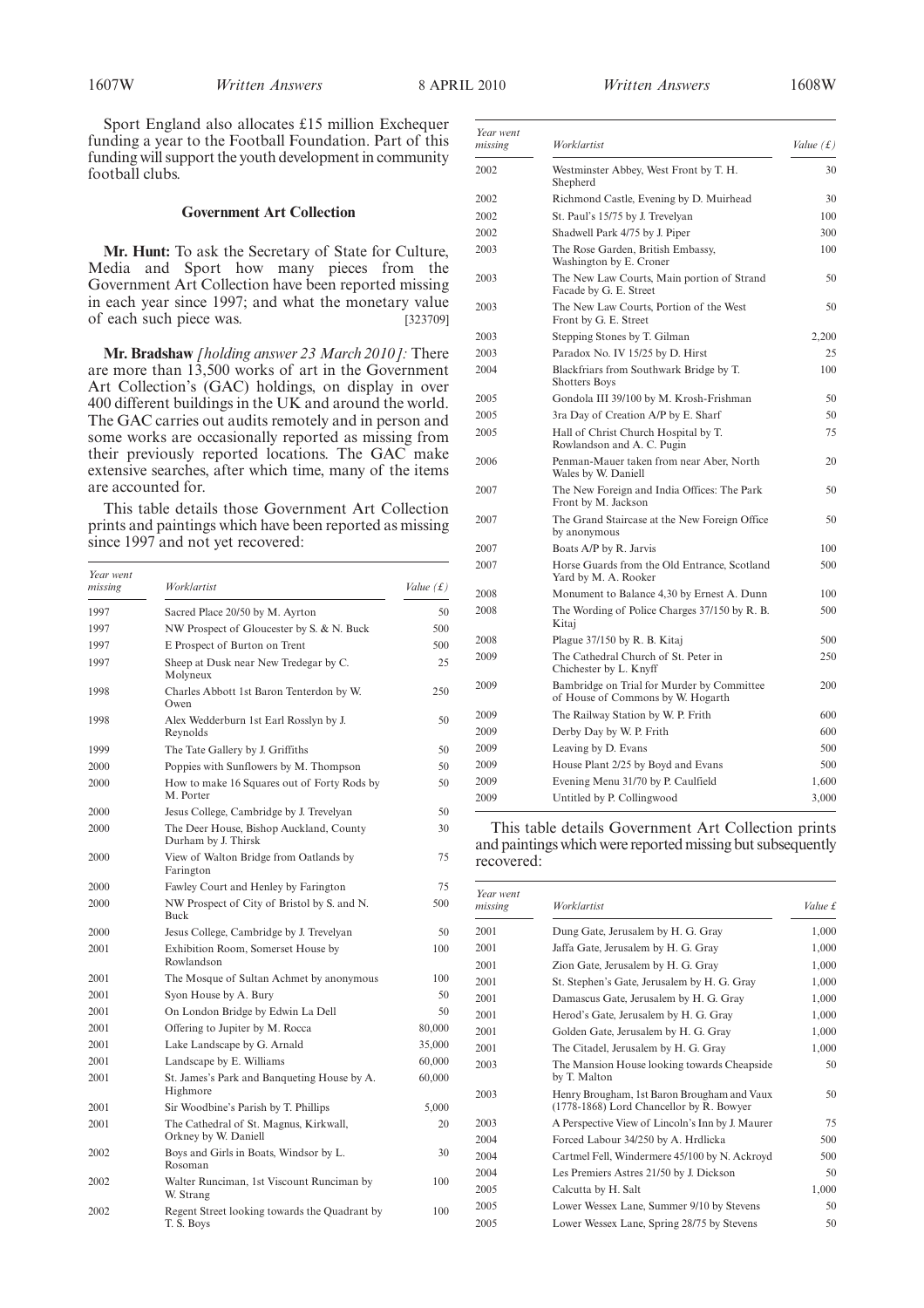Sport England also allocates £15 million Exchequer funding a year to the Football Foundation. Part of this funding will support the youth development in community football clubs.

### Government Art Collection

**Mr. Hunt:** To ask the Secretary of State for Culture, Media and Sport how many pieces from the Government Art Collection have been reported missing in each year since 1997; and what the monetary value of each such piece was. [323709]

**Mr. Bradshaw** *[holding answer 23 March 2010]:* There are more than 13,500 works of art in the Government Art Collection's (GAC) holdings, on display in over 400 different buildings in the UK and around the world. The GAC carries out audits remotely and in person and some works are occasionally reported as missing from their previously reported locations. The GAC make extensive searches, after which time, many of the items are accounted for.

This table details those Government Art Collection prints and paintings which have been reported as missing since 1997 and not yet recovered:

| Year went missing | Work/artist | Value (£) |
|---|---|---|
| 1997 | Sacred Place 20/50 by M. Ayrton | 50 |
| 1997 | NW Prospect of Gloucester by S. & N. Buck | 500 |
| 1997 | E Prospect of Burton on Trent | 500 |
| 1997 | Sheep at Dusk near New Tredegar by C. Molyneux | 25 |
| 1998 | Charles Abbott 1st Baron Tenterdon by W. Owen | 250 |
| 1998 | Alex Wedderburn 1st Earl Rosslyn by J. Reynolds | 50 |
| 1999 | The Tate Gallery by J. Griffiths | 50 |
| 2000 | Poppies with Sunflowers by M. Thompson | 50 |
| 2000 | How to make 16 Squares out of Forty Rods by M. Porter | 50 |
| 2000 | Jesus College, Cambridge by J. Trevelyan | 50 |
| 2000 | The Deer House, Bishop Auckland, County Durham by J. Thirsk | 30 |
| 2000 | View of Walton Bridge from Oatlands by Farington | 75 |
| 2000 | Fawley Court and Henley by Farington | 75 |
| 2000 | NW Prospect of City of Bristol by S. and N. Buck | 500 |
| 2000 | Jesus College, Cambridge by J. Trevelyan | 50 |
| 2001 | Exhibition Room, Somerset House by Rowlandson | 100 |
| 2001 | The Mosque of Sultan Achmet by anonymous | 100 |
| 2001 | Syon House by A. Bury | 50 |
| 2001 | On London Bridge by Edwin La Dell | 50 |
| 2001 | Offering to Jupiter by M. Rocca | 80,000 |
| 2001 | Lake Landscape by G. Arnald | 35,000 |
| 2001 | Landscape by E. Williams | 60,000 |
| 2001 | St. James's Park and Banqueting House by A. Highmore | 60,000 |
| 2001 | Sir Woodbine's Parish by T. Phillips | 5,000 |
| 2001 | The Cathedral of St. Magnus, Kirkwall, Orkney by W. Daniell | 20 |
| 2002 | Boys and Girls in Boats, Windsor by L. Rosoman | 30 |
| 2002 | Walter Runciman, 1st Viscount Runciman by W. Strang | 100 |
| 2002 | Regent Street looking towards the Quadrant by T. S. Boys | 100 |
| 2002 | Westminster Abbey, West Front by T. H. Shepherd | 30 |
| 2002 | Richmond Castle, Evening by D. Muirhead | 30 |
| 2002 | St. Paul's 15/75 by J. Trevelyan | 100 |
| 2002 | Shadwell Park 4/75 by J. Piper | 300 |
| 2003 | The Rose Garden, British Embassy, Washington by E. Croner | 100 |
| 2003 | The New Law Courts, Main portion of Strand Facade by G. E. Street | 50 |
| 2003 | The New Law Courts, Portion of the West Front by G. E. Street | 50 |
| 2003 | Stepping Stones by T. Gilman | 2,200 |
| 2003 | Paradox No. IV 15/25 by D. Hirst | 25 |
| 2004 | Blackfriars from Southwark Bridge by T. Shotters Boys | 100 |
| 2005 | Gondola III 39/100 by M. Krosh-Frishman | 50 |
| 2005 | 3ra Day of Creation A/P by E. Sharf | 50 |
| 2005 | Hall of Christ Church Hospital by T. Rowlandson and A. C. Pugin | 75 |
| 2006 | Penman-Mauer taken from near Aber, North Wales by W. Daniell | 20 |
| 2007 | The New Foreign and India Offices: The Park Front by M. Jackson | 50 |
| 2007 | The Grand Staircase at the New Foreign Office by anonymous | 50 |
| 2007 | Boats A/P by R. Jarvis | 100 |
| 2007 | Horse Guards from the Old Entrance, Scotland Yard by M. A. Rooker | 500 |
| 2008 | Monument to Balance 4,30 by Ernest A. Dunn | 100 |
| 2008 | The Wording of Police Charges 37/150 by R. B. Kitaj | 500 |
| 2008 | Plague 37/150 by R. B. Kitaj | 500 |
| 2009 | The Cathedral Church of St. Peter in Chichester by L. Knyff | 250 |
| 2009 | Bambridge on Trial for Murder by Committee of House of Commons by W. Hogarth | 200 |
| 2009 | The Railway Station by W. P. Frith | 600 |
| 2009 | Derby Day by W. P. Frith | 600 |
| 2009 | Leaving by D. Evans | 500 |
| 2009 | House Plant 2/25 by Boyd and Evans | 500 |
| 2009 | Evening Menu 31/70 by P. Caulfield | 1,600 |
| 2009 | Untitled by P. Collingwood | 3,000 |

This table details Government Art Collection prints and paintings which were reported missing but subsequently recovered:

| Year went missing | Work/artist | Value £ |
|---|---|---|
| 2001 | Dung Gate, Jerusalem by H. G. Gray | 1,000 |
| 2001 | Jaffa Gate, Jerusalem by H. G. Gray | 1,000 |
| 2001 | Zion Gate, Jerusalem by H. G. Gray | 1,000 |
| 2001 | St. Stephen's Gate, Jerusalem by H. G. Gray | 1,000 |
| 2001 | Damascus Gate, Jerusalem by H. G. Gray | 1,000 |
| 2001 | Herod's Gate, Jerusalem by H. G. Gray | 1,000 |
| 2001 | Golden Gate, Jerusalem by H. G. Gray | 1,000 |
| 2001 | The Citadel, Jerusalem by H. G. Gray | 1,000 |
| 2003 | The Mansion House looking towards Cheapside by T. Malton | 50 |
| 2003 | Henry Brougham, 1st Baron Brougham and Vaux (1778-1868) Lord Chancellor by R. Bowyer | 50 |
| 2003 | A Perspective View of Lincoln's Inn by J. Maurer | 75 |
| 2004 | Forced Labour 34/250 by A. Hrdlicka | 500 |
| 2004 | Cartmel Fell, Windermere 45/100 by N. Ackroyd | 500 |
| 2004 | Les Premiers Astres 21/50 by J. Dickson | 50 |
| 2005 | Calcutta by H. Salt | 1,000 |
| 2005 | Lower Wessex Lane, Summer 9/10 by Stevens | 50 |
| 2005 | Lower Wessex Lane, Spring 28/75 by Stevens | 50 |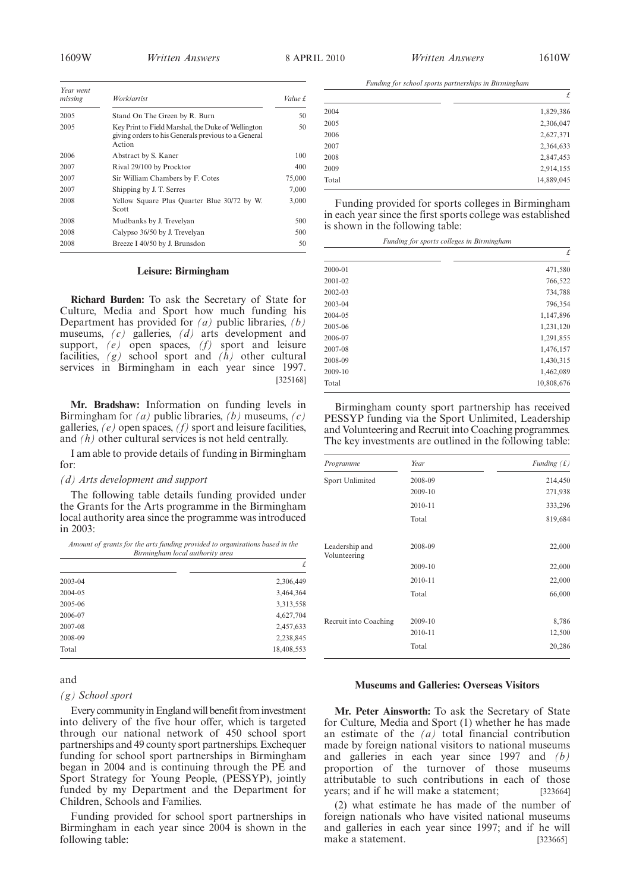| Year went missing | Work/artist | Value £ |
|---|---|---|
| 2005 | Stand On The Green by R. Burn | 50 |
| 2005 | Key Print to Field Marshal, the Duke of Wellington giving orders to his Generals previous to a General Action | 50 |
| 2006 | Abstract by S. Kaner | 100 |
| 2007 | Rival 29/100 by Procktor | 400 |
| 2007 | Sir William Chambers by F. Cotes | 75,000 |
| 2007 | Shipping by J. T. Serres | 7,000 |
| 2008 | Yellow Square Plus Quarter Blue 30/72 by W. Scott | 3,000 |
| 2008 | Mudbanks by J. Trevelyan | 500 |
| 2008 | Calypso 36/50 by J. Trevelyan | 500 |
| 2008 | Breeze I 40/50 by J. Brunsdon | 50 |

## Leisure: Birmingham

**Richard Burden:** To ask the Secretary of State for Culture, Media and Sport how much funding his Department has provided for *(a)* public libraries, *(b)* museums, *(c)* galleries, *(d)* arts development and support, *(e)* open spaces, *(f)* sport and leisure facilities, *(g)* school sport and *(h)* other cultural services in Birmingham in each year since 1997. [325168]

**Mr. Bradshaw:** Information on funding levels in Birmingham for *(a)* public libraries, *(b)* museums, *(c)* galleries, *(e)* open spaces, *(f)* sport and leisure facilities, and *(h)* other cultural services is not held centrally.

I am able to provide details of funding in Birmingham for:

*(d) Arts development and support*

The following table details funding provided under the Grants for the Arts programme in the Birmingham local authority area since the programme was introduced in 2003:

*Amount of grants for the arts funding provided to organisations based in the Birmingham local authority area*

| | £ |
|---|---|
| 2003-04 | 2,306,449 |
| 2004-05 | 3,464,364 |
| 2005-06 | 3,313,558 |
| 2006-07 | 4,627,704 |
| 2007-08 | 2,457,633 |
| 2008-09 | 2,238,845 |
| Total | 18,408,553 |

and

*(g) School sport*

Every community in England will benefit from investment into delivery of the five hour offer, which is targeted through our national network of 450 school sport partnerships and 49 county sport partnerships. Exchequer funding for school sport partnerships in Birmingham began in 2004 and is continuing through the PE and Sport Strategy for Young People, (PESSYP), jointly funded by my Department and the Department for Children, Schools and Families.

Funding provided for school sport partnerships in Birmingham in each year since 2004 is shown in the following table:

*Funding for school sports partnerships in Birmingham*

| | £ |
|---|---|
| 2004 | 1,829,386 |
| 2005 | 2,306,047 |
| 2006 | 2,627,371 |
| 2007 | 2,364,633 |
| 2008 | 2,847,453 |
| 2009 | 2,914,155 |
| Total | 14,889,045 |

Funding provided for sports colleges in Birmingham in each year since the first sports college was established is shown in the following table:

*Funding for sports colleges in Birmingham*

| | £ |
|---|---|
| 2000-01 | 471,580 |
| 2001-02 | 766,522 |
| 2002-03 | 734,788 |
| 2003-04 | 796,354 |
| 2004-05 | 1,147,896 |
| 2005-06 | 1,231,120 |
| 2006-07 | 1,291,855 |
| 2007-08 | 1,476,157 |
| 2008-09 | 1,430,315 |
| 2009-10 | 1,462,089 |
| Total | 10,808,676 |

Birmingham county sport partnership has received PESSYP funding via the Sport Unlimited, Leadership and Volunteering and Recruit into Coaching programmes. The key investments are outlined in the following table:

| Programme | Year | Funding (£) |
|---|---|---|
| Sport Unlimited | 2008-09 | 214,450 |
| | 2009-10 | 271,938 |
| | 2010-11 | 333,296 |
| | Total | 819,684 |
| Leadership and Volunteering | 2008-09 | 22,000 |
| | 2009-10 | 22,000 |
| | 2010-11 | 22,000 |
| | Total | 66,000 |
| Recruit into Coaching | 2009-10 | 8,786 |
| | 2010-11 | 12,500 |
| | Total | 20,286 |

## Museums and Galleries: Overseas Visitors

**Mr. Peter Ainsworth:** To ask the Secretary of State for Culture, Media and Sport (1) whether he has made an estimate of the *(a)* total financial contribution made by foreign national visitors to national museums and galleries in each year since 1997 and *(b)* proportion of the turnover of those museums attributable to such contributions in each of those years; and if he will make a statement; [323664]

(2) what estimate he has made of the number of foreign nationals who have visited national museums and galleries in each year since 1997; and if he will make a statement. [323665]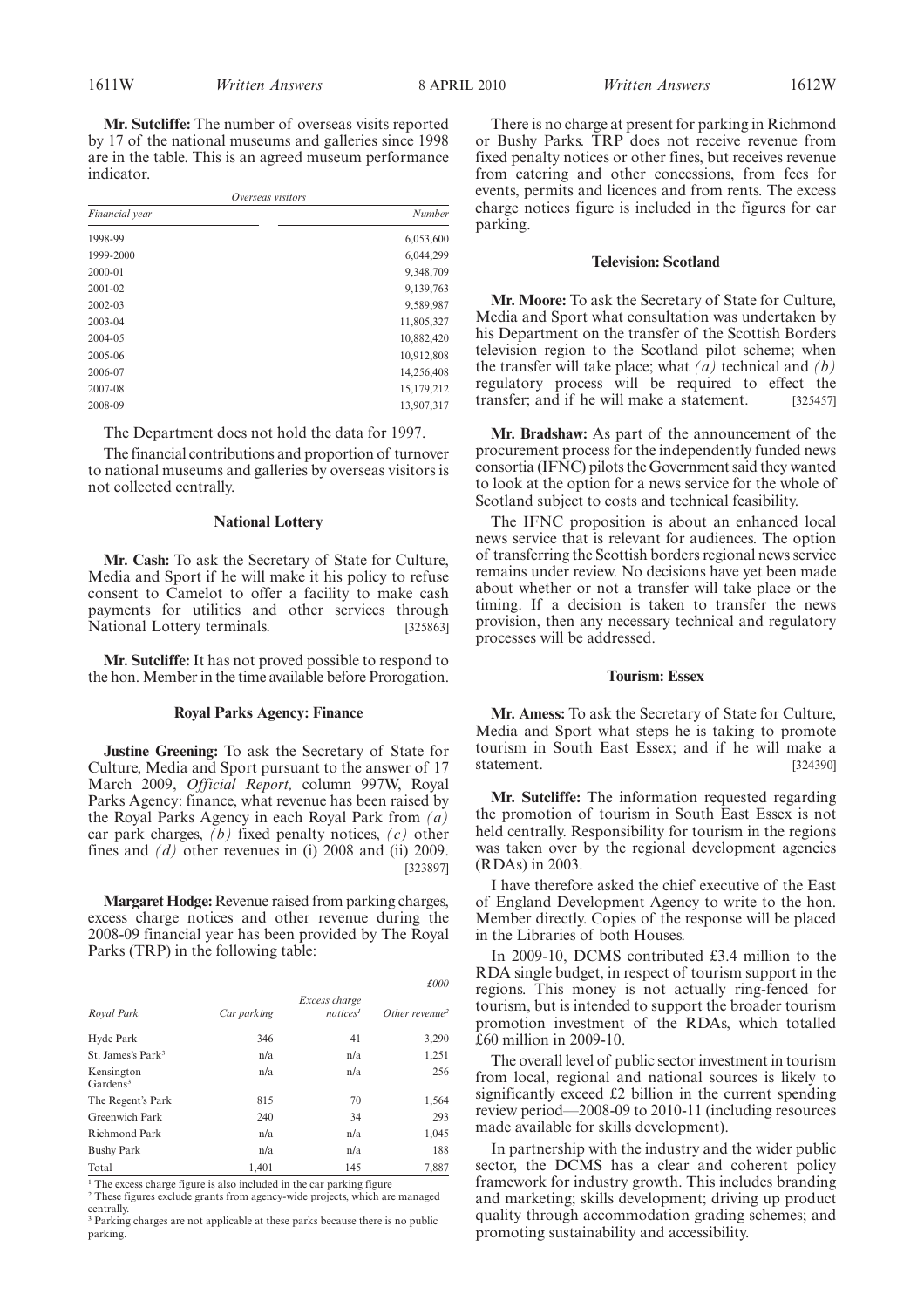**Mr. Sutcliffe:** The number of overseas visits reported by 17 of the national museums and galleries since 1998 are in the table. This is an agreed museum performance indicator.

*Overseas visitors*

| Financial year | Number |
|---|---|
| 1998-99 | 6,053,600 |
| 1999-2000 | 6,044,299 |
| 2000-01 | 9,348,709 |
| 2001-02 | 9,139,763 |
| 2002-03 | 9,589,987 |
| 2003-04 | 11,805,327 |
| 2004-05 | 10,882,420 |
| 2005-06 | 10,912,808 |
| 2006-07 | 14,256,408 |
| 2007-08 | 15,179,212 |
| 2008-09 | 13,907,317 |

The Department does not hold the data for 1997.

The financial contributions and proportion of turnover to national museums and galleries by overseas visitors is not collected centrally.

### National Lottery

**Mr. Cash:** To ask the Secretary of State for Culture, Media and Sport if he will make it his policy to refuse consent to Camelot to offer a facility to make cash payments for utilities and other services through National Lottery terminals. [325863]

**Mr. Sutcliffe:** It has not proved possible to respond to the hon. Member in the time available before Prorogation.

### Royal Parks Agency: Finance

**Justine Greening:** To ask the Secretary of State for Culture, Media and Sport pursuant to the answer of 17 March 2009, *Official Report,* column 997W, Royal Parks Agency: finance, what revenue has been raised by the Royal Parks Agency in each Royal Park from *(a)* car park charges, *(b)* fixed penalty notices, *(c)* other fines and *(d)* other revenues in (i) 2008 and (ii) 2009. [323897]

**Margaret Hodge:** Revenue raised from parking charges, excess charge notices and other revenue during the 2008-09 financial year has been provided by The Royal Parks (TRP) in the following table:

*£000*

| Royal Park | Car parking | Excess charge notices[1] | Other revenue[2] |
|---|---|---|---|
| Hyde Park | 346 | 41 | 3,290 |
| St. James's Park[3] | n/a | n/a | 1,251 |
| Kensington Gardens[3] | n/a | n/a | 256 |
| The Regent's Park | 815 | 70 | 1,564 |
| Greenwich Park | 240 | 34 | 293 |
| Richmond Park | n/a | n/a | 1,045 |
| Bushy Park | n/a | n/a | 188 |
| Total | 1,401 | 145 | 7,887 |

[1] The excess charge figure is also included in the car parking figure
[2] These figures exclude grants from agency-wide projects, which are managed centrally.
[3] Parking charges are not applicable at these parks because there is no public parking.

There is no charge at present for parking in Richmond or Bushy Parks. TRP does not receive revenue from fixed penalty notices or other fines, but receives revenue from catering and other concessions, from fees for events, permits and licences and from rents. The excess charge notices figure is included in the figures for car parking.

### Television: Scotland

**Mr. Moore:** To ask the Secretary of State for Culture, Media and Sport what consultation was undertaken by his Department on the transfer of the Scottish Borders television region to the Scotland pilot scheme; when the transfer will take place; what *(a)* technical and *(b)* regulatory process will be required to effect the transfer; and if he will make a statement. [325457]

**Mr. Bradshaw:** As part of the announcement of the procurement process for the independently funded news consortia (IFNC) pilots the Government said they wanted to look at the option for a news service for the whole of Scotland subject to costs and technical feasibility.

The IFNC proposition is about an enhanced local news service that is relevant for audiences. The option of transferring the Scottish borders regional news service remains under review. No decisions have yet been made about whether or not a transfer will take place or the timing. If a decision is taken to transfer the news provision, then any necessary technical and regulatory processes will be addressed.

### Tourism: Essex

**Mr. Amess:** To ask the Secretary of State for Culture, Media and Sport what steps he is taking to promote tourism in South East Essex; and if he will make a statement. [324390]

**Mr. Sutcliffe:** The information requested regarding the promotion of tourism in South East Essex is not held centrally. Responsibility for tourism in the regions was taken over by the regional development agencies (RDAs) in 2003.

I have therefore asked the chief executive of the East of England Development Agency to write to the hon. Member directly. Copies of the response will be placed in the Libraries of both Houses.

In 2009-10, DCMS contributed £3.4 million to the RDA single budget, in respect of tourism support in the regions. This money is not actually ring-fenced for tourism, but is intended to support the broader tourism promotion investment of the RDAs, which totalled £60 million in 2009-10.

The overall level of public sector investment in tourism from local, regional and national sources is likely to significantly exceed £2 billion in the current spending review period—2008-09 to 2010-11 (including resources made available for skills development).

In partnership with the industry and the wider public sector, the DCMS has a clear and coherent policy framework for industry growth. This includes branding and marketing; skills development; driving up product quality through accommodation grading schemes; and promoting sustainability and accessibility.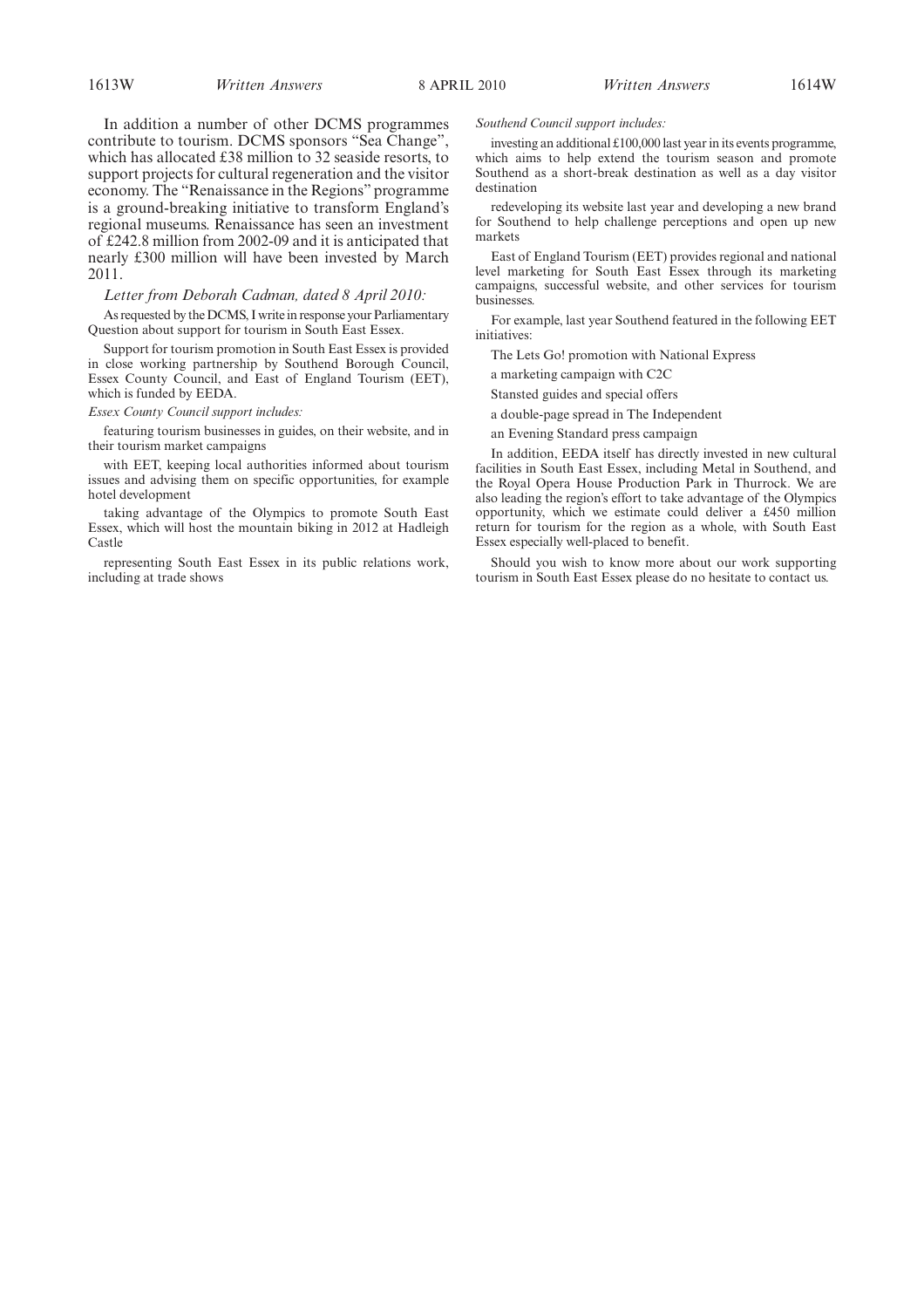In addition a number of other DCMS programmes contribute to tourism. DCMS sponsors "Sea Change", which has allocated £38 million to 32 seaside resorts, to support projects for cultural regeneration and the visitor economy. The "Renaissance in the Regions" programme is a ground-breaking initiative to transform England's regional museums. Renaissance has seen an investment of £242.8 million from 2002-09 and it is anticipated that nearly £300 million will have been invested by March 2011.

*Letter from Deborah Cadman, dated 8 April 2010:*

As requested by the DCMS, I write in response your Parliamentary Question about support for tourism in South East Essex.

Support for tourism promotion in South East Essex is provided in close working partnership by Southend Borough Council, Essex County Council, and East of England Tourism (EET), which is funded by EEDA.

*Essex County Council support includes:*

featuring tourism businesses in guides, on their website, and in their tourism market campaigns

with EET, keeping local authorities informed about tourism issues and advising them on specific opportunities, for example hotel development

taking advantage of the Olympics to promote South East Essex, which will host the mountain biking in 2012 at Hadleigh Castle

representing South East Essex in its public relations work, including at trade shows

*Southend Council support includes:*

investing an additional £100,000 last year in its events programme, which aims to help extend the tourism season and promote Southend as a short-break destination as well as a day visitor destination

redeveloping its website last year and developing a new brand for Southend to help challenge perceptions and open up new markets

East of England Tourism (EET) provides regional and national level marketing for South East Essex through its marketing campaigns, successful website, and other services for tourism businesses.

For example, last year Southend featured in the following EET initiatives:

The Lets Go! promotion with National Express

a marketing campaign with C2C

Stansted guides and special offers

a double-page spread in The Independent

an Evening Standard press campaign

In addition, EEDA itself has directly invested in new cultural facilities in South East Essex, including Metal in Southend, and the Royal Opera House Production Park in Thurrock. We are also leading the region's effort to take advantage of the Olympics opportunity, which we estimate could deliver a £450 million return for tourism for the region as a whole, with South East Essex especially well-placed to benefit.

Should you wish to know more about our work supporting tourism in South East Essex please do no hesitate to contact us.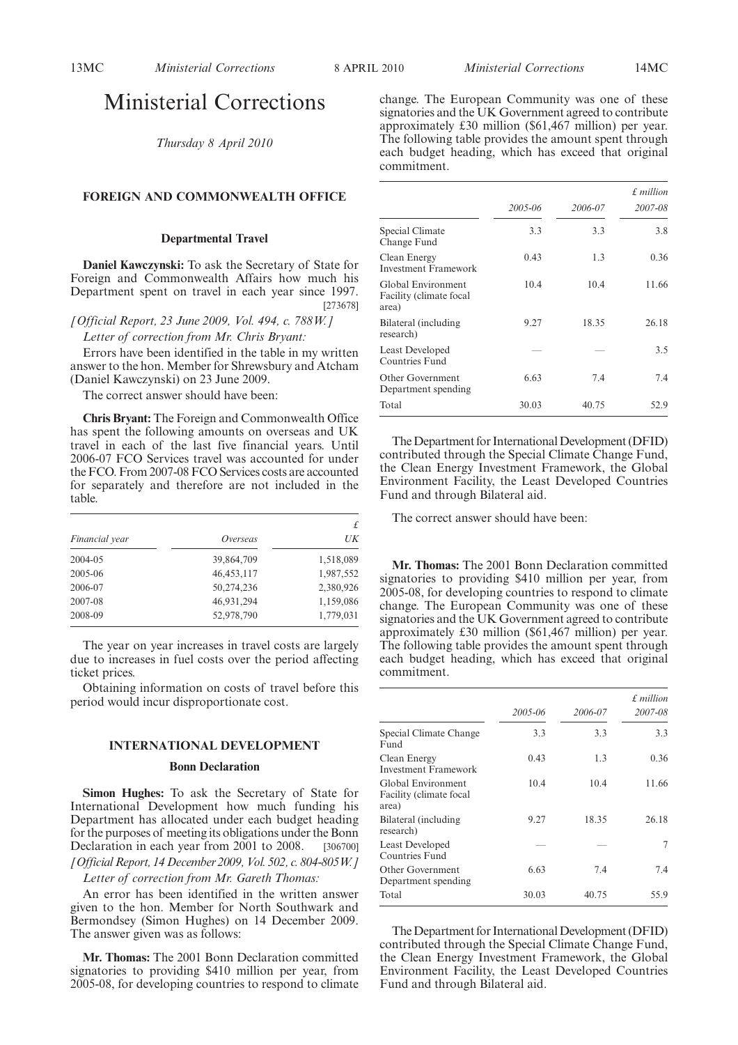# Ministerial Corrections

*Thursday 8 April 2010*

## FOREIGN AND COMMONWEALTH OFFICE

### Departmental Travel

**Daniel Kawczynski:** To ask the Secretary of State for Foreign and Commonwealth Affairs how much his Department spent on travel in each year since 1997. [273678]

*[Official Report, 23 June 2009, Vol. 494, c. 788W.]*

*Letter of correction from Mr. Chris Bryant:*

Errors have been identified in the table in my written answer to the hon. Member for Shrewsbury and Atcham (Daniel Kawczynski) on 23 June 2009.

The correct answer should have been:

**Chris Bryant:** The Foreign and Commonwealth Office has spent the following amounts on overseas and UK travel in each of the last five financial years. Until 2006-07 FCO Services travel was accounted for under the FCO. From 2007-08 FCO Services costs are accounted for separately and therefore are not included in the table.

| | | £ |
|---|---|---|
| *Financial year* | *Overseas* | *UK* |
| 2004-05 | 39,864,709 | 1,518,089 |
| 2005-06 | 46,453,117 | 1,987,552 |
| 2006-07 | 50,274,236 | 2,380,926 |
| 2007-08 | 46,931,294 | 1,159,086 |
| 2008-09 | 52,978,790 | 1,779,031 |

The year on year increases in travel costs are largely due to increases in fuel costs over the period affecting ticket prices.

Obtaining information on costs of travel before this period would incur disproportionate cost.

## INTERNATIONAL DEVELOPMENT

### Bonn Declaration

**Simon Hughes:** To ask the Secretary of State for International Development how much funding his Department has allocated under each budget heading for the purposes of meeting its obligations under the Bonn Declaration in each year from 2001 to 2008. [306700]

*[Official Report, 14 December 2009, Vol. 502, c. 804-805W.]*

*Letter of correction from Mr. Gareth Thomas:*

An error has been identified in the written answer given to the hon. Member for North Southwark and Bermondsey (Simon Hughes) on 14 December 2009. The answer given was as follows:

**Mr. Thomas:** The 2001 Bonn Declaration committed signatories to providing $410 million per year, from 2005-08, for developing countries to respond to climate change. The European Community was one of these signatories and the UK Government agreed to contribute approximately £30 million ($61,467 million) per year. The following table provides the amount spent through each budget heading, which has exceed that original commitment.

| | | | *£ million* |
|---|---|---|---|
| | *2005-06* | *2006-07* | *2007-08* |
| Special Climate Change Fund | 3.3 | 3.3 | 3.8 |
| Clean Energy Investment Framework | 0.43 | 1.3 | 0.36 |
| Global Environment Facility (climate focal area) | 10.4 | 10.4 | 11.66 |
| Bilateral (including research) | 9.27 | 18.35 | 26.18 |
| Least Developed Countries Fund | — | — | 3.5 |
| Other Government Department spending | 6.63 | 7.4 | 7.4 |
| Total | 30.03 | 40.75 | 52.9 |

The Department for International Development (DFID) contributed through the Special Climate Change Fund, the Clean Energy Investment Framework, the Global Environment Facility, the Least Developed Countries Fund and through Bilateral aid.

The correct answer should have been:

**Mr. Thomas:** The 2001 Bonn Declaration committed signatories to providing $410 million per year, from 2005-08, for developing countries to respond to climate change. The European Community was one of these signatories and the UK Government agreed to contribute approximately £30 million ($61,467 million) per year. The following table provides the amount spent through each budget heading, which has exceed that original commitment.

| | | | *£ million* |
|---|---|---|---|
| | *2005-06* | *2006-07* | *2007-08* |
| Special Climate Change Fund | 3.3 | 3.3 | 3.3 |
| Clean Energy Investment Framework | 0.43 | 1.3 | 0.36 |
| Global Environment Facility (climate focal area) | 10.4 | 10.4 | 11.66 |
| Bilateral (including research) | 9.27 | 18.35 | 26.18 |
| Least Developed Countries Fund | — | — | 7 |
| Other Government Department spending | 6.63 | 7.4 | 7.4 |
| Total | 30.03 | 40.75 | 55.9 |

The Department for International Development (DFID) contributed through the Special Climate Change Fund, the Clean Energy Investment Framework, the Global Environment Facility, the Least Developed Countries Fund and through Bilateral aid.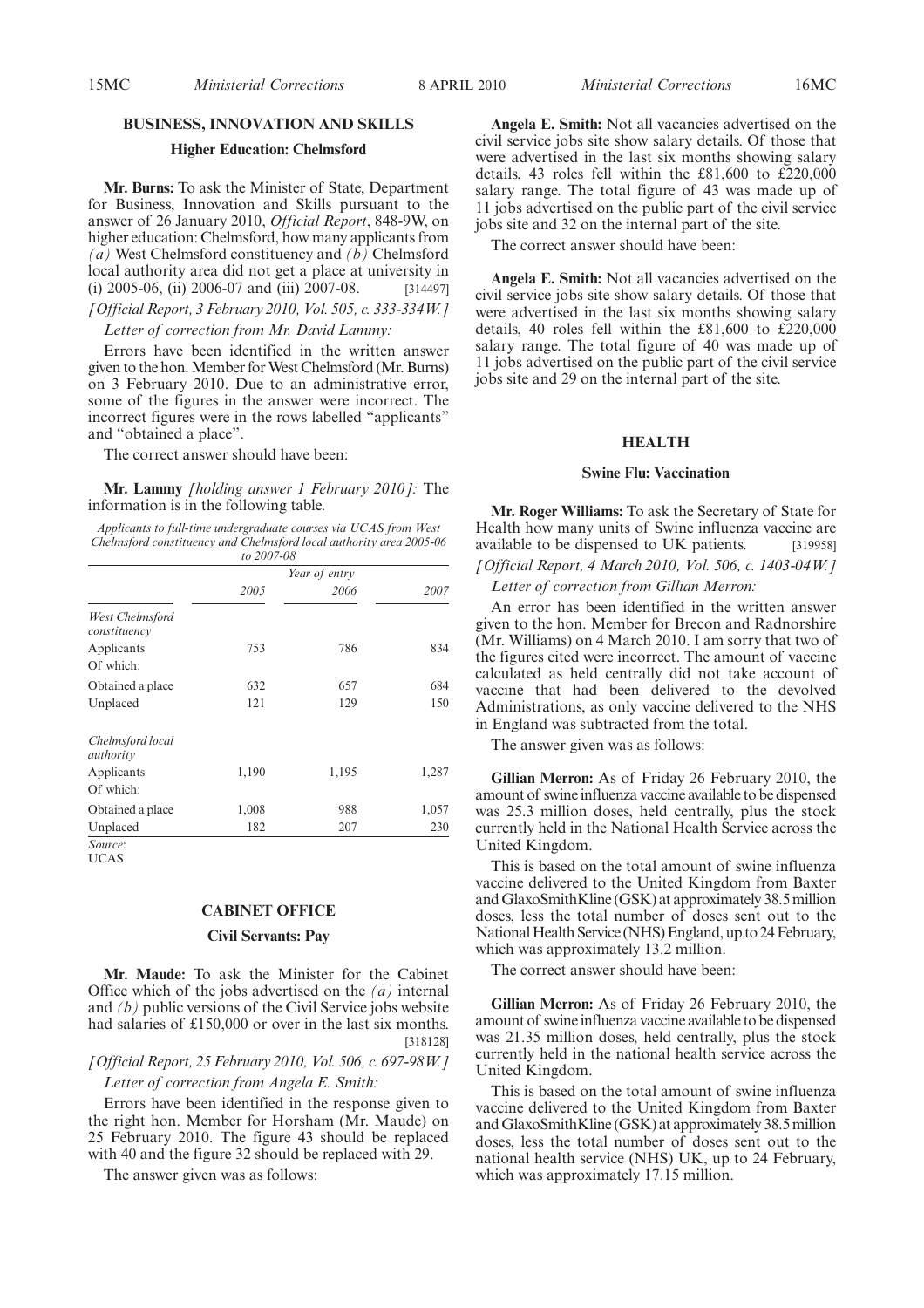## BUSINESS, INNOVATION AND SKILLS

### Higher Education: Chelmsford

**Mr. Burns:** To ask the Minister of State, Department for Business, Innovation and Skills pursuant to the answer of 26 January 2010, *Official Report*, 848-9W, on higher education: Chelmsford, how many applicants from *(a)* West Chelmsford constituency and *(b)* Chelmsford local authority area did not get a place at university in (i) 2005-06, (ii) 2006-07 and (iii) 2007-08. [314497]

*[Official Report, 3 February 2010, Vol. 505, c. 333-334W.]*

*Letter of correction from Mr. David Lammy:*

Errors have been identified in the written answer given to the hon. Member for West Chelmsford (Mr. Burns) on 3 February 2010. Due to an administrative error, some of the figures in the answer were incorrect. The incorrect figures were in the rows labelled "applicants" and "obtained a place".

The correct answer should have been:

**Mr. Lammy** *[holding answer 1 February 2010]:* The information is in the following table.

*Applicants to full-time undergraduate courses via UCAS from West Chelmsford constituency and Chelmsford local authority area 2005-06 to 2007-08*

| | *Year of entry* | | |
|---|---|---|---|
| | *2005* | *2006* | *2007* |
| *West Chelmsford constituency* | | | |
| Applicants | 753 | 786 | 834 |
| Of which: | | | |
| Obtained a place | 632 | 657 | 684 |
| Unplaced | 121 | 129 | 150 |
| *Chelmsford local authority* | | | |
| Applicants | 1,190 | 1,195 | 1,287 |
| Of which: | | | |
| Obtained a place | 1,008 | 988 | 1,057 |
| Unplaced | 182 | 207 | 230 |

*Source*:
UCAS

## CABINET OFFICE

### Civil Servants: Pay

**Mr. Maude:** To ask the Minister for the Cabinet Office which of the jobs advertised on the *(a)* internal and *(b)* public versions of the Civil Service jobs website had salaries of £150,000 or over in the last six months. [318128]

*[Official Report, 25 February 2010, Vol. 506, c. 697-98W.]*

*Letter of correction from Angela E. Smith:*

Errors have been identified in the response given to the right hon. Member for Horsham (Mr. Maude) on 25 February 2010. The figure 43 should be replaced with 40 and the figure 32 should be replaced with 29.

The answer given was as follows:

**Angela E. Smith:** Not all vacancies advertised on the civil service jobs site show salary details. Of those that were advertised in the last six months showing salary details, 43 roles fell within the £81,600 to £220,000 salary range. The total figure of 43 was made up of 11 jobs advertised on the public part of the civil service jobs site and 32 on the internal part of the site.

The correct answer should have been:

**Angela E. Smith:** Not all vacancies advertised on the civil service jobs site show salary details. Of those that were advertised in the last six months showing salary details, 40 roles fell within the £81,600 to £220,000 salary range. The total figure of 40 was made up of 11 jobs advertised on the public part of the civil service jobs site and 29 on the internal part of the site.

## HEALTH

### Swine Flu: Vaccination

**Mr. Roger Williams:** To ask the Secretary of State for Health how many units of Swine influenza vaccine are available to be dispensed to UK patients. [319958]

*[Official Report, 4 March 2010, Vol. 506, c. 1403-04W.]*

*Letter of correction from Gillian Merron:*

An error has been identified in the written answer given to the hon. Member for Brecon and Radnorshire (Mr. Williams) on 4 March 2010. I am sorry that two of the figures cited were incorrect. The amount of vaccine calculated as held centrally did not take account of vaccine that had been delivered to the devolved Administrations, as only vaccine delivered to the NHS in England was subtracted from the total.

The answer given was as follows:

**Gillian Merron:** As of Friday 26 February 2010, the amount of swine influenza vaccine available to be dispensed was 25.3 million doses, held centrally, plus the stock currently held in the National Health Service across the United Kingdom.

This is based on the total amount of swine influenza vaccine delivered to the United Kingdom from Baxter and GlaxoSmithKline (GSK) at approximately 38.5 million doses, less the total number of doses sent out to the National Health Service (NHS) England, up to 24 February, which was approximately 13.2 million.

The correct answer should have been:

**Gillian Merron:** As of Friday 26 February 2010, the amount of swine influenza vaccine available to be dispensed was 21.35 million doses, held centrally, plus the stock currently held in the national health service across the United Kingdom.

This is based on the total amount of swine influenza vaccine delivered to the United Kingdom from Baxter and GlaxoSmithKline (GSK) at approximately 38.5 million doses, less the total number of doses sent out to the national health service (NHS) UK, up to 24 February, which was approximately 17.15 million.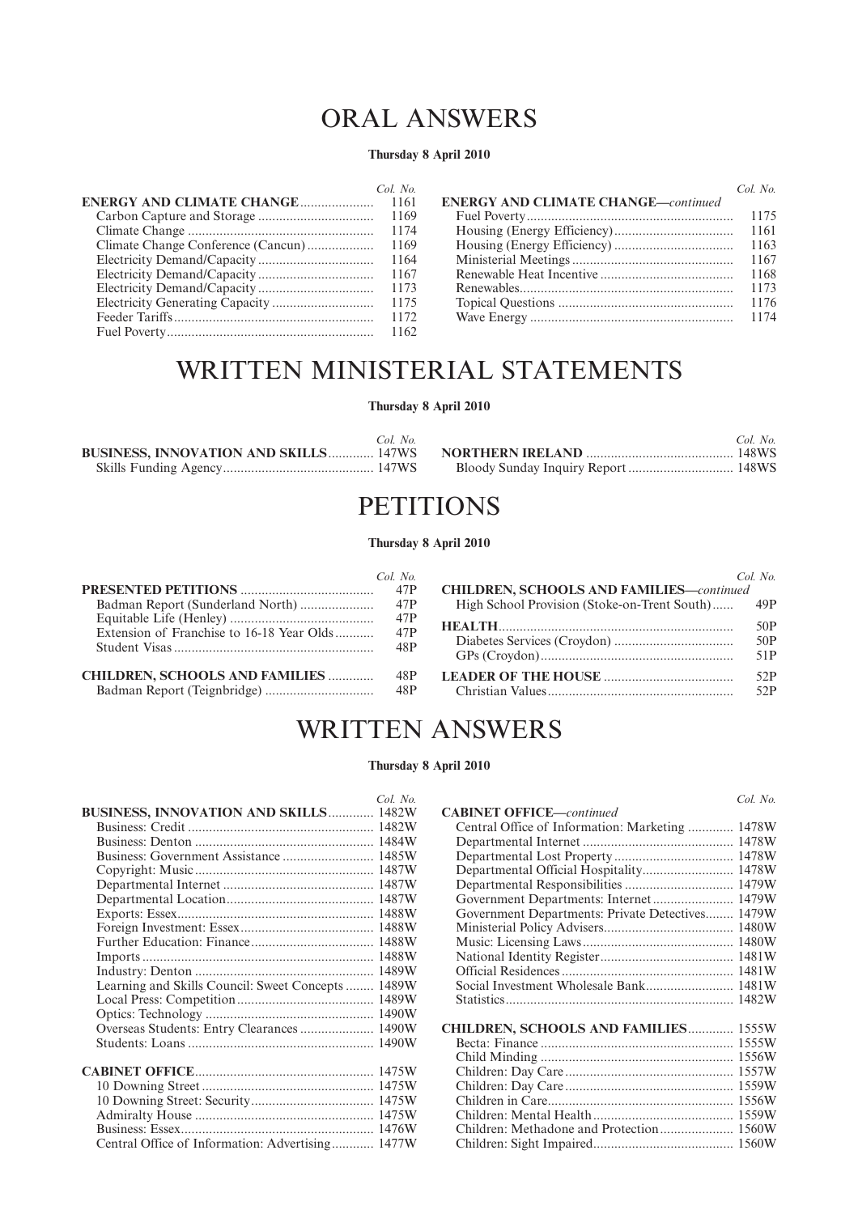# ORAL ANSWERS

**Thursday 8 April 2010**

| | *Col. No.* |
|---|---|
| **ENERGY AND CLIMATE CHANGE** | 1161 |
| Carbon Capture and Storage | 1169 |
| Climate Change | 1174 |
| Climate Change Conference (Cancun) | 1169 |
| Electricity Demand/Capacity | 1164 |
| Electricity Demand/Capacity | 1167 |
| Electricity Demand/Capacity | 1173 |
| Electricity Generating Capacity | 1175 |
| Feeder Tariffs | 1172 |
| Fuel Poverty | 1162 |
| **ENERGY AND CLIMATE CHANGE**—*continued* | |
| Fuel Poverty | 1175 |
| Housing (Energy Efficiency) | 1161 |
| Housing (Energy Efficiency) | 1163 |
| Ministerial Meetings | 1167 |
| Renewable Heat Incentive | 1168 |
| Renewables | 1173 |
| Topical Questions | 1176 |
| Wave Energy | 1174 |

# WRITTEN MINISTERIAL STATEMENTS

**Thursday 8 April 2010**

| | *Col. No.* |
|---|---|
| **BUSINESS, INNOVATION AND SKILLS** | 147WS |
| Skills Funding Agency | 147WS |
| **NORTHERN IRELAND** | 148WS |
| Bloody Sunday Inquiry Report | 148WS |

# PETITIONS

**Thursday 8 April 2010**

| | *Col. No.* |
|---|---|
| **PRESENTED PETITIONS** | 47P |
| Badman Report (Sunderland North) | 47P |
| Equitable Life (Henley) | 47P |
| Extension of Franchise to 16-18 Year Olds | 47P |
| Student Visas | 48P |
| **CHILDREN, SCHOOLS AND FAMILIES** | 48P |
| Badman Report (Teignbridge) | 48P |
| **CHILDREN, SCHOOLS AND FAMILIES**—*continued* | |
| High School Provision (Stoke-on-Trent South) | 49P |
| **HEALTH** | 50P |
| Diabetes Services (Croydon) | 50P |
| GPs (Croydon) | 51P |
| **LEADER OF THE HOUSE** | 52P |
| Christian Values | 52P |

# WRITTEN ANSWERS

**Thursday 8 April 2010**

| | *Col. No.* |
|---|---|
| **BUSINESS, INNOVATION AND SKILLS** | 1482W |
| Business: Credit | 1482W |
| Business: Denton | 1484W |
| Business: Government Assistance | 1485W |
| Copyright: Music | 1487W |
| Departmental Internet | 1487W |
| Departmental Location | 1487W |
| Exports: Essex | 1488W |
| Foreign Investment: Essex | 1488W |
| Further Education: Finance | 1488W |
| Imports | 1488W |
| Industry: Denton | 1489W |
| Learning and Skills Council: Sweet Concepts | 1489W |
| Local Press: Competition | 1489W |
| Optics: Technology | 1490W |
| Overseas Students: Entry Clearances | 1490W |
| Students: Loans | 1490W |
| **CABINET OFFICE** | 1475W |
| 10 Downing Street | 1475W |
| 10 Downing Street: Security | 1475W |
| Admiralty House | 1475W |
| Business: Essex | 1476W |
| Central Office of Information: Advertising | 1477W |
| **CABINET OFFICE**—*continued* | |
| Central Office of Information: Marketing | 1478W |
| Departmental Internet | 1478W |
| Departmental Lost Property | 1478W |
| Departmental Official Hospitality | 1478W |
| Departmental Responsibilities | 1479W |
| Government Departments: Internet | 1479W |
| Government Departments: Private Detectives | 1479W |
| Ministerial Policy Advisers | 1480W |
| Music: Licensing Laws | 1480W |
| National Identity Register | 1481W |
| Official Residences | 1481W |
| Social Investment Wholesale Bank | 1481W |
| Statistics | 1482W |
| **CHILDREN, SCHOOLS AND FAMILIES** | 1555W |
| Becta: Finance | 1555W |
| Child Minding | 1556W |
| Children: Day Care | 1557W |
| Children: Day Care | 1559W |
| Children in Care | 1556W |
| Children: Mental Health | 1559W |
| Children: Methadone and Protection | 1560W |
| Children: Sight Impaired | 1560W |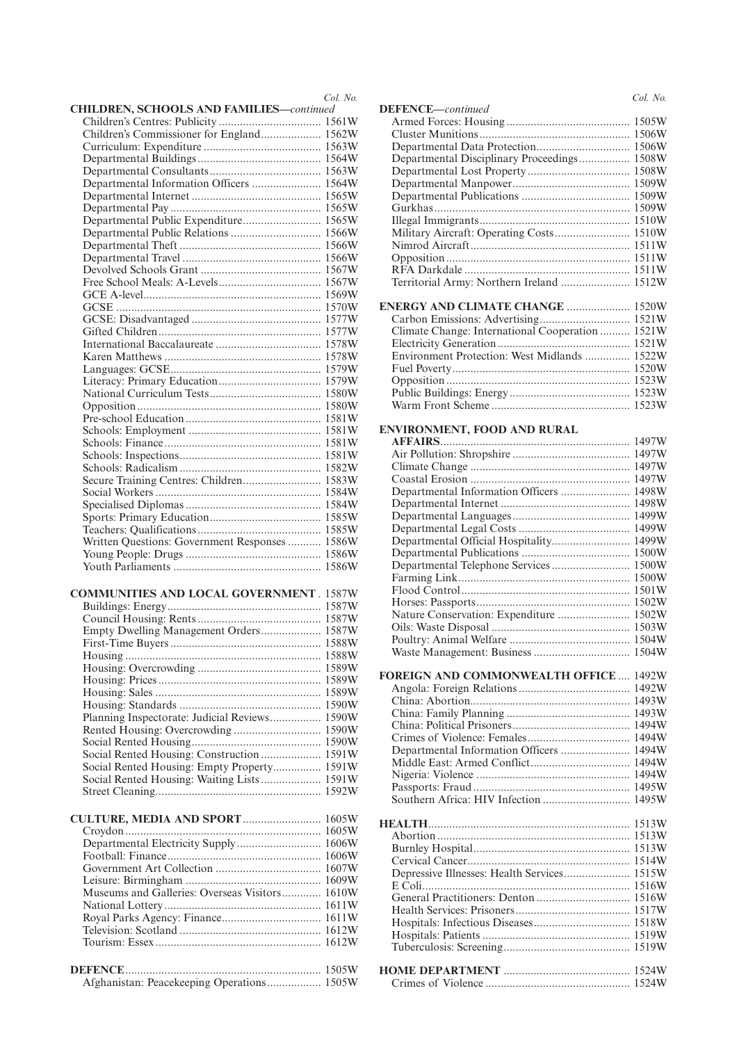*Col. No.*

**CHILDREN, SCHOOLS AND FAMILIES—*continued***

Children's Centres: Publicity .................................. 1561W
Children's Commissioner for England.................... 1562W
Curriculum: Expenditure ....................................... 1563W
Departmental Buildings......................................... 1564W
Departmental Consultants...................................... 1563W
Departmental Information Officers ....................... 1564W
Departmental Internet ........................................... 1565W
Departmental Pay .................................................. 1565W
Departmental Public Expenditure.......................... 1565W
Departmental Public Relations .............................. 1566W
Departmental Theft ............................................... 1566W
Departmental Travel .............................................. 1566W
Devolved Schools Grant ........................................ 1567W
Free School Meals: A-Levels.................................. 1567W
GCE A-level........................................................... 1569W
GCSE .................................................................... 1570W
GCSE: Disadvantaged ........................................... 1577W
Gifted Children...................................................... 1577W
International Baccalaureate ................................... 1578W
Karen Matthews .................................................... 1578W
Languages: GCSE.................................................. 1579W
Literacy: Primary Education.................................. 1579W
National Curriculum Tests..................................... 1580W
Opposition ............................................................. 1580W
Pre-school Education............................................. 1581W
Schools: Employment ............................................ 1581W
Schools: Finance.................................................... 1581W
Schools: Inspections............................................... 1581W
Schools: Radicalism ............................................... 1582W
Secure Training Centres: Children.......................... 1583W
Social Workers ....................................................... 1584W
Specialised Diplomas ............................................. 1584W
Sports: Primary Education..................................... 1585W
Teachers: Qualifications......................................... 1585W
Written Questions: Government Responses ........... 1586W
Young People: Drugs ............................................. 1586W
Youth Parliaments ................................................. 1586W

**COMMUNITIES AND LOCAL GOVERNMENT** . 1587W

Buildings: Energy................................................... 1587W
Council Housing: Rents......................................... 1587W
Empty Dwelling Management Orders.................... 1587W
First-Time Buyers .................................................. 1588W
Housing ................................................................. 1588W
Housing: Overcrowding ......................................... 1589W
Housing: Prices...................................................... 1589W
Housing: Sales ....................................................... 1589W
Housing: Standards ............................................... 1590W
Planning Inspectorate: Judicial Reviews................. 1590W
Rented Housing: Overcrowding ............................. 1590W
Social Rented Housing........................................... 1590W
Social Rented Housing: Construction .................... 1591W
Social Rented Housing: Empty Property................ 1591W
Social Rented Housing: Waiting Lists.................... 1591W
Street Cleaning....................................................... 1592W

**CULTURE, MEDIA AND SPORT**.......................... 1605W

Croydon ................................................................. 1605W
Departmental Electricity Supply............................ 1606W
Football: Finance................................................... 1606W
Government Art Collection ................................... 1607W
Leisure: Birmingham ............................................. 1609W
Museums and Galleries: Overseas Visitors............. 1610W
National Lottery.................................................... 1611W
Royal Parks Agency: Finance................................. 1611W
Television: Scotland ............................................... 1612W
Tourism: Essex ....................................................... 1612W

**DEFENCE**................................................................. 1505W

Afghanistan: Peacekeeping Operations.................. 1505W

*Col. No.*

**DEFENCE—*continued***

Armed Forces: Housing ......................................... 1505W
Cluster Munitions.................................................. 1506W
Departmental Data Protection............................... 1506W
Departmental Disciplinary Proceedings................. 1508W
Departmental Lost Property .................................. 1508W
Departmental Manpower....................................... 1509W
Departmental Publications .................................... 1509W
Gurkhas................................................................. 1509W
Illegal Immigrants.................................................. 1510W
Military Aircraft: Operating Costs......................... 1510W
Nimrod Aircraft..................................................... 1511W
Opposition ............................................................ 1511W
RFA Darkdale ....................................................... 1511W
Territorial Army: Northern Ireland ....................... 1512W

**ENERGY AND CLIMATE CHANGE** ..................... 1520W

Carbon Emissions: Advertising.............................. 1521W
Climate Change: International Cooperation .......... 1521W
Electricity Generation............................................ 1521W
Environment Protection: West Midlands ............... 1522W
Fuel Poverty........................................................... 1520W
Opposition ............................................................ 1523W
Public Buildings: Energy........................................ 1523W
Warm Front Scheme .............................................. 1523W

**ENVIRONMENT, FOOD AND RURAL AFFAIRS**............................................................... 1497W

Air Pollution: Shropshire ....................................... 1497W
Climate Change ..................................................... 1497W
Coastal Erosion ..................................................... 1497W
Departmental Information Officers ....................... 1498W
Departmental Internet ........................................... 1498W
Departmental Languages....................................... 1499W
Departmental Legal Costs ..................................... 1499W
Departmental Official Hospitality.......................... 1499W
Departmental Publications .................................... 1500W
Departmental Telephone Services .......................... 1500W
Farming Link......................................................... 1500W
Flood Control........................................................ 1501W
Horses: Passports................................................... 1502W
Nature Conservation: Expenditure ........................ 1502W
Oils: Waste Disposal .............................................. 1503W
Poultry: Animal Welfare ........................................ 1504W
Waste Management: Business ................................ 1504W

**FOREIGN AND COMMONWEALTH OFFICE** .... 1492W

Angola: Foreign Relations..................................... 1492W
China: Abortion..................................................... 1493W
China: Family Planning ......................................... 1493W
China: Political Prisoners....................................... 1494W
Crimes of Violence: Females.................................. 1494W
Departmental Information Officers ....................... 1494W
Middle East: Armed Conflict................................. 1494W
Nigeria: Violence ................................................... 1494W
Passports: Fraud .................................................... 1495W
Southern Africa: HIV Infection ............................. 1495W

**HEALTH**.................................................................. 1513W

Abortion ................................................................ 1513W
Burnley Hospital.................................................... 1513W
Cervical Cancer...................................................... 1514W
Depressive Illnesses: Health Services...................... 1515W
E Coli..................................................................... 1516W
General Practitioners: Denton ............................... 1516W
Health Services: Prisoners...................................... 1517W
Hospitals: Infectious Diseases................................ 1518W
Hospitals: Patients ................................................. 1519W
Tuberculosis: Screening.......................................... 1519W

**HOME DEPARTMENT** .......................................... 1524W

Crimes of Violence ................................................ 1524W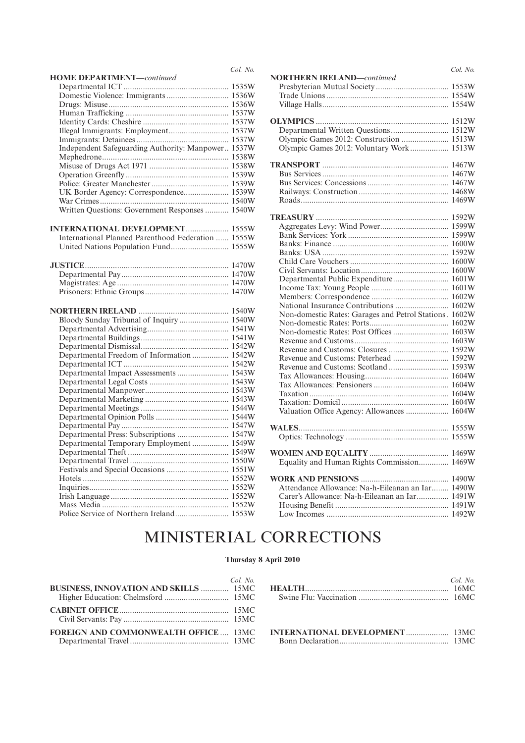| | Col. No. |
|---|---|
| **HOME DEPARTMENT**—*continued* | |
| Departmental ICT | 1535W |
| Domestic Violence: Immigrants | 1536W |
| Drugs: Misuse | 1536W |
| Human Trafficking | 1537W |
| Identity Cards: Cheshire | 1537W |
| Illegal Immigrants: Employment | 1537W |
| Immigrants: Detainees | 1537W |
| Independent Safeguarding Authority: Manpower | 1537W |
| Mephedrone | 1538W |
| Misuse of Drugs Act 1971 | 1538W |
| Operation Greenfly | 1539W |
| Police: Greater Manchester | 1539W |
| UK Border Agency: Correspondence | 1539W |
| War Crimes | 1540W |
| Written Questions: Government Responses | 1540W |
| | |
| **INTERNATIONAL DEVELOPMENT** | 1555W |
| International Planned Parenthood Federation | 1555W |
| United Nations Population Fund | 1555W |
| | |
| **JUSTICE** | 1470W |
| Departmental Pay | 1470W |
| Magistrates: Age | 1470W |
| Prisoners: Ethnic Groups | 1470W |
| | |
| **NORTHERN IRELAND** | 1540W |
| Bloody Sunday Tribunal of Inquiry | 1540W |
| Departmental Advertising | 1541W |
| Departmental Buildings | 1541W |
| Departmental Dismissal | 1542W |
| Departmental Freedom of Information | 1542W |
| Departmental ICT | 1542W |
| Departmental Impact Assessments | 1543W |
| Departmental Legal Costs | 1543W |
| Departmental Manpower | 1543W |
| Departmental Marketing | 1543W |
| Departmental Meetings | 1544W |
| Departmental Opinion Polls | 1544W |
| Departmental Pay | 1547W |
| Departmental Press: Subscriptions | 1547W |
| Departmental Temporary Employment | 1549W |
| Departmental Theft | 1549W |
| Departmental Travel | 1550W |
| Festivals and Special Occasions | 1551W |
| Hotels | 1552W |
| Inquiries | 1552W |
| Irish Language | 1552W |
| Mass Media | 1552W |
| Police Service of Northern Ireland | 1553W |

| | Col. No. |
|---|---|
| **NORTHERN IRELAND**—*continued* | |
| Presbyterian Mutual Society | 1553W |
| Trade Unions | 1554W |
| Village Halls | 1554W |
| | |
| **OLYMPICS** | 1512W |
| Departmental Written Questions | 1512W |
| Olympic Games 2012: Construction | 1513W |
| Olympic Games 2012: Voluntary Work | 1513W |
| | |
| **TRANSPORT** | 1467W |
| Bus Services | 1467W |
| Bus Services: Concessions | 1467W |
| Railways: Construction | 1468W |
| Roads | 1469W |
| | |
| **TREASURY** | 1592W |
| Aggregates Levy: Wind Power | 1599W |
| Bank Services: York | 1599W |
| Banks: Finance | 1600W |
| Banks: USA | 1592W |
| Child Care Vouchers | 1600W |
| Civil Servants: Location | 1600W |
| Departmental Public Expenditure | 1601W |
| Income Tax: Young People | 1601W |
| Members: Correspondence | 1602W |
| National Insurance Contributions | 1602W |
| Non-domestic Rates: Garages and Petrol Stations | 1602W |
| Non-domestic Rates: Ports | 1602W |
| Non-domestic Rates: Post Offices | 1603W |
| Revenue and Customs | 1603W |
| Revenue and Customs: Closures | 1592W |
| Revenue and Customs: Peterhead | 1592W |
| Revenue and Customs: Scotland | 1593W |
| Tax Allowances: Housing | 1604W |
| Tax Allowances: Pensioners | 1604W |
| Taxation | 1604W |
| Taxation: Domicil | 1604W |
| Valuation Office Agency: Allowances | 1604W |
| | |
| **WALES** | 1555W |
| Optics: Technology | 1555W |
| | |
| **WOMEN AND EQUALITY** | 1469W |
| Equality and Human Rights Commission | 1469W |
| | |
| **WORK AND PENSIONS** | 1490W |
| Attendance Allowance: Na-h-Eileanan an Iar | 1490W |
| Carer's Allowance: Na-h-Eileanan an Iar | 1491W |
| Housing Benefit | 1491W |
| Low Incomes | 1492W |

# MINISTERIAL CORRECTIONS

**Thursday 8 April 2010**

| | Col. No. |
|---|---|
| **BUSINESS, INNOVATION AND SKILLS** | 15MC |
| Higher Education: Chelmsford | 15MC |
| | |
| **CABINET OFFICE** | 15MC |
| Civil Servants: Pay | 15MC |
| | |
| **FOREIGN AND COMMONWEALTH OFFICE** | 13MC |
| Departmental Travel | 13MC |

| | Col. No. |
|---|---|
| **HEALTH** | 16MC |
| Swine Flu: Vaccination | 16MC |
| | |
| **INTERNATIONAL DEVELOPMENT** | 13MC |
| Bonn Declaration | 13MC |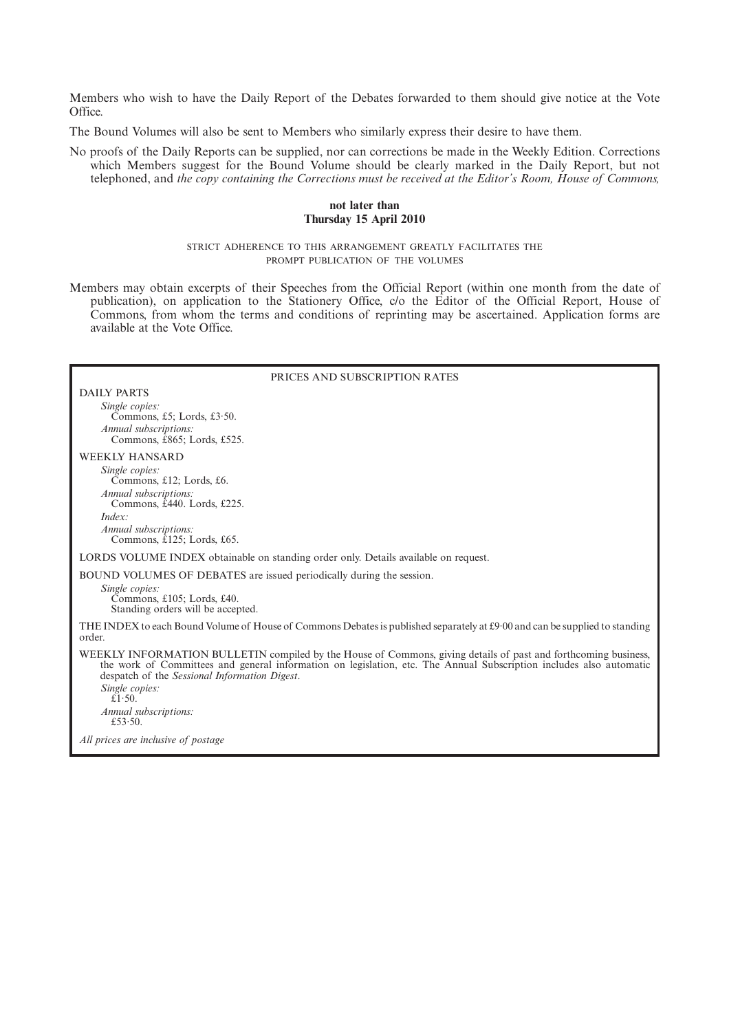Members who wish to have the Daily Report of the Debates forwarded to them should give notice at the Vote Office.

The Bound Volumes will also be sent to Members who similarly express their desire to have them.

No proofs of the Daily Reports can be supplied, nor can corrections be made in the Weekly Edition. Corrections which Members suggest for the Bound Volume should be clearly marked in the Daily Report, but not telephoned, and *the copy containing the Corrections must be received at the Editor's Room, House of Commons,*

**not later than**
**Thursday 15 April 2010**

STRICT ADHERENCE TO THIS ARRANGEMENT GREATLY FACILITATES THE PROMPT PUBLICATION OF THE VOLUMES

Members may obtain excerpts of their Speeches from the Official Report (within one month from the date of publication), on application to the Stationery Office, c/o the Editor of the Official Report, House of Commons, from whom the terms and conditions of reprinting may be ascertained. Application forms are available at the Vote Office.

PRICES AND SUBSCRIPTION RATES

DAILY PARTS

*Single copies:*
Commons, £5; Lords, £3·50.

*Annual subscriptions:*
Commons, £865; Lords, £525.

WEEKLY HANSARD

*Single copies:*
Commons, £12; Lords, £6.

*Annual subscriptions:*
Commons, £440. Lords, £225.

*Index:*

*Annual subscriptions:*
Commons, £125; Lords, £65.

LORDS VOLUME INDEX obtainable on standing order only. Details available on request.

BOUND VOLUMES OF DEBATES are issued periodically during the session.

*Single copies:*
Commons, £105; Lords, £40.
Standing orders will be accepted.

THE INDEX to each Bound Volume of House of Commons Debates is published separately at £9·00 and can be supplied to standing order.

WEEKLY INFORMATION BULLETIN compiled by the House of Commons, giving details of past and forthcoming business, the work of Committees and general information on legislation, etc. The Annual Subscription includes also automatic despatch of the *Sessional Information Digest*.

*Single copies:*
£1·50.

*Annual subscriptions:*
£53·50.

*All prices are inclusive of postage*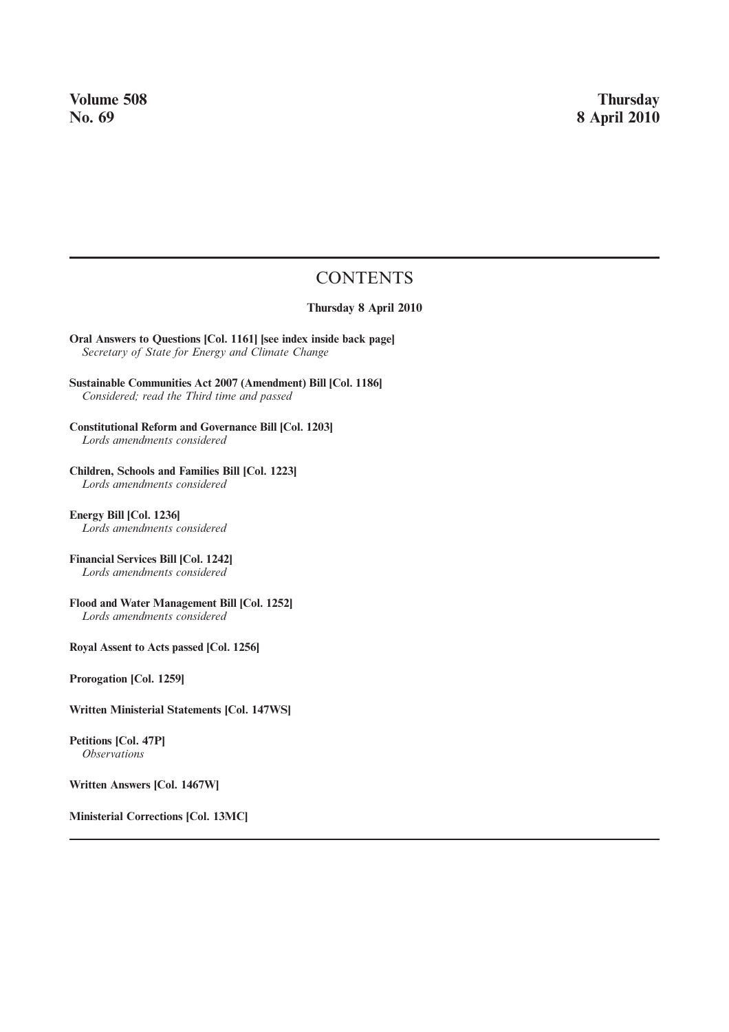**Volume 508**
**No. 69**

**Thursday**
**8 April 2010**

## CONTENTS

**Thursday 8 April 2010**

**Oral Answers to Questions [Col. 1161] [see index inside back page]**
*Secretary of State for Energy and Climate Change*

**Sustainable Communities Act 2007 (Amendment) Bill [Col. 1186]**
*Considered; read the Third time and passed*

**Constitutional Reform and Governance Bill [Col. 1203]**
*Lords amendments considered*

**Children, Schools and Families Bill [Col. 1223]**
*Lords amendments considered*

**Energy Bill [Col. 1236]**
*Lords amendments considered*

**Financial Services Bill [Col. 1242]**
*Lords amendments considered*

**Flood and Water Management Bill [Col. 1252]**
*Lords amendments considered*

**Royal Assent to Acts passed [Col. 1256]**

**Prorogation [Col. 1259]**

**Written Ministerial Statements [Col. 147WS]**

**Petitions [Col. 47P]**
*Observations*

**Written Answers [Col. 1467W]**

**Ministerial Corrections [Col. 13MC]**